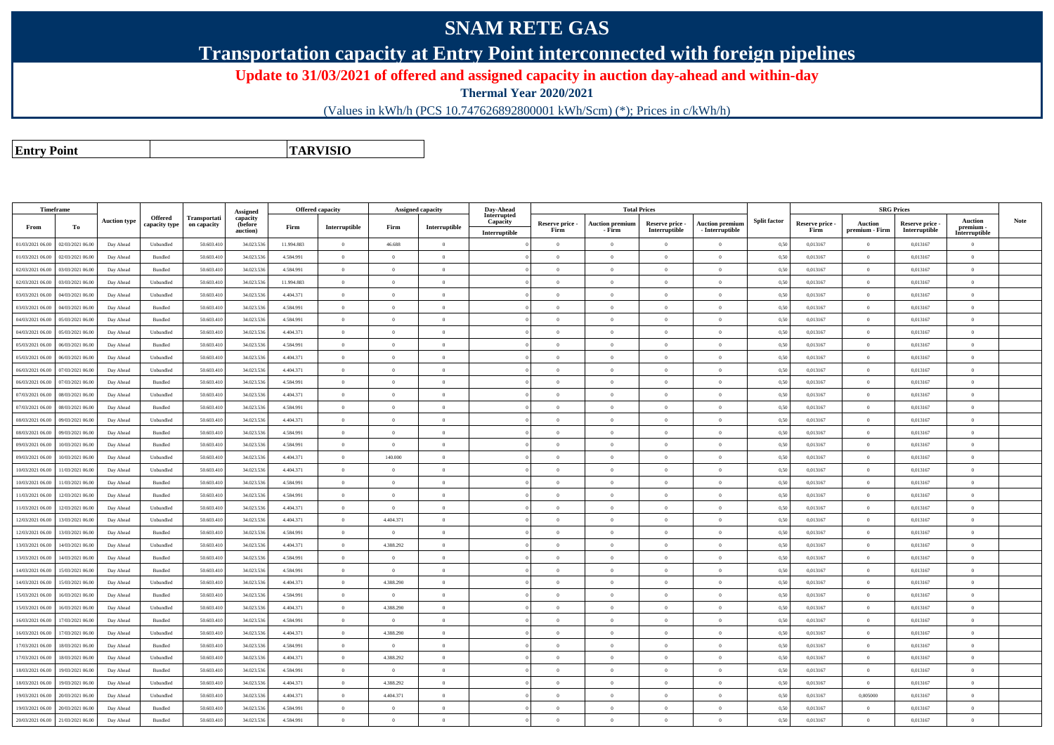# SNAM RETE GAS

## Transportation capacity at Entry Point interconnected with foreign pipelines

### Update to 31/03/2021 of offered and assigned capacity in auction day-ahead and within-day

**Thermal Year 2020/2021**

(Values in kWh/h (PCS 10.747626892800001 kWh/Scm) (*); Prices in c/kWh/h)

| **Entry Point** | **TARVISIO** |
|---|---|

| Timeframe | | Auction type | Offered capacity type | Transportation capacity | Assigned capacity (before auction) | Offered capacity | | Assigned capacity | | Day-Ahead Interrupted Capacity | Total Prices | | | | Split factor | SRG Prices | | | | Note |
|---|---|---|---|---|---|---|---|---|---|---|---|---|---|---|---|---|---|---|---|---|
| From | To | | | | | Firm | Interruptible | Firm | Interruptible | Interruptible | Reserve price - Firm | Auction premium - Firm | Reserve price - Interruptible | Auction premium - Interruptible | | Reserve price - Firm | Auction premium - Firm | Reserve price - Interruptible | Auction premium - Interruptible | |
| 01/03/2021 06.00 | 02/03/2021 06.00 | Day Ahead | Unbundled | 50.603.410 | 34.023.536 | 11.994.883 | 0 | 46.688 | 0 | | 0 | 0 | 0 | 0 | 0,50 | 0,013167 | 0 | 0,013167 | 0 | |
| 01/03/2021 06.00 | 02/03/2021 06.00 | Day Ahead | Bundled | 50.603.410 | 34.023.536 | 4.584.991 | 0 | 0 | 0 | | 0 | 0 | 0 | 0 | 0,50 | 0,013167 | 0 | 0,013167 | 0 | |
| 02/03/2021 06.00 | 03/03/2021 06.00 | Day Ahead | Bundled | 50.603.410 | 34.023.536 | 4.584.991 | 0 | 0 | 0 | | 0 | 0 | 0 | 0 | 0,50 | 0,013167 | 0 | 0,013167 | 0 | |
| 02/03/2021 06.00 | 03/03/2021 06.00 | Day Ahead | Unbundled | 50.603.410 | 34.023.536 | 11.994.883 | 0 | 0 | 0 | | 0 | 0 | 0 | 0 | 0,50 | 0,013167 | 0 | 0,013167 | 0 | |
| 03/03/2021 06.00 | 04/03/2021 06.00 | Day Ahead | Unbundled | 50.603.410 | 34.023.536 | 4.404.371 | 0 | 0 | 0 | | 0 | 0 | 0 | 0 | 0,50 | 0,013167 | 0 | 0,013167 | 0 | |
| 03/03/2021 06.00 | 04/03/2021 06.00 | Day Ahead | Bundled | 50.603.410 | 34.023.536 | 4.584.991 | 0 | 0 | 0 | | 0 | 0 | 0 | 0 | 0,50 | 0,013167 | 0 | 0,013167 | 0 | |
| 04/03/2021 06.00 | 05/03/2021 06.00 | Day Ahead | Bundled | 50.603.410 | 34.023.536 | 4.584.991 | 0 | 0 | 0 | | 0 | 0 | 0 | 0 | 0,50 | 0,013167 | 0 | 0,013167 | 0 | |
| 04/03/2021 06.00 | 05/03/2021 06.00 | Day Ahead | Unbundled | 50.603.410 | 34.023.536 | 4.404.371 | 0 | 0 | 0 | | 0 | 0 | 0 | 0 | 0,50 | 0,013167 | 0 | 0,013167 | 0 | |
| 05/03/2021 06.00 | 06/03/2021 06.00 | Day Ahead | Bundled | 50.603.410 | 34.023.536 | 4.584.991 | 0 | 0 | 0 | | 0 | 0 | 0 | 0 | 0,50 | 0,013167 | 0 | 0,013167 | 0 | |
| 05/03/2021 06.00 | 06/03/2021 06.00 | Day Ahead | Unbundled | 50.603.410 | 34.023.536 | 4.404.371 | 0 | 0 | 0 | | 0 | 0 | 0 | 0 | 0,50 | 0,013167 | 0 | 0,013167 | 0 | |
| 06/03/2021 06.00 | 07/03/2021 06.00 | Day Ahead | Unbundled | 50.603.410 | 34.023.536 | 4.404.371 | 0 | 0 | 0 | | 0 | 0 | 0 | 0 | 0,50 | 0,013167 | 0 | 0,013167 | 0 | |
| 06/03/2021 06.00 | 07/03/2021 06.00 | Day Ahead | Bundled | 50.603.410 | 34.023.536 | 4.584.991 | 0 | 0 | 0 | | 0 | 0 | 0 | 0 | 0,50 | 0,013167 | 0 | 0,013167 | 0 | |
| 07/03/2021 06.00 | 08/03/2021 06.00 | Day Ahead | Unbundled | 50.603.410 | 34.023.536 | 4.404.371 | 0 | 0 | 0 | | 0 | 0 | 0 | 0 | 0,50 | 0,013167 | 0 | 0,013167 | 0 | |
| 07/03/2021 06.00 | 08/03/2021 06.00 | Day Ahead | Bundled | 50.603.410 | 34.023.536 | 4.584.991 | 0 | 0 | 0 | | 0 | 0 | 0 | 0 | 0,50 | 0,013167 | 0 | 0,013167 | 0 | |
| 08/03/2021 06.00 | 09/03/2021 06.00 | Day Ahead | Unbundled | 50.603.410 | 34.023.536 | 4.404.371 | 0 | 0 | 0 | | 0 | 0 | 0 | 0 | 0,50 | 0,013167 | 0 | 0,013167 | 0 | |
| 08/03/2021 06.00 | 09/03/2021 06.00 | Day Ahead | Bundled | 50.603.410 | 34.023.536 | 4.584.991 | 0 | 0 | 0 | | 0 | 0 | 0 | 0 | 0,50 | 0,013167 | 0 | 0,013167 | 0 | |
| 09/03/2021 06.00 | 10/03/2021 06.00 | Day Ahead | Bundled | 50.603.410 | 34.023.536 | 4.584.991 | 0 | 0 | 0 | | 0 | 0 | 0 | 0 | 0,50 | 0,013167 | 0 | 0,013167 | 0 | |
| 09/03/2021 06.00 | 10/03/2021 06.00 | Day Ahead | Unbundled | 50.603.410 | 34.023.536 | 4.404.371 | 0 | 140.000 | 0 | | 0 | 0 | 0 | 0 | 0,50 | 0,013167 | 0 | 0,013167 | 0 | |
| 10/03/2021 06.00 | 11/03/2021 06.00 | Day Ahead | Unbundled | 50.603.410 | 34.023.536 | 4.404.371 | 0 | 0 | 0 | | 0 | 0 | 0 | 0 | 0,50 | 0,013167 | 0 | 0,013167 | 0 | |
| 10/03/2021 06.00 | 11/03/2021 06.00 | Day Ahead | Bundled | 50.603.410 | 34.023.536 | 4.584.991 | 0 | 0 | 0 | | 0 | 0 | 0 | 0 | 0,50 | 0,013167 | 0 | 0,013167 | 0 | |
| 11/03/2021 06.00 | 12/03/2021 06.00 | Day Ahead | Bundled | 50.603.410 | 34.023.536 | 4.584.991 | 0 | 0 | 0 | | 0 | 0 | 0 | 0 | 0,50 | 0,013167 | 0 | 0,013167 | 0 | |
| 11/03/2021 06.00 | 12/03/2021 06.00 | Day Ahead | Unbundled | 50.603.410 | 34.023.536 | 4.404.371 | 0 | 0 | 0 | | 0 | 0 | 0 | 0 | 0,50 | 0,013167 | 0 | 0,013167 | 0 | |
| 12/03/2021 06.00 | 13/03/2021 06.00 | Day Ahead | Unbundled | 50.603.410 | 34.023.536 | 4.404.371 | 0 | 4.404.371 | 0 | | 0 | 0 | 0 | 0 | 0,50 | 0,013167 | 0 | 0,013167 | 0 | |
| 12/03/2021 06.00 | 13/03/2021 06.00 | Day Ahead | Bundled | 50.603.410 | 34.023.536 | 4.584.991 | 0 | 0 | 0 | | 0 | 0 | 0 | 0 | 0,50 | 0,013167 | 0 | 0,013167 | 0 | |
| 13/03/2021 06.00 | 14/03/2021 06.00 | Day Ahead | Unbundled | 50.603.410 | 34.023.536 | 4.404.371 | 0 | 4.388.292 | 0 | | 0 | 0 | 0 | 0 | 0,50 | 0,013167 | 0 | 0,013167 | 0 | |
| 13/03/2021 06.00 | 14/03/2021 06.00 | Day Ahead | Bundled | 50.603.410 | 34.023.536 | 4.584.991 | 0 | 0 | 0 | | 0 | 0 | 0 | 0 | 0,50 | 0,013167 | 0 | 0,013167 | 0 | |
| 14/03/2021 06.00 | 15/03/2021 06.00 | Day Ahead | Bundled | 50.603.410 | 34.023.536 | 4.584.991 | 0 | 0 | 0 | | 0 | 0 | 0 | 0 | 0,50 | 0,013167 | 0 | 0,013167 | 0 | |
| 14/03/2021 06.00 | 15/03/2021 06.00 | Day Ahead | Unbundled | 50.603.410 | 34.023.536 | 4.404.371 | 0 | 4.388.290 | 0 | | 0 | 0 | 0 | 0 | 0,50 | 0,013167 | 0 | 0,013167 | 0 | |
| 15/03/2021 06.00 | 16/03/2021 06.00 | Day Ahead | Bundled | 50.603.410 | 34.023.536 | 4.584.991 | 0 | 0 | 0 | | 0 | 0 | 0 | 0 | 0,50 | 0,013167 | 0 | 0,013167 | 0 | |
| 15/03/2021 06.00 | 16/03/2021 06.00 | Day Ahead | Unbundled | 50.603.410 | 34.023.536 | 4.404.371 | 0 | 4.388.290 | 0 | | 0 | 0 | 0 | 0 | 0,50 | 0,013167 | 0 | 0,013167 | 0 | |
| 16/03/2021 06.00 | 17/03/2021 06.00 | Day Ahead | Bundled | 50.603.410 | 34.023.536 | 4.584.991 | 0 | 0 | 0 | | 0 | 0 | 0 | 0 | 0,50 | 0,013167 | 0 | 0,013167 | 0 | |
| 16/03/2021 06.00 | 17/03/2021 06.00 | Day Ahead | Unbundled | 50.603.410 | 34.023.536 | 4.404.371 | 0 | 4.388.290 | 0 | | 0 | 0 | 0 | 0 | 0,50 | 0,013167 | 0 | 0,013167 | 0 | |
| 17/03/2021 06.00 | 18/03/2021 06.00 | Day Ahead | Bundled | 50.603.410 | 34.023.536 | 4.584.991 | 0 | 0 | 0 | | 0 | 0 | 0 | 0 | 0,50 | 0,013167 | 0 | 0,013167 | 0 | |
| 17/03/2021 06.00 | 18/03/2021 06.00 | Day Ahead | Unbundled | 50.603.410 | 34.023.536 | 4.404.371 | 0 | 4.388.292 | 0 | | 0 | 0 | 0 | 0 | 0,50 | 0,013167 | 0 | 0,013167 | 0 | |
| 18/03/2021 06.00 | 19/03/2021 06.00 | Day Ahead | Bundled | 50.603.410 | 34.023.536 | 4.584.991 | 0 | 0 | 0 | | 0 | 0 | 0 | 0 | 0,50 | 0,013167 | 0 | 0,013167 | 0 | |
| 18/03/2021 06.00 | 19/03/2021 06.00 | Day Ahead | Unbundled | 50.603.410 | 34.023.536 | 4.404.371 | 0 | 4.388.292 | 0 | | 0 | 0 | 0 | 0 | 0,50 | 0,013167 | 0 | 0,013167 | 0 | |
| 19/03/2021 06.00 | 20/03/2021 06.00 | Day Ahead | Unbundled | 50.603.410 | 34.023.536 | 4.404.371 | 0 | 4.404.371 | 0 | | 0 | 0 | 0 | 0 | 0,50 | 0,013167 | 0,005000 | 0,013167 | 0 | |
| 19/03/2021 06.00 | 20/03/2021 06.00 | Day Ahead | Bundled | 50.603.410 | 34.023.536 | 4.584.991 | 0 | 0 | 0 | | 0 | 0 | 0 | 0 | 0,50 | 0,013167 | 0 | 0,013167 | 0 | |
| 20/03/2021 06.00 | 21/03/2021 06.00 | Day Ahead | Bundled | 50.603.410 | 34.023.536 | 4.584.991 | 0 | 0 | 0 | | 0 | 0 | 0 | 0 | 0,50 | 0,013167 | 0 | 0,013167 | 0 | |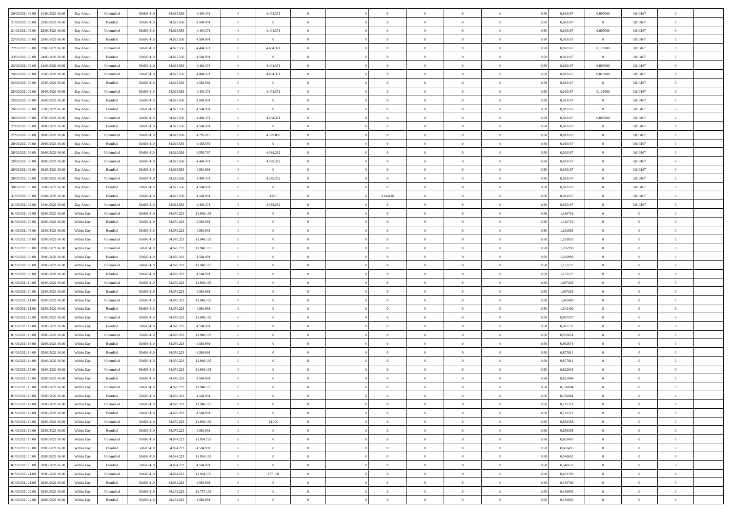| | | | | | | | | | | | | | | | | | | | | | |
|---|---|---|---|---|---|---|---|---|---|---|---|---|---|---|---|---|---|---|---|---|---|
| 20/03/2021 06:00 | 21/03/2021 06:00 | Day Ahead | Unbundled | 50.603.410 | 34.023.536 | 4.404.371 | 0 | 4.404.371 | 0 | | 0 | 0 | 0 | 0 | 0,50 | 0,013167 | 0,005000 | 0,013167 | 0 | |
| 21/03/2021 06:00 | 22/03/2021 06:00 | Day Ahead | Bundled | 50.603.410 | 34.023.536 | 4.584.991 | 0 | 0 | 0 | | 0 | 0 | 0 | 0 | 0,50 | 0,013167 | 0 | 0,013167 | 0 | |
| 21/03/2021 06:00 | 22/03/2021 06:00 | Day Ahead | Unbundled | 50.603.410 | 34.023.536 | 4.404.371 | 0 | 4.404.371 | 0 | | 0 | 0 | 0 | 0 | 0,50 | 0,013167 | 0,005000 | 0,013167 | 0 | |
| 22/03/2021 06:00 | 23/03/2021 06:00 | Day Ahead | Bundled | 50.603.410 | 34.023.536 | 4.584.991 | 0 | 0 | 0 | | 0 | 0 | 0 | 0 | 0,50 | 0,013167 | 0 | 0,013167 | 0 | |
| 22/03/2021 06:00 | 23/03/2021 06:00 | Day Ahead | Unbundled | 50.603.410 | 34.023.536 | 4.404.371 | 0 | 4.404.371 | 0 | | 0 | 0 | 0 | 0 | 0,50 | 0,013167 | 0,120000 | 0,013167 | 0 | |
| 23/03/2021 06:00 | 24/03/2021 06:00 | Day Ahead | Bundled | 50.603.410 | 34.023.536 | 4.584.991 | 0 | 0 | 0 | | 0 | 0 | 0 | 0 | 0,50 | 0,013167 | 0 | 0,013167 | 0 | |
| 23/03/2021 06:00 | 24/03/2021 06:00 | Day Ahead | Unbundled | 50.603.410 | 34.023.536 | 4.404.371 | 0 | 4.404.371 | 0 | | 0 | 0 | 0 | 0 | 0,50 | 0,013167 | 0,005000 | 0,013167 | 0 | |
| 24/03/2021 06:00 | 25/03/2021 06:00 | Day Ahead | Unbundled | 50.603.410 | 34.023.536 | 4.404.371 | 0 | 4.404.371 | 0 | | 0 | 0 | 0 | 0 | 0,50 | 0,013167 | 0,010000 | 0,013167 | 0 | |
| 24/03/2021 06:00 | 25/03/2021 06:00 | Day Ahead | Bundled | 50.603.410 | 34.023.536 | 4.584.991 | 0 | 0 | 0 | | 0 | 0 | 0 | 0 | 0,50 | 0,013167 | 0 | 0,013167 | 0 | |
| 25/03/2021 06:00 | 26/03/2021 06:00 | Day Ahead | Unbundled | 50.603.410 | 34.023.536 | 4.404.371 | 0 | 4.404.371 | 0 | | 0 | 0 | 0 | 0 | 0,50 | 0,013167 | 0,125000 | 0,013167 | 0 | |
| 25/03/2021 06:00 | 26/03/2021 06:00 | Day Ahead | Bundled | 50.603.410 | 34.023.536 | 4.584.991 | 0 | 0 | 0 | | 0 | 0 | 0 | 0 | 0,50 | 0,013167 | 0 | 0,013167 | 0 | |
| 26/03/2021 06:00 | 27/03/2021 06:00 | Day Ahead | Bundled | 50.603.410 | 34.023.536 | 4.584.991 | 0 | 0 | 0 | | 0 | 0 | 0 | 0 | 0,50 | 0,013167 | 0 | 0,013167 | 0 | |
| 26/03/2021 06:00 | 27/03/2021 06:00 | Day Ahead | Unbundled | 50.603.410 | 34.023.536 | 4.404.371 | 0 | 4.404.371 | 0 | | 0 | 0 | 0 | 0 | 0,50 | 0,013167 | 0,005000 | 0,013167 | 0 | |
| 27/03/2021 06:00 | 28/03/2021 06:00 | Day Ahead | Bundled | 50.603.410 | 34.023.536 | 4.584.991 | 0 | 0 | 0 | | 0 | 0 | 0 | 0 | 0,50 | 0,013167 | 0 | 0,013167 | 0 | |
| 27/03/2021 06:00 | 28/03/2021 06:00 | Day Ahead | Unbundled | 50.603.410 | 34.023.536 | 4.795.213 | 0 | 4.579.086 | 0 | | 0 | 0 | 0 | 0 | 0,50 | 0,013167 | 0 | 0,013167 | 0 | |
| 28/03/2021 06:00 | 29/03/2021 06:00 | Day Ahead | Bundled | 50.603.410 | 34.023.536 | 4.438.595 | 0 | 0 | 0 | | 0 | 0 | 0 | 0 | 0,50 | 0,013167 | 0 | 0,013167 | 0 | |
| 28/03/2021 06:00 | 29/03/2021 06:00 | Day Ahead | Unbundled | 50.603.410 | 34.023.536 | 4.550.767 | 0 | 4.388.292 | 0 | | 0 | 0 | 0 | 0 | 0,50 | 0,013167 | 0 | 0,013167 | 0 | |
| 29/03/2021 06:00 | 30/03/2021 06:00 | Day Ahead | Unbundled | 50.603.410 | 34.023.536 | 4.404.371 | 0 | 4.388.292 | 0 | | 0 | 0 | 0 | 0 | 0,50 | 0,013167 | 0 | 0,013167 | 0 | |
| 29/03/2021 06:00 | 30/03/2021 06:00 | Day Ahead | Bundled | 50.603.410 | 34.023.536 | 4.584.991 | 0 | 0 | 0 | | 0 | 0 | 0 | 0 | 0,50 | 0,013167 | 0 | 0,013167 | 0 | |
| 30/03/2021 06:00 | 31/03/2021 06:00 | Day Ahead | Unbundled | 50.603.410 | 34.023.536 | 4.404.371 | 0 | 4.388.292 | 0 | | 0 | 0 | 0 | 0 | 0,50 | 0,013167 | 0 | 0,013167 | 0 | |
| 30/03/2021 06:00 | 31/03/2021 06:00 | Day Ahead | Bundled | 50.603.410 | 34.023.536 | 4.584.991 | 0 | 0 | 0 | | 0 | 0 | 0 | 0 | 0,50 | 0,013167 | 0 | 0,013167 | 0 | |
| 31/03/2021 06:00 | 01/04/2021 06:00 | Day Ahead | Bundled | 50.603.410 | 34.023.536 | 4.584.991 | 0 | 3.000 | 0 | | 3,104416 | 0 | 0 | 0 | 0,50 | 0,013167 | 0 | 0,013167 | 0 | |
| 31/03/2021 06:00 | 01/04/2021 06:00 | Day Ahead | Unbundled | 50.603.410 | 34.023.536 | 4.404.371 | 0 | 4.388.292 | 0 | | 0 | 0 | 0 | 0 | 0,50 | 0,013167 | 0 | 0,013167 | 0 | |
| 01/03/2021 06:00 | 02/03/2021 06:00 | Within Day | Unbundled | 50.603.410 | 34.070.223 | 11.948.195 | 0 | 0 | 0 | | 0 | 0 | 0 | 0 | 0,50 | 1,316716 | 0 | 0 | 0 | |
| 01/03/2021 06:00 | 02/03/2021 06:00 | Within Day | Bundled | 50.603.410 | 34.070.223 | 4.584.991 | 0 | 0 | 0 | | 0 | 0 | 0 | 0 | 0,50 | 1,316716 | 0 | 0 | 0 | |
| 01/03/2021 07:00 | 02/03/2021 06:00 | Within Day | Bundled | 50.603.410 | 34.070.223 | 4.584.991 | 0 | 0 | 0 | | 0 | 0 | 0 | 0 | 0,50 | 1,261853 | 0 | 0 | 0 | |
| 01/03/2021 07:00 | 02/03/2021 06:00 | Within Day | Unbundled | 50.603.410 | 34.070.223 | 11.948.195 | 0 | 0 | 0 | | 0 | 0 | 0 | 0 | 0,50 | 1,261853 | 0 | 0 | 0 | |
| 01/03/2021 08:00 | 02/03/2021 06:00 | Within Day | Unbundled | 50.603.410 | 34.070.223 | 11.948.195 | 0 | 0 | 0 | | 0 | 0 | 0 | 0 | 0,50 | 1,206990 | 0 | 0 | 0 | |
| 01/03/2021 08:00 | 02/03/2021 06:00 | Within Day | Bundled | 50.603.410 | 34.070.223 | 4.584.991 | 0 | 0 | 0 | | 0 | 0 | 0 | 0 | 0,50 | 1,206990 | 0 | 0 | 0 | |
| 01/03/2021 09:00 | 02/03/2021 06:00 | Within Day | Unbundled | 50.603.410 | 34.070.223 | 11.948.195 | 0 | 0 | 0 | | 0 | 0 | 0 | 0 | 0,50 | 1,152127 | 0 | 0 | 0 | |
| 01/03/2021 09:00 | 02/03/2021 06:00 | Within Day | Bundled | 50.603.410 | 34.070.223 | 4.584.991 | 0 | 0 | 0 | | 0 | 0 | 0 | 0 | 0,50 | 1,152127 | 0 | 0 | 0 | |
| 01/03/2021 10:00 | 02/03/2021 06:00 | Within Day | Unbundled | 50.603.410 | 34.070.223 | 11.948.195 | 0 | 0 | 0 | | 0 | 0 | 0 | 0 | 0,50 | 1,097263 | 0 | 0 | 0 | |
| 01/03/2021 10:00 | 02/03/2021 06:00 | Within Day | Bundled | 50.603.410 | 34.070.223 | 4.584.991 | 0 | 0 | 0 | | 0 | 0 | 0 | 0 | 0,50 | 1,097263 | 0 | 0 | 0 | |
| 01/03/2021 11:00 | 02/03/2021 06:00 | Within Day | Unbundled | 50.603.410 | 34.070.223 | 11.948.195 | 0 | 0 | 0 | | 0 | 0 | 0 | 0 | 0,50 | 1,042400 | 0 | 0 | 0 | |
| 01/03/2021 11:00 | 02/03/2021 06:00 | Within Day | Bundled | 50.603.410 | 34.070.223 | 4.584.991 | 0 | 0 | 0 | | 0 | 0 | 0 | 0 | 0,50 | 1,042400 | 0 | 0 | 0 | |
| 01/03/2021 12:00 | 02/03/2021 06:00 | Within Day | Unbundled | 50.603.410 | 34.070.223 | 11.948.195 | 0 | 0 | 0 | | 0 | 0 | 0 | 0 | 0,50 | 0,987537 | 0 | 0 | 0 | |
| 01/03/2021 12:00 | 02/03/2021 06:00 | Within Day | Bundled | 50.603.410 | 34.070.223 | 4.584.991 | 0 | 0 | 0 | | 0 | 0 | 0 | 0 | 0,50 | 0,987537 | 0 | 0 | 0 | |
| 01/03/2021 13:00 | 02/03/2021 06:00 | Within Day | Unbundled | 50.603.410 | 34.070.223 | 11.948.195 | 0 | 0 | 0 | | 0 | 0 | 0 | 0 | 0,50 | 0,932674 | 0 | 0 | 0 | |
| 01/03/2021 13:00 | 02/03/2021 06:00 | Within Day | Bundled | 50.603.410 | 34.070.223 | 4.584.991 | 0 | 0 | 0 | | 0 | 0 | 0 | 0 | 0,50 | 0,932674 | 0 | 0 | 0 | |
| 01/03/2021 14:00 | 02/03/2021 06:00 | Within Day | Bundled | 50.603.410 | 34.070.223 | 4.584.991 | 0 | 0 | 0 | | 0 | 0 | 0 | 0 | 0,50 | 0,877811 | 0 | 0 | 0 | |
| 01/03/2021 14:00 | 02/03/2021 06:00 | Within Day | Unbundled | 50.603.410 | 34.070.223 | 11.948.195 | 0 | 0 | 0 | | 0 | 0 | 0 | 0 | 0,50 | 0,877811 | 0 | 0 | 0 | |
| 01/03/2021 15:00 | 02/03/2021 06:00 | Within Day | Unbundled | 50.603.410 | 34.070.223 | 11.948.195 | 0 | 0 | 0 | | 0 | 0 | 0 | 0 | 0,50 | 0,822948 | 0 | 0 | 0 | |
| 01/03/2021 15:00 | 02/03/2021 06:00 | Within Day | Bundled | 50.603.410 | 34.070.223 | 4.584.991 | 0 | 0 | 0 | | 0 | 0 | 0 | 0 | 0,50 | 0,822948 | 0 | 0 | 0 | |
| 01/03/2021 16:00 | 02/03/2021 06:00 | Within Day | Unbundled | 50.603.410 | 34.070.223 | 11.948.195 | 0 | 0 | 0 | | 0 | 0 | 0 | 0 | 0,50 | 0,768084 | 0 | 0 | 0 | |
| 01/03/2021 16:00 | 02/03/2021 06:00 | Within Day | Bundled | 50.603.410 | 34.070.223 | 4.584.991 | 0 | 0 | 0 | | 0 | 0 | 0 | 0 | 0,50 | 0,768084 | 0 | 0 | 0 | |
| 01/03/2021 17:00 | 02/03/2021 06:00 | Within Day | Unbundled | 50.603.410 | 34.070.223 | 11.948.195 | 0 | 0 | 0 | | 0 | 0 | 0 | 0 | 0,50 | 0,713221 | 0 | 0 | 0 | |
| 01/03/2021 17:00 | 02/03/2021 06:00 | Within Day | Bundled | 50.603.410 | 34.070.223 | 4.584.991 | 0 | 0 | 0 | | 0 | 0 | 0 | 0 | 0,50 | 0,713221 | 0 | 0 | 0 | |
| 01/03/2021 18:00 | 02/03/2021 06:00 | Within Day | Unbundled | 50.603.410 | 34.070.223 | 11.948.195 | 0 | 14.000 | 0 | | 0 | 0 | 0 | 0 | 0,50 | 0,658358 | 0 | 0 | 0 | |
| 01/03/2021 18:00 | 02/03/2021 06:00 | Within Day | Bundled | 50.603.410 | 34.070.223 | 4.584.991 | 0 | 0 | 0 | | 0 | 0 | 0 | 0 | 0,50 | 0,658358 | 0 | 0 | 0 | |
| 01/03/2021 19:00 | 02/03/2021 06:00 | Within Day | Unbundled | 50.603.410 | 34.084.223 | 11.934.195 | 0 | 0 | 0 | | 0 | 0 | 0 | 0 | 0,50 | 0,603495 | 0 | 0 | 0 | |
| 01/03/2021 19:00 | 02/03/2021 06:00 | Within Day | Bundled | 50.603.410 | 34.084.223 | 4.584.991 | 0 | 0 | 0 | | 0 | 0 | 0 | 0 | 0,50 | 0,603495 | 0 | 0 | 0 | |
| 01/03/2021 20:00 | 02/03/2021 06:00 | Within Day | Unbundled | 50.603.410 | 34.084.223 | 11.934.195 | 0 | 0 | 0 | | 0 | 0 | 0 | 0 | 0,50 | 0,548632 | 0 | 0 | 0 | |
| 01/03/2021 20:00 | 02/03/2021 06:00 | Within Day | Bundled | 50.603.410 | 34.084.223 | 4.584.991 | 0 | 0 | 0 | | 0 | 0 | 0 | 0 | 0,50 | 0,548632 | 0 | 0 | 0 | |
| 01/03/2021 21:00 | 02/03/2021 06:00 | Within Day | Unbundled | 50.603.410 | 34.084.223 | 11.934.195 | 0 | 177.000 | 0 | | 0 | 0 | 0 | 0 | 0,50 | 0,493769 | 0 | 0 | 0 | |
| 01/03/2021 21:00 | 02/03/2021 06:00 | Within Day | Bundled | 50.603.410 | 34.084.223 | 4.584.991 | 0 | 0 | 0 | | 0 | 0 | 0 | 0 | 0,50 | 0,493769 | 0 | 0 | 0 | |
| 01/03/2021 22:00 | 02/03/2021 06:00 | Within Day | Unbundled | 50.603.410 | 34.261.223 | 11.757.195 | 0 | 0 | 0 | | 0 | 0 | 0 | 0 | 0,50 | 0,438905 | 0 | 0 | 0 | |
| 01/03/2021 22:00 | 02/03/2021 06:00 | Within Day | Bundled | 50.603.410 | 34.261.223 | 4.584.991 | 0 | 0 | 0 | | 0 | 0 | 0 | 0 | 0,50 | 0,438905 | 0 | 0 | 0 | |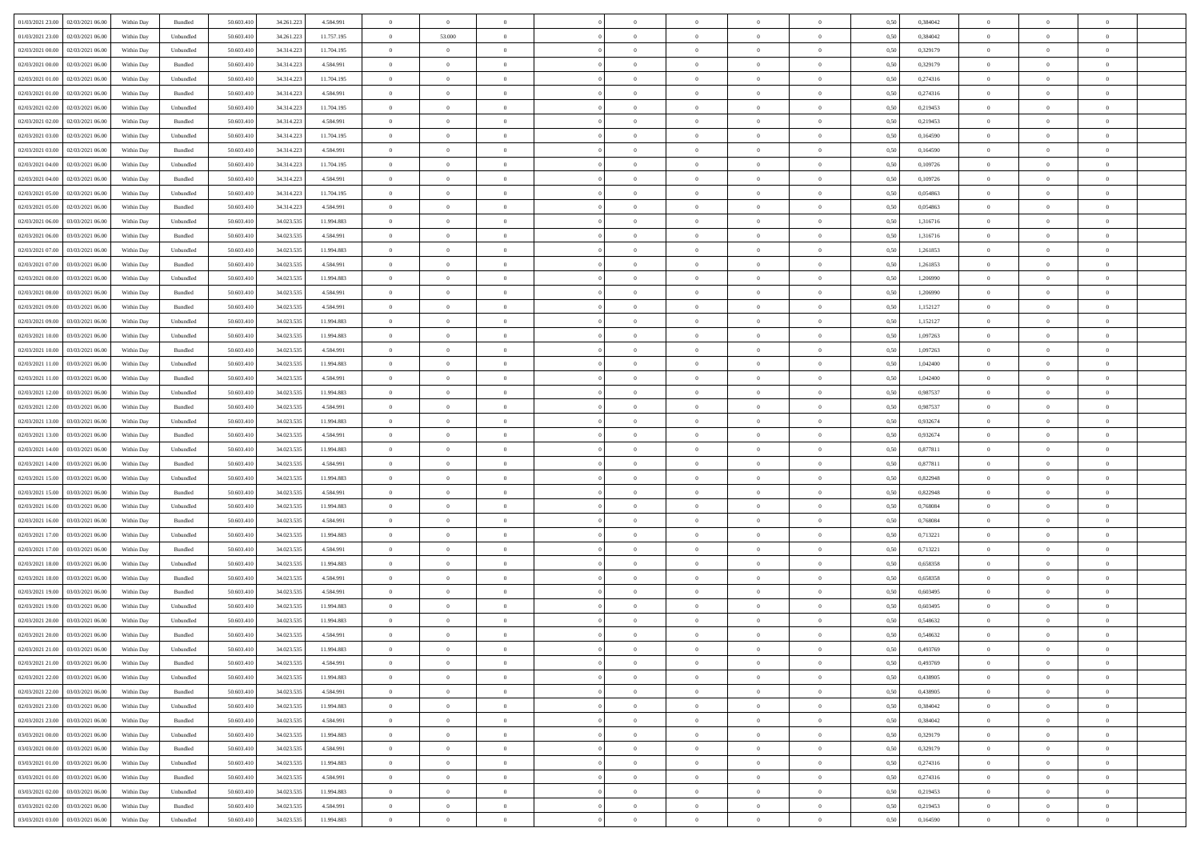| | | | | | | | | | | | | | | | | | | | | |
|---|---|---|---|---|---|---|---|---|---|---|---|---|---|---|---|---|---|---|---|---|
| 01/03/2021 23.00 | 02/03/2021 06.00 | Within Day | Bundled | 50.603.410 | 34.261.223 | 4.584.991 | 0 | 0 | 0 | | 0 | 0 | 0 | 0 | 0,50 | 0,384042 | 0 | 0 | 0 | |
| 01/03/2021 23.00 | 02/03/2021 06.00 | Within Day | Unbundled | 50.603.410 | 34.261.223 | 11.757.195 | 0 | 53.000 | 0 | | 0 | 0 | 0 | 0 | 0,50 | 0,384042 | 0 | 0 | 0 | |
| 02/03/2021 00.00 | 02/03/2021 06.00 | Within Day | Unbundled | 50.603.410 | 34.314.223 | 11.704.195 | 0 | 0 | 0 | | 0 | 0 | 0 | 0 | 0,50 | 0,329179 | 0 | 0 | 0 | |
| 02/03/2021 00.00 | 02/03/2021 06.00 | Within Day | Bundled | 50.603.410 | 34.314.223 | 4.584.991 | 0 | 0 | 0 | | 0 | 0 | 0 | 0 | 0,50 | 0,329179 | 0 | 0 | 0 | |
| 02/03/2021 01.00 | 02/03/2021 06.00 | Within Day | Unbundled | 50.603.410 | 34.314.223 | 11.704.195 | 0 | 0 | 0 | | 0 | 0 | 0 | 0 | 0,50 | 0,274316 | 0 | 0 | 0 | |
| 02/03/2021 01.00 | 02/03/2021 06.00 | Within Day | Bundled | 50.603.410 | 34.314.223 | 4.584.991 | 0 | 0 | 0 | | 0 | 0 | 0 | 0 | 0,50 | 0,274316 | 0 | 0 | 0 | |
| 02/03/2021 02.00 | 02/03/2021 06.00 | Within Day | Unbundled | 50.603.410 | 34.314.223 | 11.704.195 | 0 | 0 | 0 | | 0 | 0 | 0 | 0 | 0,50 | 0,219453 | 0 | 0 | 0 | |
| 02/03/2021 02.00 | 02/03/2021 06.00 | Within Day | Bundled | 50.603.410 | 34.314.223 | 4.584.991 | 0 | 0 | 0 | | 0 | 0 | 0 | 0 | 0,50 | 0,219453 | 0 | 0 | 0 | |
| 02/03/2021 03.00 | 02/03/2021 06.00 | Within Day | Unbundled | 50.603.410 | 34.314.223 | 11.704.195 | 0 | 0 | 0 | | 0 | 0 | 0 | 0 | 0,50 | 0,164590 | 0 | 0 | 0 | |
| 02/03/2021 03.00 | 02/03/2021 06.00 | Within Day | Bundled | 50.603.410 | 34.314.223 | 4.584.991 | 0 | 0 | 0 | | 0 | 0 | 0 | 0 | 0,50 | 0,164590 | 0 | 0 | 0 | |
| 02/03/2021 04.00 | 02/03/2021 06.00 | Within Day | Unbundled | 50.603.410 | 34.314.223 | 11.704.195 | 0 | 0 | 0 | | 0 | 0 | 0 | 0 | 0,50 | 0,109726 | 0 | 0 | 0 | |
| 02/03/2021 04.00 | 02/03/2021 06.00 | Within Day | Bundled | 50.603.410 | 34.314.223 | 4.584.991 | 0 | 0 | 0 | | 0 | 0 | 0 | 0 | 0,50 | 0,109726 | 0 | 0 | 0 | |
| 02/03/2021 05.00 | 02/03/2021 06.00 | Within Day | Unbundled | 50.603.410 | 34.314.223 | 11.704.195 | 0 | 0 | 0 | | 0 | 0 | 0 | 0 | 0,50 | 0,054863 | 0 | 0 | 0 | |
| 02/03/2021 05.00 | 02/03/2021 06.00 | Within Day | Bundled | 50.603.410 | 34.314.223 | 4.584.991 | 0 | 0 | 0 | | 0 | 0 | 0 | 0 | 0,50 | 0,054863 | 0 | 0 | 0 | |
| 02/03/2021 06.00 | 03/03/2021 06.00 | Within Day | Unbundled | 50.603.410 | 34.023.535 | 11.994.883 | 0 | 0 | 0 | | 0 | 0 | 0 | 0 | 0,50 | 1,316716 | 0 | 0 | 0 | |
| 02/03/2021 06.00 | 03/03/2021 06.00 | Within Day | Bundled | 50.603.410 | 34.023.535 | 4.584.991 | 0 | 0 | 0 | | 0 | 0 | 0 | 0 | 0,50 | 1,316716 | 0 | 0 | 0 | |
| 02/03/2021 07.00 | 03/03/2021 06.00 | Within Day | Unbundled | 50.603.410 | 34.023.535 | 11.994.883 | 0 | 0 | 0 | | 0 | 0 | 0 | 0 | 0,50 | 1,261853 | 0 | 0 | 0 | |
| 02/03/2021 07.00 | 03/03/2021 06.00 | Within Day | Bundled | 50.603.410 | 34.023.535 | 4.584.991 | 0 | 0 | 0 | | 0 | 0 | 0 | 0 | 0,50 | 1,261853 | 0 | 0 | 0 | |
| 02/03/2021 08.00 | 03/03/2021 06.00 | Within Day | Unbundled | 50.603.410 | 34.023.535 | 11.994.883 | 0 | 0 | 0 | | 0 | 0 | 0 | 0 | 0,50 | 1,206990 | 0 | 0 | 0 | |
| 02/03/2021 08.00 | 03/03/2021 06.00 | Within Day | Bundled | 50.603.410 | 34.023.535 | 4.584.991 | 0 | 0 | 0 | | 0 | 0 | 0 | 0 | 0,50 | 1,206990 | 0 | 0 | 0 | |
| 02/03/2021 09.00 | 03/03/2021 06.00 | Within Day | Bundled | 50.603.410 | 34.023.535 | 4.584.991 | 0 | 0 | 0 | | 0 | 0 | 0 | 0 | 0,50 | 1,152127 | 0 | 0 | 0 | |
| 02/03/2021 09.00 | 03/03/2021 06.00 | Within Day | Unbundled | 50.603.410 | 34.023.535 | 11.994.883 | 0 | 0 | 0 | | 0 | 0 | 0 | 0 | 0,50 | 1,152127 | 0 | 0 | 0 | |
| 02/03/2021 10.00 | 03/03/2021 06.00 | Within Day | Unbundled | 50.603.410 | 34.023.535 | 11.994.883 | 0 | 0 | 0 | | 0 | 0 | 0 | 0 | 0,50 | 1,097263 | 0 | 0 | 0 | |
| 02/03/2021 10.00 | 03/03/2021 06.00 | Within Day | Bundled | 50.603.410 | 34.023.535 | 4.584.991 | 0 | 0 | 0 | | 0 | 0 | 0 | 0 | 0,50 | 1,097263 | 0 | 0 | 0 | |
| 02/03/2021 11.00 | 03/03/2021 06.00 | Within Day | Unbundled | 50.603.410 | 34.023.535 | 11.994.883 | 0 | 0 | 0 | | 0 | 0 | 0 | 0 | 0,50 | 1,042400 | 0 | 0 | 0 | |
| 02/03/2021 11.00 | 03/03/2021 06.00 | Within Day | Bundled | 50.603.410 | 34.023.535 | 4.584.991 | 0 | 0 | 0 | | 0 | 0 | 0 | 0 | 0,50 | 1,042400 | 0 | 0 | 0 | |
| 02/03/2021 12.00 | 03/03/2021 06.00 | Within Day | Unbundled | 50.603.410 | 34.023.535 | 11.994.883 | 0 | 0 | 0 | | 0 | 0 | 0 | 0 | 0,50 | 0,987537 | 0 | 0 | 0 | |
| 02/03/2021 12.00 | 03/03/2021 06.00 | Within Day | Bundled | 50.603.410 | 34.023.535 | 4.584.991 | 0 | 0 | 0 | | 0 | 0 | 0 | 0 | 0,50 | 0,987537 | 0 | 0 | 0 | |
| 02/03/2021 13.00 | 03/03/2021 06.00 | Within Day | Unbundled | 50.603.410 | 34.023.535 | 11.994.883 | 0 | 0 | 0 | | 0 | 0 | 0 | 0 | 0,50 | 0,932674 | 0 | 0 | 0 | |
| 02/03/2021 13.00 | 03/03/2021 06.00 | Within Day | Bundled | 50.603.410 | 34.023.535 | 4.584.991 | 0 | 0 | 0 | | 0 | 0 | 0 | 0 | 0,50 | 0,932674 | 0 | 0 | 0 | |
| 02/03/2021 14.00 | 03/03/2021 06.00 | Within Day | Unbundled | 50.603.410 | 34.023.535 | 11.994.883 | 0 | 0 | 0 | | 0 | 0 | 0 | 0 | 0,50 | 0,877811 | 0 | 0 | 0 | |
| 02/03/2021 14.00 | 03/03/2021 06.00 | Within Day | Bundled | 50.603.410 | 34.023.535 | 4.584.991 | 0 | 0 | 0 | | 0 | 0 | 0 | 0 | 0,50 | 0,877811 | 0 | 0 | 0 | |
| 02/03/2021 15.00 | 03/03/2021 06.00 | Within Day | Unbundled | 50.603.410 | 34.023.535 | 11.994.883 | 0 | 0 | 0 | | 0 | 0 | 0 | 0 | 0,50 | 0,822948 | 0 | 0 | 0 | |
| 02/03/2021 15.00 | 03/03/2021 06.00 | Within Day | Bundled | 50.603.410 | 34.023.535 | 4.584.991 | 0 | 0 | 0 | | 0 | 0 | 0 | 0 | 0,50 | 0,822948 | 0 | 0 | 0 | |
| 02/03/2021 16.00 | 03/03/2021 06.00 | Within Day | Unbundled | 50.603.410 | 34.023.535 | 11.994.883 | 0 | 0 | 0 | | 0 | 0 | 0 | 0 | 0,50 | 0,768084 | 0 | 0 | 0 | |
| 02/03/2021 16.00 | 03/03/2021 06.00 | Within Day | Bundled | 50.603.410 | 34.023.535 | 4.584.991 | 0 | 0 | 0 | | 0 | 0 | 0 | 0 | 0,50 | 0,768084 | 0 | 0 | 0 | |
| 02/03/2021 17.00 | 03/03/2021 06.00 | Within Day | Unbundled | 50.603.410 | 34.023.535 | 11.994.883 | 0 | 0 | 0 | | 0 | 0 | 0 | 0 | 0,50 | 0,713221 | 0 | 0 | 0 | |
| 02/03/2021 17.00 | 03/03/2021 06.00 | Within Day | Bundled | 50.603.410 | 34.023.535 | 4.584.991 | 0 | 0 | 0 | | 0 | 0 | 0 | 0 | 0,50 | 0,713221 | 0 | 0 | 0 | |
| 02/03/2021 18.00 | 03/03/2021 06.00 | Within Day | Unbundled | 50.603.410 | 34.023.535 | 11.994.883 | 0 | 0 | 0 | | 0 | 0 | 0 | 0 | 0,50 | 0,658358 | 0 | 0 | 0 | |
| 02/03/2021 18.00 | 03/03/2021 06.00 | Within Day | Bundled | 50.603.410 | 34.023.535 | 4.584.991 | 0 | 0 | 0 | | 0 | 0 | 0 | 0 | 0,50 | 0,658358 | 0 | 0 | 0 | |
| 02/03/2021 19.00 | 03/03/2021 06.00 | Within Day | Bundled | 50.603.410 | 34.023.535 | 4.584.991 | 0 | 0 | 0 | | 0 | 0 | 0 | 0 | 0,50 | 0,603495 | 0 | 0 | 0 | |
| 02/03/2021 19.00 | 03/03/2021 06.00 | Within Day | Unbundled | 50.603.410 | 34.023.535 | 11.994.883 | 0 | 0 | 0 | | 0 | 0 | 0 | 0 | 0,50 | 0,603495 | 0 | 0 | 0 | |
| 02/03/2021 20.00 | 03/03/2021 06.00 | Within Day | Unbundled | 50.603.410 | 34.023.535 | 11.994.883 | 0 | 0 | 0 | | 0 | 0 | 0 | 0 | 0,50 | 0,548632 | 0 | 0 | 0 | |
| 02/03/2021 20.00 | 03/03/2021 06.00 | Within Day | Bundled | 50.603.410 | 34.023.535 | 4.584.991 | 0 | 0 | 0 | | 0 | 0 | 0 | 0 | 0,50 | 0,548632 | 0 | 0 | 0 | |
| 02/03/2021 21.00 | 03/03/2021 06.00 | Within Day | Unbundled | 50.603.410 | 34.023.535 | 11.994.883 | 0 | 0 | 0 | | 0 | 0 | 0 | 0 | 0,50 | 0,493769 | 0 | 0 | 0 | |
| 02/03/2021 21.00 | 03/03/2021 06.00 | Within Day | Bundled | 50.603.410 | 34.023.535 | 4.584.991 | 0 | 0 | 0 | | 0 | 0 | 0 | 0 | 0,50 | 0,493769 | 0 | 0 | 0 | |
| 02/03/2021 22.00 | 03/03/2021 06.00 | Within Day | Unbundled | 50.603.410 | 34.023.535 | 11.994.883 | 0 | 0 | 0 | | 0 | 0 | 0 | 0 | 0,50 | 0,438905 | 0 | 0 | 0 | |
| 02/03/2021 22.00 | 03/03/2021 06.00 | Within Day | Bundled | 50.603.410 | 34.023.535 | 4.584.991 | 0 | 0 | 0 | | 0 | 0 | 0 | 0 | 0,50 | 0,438905 | 0 | 0 | 0 | |
| 02/03/2021 23.00 | 03/03/2021 06.00 | Within Day | Unbundled | 50.603.410 | 34.023.535 | 11.994.883 | 0 | 0 | 0 | | 0 | 0 | 0 | 0 | 0,50 | 0,384042 | 0 | 0 | 0 | |
| 02/03/2021 23.00 | 03/03/2021 06.00 | Within Day | Bundled | 50.603.410 | 34.023.535 | 4.584.991 | 0 | 0 | 0 | | 0 | 0 | 0 | 0 | 0,50 | 0,384042 | 0 | 0 | 0 | |
| 03/03/2021 00.00 | 03/03/2021 06.00 | Within Day | Unbundled | 50.603.410 | 34.023.535 | 11.994.883 | 0 | 0 | 0 | | 0 | 0 | 0 | 0 | 0,50 | 0,329179 | 0 | 0 | 0 | |
| 03/03/2021 00.00 | 03/03/2021 06.00 | Within Day | Bundled | 50.603.410 | 34.023.535 | 4.584.991 | 0 | 0 | 0 | | 0 | 0 | 0 | 0 | 0,50 | 0,329179 | 0 | 0 | 0 | |
| 03/03/2021 01.00 | 03/03/2021 06.00 | Within Day | Unbundled | 50.603.410 | 34.023.535 | 11.994.883 | 0 | 0 | 0 | | 0 | 0 | 0 | 0 | 0,50 | 0,274316 | 0 | 0 | 0 | |
| 03/03/2021 01.00 | 03/03/2021 06.00 | Within Day | Bundled | 50.603.410 | 34.023.535 | 4.584.991 | 0 | 0 | 0 | | 0 | 0 | 0 | 0 | 0,50 | 0,274316 | 0 | 0 | 0 | |
| 03/03/2021 02.00 | 03/03/2021 06.00 | Within Day | Unbundled | 50.603.410 | 34.023.535 | 11.994.883 | 0 | 0 | 0 | | 0 | 0 | 0 | 0 | 0,50 | 0,219453 | 0 | 0 | 0 | |
| 03/03/2021 02.00 | 03/03/2021 06.00 | Within Day | Bundled | 50.603.410 | 34.023.535 | 4.584.991 | 0 | 0 | 0 | | 0 | 0 | 0 | 0 | 0,50 | 0,219453 | 0 | 0 | 0 | |
| 03/03/2021 03.00 | 03/03/2021 06.00 | Within Day | Unbundled | 50.603.410 | 34.023.535 | 11.994.883 | 0 | 0 | 0 | | 0 | 0 | 0 | 0 | 0,50 | 0,164590 | 0 | 0 | 0 | |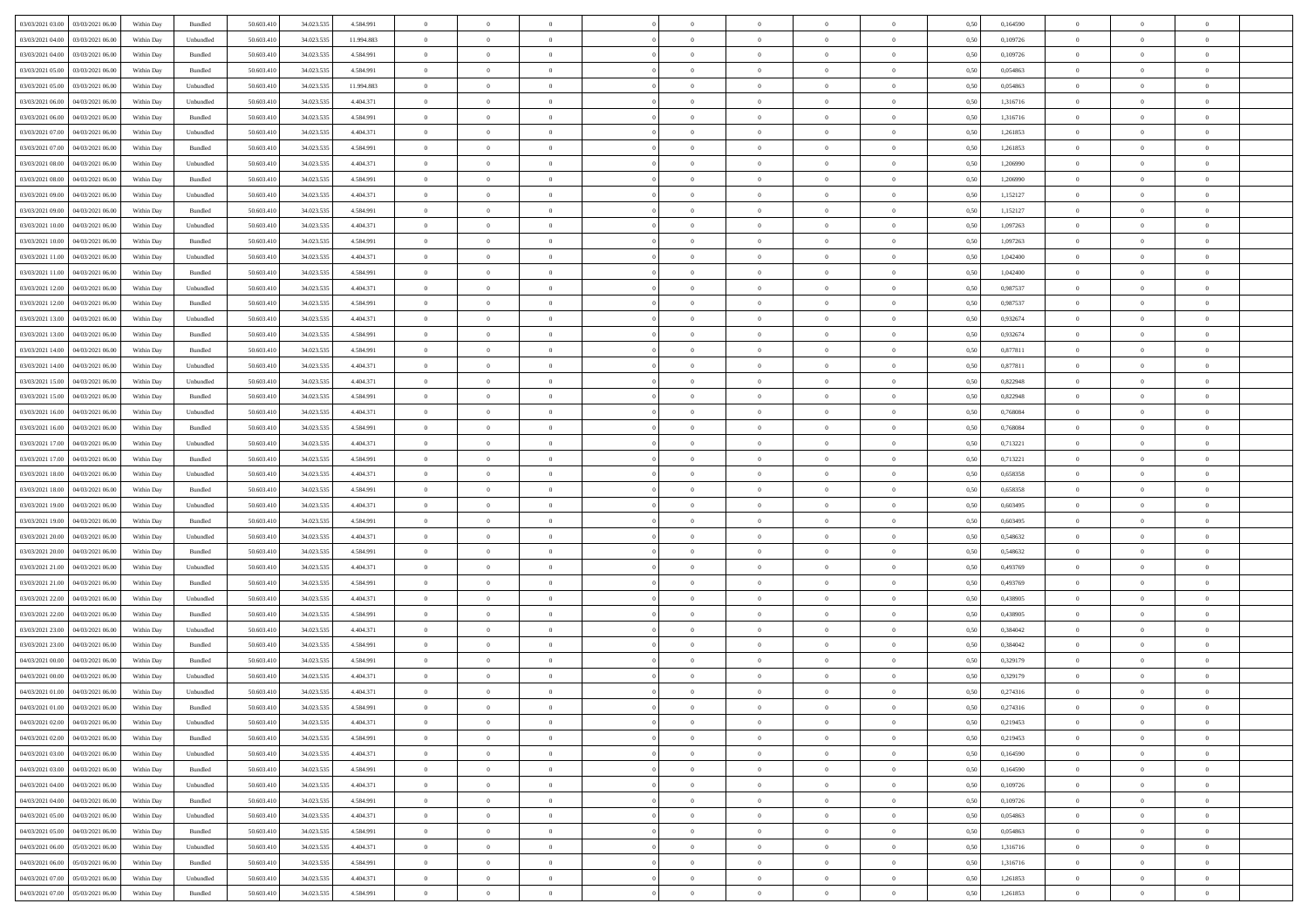| | | | | | | | | | | | | | | | | | | | | |
|---|---|---|---|---|---|---|---|---|---|---|---|---|---|---|---|---|---|---|---|---|
| 03/03/2021 03:00 | 03/03/2021 06:00 | Within Day | Bundled | 50.603.410 | 34.023.535 | 4.584.991 | 0 | 0 | 0 | | 0 | 0 | 0 | 0 | 0,50 | 0,164590 | 0 | 0 | 0 | |
| 03/03/2021 04:00 | 03/03/2021 06:00 | Within Day | Unbundled | 50.603.410 | 34.023.535 | 11.994.883 | 0 | 0 | 0 | | 0 | 0 | 0 | 0 | 0,50 | 0,109726 | 0 | 0 | 0 | |
| 03/03/2021 04:00 | 03/03/2021 06:00 | Within Day | Bundled | 50.603.410 | 34.023.535 | 4.584.991 | 0 | 0 | 0 | | 0 | 0 | 0 | 0 | 0,50 | 0,109726 | 0 | 0 | 0 | |
| 03/03/2021 05:00 | 03/03/2021 06:00 | Within Day | Bundled | 50.603.410 | 34.023.535 | 4.584.991 | 0 | 0 | 0 | | 0 | 0 | 0 | 0 | 0,50 | 0,054863 | 0 | 0 | 0 | |
| 03/03/2021 05:00 | 03/03/2021 06:00 | Within Day | Unbundled | 50.603.410 | 34.023.535 | 11.994.883 | 0 | 0 | 0 | | 0 | 0 | 0 | 0 | 0,50 | 0,054863 | 0 | 0 | 0 | |
| 03/03/2021 06:00 | 04/03/2021 06:00 | Within Day | Unbundled | 50.603.410 | 34.023.535 | 4.404.371 | 0 | 0 | 0 | | 0 | 0 | 0 | 0 | 0,50 | 1,316716 | 0 | 0 | 0 | |
| 03/03/2021 06:00 | 04/03/2021 06:00 | Within Day | Bundled | 50.603.410 | 34.023.535 | 4.584.991 | 0 | 0 | 0 | | 0 | 0 | 0 | 0 | 0,50 | 1,316716 | 0 | 0 | 0 | |
| 03/03/2021 07:00 | 04/03/2021 06:00 | Within Day | Unbundled | 50.603.410 | 34.023.535 | 4.404.371 | 0 | 0 | 0 | | 0 | 0 | 0 | 0 | 0,50 | 1,261853 | 0 | 0 | 0 | |
| 03/03/2021 07:00 | 04/03/2021 06:00 | Within Day | Bundled | 50.603.410 | 34.023.535 | 4.584.991 | 0 | 0 | 0 | | 0 | 0 | 0 | 0 | 0,50 | 1,261853 | 0 | 0 | 0 | |
| 03/03/2021 08:00 | 04/03/2021 06:00 | Within Day | Unbundled | 50.603.410 | 34.023.535 | 4.404.371 | 0 | 0 | 0 | | 0 | 0 | 0 | 0 | 0,50 | 1,206990 | 0 | 0 | 0 | |
| 03/03/2021 08:00 | 04/03/2021 06:00 | Within Day | Bundled | 50.603.410 | 34.023.535 | 4.584.991 | 0 | 0 | 0 | | 0 | 0 | 0 | 0 | 0,50 | 1,206990 | 0 | 0 | 0 | |
| 03/03/2021 09:00 | 04/03/2021 06:00 | Within Day | Unbundled | 50.603.410 | 34.023.535 | 4.404.371 | 0 | 0 | 0 | | 0 | 0 | 0 | 0 | 0,50 | 1,152127 | 0 | 0 | 0 | |
| 03/03/2021 09:00 | 04/03/2021 06:00 | Within Day | Bundled | 50.603.410 | 34.023.535 | 4.584.991 | 0 | 0 | 0 | | 0 | 0 | 0 | 0 | 0,50 | 1,152127 | 0 | 0 | 0 | |
| 03/03/2021 10:00 | 04/03/2021 06:00 | Within Day | Unbundled | 50.603.410 | 34.023.535 | 4.404.371 | 0 | 0 | 0 | | 0 | 0 | 0 | 0 | 0,50 | 1,097263 | 0 | 0 | 0 | |
| 03/03/2021 10:00 | 04/03/2021 06:00 | Within Day | Bundled | 50.603.410 | 34.023.535 | 4.584.991 | 0 | 0 | 0 | | 0 | 0 | 0 | 0 | 0,50 | 1,097263 | 0 | 0 | 0 | |
| 03/03/2021 11:00 | 04/03/2021 06:00 | Within Day | Unbundled | 50.603.410 | 34.023.535 | 4.404.371 | 0 | 0 | 0 | | 0 | 0 | 0 | 0 | 0,50 | 1,042400 | 0 | 0 | 0 | |
| 03/03/2021 11:00 | 04/03/2021 06:00 | Within Day | Bundled | 50.603.410 | 34.023.535 | 4.584.991 | 0 | 0 | 0 | | 0 | 0 | 0 | 0 | 0,50 | 1,042400 | 0 | 0 | 0 | |
| 03/03/2021 12:00 | 04/03/2021 06:00 | Within Day | Unbundled | 50.603.410 | 34.023.535 | 4.404.371 | 0 | 0 | 0 | | 0 | 0 | 0 | 0 | 0,50 | 0,987537 | 0 | 0 | 0 | |
| 03/03/2021 12:00 | 04/03/2021 06:00 | Within Day | Bundled | 50.603.410 | 34.023.535 | 4.584.991 | 0 | 0 | 0 | | 0 | 0 | 0 | 0 | 0,50 | 0,987537 | 0 | 0 | 0 | |
| 03/03/2021 13:00 | 04/03/2021 06:00 | Within Day | Unbundled | 50.603.410 | 34.023.535 | 4.404.371 | 0 | 0 | 0 | | 0 | 0 | 0 | 0 | 0,50 | 0,932674 | 0 | 0 | 0 | |
| 03/03/2021 13:00 | 04/03/2021 06:00 | Within Day | Bundled | 50.603.410 | 34.023.535 | 4.584.991 | 0 | 0 | 0 | | 0 | 0 | 0 | 0 | 0,50 | 0,932674 | 0 | 0 | 0 | |
| 03/03/2021 14:00 | 04/03/2021 06:00 | Within Day | Bundled | 50.603.410 | 34.023.535 | 4.584.991 | 0 | 0 | 0 | | 0 | 0 | 0 | 0 | 0,50 | 0,877811 | 0 | 0 | 0 | |
| 03/03/2021 14:00 | 04/03/2021 06:00 | Within Day | Unbundled | 50.603.410 | 34.023.535 | 4.404.371 | 0 | 0 | 0 | | 0 | 0 | 0 | 0 | 0,50 | 0,877811 | 0 | 0 | 0 | |
| 03/03/2021 15:00 | 04/03/2021 06:00 | Within Day | Unbundled | 50.603.410 | 34.023.535 | 4.404.371 | 0 | 0 | 0 | | 0 | 0 | 0 | 0 | 0,50 | 0,822948 | 0 | 0 | 0 | |
| 03/03/2021 15:00 | 04/03/2021 06:00 | Within Day | Bundled | 50.603.410 | 34.023.535 | 4.584.991 | 0 | 0 | 0 | | 0 | 0 | 0 | 0 | 0,50 | 0,822948 | 0 | 0 | 0 | |
| 03/03/2021 16:00 | 04/03/2021 06:00 | Within Day | Unbundled | 50.603.410 | 34.023.535 | 4.404.371 | 0 | 0 | 0 | | 0 | 0 | 0 | 0 | 0,50 | 0,768084 | 0 | 0 | 0 | |
| 03/03/2021 16:00 | 04/03/2021 06:00 | Within Day | Bundled | 50.603.410 | 34.023.535 | 4.584.991 | 0 | 0 | 0 | | 0 | 0 | 0 | 0 | 0,50 | 0,768084 | 0 | 0 | 0 | |
| 03/03/2021 17:00 | 04/03/2021 06:00 | Within Day | Unbundled | 50.603.410 | 34.023.535 | 4.404.371 | 0 | 0 | 0 | | 0 | 0 | 0 | 0 | 0,50 | 0,713221 | 0 | 0 | 0 | |
| 03/03/2021 17:00 | 04/03/2021 06:00 | Within Day | Bundled | 50.603.410 | 34.023.535 | 4.584.991 | 0 | 0 | 0 | | 0 | 0 | 0 | 0 | 0,50 | 0,713221 | 0 | 0 | 0 | |
| 03/03/2021 18:00 | 04/03/2021 06:00 | Within Day | Unbundled | 50.603.410 | 34.023.535 | 4.404.371 | 0 | 0 | 0 | | 0 | 0 | 0 | 0 | 0,50 | 0,658358 | 0 | 0 | 0 | |
| 03/03/2021 18:00 | 04/03/2021 06:00 | Within Day | Bundled | 50.603.410 | 34.023.535 | 4.584.991 | 0 | 0 | 0 | | 0 | 0 | 0 | 0 | 0,50 | 0,658358 | 0 | 0 | 0 | |
| 03/03/2021 19:00 | 04/03/2021 06:00 | Within Day | Unbundled | 50.603.410 | 34.023.535 | 4.404.371 | 0 | 0 | 0 | | 0 | 0 | 0 | 0 | 0,50 | 0,603495 | 0 | 0 | 0 | |
| 03/03/2021 19:00 | 04/03/2021 06:00 | Within Day | Bundled | 50.603.410 | 34.023.535 | 4.584.991 | 0 | 0 | 0 | | 0 | 0 | 0 | 0 | 0,50 | 0,603495 | 0 | 0 | 0 | |
| 03/03/2021 20:00 | 04/03/2021 06:00 | Within Day | Unbundled | 50.603.410 | 34.023.535 | 4.404.371 | 0 | 0 | 0 | | 0 | 0 | 0 | 0 | 0,50 | 0,548632 | 0 | 0 | 0 | |
| 03/03/2021 20:00 | 04/03/2021 06:00 | Within Day | Bundled | 50.603.410 | 34.023.535 | 4.584.991 | 0 | 0 | 0 | | 0 | 0 | 0 | 0 | 0,50 | 0,548632 | 0 | 0 | 0 | |
| 03/03/2021 21:00 | 04/03/2021 06:00 | Within Day | Unbundled | 50.603.410 | 34.023.535 | 4.404.371 | 0 | 0 | 0 | | 0 | 0 | 0 | 0 | 0,50 | 0,493769 | 0 | 0 | 0 | |
| 03/03/2021 21:00 | 04/03/2021 06:00 | Within Day | Bundled | 50.603.410 | 34.023.535 | 4.584.991 | 0 | 0 | 0 | | 0 | 0 | 0 | 0 | 0,50 | 0,493769 | 0 | 0 | 0 | |
| 03/03/2021 22:00 | 04/03/2021 06:00 | Within Day | Unbundled | 50.603.410 | 34.023.535 | 4.404.371 | 0 | 0 | 0 | | 0 | 0 | 0 | 0 | 0,50 | 0,438905 | 0 | 0 | 0 | |
| 03/03/2021 22:00 | 04/03/2021 06:00 | Within Day | Bundled | 50.603.410 | 34.023.535 | 4.584.991 | 0 | 0 | 0 | | 0 | 0 | 0 | 0 | 0,50 | 0,438905 | 0 | 0 | 0 | |
| 03/03/2021 23:00 | 04/03/2021 06:00 | Within Day | Unbundled | 50.603.410 | 34.023.535 | 4.404.371 | 0 | 0 | 0 | | 0 | 0 | 0 | 0 | 0,50 | 0,384042 | 0 | 0 | 0 | |
| 03/03/2021 23:00 | 04/03/2021 06:00 | Within Day | Bundled | 50.603.410 | 34.023.535 | 4.584.991 | 0 | 0 | 0 | | 0 | 0 | 0 | 0 | 0,50 | 0,384042 | 0 | 0 | 0 | |
| 04/03/2021 00:00 | 04/03/2021 06:00 | Within Day | Bundled | 50.603.410 | 34.023.535 | 4.584.991 | 0 | 0 | 0 | | 0 | 0 | 0 | 0 | 0,50 | 0,329179 | 0 | 0 | 0 | |
| 04/03/2021 00:00 | 04/03/2021 06:00 | Within Day | Unbundled | 50.603.410 | 34.023.535 | 4.404.371 | 0 | 0 | 0 | | 0 | 0 | 0 | 0 | 0,50 | 0,329179 | 0 | 0 | 0 | |
| 04/03/2021 01:00 | 04/03/2021 06:00 | Within Day | Unbundled | 50.603.410 | 34.023.535 | 4.404.371 | 0 | 0 | 0 | | 0 | 0 | 0 | 0 | 0,50 | 0,274316 | 0 | 0 | 0 | |
| 04/03/2021 01:00 | 04/03/2021 06:00 | Within Day | Bundled | 50.603.410 | 34.023.535 | 4.584.991 | 0 | 0 | 0 | | 0 | 0 | 0 | 0 | 0,50 | 0,274316 | 0 | 0 | 0 | |
| 04/03/2021 02:00 | 04/03/2021 06:00 | Within Day | Unbundled | 50.603.410 | 34.023.535 | 4.404.371 | 0 | 0 | 0 | | 0 | 0 | 0 | 0 | 0,50 | 0,219453 | 0 | 0 | 0 | |
| 04/03/2021 02:00 | 04/03/2021 06:00 | Within Day | Bundled | 50.603.410 | 34.023.535 | 4.584.991 | 0 | 0 | 0 | | 0 | 0 | 0 | 0 | 0,50 | 0,219453 | 0 | 0 | 0 | |
| 04/03/2021 03:00 | 04/03/2021 06:00 | Within Day | Unbundled | 50.603.410 | 34.023.535 | 4.404.371 | 0 | 0 | 0 | | 0 | 0 | 0 | 0 | 0,50 | 0,164590 | 0 | 0 | 0 | |
| 04/03/2021 03:00 | 04/03/2021 06:00 | Within Day | Bundled | 50.603.410 | 34.023.535 | 4.584.991 | 0 | 0 | 0 | | 0 | 0 | 0 | 0 | 0,50 | 0,164590 | 0 | 0 | 0 | |
| 04/03/2021 04:00 | 04/03/2021 06:00 | Within Day | Unbundled | 50.603.410 | 34.023.535 | 4.404.371 | 0 | 0 | 0 | | 0 | 0 | 0 | 0 | 0,50 | 0,109726 | 0 | 0 | 0 | |
| 04/03/2021 04:00 | 04/03/2021 06:00 | Within Day | Bundled | 50.603.410 | 34.023.535 | 4.584.991 | 0 | 0 | 0 | | 0 | 0 | 0 | 0 | 0,50 | 0,109726 | 0 | 0 | 0 | |
| 04/03/2021 05:00 | 04/03/2021 06:00 | Within Day | Unbundled | 50.603.410 | 34.023.535 | 4.404.371 | 0 | 0 | 0 | | 0 | 0 | 0 | 0 | 0,50 | 0,054863 | 0 | 0 | 0 | |
| 04/03/2021 05:00 | 04/03/2021 06:00 | Within Day | Bundled | 50.603.410 | 34.023.535 | 4.584.991 | 0 | 0 | 0 | | 0 | 0 | 0 | 0 | 0,50 | 0,054863 | 0 | 0 | 0 | |
| 04/03/2021 06:00 | 05/03/2021 06:00 | Within Day | Unbundled | 50.603.410 | 34.023.535 | 4.404.371 | 0 | 0 | 0 | | 0 | 0 | 0 | 0 | 0,50 | 1,316716 | 0 | 0 | 0 | |
| 04/03/2021 06:00 | 05/03/2021 06:00 | Within Day | Bundled | 50.603.410 | 34.023.535 | 4.584.991 | 0 | 0 | 0 | | 0 | 0 | 0 | 0 | 0,50 | 1,316716 | 0 | 0 | 0 | |
| 04/03/2021 07:00 | 05/03/2021 06:00 | Within Day | Unbundled | 50.603.410 | 34.023.535 | 4.404.371 | 0 | 0 | 0 | | 0 | 0 | 0 | 0 | 0,50 | 1,261853 | 0 | 0 | 0 | |
| 04/03/2021 07:00 | 05/03/2021 06:00 | Within Day | Bundled | 50.603.410 | 34.023.535 | 4.584.991 | 0 | 0 | 0 | | 0 | 0 | 0 | 0 | 0,50 | 1,261853 | 0 | 0 | 0 | |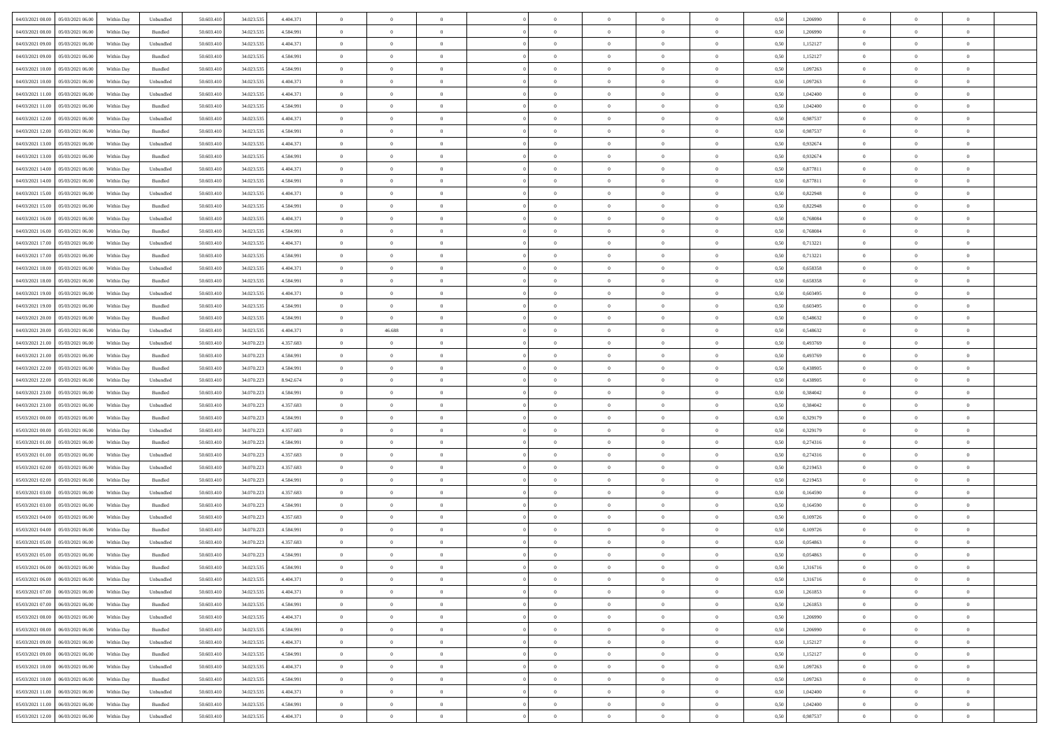| | | | | | | | | | | | | | | | | | | | | |
|---|---|---|---|---|---|---|---|---|---|---|---|---|---|---|---|---|---|---|---|---|
| 04/03/2021 08:00 | 05/03/2021 06:00 | Within Day | Unbundled | 50.603.410 | 34.023.535 | 4.404.371 | 0 | 0 | 0 | | 0 | 0 | 0 | 0 | 0,50 | 1,206990 | 0 | 0 | 0 | |
| 04/03/2021 08:00 | 05/03/2021 06:00 | Within Day | Bundled | 50.603.410 | 34.023.535 | 4.584.991 | 0 | 0 | 0 | | 0 | 0 | 0 | 0 | 0,50 | 1,206990 | 0 | 0 | 0 | |
| 04/03/2021 09:00 | 05/03/2021 06:00 | Within Day | Unbundled | 50.603.410 | 34.023.535 | 4.404.371 | 0 | 0 | 0 | | 0 | 0 | 0 | 0 | 0,50 | 1,152127 | 0 | 0 | 0 | |
| 04/03/2021 09:00 | 05/03/2021 06:00 | Within Day | Bundled | 50.603.410 | 34.023.535 | 4.584.991 | 0 | 0 | 0 | | 0 | 0 | 0 | 0 | 0,50 | 1,152127 | 0 | 0 | 0 | |
| 04/03/2021 10:00 | 05/03/2021 06:00 | Within Day | Bundled | 50.603.410 | 34.023.535 | 4.584.991 | 0 | 0 | 0 | | 0 | 0 | 0 | 0 | 0,50 | 1,097263 | 0 | 0 | 0 | |
| 04/03/2021 10:00 | 05/03/2021 06:00 | Within Day | Unbundled | 50.603.410 | 34.023.535 | 4.404.371 | 0 | 0 | 0 | | 0 | 0 | 0 | 0 | 0,50 | 1,097263 | 0 | 0 | 0 | |
| 04/03/2021 11:00 | 05/03/2021 06:00 | Within Day | Unbundled | 50.603.410 | 34.023.535 | 4.404.371 | 0 | 0 | 0 | | 0 | 0 | 0 | 0 | 0,50 | 1,042400 | 0 | 0 | 0 | |
| 04/03/2021 11:00 | 05/03/2021 06:00 | Within Day | Bundled | 50.603.410 | 34.023.535 | 4.584.991 | 0 | 0 | 0 | | 0 | 0 | 0 | 0 | 0,50 | 1,042400 | 0 | 0 | 0 | |
| 04/03/2021 12:00 | 05/03/2021 06:00 | Within Day | Unbundled | 50.603.410 | 34.023.535 | 4.404.371 | 0 | 0 | 0 | | 0 | 0 | 0 | 0 | 0,50 | 0,987537 | 0 | 0 | 0 | |
| 04/03/2021 12:00 | 05/03/2021 06:00 | Within Day | Bundled | 50.603.410 | 34.023.535 | 4.584.991 | 0 | 0 | 0 | | 0 | 0 | 0 | 0 | 0,50 | 0,987537 | 0 | 0 | 0 | |
| 04/03/2021 13:00 | 05/03/2021 06:00 | Within Day | Unbundled | 50.603.410 | 34.023.535 | 4.404.371 | 0 | 0 | 0 | | 0 | 0 | 0 | 0 | 0,50 | 0,932674 | 0 | 0 | 0 | |
| 04/03/2021 13:00 | 05/03/2021 06:00 | Within Day | Bundled | 50.603.410 | 34.023.535 | 4.584.991 | 0 | 0 | 0 | | 0 | 0 | 0 | 0 | 0,50 | 0,932674 | 0 | 0 | 0 | |
| 04/03/2021 14:00 | 05/03/2021 06:00 | Within Day | Unbundled | 50.603.410 | 34.023.535 | 4.404.371 | 0 | 0 | 0 | | 0 | 0 | 0 | 0 | 0,50 | 0,877811 | 0 | 0 | 0 | |
| 04/03/2021 14:00 | 05/03/2021 06:00 | Within Day | Bundled | 50.603.410 | 34.023.535 | 4.584.991 | 0 | 0 | 0 | | 0 | 0 | 0 | 0 | 0,50 | 0,877811 | 0 | 0 | 0 | |
| 04/03/2021 15:00 | 05/03/2021 06:00 | Within Day | Unbundled | 50.603.410 | 34.023.535 | 4.404.371 | 0 | 0 | 0 | | 0 | 0 | 0 | 0 | 0,50 | 0,822948 | 0 | 0 | 0 | |
| 04/03/2021 15:00 | 05/03/2021 06:00 | Within Day | Bundled | 50.603.410 | 34.023.535 | 4.584.991 | 0 | 0 | 0 | | 0 | 0 | 0 | 0 | 0,50 | 0,822948 | 0 | 0 | 0 | |
| 04/03/2021 16:00 | 05/03/2021 06:00 | Within Day | Unbundled | 50.603.410 | 34.023.535 | 4.404.371 | 0 | 0 | 0 | | 0 | 0 | 0 | 0 | 0,50 | 0,768084 | 0 | 0 | 0 | |
| 04/03/2021 16:00 | 05/03/2021 06:00 | Within Day | Bundled | 50.603.410 | 34.023.535 | 4.584.991 | 0 | 0 | 0 | | 0 | 0 | 0 | 0 | 0,50 | 0,768084 | 0 | 0 | 0 | |
| 04/03/2021 17:00 | 05/03/2021 06:00 | Within Day | Unbundled | 50.603.410 | 34.023.535 | 4.404.371 | 0 | 0 | 0 | | 0 | 0 | 0 | 0 | 0,50 | 0,713221 | 0 | 0 | 0 | |
| 04/03/2021 17:00 | 05/03/2021 06:00 | Within Day | Bundled | 50.603.410 | 34.023.535 | 4.584.991 | 0 | 0 | 0 | | 0 | 0 | 0 | 0 | 0,50 | 0,713221 | 0 | 0 | 0 | |
| 04/03/2021 18:00 | 05/03/2021 06:00 | Within Day | Unbundled | 50.603.410 | 34.023.535 | 4.404.371 | 0 | 0 | 0 | | 0 | 0 | 0 | 0 | 0,50 | 0,658358 | 0 | 0 | 0 | |
| 04/03/2021 18:00 | 05/03/2021 06:00 | Within Day | Bundled | 50.603.410 | 34.023.535 | 4.584.991 | 0 | 0 | 0 | | 0 | 0 | 0 | 0 | 0,50 | 0,658358 | 0 | 0 | 0 | |
| 04/03/2021 19:00 | 05/03/2021 06:00 | Within Day | Unbundled | 50.603.410 | 34.023.535 | 4.404.371 | 0 | 0 | 0 | | 0 | 0 | 0 | 0 | 0,50 | 0,603495 | 0 | 0 | 0 | |
| 04/03/2021 19:00 | 05/03/2021 06:00 | Within Day | Bundled | 50.603.410 | 34.023.535 | 4.584.991 | 0 | 0 | 0 | | 0 | 0 | 0 | 0 | 0,50 | 0,603495 | 0 | 0 | 0 | |
| 04/03/2021 20:00 | 05/03/2021 06:00 | Within Day | Bundled | 50.603.410 | 34.023.535 | 4.584.991 | 0 | 0 | 0 | | 0 | 0 | 0 | 0 | 0,50 | 0,548632 | 0 | 0 | 0 | |
| 04/03/2021 20:00 | 05/03/2021 06:00 | Within Day | Unbundled | 50.603.410 | 34.023.535 | 4.404.371 | 0 | 46.688 | 0 | | 0 | 0 | 0 | 0 | 0,50 | 0,548632 | 0 | 0 | 0 | |
| 04/03/2021 21:00 | 05/03/2021 06:00 | Within Day | Unbundled | 50.603.410 | 34.070.223 | 4.357.683 | 0 | 0 | 0 | | 0 | 0 | 0 | 0 | 0,50 | 0,493769 | 0 | 0 | 0 | |
| 04/03/2021 21:00 | 05/03/2021 06:00 | Within Day | Bundled | 50.603.410 | 34.070.223 | 4.584.991 | 0 | 0 | 0 | | 0 | 0 | 0 | 0 | 0,50 | 0,493769 | 0 | 0 | 0 | |
| 04/03/2021 22:00 | 05/03/2021 06:00 | Within Day | Bundled | 50.603.410 | 34.070.223 | 4.584.991 | 0 | 0 | 0 | | 0 | 0 | 0 | 0 | 0,50 | 0,438905 | 0 | 0 | 0 | |
| 04/03/2021 22:00 | 05/03/2021 06:00 | Within Day | Unbundled | 50.603.410 | 34.070.223 | 8.942.674 | 0 | 0 | 0 | | 0 | 0 | 0 | 0 | 0,50 | 0,438905 | 0 | 0 | 0 | |
| 04/03/2021 23:00 | 05/03/2021 06:00 | Within Day | Bundled | 50.603.410 | 34.070.223 | 4.584.991 | 0 | 0 | 0 | | 0 | 0 | 0 | 0 | 0,50 | 0,384042 | 0 | 0 | 0 | |
| 04/03/2021 23:00 | 05/03/2021 06:00 | Within Day | Unbundled | 50.603.410 | 34.070.223 | 4.357.683 | 0 | 0 | 0 | | 0 | 0 | 0 | 0 | 0,50 | 0,384042 | 0 | 0 | 0 | |
| 05/03/2021 00:00 | 05/03/2021 06:00 | Within Day | Bundled | 50.603.410 | 34.070.223 | 4.584.991 | 0 | 0 | 0 | | 0 | 0 | 0 | 0 | 0,50 | 0,329179 | 0 | 0 | 0 | |
| 05/03/2021 00:00 | 05/03/2021 06:00 | Within Day | Unbundled | 50.603.410 | 34.070.223 | 4.357.683 | 0 | 0 | 0 | | 0 | 0 | 0 | 0 | 0,50 | 0,329179 | 0 | 0 | 0 | |
| 05/03/2021 01:00 | 05/03/2021 06:00 | Within Day | Bundled | 50.603.410 | 34.070.223 | 4.584.991 | 0 | 0 | 0 | | 0 | 0 | 0 | 0 | 0,50 | 0,274316 | 0 | 0 | 0 | |
| 05/03/2021 01:00 | 05/03/2021 06:00 | Within Day | Unbundled | 50.603.410 | 34.070.223 | 4.357.683 | 0 | 0 | 0 | | 0 | 0 | 0 | 0 | 0,50 | 0,274316 | 0 | 0 | 0 | |
| 05/03/2021 02:00 | 05/03/2021 06:00 | Within Day | Unbundled | 50.603.410 | 34.070.223 | 4.357.683 | 0 | 0 | 0 | | 0 | 0 | 0 | 0 | 0,50 | 0,219453 | 0 | 0 | 0 | |
| 05/03/2021 02:00 | 05/03/2021 06:00 | Within Day | Bundled | 50.603.410 | 34.070.223 | 4.584.991 | 0 | 0 | 0 | | 0 | 0 | 0 | 0 | 0,50 | 0,219453 | 0 | 0 | 0 | |
| 05/03/2021 03:00 | 05/03/2021 06:00 | Within Day | Unbundled | 50.603.410 | 34.070.223 | 4.357.683 | 0 | 0 | 0 | | 0 | 0 | 0 | 0 | 0,50 | 0,164590 | 0 | 0 | 0 | |
| 05/03/2021 03:00 | 05/03/2021 06:00 | Within Day | Bundled | 50.603.410 | 34.070.223 | 4.584.991 | 0 | 0 | 0 | | 0 | 0 | 0 | 0 | 0,50 | 0,164590 | 0 | 0 | 0 | |
| 05/03/2021 04:00 | 05/03/2021 06:00 | Within Day | Unbundled | 50.603.410 | 34.070.223 | 4.357.683 | 0 | 0 | 0 | | 0 | 0 | 0 | 0 | 0,50 | 0,109726 | 0 | 0 | 0 | |
| 05/03/2021 04:00 | 05/03/2021 06:00 | Within Day | Bundled | 50.603.410 | 34.070.223 | 4.584.991 | 0 | 0 | 0 | | 0 | 0 | 0 | 0 | 0,50 | 0,109726 | 0 | 0 | 0 | |
| 05/03/2021 05:00 | 05/03/2021 06:00 | Within Day | Unbundled | 50.603.410 | 34.070.223 | 4.357.683 | 0 | 0 | 0 | | 0 | 0 | 0 | 0 | 0,50 | 0,054863 | 0 | 0 | 0 | |
| 05/03/2021 05:00 | 05/03/2021 06:00 | Within Day | Bundled | 50.603.410 | 34.070.223 | 4.584.991 | 0 | 0 | 0 | | 0 | 0 | 0 | 0 | 0,50 | 0,054863 | 0 | 0 | 0 | |
| 05/03/2021 06:00 | 06/03/2021 06:00 | Within Day | Bundled | 50.603.410 | 34.023.535 | 4.584.991 | 0 | 0 | 0 | | 0 | 0 | 0 | 0 | 0,50 | 1,316716 | 0 | 0 | 0 | |
| 05/03/2021 06:00 | 06/03/2021 06:00 | Within Day | Unbundled | 50.603.410 | 34.023.535 | 4.404.371 | 0 | 0 | 0 | | 0 | 0 | 0 | 0 | 0,50 | 1,316716 | 0 | 0 | 0 | |
| 05/03/2021 07:00 | 06/03/2021 06:00 | Within Day | Unbundled | 50.603.410 | 34.023.535 | 4.404.371 | 0 | 0 | 0 | | 0 | 0 | 0 | 0 | 0,50 | 1,261853 | 0 | 0 | 0 | |
| 05/03/2021 07:00 | 06/03/2021 06:00 | Within Day | Bundled | 50.603.410 | 34.023.535 | 4.584.991 | 0 | 0 | 0 | | 0 | 0 | 0 | 0 | 0,50 | 1,261853 | 0 | 0 | 0 | |
| 05/03/2021 08:00 | 06/03/2021 06:00 | Within Day | Unbundled | 50.603.410 | 34.023.535 | 4.404.371 | 0 | 0 | 0 | | 0 | 0 | 0 | 0 | 0,50 | 1,206990 | 0 | 0 | 0 | |
| 05/03/2021 08:00 | 06/03/2021 06:00 | Within Day | Bundled | 50.603.410 | 34.023.535 | 4.584.991 | 0 | 0 | 0 | | 0 | 0 | 0 | 0 | 0,50 | 1,206990 | 0 | 0 | 0 | |
| 05/03/2021 09:00 | 06/03/2021 06:00 | Within Day | Unbundled | 50.603.410 | 34.023.535 | 4.404.371 | 0 | 0 | 0 | | 0 | 0 | 0 | 0 | 0,50 | 1,152127 | 0 | 0 | 0 | |
| 05/03/2021 09:00 | 06/03/2021 06:00 | Within Day | Bundled | 50.603.410 | 34.023.535 | 4.584.991 | 0 | 0 | 0 | | 0 | 0 | 0 | 0 | 0,50 | 1,152127 | 0 | 0 | 0 | |
| 05/03/2021 10:00 | 06/03/2021 06:00 | Within Day | Unbundled | 50.603.410 | 34.023.535 | 4.404.371 | 0 | 0 | 0 | | 0 | 0 | 0 | 0 | 0,50 | 1,097263 | 0 | 0 | 0 | |
| 05/03/2021 10:00 | 06/03/2021 06:00 | Within Day | Bundled | 50.603.410 | 34.023.535 | 4.584.991 | 0 | 0 | 0 | | 0 | 0 | 0 | 0 | 0,50 | 1,097263 | 0 | 0 | 0 | |
| 05/03/2021 11:00 | 06/03/2021 06:00 | Within Day | Unbundled | 50.603.410 | 34.023.535 | 4.404.371 | 0 | 0 | 0 | | 0 | 0 | 0 | 0 | 0,50 | 1,042400 | 0 | 0 | 0 | |
| 05/03/2021 11:00 | 06/03/2021 06:00 | Within Day | Bundled | 50.603.410 | 34.023.535 | 4.584.991 | 0 | 0 | 0 | | 0 | 0 | 0 | 0 | 0,50 | 1,042400 | 0 | 0 | 0 | |
| 05/03/2021 12:00 | 06/03/2021 06:00 | Within Day | Unbundled | 50.603.410 | 34.023.535 | 4.404.371 | 0 | 0 | 0 | | 0 | 0 | 0 | 0 | 0,50 | 0,987537 | 0 | 0 | 0 | |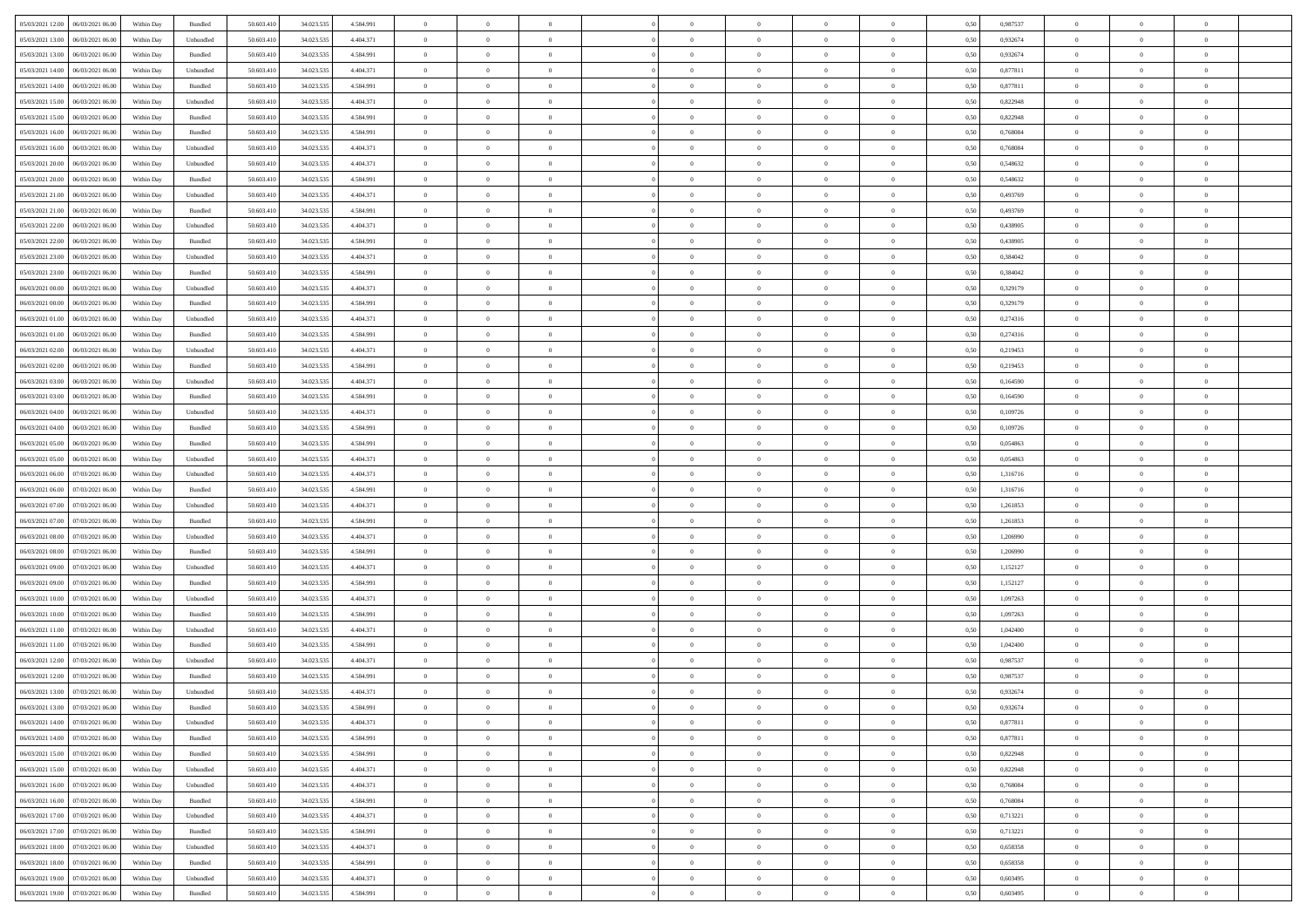| 05/03/2021 12:00 | 06/03/2021 06:00 | Within Day | Bundled | 50.603.410 | 34.023.535 | 4.584.991 | 0 | 0 | 0 | | 0 | 0 | 0 | 0 | 0,50 | 0,987537 | 0 | 0 | 0 | |
|---|---|---|---|---|---|---|---|---|---|---|---|---|---|---|---|---|---|---|---|---|
| 05/03/2021 13:00 | 06/03/2021 06:00 | Within Day | Unbundled | 50.603.410 | 34.023.535 | 4.404.371 | 0 | 0 | 0 | | 0 | 0 | 0 | 0 | 0,50 | 0,932674 | 0 | 0 | 0 | |
| 05/03/2021 13:00 | 06/03/2021 06:00 | Within Day | Bundled | 50.603.410 | 34.023.535 | 4.584.991 | 0 | 0 | 0 | | 0 | 0 | 0 | 0 | 0,50 | 0,932674 | 0 | 0 | 0 | |
| 05/03/2021 14:00 | 06/03/2021 06:00 | Within Day | Unbundled | 50.603.410 | 34.023.535 | 4.404.371 | 0 | 0 | 0 | | 0 | 0 | 0 | 0 | 0,50 | 0,877811 | 0 | 0 | 0 | |
| 05/03/2021 14:00 | 06/03/2021 06:00 | Within Day | Bundled | 50.603.410 | 34.023.535 | 4.584.991 | 0 | 0 | 0 | | 0 | 0 | 0 | 0 | 0,50 | 0,877811 | 0 | 0 | 0 | |
| 05/03/2021 15:00 | 06/03/2021 06:00 | Within Day | Unbundled | 50.603.410 | 34.023.535 | 4.404.371 | 0 | 0 | 0 | | 0 | 0 | 0 | 0 | 0,50 | 0,822948 | 0 | 0 | 0 | |
| 05/03/2021 15:00 | 06/03/2021 06:00 | Within Day | Bundled | 50.603.410 | 34.023.535 | 4.584.991 | 0 | 0 | 0 | | 0 | 0 | 0 | 0 | 0,50 | 0,822948 | 0 | 0 | 0 | |
| 05/03/2021 16:00 | 06/03/2021 06:00 | Within Day | Bundled | 50.603.410 | 34.023.535 | 4.584.991 | 0 | 0 | 0 | | 0 | 0 | 0 | 0 | 0,50 | 0,768084 | 0 | 0 | 0 | |
| 05/03/2021 16:00 | 06/03/2021 06:00 | Within Day | Unbundled | 50.603.410 | 34.023.535 | 4.404.371 | 0 | 0 | 0 | | 0 | 0 | 0 | 0 | 0,50 | 0,768084 | 0 | 0 | 0 | |
| 05/03/2021 20:00 | 06/03/2021 06:00 | Within Day | Unbundled | 50.603.410 | 34.023.535 | 4.404.371 | 0 | 0 | 0 | | 0 | 0 | 0 | 0 | 0,50 | 0,548632 | 0 | 0 | 0 | |
| 05/03/2021 20:00 | 06/03/2021 06:00 | Within Day | Bundled | 50.603.410 | 34.023.535 | 4.584.991 | 0 | 0 | 0 | | 0 | 0 | 0 | 0 | 0,50 | 0,548632 | 0 | 0 | 0 | |
| 05/03/2021 21:00 | 06/03/2021 06:00 | Within Day | Unbundled | 50.603.410 | 34.023.535 | 4.404.371 | 0 | 0 | 0 | | 0 | 0 | 0 | 0 | 0,50 | 0,493769 | 0 | 0 | 0 | |
| 05/03/2021 21:00 | 06/03/2021 06:00 | Within Day | Bundled | 50.603.410 | 34.023.535 | 4.584.991 | 0 | 0 | 0 | | 0 | 0 | 0 | 0 | 0,50 | 0,493769 | 0 | 0 | 0 | |
| 05/03/2021 22:00 | 06/03/2021 06:00 | Within Day | Unbundled | 50.603.410 | 34.023.535 | 4.404.371 | 0 | 0 | 0 | | 0 | 0 | 0 | 0 | 0,50 | 0,438905 | 0 | 0 | 0 | |
| 05/03/2021 22:00 | 06/03/2021 06:00 | Within Day | Bundled | 50.603.410 | 34.023.535 | 4.584.991 | 0 | 0 | 0 | | 0 | 0 | 0 | 0 | 0,50 | 0,438905 | 0 | 0 | 0 | |
| 05/03/2021 23:00 | 06/03/2021 06:00 | Within Day | Unbundled | 50.603.410 | 34.023.535 | 4.404.371 | 0 | 0 | 0 | | 0 | 0 | 0 | 0 | 0,50 | 0,384042 | 0 | 0 | 0 | |
| 05/03/2021 23:00 | 06/03/2021 06:00 | Within Day | Bundled | 50.603.410 | 34.023.535 | 4.584.991 | 0 | 0 | 0 | | 0 | 0 | 0 | 0 | 0,50 | 0,384042 | 0 | 0 | 0 | |
| 06/03/2021 00:00 | 06/03/2021 06:00 | Within Day | Unbundled | 50.603.410 | 34.023.535 | 4.404.371 | 0 | 0 | 0 | | 0 | 0 | 0 | 0 | 0,50 | 0,329179 | 0 | 0 | 0 | |
| 06/03/2021 00:00 | 06/03/2021 06:00 | Within Day | Bundled | 50.603.410 | 34.023.535 | 4.584.991 | 0 | 0 | 0 | | 0 | 0 | 0 | 0 | 0,50 | 0,329179 | 0 | 0 | 0 | |
| 06/03/2021 01:00 | 06/03/2021 06:00 | Within Day | Unbundled | 50.603.410 | 34.023.535 | 4.404.371 | 0 | 0 | 0 | | 0 | 0 | 0 | 0 | 0,50 | 0,274316 | 0 | 0 | 0 | |
| 06/03/2021 01:00 | 06/03/2021 06:00 | Within Day | Bundled | 50.603.410 | 34.023.535 | 4.584.991 | 0 | 0 | 0 | | 0 | 0 | 0 | 0 | 0,50 | 0,274316 | 0 | 0 | 0 | |
| 06/03/2021 02:00 | 06/03/2021 06:00 | Within Day | Unbundled | 50.603.410 | 34.023.535 | 4.404.371 | 0 | 0 | 0 | | 0 | 0 | 0 | 0 | 0,50 | 0,219453 | 0 | 0 | 0 | |
| 06/03/2021 02:00 | 06/03/2021 06:00 | Within Day | Bundled | 50.603.410 | 34.023.535 | 4.584.991 | 0 | 0 | 0 | | 0 | 0 | 0 | 0 | 0,50 | 0,219453 | 0 | 0 | 0 | |
| 06/03/2021 03:00 | 06/03/2021 06:00 | Within Day | Unbundled | 50.603.410 | 34.023.535 | 4.404.371 | 0 | 0 | 0 | | 0 | 0 | 0 | 0 | 0,50 | 0,164590 | 0 | 0 | 0 | |
| 06/03/2021 03:00 | 06/03/2021 06:00 | Within Day | Bundled | 50.603.410 | 34.023.535 | 4.584.991 | 0 | 0 | 0 | | 0 | 0 | 0 | 0 | 0,50 | 0,164590 | 0 | 0 | 0 | |
| 06/03/2021 04:00 | 06/03/2021 06:00 | Within Day | Unbundled | 50.603.410 | 34.023.535 | 4.404.371 | 0 | 0 | 0 | | 0 | 0 | 0 | 0 | 0,50 | 0,109726 | 0 | 0 | 0 | |
| 06/03/2021 04:00 | 06/03/2021 06:00 | Within Day | Bundled | 50.603.410 | 34.023.535 | 4.584.991 | 0 | 0 | 0 | | 0 | 0 | 0 | 0 | 0,50 | 0,109726 | 0 | 0 | 0 | |
| 06/03/2021 05:00 | 06/03/2021 06:00 | Within Day | Bundled | 50.603.410 | 34.023.535 | 4.584.991 | 0 | 0 | 0 | | 0 | 0 | 0 | 0 | 0,50 | 0,054863 | 0 | 0 | 0 | |
| 06/03/2021 05:00 | 06/03/2021 06:00 | Within Day | Unbundled | 50.603.410 | 34.023.535 | 4.404.371 | 0 | 0 | 0 | | 0 | 0 | 0 | 0 | 0,50 | 0,054863 | 0 | 0 | 0 | |
| 06/03/2021 06:00 | 07/03/2021 06:00 | Within Day | Unbundled | 50.603.410 | 34.023.535 | 4.404.371 | 0 | 0 | 0 | | 0 | 0 | 0 | 0 | 0,50 | 1,316716 | 0 | 0 | 0 | |
| 06/03/2021 06:00 | 07/03/2021 06:00 | Within Day | Bundled | 50.603.410 | 34.023.535 | 4.584.991 | 0 | 0 | 0 | | 0 | 0 | 0 | 0 | 0,50 | 1,316716 | 0 | 0 | 0 | |
| 06/03/2021 07:00 | 07/03/2021 06:00 | Within Day | Unbundled | 50.603.410 | 34.023.535 | 4.404.371 | 0 | 0 | 0 | | 0 | 0 | 0 | 0 | 0,50 | 1,261853 | 0 | 0 | 0 | |
| 06/03/2021 07:00 | 07/03/2021 06:00 | Within Day | Bundled | 50.603.410 | 34.023.535 | 4.584.991 | 0 | 0 | 0 | | 0 | 0 | 0 | 0 | 0,50 | 1,261853 | 0 | 0 | 0 | |
| 06/03/2021 08:00 | 07/03/2021 06:00 | Within Day | Unbundled | 50.603.410 | 34.023.535 | 4.404.371 | 0 | 0 | 0 | | 0 | 0 | 0 | 0 | 0,50 | 1,206990 | 0 | 0 | 0 | |
| 06/03/2021 08:00 | 07/03/2021 06:00 | Within Day | Bundled | 50.603.410 | 34.023.535 | 4.584.991 | 0 | 0 | 0 | | 0 | 0 | 0 | 0 | 0,50 | 1,206990 | 0 | 0 | 0 | |
| 06/03/2021 09:00 | 07/03/2021 06:00 | Within Day | Unbundled | 50.603.410 | 34.023.535 | 4.404.371 | 0 | 0 | 0 | | 0 | 0 | 0 | 0 | 0,50 | 1,152127 | 0 | 0 | 0 | |
| 06/03/2021 09:00 | 07/03/2021 06:00 | Within Day | Bundled | 50.603.410 | 34.023.535 | 4.584.991 | 0 | 0 | 0 | | 0 | 0 | 0 | 0 | 0,50 | 1,152127 | 0 | 0 | 0 | |
| 06/03/2021 10:00 | 07/03/2021 06:00 | Within Day | Unbundled | 50.603.410 | 34.023.535 | 4.404.371 | 0 | 0 | 0 | | 0 | 0 | 0 | 0 | 0,50 | 1,097263 | 0 | 0 | 0 | |
| 06/03/2021 10:00 | 07/03/2021 06:00 | Within Day | Bundled | 50.603.410 | 34.023.535 | 4.584.991 | 0 | 0 | 0 | | 0 | 0 | 0 | 0 | 0,50 | 1,097263 | 0 | 0 | 0 | |
| 06/03/2021 11:00 | 07/03/2021 06:00 | Within Day | Unbundled | 50.603.410 | 34.023.535 | 4.404.371 | 0 | 0 | 0 | | 0 | 0 | 0 | 0 | 0,50 | 1,042400 | 0 | 0 | 0 | |
| 06/03/2021 11:00 | 07/03/2021 06:00 | Within Day | Bundled | 50.603.410 | 34.023.535 | 4.584.991 | 0 | 0 | 0 | | 0 | 0 | 0 | 0 | 0,50 | 1,042400 | 0 | 0 | 0 | |
| 06/03/2021 12:00 | 07/03/2021 06:00 | Within Day | Unbundled | 50.603.410 | 34.023.535 | 4.404.371 | 0 | 0 | 0 | | 0 | 0 | 0 | 0 | 0,50 | 0,987537 | 0 | 0 | 0 | |
| 06/03/2021 12:00 | 07/03/2021 06:00 | Within Day | Bundled | 50.603.410 | 34.023.535 | 4.584.991 | 0 | 0 | 0 | | 0 | 0 | 0 | 0 | 0,50 | 0,987537 | 0 | 0 | 0 | |
| 06/03/2021 13:00 | 07/03/2021 06:00 | Within Day | Unbundled | 50.603.410 | 34.023.535 | 4.404.371 | 0 | 0 | 0 | | 0 | 0 | 0 | 0 | 0,50 | 0,932674 | 0 | 0 | 0 | |
| 06/03/2021 13:00 | 07/03/2021 06:00 | Within Day | Bundled | 50.603.410 | 34.023.535 | 4.584.991 | 0 | 0 | 0 | | 0 | 0 | 0 | 0 | 0,50 | 0,932674 | 0 | 0 | 0 | |
| 06/03/2021 14:00 | 07/03/2021 06:00 | Within Day | Unbundled | 50.603.410 | 34.023.535 | 4.404.371 | 0 | 0 | 0 | | 0 | 0 | 0 | 0 | 0,50 | 0,877811 | 0 | 0 | 0 | |
| 06/03/2021 14:00 | 07/03/2021 06:00 | Within Day | Bundled | 50.603.410 | 34.023.535 | 4.584.991 | 0 | 0 | 0 | | 0 | 0 | 0 | 0 | 0,50 | 0,877811 | 0 | 0 | 0 | |
| 06/03/2021 15:00 | 07/03/2021 06:00 | Within Day | Bundled | 50.603.410 | 34.023.535 | 4.584.991 | 0 | 0 | 0 | | 0 | 0 | 0 | 0 | 0,50 | 0,822948 | 0 | 0 | 0 | |
| 06/03/2021 15:00 | 07/03/2021 06:00 | Within Day | Unbundled | 50.603.410 | 34.023.535 | 4.404.371 | 0 | 0 | 0 | | 0 | 0 | 0 | 0 | 0,50 | 0,822948 | 0 | 0 | 0 | |
| 06/03/2021 16:00 | 07/03/2021 06:00 | Within Day | Unbundled | 50.603.410 | 34.023.535 | 4.404.371 | 0 | 0 | 0 | | 0 | 0 | 0 | 0 | 0,50 | 0,768084 | 0 | 0 | 0 | |
| 06/03/2021 16:00 | 07/03/2021 06:00 | Within Day | Bundled | 50.603.410 | 34.023.535 | 4.584.991 | 0 | 0 | 0 | | 0 | 0 | 0 | 0 | 0,50 | 0,768084 | 0 | 0 | 0 | |
| 06/03/2021 17:00 | 07/03/2021 06:00 | Within Day | Unbundled | 50.603.410 | 34.023.535 | 4.404.371 | 0 | 0 | 0 | | 0 | 0 | 0 | 0 | 0,50 | 0,713221 | 0 | 0 | 0 | |
| 06/03/2021 17:00 | 07/03/2021 06:00 | Within Day | Bundled | 50.603.410 | 34.023.535 | 4.584.991 | 0 | 0 | 0 | | 0 | 0 | 0 | 0 | 0,50 | 0,713221 | 0 | 0 | 0 | |
| 06/03/2021 18:00 | 07/03/2021 06:00 | Within Day | Unbundled | 50.603.410 | 34.023.535 | 4.404.371 | 0 | 0 | 0 | | 0 | 0 | 0 | 0 | 0,50 | 0,658358 | 0 | 0 | 0 | |
| 06/03/2021 18:00 | 07/03/2021 06:00 | Within Day | Bundled | 50.603.410 | 34.023.535 | 4.584.991 | 0 | 0 | 0 | | 0 | 0 | 0 | 0 | 0,50 | 0,658358 | 0 | 0 | 0 | |
| 06/03/2021 19:00 | 07/03/2021 06:00 | Within Day | Unbundled | 50.603.410 | 34.023.535 | 4.404.371 | 0 | 0 | 0 | | 0 | 0 | 0 | 0 | 0,50 | 0,603495 | 0 | 0 | 0 | |
| 06/03/2021 19:00 | 07/03/2021 06:00 | Within Day | Bundled | 50.603.410 | 34.023.535 | 4.584.991 | 0 | 0 | 0 | | 0 | 0 | 0 | 0 | 0,50 | 0,603495 | 0 | 0 | 0 | |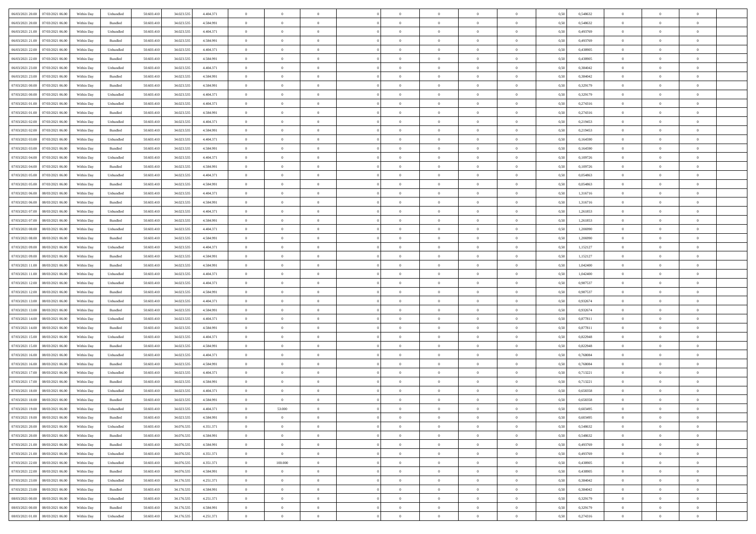| | | | | | | | | | | | | | | | | | | | | |
|---|---|---|---|---|---|---|---|---|---|---|---|---|---|---|---|---|---|---|---|---|
| 06/03/2021 20.00 | 07/03/2021 06.00 | Within Day | Unbundled | 50.603.410 | 34.023.535 | 4.404.371 | 0 | 0 | 0 | | 0 | 0 | 0 | 0 | 0,50 | 0,548632 | 0 | 0 | 0 | |
| 06/03/2021 20.00 | 07/03/2021 06.00 | Within Day | Bundled | 50.603.410 | 34.023.535 | 4.584.991 | 0 | 0 | 0 | | 0 | 0 | 0 | 0 | 0,50 | 0,548632 | 0 | 0 | 0 | |
| 06/03/2021 21.00 | 07/03/2021 06.00 | Within Day | Unbundled | 50.603.410 | 34.023.535 | 4.404.371 | 0 | 0 | 0 | | 0 | 0 | 0 | 0 | 0,50 | 0,493769 | 0 | 0 | 0 | |
| 06/03/2021 21.00 | 07/03/2021 06.00 | Within Day | Bundled | 50.603.410 | 34.023.535 | 4.584.991 | 0 | 0 | 0 | | 0 | 0 | 0 | 0 | 0,50 | 0,493769 | 0 | 0 | 0 | |
| 06/03/2021 22.00 | 07/03/2021 06.00 | Within Day | Unbundled | 50.603.410 | 34.023.535 | 4.404.371 | 0 | 0 | 0 | | 0 | 0 | 0 | 0 | 0,50 | 0,438905 | 0 | 0 | 0 | |
| 06/03/2021 22.00 | 07/03/2021 06.00 | Within Day | Bundled | 50.603.410 | 34.023.535 | 4.584.991 | 0 | 0 | 0 | | 0 | 0 | 0 | 0 | 0,50 | 0,438905 | 0 | 0 | 0 | |
| 06/03/2021 23.00 | 07/03/2021 06.00 | Within Day | Unbundled | 50.603.410 | 34.023.535 | 4.404.371 | 0 | 0 | 0 | | 0 | 0 | 0 | 0 | 0,50 | 0,384042 | 0 | 0 | 0 | |
| 06/03/2021 23.00 | 07/03/2021 06.00 | Within Day | Bundled | 50.603.410 | 34.023.535 | 4.584.991 | 0 | 0 | 0 | | 0 | 0 | 0 | 0 | 0,50 | 0,384042 | 0 | 0 | 0 | |
| 07/03/2021 00.00 | 07/03/2021 06.00 | Within Day | Bundled | 50.603.410 | 34.023.535 | 4.584.991 | 0 | 0 | 0 | | 0 | 0 | 0 | 0 | 0,50 | 0,329179 | 0 | 0 | 0 | |
| 07/03/2021 00.00 | 07/03/2021 06.00 | Within Day | Unbundled | 50.603.410 | 34.023.535 | 4.404.371 | 0 | 0 | 0 | | 0 | 0 | 0 | 0 | 0,50 | 0,329179 | 0 | 0 | 0 | |
| 07/03/2021 01.00 | 07/03/2021 06.00 | Within Day | Unbundled | 50.603.410 | 34.023.535 | 4.404.371 | 0 | 0 | 0 | | 0 | 0 | 0 | 0 | 0,50 | 0,274316 | 0 | 0 | 0 | |
| 07/03/2021 01.00 | 07/03/2021 06.00 | Within Day | Bundled | 50.603.410 | 34.023.535 | 4.584.991 | 0 | 0 | 0 | | 0 | 0 | 0 | 0 | 0,50 | 0,274316 | 0 | 0 | 0 | |
| 07/03/2021 02.00 | 07/03/2021 06.00 | Within Day | Unbundled | 50.603.410 | 34.023.535 | 4.404.371 | 0 | 0 | 0 | | 0 | 0 | 0 | 0 | 0,50 | 0,219453 | 0 | 0 | 0 | |
| 07/03/2021 02.00 | 07/03/2021 06.00 | Within Day | Bundled | 50.603.410 | 34.023.535 | 4.584.991 | 0 | 0 | 0 | | 0 | 0 | 0 | 0 | 0,50 | 0,219453 | 0 | 0 | 0 | |
| 07/03/2021 03.00 | 07/03/2021 06.00 | Within Day | Unbundled | 50.603.410 | 34.023.535 | 4.404.371 | 0 | 0 | 0 | | 0 | 0 | 0 | 0 | 0,50 | 0,164590 | 0 | 0 | 0 | |
| 07/03/2021 03.00 | 07/03/2021 06.00 | Within Day | Bundled | 50.603.410 | 34.023.535 | 4.584.991 | 0 | 0 | 0 | | 0 | 0 | 0 | 0 | 0,50 | 0,164590 | 0 | 0 | 0 | |
| 07/03/2021 04.00 | 07/03/2021 06.00 | Within Day | Unbundled | 50.603.410 | 34.023.535 | 4.404.371 | 0 | 0 | 0 | | 0 | 0 | 0 | 0 | 0,50 | 0,109726 | 0 | 0 | 0 | |
| 07/03/2021 04.00 | 07/03/2021 06.00 | Within Day | Bundled | 50.603.410 | 34.023.535 | 4.584.991 | 0 | 0 | 0 | | 0 | 0 | 0 | 0 | 0,50 | 0,109726 | 0 | 0 | 0 | |
| 07/03/2021 05.00 | 07/03/2021 06.00 | Within Day | Unbundled | 50.603.410 | 34.023.535 | 4.404.371 | 0 | 0 | 0 | | 0 | 0 | 0 | 0 | 0,50 | 0,054863 | 0 | 0 | 0 | |
| 07/03/2021 05.00 | 07/03/2021 06.00 | Within Day | Bundled | 50.603.410 | 34.023.535 | 4.584.991 | 0 | 0 | 0 | | 0 | 0 | 0 | 0 | 0,50 | 0,054863 | 0 | 0 | 0 | |
| 07/03/2021 06.00 | 08/03/2021 06.00 | Within Day | Unbundled | 50.603.410 | 34.023.535 | 4.404.371 | 0 | 0 | 0 | | 0 | 0 | 0 | 0 | 0,50 | 1,316716 | 0 | 0 | 0 | |
| 07/03/2021 06.00 | 08/03/2021 06.00 | Within Day | Bundled | 50.603.410 | 34.023.535 | 4.584.991 | 0 | 0 | 0 | | 0 | 0 | 0 | 0 | 0,50 | 1,316716 | 0 | 0 | 0 | |
| 07/03/2021 07.00 | 08/03/2021 06.00 | Within Day | Unbundled | 50.603.410 | 34.023.535 | 4.404.371 | 0 | 0 | 0 | | 0 | 0 | 0 | 0 | 0,50 | 1,261853 | 0 | 0 | 0 | |
| 07/03/2021 07.00 | 08/03/2021 06.00 | Within Day | Bundled | 50.603.410 | 34.023.535 | 4.584.991 | 0 | 0 | 0 | | 0 | 0 | 0 | 0 | 0,50 | 1,261853 | 0 | 0 | 0 | |
| 07/03/2021 08.00 | 08/03/2021 06.00 | Within Day | Unbundled | 50.603.410 | 34.023.535 | 4.404.371 | 0 | 0 | 0 | | 0 | 0 | 0 | 0 | 0,50 | 1,206990 | 0 | 0 | 0 | |
| 07/03/2021 08.00 | 08/03/2021 06.00 | Within Day | Bundled | 50.603.410 | 34.023.535 | 4.584.991 | 0 | 0 | 0 | | 0 | 0 | 0 | 0 | 0,50 | 1,206990 | 0 | 0 | 0 | |
| 07/03/2021 09.00 | 08/03/2021 06.00 | Within Day | Unbundled | 50.603.410 | 34.023.535 | 4.404.371 | 0 | 0 | 0 | | 0 | 0 | 0 | 0 | 0,50 | 1,152127 | 0 | 0 | 0 | |
| 07/03/2021 09.00 | 08/03/2021 06.00 | Within Day | Bundled | 50.603.410 | 34.023.535 | 4.584.991 | 0 | 0 | 0 | | 0 | 0 | 0 | 0 | 0,50 | 1,152127 | 0 | 0 | 0 | |
| 07/03/2021 11.00 | 08/03/2021 06.00 | Within Day | Bundled | 50.603.410 | 34.023.535 | 4.584.991 | 0 | 0 | 0 | | 0 | 0 | 0 | 0 | 0,50 | 1,042400 | 0 | 0 | 0 | |
| 07/03/2021 11.00 | 08/03/2021 06.00 | Within Day | Unbundled | 50.603.410 | 34.023.535 | 4.404.371 | 0 | 0 | 0 | | 0 | 0 | 0 | 0 | 0,50 | 1,042400 | 0 | 0 | 0 | |
| 07/03/2021 12.00 | 08/03/2021 06.00 | Within Day | Unbundled | 50.603.410 | 34.023.535 | 4.404.371 | 0 | 0 | 0 | | 0 | 0 | 0 | 0 | 0,50 | 0,987537 | 0 | 0 | 0 | |
| 07/03/2021 12.00 | 08/03/2021 06.00 | Within Day | Bundled | 50.603.410 | 34.023.535 | 4.584.991 | 0 | 0 | 0 | | 0 | 0 | 0 | 0 | 0,50 | 0,987537 | 0 | 0 | 0 | |
| 07/03/2021 13.00 | 08/03/2021 06.00 | Within Day | Unbundled | 50.603.410 | 34.023.535 | 4.404.371 | 0 | 0 | 0 | | 0 | 0 | 0 | 0 | 0,50 | 0,932674 | 0 | 0 | 0 | |
| 07/03/2021 13.00 | 08/03/2021 06.00 | Within Day | Bundled | 50.603.410 | 34.023.535 | 4.584.991 | 0 | 0 | 0 | | 0 | 0 | 0 | 0 | 0,50 | 0,932674 | 0 | 0 | 0 | |
| 07/03/2021 14.00 | 08/03/2021 06.00 | Within Day | Unbundled | 50.603.410 | 34.023.535 | 4.404.371 | 0 | 0 | 0 | | 0 | 0 | 0 | 0 | 0,50 | 0,877811 | 0 | 0 | 0 | |
| 07/03/2021 14.00 | 08/03/2021 06.00 | Within Day | Bundled | 50.603.410 | 34.023.535 | 4.584.991 | 0 | 0 | 0 | | 0 | 0 | 0 | 0 | 0,50 | 0,877811 | 0 | 0 | 0 | |
| 07/03/2021 15.00 | 08/03/2021 06.00 | Within Day | Unbundled | 50.603.410 | 34.023.535 | 4.404.371 | 0 | 0 | 0 | | 0 | 0 | 0 | 0 | 0,50 | 0,822948 | 0 | 0 | 0 | |
| 07/03/2021 15.00 | 08/03/2021 06.00 | Within Day | Bundled | 50.603.410 | 34.023.535 | 4.584.991 | 0 | 0 | 0 | | 0 | 0 | 0 | 0 | 0,50 | 0,822948 | 0 | 0 | 0 | |
| 07/03/2021 16.00 | 08/03/2021 06.00 | Within Day | Unbundled | 50.603.410 | 34.023.535 | 4.404.371 | 0 | 0 | 0 | | 0 | 0 | 0 | 0 | 0,50 | 0,768084 | 0 | 0 | 0 | |
| 07/03/2021 16.00 | 08/03/2021 06.00 | Within Day | Bundled | 50.603.410 | 34.023.535 | 4.584.991 | 0 | 0 | 0 | | 0 | 0 | 0 | 0 | 0,50 | 0,768084 | 0 | 0 | 0 | |
| 07/03/2021 17.00 | 08/03/2021 06.00 | Within Day | Unbundled | 50.603.410 | 34.023.535 | 4.404.371 | 0 | 0 | 0 | | 0 | 0 | 0 | 0 | 0,50 | 0,713221 | 0 | 0 | 0 | |
| 07/03/2021 17.00 | 08/03/2021 06.00 | Within Day | Bundled | 50.603.410 | 34.023.535 | 4.584.991 | 0 | 0 | 0 | | 0 | 0 | 0 | 0 | 0,50 | 0,713221 | 0 | 0 | 0 | |
| 07/03/2021 18.00 | 08/03/2021 06.00 | Within Day | Unbundled | 50.603.410 | 34.023.535 | 4.404.371 | 0 | 0 | 0 | | 0 | 0 | 0 | 0 | 0,50 | 0,658358 | 0 | 0 | 0 | |
| 07/03/2021 18.00 | 08/03/2021 06.00 | Within Day | Bundled | 50.603.410 | 34.023.535 | 4.584.991 | 0 | 0 | 0 | | 0 | 0 | 0 | 0 | 0,50 | 0,658358 | 0 | 0 | 0 | |
| 07/03/2021 19.00 | 08/03/2021 06.00 | Within Day | Unbundled | 50.603.410 | 34.023.535 | 4.404.371 | 0 | 53.000 | 0 | | 0 | 0 | 0 | 0 | 0,50 | 0,603495 | 0 | 0 | 0 | |
| 07/03/2021 19.00 | 08/03/2021 06.00 | Within Day | Bundled | 50.603.410 | 34.023.535 | 4.584.991 | 0 | 0 | 0 | | 0 | 0 | 0 | 0 | 0,50 | 0,603495 | 0 | 0 | 0 | |
| 07/03/2021 20.00 | 08/03/2021 06.00 | Within Day | Unbundled | 50.603.410 | 34.076.535 | 4.351.371 | 0 | 0 | 0 | | 0 | 0 | 0 | 0 | 0,50 | 0,548632 | 0 | 0 | 0 | |
| 07/03/2021 20.00 | 08/03/2021 06.00 | Within Day | Bundled | 50.603.410 | 34.076.535 | 4.584.991 | 0 | 0 | 0 | | 0 | 0 | 0 | 0 | 0,50 | 0,548632 | 0 | 0 | 0 | |
| 07/03/2021 21.00 | 08/03/2021 06.00 | Within Day | Bundled | 50.603.410 | 34.076.535 | 4.584.991 | 0 | 0 | 0 | | 0 | 0 | 0 | 0 | 0,50 | 0,493769 | 0 | 0 | 0 | |
| 07/03/2021 21.00 | 08/03/2021 06.00 | Within Day | Unbundled | 50.603.410 | 34.076.535 | 4.351.371 | 0 | 0 | 0 | | 0 | 0 | 0 | 0 | 0,50 | 0,493769 | 0 | 0 | 0 | |
| 07/03/2021 22.00 | 08/03/2021 06.00 | Within Day | Unbundled | 50.603.410 | 34.076.535 | 4.351.371 | 0 | 100.000 | 0 | | 0 | 0 | 0 | 0 | 0,50 | 0,438905 | 0 | 0 | 0 | |
| 07/03/2021 22.00 | 08/03/2021 06.00 | Within Day | Bundled | 50.603.410 | 34.076.535 | 4.584.991 | 0 | 0 | 0 | | 0 | 0 | 0 | 0 | 0,50 | 0,438905 | 0 | 0 | 0 | |
| 07/03/2021 23.00 | 08/03/2021 06.00 | Within Day | Unbundled | 50.603.410 | 34.176.535 | 4.251.371 | 0 | 0 | 0 | | 0 | 0 | 0 | 0 | 0,50 | 0,384042 | 0 | 0 | 0 | |
| 07/03/2021 23.00 | 08/03/2021 06.00 | Within Day | Bundled | 50.603.410 | 34.176.535 | 4.584.991 | 0 | 0 | 0 | | 0 | 0 | 0 | 0 | 0,50 | 0,384042 | 0 | 0 | 0 | |
| 08/03/2021 00.00 | 08/03/2021 06.00 | Within Day | Unbundled | 50.603.410 | 34.176.535 | 4.251.371 | 0 | 0 | 0 | | 0 | 0 | 0 | 0 | 0,50 | 0,329179 | 0 | 0 | 0 | |
| 08/03/2021 00.00 | 08/03/2021 06.00 | Within Day | Bundled | 50.603.410 | 34.176.535 | 4.584.991 | 0 | 0 | 0 | | 0 | 0 | 0 | 0 | 0,50 | 0,329179 | 0 | 0 | 0 | |
| 08/03/2021 01.00 | 08/03/2021 06.00 | Within Day | Unbundled | 50.603.410 | 34.176.535 | 4.251.371 | 0 | 0 | 0 | | 0 | 0 | 0 | 0 | 0,50 | 0,274316 | 0 | 0 | 0 | |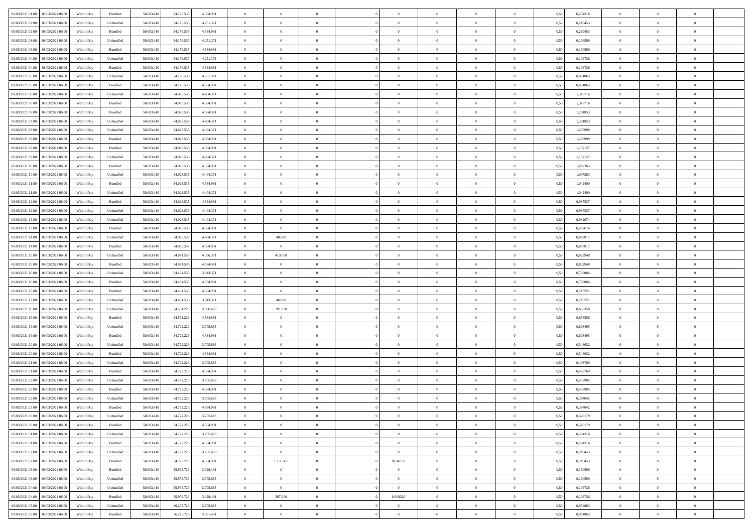| | | | | | | | | | | | | | | | | | | | | |
|---|---|---|---|---|---|---|---|---|---|---|---|---|---|---|---|---|---|---|---|---|
| 08/03/2021 01:00 | 08/03/2021 06:00 | Within Day | Bundled | 50.603.410 | 34.176.535 | 4.584.991 | 0 | 0 | 0 | | 0 | 0 | 0 | 0 | 0,50 | 0,274316 | 0 | 0 | 0 | |
| 08/03/2021 02:00 | 08/03/2021 06:00 | Within Day | Unbundled | 50.603.410 | 34.176.535 | 4.251.371 | 0 | 0 | 0 | | 0 | 0 | 0 | 0 | 0,50 | 0,219453 | 0 | 0 | 0 | |
| 08/03/2021 02:00 | 08/03/2021 06:00 | Within Day | Bundled | 50.603.410 | 34.176.535 | 4.584.991 | 0 | 0 | 0 | | 0 | 0 | 0 | 0 | 0,50 | 0,219453 | 0 | 0 | 0 | |
| 08/03/2021 03:00 | 08/03/2021 06:00 | Within Day | Unbundled | 50.603.410 | 34.176.535 | 4.251.371 | 0 | 0 | 0 | | 0 | 0 | 0 | 0 | 0,50 | 0,164590 | 0 | 0 | 0 | |
| 08/03/2021 03:00 | 08/03/2021 06:00 | Within Day | Bundled | 50.603.410 | 34.176.535 | 4.584.991 | 0 | 0 | 0 | | 0 | 0 | 0 | 0 | 0,50 | 0,164590 | 0 | 0 | 0 | |
| 08/03/2021 04:00 | 08/03/2021 06:00 | Within Day | Unbundled | 50.603.410 | 34.176.535 | 4.251.371 | 0 | 0 | 0 | | 0 | 0 | 0 | 0 | 0,50 | 0,109726 | 0 | 0 | 0 | |
| 08/03/2021 04:00 | 08/03/2021 06:00 | Within Day | Bundled | 50.603.410 | 34.176.535 | 4.584.991 | 0 | 0 | 0 | | 0 | 0 | 0 | 0 | 0,50 | 0,109726 | 0 | 0 | 0 | |
| 08/03/2021 05:00 | 08/03/2021 06:00 | Within Day | Unbundled | 50.603.410 | 34.176.535 | 4.251.371 | 0 | 0 | 0 | | 0 | 0 | 0 | 0 | 0,50 | 0,054863 | 0 | 0 | 0 | |
| 08/03/2021 05:00 | 08/03/2021 06:00 | Within Day | Bundled | 50.603.410 | 34.176.535 | 4.584.991 | 0 | 0 | 0 | | 0 | 0 | 0 | 0 | 0,50 | 0,054863 | 0 | 0 | 0 | |
| 08/03/2021 06:00 | 09/03/2021 06:00 | Within Day | Unbundled | 50.603.410 | 34.023.535 | 4.404.371 | 0 | 0 | 0 | | 0 | 0 | 0 | 0 | 0,50 | 1,316716 | 0 | 0 | 0 | |
| 08/03/2021 06:00 | 09/03/2021 06:00 | Within Day | Bundled | 50.603.410 | 34.023.535 | 4.584.991 | 0 | 0 | 0 | | 0 | 0 | 0 | 0 | 0,50 | 1,316716 | 0 | 0 | 0 | |
| 08/03/2021 07:00 | 09/03/2021 06:00 | Within Day | Bundled | 50.603.410 | 34.023.535 | 4.584.991 | 0 | 0 | 0 | | 0 | 0 | 0 | 0 | 0,50 | 1,261853 | 0 | 0 | 0 | |
| 08/03/2021 07:00 | 09/03/2021 06:00 | Within Day | Unbundled | 50.603.410 | 34.023.535 | 4.404.371 | 0 | 0 | 0 | | 0 | 0 | 0 | 0 | 0,50 | 1,261853 | 0 | 0 | 0 | |
| 08/03/2021 08:00 | 09/03/2021 06:00 | Within Day | Unbundled | 50.603.410 | 34.023.535 | 4.404.371 | 0 | 0 | 0 | | 0 | 0 | 0 | 0 | 0,50 | 1,206990 | 0 | 0 | 0 | |
| 08/03/2021 08:00 | 09/03/2021 06:00 | Within Day | Bundled | 50.603.410 | 34.023.535 | 4.584.991 | 0 | 0 | 0 | | 0 | 0 | 0 | 0 | 0,50 | 1,206990 | 0 | 0 | 0 | |
| 08/03/2021 09:00 | 09/03/2021 06:00 | Within Day | Bundled | 50.603.410 | 34.023.535 | 4.584.991 | 0 | 0 | 0 | | 0 | 0 | 0 | 0 | 0,50 | 1,152127 | 0 | 0 | 0 | |
| 08/03/2021 09:00 | 09/03/2021 06:00 | Within Day | Unbundled | 50.603.410 | 34.023.535 | 4.404.371 | 0 | 0 | 0 | | 0 | 0 | 0 | 0 | 0,50 | 1,152127 | 0 | 0 | 0 | |
| 08/03/2021 10:00 | 09/03/2021 06:00 | Within Day | Bundled | 50.603.410 | 34.023.535 | 4.584.991 | 0 | 0 | 0 | | 0 | 0 | 0 | 0 | 0,50 | 1,097263 | 0 | 0 | 0 | |
| 08/03/2021 10:00 | 09/03/2021 06:00 | Within Day | Unbundled | 50.603.410 | 34.023.535 | 4.404.371 | 0 | 0 | 0 | | 0 | 0 | 0 | 0 | 0,50 | 1,097263 | 0 | 0 | 0 | |
| 08/03/2021 11:00 | 09/03/2021 06:00 | Within Day | Bundled | 50.603.410 | 34.023.535 | 4.584.991 | 0 | 0 | 0 | | 0 | 0 | 0 | 0 | 0,50 | 1,042400 | 0 | 0 | 0 | |
| 08/03/2021 11:00 | 09/03/2021 06:00 | Within Day | Unbundled | 50.603.410 | 34.023.535 | 4.404.371 | 0 | 0 | 0 | | 0 | 0 | 0 | 0 | 0,50 | 1,042400 | 0 | 0 | 0 | |
| 08/03/2021 12:00 | 09/03/2021 06:00 | Within Day | Bundled | 50.603.410 | 34.023.535 | 4.584.991 | 0 | 0 | 0 | | 0 | 0 | 0 | 0 | 0,50 | 0,987537 | 0 | 0 | 0 | |
| 08/03/2021 12:00 | 09/03/2021 06:00 | Within Day | Unbundled | 50.603.410 | 34.023.535 | 4.404.371 | 0 | 0 | 0 | | 0 | 0 | 0 | 0 | 0,50 | 0,987537 | 0 | 0 | 0 | |
| 08/03/2021 13:00 | 09/03/2021 06:00 | Within Day | Unbundled | 50.603.410 | 34.023.535 | 4.404.371 | 0 | 0 | 0 | | 0 | 0 | 0 | 0 | 0,50 | 0,932674 | 0 | 0 | 0 | |
| 08/03/2021 13:00 | 09/03/2021 06:00 | Within Day | Bundled | 50.603.410 | 34.023.535 | 4.584.991 | 0 | 0 | 0 | | 0 | 0 | 0 | 0 | 0,50 | 0,932674 | 0 | 0 | 0 | |
| 08/03/2021 14:00 | 09/03/2021 06:00 | Within Day | Unbundled | 50.603.410 | 34.023.535 | 4.404.371 | 0 | 48.000 | 0 | | 0 | 0 | 0 | 0 | 0,50 | 0,877811 | 0 | 0 | 0 | |
| 08/03/2021 14:00 | 09/03/2021 06:00 | Within Day | Bundled | 50.603.410 | 34.023.535 | 4.584.991 | 0 | 0 | 0 | | 0 | 0 | 0 | 0 | 0,50 | 0,877811 | 0 | 0 | 0 | |
| 08/03/2021 15:00 | 09/03/2021 06:00 | Within Day | Unbundled | 50.603.410 | 34.071.535 | 4.356.371 | 0 | 413.000 | 0 | | 0 | 0 | 0 | 0 | 0,50 | 0,822948 | 0 | 0 | 0 | |
| 08/03/2021 15:00 | 09/03/2021 06:00 | Within Day | Bundled | 50.603.410 | 34.071.535 | 4.584.991 | 0 | 0 | 0 | | 0 | 0 | 0 | 0 | 0,50 | 0,822948 | 0 | 0 | 0 | |
| 08/03/2021 16:00 | 09/03/2021 06:00 | Within Day | Unbundled | 50.603.410 | 34.484.535 | 3.943.371 | 0 | 0 | 0 | | 0 | 0 | 0 | 0 | 0,50 | 0,768084 | 0 | 0 | 0 | |
| 08/03/2021 16:00 | 09/03/2021 06:00 | Within Day | Bundled | 50.603.410 | 34.484.535 | 4.584.991 | 0 | 0 | 0 | | 0 | 0 | 0 | 0 | 0,50 | 0,768084 | 0 | 0 | 0 | |
| 08/03/2021 17:00 | 09/03/2021 06:00 | Within Day | Bundled | 50.603.410 | 34.484.535 | 4.584.991 | 0 | 0 | 0 | | 0 | 0 | 0 | 0 | 0,50 | 0,713221 | 0 | 0 | 0 | |
| 08/03/2021 17:00 | 09/03/2021 06:00 | Within Day | Unbundled | 50.603.410 | 34.484.535 | 3.943.371 | 0 | 46.688 | 0 | | 0 | 0 | 0 | 0 | 0,50 | 0,713221 | 0 | 0 | 0 | |
| 08/03/2021 18:00 | 09/03/2021 06:00 | Within Day | Unbundled | 50.603.410 | 34.531.223 | 3.896.683 | 0 | 191.000 | 0 | | 0 | 0 | 0 | 0 | 0,50 | 0,658358 | 0 | 0 | 0 | |
| 08/03/2021 18:00 | 09/03/2021 06:00 | Within Day | Bundled | 50.603.410 | 34.531.223 | 4.584.991 | 0 | 0 | 0 | | 0 | 0 | 0 | 0 | 0,50 | 0,658358 | 0 | 0 | 0 | |
| 08/03/2021 19:00 | 09/03/2021 06:00 | Within Day | Unbundled | 50.603.410 | 34.722.223 | 3.705.683 | 0 | 0 | 0 | | 0 | 0 | 0 | 0 | 0,50 | 0,603495 | 0 | 0 | 0 | |
| 08/03/2021 19:00 | 09/03/2021 06:00 | Within Day | Bundled | 50.603.410 | 34.722.223 | 4.584.991 | 0 | 0 | 0 | | 0 | 0 | 0 | 0 | 0,50 | 0,603495 | 0 | 0 | 0 | |
| 08/03/2021 20:00 | 09/03/2021 06:00 | Within Day | Unbundled | 50.603.410 | 34.722.223 | 3.705.683 | 0 | 0 | 0 | | 0 | 0 | 0 | 0 | 0,50 | 0,548632 | 0 | 0 | 0 | |
| 08/03/2021 20:00 | 09/03/2021 06:00 | Within Day | Bundled | 50.603.410 | 34.722.223 | 4.584.991 | 0 | 0 | 0 | | 0 | 0 | 0 | 0 | 0,50 | 0,548632 | 0 | 0 | 0 | |
| 08/03/2021 21:00 | 09/03/2021 06:00 | Within Day | Unbundled | 50.603.410 | 34.722.223 | 3.705.683 | 0 | 0 | 0 | | 0 | 0 | 0 | 0 | 0,50 | 0,493769 | 0 | 0 | 0 | |
| 08/03/2021 21:00 | 09/03/2021 06:00 | Within Day | Bundled | 50.603.410 | 34.722.223 | 4.584.991 | 0 | 0 | 0 | | 0 | 0 | 0 | 0 | 0,50 | 0,493769 | 0 | 0 | 0 | |
| 08/03/2021 22:00 | 09/03/2021 06:00 | Within Day | Unbundled | 50.603.410 | 34.722.223 | 3.705.683 | 0 | 0 | 0 | | 0 | 0 | 0 | 0 | 0,50 | 0,438905 | 0 | 0 | 0 | |
| 08/03/2021 22:00 | 09/03/2021 06:00 | Within Day | Bundled | 50.603.410 | 34.722.223 | 4.584.991 | 0 | 0 | 0 | | 0 | 0 | 0 | 0 | 0,50 | 0,438905 | 0 | 0 | 0 | |
| 08/03/2021 23:00 | 09/03/2021 06:00 | Within Day | Unbundled | 50.603.410 | 34.722.223 | 3.705.683 | 0 | 0 | 0 | | 0 | 0 | 0 | 0 | 0,50 | 0,384042 | 0 | 0 | 0 | |
| 08/03/2021 23:00 | 09/03/2021 06:00 | Within Day | Bundled | 50.603.410 | 34.722.223 | 4.584.991 | 0 | 0 | 0 | | 0 | 0 | 0 | 0 | 0,50 | 0,384042 | 0 | 0 | 0 | |
| 09/03/2021 00:00 | 09/03/2021 06:00 | Within Day | Unbundled | 50.603.410 | 34.722.223 | 3.705.683 | 0 | 0 | 0 | | 0 | 0 | 0 | 0 | 0,50 | 0,329179 | 0 | 0 | 0 | |
| 09/03/2021 00:00 | 09/03/2021 06:00 | Within Day | Bundled | 50.603.410 | 34.722.223 | 4.584.991 | 0 | 0 | 0 | | 0 | 0 | 0 | 0 | 0,50 | 0,329179 | 0 | 0 | 0 | |
| 09/03/2021 01:00 | 09/03/2021 06:00 | Within Day | Unbundled | 50.603.410 | 34.722.223 | 3.705.683 | 0 | 0 | 0 | | 0 | 0 | 0 | 0 | 0,50 | 0,274316 | 0 | 0 | 0 | |
| 09/03/2021 01:00 | 09/03/2021 06:00 | Within Day | Bundled | 50.603.410 | 34.722.223 | 4.584.991 | 0 | 0 | 0 | | 0 | 0 | 0 | 0 | 0,50 | 0,274316 | 0 | 0 | 0 | |
| 09/03/2021 02:00 | 09/03/2021 06:00 | Within Day | Unbundled | 50.603.410 | 34.722.223 | 3.705.683 | 0 | 0 | 0 | | 0 | 0 | 0 | 0 | 0,50 | 0,219453 | 0 | 0 | 0 | |
| 09/03/2021 02:00 | 09/03/2021 06:00 | Within Day | Bundled | 50.603.410 | 34.722.223 | 4.584.991 | 0 | 1.256.500 | 0 | | 0,616753 | 0 | 0 | 0 | 0,50 | 0,219453 | 0 | 0 | 0 | |
| 09/03/2021 03:00 | 09/03/2021 06:00 | Within Day | Bundled | 50.603.410 | 35.978.723 | 3.328.491 | 0 | 0 | 0 | | 0 | 0 | 0 | 0 | 0,50 | 0,164590 | 0 | 0 | 0 | |
| 09/03/2021 03:00 | 09/03/2021 06:00 | Within Day | Unbundled | 50.603.410 | 35.978.723 | 3.705.683 | 0 | 0 | 0 | | 0 | 0 | 0 | 0 | 0,50 | 0,164590 | 0 | 0 | 0 | |
| 09/03/2021 04:00 | 09/03/2021 06:00 | Within Day | Unbundled | 50.603.410 | 35.978.723 | 3.705.683 | 0 | 0 | 0 | | 0 | 0 | 0 | 0 | 0,50 | 0,109726 | 0 | 0 | 0 | |
| 09/03/2021 04:00 | 09/03/2021 06:00 | Within Day | Bundled | 50.603.410 | 35.978.723 | 3.328.491 | 0 | 297.000 | 0 | | 0,308326 | 0 | 0 | 0 | 0,50 | 0,109726 | 0 | 0 | 0 | |
| 09/03/2021 05:00 | 09/03/2021 06:00 | Within Day | Unbundled | 50.603.410 | 36.275.723 | 3.705.683 | 0 | 0 | 0 | | 0 | 0 | 0 | 0 | 0,50 | 0,054863 | 0 | 0 | 0 | |
| 09/03/2021 05:00 | 09/03/2021 06:00 | Within Day | Bundled | 50.603.410 | 36.275.723 | 3.031.491 | 0 | 0 | 0 | | 0 | 0 | 0 | 0 | 0,50 | 0,054863 | 0 | 0 | 0 | |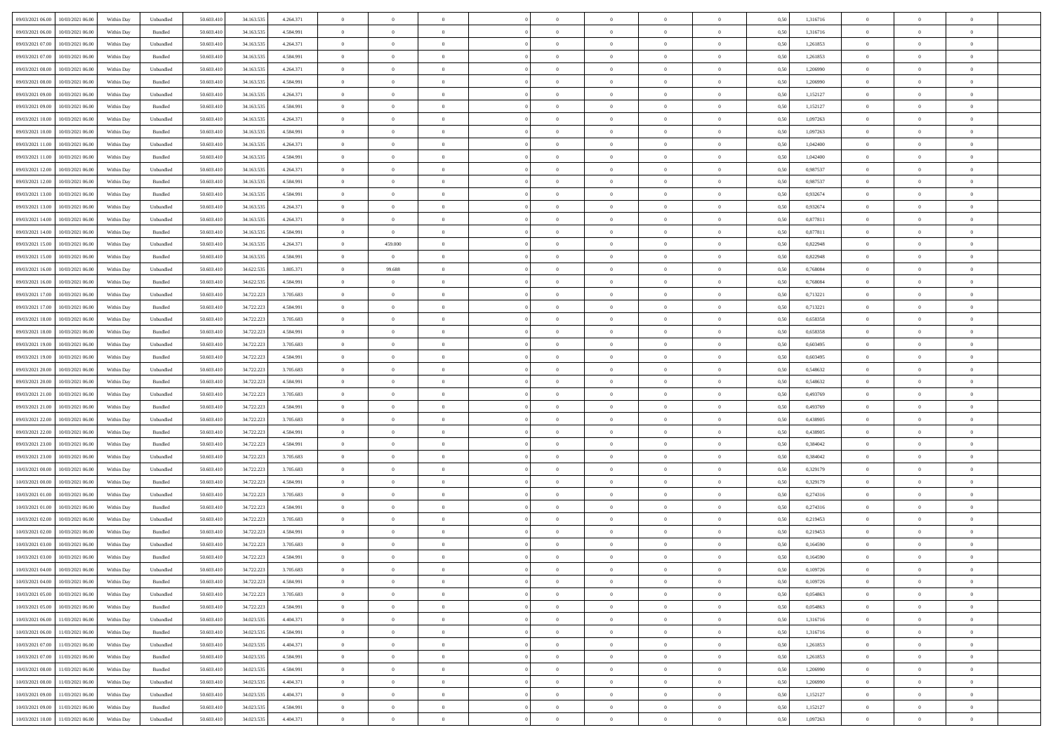| | | | | | | | | | | | | | | | | | | | | |
|---|---|---|---|---|---|---|---|---|---|---|---|---|---|---|---|---|---|---|---|---|
| 09/03/2021 06:00 | 10/03/2021 06:00 | Within Day | Unbundled | 50.603.410 | 34.163.535 | 4.264.371 | 0 | 0 | 0 | | 0 | 0 | 0 | 0 | 0,50 | 1,316716 | 0 | 0 | 0 | |
| 09/03/2021 06:00 | 10/03/2021 06:00 | Within Day | Bundled | 50.603.410 | 34.163.535 | 4.584.991 | 0 | 0 | 0 | | 0 | 0 | 0 | 0 | 0,50 | 1,316716 | 0 | 0 | 0 | |
| 09/03/2021 07:00 | 10/03/2021 06:00 | Within Day | Unbundled | 50.603.410 | 34.163.535 | 4.264.371 | 0 | 0 | 0 | | 0 | 0 | 0 | 0 | 0,50 | 1,261853 | 0 | 0 | 0 | |
| 09/03/2021 07:00 | 10/03/2021 06:00 | Within Day | Bundled | 50.603.410 | 34.163.535 | 4.584.991 | 0 | 0 | 0 | | 0 | 0 | 0 | 0 | 0,50 | 1,261853 | 0 | 0 | 0 | |
| 09/03/2021 08:00 | 10/03/2021 06:00 | Within Day | Unbundled | 50.603.410 | 34.163.535 | 4.264.371 | 0 | 0 | 0 | | 0 | 0 | 0 | 0 | 0,50 | 1,206990 | 0 | 0 | 0 | |
| 09/03/2021 08:00 | 10/03/2021 06:00 | Within Day | Bundled | 50.603.410 | 34.163.535 | 4.584.991 | 0 | 0 | 0 | | 0 | 0 | 0 | 0 | 0,50 | 1,206990 | 0 | 0 | 0 | |
| 09/03/2021 09:00 | 10/03/2021 06:00 | Within Day | Unbundled | 50.603.410 | 34.163.535 | 4.264.371 | 0 | 0 | 0 | | 0 | 0 | 0 | 0 | 0,50 | 1,152127 | 0 | 0 | 0 | |
| 09/03/2021 09:00 | 10/03/2021 06:00 | Within Day | Bundled | 50.603.410 | 34.163.535 | 4.584.991 | 0 | 0 | 0 | | 0 | 0 | 0 | 0 | 0,50 | 1,152127 | 0 | 0 | 0 | |
| 09/03/2021 10:00 | 10/03/2021 06:00 | Within Day | Unbundled | 50.603.410 | 34.163.535 | 4.264.371 | 0 | 0 | 0 | | 0 | 0 | 0 | 0 | 0,50 | 1,097263 | 0 | 0 | 0 | |
| 09/03/2021 10:00 | 10/03/2021 06:00 | Within Day | Bundled | 50.603.410 | 34.163.535 | 4.584.991 | 0 | 0 | 0 | | 0 | 0 | 0 | 0 | 0,50 | 1,097263 | 0 | 0 | 0 | |
| 09/03/2021 11:00 | 10/03/2021 06:00 | Within Day | Unbundled | 50.603.410 | 34.163.535 | 4.264.371 | 0 | 0 | 0 | | 0 | 0 | 0 | 0 | 0,50 | 1,042400 | 0 | 0 | 0 | |
| 09/03/2021 11:00 | 10/03/2021 06:00 | Within Day | Bundled | 50.603.410 | 34.163.535 | 4.584.991 | 0 | 0 | 0 | | 0 | 0 | 0 | 0 | 0,50 | 1,042400 | 0 | 0 | 0 | |
| 09/03/2021 12:00 | 10/03/2021 06:00 | Within Day | Unbundled | 50.603.410 | 34.163.535 | 4.264.371 | 0 | 0 | 0 | | 0 | 0 | 0 | 0 | 0,50 | 0,987537 | 0 | 0 | 0 | |
| 09/03/2021 12:00 | 10/03/2021 06:00 | Within Day | Bundled | 50.603.410 | 34.163.535 | 4.584.991 | 0 | 0 | 0 | | 0 | 0 | 0 | 0 | 0,50 | 0,987537 | 0 | 0 | 0 | |
| 09/03/2021 13:00 | 10/03/2021 06:00 | Within Day | Bundled | 50.603.410 | 34.163.535 | 4.584.991 | 0 | 0 | 0 | | 0 | 0 | 0 | 0 | 0,50 | 0,932674 | 0 | 0 | 0 | |
| 09/03/2021 13:00 | 10/03/2021 06:00 | Within Day | Unbundled | 50.603.410 | 34.163.535 | 4.264.371 | 0 | 0 | 0 | | 0 | 0 | 0 | 0 | 0,50 | 0,932674 | 0 | 0 | 0 | |
| 09/03/2021 14:00 | 10/03/2021 06:00 | Within Day | Unbundled | 50.603.410 | 34.163.535 | 4.264.371 | 0 | 0 | 0 | | 0 | 0 | 0 | 0 | 0,50 | 0,877811 | 0 | 0 | 0 | |
| 09/03/2021 14:00 | 10/03/2021 06:00 | Within Day | Bundled | 50.603.410 | 34.163.535 | 4.584.991 | 0 | 0 | 0 | | 0 | 0 | 0 | 0 | 0,50 | 0,877811 | 0 | 0 | 0 | |
| 09/03/2021 15:00 | 10/03/2021 06:00 | Within Day | Unbundled | 50.603.410 | 34.163.535 | 4.264.371 | 0 | 459.000 | 0 | | 0 | 0 | 0 | 0 | 0,50 | 0,822948 | 0 | 0 | 0 | |
| 09/03/2021 15:00 | 10/03/2021 06:00 | Within Day | Bundled | 50.603.410 | 34.163.535 | 4.584.991 | 0 | 0 | 0 | | 0 | 0 | 0 | 0 | 0,50 | 0,822948 | 0 | 0 | 0 | |
| 09/03/2021 16:00 | 10/03/2021 06:00 | Within Day | Unbundled | 50.603.410 | 34.622.535 | 3.805.371 | 0 | 99.688 | 0 | | 0 | 0 | 0 | 0 | 0,50 | 0,768084 | 0 | 0 | 0 | |
| 09/03/2021 16:00 | 10/03/2021 06:00 | Within Day | Bundled | 50.603.410 | 34.622.535 | 4.584.991 | 0 | 0 | 0 | | 0 | 0 | 0 | 0 | 0,50 | 0,768084 | 0 | 0 | 0 | |
| 09/03/2021 17:00 | 10/03/2021 06:00 | Within Day | Unbundled | 50.603.410 | 34.722.223 | 3.705.683 | 0 | 0 | 0 | | 0 | 0 | 0 | 0 | 0,50 | 0,713221 | 0 | 0 | 0 | |
| 09/03/2021 17:00 | 10/03/2021 06:00 | Within Day | Bundled | 50.603.410 | 34.722.223 | 4.584.991 | 0 | 0 | 0 | | 0 | 0 | 0 | 0 | 0,50 | 0,713221 | 0 | 0 | 0 | |
| 09/03/2021 18:00 | 10/03/2021 06:00 | Within Day | Unbundled | 50.603.410 | 34.722.223 | 3.705.683 | 0 | 0 | 0 | | 0 | 0 | 0 | 0 | 0,50 | 0,658358 | 0 | 0 | 0 | |
| 09/03/2021 18:00 | 10/03/2021 06:00 | Within Day | Bundled | 50.603.410 | 34.722.223 | 4.584.991 | 0 | 0 | 0 | | 0 | 0 | 0 | 0 | 0,50 | 0,658358 | 0 | 0 | 0 | |
| 09/03/2021 19:00 | 10/03/2021 06:00 | Within Day | Unbundled | 50.603.410 | 34.722.223 | 3.705.683 | 0 | 0 | 0 | | 0 | 0 | 0 | 0 | 0,50 | 0,603495 | 0 | 0 | 0 | |
| 09/03/2021 19:00 | 10/03/2021 06:00 | Within Day | Bundled | 50.603.410 | 34.722.223 | 4.584.991 | 0 | 0 | 0 | | 0 | 0 | 0 | 0 | 0,50 | 0,603495 | 0 | 0 | 0 | |
| 09/03/2021 20:00 | 10/03/2021 06:00 | Within Day | Unbundled | 50.603.410 | 34.722.223 | 3.705.683 | 0 | 0 | 0 | | 0 | 0 | 0 | 0 | 0,50 | 0,548632 | 0 | 0 | 0 | |
| 09/03/2021 20:00 | 10/03/2021 06:00 | Within Day | Bundled | 50.603.410 | 34.722.223 | 4.584.991 | 0 | 0 | 0 | | 0 | 0 | 0 | 0 | 0,50 | 0,548632 | 0 | 0 | 0 | |
| 09/03/2021 21:00 | 10/03/2021 06:00 | Within Day | Unbundled | 50.603.410 | 34.722.223 | 3.705.683 | 0 | 0 | 0 | | 0 | 0 | 0 | 0 | 0,50 | 0,493769 | 0 | 0 | 0 | |
| 09/03/2021 21:00 | 10/03/2021 06:00 | Within Day | Bundled | 50.603.410 | 34.722.223 | 4.584.991 | 0 | 0 | 0 | | 0 | 0 | 0 | 0 | 0,50 | 0,493769 | 0 | 0 | 0 | |
| 09/03/2021 22:00 | 10/03/2021 06:00 | Within Day | Unbundled | 50.603.410 | 34.722.223 | 3.705.683 | 0 | 0 | 0 | | 0 | 0 | 0 | 0 | 0,50 | 0,438905 | 0 | 0 | 0 | |
| 09/03/2021 22:00 | 10/03/2021 06:00 | Within Day | Bundled | 50.603.410 | 34.722.223 | 4.584.991 | 0 | 0 | 0 | | 0 | 0 | 0 | 0 | 0,50 | 0,438905 | 0 | 0 | 0 | |
| 09/03/2021 23:00 | 10/03/2021 06:00 | Within Day | Bundled | 50.603.410 | 34.722.223 | 4.584.991 | 0 | 0 | 0 | | 0 | 0 | 0 | 0 | 0,50 | 0,384042 | 0 | 0 | 0 | |
| 09/03/2021 23:00 | 10/03/2021 06:00 | Within Day | Unbundled | 50.603.410 | 34.722.223 | 3.705.683 | 0 | 0 | 0 | | 0 | 0 | 0 | 0 | 0,50 | 0,384042 | 0 | 0 | 0 | |
| 10/03/2021 00:00 | 10/03/2021 06:00 | Within Day | Unbundled | 50.603.410 | 34.722.223 | 3.705.683 | 0 | 0 | 0 | | 0 | 0 | 0 | 0 | 0,50 | 0,329179 | 0 | 0 | 0 | |
| 10/03/2021 00:00 | 10/03/2021 06:00 | Within Day | Bundled | 50.603.410 | 34.722.223 | 4.584.991 | 0 | 0 | 0 | | 0 | 0 | 0 | 0 | 0,50 | 0,329179 | 0 | 0 | 0 | |
| 10/03/2021 01:00 | 10/03/2021 06:00 | Within Day | Unbundled | 50.603.410 | 34.722.223 | 3.705.683 | 0 | 0 | 0 | | 0 | 0 | 0 | 0 | 0,50 | 0,274316 | 0 | 0 | 0 | |
| 10/03/2021 01:00 | 10/03/2021 06:00 | Within Day | Bundled | 50.603.410 | 34.722.223 | 4.584.991 | 0 | 0 | 0 | | 0 | 0 | 0 | 0 | 0,50 | 0,274316 | 0 | 0 | 0 | |
| 10/03/2021 02:00 | 10/03/2021 06:00 | Within Day | Unbundled | 50.603.410 | 34.722.223 | 3.705.683 | 0 | 0 | 0 | | 0 | 0 | 0 | 0 | 0,50 | 0,219453 | 0 | 0 | 0 | |
| 10/03/2021 02:00 | 10/03/2021 06:00 | Within Day | Bundled | 50.603.410 | 34.722.223 | 4.584.991 | 0 | 0 | 0 | | 0 | 0 | 0 | 0 | 0,50 | 0,219453 | 0 | 0 | 0 | |
| 10/03/2021 03:00 | 10/03/2021 06:00 | Within Day | Unbundled | 50.603.410 | 34.722.223 | 3.705.683 | 0 | 0 | 0 | | 0 | 0 | 0 | 0 | 0,50 | 0,164590 | 0 | 0 | 0 | |
| 10/03/2021 03:00 | 10/03/2021 06:00 | Within Day | Bundled | 50.603.410 | 34.722.223 | 4.584.991 | 0 | 0 | 0 | | 0 | 0 | 0 | 0 | 0,50 | 0,164590 | 0 | 0 | 0 | |
| 10/03/2021 04:00 | 10/03/2021 06:00 | Within Day | Unbundled | 50.603.410 | 34.722.223 | 3.705.683 | 0 | 0 | 0 | | 0 | 0 | 0 | 0 | 0,50 | 0,109726 | 0 | 0 | 0 | |
| 10/03/2021 04:00 | 10/03/2021 06:00 | Within Day | Bundled | 50.603.410 | 34.722.223 | 4.584.991 | 0 | 0 | 0 | | 0 | 0 | 0 | 0 | 0,50 | 0,109726 | 0 | 0 | 0 | |
| 10/03/2021 05:00 | 10/03/2021 06:00 | Within Day | Unbundled | 50.603.410 | 34.722.223 | 3.705.683 | 0 | 0 | 0 | | 0 | 0 | 0 | 0 | 0,50 | 0,054863 | 0 | 0 | 0 | |
| 10/03/2021 05:00 | 10/03/2021 06:00 | Within Day | Bundled | 50.603.410 | 34.722.223 | 4.584.991 | 0 | 0 | 0 | | 0 | 0 | 0 | 0 | 0,50 | 0,054863 | 0 | 0 | 0 | |
| 10/03/2021 06:00 | 11/03/2021 06:00 | Within Day | Unbundled | 50.603.410 | 34.023.535 | 4.404.371 | 0 | 0 | 0 | | 0 | 0 | 0 | 0 | 0,50 | 1,316716 | 0 | 0 | 0 | |
| 10/03/2021 06:00 | 11/03/2021 06:00 | Within Day | Bundled | 50.603.410 | 34.023.535 | 4.584.991 | 0 | 0 | 0 | | 0 | 0 | 0 | 0 | 0,50 | 1,316716 | 0 | 0 | 0 | |
| 10/03/2021 07:00 | 11/03/2021 06:00 | Within Day | Unbundled | 50.603.410 | 34.023.535 | 4.404.371 | 0 | 0 | 0 | | 0 | 0 | 0 | 0 | 0,50 | 1,261853 | 0 | 0 | 0 | |
| 10/03/2021 07:00 | 11/03/2021 06:00 | Within Day | Bundled | 50.603.410 | 34.023.535 | 4.584.991 | 0 | 0 | 0 | | 0 | 0 | 0 | 0 | 0,50 | 1,261853 | 0 | 0 | 0 | |
| 10/03/2021 08:00 | 11/03/2021 06:00 | Within Day | Bundled | 50.603.410 | 34.023.535 | 4.584.991 | 0 | 0 | 0 | | 0 | 0 | 0 | 0 | 0,50 | 1,206990 | 0 | 0 | 0 | |
| 10/03/2021 08:00 | 11/03/2021 06:00 | Within Day | Unbundled | 50.603.410 | 34.023.535 | 4.404.371 | 0 | 0 | 0 | | 0 | 0 | 0 | 0 | 0,50 | 1,206990 | 0 | 0 | 0 | |
| 10/03/2021 09:00 | 11/03/2021 06:00 | Within Day | Unbundled | 50.603.410 | 34.023.535 | 4.404.371 | 0 | 0 | 0 | | 0 | 0 | 0 | 0 | 0,50 | 1,152127 | 0 | 0 | 0 | |
| 10/03/2021 09:00 | 11/03/2021 06:00 | Within Day | Bundled | 50.603.410 | 34.023.535 | 4.584.991 | 0 | 0 | 0 | | 0 | 0 | 0 | 0 | 0,50 | 1,152127 | 0 | 0 | 0 | |
| 10/03/2021 10:00 | 11/03/2021 06:00 | Within Day | Unbundled | 50.603.410 | 34.023.535 | 4.404.371 | 0 | 0 | 0 | | 0 | 0 | 0 | 0 | 0,50 | 1,097263 | 0 | 0 | 0 | |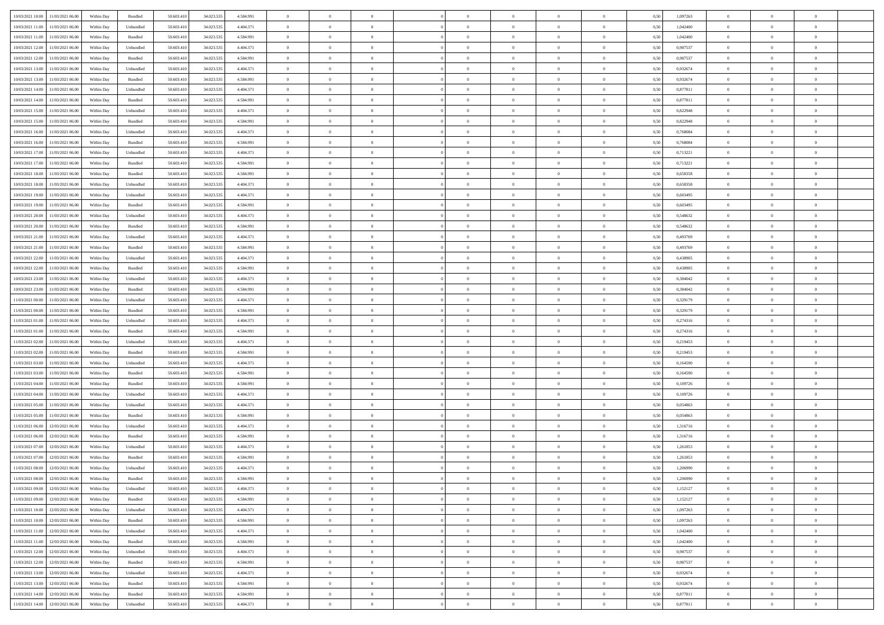| | | | | | | | | | | | | | | | | | | | | |
|---|---|---|---|---|---|---|---|---|---|---|---|---|---|---|---|---|---|---|---|---|
| 10/03/2021 10:00 | 11/03/2021 06:00 | Within Day | Bundled | 50.603.410 | 34.023.535 | 4.584.991 | 0 | 0 | 0 | | 0 | 0 | 0 | 0 | 0,50 | 1,097263 | 0 | 0 | 0 | |
| 10/03/2021 11:00 | 11/03/2021 06:00 | Within Day | Unbundled | 50.603.410 | 34.023.535 | 4.404.371 | 0 | 0 | 0 | | 0 | 0 | 0 | 0 | 0,50 | 1,042400 | 0 | 0 | 0 | |
| 10/03/2021 11:00 | 11/03/2021 06:00 | Within Day | Bundled | 50.603.410 | 34.023.535 | 4.584.991 | 0 | 0 | 0 | | 0 | 0 | 0 | 0 | 0,50 | 1,042400 | 0 | 0 | 0 | |
| 10/03/2021 12:00 | 11/03/2021 06:00 | Within Day | Unbundled | 50.603.410 | 34.023.535 | 4.404.371 | 0 | 0 | 0 | | 0 | 0 | 0 | 0 | 0,50 | 0,987537 | 0 | 0 | 0 | |
| 10/03/2021 12:00 | 11/03/2021 06:00 | Within Day | Bundled | 50.603.410 | 34.023.535 | 4.584.991 | 0 | 0 | 0 | | 0 | 0 | 0 | 0 | 0,50 | 0,987537 | 0 | 0 | 0 | |
| 10/03/2021 13:00 | 11/03/2021 06:00 | Within Day | Unbundled | 50.603.410 | 34.023.535 | 4.404.371 | 0 | 0 | 0 | | 0 | 0 | 0 | 0 | 0,50 | 0,932674 | 0 | 0 | 0 | |
| 10/03/2021 13:00 | 11/03/2021 06:00 | Within Day | Bundled | 50.603.410 | 34.023.535 | 4.584.991 | 0 | 0 | 0 | | 0 | 0 | 0 | 0 | 0,50 | 0,932674 | 0 | 0 | 0 | |
| 10/03/2021 14:00 | 11/03/2021 06:00 | Within Day | Unbundled | 50.603.410 | 34.023.535 | 4.404.371 | 0 | 0 | 0 | | 0 | 0 | 0 | 0 | 0,50 | 0,877811 | 0 | 0 | 0 | |
| 10/03/2021 14:00 | 11/03/2021 06:00 | Within Day | Bundled | 50.603.410 | 34.023.535 | 4.584.991 | 0 | 0 | 0 | | 0 | 0 | 0 | 0 | 0,50 | 0,877811 | 0 | 0 | 0 | |
| 10/03/2021 15:00 | 11/03/2021 06:00 | Within Day | Unbundled | 50.603.410 | 34.023.535 | 4.404.371 | 0 | 0 | 0 | | 0 | 0 | 0 | 0 | 0,50 | 0,822948 | 0 | 0 | 0 | |
| 10/03/2021 15:00 | 11/03/2021 06:00 | Within Day | Bundled | 50.603.410 | 34.023.535 | 4.584.991 | 0 | 0 | 0 | | 0 | 0 | 0 | 0 | 0,50 | 0,822948 | 0 | 0 | 0 | |
| 10/03/2021 16:00 | 11/03/2021 06:00 | Within Day | Unbundled | 50.603.410 | 34.023.535 | 4.404.371 | 0 | 0 | 0 | | 0 | 0 | 0 | 0 | 0,50 | 0,768084 | 0 | 0 | 0 | |
| 10/03/2021 16:00 | 11/03/2021 06:00 | Within Day | Bundled | 50.603.410 | 34.023.535 | 4.584.991 | 0 | 0 | 0 | | 0 | 0 | 0 | 0 | 0,50 | 0,768084 | 0 | 0 | 0 | |
| 10/03/2021 17:00 | 11/03/2021 06:00 | Within Day | Unbundled | 50.603.410 | 34.023.535 | 4.404.371 | 0 | 0 | 0 | | 0 | 0 | 0 | 0 | 0,50 | 0,713221 | 0 | 0 | 0 | |
| 10/03/2021 17:00 | 11/03/2021 06:00 | Within Day | Bundled | 50.603.410 | 34.023.535 | 4.584.991 | 0 | 0 | 0 | | 0 | 0 | 0 | 0 | 0,50 | 0,713221 | 0 | 0 | 0 | |
| 10/03/2021 18:00 | 11/03/2021 06:00 | Within Day | Bundled | 50.603.410 | 34.023.535 | 4.584.991 | 0 | 0 | 0 | | 0 | 0 | 0 | 0 | 0,50 | 0,658358 | 0 | 0 | 0 | |
| 10/03/2021 18:00 | 11/03/2021 06:00 | Within Day | Unbundled | 50.603.410 | 34.023.535 | 4.404.371 | 0 | 0 | 0 | | 0 | 0 | 0 | 0 | 0,50 | 0,658358 | 0 | 0 | 0 | |
| 10/03/2021 19:00 | 11/03/2021 06:00 | Within Day | Unbundled | 50.603.410 | 34.023.535 | 4.404.371 | 0 | 0 | 0 | | 0 | 0 | 0 | 0 | 0,50 | 0,603495 | 0 | 0 | 0 | |
| 10/03/2021 19:00 | 11/03/2021 06:00 | Within Day | Bundled | 50.603.410 | 34.023.535 | 4.584.991 | 0 | 0 | 0 | | 0 | 0 | 0 | 0 | 0,50 | 0,603495 | 0 | 0 | 0 | |
| 10/03/2021 20:00 | 11/03/2021 06:00 | Within Day | Unbundled | 50.603.410 | 34.023.535 | 4.404.371 | 0 | 0 | 0 | | 0 | 0 | 0 | 0 | 0,50 | 0,548632 | 0 | 0 | 0 | |
| 10/03/2021 20:00 | 11/03/2021 06:00 | Within Day | Bundled | 50.603.410 | 34.023.535 | 4.584.991 | 0 | 0 | 0 | | 0 | 0 | 0 | 0 | 0,50 | 0,548632 | 0 | 0 | 0 | |
| 10/03/2021 21:00 | 11/03/2021 06:00 | Within Day | Unbundled | 50.603.410 | 34.023.535 | 4.404.371 | 0 | 0 | 0 | | 0 | 0 | 0 | 0 | 0,50 | 0,493769 | 0 | 0 | 0 | |
| 10/03/2021 21:00 | 11/03/2021 06:00 | Within Day | Bundled | 50.603.410 | 34.023.535 | 4.584.991 | 0 | 0 | 0 | | 0 | 0 | 0 | 0 | 0,50 | 0,493769 | 0 | 0 | 0 | |
| 10/03/2021 22:00 | 11/03/2021 06:00 | Within Day | Unbundled | 50.603.410 | 34.023.535 | 4.404.371 | 0 | 0 | 0 | | 0 | 0 | 0 | 0 | 0,50 | 0,438905 | 0 | 0 | 0 | |
| 10/03/2021 22:00 | 11/03/2021 06:00 | Within Day | Bundled | 50.603.410 | 34.023.535 | 4.584.991 | 0 | 0 | 0 | | 0 | 0 | 0 | 0 | 0,50 | 0,438905 | 0 | 0 | 0 | |
| 10/03/2021 23:00 | 11/03/2021 06:00 | Within Day | Unbundled | 50.603.410 | 34.023.535 | 4.404.371 | 0 | 0 | 0 | | 0 | 0 | 0 | 0 | 0,50 | 0,384042 | 0 | 0 | 0 | |
| 10/03/2021 23:00 | 11/03/2021 06:00 | Within Day | Bundled | 50.603.410 | 34.023.535 | 4.584.991 | 0 | 0 | 0 | | 0 | 0 | 0 | 0 | 0,50 | 0,384042 | 0 | 0 | 0 | |
| 11/03/2021 00:00 | 11/03/2021 06:00 | Within Day | Unbundled | 50.603.410 | 34.023.535 | 4.404.371 | 0 | 0 | 0 | | 0 | 0 | 0 | 0 | 0,50 | 0,329179 | 0 | 0 | 0 | |
| 11/03/2021 00:00 | 11/03/2021 06:00 | Within Day | Bundled | 50.603.410 | 34.023.535 | 4.584.991 | 0 | 0 | 0 | | 0 | 0 | 0 | 0 | 0,50 | 0,329179 | 0 | 0 | 0 | |
| 11/03/2021 01:00 | 11/03/2021 06:00 | Within Day | Unbundled | 50.603.410 | 34.023.535 | 4.404.371 | 0 | 0 | 0 | | 0 | 0 | 0 | 0 | 0,50 | 0,274316 | 0 | 0 | 0 | |
| 11/03/2021 01:00 | 11/03/2021 06:00 | Within Day | Bundled | 50.603.410 | 34.023.535 | 4.584.991 | 0 | 0 | 0 | | 0 | 0 | 0 | 0 | 0,50 | 0,274316 | 0 | 0 | 0 | |
| 11/03/2021 02:00 | 11/03/2021 06:00 | Within Day | Unbundled | 50.603.410 | 34.023.535 | 4.404.371 | 0 | 0 | 0 | | 0 | 0 | 0 | 0 | 0,50 | 0,219453 | 0 | 0 | 0 | |
| 11/03/2021 02:00 | 11/03/2021 06:00 | Within Day | Bundled | 50.603.410 | 34.023.535 | 4.584.991 | 0 | 0 | 0 | | 0 | 0 | 0 | 0 | 0,50 | 0,219453 | 0 | 0 | 0 | |
| 11/03/2021 03:00 | 11/03/2021 06:00 | Within Day | Unbundled | 50.603.410 | 34.023.535 | 4.404.371 | 0 | 0 | 0 | | 0 | 0 | 0 | 0 | 0,50 | 0,164590 | 0 | 0 | 0 | |
| 11/03/2021 03:00 | 11/03/2021 06:00 | Within Day | Bundled | 50.603.410 | 34.023.535 | 4.584.991 | 0 | 0 | 0 | | 0 | 0 | 0 | 0 | 0,50 | 0,164590 | 0 | 0 | 0 | |
| 11/03/2021 04:00 | 11/03/2021 06:00 | Within Day | Bundled | 50.603.410 | 34.023.535 | 4.584.991 | 0 | 0 | 0 | | 0 | 0 | 0 | 0 | 0,50 | 0,109726 | 0 | 0 | 0 | |
| 11/03/2021 04:00 | 11/03/2021 06:00 | Within Day | Unbundled | 50.603.410 | 34.023.535 | 4.404.371 | 0 | 0 | 0 | | 0 | 0 | 0 | 0 | 0,50 | 0,109726 | 0 | 0 | 0 | |
| 11/03/2021 05:00 | 11/03/2021 06:00 | Within Day | Unbundled | 50.603.410 | 34.023.535 | 4.404.371 | 0 | 0 | 0 | | 0 | 0 | 0 | 0 | 0,50 | 0,054863 | 0 | 0 | 0 | |
| 11/03/2021 05:00 | 11/03/2021 06:00 | Within Day | Bundled | 50.603.410 | 34.023.535 | 4.584.991 | 0 | 0 | 0 | | 0 | 0 | 0 | 0 | 0,50 | 0,054863 | 0 | 0 | 0 | |
| 11/03/2021 06:00 | 12/03/2021 06:00 | Within Day | Unbundled | 50.603.410 | 34.023.535 | 4.404.371 | 0 | 0 | 0 | | 0 | 0 | 0 | 0 | 0,50 | 1,316716 | 0 | 0 | 0 | |
| 11/03/2021 06:00 | 12/03/2021 06:00 | Within Day | Bundled | 50.603.410 | 34.023.535 | 4.584.991 | 0 | 0 | 0 | | 0 | 0 | 0 | 0 | 0,50 | 1,316716 | 0 | 0 | 0 | |
| 11/03/2021 07:00 | 12/03/2021 06:00 | Within Day | Unbundled | 50.603.410 | 34.023.535 | 4.404.371 | 0 | 0 | 0 | | 0 | 0 | 0 | 0 | 0,50 | 1,261853 | 0 | 0 | 0 | |
| 11/03/2021 07:00 | 12/03/2021 06:00 | Within Day | Bundled | 50.603.410 | 34.023.535 | 4.584.991 | 0 | 0 | 0 | | 0 | 0 | 0 | 0 | 0,50 | 1,261853 | 0 | 0 | 0 | |
| 11/03/2021 08:00 | 12/03/2021 06:00 | Within Day | Unbundled | 50.603.410 | 34.023.535 | 4.404.371 | 0 | 0 | 0 | | 0 | 0 | 0 | 0 | 0,50 | 1,206990 | 0 | 0 | 0 | |
| 11/03/2021 08:00 | 12/03/2021 06:00 | Within Day | Bundled | 50.603.410 | 34.023.535 | 4.584.991 | 0 | 0 | 0 | | 0 | 0 | 0 | 0 | 0,50 | 1,206990 | 0 | 0 | 0 | |
| 11/03/2021 09:00 | 12/03/2021 06:00 | Within Day | Unbundled | 50.603.410 | 34.023.535 | 4.404.371 | 0 | 0 | 0 | | 0 | 0 | 0 | 0 | 0,50 | 1,152127 | 0 | 0 | 0 | |
| 11/03/2021 09:00 | 12/03/2021 06:00 | Within Day | Bundled | 50.603.410 | 34.023.535 | 4.584.991 | 0 | 0 | 0 | | 0 | 0 | 0 | 0 | 0,50 | 1,152127 | 0 | 0 | 0 | |
| 11/03/2021 10:00 | 12/03/2021 06:00 | Within Day | Unbundled | 50.603.410 | 34.023.535 | 4.404.371 | 0 | 0 | 0 | | 0 | 0 | 0 | 0 | 0,50 | 1,097263 | 0 | 0 | 0 | |
| 11/03/2021 10:00 | 12/03/2021 06:00 | Within Day | Bundled | 50.603.410 | 34.023.535 | 4.584.991 | 0 | 0 | 0 | | 0 | 0 | 0 | 0 | 0,50 | 1,097263 | 0 | 0 | 0 | |
| 11/03/2021 11:00 | 12/03/2021 06:00 | Within Day | Unbundled | 50.603.410 | 34.023.535 | 4.404.371 | 0 | 0 | 0 | | 0 | 0 | 0 | 0 | 0,50 | 1,042400 | 0 | 0 | 0 | |
| 11/03/2021 11:00 | 12/03/2021 06:00 | Within Day | Bundled | 50.603.410 | 34.023.535 | 4.584.991 | 0 | 0 | 0 | | 0 | 0 | 0 | 0 | 0,50 | 1,042400 | 0 | 0 | 0 | |
| 11/03/2021 12:00 | 12/03/2021 06:00 | Within Day | Unbundled | 50.603.410 | 34.023.535 | 4.404.371 | 0 | 0 | 0 | | 0 | 0 | 0 | 0 | 0,50 | 0,987537 | 0 | 0 | 0 | |
| 11/03/2021 12:00 | 12/03/2021 06:00 | Within Day | Bundled | 50.603.410 | 34.023.535 | 4.584.991 | 0 | 0 | 0 | | 0 | 0 | 0 | 0 | 0,50 | 0,987537 | 0 | 0 | 0 | |
| 11/03/2021 13:00 | 12/03/2021 06:00 | Within Day | Unbundled | 50.603.410 | 34.023.535 | 4.404.371 | 0 | 0 | 0 | | 0 | 0 | 0 | 0 | 0,50 | 0,932674 | 0 | 0 | 0 | |
| 11/03/2021 13:00 | 12/03/2021 06:00 | Within Day | Bundled | 50.603.410 | 34.023.535 | 4.584.991 | 0 | 0 | 0 | | 0 | 0 | 0 | 0 | 0,50 | 0,932674 | 0 | 0 | 0 | |
| 11/03/2021 14:00 | 12/03/2021 06:00 | Within Day | Bundled | 50.603.410 | 34.023.535 | 4.584.991 | 0 | 0 | 0 | | 0 | 0 | 0 | 0 | 0,50 | 0,877811 | 0 | 0 | 0 | |
| 11/03/2021 14:00 | 12/03/2021 06:00 | Within Day | Unbundled | 50.603.410 | 34.023.535 | 4.404.371 | 0 | 0 | 0 | | 0 | 0 | 0 | 0 | 0,50 | 0,877811 | 0 | 0 | 0 | |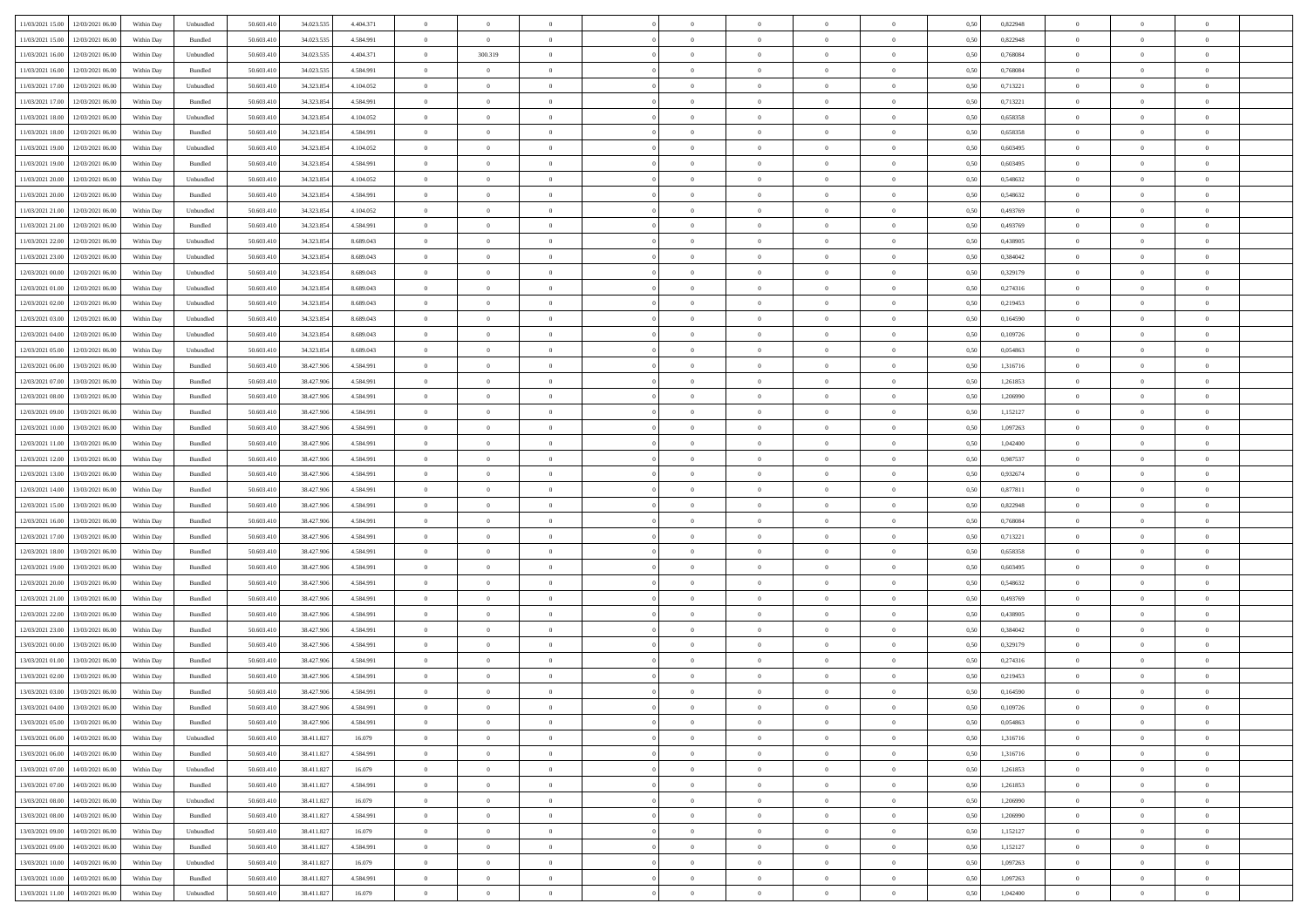| | | | | | | | | | | | | | | | | | | | | |
|---|---|---|---|---|---|---|---|---|---|---|---|---|---|---|---|---|---|---|---|---|
| 11/03/2021 15.00 | 12/03/2021 06.00 | Within Day | Unbundled | 50.603.410 | 34.023.535 | 4.404.371 | 0 | 0 | 0 | | 0 | 0 | 0 | 0 | 0,50 | 0,822948 | 0 | 0 | 0 | |
| 11/03/2021 15.00 | 12/03/2021 06.00 | Within Day | Bundled | 50.603.410 | 34.023.535 | 4.584.991 | 0 | 0 | 0 | | 0 | 0 | 0 | 0 | 0,50 | 0,822948 | 0 | 0 | 0 | |
| 11/03/2021 16.00 | 12/03/2021 06.00 | Within Day | Unbundled | 50.603.410 | 34.023.535 | 4.404.371 | 0 | 300.319 | 0 | | 0 | 0 | 0 | 0 | 0,50 | 0,768084 | 0 | 0 | 0 | |
| 11/03/2021 16.00 | 12/03/2021 06.00 | Within Day | Bundled | 50.603.410 | 34.023.535 | 4.584.991 | 0 | 0 | 0 | | 0 | 0 | 0 | 0 | 0,50 | 0,768084 | 0 | 0 | 0 | |
| 11/03/2021 17.00 | 12/03/2021 06.00 | Within Day | Unbundled | 50.603.410 | 34.323.854 | 4.104.052 | 0 | 0 | 0 | | 0 | 0 | 0 | 0 | 0,50 | 0,713221 | 0 | 0 | 0 | |
| 11/03/2021 17.00 | 12/03/2021 06.00 | Within Day | Bundled | 50.603.410 | 34.323.854 | 4.584.991 | 0 | 0 | 0 | | 0 | 0 | 0 | 0 | 0,50 | 0,713221 | 0 | 0 | 0 | |
| 11/03/2021 18.00 | 12/03/2021 06.00 | Within Day | Unbundled | 50.603.410 | 34.323.854 | 4.104.052 | 0 | 0 | 0 | | 0 | 0 | 0 | 0 | 0,50 | 0,658358 | 0 | 0 | 0 | |
| 11/03/2021 18.00 | 12/03/2021 06.00 | Within Day | Bundled | 50.603.410 | 34.323.854 | 4.584.991 | 0 | 0 | 0 | | 0 | 0 | 0 | 0 | 0,50 | 0,658358 | 0 | 0 | 0 | |
| 11/03/2021 19.00 | 12/03/2021 06.00 | Within Day | Unbundled | 50.603.410 | 34.323.854 | 4.104.052 | 0 | 0 | 0 | | 0 | 0 | 0 | 0 | 0,50 | 0,603495 | 0 | 0 | 0 | |
| 11/03/2021 19.00 | 12/03/2021 06.00 | Within Day | Bundled | 50.603.410 | 34.323.854 | 4.584.991 | 0 | 0 | 0 | | 0 | 0 | 0 | 0 | 0,50 | 0,603495 | 0 | 0 | 0 | |
| 11/03/2021 20.00 | 12/03/2021 06.00 | Within Day | Unbundled | 50.603.410 | 34.323.854 | 4.104.052 | 0 | 0 | 0 | | 0 | 0 | 0 | 0 | 0,50 | 0,548632 | 0 | 0 | 0 | |
| 11/03/2021 20.00 | 12/03/2021 06.00 | Within Day | Bundled | 50.603.410 | 34.323.854 | 4.584.991 | 0 | 0 | 0 | | 0 | 0 | 0 | 0 | 0,50 | 0,548632 | 0 | 0 | 0 | |
| 11/03/2021 21.00 | 12/03/2021 06.00 | Within Day | Unbundled | 50.603.410 | 34.323.854 | 4.104.052 | 0 | 0 | 0 | | 0 | 0 | 0 | 0 | 0,50 | 0,493769 | 0 | 0 | 0 | |
| 11/03/2021 21.00 | 12/03/2021 06.00 | Within Day | Bundled | 50.603.410 | 34.323.854 | 4.584.991 | 0 | 0 | 0 | | 0 | 0 | 0 | 0 | 0,50 | 0,493769 | 0 | 0 | 0 | |
| 11/03/2021 22.00 | 12/03/2021 06.00 | Within Day | Unbundled | 50.603.410 | 34.323.854 | 8.689.043 | 0 | 0 | 0 | | 0 | 0 | 0 | 0 | 0,50 | 0,438905 | 0 | 0 | 0 | |
| 11/03/2021 23.00 | 12/03/2021 06.00 | Within Day | Unbundled | 50.603.410 | 34.323.854 | 8.689.043 | 0 | 0 | 0 | | 0 | 0 | 0 | 0 | 0,50 | 0,384042 | 0 | 0 | 0 | |
| 12/03/2021 00.00 | 12/03/2021 06.00 | Within Day | Unbundled | 50.603.410 | 34.323.854 | 8.689.043 | 0 | 0 | 0 | | 0 | 0 | 0 | 0 | 0,50 | 0,329179 | 0 | 0 | 0 | |
| 12/03/2021 01.00 | 12/03/2021 06.00 | Within Day | Unbundled | 50.603.410 | 34.323.854 | 8.689.043 | 0 | 0 | 0 | | 0 | 0 | 0 | 0 | 0,50 | 0,274316 | 0 | 0 | 0 | |
| 12/03/2021 02.00 | 12/03/2021 06.00 | Within Day | Unbundled | 50.603.410 | 34.323.854 | 8.689.043 | 0 | 0 | 0 | | 0 | 0 | 0 | 0 | 0,50 | 0,219453 | 0 | 0 | 0 | |
| 12/03/2021 03.00 | 12/03/2021 06.00 | Within Day | Unbundled | 50.603.410 | 34.323.854 | 8.689.043 | 0 | 0 | 0 | | 0 | 0 | 0 | 0 | 0,50 | 0,164590 | 0 | 0 | 0 | |
| 12/03/2021 04.00 | 12/03/2021 06.00 | Within Day | Unbundled | 50.603.410 | 34.323.854 | 8.689.043 | 0 | 0 | 0 | | 0 | 0 | 0 | 0 | 0,50 | 0,109726 | 0 | 0 | 0 | |
| 12/03/2021 05.00 | 12/03/2021 06.00 | Within Day | Unbundled | 50.603.410 | 34.323.854 | 8.689.043 | 0 | 0 | 0 | | 0 | 0 | 0 | 0 | 0,50 | 0,054863 | 0 | 0 | 0 | |
| 12/03/2021 06.00 | 13/03/2021 06.00 | Within Day | Bundled | 50.603.410 | 38.427.906 | 4.584.991 | 0 | 0 | 0 | | 0 | 0 | 0 | 0 | 0,50 | 1,316716 | 0 | 0 | 0 | |
| 12/03/2021 07.00 | 13/03/2021 06.00 | Within Day | Bundled | 50.603.410 | 38.427.906 | 4.584.991 | 0 | 0 | 0 | | 0 | 0 | 0 | 0 | 0,50 | 1,261853 | 0 | 0 | 0 | |
| 12/03/2021 08.00 | 13/03/2021 06.00 | Within Day | Bundled | 50.603.410 | 38.427.906 | 4.584.991 | 0 | 0 | 0 | | 0 | 0 | 0 | 0 | 0,50 | 1,206990 | 0 | 0 | 0 | |
| 12/03/2021 09.00 | 13/03/2021 06.00 | Within Day | Bundled | 50.603.410 | 38.427.906 | 4.584.991 | 0 | 0 | 0 | | 0 | 0 | 0 | 0 | 0,50 | 1,152127 | 0 | 0 | 0 | |
| 12/03/2021 10.00 | 13/03/2021 06.00 | Within Day | Bundled | 50.603.410 | 38.427.906 | 4.584.991 | 0 | 0 | 0 | | 0 | 0 | 0 | 0 | 0,50 | 1,097263 | 0 | 0 | 0 | |
| 12/03/2021 11.00 | 13/03/2021 06.00 | Within Day | Bundled | 50.603.410 | 38.427.906 | 4.584.991 | 0 | 0 | 0 | | 0 | 0 | 0 | 0 | 0,50 | 1,042400 | 0 | 0 | 0 | |
| 12/03/2021 12.00 | 13/03/2021 06.00 | Within Day | Bundled | 50.603.410 | 38.427.906 | 4.584.991 | 0 | 0 | 0 | | 0 | 0 | 0 | 0 | 0,50 | 0,987537 | 0 | 0 | 0 | |
| 12/03/2021 13.00 | 13/03/2021 06.00 | Within Day | Bundled | 50.603.410 | 38.427.906 | 4.584.991 | 0 | 0 | 0 | | 0 | 0 | 0 | 0 | 0,50 | 0,932674 | 0 | 0 | 0 | |
| 12/03/2021 14.00 | 13/03/2021 06.00 | Within Day | Bundled | 50.603.410 | 38.427.906 | 4.584.991 | 0 | 0 | 0 | | 0 | 0 | 0 | 0 | 0,50 | 0,877811 | 0 | 0 | 0 | |
| 12/03/2021 15.00 | 13/03/2021 06.00 | Within Day | Bundled | 50.603.410 | 38.427.906 | 4.584.991 | 0 | 0 | 0 | | 0 | 0 | 0 | 0 | 0,50 | 0,822948 | 0 | 0 | 0 | |
| 12/03/2021 16.00 | 13/03/2021 06.00 | Within Day | Bundled | 50.603.410 | 38.427.906 | 4.584.991 | 0 | 0 | 0 | | 0 | 0 | 0 | 0 | 0,50 | 0,768084 | 0 | 0 | 0 | |
| 12/03/2021 17.00 | 13/03/2021 06.00 | Within Day | Bundled | 50.603.410 | 38.427.906 | 4.584.991 | 0 | 0 | 0 | | 0 | 0 | 0 | 0 | 0,50 | 0,713221 | 0 | 0 | 0 | |
| 12/03/2021 18.00 | 13/03/2021 06.00 | Within Day | Bundled | 50.603.410 | 38.427.906 | 4.584.991 | 0 | 0 | 0 | | 0 | 0 | 0 | 0 | 0,50 | 0,658358 | 0 | 0 | 0 | |
| 12/03/2021 19.00 | 13/03/2021 06.00 | Within Day | Bundled | 50.603.410 | 38.427.906 | 4.584.991 | 0 | 0 | 0 | | 0 | 0 | 0 | 0 | 0,50 | 0,603495 | 0 | 0 | 0 | |
| 12/03/2021 20.00 | 13/03/2021 06.00 | Within Day | Bundled | 50.603.410 | 38.427.906 | 4.584.991 | 0 | 0 | 0 | | 0 | 0 | 0 | 0 | 0,50 | 0,548632 | 0 | 0 | 0 | |
| 12/03/2021 21.00 | 13/03/2021 06.00 | Within Day | Bundled | 50.603.410 | 38.427.906 | 4.584.991 | 0 | 0 | 0 | | 0 | 0 | 0 | 0 | 0,50 | 0,493769 | 0 | 0 | 0 | |
| 12/03/2021 22.00 | 13/03/2021 06.00 | Within Day | Bundled | 50.603.410 | 38.427.906 | 4.584.991 | 0 | 0 | 0 | | 0 | 0 | 0 | 0 | 0,50 | 0,438905 | 0 | 0 | 0 | |
| 12/03/2021 23.00 | 13/03/2021 06.00 | Within Day | Bundled | 50.603.410 | 38.427.906 | 4.584.991 | 0 | 0 | 0 | | 0 | 0 | 0 | 0 | 0,50 | 0,384042 | 0 | 0 | 0 | |
| 13/03/2021 00.00 | 13/03/2021 06.00 | Within Day | Bundled | 50.603.410 | 38.427.906 | 4.584.991 | 0 | 0 | 0 | | 0 | 0 | 0 | 0 | 0,50 | 0,329179 | 0 | 0 | 0 | |
| 13/03/2021 01.00 | 13/03/2021 06.00 | Within Day | Bundled | 50.603.410 | 38.427.906 | 4.584.991 | 0 | 0 | 0 | | 0 | 0 | 0 | 0 | 0,50 | 0,274316 | 0 | 0 | 0 | |
| 13/03/2021 02.00 | 13/03/2021 06.00 | Within Day | Bundled | 50.603.410 | 38.427.906 | 4.584.991 | 0 | 0 | 0 | | 0 | 0 | 0 | 0 | 0,50 | 0,219453 | 0 | 0 | 0 | |
| 13/03/2021 03.00 | 13/03/2021 06.00 | Within Day | Bundled | 50.603.410 | 38.427.906 | 4.584.991 | 0 | 0 | 0 | | 0 | 0 | 0 | 0 | 0,50 | 0,164590 | 0 | 0 | 0 | |
| 13/03/2021 04.00 | 13/03/2021 06.00 | Within Day | Bundled | 50.603.410 | 38.427.906 | 4.584.991 | 0 | 0 | 0 | | 0 | 0 | 0 | 0 | 0,50 | 0,109726 | 0 | 0 | 0 | |
| 13/03/2021 05.00 | 13/03/2021 06.00 | Within Day | Bundled | 50.603.410 | 38.427.906 | 4.584.991 | 0 | 0 | 0 | | 0 | 0 | 0 | 0 | 0,50 | 0,054863 | 0 | 0 | 0 | |
| 13/03/2021 06.00 | 14/03/2021 06.00 | Within Day | Unbundled | 50.603.410 | 38.411.827 | 16.079 | 0 | 0 | 0 | | 0 | 0 | 0 | 0 | 0,50 | 1,316716 | 0 | 0 | 0 | |
| 13/03/2021 06.00 | 14/03/2021 06.00 | Within Day | Bundled | 50.603.410 | 38.411.827 | 4.584.991 | 0 | 0 | 0 | | 0 | 0 | 0 | 0 | 0,50 | 1,316716 | 0 | 0 | 0 | |
| 13/03/2021 07.00 | 14/03/2021 06.00 | Within Day | Unbundled | 50.603.410 | 38.411.827 | 16.079 | 0 | 0 | 0 | | 0 | 0 | 0 | 0 | 0,50 | 1,261853 | 0 | 0 | 0 | |
| 13/03/2021 07.00 | 14/03/2021 06.00 | Within Day | Bundled | 50.603.410 | 38.411.827 | 4.584.991 | 0 | 0 | 0 | | 0 | 0 | 0 | 0 | 0,50 | 1,261853 | 0 | 0 | 0 | |
| 13/03/2021 08.00 | 14/03/2021 06.00 | Within Day | Unbundled | 50.603.410 | 38.411.827 | 16.079 | 0 | 0 | 0 | | 0 | 0 | 0 | 0 | 0,50 | 1,206990 | 0 | 0 | 0 | |
| 13/03/2021 08.00 | 14/03/2021 06.00 | Within Day | Bundled | 50.603.410 | 38.411.827 | 4.584.991 | 0 | 0 | 0 | | 0 | 0 | 0 | 0 | 0,50 | 1,206990 | 0 | 0 | 0 | |
| 13/03/2021 09.00 | 14/03/2021 06.00 | Within Day | Unbundled | 50.603.410 | 38.411.827 | 16.079 | 0 | 0 | 0 | | 0 | 0 | 0 | 0 | 0,50 | 1,152127 | 0 | 0 | 0 | |
| 13/03/2021 09.00 | 14/03/2021 06.00 | Within Day | Bundled | 50.603.410 | 38.411.827 | 4.584.991 | 0 | 0 | 0 | | 0 | 0 | 0 | 0 | 0,50 | 1,152127 | 0 | 0 | 0 | |
| 13/03/2021 10.00 | 14/03/2021 06.00 | Within Day | Unbundled | 50.603.410 | 38.411.827 | 16.079 | 0 | 0 | 0 | | 0 | 0 | 0 | 0 | 0,50 | 1,097263 | 0 | 0 | 0 | |
| 13/03/2021 10.00 | 14/03/2021 06.00 | Within Day | Bundled | 50.603.410 | 38.411.827 | 4.584.991 | 0 | 0 | 0 | | 0 | 0 | 0 | 0 | 0,50 | 1,097263 | 0 | 0 | 0 | |
| 13/03/2021 11.00 | 14/03/2021 06.00 | Within Day | Unbundled | 50.603.410 | 38.411.827 | 16.079 | 0 | 0 | 0 | | 0 | 0 | 0 | 0 | 0,50 | 1,042400 | 0 | 0 | 0 | |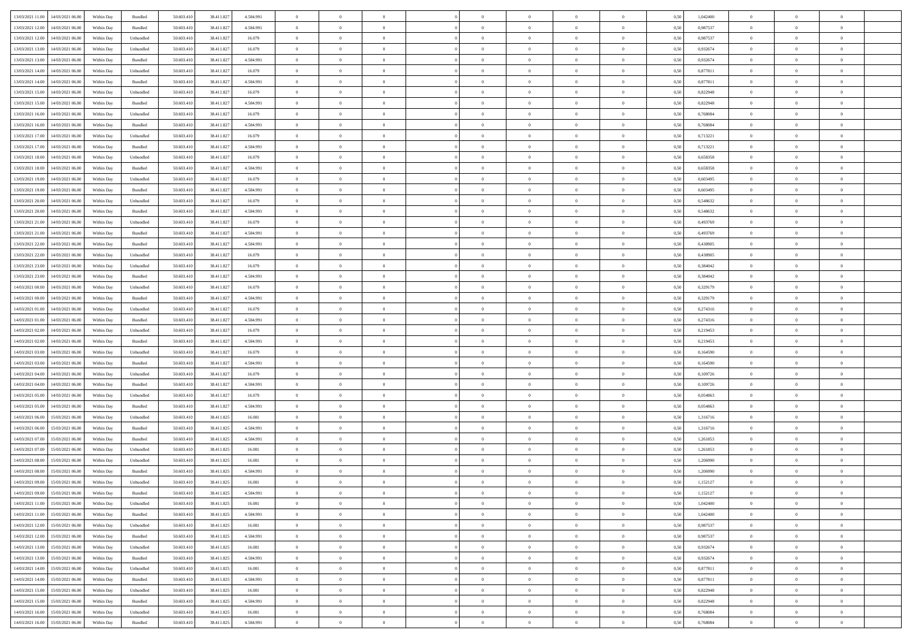| | | | | | | | | | | | | | | | | | | | | |
|---|---|---|---|---|---|---|---|---|---|---|---|---|---|---|---|---|---|---|---|---|
| 13/03/2021 11:00 | 14/03/2021 06:00 | Within Day | Bundled | 50.603.410 | 38.411.827 | 4.584.991 | 0 | 0 | 0 | | 0 | 0 | 0 | 0 | 0,50 | 1,042400 | 0 | 0 | 0 | |
| 13/03/2021 12:00 | 14/03/2021 06:00 | Within Day | Bundled | 50.603.410 | 38.411.827 | 4.584.991 | 0 | 0 | 0 | | 0 | 0 | 0 | 0 | 0,50 | 0,987537 | 0 | 0 | 0 | |
| 13/03/2021 12:00 | 14/03/2021 06:00 | Within Day | Unbundled | 50.603.410 | 38.411.827 | 16.079 | 0 | 0 | 0 | | 0 | 0 | 0 | 0 | 0,50 | 0,987537 | 0 | 0 | 0 | |
| 13/03/2021 13:00 | 14/03/2021 06:00 | Within Day | Unbundled | 50.603.410 | 38.411.827 | 16.079 | 0 | 0 | 0 | | 0 | 0 | 0 | 0 | 0,50 | 0,932674 | 0 | 0 | 0 | |
| 13/03/2021 13:00 | 14/03/2021 06:00 | Within Day | Bundled | 50.603.410 | 38.411.827 | 4.584.991 | 0 | 0 | 0 | | 0 | 0 | 0 | 0 | 0,50 | 0,932674 | 0 | 0 | 0 | |
| 13/03/2021 14:00 | 14/03/2021 06:00 | Within Day | Unbundled | 50.603.410 | 38.411.827 | 16.079 | 0 | 0 | 0 | | 0 | 0 | 0 | 0 | 0,50 | 0,877811 | 0 | 0 | 0 | |
| 13/03/2021 14:00 | 14/03/2021 06:00 | Within Day | Bundled | 50.603.410 | 38.411.827 | 4.584.991 | 0 | 0 | 0 | | 0 | 0 | 0 | 0 | 0,50 | 0,877811 | 0 | 0 | 0 | |
| 13/03/2021 15:00 | 14/03/2021 06:00 | Within Day | Unbundled | 50.603.410 | 38.411.827 | 16.079 | 0 | 0 | 0 | | 0 | 0 | 0 | 0 | 0,50 | 0,822948 | 0 | 0 | 0 | |
| 13/03/2021 15:00 | 14/03/2021 06:00 | Within Day | Bundled | 50.603.410 | 38.411.827 | 4.584.991 | 0 | 0 | 0 | | 0 | 0 | 0 | 0 | 0,50 | 0,822948 | 0 | 0 | 0 | |
| 13/03/2021 16:00 | 14/03/2021 06:00 | Within Day | Unbundled | 50.603.410 | 38.411.827 | 16.079 | 0 | 0 | 0 | | 0 | 0 | 0 | 0 | 0,50 | 0,768084 | 0 | 0 | 0 | |
| 13/03/2021 16:00 | 14/03/2021 06:00 | Within Day | Bundled | 50.603.410 | 38.411.827 | 4.584.991 | 0 | 0 | 0 | | 0 | 0 | 0 | 0 | 0,50 | 0,768084 | 0 | 0 | 0 | |
| 13/03/2021 17:00 | 14/03/2021 06:00 | Within Day | Unbundled | 50.603.410 | 38.411.827 | 16.079 | 0 | 0 | 0 | | 0 | 0 | 0 | 0 | 0,50 | 0,713221 | 0 | 0 | 0 | |
| 13/03/2021 17:00 | 14/03/2021 06:00 | Within Day | Bundled | 50.603.410 | 38.411.827 | 4.584.991 | 0 | 0 | 0 | | 0 | 0 | 0 | 0 | 0,50 | 0,713221 | 0 | 0 | 0 | |
| 13/03/2021 18:00 | 14/03/2021 06:00 | Within Day | Unbundled | 50.603.410 | 38.411.827 | 16.079 | 0 | 0 | 0 | | 0 | 0 | 0 | 0 | 0,50 | 0,658358 | 0 | 0 | 0 | |
| 13/03/2021 18:00 | 14/03/2021 06:00 | Within Day | Bundled | 50.603.410 | 38.411.827 | 4.584.991 | 0 | 0 | 0 | | 0 | 0 | 0 | 0 | 0,50 | 0,658358 | 0 | 0 | 0 | |
| 13/03/2021 19:00 | 14/03/2021 06:00 | Within Day | Unbundled | 50.603.410 | 38.411.827 | 16.079 | 0 | 0 | 0 | | 0 | 0 | 0 | 0 | 0,50 | 0,603495 | 0 | 0 | 0 | |
| 13/03/2021 19:00 | 14/03/2021 06:00 | Within Day | Bundled | 50.603.410 | 38.411.827 | 4.584.991 | 0 | 0 | 0 | | 0 | 0 | 0 | 0 | 0,50 | 0,603495 | 0 | 0 | 0 | |
| 13/03/2021 20:00 | 14/03/2021 06:00 | Within Day | Unbundled | 50.603.410 | 38.411.827 | 16.079 | 0 | 0 | 0 | | 0 | 0 | 0 | 0 | 0,50 | 0,548632 | 0 | 0 | 0 | |
| 13/03/2021 20:00 | 14/03/2021 06:00 | Within Day | Bundled | 50.603.410 | 38.411.827 | 4.584.991 | 0 | 0 | 0 | | 0 | 0 | 0 | 0 | 0,50 | 0,548632 | 0 | 0 | 0 | |
| 13/03/2021 21:00 | 14/03/2021 06:00 | Within Day | Unbundled | 50.603.410 | 38.411.827 | 16.079 | 0 | 0 | 0 | | 0 | 0 | 0 | 0 | 0,50 | 0,493769 | 0 | 0 | 0 | |
| 13/03/2021 21:00 | 14/03/2021 06:00 | Within Day | Bundled | 50.603.410 | 38.411.827 | 4.584.991 | 0 | 0 | 0 | | 0 | 0 | 0 | 0 | 0,50 | 0,493769 | 0 | 0 | 0 | |
| 13/03/2021 22:00 | 14/03/2021 06:00 | Within Day | Bundled | 50.603.410 | 38.411.827 | 4.584.991 | 0 | 0 | 0 | | 0 | 0 | 0 | 0 | 0,50 | 0,438905 | 0 | 0 | 0 | |
| 13/03/2021 22:00 | 14/03/2021 06:00 | Within Day | Unbundled | 50.603.410 | 38.411.827 | 16.079 | 0 | 0 | 0 | | 0 | 0 | 0 | 0 | 0,50 | 0,438905 | 0 | 0 | 0 | |
| 13/03/2021 23:00 | 14/03/2021 06:00 | Within Day | Unbundled | 50.603.410 | 38.411.827 | 16.079 | 0 | 0 | 0 | | 0 | 0 | 0 | 0 | 0,50 | 0,384042 | 0 | 0 | 0 | |
| 13/03/2021 23:00 | 14/03/2021 06:00 | Within Day | Bundled | 50.603.410 | 38.411.827 | 4.584.991 | 0 | 0 | 0 | | 0 | 0 | 0 | 0 | 0,50 | 0,384042 | 0 | 0 | 0 | |
| 14/03/2021 00:00 | 14/03/2021 06:00 | Within Day | Unbundled | 50.603.410 | 38.411.827 | 16.079 | 0 | 0 | 0 | | 0 | 0 | 0 | 0 | 0,50 | 0,329179 | 0 | 0 | 0 | |
| 14/03/2021 00:00 | 14/03/2021 06:00 | Within Day | Bundled | 50.603.410 | 38.411.827 | 4.584.991 | 0 | 0 | 0 | | 0 | 0 | 0 | 0 | 0,50 | 0,329179 | 0 | 0 | 0 | |
| 14/03/2021 01:00 | 14/03/2021 06:00 | Within Day | Unbundled | 50.603.410 | 38.411.827 | 16.079 | 0 | 0 | 0 | | 0 | 0 | 0 | 0 | 0,50 | 0,274316 | 0 | 0 | 0 | |
| 14/03/2021 01:00 | 14/03/2021 06:00 | Within Day | Bundled | 50.603.410 | 38.411.827 | 4.584.991 | 0 | 0 | 0 | | 0 | 0 | 0 | 0 | 0,50 | 0,274316 | 0 | 0 | 0 | |
| 14/03/2021 02:00 | 14/03/2021 06:00 | Within Day | Unbundled | 50.603.410 | 38.411.827 | 16.079 | 0 | 0 | 0 | | 0 | 0 | 0 | 0 | 0,50 | 0,219453 | 0 | 0 | 0 | |
| 14/03/2021 02:00 | 14/03/2021 06:00 | Within Day | Bundled | 50.603.410 | 38.411.827 | 4.584.991 | 0 | 0 | 0 | | 0 | 0 | 0 | 0 | 0,50 | 0,219453 | 0 | 0 | 0 | |
| 14/03/2021 03:00 | 14/03/2021 06:00 | Within Day | Unbundled | 50.603.410 | 38.411.827 | 16.079 | 0 | 0 | 0 | | 0 | 0 | 0 | 0 | 0,50 | 0,164590 | 0 | 0 | 0 | |
| 14/03/2021 03:00 | 14/03/2021 06:00 | Within Day | Bundled | 50.603.410 | 38.411.827 | 4.584.991 | 0 | 0 | 0 | | 0 | 0 | 0 | 0 | 0,50 | 0,164590 | 0 | 0 | 0 | |
| 14/03/2021 04:00 | 14/03/2021 06:00 | Within Day | Unbundled | 50.603.410 | 38.411.827 | 16.079 | 0 | 0 | 0 | | 0 | 0 | 0 | 0 | 0,50 | 0,109726 | 0 | 0 | 0 | |
| 14/03/2021 04:00 | 14/03/2021 06:00 | Within Day | Bundled | 50.603.410 | 38.411.827 | 4.584.991 | 0 | 0 | 0 | | 0 | 0 | 0 | 0 | 0,50 | 0,109726 | 0 | 0 | 0 | |
| 14/03/2021 05:00 | 14/03/2021 06:00 | Within Day | Unbundled | 50.603.410 | 38.411.827 | 16.079 | 0 | 0 | 0 | | 0 | 0 | 0 | 0 | 0,50 | 0,054863 | 0 | 0 | 0 | |
| 14/03/2021 05:00 | 14/03/2021 06:00 | Within Day | Bundled | 50.603.410 | 38.411.827 | 4.584.991 | 0 | 0 | 0 | | 0 | 0 | 0 | 0 | 0,50 | 0,054863 | 0 | 0 | 0 | |
| 14/03/2021 06:00 | 15/03/2021 06:00 | Within Day | Unbundled | 50.603.410 | 38.411.825 | 16.081 | 0 | 0 | 0 | | 0 | 0 | 0 | 0 | 0,50 | 1,316716 | 0 | 0 | 0 | |
| 14/03/2021 06:00 | 15/03/2021 06:00 | Within Day | Bundled | 50.603.410 | 38.411.825 | 4.584.991 | 0 | 0 | 0 | | 0 | 0 | 0 | 0 | 0,50 | 1,316716 | 0 | 0 | 0 | |
| 14/03/2021 07:00 | 15/03/2021 06:00 | Within Day | Bundled | 50.603.410 | 38.411.825 | 4.584.991 | 0 | 0 | 0 | | 0 | 0 | 0 | 0 | 0,50 | 1,261853 | 0 | 0 | 0 | |
| 14/03/2021 07:00 | 15/03/2021 06:00 | Within Day | Unbundled | 50.603.410 | 38.411.825 | 16.081 | 0 | 0 | 0 | | 0 | 0 | 0 | 0 | 0,50 | 1,261853 | 0 | 0 | 0 | |
| 14/03/2021 08:00 | 15/03/2021 06:00 | Within Day | Unbundled | 50.603.410 | 38.411.825 | 16.081 | 0 | 0 | 0 | | 0 | 0 | 0 | 0 | 0,50 | 1,206990 | 0 | 0 | 0 | |
| 14/03/2021 08:00 | 15/03/2021 06:00 | Within Day | Bundled | 50.603.410 | 38.411.825 | 4.584.991 | 0 | 0 | 0 | | 0 | 0 | 0 | 0 | 0,50 | 1,206990 | 0 | 0 | 0 | |
| 14/03/2021 09:00 | 15/03/2021 06:00 | Within Day | Unbundled | 50.603.410 | 38.411.825 | 16.081 | 0 | 0 | 0 | | 0 | 0 | 0 | 0 | 0,50 | 1,152127 | 0 | 0 | 0 | |
| 14/03/2021 09:00 | 15/03/2021 06:00 | Within Day | Bundled | 50.603.410 | 38.411.825 | 4.584.991 | 0 | 0 | 0 | | 0 | 0 | 0 | 0 | 0,50 | 1,152127 | 0 | 0 | 0 | |
| 14/03/2021 11:00 | 15/03/2021 06:00 | Within Day | Unbundled | 50.603.410 | 38.411.825 | 16.081 | 0 | 0 | 0 | | 0 | 0 | 0 | 0 | 0,50 | 1,042400 | 0 | 0 | 0 | |
| 14/03/2021 11:00 | 15/03/2021 06:00 | Within Day | Bundled | 50.603.410 | 38.411.825 | 4.584.991 | 0 | 0 | 0 | | 0 | 0 | 0 | 0 | 0,50 | 1,042400 | 0 | 0 | 0 | |
| 14/03/2021 12:00 | 15/03/2021 06:00 | Within Day | Unbundled | 50.603.410 | 38.411.825 | 16.081 | 0 | 0 | 0 | | 0 | 0 | 0 | 0 | 0,50 | 0,987537 | 0 | 0 | 0 | |
| 14/03/2021 12:00 | 15/03/2021 06:00 | Within Day | Bundled | 50.603.410 | 38.411.825 | 4.584.991 | 0 | 0 | 0 | | 0 | 0 | 0 | 0 | 0,50 | 0,987537 | 0 | 0 | 0 | |
| 14/03/2021 13:00 | 15/03/2021 06:00 | Within Day | Unbundled | 50.603.410 | 38.411.825 | 16.081 | 0 | 0 | 0 | | 0 | 0 | 0 | 0 | 0,50 | 0,932674 | 0 | 0 | 0 | |
| 14/03/2021 13:00 | 15/03/2021 06:00 | Within Day | Bundled | 50.603.410 | 38.411.825 | 4.584.991 | 0 | 0 | 0 | | 0 | 0 | 0 | 0 | 0,50 | 0,932674 | 0 | 0 | 0 | |
| 14/03/2021 14:00 | 15/03/2021 06:00 | Within Day | Unbundled | 50.603.410 | 38.411.825 | 16.081 | 0 | 0 | 0 | | 0 | 0 | 0 | 0 | 0,50 | 0,877811 | 0 | 0 | 0 | |
| 14/03/2021 14:00 | 15/03/2021 06:00 | Within Day | Bundled | 50.603.410 | 38.411.825 | 4.584.991 | 0 | 0 | 0 | | 0 | 0 | 0 | 0 | 0,50 | 0,877811 | 0 | 0 | 0 | |
| 14/03/2021 15:00 | 15/03/2021 06:00 | Within Day | Unbundled | 50.603.410 | 38.411.825 | 16.081 | 0 | 0 | 0 | | 0 | 0 | 0 | 0 | 0,50 | 0,822948 | 0 | 0 | 0 | |
| 14/03/2021 15:00 | 15/03/2021 06:00 | Within Day | Bundled | 50.603.410 | 38.411.825 | 4.584.991 | 0 | 0 | 0 | | 0 | 0 | 0 | 0 | 0,50 | 0,822948 | 0 | 0 | 0 | |
| 14/03/2021 16:00 | 15/03/2021 06:00 | Within Day | Unbundled | 50.603.410 | 38.411.825 | 16.081 | 0 | 0 | 0 | | 0 | 0 | 0 | 0 | 0,50 | 0,768084 | 0 | 0 | 0 | |
| 14/03/2021 16:00 | 15/03/2021 06:00 | Within Day | Bundled | 50.603.410 | 38.411.825 | 4.584.991 | 0 | 0 | 0 | | 0 | 0 | 0 | 0 | 0,50 | 0,768084 | 0 | 0 | 0 | |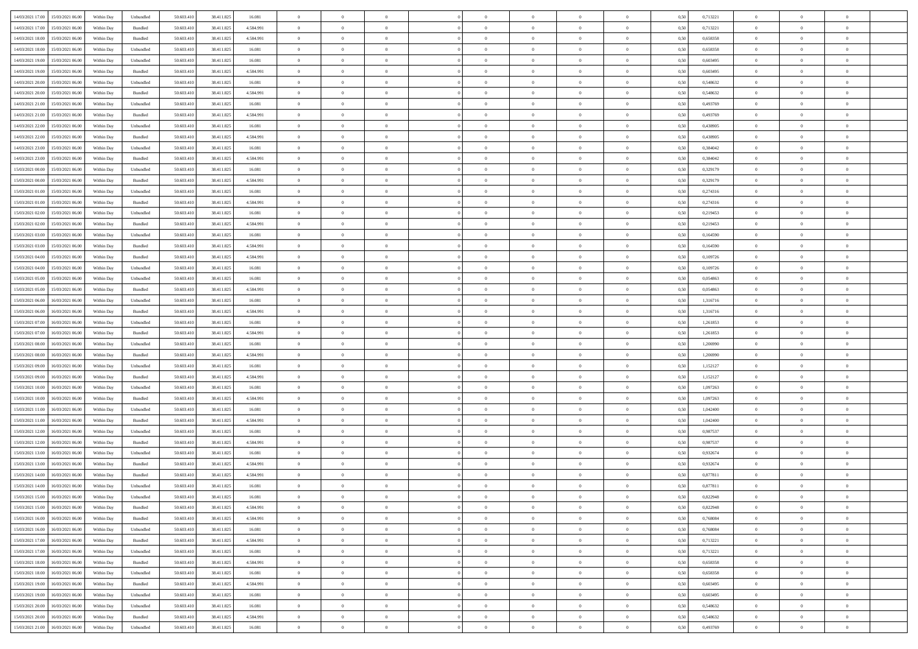| | | | | | | | | | | | | | | | | | | | | | |
|---|---|---|---|---|---|---|---|---|---|---|---|---|---|---|---|---|---|---|---|---|---|
| 14/03/2021 17:00 | 15/03/2021 06:00 | Within Day | Unbundled | 50.603.410 | 38.411.825 | 16.081 | 0 | 0 | 0 | | 0 | 0 | 0 | 0 | 0 | 0,50 | 0,713221 | 0 | 0 | 0 | |
| 14/03/2021 17:00 | 15/03/2021 06:00 | Within Day | Bundled | 50.603.410 | 38.411.825 | 4.584.991 | 0 | 0 | 0 | | 0 | 0 | 0 | 0 | 0 | 0,50 | 0,713221 | 0 | 0 | 0 | |
| 14/03/2021 18:00 | 15/03/2021 06:00 | Within Day | Bundled | 50.603.410 | 38.411.825 | 4.584.991 | 0 | 0 | 0 | | 0 | 0 | 0 | 0 | 0 | 0,50 | 0,658358 | 0 | 0 | 0 | |
| 14/03/2021 18:00 | 15/03/2021 06:00 | Within Day | Unbundled | 50.603.410 | 38.411.825 | 16.081 | 0 | 0 | 0 | | 0 | 0 | 0 | 0 | 0 | 0,50 | 0,658358 | 0 | 0 | 0 | |
| 14/03/2021 19:00 | 15/03/2021 06:00 | Within Day | Unbundled | 50.603.410 | 38.411.825 | 16.081 | 0 | 0 | 0 | | 0 | 0 | 0 | 0 | 0 | 0,50 | 0,603495 | 0 | 0 | 0 | |
| 14/03/2021 19:00 | 15/03/2021 06:00 | Within Day | Bundled | 50.603.410 | 38.411.825 | 4.584.991 | 0 | 0 | 0 | | 0 | 0 | 0 | 0 | 0 | 0,50 | 0,603495 | 0 | 0 | 0 | |
| 14/03/2021 20:00 | 15/03/2021 06:00 | Within Day | Unbundled | 50.603.410 | 38.411.825 | 16.081 | 0 | 0 | 0 | | 0 | 0 | 0 | 0 | 0 | 0,50 | 0,548632 | 0 | 0 | 0 | |
| 14/03/2021 20:00 | 15/03/2021 06:00 | Within Day | Bundled | 50.603.410 | 38.411.825 | 4.584.991 | 0 | 0 | 0 | | 0 | 0 | 0 | 0 | 0 | 0,50 | 0,548632 | 0 | 0 | 0 | |
| 14/03/2021 21:00 | 15/03/2021 06:00 | Within Day | Unbundled | 50.603.410 | 38.411.825 | 16.081 | 0 | 0 | 0 | | 0 | 0 | 0 | 0 | 0 | 0,50 | 0,493769 | 0 | 0 | 0 | |
| 14/03/2021 21:00 | 15/03/2021 06:00 | Within Day | Bundled | 50.603.410 | 38.411.825 | 4.584.991 | 0 | 0 | 0 | | 0 | 0 | 0 | 0 | 0 | 0,50 | 0,493769 | 0 | 0 | 0 | |
| 14/03/2021 22:00 | 15/03/2021 06:00 | Within Day | Unbundled | 50.603.410 | 38.411.825 | 16.081 | 0 | 0 | 0 | | 0 | 0 | 0 | 0 | 0 | 0,50 | 0,438905 | 0 | 0 | 0 | |
| 14/03/2021 22:00 | 15/03/2021 06:00 | Within Day | Bundled | 50.603.410 | 38.411.825 | 4.584.991 | 0 | 0 | 0 | | 0 | 0 | 0 | 0 | 0 | 0,50 | 0,438905 | 0 | 0 | 0 | |
| 14/03/2021 23:00 | 15/03/2021 06:00 | Within Day | Unbundled | 50.603.410 | 38.411.825 | 16.081 | 0 | 0 | 0 | | 0 | 0 | 0 | 0 | 0 | 0,50 | 0,384042 | 0 | 0 | 0 | |
| 14/03/2021 23:00 | 15/03/2021 06:00 | Within Day | Bundled | 50.603.410 | 38.411.825 | 4.584.991 | 0 | 0 | 0 | | 0 | 0 | 0 | 0 | 0 | 0,50 | 0,384042 | 0 | 0 | 0 | |
| 15/03/2021 00:00 | 15/03/2021 06:00 | Within Day | Unbundled | 50.603.410 | 38.411.825 | 16.081 | 0 | 0 | 0 | | 0 | 0 | 0 | 0 | 0 | 0,50 | 0,329179 | 0 | 0 | 0 | |
| 15/03/2021 00:00 | 15/03/2021 06:00 | Within Day | Bundled | 50.603.410 | 38.411.825 | 4.584.991 | 0 | 0 | 0 | | 0 | 0 | 0 | 0 | 0 | 0,50 | 0,329179 | 0 | 0 | 0 | |
| 15/03/2021 01:00 | 15/03/2021 06:00 | Within Day | Unbundled | 50.603.410 | 38.411.825 | 16.081 | 0 | 0 | 0 | | 0 | 0 | 0 | 0 | 0 | 0,50 | 0,274316 | 0 | 0 | 0 | |
| 15/03/2021 01:00 | 15/03/2021 06:00 | Within Day | Bundled | 50.603.410 | 38.411.825 | 4.584.991 | 0 | 0 | 0 | | 0 | 0 | 0 | 0 | 0 | 0,50 | 0,274316 | 0 | 0 | 0 | |
| 15/03/2021 02:00 | 15/03/2021 06:00 | Within Day | Unbundled | 50.603.410 | 38.411.825 | 16.081 | 0 | 0 | 0 | | 0 | 0 | 0 | 0 | 0 | 0,50 | 0,219453 | 0 | 0 | 0 | |
| 15/03/2021 02:00 | 15/03/2021 06:00 | Within Day | Bundled | 50.603.410 | 38.411.825 | 4.584.991 | 0 | 0 | 0 | | 0 | 0 | 0 | 0 | 0 | 0,50 | 0,219453 | 0 | 0 | 0 | |
| 15/03/2021 03:00 | 15/03/2021 06:00 | Within Day | Unbundled | 50.603.410 | 38.411.825 | 16.081 | 0 | 0 | 0 | | 0 | 0 | 0 | 0 | 0 | 0,50 | 0,164590 | 0 | 0 | 0 | |
| 15/03/2021 03:00 | 15/03/2021 06:00 | Within Day | Bundled | 50.603.410 | 38.411.825 | 4.584.991 | 0 | 0 | 0 | | 0 | 0 | 0 | 0 | 0 | 0,50 | 0,164590 | 0 | 0 | 0 | |
| 15/03/2021 04:00 | 15/03/2021 06:00 | Within Day | Bundled | 50.603.410 | 38.411.825 | 4.584.991 | 0 | 0 | 0 | | 0 | 0 | 0 | 0 | 0 | 0,50 | 0,109726 | 0 | 0 | 0 | |
| 15/03/2021 04:00 | 15/03/2021 06:00 | Within Day | Unbundled | 50.603.410 | 38.411.825 | 16.081 | 0 | 0 | 0 | | 0 | 0 | 0 | 0 | 0 | 0,50 | 0,109726 | 0 | 0 | 0 | |
| 15/03/2021 05:00 | 15/03/2021 06:00 | Within Day | Unbundled | 50.603.410 | 38.411.825 | 16.081 | 0 | 0 | 0 | | 0 | 0 | 0 | 0 | 0 | 0,50 | 0,054863 | 0 | 0 | 0 | |
| 15/03/2021 05:00 | 15/03/2021 06:00 | Within Day | Bundled | 50.603.410 | 38.411.825 | 4.584.991 | 0 | 0 | 0 | | 0 | 0 | 0 | 0 | 0 | 0,50 | 0,054863 | 0 | 0 | 0 | |
| 15/03/2021 06:00 | 16/03/2021 06:00 | Within Day | Unbundled | 50.603.410 | 38.411.825 | 16.081 | 0 | 0 | 0 | | 0 | 0 | 0 | 0 | 0 | 0,50 | 1,316716 | 0 | 0 | 0 | |
| 15/03/2021 06:00 | 16/03/2021 06:00 | Within Day | Bundled | 50.603.410 | 38.411.825 | 4.584.991 | 0 | 0 | 0 | | 0 | 0 | 0 | 0 | 0 | 0,50 | 1,316716 | 0 | 0 | 0 | |
| 15/03/2021 07:00 | 16/03/2021 06:00 | Within Day | Unbundled | 50.603.410 | 38.411.825 | 16.081 | 0 | 0 | 0 | | 0 | 0 | 0 | 0 | 0 | 0,50 | 1,261853 | 0 | 0 | 0 | |
| 15/03/2021 07:00 | 16/03/2021 06:00 | Within Day | Bundled | 50.603.410 | 38.411.825 | 4.584.991 | 0 | 0 | 0 | | 0 | 0 | 0 | 0 | 0 | 0,50 | 1,261853 | 0 | 0 | 0 | |
| 15/03/2021 08:00 | 16/03/2021 06:00 | Within Day | Unbundled | 50.603.410 | 38.411.825 | 16.081 | 0 | 0 | 0 | | 0 | 0 | 0 | 0 | 0 | 0,50 | 1,206990 | 0 | 0 | 0 | |
| 15/03/2021 08:00 | 16/03/2021 06:00 | Within Day | Bundled | 50.603.410 | 38.411.825 | 4.584.991 | 0 | 0 | 0 | | 0 | 0 | 0 | 0 | 0 | 0,50 | 1,206990 | 0 | 0 | 0 | |
| 15/03/2021 09:00 | 16/03/2021 06:00 | Within Day | Unbundled | 50.603.410 | 38.411.825 | 16.081 | 0 | 0 | 0 | | 0 | 0 | 0 | 0 | 0 | 0,50 | 1,152127 | 0 | 0 | 0 | |
| 15/03/2021 09:00 | 16/03/2021 06:00 | Within Day | Bundled | 50.603.410 | 38.411.825 | 4.584.991 | 0 | 0 | 0 | | 0 | 0 | 0 | 0 | 0 | 0,50 | 1,152127 | 0 | 0 | 0 | |
| 15/03/2021 10:00 | 16/03/2021 06:00 | Within Day | Unbundled | 50.603.410 | 38.411.825 | 16.081 | 0 | 0 | 0 | | 0 | 0 | 0 | 0 | 0 | 0,50 | 1,097263 | 0 | 0 | 0 | |
| 15/03/2021 10:00 | 16/03/2021 06:00 | Within Day | Bundled | 50.603.410 | 38.411.825 | 4.584.991 | 0 | 0 | 0 | | 0 | 0 | 0 | 0 | 0 | 0,50 | 1,097263 | 0 | 0 | 0 | |
| 15/03/2021 11:00 | 16/03/2021 06:00 | Within Day | Unbundled | 50.603.410 | 38.411.825 | 16.081 | 0 | 0 | 0 | | 0 | 0 | 0 | 0 | 0 | 0,50 | 1,042400 | 0 | 0 | 0 | |
| 15/03/2021 11:00 | 16/03/2021 06:00 | Within Day | Bundled | 50.603.410 | 38.411.825 | 4.584.991 | 0 | 0 | 0 | | 0 | 0 | 0 | 0 | 0 | 0,50 | 1,042400 | 0 | 0 | 0 | |
| 15/03/2021 12:00 | 16/03/2021 06:00 | Within Day | Unbundled | 50.603.410 | 38.411.825 | 16.081 | 0 | 0 | 0 | | 0 | 0 | 0 | 0 | 0 | 0,50 | 0,987537 | 0 | 0 | 0 | |
| 15/03/2021 12:00 | 16/03/2021 06:00 | Within Day | Bundled | 50.603.410 | 38.411.825 | 4.584.991 | 0 | 0 | 0 | | 0 | 0 | 0 | 0 | 0 | 0,50 | 0,987537 | 0 | 0 | 0 | |
| 15/03/2021 13:00 | 16/03/2021 06:00 | Within Day | Unbundled | 50.603.410 | 38.411.825 | 16.081 | 0 | 0 | 0 | | 0 | 0 | 0 | 0 | 0 | 0,50 | 0,932674 | 0 | 0 | 0 | |
| 15/03/2021 13:00 | 16/03/2021 06:00 | Within Day | Bundled | 50.603.410 | 38.411.825 | 4.584.991 | 0 | 0 | 0 | | 0 | 0 | 0 | 0 | 0 | 0,50 | 0,932674 | 0 | 0 | 0 | |
| 15/03/2021 14:00 | 16/03/2021 06:00 | Within Day | Bundled | 50.603.410 | 38.411.825 | 4.584.991 | 0 | 0 | 0 | | 0 | 0 | 0 | 0 | 0 | 0,50 | 0,877811 | 0 | 0 | 0 | |
| 15/03/2021 14:00 | 16/03/2021 06:00 | Within Day | Unbundled | 50.603.410 | 38.411.825 | 16.081 | 0 | 0 | 0 | | 0 | 0 | 0 | 0 | 0 | 0,50 | 0,877811 | 0 | 0 | 0 | |
| 15/03/2021 15:00 | 16/03/2021 06:00 | Within Day | Unbundled | 50.603.410 | 38.411.825 | 16.081 | 0 | 0 | 0 | | 0 | 0 | 0 | 0 | 0 | 0,50 | 0,822948 | 0 | 0 | 0 | |
| 15/03/2021 15:00 | 16/03/2021 06:00 | Within Day | Bundled | 50.603.410 | 38.411.825 | 4.584.991 | 0 | 0 | 0 | | 0 | 0 | 0 | 0 | 0 | 0,50 | 0,822948 | 0 | 0 | 0 | |
| 15/03/2021 16:00 | 16/03/2021 06:00 | Within Day | Bundled | 50.603.410 | 38.411.825 | 4.584.991 | 0 | 0 | 0 | | 0 | 0 | 0 | 0 | 0 | 0,50 | 0,768084 | 0 | 0 | 0 | |
| 15/03/2021 16:00 | 16/03/2021 06:00 | Within Day | Unbundled | 50.603.410 | 38.411.825 | 16.081 | 0 | 0 | 0 | | 0 | 0 | 0 | 0 | 0 | 0,50 | 0,768084 | 0 | 0 | 0 | |
| 15/03/2021 17:00 | 16/03/2021 06:00 | Within Day | Bundled | 50.603.410 | 38.411.825 | 4.584.991 | 0 | 0 | 0 | | 0 | 0 | 0 | 0 | 0 | 0,50 | 0,713221 | 0 | 0 | 0 | |
| 15/03/2021 17:00 | 16/03/2021 06:00 | Within Day | Unbundled | 50.603.410 | 38.411.825 | 16.081 | 0 | 0 | 0 | | 0 | 0 | 0 | 0 | 0 | 0,50 | 0,713221 | 0 | 0 | 0 | |
| 15/03/2021 18:00 | 16/03/2021 06:00 | Within Day | Bundled | 50.603.410 | 38.411.825 | 4.584.991 | 0 | 0 | 0 | | 0 | 0 | 0 | 0 | 0 | 0,50 | 0,658358 | 0 | 0 | 0 | |
| 15/03/2021 18:00 | 16/03/2021 06:00 | Within Day | Unbundled | 50.603.410 | 38.411.825 | 16.081 | 0 | 0 | 0 | | 0 | 0 | 0 | 0 | 0 | 0,50 | 0,658358 | 0 | 0 | 0 | |
| 15/03/2021 19:00 | 16/03/2021 06:00 | Within Day | Bundled | 50.603.410 | 38.411.825 | 4.584.991 | 0 | 0 | 0 | | 0 | 0 | 0 | 0 | 0 | 0,50 | 0,603495 | 0 | 0 | 0 | |
| 15/03/2021 19:00 | 16/03/2021 06:00 | Within Day | Unbundled | 50.603.410 | 38.411.825 | 16.081 | 0 | 0 | 0 | | 0 | 0 | 0 | 0 | 0 | 0,50 | 0,603495 | 0 | 0 | 0 | |
| 15/03/2021 20:00 | 16/03/2021 06:00 | Within Day | Unbundled | 50.603.410 | 38.411.825 | 16.081 | 0 | 0 | 0 | | 0 | 0 | 0 | 0 | 0 | 0,50 | 0,548632 | 0 | 0 | 0 | |
| 15/03/2021 20:00 | 16/03/2021 06:00 | Within Day | Bundled | 50.603.410 | 38.411.825 | 4.584.991 | 0 | 0 | 0 | | 0 | 0 | 0 | 0 | 0 | 0,50 | 0,548632 | 0 | 0 | 0 | |
| 15/03/2021 21:00 | 16/03/2021 06:00 | Within Day | Unbundled | 50.603.410 | 38.411.825 | 16.081 | 0 | 0 | 0 | | 0 | 0 | 0 | 0 | 0 | 0,50 | 0,493769 | 0 | 0 | 0 | |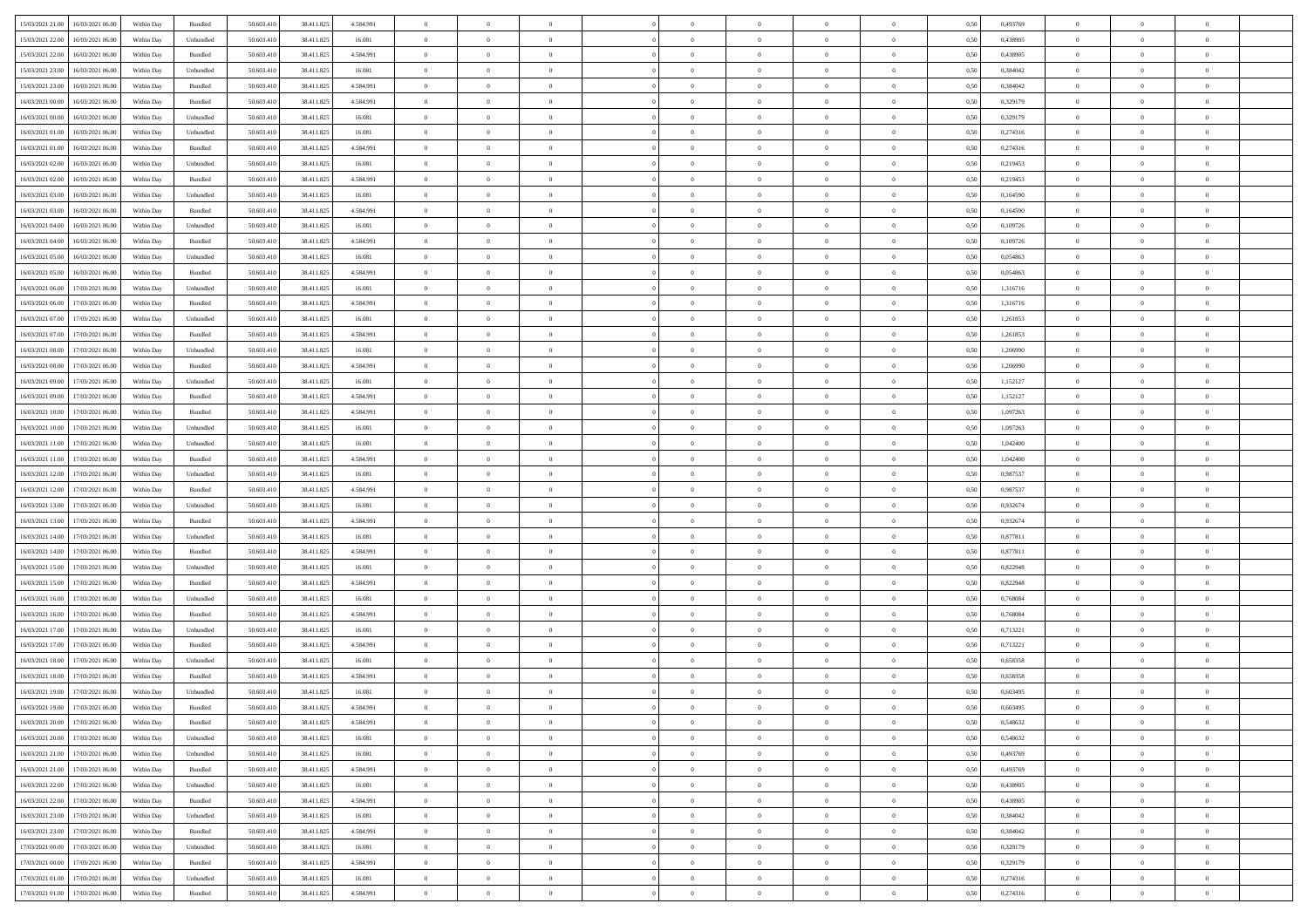| | | | | | | | | | | | | | | | | | | | | |
|---|---|---|---|---|---|---|---|---|---|---|---|---|---|---|---|---|---|---|---|---|
| 15/03/2021 21:00 | 16/03/2021 06:00 | Within Day | Bundled | 50.603.410 | 38.411.825 | 4.584.991 | 0 | 0 | 0 | | 0 | 0 | 0 | 0 | 0,50 | 0,493769 | 0 | 0 | 0 | |
| 15/03/2021 22:00 | 16/03/2021 06:00 | Within Day | Unbundled | 50.603.410 | 38.411.825 | 16.081 | 0 | 0 | 0 | | 0 | 0 | 0 | 0 | 0,50 | 0,438905 | 0 | 0 | 0 | |
| 15/03/2021 22:00 | 16/03/2021 06:00 | Within Day | Bundled | 50.603.410 | 38.411.825 | 4.584.991 | 0 | 0 | 0 | | 0 | 0 | 0 | 0 | 0,50 | 0,438905 | 0 | 0 | 0 | |
| 15/03/2021 23:00 | 16/03/2021 06:00 | Within Day | Unbundled | 50.603.410 | 38.411.825 | 16.081 | 0 | 0 | 0 | | 0 | 0 | 0 | 0 | 0,50 | 0,384042 | 0 | 0 | 0 | |
| 15/03/2021 23:00 | 16/03/2021 06:00 | Within Day | Bundled | 50.603.410 | 38.411.825 | 4.584.991 | 0 | 0 | 0 | | 0 | 0 | 0 | 0 | 0,50 | 0,384042 | 0 | 0 | 0 | |
| 16/03/2021 00:00 | 16/03/2021 06:00 | Within Day | Bundled | 50.603.410 | 38.411.825 | 4.584.991 | 0 | 0 | 0 | | 0 | 0 | 0 | 0 | 0,50 | 0,329179 | 0 | 0 | 0 | |
| 16/03/2021 00:00 | 16/03/2021 06:00 | Within Day | Unbundled | 50.603.410 | 38.411.825 | 16.081 | 0 | 0 | 0 | | 0 | 0 | 0 | 0 | 0,50 | 0,329179 | 0 | 0 | 0 | |
| 16/03/2021 01:00 | 16/03/2021 06:00 | Within Day | Unbundled | 50.603.410 | 38.411.825 | 16.081 | 0 | 0 | 0 | | 0 | 0 | 0 | 0 | 0,50 | 0,274316 | 0 | 0 | 0 | |
| 16/03/2021 01:00 | 16/03/2021 06:00 | Within Day | Bundled | 50.603.410 | 38.411.825 | 4.584.991 | 0 | 0 | 0 | | 0 | 0 | 0 | 0 | 0,50 | 0,274316 | 0 | 0 | 0 | |
| 16/03/2021 02:00 | 16/03/2021 06:00 | Within Day | Unbundled | 50.603.410 | 38.411.825 | 16.081 | 0 | 0 | 0 | | 0 | 0 | 0 | 0 | 0,50 | 0,219453 | 0 | 0 | 0 | |
| 16/03/2021 02:00 | 16/03/2021 06:00 | Within Day | Bundled | 50.603.410 | 38.411.825 | 4.584.991 | 0 | 0 | 0 | | 0 | 0 | 0 | 0 | 0,50 | 0,219453 | 0 | 0 | 0 | |
| 16/03/2021 03:00 | 16/03/2021 06:00 | Within Day | Unbundled | 50.603.410 | 38.411.825 | 16.081 | 0 | 0 | 0 | | 0 | 0 | 0 | 0 | 0,50 | 0,164590 | 0 | 0 | 0 | |
| 16/03/2021 03:00 | 16/03/2021 06:00 | Within Day | Bundled | 50.603.410 | 38.411.825 | 4.584.991 | 0 | 0 | 0 | | 0 | 0 | 0 | 0 | 0,50 | 0,164590 | 0 | 0 | 0 | |
| 16/03/2021 04:00 | 16/03/2021 06:00 | Within Day | Unbundled | 50.603.410 | 38.411.825 | 16.081 | 0 | 0 | 0 | | 0 | 0 | 0 | 0 | 0,50 | 0,109726 | 0 | 0 | 0 | |
| 16/03/2021 04:00 | 16/03/2021 06:00 | Within Day | Bundled | 50.603.410 | 38.411.825 | 4.584.991 | 0 | 0 | 0 | | 0 | 0 | 0 | 0 | 0,50 | 0,109726 | 0 | 0 | 0 | |
| 16/03/2021 05:00 | 16/03/2021 06:00 | Within Day | Unbundled | 50.603.410 | 38.411.825 | 16.081 | 0 | 0 | 0 | | 0 | 0 | 0 | 0 | 0,50 | 0,054863 | 0 | 0 | 0 | |
| 16/03/2021 05:00 | 16/03/2021 06:00 | Within Day | Bundled | 50.603.410 | 38.411.825 | 4.584.991 | 0 | 0 | 0 | | 0 | 0 | 0 | 0 | 0,50 | 0,054863 | 0 | 0 | 0 | |
| 16/03/2021 06:00 | 17/03/2021 06:00 | Within Day | Unbundled | 50.603.410 | 38.411.825 | 16.081 | 0 | 0 | 0 | | 0 | 0 | 0 | 0 | 0,50 | 1,316716 | 0 | 0 | 0 | |
| 16/03/2021 06:00 | 17/03/2021 06:00 | Within Day | Bundled | 50.603.410 | 38.411.825 | 4.584.991 | 0 | 0 | 0 | | 0 | 0 | 0 | 0 | 0,50 | 1,316716 | 0 | 0 | 0 | |
| 16/03/2021 07:00 | 17/03/2021 06:00 | Within Day | Unbundled | 50.603.410 | 38.411.825 | 16.081 | 0 | 0 | 0 | | 0 | 0 | 0 | 0 | 0,50 | 1,261853 | 0 | 0 | 0 | |
| 16/03/2021 07:00 | 17/03/2021 06:00 | Within Day | Bundled | 50.603.410 | 38.411.825 | 4.584.991 | 0 | 0 | 0 | | 0 | 0 | 0 | 0 | 0,50 | 1,261853 | 0 | 0 | 0 | |
| 16/03/2021 08:00 | 17/03/2021 06:00 | Within Day | Unbundled | 50.603.410 | 38.411.825 | 16.081 | 0 | 0 | 0 | | 0 | 0 | 0 | 0 | 0,50 | 1,206990 | 0 | 0 | 0 | |
| 16/03/2021 08:00 | 17/03/2021 06:00 | Within Day | Bundled | 50.603.410 | 38.411.825 | 4.584.991 | 0 | 0 | 0 | | 0 | 0 | 0 | 0 | 0,50 | 1,206990 | 0 | 0 | 0 | |
| 16/03/2021 09:00 | 17/03/2021 06:00 | Within Day | Unbundled | 50.603.410 | 38.411.825 | 16.081 | 0 | 0 | 0 | | 0 | 0 | 0 | 0 | 0,50 | 1,152127 | 0 | 0 | 0 | |
| 16/03/2021 09:00 | 17/03/2021 06:00 | Within Day | Bundled | 50.603.410 | 38.411.825 | 4.584.991 | 0 | 0 | 0 | | 0 | 0 | 0 | 0 | 0,50 | 1,152127 | 0 | 0 | 0 | |
| 16/03/2021 10:00 | 17/03/2021 06:00 | Within Day | Bundled | 50.603.410 | 38.411.825 | 4.584.991 | 0 | 0 | 0 | | 0 | 0 | 0 | 0 | 0,50 | 1,097263 | 0 | 0 | 0 | |
| 16/03/2021 10:00 | 17/03/2021 06:00 | Within Day | Unbundled | 50.603.410 | 38.411.825 | 16.081 | 0 | 0 | 0 | | 0 | 0 | 0 | 0 | 0,50 | 1,097263 | 0 | 0 | 0 | |
| 16/03/2021 11:00 | 17/03/2021 06:00 | Within Day | Unbundled | 50.603.410 | 38.411.825 | 16.081 | 0 | 0 | 0 | | 0 | 0 | 0 | 0 | 0,50 | 1,042400 | 0 | 0 | 0 | |
| 16/03/2021 11:00 | 17/03/2021 06:00 | Within Day | Bundled | 50.603.410 | 38.411.825 | 4.584.991 | 0 | 0 | 0 | | 0 | 0 | 0 | 0 | 0,50 | 1,042400 | 0 | 0 | 0 | |
| 16/03/2021 12:00 | 17/03/2021 06:00 | Within Day | Unbundled | 50.603.410 | 38.411.825 | 16.081 | 0 | 0 | 0 | | 0 | 0 | 0 | 0 | 0,50 | 0,987537 | 0 | 0 | 0 | |
| 16/03/2021 12:00 | 17/03/2021 06:00 | Within Day | Bundled | 50.603.410 | 38.411.825 | 4.584.991 | 0 | 0 | 0 | | 0 | 0 | 0 | 0 | 0,50 | 0,987537 | 0 | 0 | 0 | |
| 16/03/2021 13:00 | 17/03/2021 06:00 | Within Day | Unbundled | 50.603.410 | 38.411.825 | 16.081 | 0 | 0 | 0 | | 0 | 0 | 0 | 0 | 0,50 | 0,932674 | 0 | 0 | 0 | |
| 16/03/2021 13:00 | 17/03/2021 06:00 | Within Day | Bundled | 50.603.410 | 38.411.825 | 4.584.991 | 0 | 0 | 0 | | 0 | 0 | 0 | 0 | 0,50 | 0,932674 | 0 | 0 | 0 | |
| 16/03/2021 14:00 | 17/03/2021 06:00 | Within Day | Unbundled | 50.603.410 | 38.411.825 | 16.081 | 0 | 0 | 0 | | 0 | 0 | 0 | 0 | 0,50 | 0,877811 | 0 | 0 | 0 | |
| 16/03/2021 14:00 | 17/03/2021 06:00 | Within Day | Bundled | 50.603.410 | 38.411.825 | 4.584.991 | 0 | 0 | 0 | | 0 | 0 | 0 | 0 | 0,50 | 0,877811 | 0 | 0 | 0 | |
| 16/03/2021 15:00 | 17/03/2021 06:00 | Within Day | Unbundled | 50.603.410 | 38.411.825 | 16.081 | 0 | 0 | 0 | | 0 | 0 | 0 | 0 | 0,50 | 0,822948 | 0 | 0 | 0 | |
| 16/03/2021 15:00 | 17/03/2021 06:00 | Within Day | Bundled | 50.603.410 | 38.411.825 | 4.584.991 | 0 | 0 | 0 | | 0 | 0 | 0 | 0 | 0,50 | 0,822948 | 0 | 0 | 0 | |
| 16/03/2021 16:00 | 17/03/2021 06:00 | Within Day | Unbundled | 50.603.410 | 38.411.825 | 16.081 | 0 | 0 | 0 | | 0 | 0 | 0 | 0 | 0,50 | 0,768084 | 0 | 0 | 0 | |
| 16/03/2021 16:00 | 17/03/2021 06:00 | Within Day | Bundled | 50.603.410 | 38.411.825 | 4.584.991 | 0 | 0 | 0 | | 0 | 0 | 0 | 0 | 0,50 | 0,768084 | 0 | 0 | 0 | |
| 16/03/2021 17:00 | 17/03/2021 06:00 | Within Day | Unbundled | 50.603.410 | 38.411.825 | 16.081 | 0 | 0 | 0 | | 0 | 0 | 0 | 0 | 0,50 | 0,713221 | 0 | 0 | 0 | |
| 16/03/2021 17:00 | 17/03/2021 06:00 | Within Day | Bundled | 50.603.410 | 38.411.825 | 4.584.991 | 0 | 0 | 0 | | 0 | 0 | 0 | 0 | 0,50 | 0,713221 | 0 | 0 | 0 | |
| 16/03/2021 18:00 | 17/03/2021 06:00 | Within Day | Unbundled | 50.603.410 | 38.411.825 | 16.081 | 0 | 0 | 0 | | 0 | 0 | 0 | 0 | 0,50 | 0,658358 | 0 | 0 | 0 | |
| 16/03/2021 18:00 | 17/03/2021 06:00 | Within Day | Bundled | 50.603.410 | 38.411.825 | 4.584.991 | 0 | 0 | 0 | | 0 | 0 | 0 | 0 | 0,50 | 0,658358 | 0 | 0 | 0 | |
| 16/03/2021 19:00 | 17/03/2021 06:00 | Within Day | Unbundled | 50.603.410 | 38.411.825 | 16.081 | 0 | 0 | 0 | | 0 | 0 | 0 | 0 | 0,50 | 0,603495 | 0 | 0 | 0 | |
| 16/03/2021 19:00 | 17/03/2021 06:00 | Within Day | Bundled | 50.603.410 | 38.411.825 | 4.584.991 | 0 | 0 | 0 | | 0 | 0 | 0 | 0 | 0,50 | 0,603495 | 0 | 0 | 0 | |
| 16/03/2021 20:00 | 17/03/2021 06:00 | Within Day | Bundled | 50.603.410 | 38.411.825 | 4.584.991 | 0 | 0 | 0 | | 0 | 0 | 0 | 0 | 0,50 | 0,548632 | 0 | 0 | 0 | |
| 16/03/2021 20:00 | 17/03/2021 06:00 | Within Day | Unbundled | 50.603.410 | 38.411.825 | 16.081 | 0 | 0 | 0 | | 0 | 0 | 0 | 0 | 0,50 | 0,548632 | 0 | 0 | 0 | |
| 16/03/2021 21:00 | 17/03/2021 06:00 | Within Day | Unbundled | 50.603.410 | 38.411.825 | 16.081 | 0 | 0 | 0 | | 0 | 0 | 0 | 0 | 0,50 | 0,493769 | 0 | 0 | 0 | |
| 16/03/2021 21:00 | 17/03/2021 06:00 | Within Day | Bundled | 50.603.410 | 38.411.825 | 4.584.991 | 0 | 0 | 0 | | 0 | 0 | 0 | 0 | 0,50 | 0,493769 | 0 | 0 | 0 | |
| 16/03/2021 22:00 | 17/03/2021 06:00 | Within Day | Unbundled | 50.603.410 | 38.411.825 | 16.081 | 0 | 0 | 0 | | 0 | 0 | 0 | 0 | 0,50 | 0,438905 | 0 | 0 | 0 | |
| 16/03/2021 22:00 | 17/03/2021 06:00 | Within Day | Bundled | 50.603.410 | 38.411.825 | 4.584.991 | 0 | 0 | 0 | | 0 | 0 | 0 | 0 | 0,50 | 0,438905 | 0 | 0 | 0 | |
| 16/03/2021 23:00 | 17/03/2021 06:00 | Within Day | Unbundled | 50.603.410 | 38.411.825 | 16.081 | 0 | 0 | 0 | | 0 | 0 | 0 | 0 | 0,50 | 0,384042 | 0 | 0 | 0 | |
| 16/03/2021 23:00 | 17/03/2021 06:00 | Within Day | Bundled | 50.603.410 | 38.411.825 | 4.584.991 | 0 | 0 | 0 | | 0 | 0 | 0 | 0 | 0,50 | 0,384042 | 0 | 0 | 0 | |
| 17/03/2021 00:00 | 17/03/2021 06:00 | Within Day | Unbundled | 50.603.410 | 38.411.825 | 16.081 | 0 | 0 | 0 | | 0 | 0 | 0 | 0 | 0,50 | 0,329179 | 0 | 0 | 0 | |
| 17/03/2021 00:00 | 17/03/2021 06:00 | Within Day | Bundled | 50.603.410 | 38.411.825 | 4.584.991 | 0 | 0 | 0 | | 0 | 0 | 0 | 0 | 0,50 | 0,329179 | 0 | 0 | 0 | |
| 17/03/2021 01:00 | 17/03/2021 06:00 | Within Day | Unbundled | 50.603.410 | 38.411.825 | 16.081 | 0 | 0 | 0 | | 0 | 0 | 0 | 0 | 0,50 | 0,274316 | 0 | 0 | 0 | |
| 17/03/2021 01:00 | 17/03/2021 06:00 | Within Day | Bundled | 50.603.410 | 38.411.825 | 4.584.991 | 0 | 0 | 0 | | 0 | 0 | 0 | 0 | 0,50 | 0,274316 | 0 | 0 | 0 | |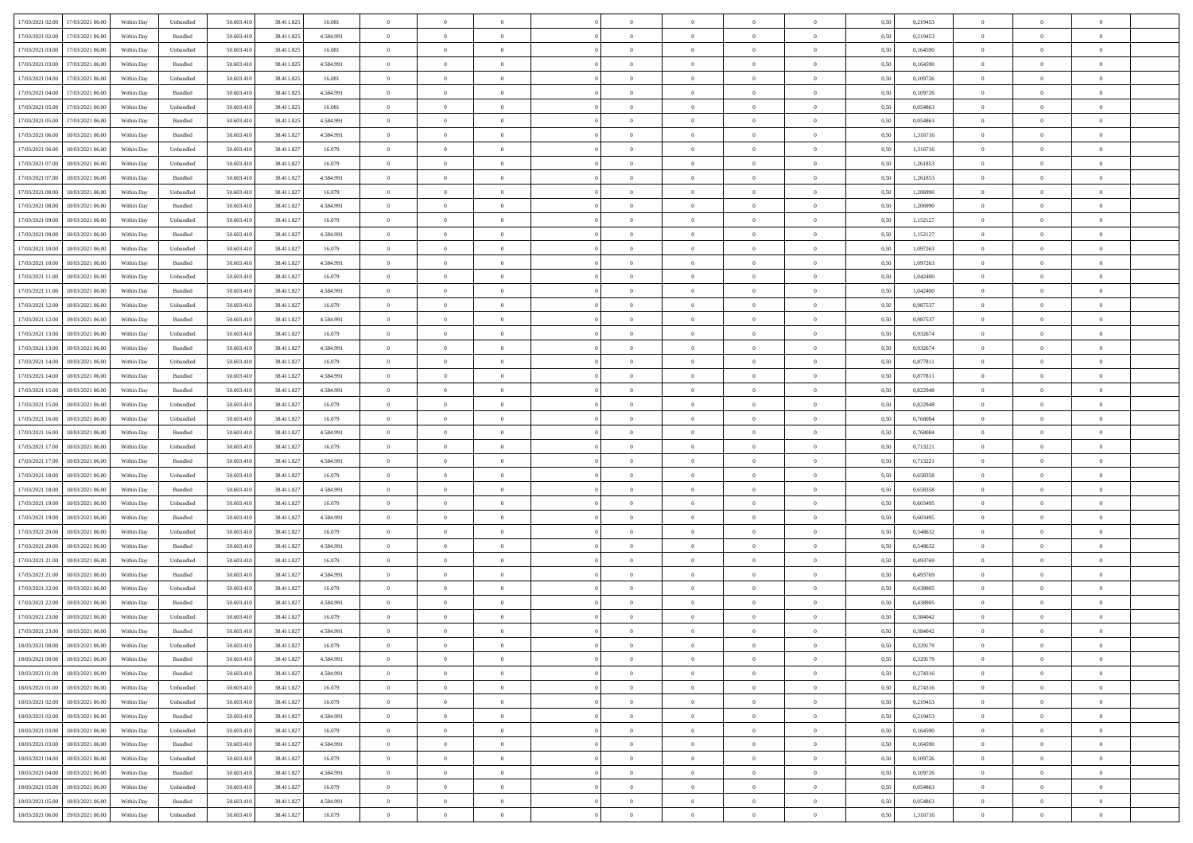| | | | | | | | | | | | | | | | | | | | | |
|---|---|---|---|---|---|---|---|---|---|---|---|---|---|---|---|---|---|---|---|---|
| 17/03/2021 02:00 | 17/03/2021 06:00 | Within Day | Unbundled | 50.603.410 | 38.411.825 | 16.081 | 0 | 0 | 0 | | 0 | 0 | 0 | 0 | 0,50 | 0,219453 | 0 | 0 | 0 | |
| 17/03/2021 02:00 | 17/03/2021 06:00 | Within Day | Bundled | 50.603.410 | 38.411.825 | 4.584.991 | 0 | 0 | 0 | | 0 | 0 | 0 | 0 | 0,50 | 0,219453 | 0 | 0 | 0 | |
| 17/03/2021 03:00 | 17/03/2021 06:00 | Within Day | Unbundled | 50.603.410 | 38.411.825 | 16.081 | 0 | 0 | 0 | | 0 | 0 | 0 | 0 | 0,50 | 0,164590 | 0 | 0 | 0 | |
| 17/03/2021 03:00 | 17/03/2021 06:00 | Within Day | Bundled | 50.603.410 | 38.411.825 | 4.584.991 | 0 | 0 | 0 | | 0 | 0 | 0 | 0 | 0,50 | 0,164590 | 0 | 0 | 0 | |
| 17/03/2021 04:00 | 17/03/2021 06:00 | Within Day | Unbundled | 50.603.410 | 38.411.825 | 16.081 | 0 | 0 | 0 | | 0 | 0 | 0 | 0 | 0,50 | 0,109726 | 0 | 0 | 0 | |
| 17/03/2021 04:00 | 17/03/2021 06:00 | Within Day | Bundled | 50.603.410 | 38.411.825 | 4.584.991 | 0 | 0 | 0 | | 0 | 0 | 0 | 0 | 0,50 | 0,109726 | 0 | 0 | 0 | |
| 17/03/2021 05:00 | 17/03/2021 06:00 | Within Day | Unbundled | 50.603.410 | 38.411.825 | 16.081 | 0 | 0 | 0 | | 0 | 0 | 0 | 0 | 0,50 | 0,054863 | 0 | 0 | 0 | |
| 17/03/2021 05:00 | 17/03/2021 06:00 | Within Day | Bundled | 50.603.410 | 38.411.825 | 4.584.991 | 0 | 0 | 0 | | 0 | 0 | 0 | 0 | 0,50 | 0,054863 | 0 | 0 | 0 | |
| 17/03/2021 06:00 | 18/03/2021 06:00 | Within Day | Bundled | 50.603.410 | 38.411.827 | 4.584.991 | 0 | 0 | 0 | | 0 | 0 | 0 | 0 | 0,50 | 1,316716 | 0 | 0 | 0 | |
| 17/03/2021 06:00 | 18/03/2021 06:00 | Within Day | Unbundled | 50.603.410 | 38.411.827 | 16.079 | 0 | 0 | 0 | | 0 | 0 | 0 | 0 | 0,50 | 1,316716 | 0 | 0 | 0 | |
| 17/03/2021 07:00 | 18/03/2021 06:00 | Within Day | Unbundled | 50.603.410 | 38.411.827 | 16.079 | 0 | 0 | 0 | | 0 | 0 | 0 | 0 | 0,50 | 1,261853 | 0 | 0 | 0 | |
| 17/03/2021 07:00 | 18/03/2021 06:00 | Within Day | Bundled | 50.603.410 | 38.411.827 | 4.584.991 | 0 | 0 | 0 | | 0 | 0 | 0 | 0 | 0,50 | 1,261853 | 0 | 0 | 0 | |
| 17/03/2021 08:00 | 18/03/2021 06:00 | Within Day | Unbundled | 50.603.410 | 38.411.827 | 16.079 | 0 | 0 | 0 | | 0 | 0 | 0 | 0 | 0,50 | 1,206990 | 0 | 0 | 0 | |
| 17/03/2021 08:00 | 18/03/2021 06:00 | Within Day | Bundled | 50.603.410 | 38.411.827 | 4.584.991 | 0 | 0 | 0 | | 0 | 0 | 0 | 0 | 0,50 | 1,206990 | 0 | 0 | 0 | |
| 17/03/2021 09:00 | 18/03/2021 06:00 | Within Day | Unbundled | 50.603.410 | 38.411.827 | 16.079 | 0 | 0 | 0 | | 0 | 0 | 0 | 0 | 0,50 | 1,152127 | 0 | 0 | 0 | |
| 17/03/2021 09:00 | 18/03/2021 06:00 | Within Day | Bundled | 50.603.410 | 38.411.827 | 4.584.991 | 0 | 0 | 0 | | 0 | 0 | 0 | 0 | 0,50 | 1,152127 | 0 | 0 | 0 | |
| 17/03/2021 10:00 | 18/03/2021 06:00 | Within Day | Unbundled | 50.603.410 | 38.411.827 | 16.079 | 0 | 0 | 0 | | 0 | 0 | 0 | 0 | 0,50 | 1,097263 | 0 | 0 | 0 | |
| 17/03/2021 10:00 | 18/03/2021 06:00 | Within Day | Bundled | 50.603.410 | 38.411.827 | 4.584.991 | 0 | 0 | 0 | | 0 | 0 | 0 | 0 | 0,50 | 1,097263 | 0 | 0 | 0 | |
| 17/03/2021 11:00 | 18/03/2021 06:00 | Within Day | Unbundled | 50.603.410 | 38.411.827 | 16.079 | 0 | 0 | 0 | | 0 | 0 | 0 | 0 | 0,50 | 1,042400 | 0 | 0 | 0 | |
| 17/03/2021 11:00 | 18/03/2021 06:00 | Within Day | Bundled | 50.603.410 | 38.411.827 | 4.584.991 | 0 | 0 | 0 | | 0 | 0 | 0 | 0 | 0,50 | 1,042400 | 0 | 0 | 0 | |
| 17/03/2021 12:00 | 18/03/2021 06:00 | Within Day | Unbundled | 50.603.410 | 38.411.827 | 16.079 | 0 | 0 | 0 | | 0 | 0 | 0 | 0 | 0,50 | 0,987537 | 0 | 0 | 0 | |
| 17/03/2021 12:00 | 18/03/2021 06:00 | Within Day | Bundled | 50.603.410 | 38.411.827 | 4.584.991 | 0 | 0 | 0 | | 0 | 0 | 0 | 0 | 0,50 | 0,987537 | 0 | 0 | 0 | |
| 17/03/2021 13:00 | 18/03/2021 06:00 | Within Day | Unbundled | 50.603.410 | 38.411.827 | 16.079 | 0 | 0 | 0 | | 0 | 0 | 0 | 0 | 0,50 | 0,932674 | 0 | 0 | 0 | |
| 17/03/2021 13:00 | 18/03/2021 06:00 | Within Day | Bundled | 50.603.410 | 38.411.827 | 4.584.991 | 0 | 0 | 0 | | 0 | 0 | 0 | 0 | 0,50 | 0,932674 | 0 | 0 | 0 | |
| 17/03/2021 14:00 | 18/03/2021 06:00 | Within Day | Unbundled | 50.603.410 | 38.411.827 | 16.079 | 0 | 0 | 0 | | 0 | 0 | 0 | 0 | 0,50 | 0,877811 | 0 | 0 | 0 | |
| 17/03/2021 14:00 | 18/03/2021 06:00 | Within Day | Bundled | 50.603.410 | 38.411.827 | 4.584.991 | 0 | 0 | 0 | | 0 | 0 | 0 | 0 | 0,50 | 0,877811 | 0 | 0 | 0 | |
| 17/03/2021 15:00 | 18/03/2021 06:00 | Within Day | Bundled | 50.603.410 | 38.411.827 | 4.584.991 | 0 | 0 | 0 | | 0 | 0 | 0 | 0 | 0,50 | 0,822948 | 0 | 0 | 0 | |
| 17/03/2021 15:00 | 18/03/2021 06:00 | Within Day | Unbundled | 50.603.410 | 38.411.827 | 16.079 | 0 | 0 | 0 | | 0 | 0 | 0 | 0 | 0,50 | 0,822948 | 0 | 0 | 0 | |
| 17/03/2021 16:00 | 18/03/2021 06:00 | Within Day | Unbundled | 50.603.410 | 38.411.827 | 16.079 | 0 | 0 | 0 | | 0 | 0 | 0 | 0 | 0,50 | 0,768084 | 0 | 0 | 0 | |
| 17/03/2021 16:00 | 18/03/2021 06:00 | Within Day | Bundled | 50.603.410 | 38.411.827 | 4.584.991 | 0 | 0 | 0 | | 0 | 0 | 0 | 0 | 0,50 | 0,768084 | 0 | 0 | 0 | |
| 17/03/2021 17:00 | 18/03/2021 06:00 | Within Day | Unbundled | 50.603.410 | 38.411.827 | 16.079 | 0 | 0 | 0 | | 0 | 0 | 0 | 0 | 0,50 | 0,713221 | 0 | 0 | 0 | |
| 17/03/2021 17:00 | 18/03/2021 06:00 | Within Day | Bundled | 50.603.410 | 38.411.827 | 4.584.991 | 0 | 0 | 0 | | 0 | 0 | 0 | 0 | 0,50 | 0,713221 | 0 | 0 | 0 | |
| 17/03/2021 18:00 | 18/03/2021 06:00 | Within Day | Unbundled | 50.603.410 | 38.411.827 | 16.079 | 0 | 0 | 0 | | 0 | 0 | 0 | 0 | 0,50 | 0,658358 | 0 | 0 | 0 | |
| 17/03/2021 18:00 | 18/03/2021 06:00 | Within Day | Bundled | 50.603.410 | 38.411.827 | 4.584.991 | 0 | 0 | 0 | | 0 | 0 | 0 | 0 | 0,50 | 0,658358 | 0 | 0 | 0 | |
| 17/03/2021 19:00 | 18/03/2021 06:00 | Within Day | Unbundled | 50.603.410 | 38.411.827 | 16.079 | 0 | 0 | 0 | | 0 | 0 | 0 | 0 | 0,50 | 0,603495 | 0 | 0 | 0 | |
| 17/03/2021 19:00 | 18/03/2021 06:00 | Within Day | Bundled | 50.603.410 | 38.411.827 | 4.584.991 | 0 | 0 | 0 | | 0 | 0 | 0 | 0 | 0,50 | 0,603495 | 0 | 0 | 0 | |
| 17/03/2021 20:00 | 18/03/2021 06:00 | Within Day | Unbundled | 50.603.410 | 38.411.827 | 16.079 | 0 | 0 | 0 | | 0 | 0 | 0 | 0 | 0,50 | 0,548632 | 0 | 0 | 0 | |
| 17/03/2021 20:00 | 18/03/2021 06:00 | Within Day | Bundled | 50.603.410 | 38.411.827 | 4.584.991 | 0 | 0 | 0 | | 0 | 0 | 0 | 0 | 0,50 | 0,548632 | 0 | 0 | 0 | |
| 17/03/2021 21:00 | 18/03/2021 06:00 | Within Day | Unbundled | 50.603.410 | 38.411.827 | 16.079 | 0 | 0 | 0 | | 0 | 0 | 0 | 0 | 0,50 | 0,493769 | 0 | 0 | 0 | |
| 17/03/2021 21:00 | 18/03/2021 06:00 | Within Day | Bundled | 50.603.410 | 38.411.827 | 4.584.991 | 0 | 0 | 0 | | 0 | 0 | 0 | 0 | 0,50 | 0,493769 | 0 | 0 | 0 | |
| 17/03/2021 22:00 | 18/03/2021 06:00 | Within Day | Unbundled | 50.603.410 | 38.411.827 | 16.079 | 0 | 0 | 0 | | 0 | 0 | 0 | 0 | 0,50 | 0,438905 | 0 | 0 | 0 | |
| 17/03/2021 22:00 | 18/03/2021 06:00 | Within Day | Bundled | 50.603.410 | 38.411.827 | 4.584.991 | 0 | 0 | 0 | | 0 | 0 | 0 | 0 | 0,50 | 0,438905 | 0 | 0 | 0 | |
| 17/03/2021 23:00 | 18/03/2021 06:00 | Within Day | Unbundled | 50.603.410 | 38.411.827 | 16.079 | 0 | 0 | 0 | | 0 | 0 | 0 | 0 | 0,50 | 0,384042 | 0 | 0 | 0 | |
| 17/03/2021 23:00 | 18/03/2021 06:00 | Within Day | Bundled | 50.603.410 | 38.411.827 | 4.584.991 | 0 | 0 | 0 | | 0 | 0 | 0 | 0 | 0,50 | 0,384042 | 0 | 0 | 0 | |
| 18/03/2021 00:00 | 18/03/2021 06:00 | Within Day | Unbundled | 50.603.410 | 38.411.827 | 16.079 | 0 | 0 | 0 | | 0 | 0 | 0 | 0 | 0,50 | 0,329179 | 0 | 0 | 0 | |
| 18/03/2021 00:00 | 18/03/2021 06:00 | Within Day | Bundled | 50.603.410 | 38.411.827 | 4.584.991 | 0 | 0 | 0 | | 0 | 0 | 0 | 0 | 0,50 | 0,329179 | 0 | 0 | 0 | |
| 18/03/2021 01:00 | 18/03/2021 06:00 | Within Day | Bundled | 50.603.410 | 38.411.827 | 4.584.991 | 0 | 0 | 0 | | 0 | 0 | 0 | 0 | 0,50 | 0,274316 | 0 | 0 | 0 | |
| 18/03/2021 01:00 | 18/03/2021 06:00 | Within Day | Unbundled | 50.603.410 | 38.411.827 | 16.079 | 0 | 0 | 0 | | 0 | 0 | 0 | 0 | 0,50 | 0,274316 | 0 | 0 | 0 | |
| 18/03/2021 02:00 | 18/03/2021 06:00 | Within Day | Unbundled | 50.603.410 | 38.411.827 | 16.079 | 0 | 0 | 0 | | 0 | 0 | 0 | 0 | 0,50 | 0,219453 | 0 | 0 | 0 | |
| 18/03/2021 02:00 | 18/03/2021 06:00 | Within Day | Bundled | 50.603.410 | 38.411.827 | 4.584.991 | 0 | 0 | 0 | | 0 | 0 | 0 | 0 | 0,50 | 0,219453 | 0 | 0 | 0 | |
| 18/03/2021 03:00 | 18/03/2021 06:00 | Within Day | Unbundled | 50.603.410 | 38.411.827 | 16.079 | 0 | 0 | 0 | | 0 | 0 | 0 | 0 | 0,50 | 0,164590 | 0 | 0 | 0 | |
| 18/03/2021 03:00 | 18/03/2021 06:00 | Within Day | Bundled | 50.603.410 | 38.411.827 | 4.584.991 | 0 | 0 | 0 | | 0 | 0 | 0 | 0 | 0,50 | 0,164590 | 0 | 0 | 0 | |
| 18/03/2021 04:00 | 18/03/2021 06:00 | Within Day | Unbundled | 50.603.410 | 38.411.827 | 16.079 | 0 | 0 | 0 | | 0 | 0 | 0 | 0 | 0,50 | 0,109726 | 0 | 0 | 0 | |
| 18/03/2021 04:00 | 18/03/2021 06:00 | Within Day | Bundled | 50.603.410 | 38.411.827 | 4.584.991 | 0 | 0 | 0 | | 0 | 0 | 0 | 0 | 0,50 | 0,109726 | 0 | 0 | 0 | |
| 18/03/2021 05:00 | 18/03/2021 06:00 | Within Day | Unbundled | 50.603.410 | 38.411.827 | 16.079 | 0 | 0 | 0 | | 0 | 0 | 0 | 0 | 0,50 | 0,054863 | 0 | 0 | 0 | |
| 18/03/2021 05:00 | 18/03/2021 06:00 | Within Day | Bundled | 50.603.410 | 38.411.827 | 4.584.991 | 0 | 0 | 0 | | 0 | 0 | 0 | 0 | 0,50 | 0,054863 | 0 | 0 | 0 | |
| 18/03/2021 06:00 | 19/03/2021 06:00 | Within Day | Unbundled | 50.603.410 | 38.411.827 | 16.079 | 0 | 0 | 0 | | 0 | 0 | 0 | 0 | 0,50 | 1,316716 | 0 | 0 | 0 | |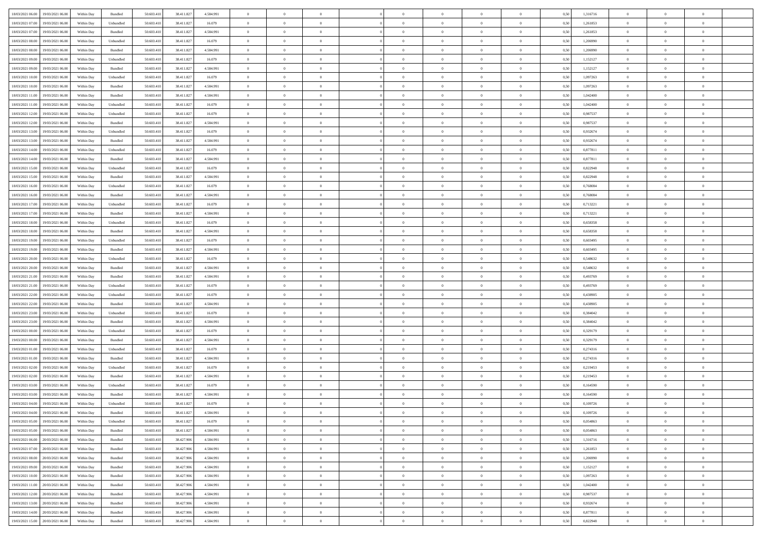| | | | | | | | | | | | | | | | | | | | | |
|---|---|---|---|---|---|---|---|---|---|---|---|---|---|---|---|---|---|---|---|---|
| 18/03/2021 06:00 | 19/03/2021 06:00 | Within Day | Bundled | 50.603.410 | 38.411.827 | 4.584.991 | 0 | 0 | 0 | | 0 | 0 | 0 | 0 | 0,50 | 1,316716 | 0 | 0 | 0 | |
| 18/03/2021 07:00 | 19/03/2021 06:00 | Within Day | Unbundled | 50.603.410 | 38.411.827 | 16.079 | 0 | 0 | 0 | | 0 | 0 | 0 | 0 | 0,50 | 1,261853 | 0 | 0 | 0 | |
| 18/03/2021 07:00 | 19/03/2021 06:00 | Within Day | Bundled | 50.603.410 | 38.411.827 | 4.584.991 | 0 | 0 | 0 | | 0 | 0 | 0 | 0 | 0,50 | 1,261853 | 0 | 0 | 0 | |
| 18/03/2021 08:00 | 19/03/2021 06:00 | Within Day | Unbundled | 50.603.410 | 38.411.827 | 16.079 | 0 | 0 | 0 | | 0 | 0 | 0 | 0 | 0,50 | 1,206990 | 0 | 0 | 0 | |
| 18/03/2021 08:00 | 19/03/2021 06:00 | Within Day | Bundled | 50.603.410 | 38.411.827 | 4.584.991 | 0 | 0 | 0 | | 0 | 0 | 0 | 0 | 0,50 | 1,206990 | 0 | 0 | 0 | |
| 18/03/2021 09:00 | 19/03/2021 06:00 | Within Day | Unbundled | 50.603.410 | 38.411.827 | 16.079 | 0 | 0 | 0 | | 0 | 0 | 0 | 0 | 0,50 | 1,152127 | 0 | 0 | 0 | |
| 18/03/2021 09:00 | 19/03/2021 06:00 | Within Day | Bundled | 50.603.410 | 38.411.827 | 4.584.991 | 0 | 0 | 0 | | 0 | 0 | 0 | 0 | 0,50 | 1,152127 | 0 | 0 | 0 | |
| 18/03/2021 10:00 | 19/03/2021 06:00 | Within Day | Unbundled | 50.603.410 | 38.411.827 | 16.079 | 0 | 0 | 0 | | 0 | 0 | 0 | 0 | 0,50 | 1,097263 | 0 | 0 | 0 | |
| 18/03/2021 10:00 | 19/03/2021 06:00 | Within Day | Bundled | 50.603.410 | 38.411.827 | 4.584.991 | 0 | 0 | 0 | | 0 | 0 | 0 | 0 | 0,50 | 1,097263 | 0 | 0 | 0 | |
| 18/03/2021 11:00 | 19/03/2021 06:00 | Within Day | Bundled | 50.603.410 | 38.411.827 | 4.584.991 | 0 | 0 | 0 | | 0 | 0 | 0 | 0 | 0,50 | 1,042400 | 0 | 0 | 0 | |
| 18/03/2021 11:00 | 19/03/2021 06:00 | Within Day | Unbundled | 50.603.410 | 38.411.827 | 16.079 | 0 | 0 | 0 | | 0 | 0 | 0 | 0 | 0,50 | 1,042400 | 0 | 0 | 0 | |
| 18/03/2021 12:00 | 19/03/2021 06:00 | Within Day | Unbundled | 50.603.410 | 38.411.827 | 16.079 | 0 | 0 | 0 | | 0 | 0 | 0 | 0 | 0,50 | 0,987537 | 0 | 0 | 0 | |
| 18/03/2021 12:00 | 19/03/2021 06:00 | Within Day | Bundled | 50.603.410 | 38.411.827 | 4.584.991 | 0 | 0 | 0 | | 0 | 0 | 0 | 0 | 0,50 | 0,987537 | 0 | 0 | 0 | |
| 18/03/2021 13:00 | 19/03/2021 06:00 | Within Day | Unbundled | 50.603.410 | 38.411.827 | 16.079 | 0 | 0 | 0 | | 0 | 0 | 0 | 0 | 0,50 | 0,932674 | 0 | 0 | 0 | |
| 18/03/2021 13:00 | 19/03/2021 06:00 | Within Day | Bundled | 50.603.410 | 38.411.827 | 4.584.991 | 0 | 0 | 0 | | 0 | 0 | 0 | 0 | 0,50 | 0,932674 | 0 | 0 | 0 | |
| 18/03/2021 14:00 | 19/03/2021 06:00 | Within Day | Unbundled | 50.603.410 | 38.411.827 | 16.079 | 0 | 0 | 0 | | 0 | 0 | 0 | 0 | 0,50 | 0,877811 | 0 | 0 | 0 | |
| 18/03/2021 14:00 | 19/03/2021 06:00 | Within Day | Bundled | 50.603.410 | 38.411.827 | 4.584.991 | 0 | 0 | 0 | | 0 | 0 | 0 | 0 | 0,50 | 0,877811 | 0 | 0 | 0 | |
| 18/03/2021 15:00 | 19/03/2021 06:00 | Within Day | Unbundled | 50.603.410 | 38.411.827 | 16.079 | 0 | 0 | 0 | | 0 | 0 | 0 | 0 | 0,50 | 0,822948 | 0 | 0 | 0 | |
| 18/03/2021 15:00 | 19/03/2021 06:00 | Within Day | Bundled | 50.603.410 | 38.411.827 | 4.584.991 | 0 | 0 | 0 | | 0 | 0 | 0 | 0 | 0,50 | 0,822948 | 0 | 0 | 0 | |
| 18/03/2021 16:00 | 19/03/2021 06:00 | Within Day | Unbundled | 50.603.410 | 38.411.827 | 16.079 | 0 | 0 | 0 | | 0 | 0 | 0 | 0 | 0,50 | 0,768084 | 0 | 0 | 0 | |
| 18/03/2021 16:00 | 19/03/2021 06:00 | Within Day | Bundled | 50.603.410 | 38.411.827 | 4.584.991 | 0 | 0 | 0 | | 0 | 0 | 0 | 0 | 0,50 | 0,768084 | 0 | 0 | 0 | |
| 18/03/2021 17:00 | 19/03/2021 06:00 | Within Day | Unbundled | 50.603.410 | 38.411.827 | 16.079 | 0 | 0 | 0 | | 0 | 0 | 0 | 0 | 0,50 | 0,713221 | 0 | 0 | 0 | |
| 18/03/2021 17:00 | 19/03/2021 06:00 | Within Day | Bundled | 50.603.410 | 38.411.827 | 4.584.991 | 0 | 0 | 0 | | 0 | 0 | 0 | 0 | 0,50 | 0,713221 | 0 | 0 | 0 | |
| 18/03/2021 18:00 | 19/03/2021 06:00 | Within Day | Unbundled | 50.603.410 | 38.411.827 | 16.079 | 0 | 0 | 0 | | 0 | 0 | 0 | 0 | 0,50 | 0,658358 | 0 | 0 | 0 | |
| 18/03/2021 18:00 | 19/03/2021 06:00 | Within Day | Bundled | 50.603.410 | 38.411.827 | 4.584.991 | 0 | 0 | 0 | | 0 | 0 | 0 | 0 | 0,50 | 0,658358 | 0 | 0 | 0 | |
| 18/03/2021 19:00 | 19/03/2021 06:00 | Within Day | Unbundled | 50.603.410 | 38.411.827 | 16.079 | 0 | 0 | 0 | | 0 | 0 | 0 | 0 | 0,50 | 0,603495 | 0 | 0 | 0 | |
| 18/03/2021 19:00 | 19/03/2021 06:00 | Within Day | Bundled | 50.603.410 | 38.411.827 | 4.584.991 | 0 | 0 | 0 | | 0 | 0 | 0 | 0 | 0,50 | 0,603495 | 0 | 0 | 0 | |
| 18/03/2021 20:00 | 19/03/2021 06:00 | Within Day | Unbundled | 50.603.410 | 38.411.827 | 16.079 | 0 | 0 | 0 | | 0 | 0 | 0 | 0 | 0,50 | 0,548632 | 0 | 0 | 0 | |
| 18/03/2021 20:00 | 19/03/2021 06:00 | Within Day | Bundled | 50.603.410 | 38.411.827 | 4.584.991 | 0 | 0 | 0 | | 0 | 0 | 0 | 0 | 0,50 | 0,548632 | 0 | 0 | 0 | |
| 18/03/2021 21:00 | 19/03/2021 06:00 | Within Day | Bundled | 50.603.410 | 38.411.827 | 4.584.991 | 0 | 0 | 0 | | 0 | 0 | 0 | 0 | 0,50 | 0,493769 | 0 | 0 | 0 | |
| 18/03/2021 21:00 | 19/03/2021 06:00 | Within Day | Unbundled | 50.603.410 | 38.411.827 | 16.079 | 0 | 0 | 0 | | 0 | 0 | 0 | 0 | 0,50 | 0,493769 | 0 | 0 | 0 | |
| 18/03/2021 22:00 | 19/03/2021 06:00 | Within Day | Unbundled | 50.603.410 | 38.411.827 | 16.079 | 0 | 0 | 0 | | 0 | 0 | 0 | 0 | 0,50 | 0,438905 | 0 | 0 | 0 | |
| 18/03/2021 22:00 | 19/03/2021 06:00 | Within Day | Bundled | 50.603.410 | 38.411.827 | 4.584.991 | 0 | 0 | 0 | | 0 | 0 | 0 | 0 | 0,50 | 0,438905 | 0 | 0 | 0 | |
| 18/03/2021 23:00 | 19/03/2021 06:00 | Within Day | Unbundled | 50.603.410 | 38.411.827 | 16.079 | 0 | 0 | 0 | | 0 | 0 | 0 | 0 | 0,50 | 0,384042 | 0 | 0 | 0 | |
| 18/03/2021 23:00 | 19/03/2021 06:00 | Within Day | Bundled | 50.603.410 | 38.411.827 | 4.584.991 | 0 | 0 | 0 | | 0 | 0 | 0 | 0 | 0,50 | 0,384042 | 0 | 0 | 0 | |
| 19/03/2021 00:00 | 19/03/2021 06:00 | Within Day | Unbundled | 50.603.410 | 38.411.827 | 16.079 | 0 | 0 | 0 | | 0 | 0 | 0 | 0 | 0,50 | 0,329179 | 0 | 0 | 0 | |
| 19/03/2021 00:00 | 19/03/2021 06:00 | Within Day | Bundled | 50.603.410 | 38.411.827 | 4.584.991 | 0 | 0 | 0 | | 0 | 0 | 0 | 0 | 0,50 | 0,329179 | 0 | 0 | 0 | |
| 19/03/2021 01:00 | 19/03/2021 06:00 | Within Day | Unbundled | 50.603.410 | 38.411.827 | 16.079 | 0 | 0 | 0 | | 0 | 0 | 0 | 0 | 0,50 | 0,274316 | 0 | 0 | 0 | |
| 19/03/2021 01:00 | 19/03/2021 06:00 | Within Day | Bundled | 50.603.410 | 38.411.827 | 4.584.991 | 0 | 0 | 0 | | 0 | 0 | 0 | 0 | 0,50 | 0,274316 | 0 | 0 | 0 | |
| 19/03/2021 02:00 | 19/03/2021 06:00 | Within Day | Unbundled | 50.603.410 | 38.411.827 | 16.079 | 0 | 0 | 0 | | 0 | 0 | 0 | 0 | 0,50 | 0,219453 | 0 | 0 | 0 | |
| 19/03/2021 02:00 | 19/03/2021 06:00 | Within Day | Bundled | 50.603.410 | 38.411.827 | 4.584.991 | 0 | 0 | 0 | | 0 | 0 | 0 | 0 | 0,50 | 0,219453 | 0 | 0 | 0 | |
| 19/03/2021 03:00 | 19/03/2021 06:00 | Within Day | Unbundled | 50.603.410 | 38.411.827 | 16.079 | 0 | 0 | 0 | | 0 | 0 | 0 | 0 | 0,50 | 0,164590 | 0 | 0 | 0 | |
| 19/03/2021 03:00 | 19/03/2021 06:00 | Within Day | Bundled | 50.603.410 | 38.411.827 | 4.584.991 | 0 | 0 | 0 | | 0 | 0 | 0 | 0 | 0,50 | 0,164590 | 0 | 0 | 0 | |
| 19/03/2021 04:00 | 19/03/2021 06:00 | Within Day | Unbundled | 50.603.410 | 38.411.827 | 16.079 | 0 | 0 | 0 | | 0 | 0 | 0 | 0 | 0,50 | 0,109726 | 0 | 0 | 0 | |
| 19/03/2021 04:00 | 19/03/2021 06:00 | Within Day | Bundled | 50.603.410 | 38.411.827 | 4.584.991 | 0 | 0 | 0 | | 0 | 0 | 0 | 0 | 0,50 | 0,109726 | 0 | 0 | 0 | |
| 19/03/2021 05:00 | 19/03/2021 06:00 | Within Day | Unbundled | 50.603.410 | 38.411.827 | 16.079 | 0 | 0 | 0 | | 0 | 0 | 0 | 0 | 0,50 | 0,054863 | 0 | 0 | 0 | |
| 19/03/2021 05:00 | 19/03/2021 06:00 | Within Day | Bundled | 50.603.410 | 38.411.827 | 4.584.991 | 0 | 0 | 0 | | 0 | 0 | 0 | 0 | 0,50 | 0,054863 | 0 | 0 | 0 | |
| 19/03/2021 06:00 | 20/03/2021 06:00 | Within Day | Bundled | 50.603.410 | 38.427.906 | 4.584.991 | 0 | 0 | 0 | | 0 | 0 | 0 | 0 | 0,50 | 1,316716 | 0 | 0 | 0 | |
| 19/03/2021 07:00 | 20/03/2021 06:00 | Within Day | Bundled | 50.603.410 | 38.427.906 | 4.584.991 | 0 | 0 | 0 | | 0 | 0 | 0 | 0 | 0,50 | 1,261853 | 0 | 0 | 0 | |
| 19/03/2021 08:00 | 20/03/2021 06:00 | Within Day | Bundled | 50.603.410 | 38.427.906 | 4.584.991 | 0 | 0 | 0 | | 0 | 0 | 0 | 0 | 0,50 | 1,206990 | 0 | 0 | 0 | |
| 19/03/2021 09:00 | 20/03/2021 06:00 | Within Day | Bundled | 50.603.410 | 38.427.906 | 4.584.991 | 0 | 0 | 0 | | 0 | 0 | 0 | 0 | 0,50 | 1,152127 | 0 | 0 | 0 | |
| 19/03/2021 10:00 | 20/03/2021 06:00 | Within Day | Bundled | 50.603.410 | 38.427.906 | 4.584.991 | 0 | 0 | 0 | | 0 | 0 | 0 | 0 | 0,50 | 1,097263 | 0 | 0 | 0 | |
| 19/03/2021 11:00 | 20/03/2021 06:00 | Within Day | Bundled | 50.603.410 | 38.427.906 | 4.584.991 | 0 | 0 | 0 | | 0 | 0 | 0 | 0 | 0,50 | 1,042400 | 0 | 0 | 0 | |
| 19/03/2021 12:00 | 20/03/2021 06:00 | Within Day | Bundled | 50.603.410 | 38.427.906 | 4.584.991 | 0 | 0 | 0 | | 0 | 0 | 0 | 0 | 0,50 | 0,987537 | 0 | 0 | 0 | |
| 19/03/2021 13:00 | 20/03/2021 06:00 | Within Day | Bundled | 50.603.410 | 38.427.906 | 4.584.991 | 0 | 0 | 0 | | 0 | 0 | 0 | 0 | 0,50 | 0,932674 | 0 | 0 | 0 | |
| 19/03/2021 14:00 | 20/03/2021 06:00 | Within Day | Bundled | 50.603.410 | 38.427.906 | 4.584.991 | 0 | 0 | 0 | | 0 | 0 | 0 | 0 | 0,50 | 0,877811 | 0 | 0 | 0 | |
| 19/03/2021 15:00 | 20/03/2021 06:00 | Within Day | Bundled | 50.603.410 | 38.427.906 | 4.584.991 | 0 | 0 | 0 | | 0 | 0 | 0 | 0 | 0,50 | 0,822948 | 0 | 0 | 0 | |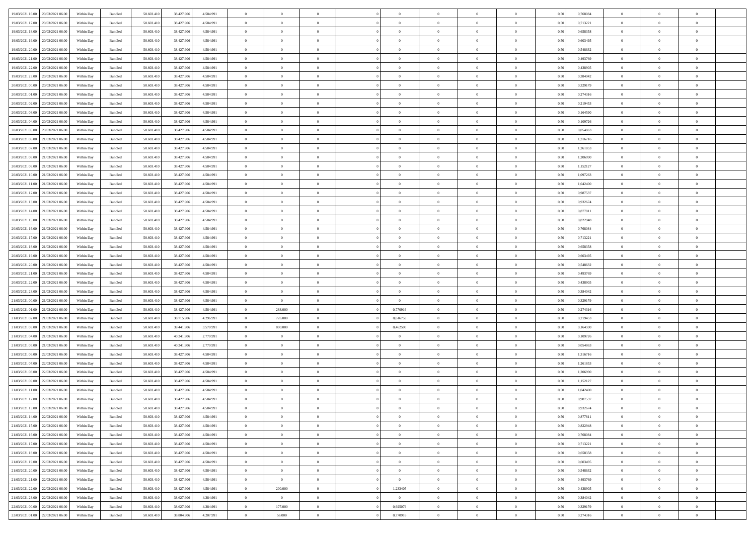| | | | | | | | | | | | | | | | | | | | | |
|---|---|---|---|---|---|---|---|---|---|---|---|---|---|---|---|---|---|---|---|---|
| 19/03/2021 16:00 | 20/03/2021 06:00 | Within Day | Bundled | 50.603.410 | 38.427.906 | 4.584.991 | 0 | 0 | 0 | | 0 | 0 | 0 | 0 | 0,50 | 0,768084 | 0 | 0 | 0 | |
| 19/03/2021 17:00 | 20/03/2021 06:00 | Within Day | Bundled | 50.603.410 | 38.427.906 | 4.584.991 | 0 | 0 | 0 | | 0 | 0 | 0 | 0 | 0,50 | 0,713221 | 0 | 0 | 0 | |
| 19/03/2021 18:00 | 20/03/2021 06:00 | Within Day | Bundled | 50.603.410 | 38.427.906 | 4.584.991 | 0 | 0 | 0 | | 0 | 0 | 0 | 0 | 0,50 | 0,658358 | 0 | 0 | 0 | |
| 19/03/2021 19:00 | 20/03/2021 06:00 | Within Day | Bundled | 50.603.410 | 38.427.906 | 4.584.991 | 0 | 0 | 0 | | 0 | 0 | 0 | 0 | 0,50 | 0,603495 | 0 | 0 | 0 | |
| 19/03/2021 20:00 | 20/03/2021 06:00 | Within Day | Bundled | 50.603.410 | 38.427.906 | 4.584.991 | 0 | 0 | 0 | | 0 | 0 | 0 | 0 | 0,50 | 0,548632 | 0 | 0 | 0 | |
| 19/03/2021 21:00 | 20/03/2021 06:00 | Within Day | Bundled | 50.603.410 | 38.427.906 | 4.584.991 | 0 | 0 | 0 | | 0 | 0 | 0 | 0 | 0,50 | 0,493769 | 0 | 0 | 0 | |
| 19/03/2021 22:00 | 20/03/2021 06:00 | Within Day | Bundled | 50.603.410 | 38.427.906 | 4.584.991 | 0 | 0 | 0 | | 0 | 0 | 0 | 0 | 0,50 | 0,438905 | 0 | 0 | 0 | |
| 19/03/2021 23:00 | 20/03/2021 06:00 | Within Day | Bundled | 50.603.410 | 38.427.906 | 4.584.991 | 0 | 0 | 0 | | 0 | 0 | 0 | 0 | 0,50 | 0,384042 | 0 | 0 | 0 | |
| 20/03/2021 00:00 | 20/03/2021 06:00 | Within Day | Bundled | 50.603.410 | 38.427.906 | 4.584.991 | 0 | 0 | 0 | | 0 | 0 | 0 | 0 | 0,50 | 0,329179 | 0 | 0 | 0 | |
| 20/03/2021 01:00 | 20/03/2021 06:00 | Within Day | Bundled | 50.603.410 | 38.427.906 | 4.584.991 | 0 | 0 | 0 | | 0 | 0 | 0 | 0 | 0,50 | 0,274316 | 0 | 0 | 0 | |
| 20/03/2021 02:00 | 20/03/2021 06:00 | Within Day | Bundled | 50.603.410 | 38.427.906 | 4.584.991 | 0 | 0 | 0 | | 0 | 0 | 0 | 0 | 0,50 | 0,219453 | 0 | 0 | 0 | |
| 20/03/2021 03:00 | 20/03/2021 06:00 | Within Day | Bundled | 50.603.410 | 38.427.906 | 4.584.991 | 0 | 0 | 0 | | 0 | 0 | 0 | 0 | 0,50 | 0,164590 | 0 | 0 | 0 | |
| 20/03/2021 04:00 | 20/03/2021 06:00 | Within Day | Bundled | 50.603.410 | 38.427.906 | 4.584.991 | 0 | 0 | 0 | | 0 | 0 | 0 | 0 | 0,50 | 0,109726 | 0 | 0 | 0 | |
| 20/03/2021 05:00 | 20/03/2021 06:00 | Within Day | Bundled | 50.603.410 | 38.427.906 | 4.584.991 | 0 | 0 | 0 | | 0 | 0 | 0 | 0 | 0,50 | 0,054863 | 0 | 0 | 0 | |
| 20/03/2021 06:00 | 21/03/2021 06:00 | Within Day | Bundled | 50.603.410 | 38.427.906 | 4.584.991 | 0 | 0 | 0 | | 0 | 0 | 0 | 0 | 0,50 | 1,316716 | 0 | 0 | 0 | |
| 20/03/2021 07:00 | 21/03/2021 06:00 | Within Day | Bundled | 50.603.410 | 38.427.906 | 4.584.991 | 0 | 0 | 0 | | 0 | 0 | 0 | 0 | 0,50 | 1,261853 | 0 | 0 | 0 | |
| 20/03/2021 08:00 | 21/03/2021 06:00 | Within Day | Bundled | 50.603.410 | 38.427.906 | 4.584.991 | 0 | 0 | 0 | | 0 | 0 | 0 | 0 | 0,50 | 1,206990 | 0 | 0 | 0 | |
| 20/03/2021 09:00 | 21/03/2021 06:00 | Within Day | Bundled | 50.603.410 | 38.427.906 | 4.584.991 | 0 | 0 | 0 | | 0 | 0 | 0 | 0 | 0,50 | 1,152127 | 0 | 0 | 0 | |
| 20/03/2021 10:00 | 21/03/2021 06:00 | Within Day | Bundled | 50.603.410 | 38.427.906 | 4.584.991 | 0 | 0 | 0 | | 0 | 0 | 0 | 0 | 0,50 | 1,097263 | 0 | 0 | 0 | |
| 20/03/2021 11:00 | 21/03/2021 06:00 | Within Day | Bundled | 50.603.410 | 38.427.906 | 4.584.991 | 0 | 0 | 0 | | 0 | 0 | 0 | 0 | 0,50 | 1,042400 | 0 | 0 | 0 | |
| 20/03/2021 12:00 | 21/03/2021 06:00 | Within Day | Bundled | 50.603.410 | 38.427.906 | 4.584.991 | 0 | 0 | 0 | | 0 | 0 | 0 | 0 | 0,50 | 0,987537 | 0 | 0 | 0 | |
| 20/03/2021 13:00 | 21/03/2021 06:00 | Within Day | Bundled | 50.603.410 | 38.427.906 | 4.584.991 | 0 | 0 | 0 | | 0 | 0 | 0 | 0 | 0,50 | 0,932674 | 0 | 0 | 0 | |
| 20/03/2021 14:00 | 21/03/2021 06:00 | Within Day | Bundled | 50.603.410 | 38.427.906 | 4.584.991 | 0 | 0 | 0 | | 0 | 0 | 0 | 0 | 0,50 | 0,877811 | 0 | 0 | 0 | |
| 20/03/2021 15:00 | 21/03/2021 06:00 | Within Day | Bundled | 50.603.410 | 38.427.906 | 4.584.991 | 0 | 0 | 0 | | 0 | 0 | 0 | 0 | 0,50 | 0,822948 | 0 | 0 | 0 | |
| 20/03/2021 16:00 | 21/03/2021 06:00 | Within Day | Bundled | 50.603.410 | 38.427.906 | 4.584.991 | 0 | 0 | 0 | | 0 | 0 | 0 | 0 | 0,50 | 0,768084 | 0 | 0 | 0 | |
| 20/03/2021 17:00 | 21/03/2021 06:00 | Within Day | Bundled | 50.603.410 | 38.427.906 | 4.584.991 | 0 | 0 | 0 | | 0 | 0 | 0 | 0 | 0,50 | 0,713221 | 0 | 0 | 0 | |
| 20/03/2021 18:00 | 21/03/2021 06:00 | Within Day | Bundled | 50.603.410 | 38.427.906 | 4.584.991 | 0 | 0 | 0 | | 0 | 0 | 0 | 0 | 0,50 | 0,658358 | 0 | 0 | 0 | |
| 20/03/2021 19:00 | 21/03/2021 06:00 | Within Day | Bundled | 50.603.410 | 38.427.906 | 4.584.991 | 0 | 0 | 0 | | 0 | 0 | 0 | 0 | 0,50 | 0,603495 | 0 | 0 | 0 | |
| 20/03/2021 20:00 | 21/03/2021 06:00 | Within Day | Bundled | 50.603.410 | 38.427.906 | 4.584.991 | 0 | 0 | 0 | | 0 | 0 | 0 | 0 | 0,50 | 0,548632 | 0 | 0 | 0 | |
| 20/03/2021 21:00 | 21/03/2021 06:00 | Within Day | Bundled | 50.603.410 | 38.427.906 | 4.584.991 | 0 | 0 | 0 | | 0 | 0 | 0 | 0 | 0,50 | 0,493769 | 0 | 0 | 0 | |
| 20/03/2021 22:00 | 21/03/2021 06:00 | Within Day | Bundled | 50.603.410 | 38.427.906 | 4.584.991 | 0 | 0 | 0 | | 0 | 0 | 0 | 0 | 0,50 | 0,438905 | 0 | 0 | 0 | |
| 20/03/2021 23:00 | 21/03/2021 06:00 | Within Day | Bundled | 50.603.410 | 38.427.906 | 4.584.991 | 0 | 0 | 0 | | 0 | 0 | 0 | 0 | 0,50 | 0,384042 | 0 | 0 | 0 | |
| 21/03/2021 00:00 | 21/03/2021 06:00 | Within Day | Bundled | 50.603.410 | 38.427.906 | 4.584.991 | 0 | 0 | 0 | | 0 | 0 | 0 | 0 | 0,50 | 0,329179 | 0 | 0 | 0 | |
| 21/03/2021 01:00 | 21/03/2021 06:00 | Within Day | Bundled | 50.603.410 | 38.427.906 | 4.584.991 | 0 | 288.000 | 0 | | 0,770916 | 0 | 0 | 0 | 0,50 | 0,274316 | 0 | 0 | 0 | |
| 21/03/2021 02:00 | 21/03/2021 06:00 | Within Day | Bundled | 50.603.410 | 38.715.906 | 4.296.991 | 0 | 726.000 | 0 | | 0,616753 | 0 | 0 | 0 | 0,50 | 0,219453 | 0 | 0 | 0 | |
| 21/03/2021 03:00 | 21/03/2021 06:00 | Within Day | Bundled | 50.603.410 | 39.441.906 | 3.570.991 | 0 | 800.000 | 0 | | 0,462590 | 0 | 0 | 0 | 0,50 | 0,164590 | 0 | 0 | 0 | |
| 21/03/2021 04:00 | 21/03/2021 06:00 | Within Day | Bundled | 50.603.410 | 40.241.906 | 2.770.991 | 0 | 0 | 0 | | 0 | 0 | 0 | 0 | 0,50 | 0,109726 | 0 | 0 | 0 | |
| 21/03/2021 05:00 | 21/03/2021 06:00 | Within Day | Bundled | 50.603.410 | 40.241.906 | 2.770.991 | 0 | 0 | 0 | | 0 | 0 | 0 | 0 | 0,50 | 0,054863 | 0 | 0 | 0 | |
| 21/03/2021 06:00 | 22/03/2021 06:00 | Within Day | Bundled | 50.603.410 | 38.427.906 | 4.584.991 | 0 | 0 | 0 | | 0 | 0 | 0 | 0 | 0,50 | 1,316716 | 0 | 0 | 0 | |
| 21/03/2021 07:00 | 22/03/2021 06:00 | Within Day | Bundled | 50.603.410 | 38.427.906 | 4.584.991 | 0 | 0 | 0 | | 0 | 0 | 0 | 0 | 0,50 | 1,261853 | 0 | 0 | 0 | |
| 21/03/2021 08:00 | 22/03/2021 06:00 | Within Day | Bundled | 50.603.410 | 38.427.906 | 4.584.991 | 0 | 0 | 0 | | 0 | 0 | 0 | 0 | 0,50 | 1,206990 | 0 | 0 | 0 | |
| 21/03/2021 09:00 | 22/03/2021 06:00 | Within Day | Bundled | 50.603.410 | 38.427.906 | 4.584.991 | 0 | 0 | 0 | | 0 | 0 | 0 | 0 | 0,50 | 1,152127 | 0 | 0 | 0 | |
| 21/03/2021 11:00 | 22/03/2021 06:00 | Within Day | Bundled | 50.603.410 | 38.427.906 | 4.584.991 | 0 | 0 | 0 | | 0 | 0 | 0 | 0 | 0,50 | 1,042400 | 0 | 0 | 0 | |
| 21/03/2021 12:00 | 22/03/2021 06:00 | Within Day | Bundled | 50.603.410 | 38.427.906 | 4.584.991 | 0 | 0 | 0 | | 0 | 0 | 0 | 0 | 0,50 | 0,987537 | 0 | 0 | 0 | |
| 21/03/2021 13:00 | 22/03/2021 06:00 | Within Day | Bundled | 50.603.410 | 38.427.906 | 4.584.991 | 0 | 0 | 0 | | 0 | 0 | 0 | 0 | 0,50 | 0,932674 | 0 | 0 | 0 | |
| 21/03/2021 14:00 | 22/03/2021 06:00 | Within Day | Bundled | 50.603.410 | 38.427.906 | 4.584.991 | 0 | 0 | 0 | | 0 | 0 | 0 | 0 | 0,50 | 0,877811 | 0 | 0 | 0 | |
| 21/03/2021 15:00 | 22/03/2021 06:00 | Within Day | Bundled | 50.603.410 | 38.427.906 | 4.584.991 | 0 | 0 | 0 | | 0 | 0 | 0 | 0 | 0,50 | 0,822948 | 0 | 0 | 0 | |
| 21/03/2021 16:00 | 22/03/2021 06:00 | Within Day | Bundled | 50.603.410 | 38.427.906 | 4.584.991 | 0 | 0 | 0 | | 0 | 0 | 0 | 0 | 0,50 | 0,768084 | 0 | 0 | 0 | |
| 21/03/2021 17:00 | 22/03/2021 06:00 | Within Day | Bundled | 50.603.410 | 38.427.906 | 4.584.991 | 0 | 0 | 0 | | 0 | 0 | 0 | 0 | 0,50 | 0,713221 | 0 | 0 | 0 | |
| 21/03/2021 18:00 | 22/03/2021 06:00 | Within Day | Bundled | 50.603.410 | 38.427.906 | 4.584.991 | 0 | 0 | 0 | | 0 | 0 | 0 | 0 | 0,50 | 0,658358 | 0 | 0 | 0 | |
| 21/03/2021 19:00 | 22/03/2021 06:00 | Within Day | Bundled | 50.603.410 | 38.427.906 | 4.584.991 | 0 | 0 | 0 | | 0 | 0 | 0 | 0 | 0,50 | 0,603495 | 0 | 0 | 0 | |
| 21/03/2021 20:00 | 22/03/2021 06:00 | Within Day | Bundled | 50.603.410 | 38.427.906 | 4.584.991 | 0 | 0 | 0 | | 0 | 0 | 0 | 0 | 0,50 | 0,548632 | 0 | 0 | 0 | |
| 21/03/2021 21:00 | 22/03/2021 06:00 | Within Day | Bundled | 50.603.410 | 38.427.906 | 4.584.991 | 0 | 0 | 0 | | 0 | 0 | 0 | 0 | 0,50 | 0,493769 | 0 | 0 | 0 | |
| 21/03/2021 22:00 | 22/03/2021 06:00 | Within Day | Bundled | 50.603.410 | 38.427.906 | 4.584.991 | 0 | 200.000 | 0 | | 1,233405 | 0 | 0 | 0 | 0,50 | 0,438905 | 0 | 0 | 0 | |
| 21/03/2021 23:00 | 22/03/2021 06:00 | Within Day | Bundled | 50.603.410 | 38.627.906 | 4.384.991 | 0 | 0 | 0 | | 0 | 0 | 0 | 0 | 0,50 | 0,384042 | 0 | 0 | 0 | |
| 22/03/2021 00:00 | 22/03/2021 06:00 | Within Day | Bundled | 50.603.410 | 38.627.906 | 4.384.991 | 0 | 177.000 | 0 | | 0,925079 | 0 | 0 | 0 | 0,50 | 0,329179 | 0 | 0 | 0 | |
| 22/03/2021 01:00 | 22/03/2021 06:00 | Within Day | Bundled | 50.603.410 | 38.804.906 | 4.207.991 | 0 | 56.000 | 0 | | 0,770916 | 0 | 0 | 0 | 0,50 | 0,274316 | 0 | 0 | 0 | |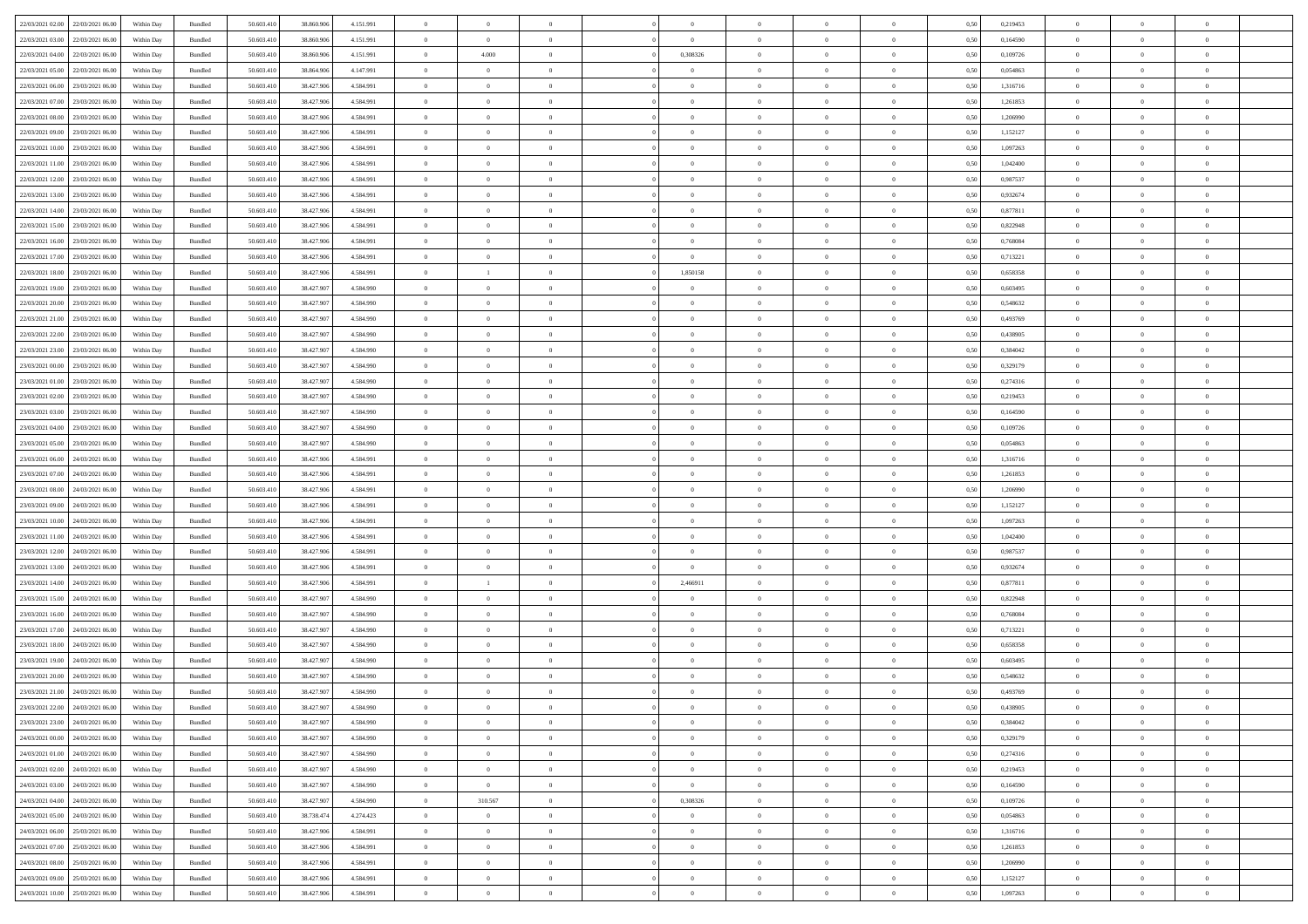| | | | | | | | | | | | | | | | | | | | | | |
|---|---|---|---|---|---|---|---|---|---|---|---|---|---|---|---|---|---|---|---|---|---|
| 22/03/2021 02:00 | 22/03/2021 06:00 | Within Day | Bundled | 50.603.410 | 38.860.906 | 4.151.991 | 0 | 0 | 0 | | 0 | 0 | 0 | 0 | 0 | 0,50 | 0,219453 | 0 | 0 | 0 | |
| 22/03/2021 03:00 | 22/03/2021 06:00 | Within Day | Bundled | 50.603.410 | 38.860.906 | 4.151.991 | 0 | 0 | 0 | | 0 | 0 | 0 | 0 | 0 | 0,50 | 0,164590 | 0 | 0 | 0 | |
| 22/03/2021 04:00 | 22/03/2021 06:00 | Within Day | Bundled | 50.603.410 | 38.860.906 | 4.151.991 | 0 | 4.000 | 0 | | 0,308326 | 0 | 0 | 0 | 0 | 0,50 | 0,109726 | 0 | 0 | 0 | |
| 22/03/2021 05:00 | 22/03/2021 06:00 | Within Day | Bundled | 50.603.410 | 38.864.906 | 4.147.991 | 0 | 0 | 0 | | 0 | 0 | 0 | 0 | 0 | 0,50 | 0,054863 | 0 | 0 | 0 | |
| 22/03/2021 06:00 | 23/03/2021 06:00 | Within Day | Bundled | 50.603.410 | 38.427.906 | 4.584.991 | 0 | 0 | 0 | | 0 | 0 | 0 | 0 | 0 | 0,50 | 1,316716 | 0 | 0 | 0 | |
| 22/03/2021 07:00 | 23/03/2021 06:00 | Within Day | Bundled | 50.603.410 | 38.427.906 | 4.584.991 | 0 | 0 | 0 | | 0 | 0 | 0 | 0 | 0 | 0,50 | 1,261853 | 0 | 0 | 0 | |
| 22/03/2021 08:00 | 23/03/2021 06:00 | Within Day | Bundled | 50.603.410 | 38.427.906 | 4.584.991 | 0 | 0 | 0 | | 0 | 0 | 0 | 0 | 0 | 0,50 | 1,206990 | 0 | 0 | 0 | |
| 22/03/2021 09:00 | 23/03/2021 06:00 | Within Day | Bundled | 50.603.410 | 38.427.906 | 4.584.991 | 0 | 0 | 0 | | 0 | 0 | 0 | 0 | 0 | 0,50 | 1,152127 | 0 | 0 | 0 | |
| 22/03/2021 10:00 | 23/03/2021 06:00 | Within Day | Bundled | 50.603.410 | 38.427.906 | 4.584.991 | 0 | 0 | 0 | | 0 | 0 | 0 | 0 | 0 | 0,50 | 1,097263 | 0 | 0 | 0 | |
| 22/03/2021 11:00 | 23/03/2021 06:00 | Within Day | Bundled | 50.603.410 | 38.427.906 | 4.584.991 | 0 | 0 | 0 | | 0 | 0 | 0 | 0 | 0 | 0,50 | 1,042400 | 0 | 0 | 0 | |
| 22/03/2021 12:00 | 23/03/2021 06:00 | Within Day | Bundled | 50.603.410 | 38.427.906 | 4.584.991 | 0 | 0 | 0 | | 0 | 0 | 0 | 0 | 0 | 0,50 | 0,987537 | 0 | 0 | 0 | |
| 22/03/2021 13:00 | 23/03/2021 06:00 | Within Day | Bundled | 50.603.410 | 38.427.906 | 4.584.991 | 0 | 0 | 0 | | 0 | 0 | 0 | 0 | 0 | 0,50 | 0,932674 | 0 | 0 | 0 | |
| 22/03/2021 14:00 | 23/03/2021 06:00 | Within Day | Bundled | 50.603.410 | 38.427.906 | 4.584.991 | 0 | 0 | 0 | | 0 | 0 | 0 | 0 | 0 | 0,50 | 0,877811 | 0 | 0 | 0 | |
| 22/03/2021 15:00 | 23/03/2021 06:00 | Within Day | Bundled | 50.603.410 | 38.427.906 | 4.584.991 | 0 | 0 | 0 | | 0 | 0 | 0 | 0 | 0 | 0,50 | 0,822948 | 0 | 0 | 0 | |
| 22/03/2021 16:00 | 23/03/2021 06:00 | Within Day | Bundled | 50.603.410 | 38.427.906 | 4.584.991 | 0 | 0 | 0 | | 0 | 0 | 0 | 0 | 0 | 0,50 | 0,768084 | 0 | 0 | 0 | |
| 22/03/2021 17:00 | 23/03/2021 06:00 | Within Day | Bundled | 50.603.410 | 38.427.906 | 4.584.991 | 0 | 0 | 0 | | 0 | 0 | 0 | 0 | 0 | 0,50 | 0,713221 | 0 | 0 | 0 | |
| 22/03/2021 18:00 | 23/03/2021 06:00 | Within Day | Bundled | 50.603.410 | 38.427.906 | 4.584.991 | 0 | 1 | 0 | | 1,850158 | 0 | 0 | 0 | 0 | 0,50 | 0,658358 | 0 | 0 | 0 | |
| 22/03/2021 19:00 | 23/03/2021 06:00 | Within Day | Bundled | 50.603.410 | 38.427.907 | 4.584.990 | 0 | 0 | 0 | | 0 | 0 | 0 | 0 | 0 | 0,50 | 0,603495 | 0 | 0 | 0 | |
| 22/03/2021 20:00 | 23/03/2021 06:00 | Within Day | Bundled | 50.603.410 | 38.427.907 | 4.584.990 | 0 | 0 | 0 | | 0 | 0 | 0 | 0 | 0 | 0,50 | 0,548632 | 0 | 0 | 0 | |
| 22/03/2021 21:00 | 23/03/2021 06:00 | Within Day | Bundled | 50.603.410 | 38.427.907 | 4.584.990 | 0 | 0 | 0 | | 0 | 0 | 0 | 0 | 0 | 0,50 | 0,493769 | 0 | 0 | 0 | |
| 22/03/2021 22:00 | 23/03/2021 06:00 | Within Day | Bundled | 50.603.410 | 38.427.907 | 4.584.990 | 0 | 0 | 0 | | 0 | 0 | 0 | 0 | 0 | 0,50 | 0,438905 | 0 | 0 | 0 | |
| 22/03/2021 23:00 | 23/03/2021 06:00 | Within Day | Bundled | 50.603.410 | 38.427.907 | 4.584.990 | 0 | 0 | 0 | | 0 | 0 | 0 | 0 | 0 | 0,50 | 0,384042 | 0 | 0 | 0 | |
| 23/03/2021 00:00 | 23/03/2021 06:00 | Within Day | Bundled | 50.603.410 | 38.427.907 | 4.584.990 | 0 | 0 | 0 | | 0 | 0 | 0 | 0 | 0 | 0,50 | 0,329179 | 0 | 0 | 0 | |
| 23/03/2021 01:00 | 23/03/2021 06:00 | Within Day | Bundled | 50.603.410 | 38.427.907 | 4.584.990 | 0 | 0 | 0 | | 0 | 0 | 0 | 0 | 0 | 0,50 | 0,274316 | 0 | 0 | 0 | |
| 23/03/2021 02:00 | 23/03/2021 06:00 | Within Day | Bundled | 50.603.410 | 38.427.907 | 4.584.990 | 0 | 0 | 0 | | 0 | 0 | 0 | 0 | 0 | 0,50 | 0,219453 | 0 | 0 | 0 | |
| 23/03/2021 03:00 | 23/03/2021 06:00 | Within Day | Bundled | 50.603.410 | 38.427.907 | 4.584.990 | 0 | 0 | 0 | | 0 | 0 | 0 | 0 | 0 | 0,50 | 0,164590 | 0 | 0 | 0 | |
| 23/03/2021 04:00 | 23/03/2021 06:00 | Within Day | Bundled | 50.603.410 | 38.427.907 | 4.584.990 | 0 | 0 | 0 | | 0 | 0 | 0 | 0 | 0 | 0,50 | 0,109726 | 0 | 0 | 0 | |
| 23/03/2021 05:00 | 23/03/2021 06:00 | Within Day | Bundled | 50.603.410 | 38.427.907 | 4.584.990 | 0 | 0 | 0 | | 0 | 0 | 0 | 0 | 0 | 0,50 | 0,054863 | 0 | 0 | 0 | |
| 23/03/2021 06:00 | 24/03/2021 06:00 | Within Day | Bundled | 50.603.410 | 38.427.906 | 4.584.991 | 0 | 0 | 0 | | 0 | 0 | 0 | 0 | 0 | 0,50 | 1,316716 | 0 | 0 | 0 | |
| 23/03/2021 07:00 | 24/03/2021 06:00 | Within Day | Bundled | 50.603.410 | 38.427.906 | 4.584.991 | 0 | 0 | 0 | | 0 | 0 | 0 | 0 | 0 | 0,50 | 1,261853 | 0 | 0 | 0 | |
| 23/03/2021 08:00 | 24/03/2021 06:00 | Within Day | Bundled | 50.603.410 | 38.427.906 | 4.584.991 | 0 | 0 | 0 | | 0 | 0 | 0 | 0 | 0 | 0,50 | 1,206990 | 0 | 0 | 0 | |
| 23/03/2021 09:00 | 24/03/2021 06:00 | Within Day | Bundled | 50.603.410 | 38.427.906 | 4.584.991 | 0 | 0 | 0 | | 0 | 0 | 0 | 0 | 0 | 0,50 | 1,152127 | 0 | 0 | 0 | |
| 23/03/2021 10:00 | 24/03/2021 06:00 | Within Day | Bundled | 50.603.410 | 38.427.906 | 4.584.991 | 0 | 0 | 0 | | 0 | 0 | 0 | 0 | 0 | 0,50 | 1,097263 | 0 | 0 | 0 | |
| 23/03/2021 11:00 | 24/03/2021 06:00 | Within Day | Bundled | 50.603.410 | 38.427.906 | 4.584.991 | 0 | 0 | 0 | | 0 | 0 | 0 | 0 | 0 | 0,50 | 1,042400 | 0 | 0 | 0 | |
| 23/03/2021 12:00 | 24/03/2021 06:00 | Within Day | Bundled | 50.603.410 | 38.427.906 | 4.584.991 | 0 | 0 | 0 | | 0 | 0 | 0 | 0 | 0 | 0,50 | 0,987537 | 0 | 0 | 0 | |
| 23/03/2021 13:00 | 24/03/2021 06:00 | Within Day | Bundled | 50.603.410 | 38.427.906 | 4.584.991 | 0 | 0 | 0 | | 0 | 0 | 0 | 0 | 0 | 0,50 | 0,932674 | 0 | 0 | 0 | |
| 23/03/2021 14:00 | 24/03/2021 06:00 | Within Day | Bundled | 50.603.410 | 38.427.906 | 4.584.991 | 0 | 1 | 0 | | 2,466911 | 0 | 0 | 0 | 0 | 0,50 | 0,877811 | 0 | 0 | 0 | |
| 23/03/2021 15:00 | 24/03/2021 06:00 | Within Day | Bundled | 50.603.410 | 38.427.907 | 4.584.990 | 0 | 0 | 0 | | 0 | 0 | 0 | 0 | 0 | 0,50 | 0,822948 | 0 | 0 | 0 | |
| 23/03/2021 16:00 | 24/03/2021 06:00 | Within Day | Bundled | 50.603.410 | 38.427.907 | 4.584.990 | 0 | 0 | 0 | | 0 | 0 | 0 | 0 | 0 | 0,50 | 0,768084 | 0 | 0 | 0 | |
| 23/03/2021 17:00 | 24/03/2021 06:00 | Within Day | Bundled | 50.603.410 | 38.427.907 | 4.584.990 | 0 | 0 | 0 | | 0 | 0 | 0 | 0 | 0 | 0,50 | 0,713221 | 0 | 0 | 0 | |
| 23/03/2021 18:00 | 24/03/2021 06:00 | Within Day | Bundled | 50.603.410 | 38.427.907 | 4.584.990 | 0 | 0 | 0 | | 0 | 0 | 0 | 0 | 0 | 0,50 | 0,658358 | 0 | 0 | 0 | |
| 23/03/2021 19:00 | 24/03/2021 06:00 | Within Day | Bundled | 50.603.410 | 38.427.907 | 4.584.990 | 0 | 0 | 0 | | 0 | 0 | 0 | 0 | 0 | 0,50 | 0,603495 | 0 | 0 | 0 | |
| 23/03/2021 20:00 | 24/03/2021 06:00 | Within Day | Bundled | 50.603.410 | 38.427.907 | 4.584.990 | 0 | 0 | 0 | | 0 | 0 | 0 | 0 | 0 | 0,50 | 0,548632 | 0 | 0 | 0 | |
| 23/03/2021 21:00 | 24/03/2021 06:00 | Within Day | Bundled | 50.603.410 | 38.427.907 | 4.584.990 | 0 | 0 | 0 | | 0 | 0 | 0 | 0 | 0 | 0,50 | 0,493769 | 0 | 0 | 0 | |
| 23/03/2021 22:00 | 24/03/2021 06:00 | Within Day | Bundled | 50.603.410 | 38.427.907 | 4.584.990 | 0 | 0 | 0 | | 0 | 0 | 0 | 0 | 0 | 0,50 | 0,438905 | 0 | 0 | 0 | |
| 23/03/2021 23:00 | 24/03/2021 06:00 | Within Day | Bundled | 50.603.410 | 38.427.907 | 4.584.990 | 0 | 0 | 0 | | 0 | 0 | 0 | 0 | 0 | 0,50 | 0,384042 | 0 | 0 | 0 | |
| 24/03/2021 00:00 | 24/03/2021 06:00 | Within Day | Bundled | 50.603.410 | 38.427.907 | 4.584.990 | 0 | 0 | 0 | | 0 | 0 | 0 | 0 | 0 | 0,50 | 0,329179 | 0 | 0 | 0 | |
| 24/03/2021 01:00 | 24/03/2021 06:00 | Within Day | Bundled | 50.603.410 | 38.427.907 | 4.584.990 | 0 | 0 | 0 | | 0 | 0 | 0 | 0 | 0 | 0,50 | 0,274316 | 0 | 0 | 0 | |
| 24/03/2021 02:00 | 24/03/2021 06:00 | Within Day | Bundled | 50.603.410 | 38.427.907 | 4.584.990 | 0 | 0 | 0 | | 0 | 0 | 0 | 0 | 0 | 0,50 | 0,219453 | 0 | 0 | 0 | |
| 24/03/2021 03:00 | 24/03/2021 06:00 | Within Day | Bundled | 50.603.410 | 38.427.907 | 4.584.990 | 0 | 0 | 0 | | 0 | 0 | 0 | 0 | 0 | 0,50 | 0,164590 | 0 | 0 | 0 | |
| 24/03/2021 04:00 | 24/03/2021 06:00 | Within Day | Bundled | 50.603.410 | 38.427.907 | 4.584.990 | 0 | 310.567 | 0 | | 0,308326 | 0 | 0 | 0 | 0 | 0,50 | 0,109726 | 0 | 0 | 0 | |
| 24/03/2021 05:00 | 24/03/2021 06:00 | Within Day | Bundled | 50.603.410 | 38.738.474 | 4.274.423 | 0 | 0 | 0 | | 0 | 0 | 0 | 0 | 0 | 0,50 | 0,054863 | 0 | 0 | 0 | |
| 24/03/2021 06:00 | 25/03/2021 06:00 | Within Day | Bundled | 50.603.410 | 38.427.906 | 4.584.991 | 0 | 0 | 0 | | 0 | 0 | 0 | 0 | 0 | 0,50 | 1,316716 | 0 | 0 | 0 | |
| 24/03/2021 07:00 | 25/03/2021 06:00 | Within Day | Bundled | 50.603.410 | 38.427.906 | 4.584.991 | 0 | 0 | 0 | | 0 | 0 | 0 | 0 | 0 | 0,50 | 1,261853 | 0 | 0 | 0 | |
| 24/03/2021 08:00 | 25/03/2021 06:00 | Within Day | Bundled | 50.603.410 | 38.427.906 | 4.584.991 | 0 | 0 | 0 | | 0 | 0 | 0 | 0 | 0 | 0,50 | 1,206990 | 0 | 0 | 0 | |
| 24/03/2021 09:00 | 25/03/2021 06:00 | Within Day | Bundled | 50.603.410 | 38.427.906 | 4.584.991 | 0 | 0 | 0 | | 0 | 0 | 0 | 0 | 0 | 0,50 | 1,152127 | 0 | 0 | 0 | |
| 24/03/2021 10:00 | 25/03/2021 06:00 | Within Day | Bundled | 50.603.410 | 38.427.906 | 4.584.991 | 0 | 0 | 0 | | 0 | 0 | 0 | 0 | 0 | 0,50 | 1,097263 | 0 | 0 | 0 | |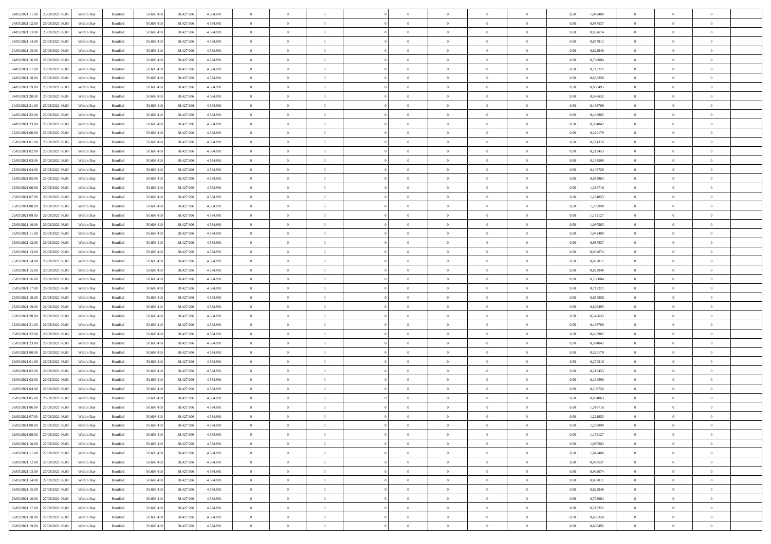| | | | | | | | | | | | | | | | | | | | | |
|---|---|---|---|---|---|---|---|---|---|---|---|---|---|---|---|---|---|---|---|---|
| 24/03/2021 11:00 | 25/03/2021 06:00 | Within Day | Bundled | 50.603.410 | 38.427.906 | 4.584.991 | 0 | 0 | 0 | | 0 | 0 | 0 | 0 | 0,50 | 1,042400 | 0 | 0 | 0 | |
| 24/03/2021 12:00 | 25/03/2021 06:00 | Within Day | Bundled | 50.603.410 | 38.427.906 | 4.584.991 | 0 | 0 | 0 | | 0 | 0 | 0 | 0 | 0,50 | 0,987537 | 0 | 0 | 0 | |
| 24/03/2021 13:00 | 25/03/2021 06:00 | Within Day | Bundled | 50.603.410 | 38.427.906 | 4.584.991 | 0 | 0 | 0 | | 0 | 0 | 0 | 0 | 0,50 | 0,932674 | 0 | 0 | 0 | |
| 24/03/2021 14:00 | 25/03/2021 06:00 | Within Day | Bundled | 50.603.410 | 38.427.906 | 4.584.991 | 0 | 0 | 0 | | 0 | 0 | 0 | 0 | 0,50 | 0,877811 | 0 | 0 | 0 | |
| 24/03/2021 15:00 | 25/03/2021 06:00 | Within Day | Bundled | 50.603.410 | 38.427.906 | 4.584.991 | 0 | 0 | 0 | | 0 | 0 | 0 | 0 | 0,50 | 0,822948 | 0 | 0 | 0 | |
| 24/03/2021 16:00 | 25/03/2021 06:00 | Within Day | Bundled | 50.603.410 | 38.427.906 | 4.584.991 | 0 | 0 | 0 | | 0 | 0 | 0 | 0 | 0,50 | 0,768084 | 0 | 0 | 0 | |
| 24/03/2021 17:00 | 25/03/2021 06:00 | Within Day | Bundled | 50.603.410 | 38.427.906 | 4.584.991 | 0 | 0 | 0 | | 0 | 0 | 0 | 0 | 0,50 | 0,713221 | 0 | 0 | 0 | |
| 24/03/2021 18:00 | 25/03/2021 06:00 | Within Day | Bundled | 50.603.410 | 38.427.906 | 4.584.991 | 0 | 0 | 0 | | 0 | 0 | 0 | 0 | 0,50 | 0,658358 | 0 | 0 | 0 | |
| 24/03/2021 19:00 | 25/03/2021 06:00 | Within Day | Bundled | 50.603.410 | 38.427.906 | 4.584.991 | 0 | 0 | 0 | | 0 | 0 | 0 | 0 | 0,50 | 0,603495 | 0 | 0 | 0 | |
| 24/03/2021 20:00 | 25/03/2021 06:00 | Within Day | Bundled | 50.603.410 | 38.427.906 | 4.584.991 | 0 | 0 | 0 | | 0 | 0 | 0 | 0 | 0,50 | 0,548632 | 0 | 0 | 0 | |
| 24/03/2021 21:00 | 25/03/2021 06:00 | Within Day | Bundled | 50.603.410 | 38.427.906 | 4.584.991 | 0 | 0 | 0 | | 0 | 0 | 0 | 0 | 0,50 | 0,493769 | 0 | 0 | 0 | |
| 24/03/2021 22:00 | 25/03/2021 06:00 | Within Day | Bundled | 50.603.410 | 38.427.906 | 4.584.991 | 0 | 0 | 0 | | 0 | 0 | 0 | 0 | 0,50 | 0,438905 | 0 | 0 | 0 | |
| 24/03/2021 23:00 | 25/03/2021 06:00 | Within Day | Bundled | 50.603.410 | 38.427.906 | 4.584.991 | 0 | 0 | 0 | | 0 | 0 | 0 | 0 | 0,50 | 0,384042 | 0 | 0 | 0 | |
| 25/03/2021 00:00 | 25/03/2021 06:00 | Within Day | Bundled | 50.603.410 | 38.427.906 | 4.584.991 | 0 | 0 | 0 | | 0 | 0 | 0 | 0 | 0,50 | 0,329179 | 0 | 0 | 0 | |
| 25/03/2021 01:00 | 25/03/2021 06:00 | Within Day | Bundled | 50.603.410 | 38.427.906 | 4.584.991 | 0 | 0 | 0 | | 0 | 0 | 0 | 0 | 0,50 | 0,274316 | 0 | 0 | 0 | |
| 25/03/2021 02:00 | 25/03/2021 06:00 | Within Day | Bundled | 50.603.410 | 38.427.906 | 4.584.991 | 0 | 0 | 0 | | 0 | 0 | 0 | 0 | 0,50 | 0,219453 | 0 | 0 | 0 | |
| 25/03/2021 03:00 | 25/03/2021 06:00 | Within Day | Bundled | 50.603.410 | 38.427.906 | 4.584.991 | 0 | 0 | 0 | | 0 | 0 | 0 | 0 | 0,50 | 0,164590 | 0 | 0 | 0 | |
| 25/03/2021 04:00 | 25/03/2021 06:00 | Within Day | Bundled | 50.603.410 | 38.427.906 | 4.584.991 | 0 | 0 | 0 | | 0 | 0 | 0 | 0 | 0,50 | 0,109726 | 0 | 0 | 0 | |
| 25/03/2021 05:00 | 25/03/2021 06:00 | Within Day | Bundled | 50.603.410 | 38.427.906 | 4.584.991 | 0 | 0 | 0 | | 0 | 0 | 0 | 0 | 0,50 | 0,054863 | 0 | 0 | 0 | |
| 25/03/2021 06:00 | 26/03/2021 06:00 | Within Day | Bundled | 50.603.410 | 38.427.906 | 4.584.991 | 0 | 0 | 0 | | 0 | 0 | 0 | 0 | 0,50 | 1,316716 | 0 | 0 | 0 | |
| 25/03/2021 07:00 | 26/03/2021 06:00 | Within Day | Bundled | 50.603.410 | 38.427.906 | 4.584.991 | 0 | 0 | 0 | | 0 | 0 | 0 | 0 | 0,50 | 1,261853 | 0 | 0 | 0 | |
| 25/03/2021 08:00 | 26/03/2021 06:00 | Within Day | Bundled | 50.603.410 | 38.427.906 | 4.584.991 | 0 | 0 | 0 | | 0 | 0 | 0 | 0 | 0,50 | 1,206990 | 0 | 0 | 0 | |
| 25/03/2021 09:00 | 26/03/2021 06:00 | Within Day | Bundled | 50.603.410 | 38.427.906 | 4.584.991 | 0 | 0 | 0 | | 0 | 0 | 0 | 0 | 0,50 | 1,152127 | 0 | 0 | 0 | |
| 25/03/2021 10:00 | 26/03/2021 06:00 | Within Day | Bundled | 50.603.410 | 38.427.906 | 4.584.991 | 0 | 0 | 0 | | 0 | 0 | 0 | 0 | 0,50 | 1,097263 | 0 | 0 | 0 | |
| 25/03/2021 11:00 | 26/03/2021 06:00 | Within Day | Bundled | 50.603.410 | 38.427.906 | 4.584.991 | 0 | 0 | 0 | | 0 | 0 | 0 | 0 | 0,50 | 1,042400 | 0 | 0 | 0 | |
| 25/03/2021 12:00 | 26/03/2021 06:00 | Within Day | Bundled | 50.603.410 | 38.427.906 | 4.584.991 | 0 | 0 | 0 | | 0 | 0 | 0 | 0 | 0,50 | 0,987537 | 0 | 0 | 0 | |
| 25/03/2021 13:00 | 26/03/2021 06:00 | Within Day | Bundled | 50.603.410 | 38.427.906 | 4.584.991 | 0 | 0 | 0 | | 0 | 0 | 0 | 0 | 0,50 | 0,932674 | 0 | 0 | 0 | |
| 25/03/2021 14:00 | 26/03/2021 06:00 | Within Day | Bundled | 50.603.410 | 38.427.906 | 4.584.991 | 0 | 0 | 0 | | 0 | 0 | 0 | 0 | 0,50 | 0,877811 | 0 | 0 | 0 | |
| 25/03/2021 15:00 | 26/03/2021 06:00 | Within Day | Bundled | 50.603.410 | 38.427.906 | 4.584.991 | 0 | 0 | 0 | | 0 | 0 | 0 | 0 | 0,50 | 0,822948 | 0 | 0 | 0 | |
| 25/03/2021 16:00 | 26/03/2021 06:00 | Within Day | Bundled | 50.603.410 | 38.427.906 | 4.584.991 | 0 | 0 | 0 | | 0 | 0 | 0 | 0 | 0,50 | 0,768084 | 0 | 0 | 0 | |
| 25/03/2021 17:00 | 26/03/2021 06:00 | Within Day | Bundled | 50.603.410 | 38.427.906 | 4.584.991 | 0 | 0 | 0 | | 0 | 0 | 0 | 0 | 0,50 | 0,713221 | 0 | 0 | 0 | |
| 25/03/2021 18:00 | 26/03/2021 06:00 | Within Day | Bundled | 50.603.410 | 38.427.906 | 4.584.991 | 0 | 0 | 0 | | 0 | 0 | 0 | 0 | 0,50 | 0,658358 | 0 | 0 | 0 | |
| 25/03/2021 19:00 | 26/03/2021 06:00 | Within Day | Bundled | 50.603.410 | 38.427.906 | 4.584.991 | 0 | 0 | 0 | | 0 | 0 | 0 | 0 | 0,50 | 0,603495 | 0 | 0 | 0 | |
| 25/03/2021 20:00 | 26/03/2021 06:00 | Within Day | Bundled | 50.603.410 | 38.427.906 | 4.584.991 | 0 | 0 | 0 | | 0 | 0 | 0 | 0 | 0,50 | 0,548632 | 0 | 0 | 0 | |
| 25/03/2021 21:00 | 26/03/2021 06:00 | Within Day | Bundled | 50.603.410 | 38.427.906 | 4.584.991 | 0 | 0 | 0 | | 0 | 0 | 0 | 0 | 0,50 | 0,493769 | 0 | 0 | 0 | |
| 25/03/2021 22:00 | 26/03/2021 06:00 | Within Day | Bundled | 50.603.410 | 38.427.906 | 4.584.991 | 0 | 0 | 0 | | 0 | 0 | 0 | 0 | 0,50 | 0,438905 | 0 | 0 | 0 | |
| 25/03/2021 23:00 | 26/03/2021 06:00 | Within Day | Bundled | 50.603.410 | 38.427.906 | 4.584.991 | 0 | 0 | 0 | | 0 | 0 | 0 | 0 | 0,50 | 0,384042 | 0 | 0 | 0 | |
| 26/03/2021 00:00 | 26/03/2021 06:00 | Within Day | Bundled | 50.603.410 | 38.427.906 | 4.584.991 | 0 | 0 | 0 | | 0 | 0 | 0 | 0 | 0,50 | 0,329179 | 0 | 0 | 0 | |
| 26/03/2021 01:00 | 26/03/2021 06:00 | Within Day | Bundled | 50.603.410 | 38.427.906 | 4.584.991 | 0 | 0 | 0 | | 0 | 0 | 0 | 0 | 0,50 | 0,274316 | 0 | 0 | 0 | |
| 26/03/2021 02:00 | 26/03/2021 06:00 | Within Day | Bundled | 50.603.410 | 38.427.906 | 4.584.991 | 0 | 0 | 0 | | 0 | 0 | 0 | 0 | 0,50 | 0,219453 | 0 | 0 | 0 | |
| 26/03/2021 03:00 | 26/03/2021 06:00 | Within Day | Bundled | 50.603.410 | 38.427.906 | 4.584.991 | 0 | 0 | 0 | | 0 | 0 | 0 | 0 | 0,50 | 0,164590 | 0 | 0 | 0 | |
| 26/03/2021 04:00 | 26/03/2021 06:00 | Within Day | Bundled | 50.603.410 | 38.427.906 | 4.584.991 | 0 | 0 | 0 | | 0 | 0 | 0 | 0 | 0,50 | 0,109726 | 0 | 0 | 0 | |
| 26/03/2021 05:00 | 26/03/2021 06:00 | Within Day | Bundled | 50.603.410 | 38.427.906 | 4.584.991 | 0 | 0 | 0 | | 0 | 0 | 0 | 0 | 0,50 | 0,054863 | 0 | 0 | 0 | |
| 26/03/2021 06:00 | 27/03/2021 06:00 | Within Day | Bundled | 50.603.410 | 38.427.906 | 4.584.991 | 0 | 0 | 0 | | 0 | 0 | 0 | 0 | 0,50 | 1,316716 | 0 | 0 | 0 | |
| 26/03/2021 07:00 | 27/03/2021 06:00 | Within Day | Bundled | 50.603.410 | 38.427.906 | 4.584.991 | 0 | 0 | 0 | | 0 | 0 | 0 | 0 | 0,50 | 1,261853 | 0 | 0 | 0 | |
| 26/03/2021 08:00 | 27/03/2021 06:00 | Within Day | Bundled | 50.603.410 | 38.427.906 | 4.584.991 | 0 | 0 | 0 | | 0 | 0 | 0 | 0 | 0,50 | 1,206990 | 0 | 0 | 0 | |
| 26/03/2021 09:00 | 27/03/2021 06:00 | Within Day | Bundled | 50.603.410 | 38.427.906 | 4.584.991 | 0 | 0 | 0 | | 0 | 0 | 0 | 0 | 0,50 | 1,152127 | 0 | 0 | 0 | |
| 26/03/2021 10:00 | 27/03/2021 06:00 | Within Day | Bundled | 50.603.410 | 38.427.906 | 4.584.991 | 0 | 0 | 0 | | 0 | 0 | 0 | 0 | 0,50 | 1,097263 | 0 | 0 | 0 | |
| 26/03/2021 11:00 | 27/03/2021 06:00 | Within Day | Bundled | 50.603.410 | 38.427.906 | 4.584.991 | 0 | 0 | 0 | | 0 | 0 | 0 | 0 | 0,50 | 1,042400 | 0 | 0 | 0 | |
| 26/03/2021 12:00 | 27/03/2021 06:00 | Within Day | Bundled | 50.603.410 | 38.427.906 | 4.584.991 | 0 | 0 | 0 | | 0 | 0 | 0 | 0 | 0,50 | 0,987537 | 0 | 0 | 0 | |
| 26/03/2021 13:00 | 27/03/2021 06:00 | Within Day | Bundled | 50.603.410 | 38.427.906 | 4.584.991 | 0 | 0 | 0 | | 0 | 0 | 0 | 0 | 0,50 | 0,932674 | 0 | 0 | 0 | |
| 26/03/2021 14:00 | 27/03/2021 06:00 | Within Day | Bundled | 50.603.410 | 38.427.906 | 4.584.991 | 0 | 0 | 0 | | 0 | 0 | 0 | 0 | 0,50 | 0,877811 | 0 | 0 | 0 | |
| 26/03/2021 15:00 | 27/03/2021 06:00 | Within Day | Bundled | 50.603.410 | 38.427.906 | 4.584.991 | 0 | 0 | 0 | | 0 | 0 | 0 | 0 | 0,50 | 0,822948 | 0 | 0 | 0 | |
| 26/03/2021 16:00 | 27/03/2021 06:00 | Within Day | Bundled | 50.603.410 | 38.427.906 | 4.584.991 | 0 | 0 | 0 | | 0 | 0 | 0 | 0 | 0,50 | 0,768084 | 0 | 0 | 0 | |
| 26/03/2021 17:00 | 27/03/2021 06:00 | Within Day | Bundled | 50.603.410 | 38.427.906 | 4.584.991 | 0 | 0 | 0 | | 0 | 0 | 0 | 0 | 0,50 | 0,713221 | 0 | 0 | 0 | |
| 26/03/2021 18:00 | 27/03/2021 06:00 | Within Day | Bundled | 50.603.410 | 38.427.906 | 4.584.991 | 0 | 0 | 0 | | 0 | 0 | 0 | 0 | 0,50 | 0,658358 | 0 | 0 | 0 | |
| 26/03/2021 19:00 | 27/03/2021 06:00 | Within Day | Bundled | 50.603.410 | 38.427.906 | 4.584.991 | 0 | 0 | 0 | | 0 | 0 | 0 | 0 | 0,50 | 0,603495 | 0 | 0 | 0 | |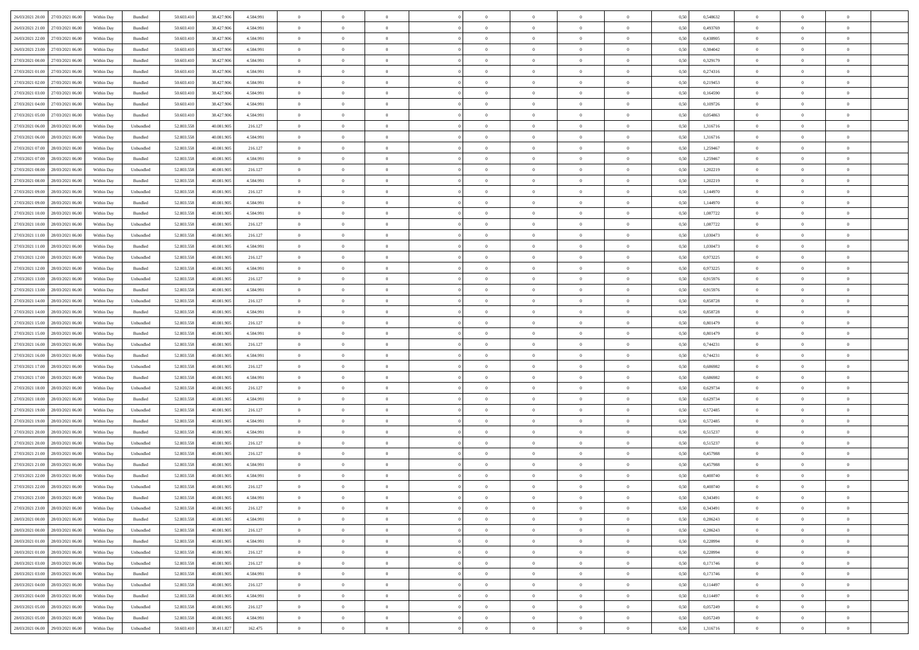| | | | | | | | | | | | | | | | | | | | | |
|---|---|---|---|---|---|---|---|---|---|---|---|---|---|---|---|---|---|---|---|---|
| 26/03/2021 20.00 | 27/03/2021 06.00 | Within Day | Bundled | 50.603.410 | 38.427.906 | 4.584.991 | 0 | 0 | 0 | | 0 | 0 | 0 | 0 | 0,50 | 0,548632 | 0 | 0 | 0 | |
| 26/03/2021 21.00 | 27/03/2021 06.00 | Within Day | Bundled | 50.603.410 | 38.427.906 | 4.584.991 | 0 | 0 | 0 | | 0 | 0 | 0 | 0 | 0,50 | 0,493769 | 0 | 0 | 0 | |
| 26/03/2021 22.00 | 27/03/2021 06.00 | Within Day | Bundled | 50.603.410 | 38.427.906 | 4.584.991 | 0 | 0 | 0 | | 0 | 0 | 0 | 0 | 0,50 | 0,438905 | 0 | 0 | 0 | |
| 26/03/2021 23.00 | 27/03/2021 06.00 | Within Day | Bundled | 50.603.410 | 38.427.906 | 4.584.991 | 0 | 0 | 0 | | 0 | 0 | 0 | 0 | 0,50 | 0,384042 | 0 | 0 | 0 | |
| 27/03/2021 00.00 | 27/03/2021 06.00 | Within Day | Bundled | 50.603.410 | 38.427.906 | 4.584.991 | 0 | 0 | 0 | | 0 | 0 | 0 | 0 | 0,50 | 0,329179 | 0 | 0 | 0 | |
| 27/03/2021 01.00 | 27/03/2021 06.00 | Within Day | Bundled | 50.603.410 | 38.427.906 | 4.584.991 | 0 | 0 | 0 | | 0 | 0 | 0 | 0 | 0,50 | 0,274316 | 0 | 0 | 0 | |
| 27/03/2021 02.00 | 27/03/2021 06.00 | Within Day | Bundled | 50.603.410 | 38.427.906 | 4.584.991 | 0 | 0 | 0 | | 0 | 0 | 0 | 0 | 0,50 | 0,219453 | 0 | 0 | 0 | |
| 27/03/2021 03.00 | 27/03/2021 06.00 | Within Day | Bundled | 50.603.410 | 38.427.906 | 4.584.991 | 0 | 0 | 0 | | 0 | 0 | 0 | 0 | 0,50 | 0,164590 | 0 | 0 | 0 | |
| 27/03/2021 04.00 | 27/03/2021 06.00 | Within Day | Bundled | 50.603.410 | 38.427.906 | 4.584.991 | 0 | 0 | 0 | | 0 | 0 | 0 | 0 | 0,50 | 0,109726 | 0 | 0 | 0 | |
| 27/03/2021 05.00 | 27/03/2021 06.00 | Within Day | Bundled | 50.603.410 | 38.427.906 | 4.584.991 | 0 | 0 | 0 | | 0 | 0 | 0 | 0 | 0,50 | 0,054863 | 0 | 0 | 0 | |
| 27/03/2021 06.00 | 28/03/2021 06.00 | Within Day | Unbundled | 52.803.558 | 40.081.905 | 216.127 | 0 | 0 | 0 | | 0 | 0 | 0 | 0 | 0,50 | 1,316716 | 0 | 0 | 0 | |
| 27/03/2021 06.00 | 28/03/2021 06.00 | Within Day | Bundled | 52.803.558 | 40.081.905 | 4.584.991 | 0 | 0 | 0 | | 0 | 0 | 0 | 0 | 0,50 | 1,316716 | 0 | 0 | 0 | |
| 27/03/2021 07.00 | 28/03/2021 06.00 | Within Day | Unbundled | 52.803.558 | 40.081.905 | 216.127 | 0 | 0 | 0 | | 0 | 0 | 0 | 0 | 0,50 | 1,259467 | 0 | 0 | 0 | |
| 27/03/2021 07.00 | 28/03/2021 06.00 | Within Day | Bundled | 52.803.558 | 40.081.905 | 4.584.991 | 0 | 0 | 0 | | 0 | 0 | 0 | 0 | 0,50 | 1,259467 | 0 | 0 | 0 | |
| 27/03/2021 08.00 | 28/03/2021 06.00 | Within Day | Unbundled | 52.803.558 | 40.081.905 | 216.127 | 0 | 0 | 0 | | 0 | 0 | 0 | 0 | 0,50 | 1,202219 | 0 | 0 | 0 | |
| 27/03/2021 08.00 | 28/03/2021 06.00 | Within Day | Bundled | 52.803.558 | 40.081.905 | 4.584.991 | 0 | 0 | 0 | | 0 | 0 | 0 | 0 | 0,50 | 1,202219 | 0 | 0 | 0 | |
| 27/03/2021 09.00 | 28/03/2021 06.00 | Within Day | Unbundled | 52.803.558 | 40.081.905 | 216.127 | 0 | 0 | 0 | | 0 | 0 | 0 | 0 | 0,50 | 1,144970 | 0 | 0 | 0 | |
| 27/03/2021 09.00 | 28/03/2021 06.00 | Within Day | Bundled | 52.803.558 | 40.081.905 | 4.584.991 | 0 | 0 | 0 | | 0 | 0 | 0 | 0 | 0,50 | 1,144970 | 0 | 0 | 0 | |
| 27/03/2021 10.00 | 28/03/2021 06.00 | Within Day | Bundled | 52.803.558 | 40.081.905 | 4.584.991 | 0 | 0 | 0 | | 0 | 0 | 0 | 0 | 0,50 | 1,087722 | 0 | 0 | 0 | |
| 27/03/2021 10.00 | 28/03/2021 06.00 | Within Day | Unbundled | 52.803.558 | 40.081.905 | 216.127 | 0 | 0 | 0 | | 0 | 0 | 0 | 0 | 0,50 | 1,087722 | 0 | 0 | 0 | |
| 27/03/2021 11.00 | 28/03/2021 06.00 | Within Day | Unbundled | 52.803.558 | 40.081.905 | 216.127 | 0 | 0 | 0 | | 0 | 0 | 0 | 0 | 0,50 | 1,030473 | 0 | 0 | 0 | |
| 27/03/2021 11.00 | 28/03/2021 06.00 | Within Day | Bundled | 52.803.558 | 40.081.905 | 4.584.991 | 0 | 0 | 0 | | 0 | 0 | 0 | 0 | 0,50 | 1,030473 | 0 | 0 | 0 | |
| 27/03/2021 12.00 | 28/03/2021 06.00 | Within Day | Unbundled | 52.803.558 | 40.081.905 | 216.127 | 0 | 0 | 0 | | 0 | 0 | 0 | 0 | 0,50 | 0,973225 | 0 | 0 | 0 | |
| 27/03/2021 12.00 | 28/03/2021 06.00 | Within Day | Bundled | 52.803.558 | 40.081.905 | 4.584.991 | 0 | 0 | 0 | | 0 | 0 | 0 | 0 | 0,50 | 0,973225 | 0 | 0 | 0 | |
| 27/03/2021 13.00 | 28/03/2021 06.00 | Within Day | Unbundled | 52.803.558 | 40.081.905 | 216.127 | 0 | 0 | 0 | | 0 | 0 | 0 | 0 | 0,50 | 0,915976 | 0 | 0 | 0 | |
| 27/03/2021 13.00 | 28/03/2021 06.00 | Within Day | Bundled | 52.803.558 | 40.081.905 | 4.584.991 | 0 | 0 | 0 | | 0 | 0 | 0 | 0 | 0,50 | 0,915976 | 0 | 0 | 0 | |
| 27/03/2021 14.00 | 28/03/2021 06.00 | Within Day | Unbundled | 52.803.558 | 40.081.905 | 216.127 | 0 | 0 | 0 | | 0 | 0 | 0 | 0 | 0,50 | 0,858728 | 0 | 0 | 0 | |
| 27/03/2021 14.00 | 28/03/2021 06.00 | Within Day | Bundled | 52.803.558 | 40.081.905 | 4.584.991 | 0 | 0 | 0 | | 0 | 0 | 0 | 0 | 0,50 | 0,858728 | 0 | 0 | 0 | |
| 27/03/2021 15.00 | 28/03/2021 06.00 | Within Day | Unbundled | 52.803.558 | 40.081.905 | 216.127 | 0 | 0 | 0 | | 0 | 0 | 0 | 0 | 0,50 | 0,801479 | 0 | 0 | 0 | |
| 27/03/2021 15.00 | 28/03/2021 06.00 | Within Day | Bundled | 52.803.558 | 40.081.905 | 4.584.991 | 0 | 0 | 0 | | 0 | 0 | 0 | 0 | 0,50 | 0,801479 | 0 | 0 | 0 | |
| 27/03/2021 16.00 | 28/03/2021 06.00 | Within Day | Unbundled | 52.803.558 | 40.081.905 | 216.127 | 0 | 0 | 0 | | 0 | 0 | 0 | 0 | 0,50 | 0,744231 | 0 | 0 | 0 | |
| 27/03/2021 16.00 | 28/03/2021 06.00 | Within Day | Bundled | 52.803.558 | 40.081.905 | 4.584.991 | 0 | 0 | 0 | | 0 | 0 | 0 | 0 | 0,50 | 0,744231 | 0 | 0 | 0 | |
| 27/03/2021 17.00 | 28/03/2021 06.00 | Within Day | Unbundled | 52.803.558 | 40.081.905 | 216.127 | 0 | 0 | 0 | | 0 | 0 | 0 | 0 | 0,50 | 0,686982 | 0 | 0 | 0 | |
| 27/03/2021 17.00 | 28/03/2021 06.00 | Within Day | Bundled | 52.803.558 | 40.081.905 | 4.584.991 | 0 | 0 | 0 | | 0 | 0 | 0 | 0 | 0,50 | 0,686982 | 0 | 0 | 0 | |
| 27/03/2021 18.00 | 28/03/2021 06.00 | Within Day | Unbundled | 52.803.558 | 40.081.905 | 216.127 | 0 | 0 | 0 | | 0 | 0 | 0 | 0 | 0,50 | 0,629734 | 0 | 0 | 0 | |
| 27/03/2021 18.00 | 28/03/2021 06.00 | Within Day | Bundled | 52.803.558 | 40.081.905 | 4.584.991 | 0 | 0 | 0 | | 0 | 0 | 0 | 0 | 0,50 | 0,629734 | 0 | 0 | 0 | |
| 27/03/2021 19.00 | 28/03/2021 06.00 | Within Day | Unbundled | 52.803.558 | 40.081.905 | 216.127 | 0 | 0 | 0 | | 0 | 0 | 0 | 0 | 0,50 | 0,572485 | 0 | 0 | 0 | |
| 27/03/2021 19.00 | 28/03/2021 06.00 | Within Day | Bundled | 52.803.558 | 40.081.905 | 4.584.991 | 0 | 0 | 0 | | 0 | 0 | 0 | 0 | 0,50 | 0,572485 | 0 | 0 | 0 | |
| 27/03/2021 20.00 | 28/03/2021 06.00 | Within Day | Bundled | 52.803.558 | 40.081.905 | 4.584.991 | 0 | 0 | 0 | | 0 | 0 | 0 | 0 | 0,50 | 0,515237 | 0 | 0 | 0 | |
| 27/03/2021 20.00 | 28/03/2021 06.00 | Within Day | Unbundled | 52.803.558 | 40.081.905 | 216.127 | 0 | 0 | 0 | | 0 | 0 | 0 | 0 | 0,50 | 0,515237 | 0 | 0 | 0 | |
| 27/03/2021 21.00 | 28/03/2021 06.00 | Within Day | Unbundled | 52.803.558 | 40.081.905 | 216.127 | 0 | 0 | 0 | | 0 | 0 | 0 | 0 | 0,50 | 0,457988 | 0 | 0 | 0 | |
| 27/03/2021 21.00 | 28/03/2021 06.00 | Within Day | Bundled | 52.803.558 | 40.081.905 | 4.584.991 | 0 | 0 | 0 | | 0 | 0 | 0 | 0 | 0,50 | 0,457988 | 0 | 0 | 0 | |
| 27/03/2021 22.00 | 28/03/2021 06.00 | Within Day | Bundled | 52.803.558 | 40.081.905 | 4.584.991 | 0 | 0 | 0 | | 0 | 0 | 0 | 0 | 0,50 | 0,400740 | 0 | 0 | 0 | |
| 27/03/2021 22.00 | 28/03/2021 06.00 | Within Day | Unbundled | 52.803.558 | 40.081.905 | 216.127 | 0 | 0 | 0 | | 0 | 0 | 0 | 0 | 0,50 | 0,400740 | 0 | 0 | 0 | |
| 27/03/2021 23.00 | 28/03/2021 06.00 | Within Day | Bundled | 52.803.558 | 40.081.905 | 4.584.991 | 0 | 0 | 0 | | 0 | 0 | 0 | 0 | 0,50 | 0,343491 | 0 | 0 | 0 | |
| 27/03/2021 23.00 | 28/03/2021 06.00 | Within Day | Unbundled | 52.803.558 | 40.081.905 | 216.127 | 0 | 0 | 0 | | 0 | 0 | 0 | 0 | 0,50 | 0,343491 | 0 | 0 | 0 | |
| 28/03/2021 00.00 | 28/03/2021 06.00 | Within Day | Bundled | 52.803.558 | 40.081.905 | 4.584.991 | 0 | 0 | 0 | | 0 | 0 | 0 | 0 | 0,50 | 0,286243 | 0 | 0 | 0 | |
| 28/03/2021 00.00 | 28/03/2021 06.00 | Within Day | Unbundled | 52.803.558 | 40.081.905 | 216.127 | 0 | 0 | 0 | | 0 | 0 | 0 | 0 | 0,50 | 0,286243 | 0 | 0 | 0 | |
| 28/03/2021 01.00 | 28/03/2021 06.00 | Within Day | Bundled | 52.803.558 | 40.081.905 | 4.584.991 | 0 | 0 | 0 | | 0 | 0 | 0 | 0 | 0,50 | 0,228994 | 0 | 0 | 0 | |
| 28/03/2021 01.00 | 28/03/2021 06.00 | Within Day | Unbundled | 52.803.558 | 40.081.905 | 216.127 | 0 | 0 | 0 | | 0 | 0 | 0 | 0 | 0,50 | 0,228994 | 0 | 0 | 0 | |
| 28/03/2021 03.00 | 28/03/2021 06.00 | Within Day | Unbundled | 52.803.558 | 40.081.905 | 216.127 | 0 | 0 | 0 | | 0 | 0 | 0 | 0 | 0,50 | 0,171746 | 0 | 0 | 0 | |
| 28/03/2021 03.00 | 28/03/2021 06.00 | Within Day | Bundled | 52.803.558 | 40.081.905 | 4.584.991 | 0 | 0 | 0 | | 0 | 0 | 0 | 0 | 0,50 | 0,171746 | 0 | 0 | 0 | |
| 28/03/2021 04.00 | 28/03/2021 06.00 | Within Day | Unbundled | 52.803.558 | 40.081.905 | 216.127 | 0 | 0 | 0 | | 0 | 0 | 0 | 0 | 0,50 | 0,114497 | 0 | 0 | 0 | |
| 28/03/2021 04.00 | 28/03/2021 06.00 | Within Day | Bundled | 52.803.558 | 40.081.905 | 4.584.991 | 0 | 0 | 0 | | 0 | 0 | 0 | 0 | 0,50 | 0,114497 | 0 | 0 | 0 | |
| 28/03/2021 05.00 | 28/03/2021 06.00 | Within Day | Unbundled | 52.803.558 | 40.081.905 | 216.127 | 0 | 0 | 0 | | 0 | 0 | 0 | 0 | 0,50 | 0,057249 | 0 | 0 | 0 | |
| 28/03/2021 05.00 | 28/03/2021 06.00 | Within Day | Bundled | 52.803.558 | 40.081.905 | 4.584.991 | 0 | 0 | 0 | | 0 | 0 | 0 | 0 | 0,50 | 0,057249 | 0 | 0 | 0 | |
| 28/03/2021 06.00 | 29/03/2021 06.00 | Within Day | Unbundled | 50.603.410 | 38.411.827 | 162.475 | 0 | 0 | 0 | | 0 | 0 | 0 | 0 | 0,50 | 1,316716 | 0 | 0 | 0 | |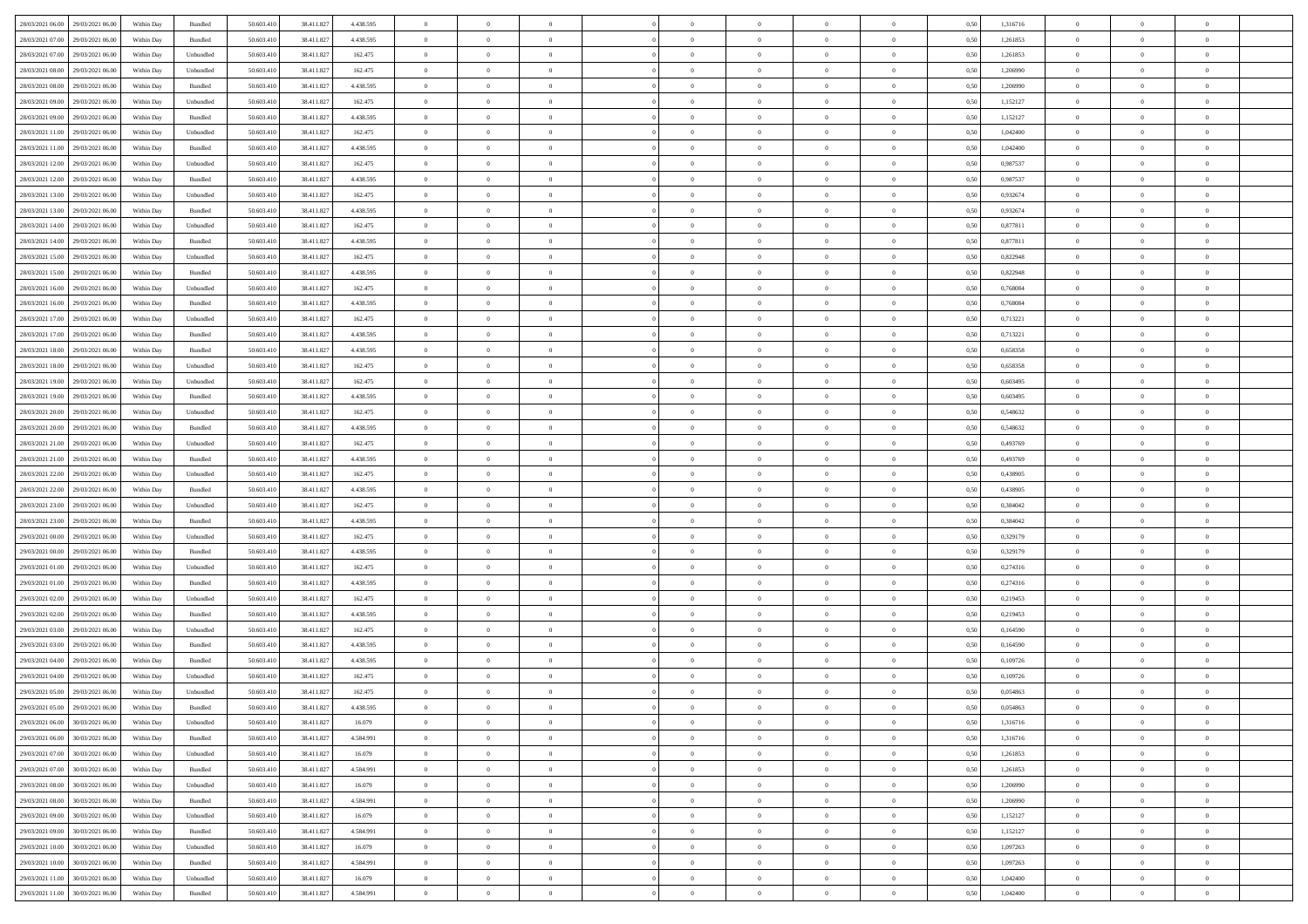| | | | | | | | | | | | | | | | | | | | | |
|---|---|---|---|---|---|---|---|---|---|---|---|---|---|---|---|---|---|---|---|---|
| 28/03/2021 06:00 | 29/03/2021 06:00 | Within Day | Bundled | 50.603.410 | 38.411.827 | 4.438.595 | 0 | 0 | 0 | | 0 | 0 | 0 | 0 | 0,50 | 1,316716 | 0 | 0 | 0 | |
| 28/03/2021 07:00 | 29/03/2021 06:00 | Within Day | Bundled | 50.603.410 | 38.411.827 | 4.438.595 | 0 | 0 | 0 | | 0 | 0 | 0 | 0 | 0,50 | 1,261853 | 0 | 0 | 0 | |
| 28/03/2021 07:00 | 29/03/2021 06:00 | Within Day | Unbundled | 50.603.410 | 38.411.827 | 162.475 | 0 | 0 | 0 | | 0 | 0 | 0 | 0 | 0,50 | 1,261853 | 0 | 0 | 0 | |
| 28/03/2021 08:00 | 29/03/2021 06:00 | Within Day | Unbundled | 50.603.410 | 38.411.827 | 162.475 | 0 | 0 | 0 | | 0 | 0 | 0 | 0 | 0,50 | 1,206990 | 0 | 0 | 0 | |
| 28/03/2021 08:00 | 29/03/2021 06:00 | Within Day | Bundled | 50.603.410 | 38.411.827 | 4.438.595 | 0 | 0 | 0 | | 0 | 0 | 0 | 0 | 0,50 | 1,206990 | 0 | 0 | 0 | |
| 28/03/2021 09:00 | 29/03/2021 06:00 | Within Day | Unbundled | 50.603.410 | 38.411.827 | 162.475 | 0 | 0 | 0 | | 0 | 0 | 0 | 0 | 0,50 | 1,152127 | 0 | 0 | 0 | |
| 28/03/2021 09:00 | 29/03/2021 06:00 | Within Day | Bundled | 50.603.410 | 38.411.827 | 4.438.595 | 0 | 0 | 0 | | 0 | 0 | 0 | 0 | 0,50 | 1,152127 | 0 | 0 | 0 | |
| 28/03/2021 11:00 | 29/03/2021 06:00 | Within Day | Unbundled | 50.603.410 | 38.411.827 | 162.475 | 0 | 0 | 0 | | 0 | 0 | 0 | 0 | 0,50 | 1,042400 | 0 | 0 | 0 | |
| 28/03/2021 11:00 | 29/03/2021 06:00 | Within Day | Bundled | 50.603.410 | 38.411.827 | 4.438.595 | 0 | 0 | 0 | | 0 | 0 | 0 | 0 | 0,50 | 1,042400 | 0 | 0 | 0 | |
| 28/03/2021 12:00 | 29/03/2021 06:00 | Within Day | Unbundled | 50.603.410 | 38.411.827 | 162.475 | 0 | 0 | 0 | | 0 | 0 | 0 | 0 | 0,50 | 0,987537 | 0 | 0 | 0 | |
| 28/03/2021 12:00 | 29/03/2021 06:00 | Within Day | Bundled | 50.603.410 | 38.411.827 | 4.438.595 | 0 | 0 | 0 | | 0 | 0 | 0 | 0 | 0,50 | 0,987537 | 0 | 0 | 0 | |
| 28/03/2021 13:00 | 29/03/2021 06:00 | Within Day | Unbundled | 50.603.410 | 38.411.827 | 162.475 | 0 | 0 | 0 | | 0 | 0 | 0 | 0 | 0,50 | 0,932674 | 0 | 0 | 0 | |
| 28/03/2021 13:00 | 29/03/2021 06:00 | Within Day | Bundled | 50.603.410 | 38.411.827 | 4.438.595 | 0 | 0 | 0 | | 0 | 0 | 0 | 0 | 0,50 | 0,932674 | 0 | 0 | 0 | |
| 28/03/2021 14:00 | 29/03/2021 06:00 | Within Day | Unbundled | 50.603.410 | 38.411.827 | 162.475 | 0 | 0 | 0 | | 0 | 0 | 0 | 0 | 0,50 | 0,877811 | 0 | 0 | 0 | |
| 28/03/2021 14:00 | 29/03/2021 06:00 | Within Day | Bundled | 50.603.410 | 38.411.827 | 4.438.595 | 0 | 0 | 0 | | 0 | 0 | 0 | 0 | 0,50 | 0,877811 | 0 | 0 | 0 | |
| 28/03/2021 15:00 | 29/03/2021 06:00 | Within Day | Unbundled | 50.603.410 | 38.411.827 | 162.475 | 0 | 0 | 0 | | 0 | 0 | 0 | 0 | 0,50 | 0,822948 | 0 | 0 | 0 | |
| 28/03/2021 15:00 | 29/03/2021 06:00 | Within Day | Bundled | 50.603.410 | 38.411.827 | 4.438.595 | 0 | 0 | 0 | | 0 | 0 | 0 | 0 | 0,50 | 0,822948 | 0 | 0 | 0 | |
| 28/03/2021 16:00 | 29/03/2021 06:00 | Within Day | Unbundled | 50.603.410 | 38.411.827 | 162.475 | 0 | 0 | 0 | | 0 | 0 | 0 | 0 | 0,50 | 0,768084 | 0 | 0 | 0 | |
| 28/03/2021 16:00 | 29/03/2021 06:00 | Within Day | Bundled | 50.603.410 | 38.411.827 | 4.438.595 | 0 | 0 | 0 | | 0 | 0 | 0 | 0 | 0,50 | 0,768084 | 0 | 0 | 0 | |
| 28/03/2021 17:00 | 29/03/2021 06:00 | Within Day | Unbundled | 50.603.410 | 38.411.827 | 162.475 | 0 | 0 | 0 | | 0 | 0 | 0 | 0 | 0,50 | 0,713221 | 0 | 0 | 0 | |
| 28/03/2021 17:00 | 29/03/2021 06:00 | Within Day | Bundled | 50.603.410 | 38.411.827 | 4.438.595 | 0 | 0 | 0 | | 0 | 0 | 0 | 0 | 0,50 | 0,713221 | 0 | 0 | 0 | |
| 28/03/2021 18:00 | 29/03/2021 06:00 | Within Day | Bundled | 50.603.410 | 38.411.827 | 4.438.595 | 0 | 0 | 0 | | 0 | 0 | 0 | 0 | 0,50 | 0,658358 | 0 | 0 | 0 | |
| 28/03/2021 18:00 | 29/03/2021 06:00 | Within Day | Unbundled | 50.603.410 | 38.411.827 | 162.475 | 0 | 0 | 0 | | 0 | 0 | 0 | 0 | 0,50 | 0,658358 | 0 | 0 | 0 | |
| 28/03/2021 19:00 | 29/03/2021 06:00 | Within Day | Unbundled | 50.603.410 | 38.411.827 | 162.475 | 0 | 0 | 0 | | 0 | 0 | 0 | 0 | 0,50 | 0,603495 | 0 | 0 | 0 | |
| 28/03/2021 19:00 | 29/03/2021 06:00 | Within Day | Bundled | 50.603.410 | 38.411.827 | 4.438.595 | 0 | 0 | 0 | | 0 | 0 | 0 | 0 | 0,50 | 0,603495 | 0 | 0 | 0 | |
| 28/03/2021 20:00 | 29/03/2021 06:00 | Within Day | Unbundled | 50.603.410 | 38.411.827 | 162.475 | 0 | 0 | 0 | | 0 | 0 | 0 | 0 | 0,50 | 0,548632 | 0 | 0 | 0 | |
| 28/03/2021 20:00 | 29/03/2021 06:00 | Within Day | Bundled | 50.603.410 | 38.411.827 | 4.438.595 | 0 | 0 | 0 | | 0 | 0 | 0 | 0 | 0,50 | 0,548632 | 0 | 0 | 0 | |
| 28/03/2021 21:00 | 29/03/2021 06:00 | Within Day | Unbundled | 50.603.410 | 38.411.827 | 162.475 | 0 | 0 | 0 | | 0 | 0 | 0 | 0 | 0,50 | 0,493769 | 0 | 0 | 0 | |
| 28/03/2021 21:00 | 29/03/2021 06:00 | Within Day | Bundled | 50.603.410 | 38.411.827 | 4.438.595 | 0 | 0 | 0 | | 0 | 0 | 0 | 0 | 0,50 | 0,493769 | 0 | 0 | 0 | |
| 28/03/2021 22:00 | 29/03/2021 06:00 | Within Day | Unbundled | 50.603.410 | 38.411.827 | 162.475 | 0 | 0 | 0 | | 0 | 0 | 0 | 0 | 0,50 | 0,438905 | 0 | 0 | 0 | |
| 28/03/2021 22:00 | 29/03/2021 06:00 | Within Day | Bundled | 50.603.410 | 38.411.827 | 4.438.595 | 0 | 0 | 0 | | 0 | 0 | 0 | 0 | 0,50 | 0,438905 | 0 | 0 | 0 | |
| 28/03/2021 23:00 | 29/03/2021 06:00 | Within Day | Unbundled | 50.603.410 | 38.411.827 | 162.475 | 0 | 0 | 0 | | 0 | 0 | 0 | 0 | 0,50 | 0,384042 | 0 | 0 | 0 | |
| 28/03/2021 23:00 | 29/03/2021 06:00 | Within Day | Bundled | 50.603.410 | 38.411.827 | 4.438.595 | 0 | 0 | 0 | | 0 | 0 | 0 | 0 | 0,50 | 0,384042 | 0 | 0 | 0 | |
| 29/03/2021 00:00 | 29/03/2021 06:00 | Within Day | Unbundled | 50.603.410 | 38.411.827 | 162.475 | 0 | 0 | 0 | | 0 | 0 | 0 | 0 | 0,50 | 0,329179 | 0 | 0 | 0 | |
| 29/03/2021 00:00 | 29/03/2021 06:00 | Within Day | Bundled | 50.603.410 | 38.411.827 | 4.438.595 | 0 | 0 | 0 | | 0 | 0 | 0 | 0 | 0,50 | 0,329179 | 0 | 0 | 0 | |
| 29/03/2021 01:00 | 29/03/2021 06:00 | Within Day | Unbundled | 50.603.410 | 38.411.827 | 162.475 | 0 | 0 | 0 | | 0 | 0 | 0 | 0 | 0,50 | 0,274316 | 0 | 0 | 0 | |
| 29/03/2021 01:00 | 29/03/2021 06:00 | Within Day | Bundled | 50.603.410 | 38.411.827 | 4.438.595 | 0 | 0 | 0 | | 0 | 0 | 0 | 0 | 0,50 | 0,274316 | 0 | 0 | 0 | |
| 29/03/2021 02:00 | 29/03/2021 06:00 | Within Day | Unbundled | 50.603.410 | 38.411.827 | 162.475 | 0 | 0 | 0 | | 0 | 0 | 0 | 0 | 0,50 | 0,219453 | 0 | 0 | 0 | |
| 29/03/2021 02:00 | 29/03/2021 06:00 | Within Day | Bundled | 50.603.410 | 38.411.827 | 4.438.595 | 0 | 0 | 0 | | 0 | 0 | 0 | 0 | 0,50 | 0,219453 | 0 | 0 | 0 | |
| 29/03/2021 03:00 | 29/03/2021 06:00 | Within Day | Unbundled | 50.603.410 | 38.411.827 | 162.475 | 0 | 0 | 0 | | 0 | 0 | 0 | 0 | 0,50 | 0,164590 | 0 | 0 | 0 | |
| 29/03/2021 03:00 | 29/03/2021 06:00 | Within Day | Bundled | 50.603.410 | 38.411.827 | 4.438.595 | 0 | 0 | 0 | | 0 | 0 | 0 | 0 | 0,50 | 0,164590 | 0 | 0 | 0 | |
| 29/03/2021 04:00 | 29/03/2021 06:00 | Within Day | Bundled | 50.603.410 | 38.411.827 | 4.438.595 | 0 | 0 | 0 | | 0 | 0 | 0 | 0 | 0,50 | 0,109726 | 0 | 0 | 0 | |
| 29/03/2021 04:00 | 29/03/2021 06:00 | Within Day | Unbundled | 50.603.410 | 38.411.827 | 162.475 | 0 | 0 | 0 | | 0 | 0 | 0 | 0 | 0,50 | 0,109726 | 0 | 0 | 0 | |
| 29/03/2021 05:00 | 29/03/2021 06:00 | Within Day | Unbundled | 50.603.410 | 38.411.827 | 162.475 | 0 | 0 | 0 | | 0 | 0 | 0 | 0 | 0,50 | 0,054863 | 0 | 0 | 0 | |
| 29/03/2021 05:00 | 29/03/2021 06:00 | Within Day | Bundled | 50.603.410 | 38.411.827 | 4.438.595 | 0 | 0 | 0 | | 0 | 0 | 0 | 0 | 0,50 | 0,054863 | 0 | 0 | 0 | |
| 29/03/2021 06:00 | 30/03/2021 06:00 | Within Day | Unbundled | 50.603.410 | 38.411.827 | 16.079 | 0 | 0 | 0 | | 0 | 0 | 0 | 0 | 0,50 | 1,316716 | 0 | 0 | 0 | |
| 29/03/2021 06:00 | 30/03/2021 06:00 | Within Day | Bundled | 50.603.410 | 38.411.827 | 4.584.991 | 0 | 0 | 0 | | 0 | 0 | 0 | 0 | 0,50 | 1,316716 | 0 | 0 | 0 | |
| 29/03/2021 07:00 | 30/03/2021 06:00 | Within Day | Unbundled | 50.603.410 | 38.411.827 | 16.079 | 0 | 0 | 0 | | 0 | 0 | 0 | 0 | 0,50 | 1,261853 | 0 | 0 | 0 | |
| 29/03/2021 07:00 | 30/03/2021 06:00 | Within Day | Bundled | 50.603.410 | 38.411.827 | 4.584.991 | 0 | 0 | 0 | | 0 | 0 | 0 | 0 | 0,50 | 1,261853 | 0 | 0 | 0 | |
| 29/03/2021 08:00 | 30/03/2021 06:00 | Within Day | Unbundled | 50.603.410 | 38.411.827 | 16.079 | 0 | 0 | 0 | | 0 | 0 | 0 | 0 | 0,50 | 1,206990 | 0 | 0 | 0 | |
| 29/03/2021 08:00 | 30/03/2021 06:00 | Within Day | Bundled | 50.603.410 | 38.411.827 | 4.584.991 | 0 | 0 | 0 | | 0 | 0 | 0 | 0 | 0,50 | 1,206990 | 0 | 0 | 0 | |
| 29/03/2021 09:00 | 30/03/2021 06:00 | Within Day | Unbundled | 50.603.410 | 38.411.827 | 16.079 | 0 | 0 | 0 | | 0 | 0 | 0 | 0 | 0,50 | 1,152127 | 0 | 0 | 0 | |
| 29/03/2021 09:00 | 30/03/2021 06:00 | Within Day | Bundled | 50.603.410 | 38.411.827 | 4.584.991 | 0 | 0 | 0 | | 0 | 0 | 0 | 0 | 0,50 | 1,152127 | 0 | 0 | 0 | |
| 29/03/2021 10:00 | 30/03/2021 06:00 | Within Day | Unbundled | 50.603.410 | 38.411.827 | 16.079 | 0 | 0 | 0 | | 0 | 0 | 0 | 0 | 0,50 | 1,097263 | 0 | 0 | 0 | |
| 29/03/2021 10:00 | 30/03/2021 06:00 | Within Day | Bundled | 50.603.410 | 38.411.827 | 4.584.991 | 0 | 0 | 0 | | 0 | 0 | 0 | 0 | 0,50 | 1,097263 | 0 | 0 | 0 | |
| 29/03/2021 11:00 | 30/03/2021 06:00 | Within Day | Unbundled | 50.603.410 | 38.411.827 | 16.079 | 0 | 0 | 0 | | 0 | 0 | 0 | 0 | 0,50 | 1,042400 | 0 | 0 | 0 | |
| 29/03/2021 11:00 | 30/03/2021 06:00 | Within Day | Bundled | 50.603.410 | 38.411.827 | 4.584.991 | 0 | 0 | 0 | | 0 | 0 | 0 | 0 | 0,50 | 1,042400 | 0 | 0 | 0 | |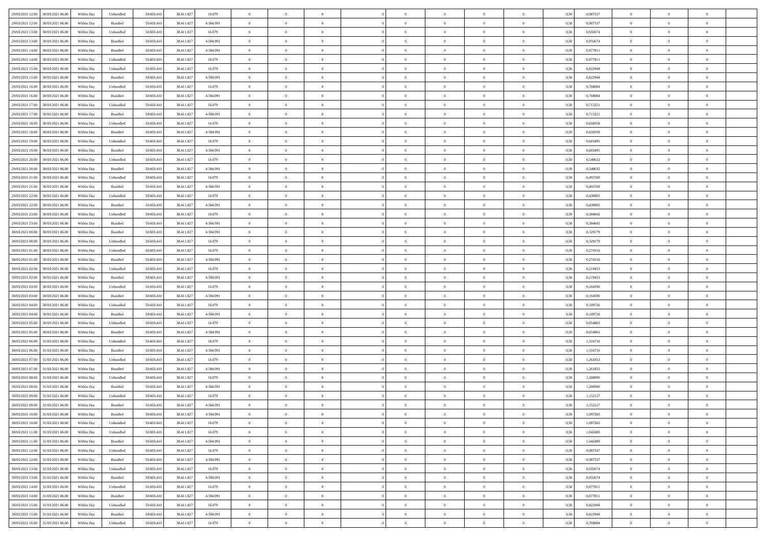| | | | | | | | | | | | | | | | | | | | | |
|---|---|---|---|---|---|---|---|---|---|---|---|---|---|---|---|---|---|---|---|---|
| 29/03/2021 12:00 | 30/03/2021 06:00 | Within Day | Unbundled | 50.603.410 | 38.411.827 | 16.079 | 0 | 0 | 0 | | 0 | 0 | 0 | 0 | 0,50 | 0,987537 | 0 | 0 | 0 | |
| 29/03/2021 12:00 | 30/03/2021 06:00 | Within Day | Bundled | 50.603.410 | 38.411.827 | 4.584.991 | 0 | 0 | 0 | | 0 | 0 | 0 | 0 | 0,50 | 0,987537 | 0 | 0 | 0 | |
| 29/03/2021 13:00 | 30/03/2021 06:00 | Within Day | Unbundled | 50.603.410 | 38.411.827 | 16.079 | 0 | 0 | 0 | | 0 | 0 | 0 | 0 | 0,50 | 0,932674 | 0 | 0 | 0 | |
| 29/03/2021 13:00 | 30/03/2021 06:00 | Within Day | Bundled | 50.603.410 | 38.411.827 | 4.584.991 | 0 | 0 | 0 | | 0 | 0 | 0 | 0 | 0,50 | 0,932674 | 0 | 0 | 0 | |
| 29/03/2021 14:00 | 30/03/2021 06:00 | Within Day | Bundled | 50.603.410 | 38.411.827 | 4.584.991 | 0 | 0 | 0 | | 0 | 0 | 0 | 0 | 0,50 | 0,877811 | 0 | 0 | 0 | |
| 29/03/2021 14:00 | 30/03/2021 06:00 | Within Day | Unbundled | 50.603.410 | 38.411.827 | 16.079 | 0 | 0 | 0 | | 0 | 0 | 0 | 0 | 0,50 | 0,877811 | 0 | 0 | 0 | |
| 29/03/2021 15:00 | 30/03/2021 06:00 | Within Day | Unbundled | 50.603.410 | 38.411.827 | 16.079 | 0 | 0 | 0 | | 0 | 0 | 0 | 0 | 0,50 | 0,822948 | 0 | 0 | 0 | |
| 29/03/2021 15:00 | 30/03/2021 06:00 | Within Day | Bundled | 50.603.410 | 38.411.827 | 4.584.991 | 0 | 0 | 0 | | 0 | 0 | 0 | 0 | 0,50 | 0,822948 | 0 | 0 | 0 | |
| 29/03/2021 16:00 | 30/03/2021 06:00 | Within Day | Unbundled | 50.603.410 | 38.411.827 | 16.079 | 0 | 0 | 0 | | 0 | 0 | 0 | 0 | 0,50 | 0,768084 | 0 | 0 | 0 | |
| 29/03/2021 16:00 | 30/03/2021 06:00 | Within Day | Bundled | 50.603.410 | 38.411.827 | 4.584.991 | 0 | 0 | 0 | | 0 | 0 | 0 | 0 | 0,50 | 0,768084 | 0 | 0 | 0 | |
| 29/03/2021 17:00 | 30/03/2021 06:00 | Within Day | Unbundled | 50.603.410 | 38.411.827 | 16.079 | 0 | 0 | 0 | | 0 | 0 | 0 | 0 | 0,50 | 0,713221 | 0 | 0 | 0 | |
| 29/03/2021 17:00 | 30/03/2021 06:00 | Within Day | Bundled | 50.603.410 | 38.411.827 | 4.584.991 | 0 | 0 | 0 | | 0 | 0 | 0 | 0 | 0,50 | 0,713221 | 0 | 0 | 0 | |
| 29/03/2021 18:00 | 30/03/2021 06:00 | Within Day | Unbundled | 50.603.410 | 38.411.827 | 16.079 | 0 | 0 | 0 | | 0 | 0 | 0 | 0 | 0,50 | 0,658358 | 0 | 0 | 0 | |
| 29/03/2021 18:00 | 30/03/2021 06:00 | Within Day | Bundled | 50.603.410 | 38.411.827 | 4.584.991 | 0 | 0 | 0 | | 0 | 0 | 0 | 0 | 0,50 | 0,658358 | 0 | 0 | 0 | |
| 29/03/2021 19:00 | 30/03/2021 06:00 | Within Day | Unbundled | 50.603.410 | 38.411.827 | 16.079 | 0 | 0 | 0 | | 0 | 0 | 0 | 0 | 0,50 | 0,603495 | 0 | 0 | 0 | |
| 29/03/2021 19:00 | 30/03/2021 06:00 | Within Day | Bundled | 50.603.410 | 38.411.827 | 4.584.991 | 0 | 0 | 0 | | 0 | 0 | 0 | 0 | 0,50 | 0,603495 | 0 | 0 | 0 | |
| 29/03/2021 20:00 | 30/03/2021 06:00 | Within Day | Unbundled | 50.603.410 | 38.411.827 | 16.079 | 0 | 0 | 0 | | 0 | 0 | 0 | 0 | 0,50 | 0,548632 | 0 | 0 | 0 | |
| 29/03/2021 20:00 | 30/03/2021 06:00 | Within Day | Bundled | 50.603.410 | 38.411.827 | 4.584.991 | 0 | 0 | 0 | | 0 | 0 | 0 | 0 | 0,50 | 0,548632 | 0 | 0 | 0 | |
| 29/03/2021 21:00 | 30/03/2021 06:00 | Within Day | Unbundled | 50.603.410 | 38.411.827 | 16.079 | 0 | 0 | 0 | | 0 | 0 | 0 | 0 | 0,50 | 0,493769 | 0 | 0 | 0 | |
| 29/03/2021 21:00 | 30/03/2021 06:00 | Within Day | Bundled | 50.603.410 | 38.411.827 | 4.584.991 | 0 | 0 | 0 | | 0 | 0 | 0 | 0 | 0,50 | 0,493769 | 0 | 0 | 0 | |
| 29/03/2021 22:00 | 30/03/2021 06:00 | Within Day | Unbundled | 50.603.410 | 38.411.827 | 16.079 | 0 | 0 | 0 | | 0 | 0 | 0 | 0 | 0,50 | 0,438905 | 0 | 0 | 0 | |
| 29/03/2021 22:00 | 30/03/2021 06:00 | Within Day | Bundled | 50.603.410 | 38.411.827 | 4.584.991 | 0 | 0 | 0 | | 0 | 0 | 0 | 0 | 0,50 | 0,438905 | 0 | 0 | 0 | |
| 29/03/2021 23:00 | 30/03/2021 06:00 | Within Day | Unbundled | 50.603.410 | 38.411.827 | 16.079 | 0 | 0 | 0 | | 0 | 0 | 0 | 0 | 0,50 | 0,384042 | 0 | 0 | 0 | |
| 29/03/2021 23:00 | 30/03/2021 06:00 | Within Day | Bundled | 50.603.410 | 38.411.827 | 4.584.991 | 0 | 0 | 0 | | 0 | 0 | 0 | 0 | 0,50 | 0,384042 | 0 | 0 | 0 | |
| 30/03/2021 00:00 | 30/03/2021 06:00 | Within Day | Bundled | 50.603.410 | 38.411.827 | 4.584.991 | 0 | 0 | 0 | | 0 | 0 | 0 | 0 | 0,50 | 0,329179 | 0 | 0 | 0 | |
| 30/03/2021 00:00 | 30/03/2021 06:00 | Within Day | Unbundled | 50.603.410 | 38.411.827 | 16.079 | 0 | 0 | 0 | | 0 | 0 | 0 | 0 | 0,50 | 0,329179 | 0 | 0 | 0 | |
| 30/03/2021 01:00 | 30/03/2021 06:00 | Within Day | Unbundled | 50.603.410 | 38.411.827 | 16.079 | 0 | 0 | 0 | | 0 | 0 | 0 | 0 | 0,50 | 0,274316 | 0 | 0 | 0 | |
| 30/03/2021 01:00 | 30/03/2021 06:00 | Within Day | Bundled | 50.603.410 | 38.411.827 | 4.584.991 | 0 | 0 | 0 | | 0 | 0 | 0 | 0 | 0,50 | 0,274316 | 0 | 0 | 0 | |
| 30/03/2021 02:00 | 30/03/2021 06:00 | Within Day | Unbundled | 50.603.410 | 38.411.827 | 16.079 | 0 | 0 | 0 | | 0 | 0 | 0 | 0 | 0,50 | 0,219453 | 0 | 0 | 0 | |
| 30/03/2021 02:00 | 30/03/2021 06:00 | Within Day | Bundled | 50.603.410 | 38.411.827 | 4.584.991 | 0 | 0 | 0 | | 0 | 0 | 0 | 0 | 0,50 | 0,219453 | 0 | 0 | 0 | |
| 30/03/2021 03:00 | 30/03/2021 06:00 | Within Day | Unbundled | 50.603.410 | 38.411.827 | 16.079 | 0 | 0 | 0 | | 0 | 0 | 0 | 0 | 0,50 | 0,164590 | 0 | 0 | 0 | |
| 30/03/2021 03:00 | 30/03/2021 06:00 | Within Day | Bundled | 50.603.410 | 38.411.827 | 4.584.991 | 0 | 0 | 0 | | 0 | 0 | 0 | 0 | 0,50 | 0,164590 | 0 | 0 | 0 | |
| 30/03/2021 04:00 | 30/03/2021 06:00 | Within Day | Unbundled | 50.603.410 | 38.411.827 | 16.079 | 0 | 0 | 0 | | 0 | 0 | 0 | 0 | 0,50 | 0,109726 | 0 | 0 | 0 | |
| 30/03/2021 04:00 | 30/03/2021 06:00 | Within Day | Bundled | 50.603.410 | 38.411.827 | 4.584.991 | 0 | 0 | 0 | | 0 | 0 | 0 | 0 | 0,50 | 0,109726 | 0 | 0 | 0 | |
| 30/03/2021 05:00 | 30/03/2021 06:00 | Within Day | Unbundled | 50.603.410 | 38.411.827 | 16.079 | 0 | 0 | 0 | | 0 | 0 | 0 | 0 | 0,50 | 0,054863 | 0 | 0 | 0 | |
| 30/03/2021 05:00 | 30/03/2021 06:00 | Within Day | Bundled | 50.603.410 | 38.411.827 | 4.584.991 | 0 | 0 | 0 | | 0 | 0 | 0 | 0 | 0,50 | 0,054863 | 0 | 0 | 0 | |
| 30/03/2021 06:00 | 31/03/2021 06:00 | Within Day | Unbundled | 50.603.410 | 38.411.827 | 16.079 | 0 | 0 | 0 | | 0 | 0 | 0 | 0 | 0,50 | 1,316716 | 0 | 0 | 0 | |
| 30/03/2021 06:00 | 31/03/2021 06:00 | Within Day | Bundled | 50.603.410 | 38.411.827 | 4.584.991 | 0 | 0 | 0 | | 0 | 0 | 0 | 0 | 0,50 | 1,316716 | 0 | 0 | 0 | |
| 30/03/2021 07:00 | 31/03/2021 06:00 | Within Day | Unbundled | 50.603.410 | 38.411.827 | 16.079 | 0 | 0 | 0 | | 0 | 0 | 0 | 0 | 0,50 | 1,261853 | 0 | 0 | 0 | |
| 30/03/2021 07:00 | 31/03/2021 06:00 | Within Day | Bundled | 50.603.410 | 38.411.827 | 4.584.991 | 0 | 0 | 0 | | 0 | 0 | 0 | 0 | 0,50 | 1,261853 | 0 | 0 | 0 | |
| 30/03/2021 08:00 | 31/03/2021 06:00 | Within Day | Unbundled | 50.603.410 | 38.411.827 | 16.079 | 0 | 0 | 0 | | 0 | 0 | 0 | 0 | 0,50 | 1,206990 | 0 | 0 | 0 | |
| 30/03/2021 08:00 | 31/03/2021 06:00 | Within Day | Bundled | 50.603.410 | 38.411.827 | 4.584.991 | 0 | 0 | 0 | | 0 | 0 | 0 | 0 | 0,50 | 1,206990 | 0 | 0 | 0 | |
| 30/03/2021 09:00 | 31/03/2021 06:00 | Within Day | Unbundled | 50.603.410 | 38.411.827 | 16.079 | 0 | 0 | 0 | | 0 | 0 | 0 | 0 | 0,50 | 1,152127 | 0 | 0 | 0 | |
| 30/03/2021 09:00 | 31/03/2021 06:00 | Within Day | Bundled | 50.603.410 | 38.411.827 | 4.584.991 | 0 | 0 | 0 | | 0 | 0 | 0 | 0 | 0,50 | 1,152127 | 0 | 0 | 0 | |
| 30/03/2021 10:00 | 31/03/2021 06:00 | Within Day | Bundled | 50.603.410 | 38.411.827 | 4.584.991 | 0 | 0 | 0 | | 0 | 0 | 0 | 0 | 0,50 | 1,097263 | 0 | 0 | 0 | |
| 30/03/2021 10:00 | 31/03/2021 06:00 | Within Day | Unbundled | 50.603.410 | 38.411.827 | 16.079 | 0 | 0 | 0 | | 0 | 0 | 0 | 0 | 0,50 | 1,097263 | 0 | 0 | 0 | |
| 30/03/2021 11:00 | 31/03/2021 06:00 | Within Day | Unbundled | 50.603.410 | 38.411.827 | 16.079 | 0 | 0 | 0 | | 0 | 0 | 0 | 0 | 0,50 | 1,042400 | 0 | 0 | 0 | |
| 30/03/2021 11:00 | 31/03/2021 06:00 | Within Day | Bundled | 50.603.410 | 38.411.827 | 4.584.991 | 0 | 0 | 0 | | 0 | 0 | 0 | 0 | 0,50 | 1,042400 | 0 | 0 | 0 | |
| 30/03/2021 12:00 | 31/03/2021 06:00 | Within Day | Unbundled | 50.603.410 | 38.411.827 | 16.079 | 0 | 0 | 0 | | 0 | 0 | 0 | 0 | 0,50 | 0,987537 | 0 | 0 | 0 | |
| 30/03/2021 12:00 | 31/03/2021 06:00 | Within Day | Bundled | 50.603.410 | 38.411.827 | 4.584.991 | 0 | 0 | 0 | | 0 | 0 | 0 | 0 | 0,50 | 0,987537 | 0 | 0 | 0 | |
| 30/03/2021 13:00 | 31/03/2021 06:00 | Within Day | Unbundled | 50.603.410 | 38.411.827 | 16.079 | 0 | 0 | 0 | | 0 | 0 | 0 | 0 | 0,50 | 0,932674 | 0 | 0 | 0 | |
| 30/03/2021 13:00 | 31/03/2021 06:00 | Within Day | Bundled | 50.603.410 | 38.411.827 | 4.584.991 | 0 | 0 | 0 | | 0 | 0 | 0 | 0 | 0,50 | 0,932674 | 0 | 0 | 0 | |
| 30/03/2021 14:00 | 31/03/2021 06:00 | Within Day | Unbundled | 50.603.410 | 38.411.827 | 16.079 | 0 | 0 | 0 | | 0 | 0 | 0 | 0 | 0,50 | 0,877811 | 0 | 0 | 0 | |
| 30/03/2021 14:00 | 31/03/2021 06:00 | Within Day | Bundled | 50.603.410 | 38.411.827 | 4.584.991 | 0 | 0 | 0 | | 0 | 0 | 0 | 0 | 0,50 | 0,877811 | 0 | 0 | 0 | |
| 30/03/2021 15:00 | 31/03/2021 06:00 | Within Day | Unbundled | 50.603.410 | 38.411.827 | 16.079 | 0 | 0 | 0 | | 0 | 0 | 0 | 0 | 0,50 | 0,822948 | 0 | 0 | 0 | |
| 30/03/2021 15:00 | 31/03/2021 06:00 | Within Day | Bundled | 50.603.410 | 38.411.827 | 4.584.991 | 0 | 0 | 0 | | 0 | 0 | 0 | 0 | 0,50 | 0,822948 | 0 | 0 | 0 | |
| 30/03/2021 16:00 | 31/03/2021 06:00 | Within Day | Unbundled | 50.603.410 | 38.411.827 | 16.079 | 0 | 0 | 0 | | 0 | 0 | 0 | 0 | 0,50 | 0,768084 | 0 | 0 | 0 | |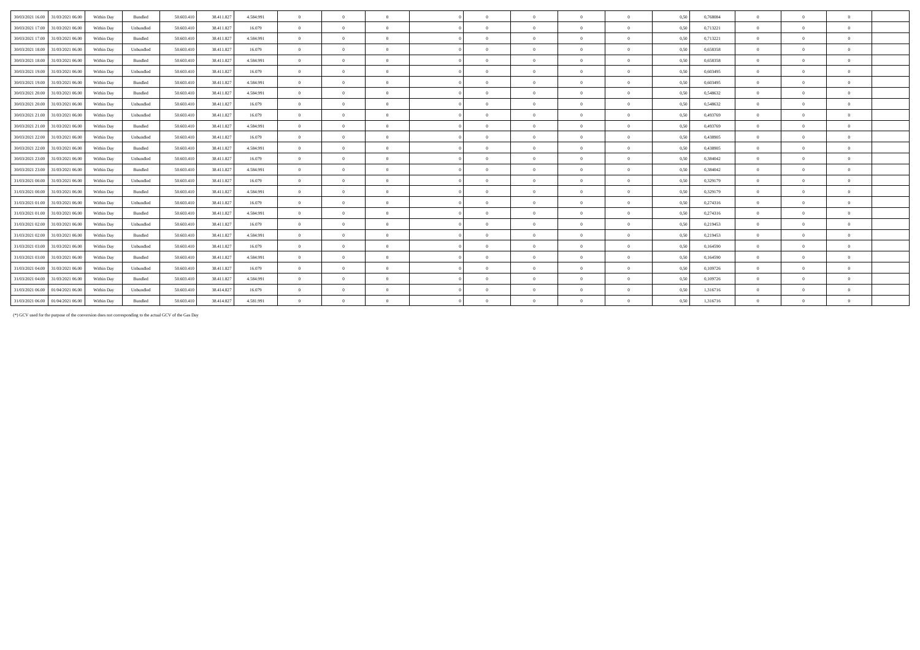| | | | | | | | | | | | | | | | | | | | | |
|---|---|---|---|---|---|---|---|---|---|---|---|---|---|---|---|---|---|---|---|---|
| 30/03/2021 16.00 | 31/03/2021 06.00 | Within Day | Bundled | 50.603.410 | 38.411.827 | 4.584.991 | 0 | 0 | 0 | 0 | 0 | 0 | 0 | 0 | 0,50 | 0,768084 | 0 | 0 | 0 | |
| 30/03/2021 17.00 | 31/03/2021 06.00 | Within Day | Unbundled | 50.603.410 | 38.411.827 | 16.079 | 0 | 0 | 0 | 0 | 0 | 0 | 0 | 0 | 0,50 | 0,713221 | 0 | 0 | 0 | |
| 30/03/2021 17.00 | 31/03/2021 06.00 | Within Day | Bundled | 50.603.410 | 38.411.827 | 4.584.991 | 0 | 0 | 0 | 0 | 0 | 0 | 0 | 0 | 0,50 | 0,713221 | 0 | 0 | 0 | |
| 30/03/2021 18.00 | 31/03/2021 06.00 | Within Day | Unbundled | 50.603.410 | 38.411.827 | 16.079 | 0 | 0 | 0 | 0 | 0 | 0 | 0 | 0 | 0,50 | 0,658358 | 0 | 0 | 0 | |
| 30/03/2021 18.00 | 31/03/2021 06.00 | Within Day | Bundled | 50.603.410 | 38.411.827 | 4.584.991 | 0 | 0 | 0 | 0 | 0 | 0 | 0 | 0 | 0,50 | 0,658358 | 0 | 0 | 0 | |
| 30/03/2021 19.00 | 31/03/2021 06.00 | Within Day | Unbundled | 50.603.410 | 38.411.827 | 16.079 | 0 | 0 | 0 | 0 | 0 | 0 | 0 | 0 | 0,50 | 0,603495 | 0 | 0 | 0 | |
| 30/03/2021 19.00 | 31/03/2021 06.00 | Within Day | Bundled | 50.603.410 | 38.411.827 | 4.584.991 | 0 | 0 | 0 | 0 | 0 | 0 | 0 | 0 | 0,50 | 0,603495 | 0 | 0 | 0 | |
| 30/03/2021 20.00 | 31/03/2021 06.00 | Within Day | Bundled | 50.603.410 | 38.411.827 | 4.584.991 | 0 | 0 | 0 | 0 | 0 | 0 | 0 | 0 | 0,50 | 0,548632 | 0 | 0 | 0 | |
| 30/03/2021 20.00 | 31/03/2021 06.00 | Within Day | Unbundled | 50.603.410 | 38.411.827 | 16.079 | 0 | 0 | 0 | 0 | 0 | 0 | 0 | 0 | 0,50 | 0,548632 | 0 | 0 | 0 | |
| 30/03/2021 21.00 | 31/03/2021 06.00 | Within Day | Unbundled | 50.603.410 | 38.411.827 | 16.079 | 0 | 0 | 0 | 0 | 0 | 0 | 0 | 0 | 0,50 | 0,493769 | 0 | 0 | 0 | |
| 30/03/2021 21.00 | 31/03/2021 06.00 | Within Day | Bundled | 50.603.410 | 38.411.827 | 4.584.991 | 0 | 0 | 0 | 0 | 0 | 0 | 0 | 0 | 0,50 | 0,493769 | 0 | 0 | 0 | |
| 30/03/2021 22.00 | 31/03/2021 06.00 | Within Day | Unbundled | 50.603.410 | 38.411.827 | 16.079 | 0 | 0 | 0 | 0 | 0 | 0 | 0 | 0 | 0,50 | 0,438905 | 0 | 0 | 0 | |
| 30/03/2021 22.00 | 31/03/2021 06.00 | Within Day | Bundled | 50.603.410 | 38.411.827 | 4.584.991 | 0 | 0 | 0 | 0 | 0 | 0 | 0 | 0 | 0,50 | 0,438905 | 0 | 0 | 0 | |
| 30/03/2021 23.00 | 31/03/2021 06.00 | Within Day | Unbundled | 50.603.410 | 38.411.827 | 16.079 | 0 | 0 | 0 | 0 | 0 | 0 | 0 | 0 | 0,50 | 0,384042 | 0 | 0 | 0 | |
| 30/03/2021 23.00 | 31/03/2021 06.00 | Within Day | Bundled | 50.603.410 | 38.411.827 | 4.584.991 | 0 | 0 | 0 | 0 | 0 | 0 | 0 | 0 | 0,50 | 0,384042 | 0 | 0 | 0 | |
| 31/03/2021 00.00 | 31/03/2021 06.00 | Within Day | Unbundled | 50.603.410 | 38.411.827 | 16.079 | 0 | 0 | 0 | 0 | 0 | 0 | 0 | 0 | 0,50 | 0,329179 | 0 | 0 | 0 | |
| 31/03/2021 00.00 | 31/03/2021 06.00 | Within Day | Bundled | 50.603.410 | 38.411.827 | 4.584.991 | 0 | 0 | 0 | 0 | 0 | 0 | 0 | 0 | 0,50 | 0,329179 | 0 | 0 | 0 | |
| 31/03/2021 01.00 | 31/03/2021 06.00 | Within Day | Unbundled | 50.603.410 | 38.411.827 | 16.079 | 0 | 0 | 0 | 0 | 0 | 0 | 0 | 0 | 0,50 | 0,274316 | 0 | 0 | 0 | |
| 31/03/2021 01.00 | 31/03/2021 06.00 | Within Day | Bundled | 50.603.410 | 38.411.827 | 4.584.991 | 0 | 0 | 0 | 0 | 0 | 0 | 0 | 0 | 0,50 | 0,274316 | 0 | 0 | 0 | |
| 31/03/2021 02.00 | 31/03/2021 06.00 | Within Day | Unbundled | 50.603.410 | 38.411.827 | 16.079 | 0 | 0 | 0 | 0 | 0 | 0 | 0 | 0 | 0,50 | 0,219453 | 0 | 0 | 0 | |
| 31/03/2021 02.00 | 31/03/2021 06.00 | Within Day | Bundled | 50.603.410 | 38.411.827 | 4.584.991 | 0 | 0 | 0 | 0 | 0 | 0 | 0 | 0 | 0,50 | 0,219453 | 0 | 0 | 0 | |
| 31/03/2021 03.00 | 31/03/2021 06.00 | Within Day | Unbundled | 50.603.410 | 38.411.827 | 16.079 | 0 | 0 | 0 | 0 | 0 | 0 | 0 | 0 | 0,50 | 0,164590 | 0 | 0 | 0 | |
| 31/03/2021 03.00 | 31/03/2021 06.00 | Within Day | Bundled | 50.603.410 | 38.411.827 | 4.584.991 | 0 | 0 | 0 | 0 | 0 | 0 | 0 | 0 | 0,50 | 0,164590 | 0 | 0 | 0 | |
| 31/03/2021 04.00 | 31/03/2021 06.00 | Within Day | Unbundled | 50.603.410 | 38.411.827 | 16.079 | 0 | 0 | 0 | 0 | 0 | 0 | 0 | 0 | 0,50 | 0,109726 | 0 | 0 | 0 | |
| 31/03/2021 04.00 | 31/03/2021 06.00 | Within Day | Bundled | 50.603.410 | 38.411.827 | 4.584.991 | 0 | 0 | 0 | 0 | 0 | 0 | 0 | 0 | 0,50 | 0,109726 | 0 | 0 | 0 | |
| 31/03/2021 06.00 | 01/04/2021 06.00 | Within Day | Unbundled | 50.603.410 | 38.414.827 | 16.079 | 0 | 0 | 0 | 0 | 0 | 0 | 0 | 0 | 0,50 | 1,316716 | 0 | 0 | 0 | |
| 31/03/2021 06.00 | 01/04/2021 06.00 | Within Day | Bundled | 50.603.410 | 38.414.827 | 4.581.991 | 0 | 0 | 0 | 0 | 0 | 0 | 0 | 0 | 0,50 | 1,316716 | 0 | 0 | 0 | |

(*) GCV used for the purpose of the conversion does not corresponding to the actual GCV of the Gas Day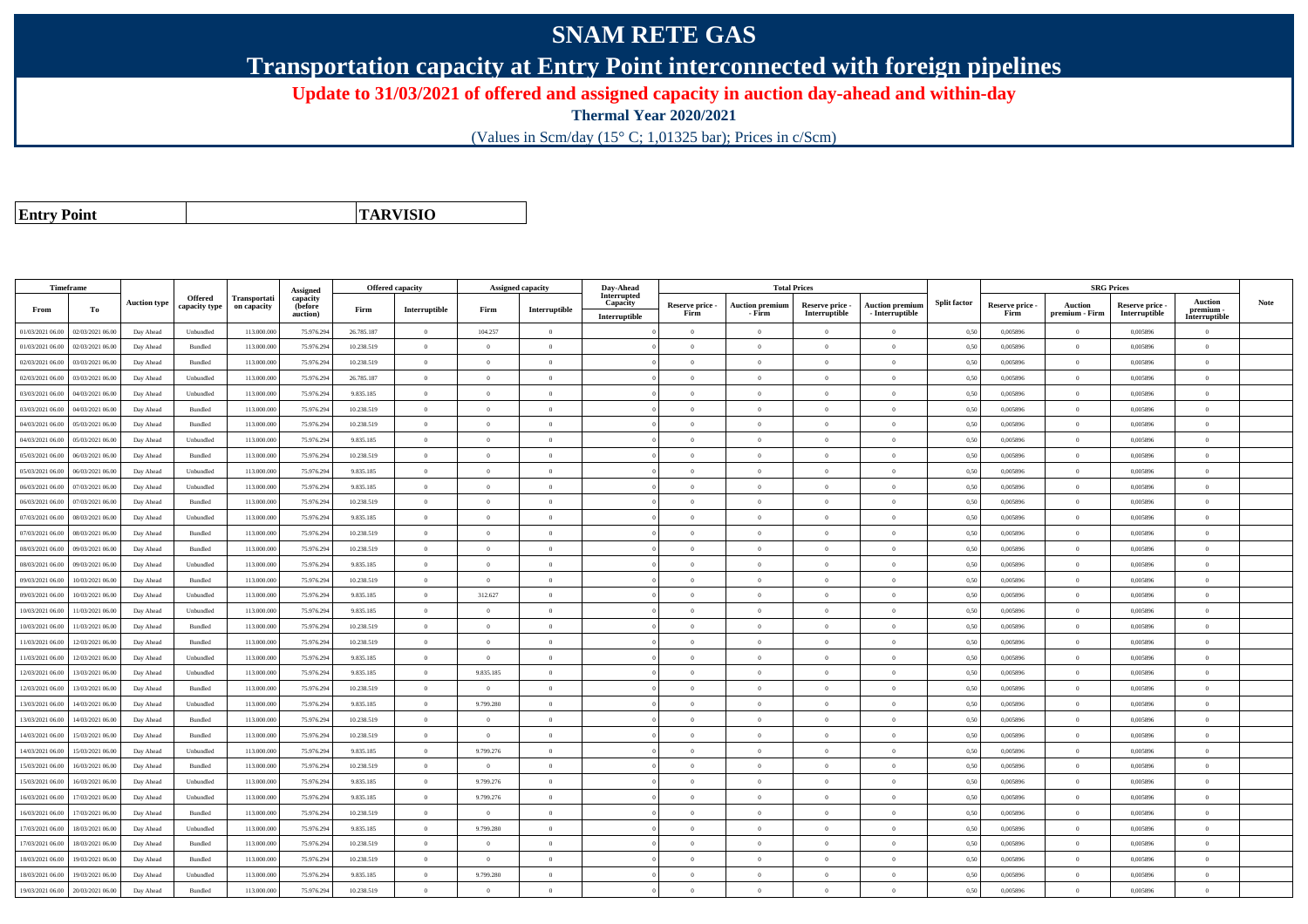# SNAM RETE GAS

## Transportation capacity at Entry Point interconnected with foreign pipelines

### Update to 31/03/2021 of offered and assigned capacity in auction day-ahead and within-day

**Thermal Year 2020/2021**

(Values in Scm/day (15° C; 1,01325 bar); Prices in c/Scm)

| Entry Point | TARVISIO |
|---|---|

| Timeframe | | Auction type | Offered capacity type | Transportation capacity | Assigned capacity (before auction) | Offered capacity | | Assigned capacity | | Day-Ahead Interrupted Capacity | Total Prices | | | | Split factor | SRG Prices | | | | Note |
|---|---|---|---|---|---|---|---|---|---|---|---|---|---|---|---|---|---|---|---|---|
| From | To | | | | | Firm | Interruptible | Firm | Interruptible | Interruptible | Reserve price - Firm | Auction premium - Firm | Reserve price - Interruptible | Auction premium - Interruptible | | Reserve price - Firm | Auction premium - Firm | Reserve price - Interruptible | Auction premium - Interruptible | |
| 01/03/2021 06.00 | 02/03/2021 06.00 | Day Ahead | Unbundled | 113.000.000 | 75.976.294 | 26.785.187 | 0 | 104.257 | 0 | 0 | 0 | 0 | 0 | 0 | 0,50 | 0,005896 | 0 | 0,005896 | 0 | |
| 01/03/2021 06.00 | 02/03/2021 06.00 | Day Ahead | Bundled | 113.000.000 | 75.976.294 | 10.238.519 | 0 | 0 | 0 | 0 | 0 | 0 | 0 | 0 | 0,50 | 0,005896 | 0 | 0,005896 | 0 | |
| 02/03/2021 06.00 | 03/03/2021 06.00 | Day Ahead | Bundled | 113.000.000 | 75.976.294 | 10.238.519 | 0 | 0 | 0 | 0 | 0 | 0 | 0 | 0 | 0,50 | 0,005896 | 0 | 0,005896 | 0 | |
| 02/03/2021 06.00 | 03/03/2021 06.00 | Day Ahead | Unbundled | 113.000.000 | 75.976.294 | 26.785.187 | 0 | 0 | 0 | 0 | 0 | 0 | 0 | 0 | 0,50 | 0,005896 | 0 | 0,005896 | 0 | |
| 03/03/2021 06.00 | 04/03/2021 06.00 | Day Ahead | Unbundled | 113.000.000 | 75.976.294 | 9.835.185 | 0 | 0 | 0 | 0 | 0 | 0 | 0 | 0 | 0,50 | 0,005896 | 0 | 0,005896 | 0 | |
| 03/03/2021 06.00 | 04/03/2021 06.00 | Day Ahead | Bundled | 113.000.000 | 75.976.294 | 10.238.519 | 0 | 0 | 0 | 0 | 0 | 0 | 0 | 0 | 0,50 | 0,005896 | 0 | 0,005896 | 0 | |
| 04/03/2021 06.00 | 05/03/2021 06.00 | Day Ahead | Bundled | 113.000.000 | 75.976.294 | 10.238.519 | 0 | 0 | 0 | 0 | 0 | 0 | 0 | 0 | 0,50 | 0,005896 | 0 | 0,005896 | 0 | |
| 04/03/2021 06.00 | 05/03/2021 06.00 | Day Ahead | Unbundled | 113.000.000 | 75.976.294 | 9.835.185 | 0 | 0 | 0 | 0 | 0 | 0 | 0 | 0 | 0,50 | 0,005896 | 0 | 0,005896 | 0 | |
| 05/03/2021 06.00 | 06/03/2021 06.00 | Day Ahead | Bundled | 113.000.000 | 75.976.294 | 10.238.519 | 0 | 0 | 0 | 0 | 0 | 0 | 0 | 0 | 0,50 | 0,005896 | 0 | 0,005896 | 0 | |
| 05/03/2021 06.00 | 06/03/2021 06.00 | Day Ahead | Unbundled | 113.000.000 | 75.976.294 | 9.835.185 | 0 | 0 | 0 | 0 | 0 | 0 | 0 | 0 | 0,50 | 0,005896 | 0 | 0,005896 | 0 | |
| 06/03/2021 06.00 | 07/03/2021 06.00 | Day Ahead | Unbundled | 113.000.000 | 75.976.294 | 9.835.185 | 0 | 0 | 0 | 0 | 0 | 0 | 0 | 0 | 0,50 | 0,005896 | 0 | 0,005896 | 0 | |
| 06/03/2021 06.00 | 07/03/2021 06.00 | Day Ahead | Bundled | 113.000.000 | 75.976.294 | 10.238.519 | 0 | 0 | 0 | 0 | 0 | 0 | 0 | 0 | 0,50 | 0,005896 | 0 | 0,005896 | 0 | |
| 07/03/2021 06.00 | 08/03/2021 06.00 | Day Ahead | Unbundled | 113.000.000 | 75.976.294 | 9.835.185 | 0 | 0 | 0 | 0 | 0 | 0 | 0 | 0 | 0,50 | 0,005896 | 0 | 0,005896 | 0 | |
| 07/03/2021 06.00 | 08/03/2021 06.00 | Day Ahead | Bundled | 113.000.000 | 75.976.294 | 10.238.519 | 0 | 0 | 0 | 0 | 0 | 0 | 0 | 0 | 0,50 | 0,005896 | 0 | 0,005896 | 0 | |
| 08/03/2021 06.00 | 09/03/2021 06.00 | Day Ahead | Bundled | 113.000.000 | 75.976.294 | 10.238.519 | 0 | 0 | 0 | 0 | 0 | 0 | 0 | 0 | 0,50 | 0,005896 | 0 | 0,005896 | 0 | |
| 08/03/2021 06.00 | 09/03/2021 06.00 | Day Ahead | Unbundled | 113.000.000 | 75.976.294 | 9.835.185 | 0 | 0 | 0 | 0 | 0 | 0 | 0 | 0 | 0,50 | 0,005896 | 0 | 0,005896 | 0 | |
| 09/03/2021 06.00 | 10/03/2021 06.00 | Day Ahead | Bundled | 113.000.000 | 75.976.294 | 10.238.519 | 0 | 0 | 0 | 0 | 0 | 0 | 0 | 0 | 0,50 | 0,005896 | 0 | 0,005896 | 0 | |
| 09/03/2021 06.00 | 10/03/2021 06.00 | Day Ahead | Unbundled | 113.000.000 | 75.976.294 | 9.835.185 | 0 | 312.627 | 0 | 0 | 0 | 0 | 0 | 0 | 0,50 | 0,005896 | 0 | 0,005896 | 0 | |
| 10/03/2021 06.00 | 11/03/2021 06.00 | Day Ahead | Unbundled | 113.000.000 | 75.976.294 | 9.835.185 | 0 | 0 | 0 | 0 | 0 | 0 | 0 | 0 | 0,50 | 0,005896 | 0 | 0,005896 | 0 | |
| 10/03/2021 06.00 | 11/03/2021 06.00 | Day Ahead | Bundled | 113.000.000 | 75.976.294 | 10.238.519 | 0 | 0 | 0 | 0 | 0 | 0 | 0 | 0 | 0,50 | 0,005896 | 0 | 0,005896 | 0 | |
| 11/03/2021 06.00 | 12/03/2021 06.00 | Day Ahead | Bundled | 113.000.000 | 75.976.294 | 10.238.519 | 0 | 0 | 0 | 0 | 0 | 0 | 0 | 0 | 0,50 | 0,005896 | 0 | 0,005896 | 0 | |
| 11/03/2021 06.00 | 12/03/2021 06.00 | Day Ahead | Unbundled | 113.000.000 | 75.976.294 | 9.835.185 | 0 | 0 | 0 | 0 | 0 | 0 | 0 | 0 | 0,50 | 0,005896 | 0 | 0,005896 | 0 | |
| 12/03/2021 06.00 | 13/03/2021 06.00 | Day Ahead | Unbundled | 113.000.000 | 75.976.294 | 9.835.185 | 0 | 9.835.185 | 0 | 0 | 0 | 0 | 0 | 0 | 0,50 | 0,005896 | 0 | 0,005896 | 0 | |
| 12/03/2021 06.00 | 13/03/2021 06.00 | Day Ahead | Bundled | 113.000.000 | 75.976.294 | 10.238.519 | 0 | 0 | 0 | 0 | 0 | 0 | 0 | 0 | 0,50 | 0,005896 | 0 | 0,005896 | 0 | |
| 13/03/2021 06.00 | 14/03/2021 06.00 | Day Ahead | Unbundled | 113.000.000 | 75.976.294 | 9.835.185 | 0 | 9.799.280 | 0 | 0 | 0 | 0 | 0 | 0 | 0,50 | 0,005896 | 0 | 0,005896 | 0 | |
| 13/03/2021 06.00 | 14/03/2021 06.00 | Day Ahead | Bundled | 113.000.000 | 75.976.294 | 10.238.519 | 0 | 0 | 0 | 0 | 0 | 0 | 0 | 0 | 0,50 | 0,005896 | 0 | 0,005896 | 0 | |
| 14/03/2021 06.00 | 15/03/2021 06.00 | Day Ahead | Bundled | 113.000.000 | 75.976.294 | 10.238.519 | 0 | 0 | 0 | 0 | 0 | 0 | 0 | 0 | 0,50 | 0,005896 | 0 | 0,005896 | 0 | |
| 14/03/2021 06.00 | 15/03/2021 06.00 | Day Ahead | Unbundled | 113.000.000 | 75.976.294 | 9.835.185 | 0 | 9.799.276 | 0 | 0 | 0 | 0 | 0 | 0 | 0,50 | 0,005896 | 0 | 0,005896 | 0 | |
| 15/03/2021 06.00 | 16/03/2021 06.00 | Day Ahead | Bundled | 113.000.000 | 75.976.294 | 10.238.519 | 0 | 0 | 0 | 0 | 0 | 0 | 0 | 0 | 0,50 | 0,005896 | 0 | 0,005896 | 0 | |
| 15/03/2021 06.00 | 16/03/2021 06.00 | Day Ahead | Unbundled | 113.000.000 | 75.976.294 | 9.835.185 | 0 | 9.799.276 | 0 | 0 | 0 | 0 | 0 | 0 | 0,50 | 0,005896 | 0 | 0,005896 | 0 | |
| 16/03/2021 06.00 | 17/03/2021 06.00 | Day Ahead | Unbundled | 113.000.000 | 75.976.294 | 9.835.185 | 0 | 9.799.276 | 0 | 0 | 0 | 0 | 0 | 0 | 0,50 | 0,005896 | 0 | 0,005896 | 0 | |
| 16/03/2021 06.00 | 17/03/2021 06.00 | Day Ahead | Bundled | 113.000.000 | 75.976.294 | 10.238.519 | 0 | 0 | 0 | 0 | 0 | 0 | 0 | 0 | 0,50 | 0,005896 | 0 | 0,005896 | 0 | |
| 17/03/2021 06.00 | 18/03/2021 06.00 | Day Ahead | Unbundled | 113.000.000 | 75.976.294 | 9.835.185 | 0 | 9.799.280 | 0 | 0 | 0 | 0 | 0 | 0 | 0,50 | 0,005896 | 0 | 0,005896 | 0 | |
| 17/03/2021 06.00 | 18/03/2021 06.00 | Day Ahead | Bundled | 113.000.000 | 75.976.294 | 10.238.519 | 0 | 0 | 0 | 0 | 0 | 0 | 0 | 0 | 0,50 | 0,005896 | 0 | 0,005896 | 0 | |
| 18/03/2021 06.00 | 19/03/2021 06.00 | Day Ahead | Bundled | 113.000.000 | 75.976.294 | 10.238.519 | 0 | 0 | 0 | 0 | 0 | 0 | 0 | 0 | 0,50 | 0,005896 | 0 | 0,005896 | 0 | |
| 18/03/2021 06.00 | 19/03/2021 06.00 | Day Ahead | Unbundled | 113.000.000 | 75.976.294 | 9.835.185 | 0 | 9.799.280 | 0 | 0 | 0 | 0 | 0 | 0 | 0,50 | 0,005896 | 0 | 0,005896 | 0 | |
| 19/03/2021 06.00 | 20/03/2021 06.00 | Day Ahead | Bundled | 113.000.000 | 75.976.294 | 10.238.519 | 0 | 0 | 0 | 0 | 0 | 0 | 0 | 0 | 0,50 | 0,005896 | 0 | 0,005896 | 0 | |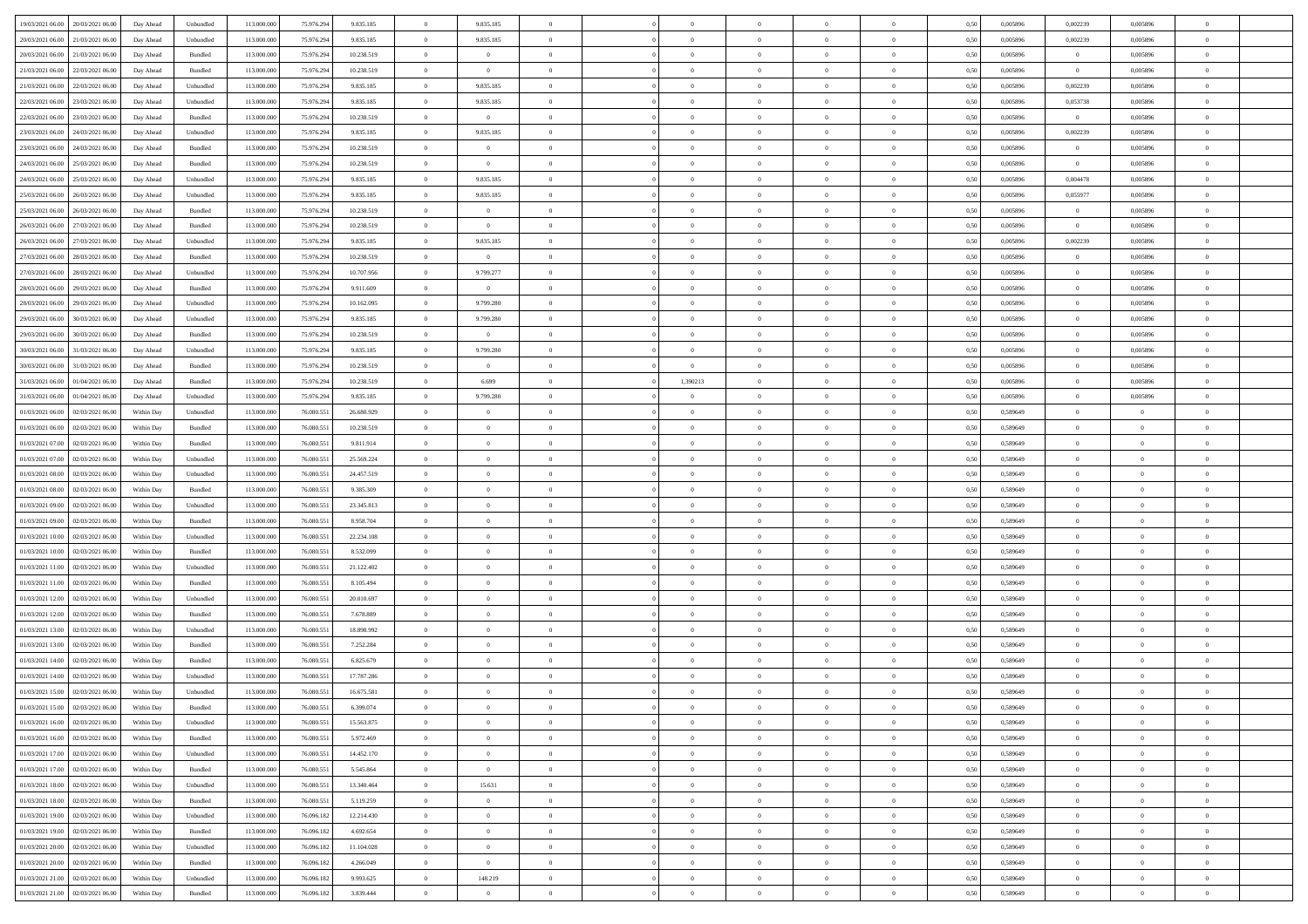| | | | | | | | | | | | | | | | | | | | | | |
|---|---|---|---|---|---|---|---|---|---|---|---|---|---|---|---|---|---|---|---|---|---|
| 19/03/2021 06.00 | 20/03/2021 06.00 | Day Ahead | Unbundled | 113.000.000 | 75.976.294 | 9.835.185 | 0 | 9.835.185 | 0 | | | 0 | 0 | 0 | 0 | 0,50 | 0,005896 | 0,002239 | 0,005896 | 0 | |
| 20/03/2021 06.00 | 21/03/2021 06.00 | Day Ahead | Unbundled | 113.000.000 | 75.976.294 | 9.835.185 | 0 | 9.835.185 | 0 | | | 0 | 0 | 0 | 0 | 0,50 | 0,005896 | 0,002239 | 0,005896 | 0 | |
| 20/03/2021 06.00 | 21/03/2021 06.00 | Day Ahead | Bundled | 113.000.000 | 75.976.294 | 10.238.519 | 0 | 0 | 0 | | | 0 | 0 | 0 | 0 | 0,50 | 0,005896 | 0 | 0,005896 | 0 | |
| 21/03/2021 06.00 | 22/03/2021 06.00 | Day Ahead | Bundled | 113.000.000 | 75.976.294 | 10.238.519 | 0 | 0 | 0 | | | 0 | 0 | 0 | 0 | 0,50 | 0,005896 | 0 | 0,005896 | 0 | |
| 21/03/2021 06.00 | 22/03/2021 06.00 | Day Ahead | Unbundled | 113.000.000 | 75.976.294 | 9.835.185 | 0 | 9.835.185 | 0 | | | 0 | 0 | 0 | 0 | 0,50 | 0,005896 | 0,002239 | 0,005896 | 0 | |
| 22/03/2021 06.00 | 23/03/2021 06.00 | Day Ahead | Unbundled | 113.000.000 | 75.976.294 | 9.835.185 | 0 | 9.835.185 | 0 | | | 0 | 0 | 0 | 0 | 0,50 | 0,005896 | 0,053738 | 0,005896 | 0 | |
| 22/03/2021 06.00 | 23/03/2021 06.00 | Day Ahead | Bundled | 113.000.000 | 75.976.294 | 10.238.519 | 0 | 0 | 0 | | | 0 | 0 | 0 | 0 | 0,50 | 0,005896 | 0 | 0,005896 | 0 | |
| 23/03/2021 06.00 | 24/03/2021 06.00 | Day Ahead | Unbundled | 113.000.000 | 75.976.294 | 9.835.185 | 0 | 9.835.185 | 0 | | | 0 | 0 | 0 | 0 | 0,50 | 0,005896 | 0,002239 | 0,005896 | 0 | |
| 23/03/2021 06.00 | 24/03/2021 06.00 | Day Ahead | Bundled | 113.000.000 | 75.976.294 | 10.238.519 | 0 | 0 | 0 | | | 0 | 0 | 0 | 0 | 0,50 | 0,005896 | 0 | 0,005896 | 0 | |
| 24/03/2021 06.00 | 25/03/2021 06.00 | Day Ahead | Bundled | 113.000.000 | 75.976.294 | 10.238.519 | 0 | 0 | 0 | | | 0 | 0 | 0 | 0 | 0,50 | 0,005896 | 0 | 0,005896 | 0 | |
| 24/03/2021 06.00 | 25/03/2021 06.00 | Day Ahead | Unbundled | 113.000.000 | 75.976.294 | 9.835.185 | 0 | 9.835.185 | 0 | | | 0 | 0 | 0 | 0 | 0,50 | 0,005896 | 0,004478 | 0,005896 | 0 | |
| 25/03/2021 06.00 | 26/03/2021 06.00 | Day Ahead | Unbundled | 113.000.000 | 75.976.294 | 9.835.185 | 0 | 9.835.185 | 0 | | | 0 | 0 | 0 | 0 | 0,50 | 0,005896 | 0,055977 | 0,005896 | 0 | |
| 25/03/2021 06.00 | 26/03/2021 06.00 | Day Ahead | Bundled | 113.000.000 | 75.976.294 | 10.238.519 | 0 | 0 | 0 | | | 0 | 0 | 0 | 0 | 0,50 | 0,005896 | 0 | 0,005896 | 0 | |
| 26/03/2021 06.00 | 27/03/2021 06.00 | Day Ahead | Bundled | 113.000.000 | 75.976.294 | 10.238.519 | 0 | 0 | 0 | | | 0 | 0 | 0 | 0 | 0,50 | 0,005896 | 0 | 0,005896 | 0 | |
| 26/03/2021 06.00 | 27/03/2021 06.00 | Day Ahead | Unbundled | 113.000.000 | 75.976.294 | 9.835.185 | 0 | 9.835.185 | 0 | | | 0 | 0 | 0 | 0 | 0,50 | 0,005896 | 0,002239 | 0,005896 | 0 | |
| 27/03/2021 06.00 | 28/03/2021 06.00 | Day Ahead | Bundled | 113.000.000 | 75.976.294 | 10.238.519 | 0 | 0 | 0 | | | 0 | 0 | 0 | 0 | 0,50 | 0,005896 | 0 | 0,005896 | 0 | |
| 27/03/2021 06.00 | 28/03/2021 06.00 | Day Ahead | Unbundled | 113.000.000 | 75.976.294 | 10.707.956 | 0 | 9.799.277 | 0 | | | 0 | 0 | 0 | 0 | 0,50 | 0,005896 | 0 | 0,005896 | 0 | |
| 28/03/2021 06.00 | 29/03/2021 06.00 | Day Ahead | Bundled | 113.000.000 | 75.976.294 | 9.911.609 | 0 | 0 | 0 | | | 0 | 0 | 0 | 0 | 0,50 | 0,005896 | 0 | 0,005896 | 0 | |
| 28/03/2021 06.00 | 29/03/2021 06.00 | Day Ahead | Unbundled | 113.000.000 | 75.976.294 | 10.162.095 | 0 | 9.799.280 | 0 | | | 0 | 0 | 0 | 0 | 0,50 | 0,005896 | 0 | 0,005896 | 0 | |
| 29/03/2021 06.00 | 30/03/2021 06.00 | Day Ahead | Unbundled | 113.000.000 | 75.976.294 | 9.835.185 | 0 | 9.799.280 | 0 | | | 0 | 0 | 0 | 0 | 0,50 | 0,005896 | 0 | 0,005896 | 0 | |
| 29/03/2021 06.00 | 30/03/2021 06.00 | Day Ahead | Bundled | 113.000.000 | 75.976.294 | 10.238.519 | 0 | 0 | 0 | | | 0 | 0 | 0 | 0 | 0,50 | 0,005896 | 0 | 0,005896 | 0 | |
| 30/03/2021 06.00 | 31/03/2021 06.00 | Day Ahead | Unbundled | 113.000.000 | 75.976.294 | 9.835.185 | 0 | 9.799.280 | 0 | | | 0 | 0 | 0 | 0 | 0,50 | 0,005896 | 0 | 0,005896 | 0 | |
| 30/03/2021 06.00 | 31/03/2021 06.00 | Day Ahead | Bundled | 113.000.000 | 75.976.294 | 10.238.519 | 0 | 0 | 0 | | | 0 | 0 | 0 | 0 | 0,50 | 0,005896 | 0 | 0,005896 | 0 | |
| 31/03/2021 06.00 | 01/04/2021 06.00 | Day Ahead | Bundled | 113.000.000 | 75.976.294 | 10.238.519 | 0 | 6.699 | 0 | | | 1,390213 | 0 | 0 | 0 | 0,50 | 0,005896 | 0 | 0,005896 | 0 | |
| 31/03/2021 06.00 | 01/04/2021 06.00 | Day Ahead | Unbundled | 113.000.000 | 75.976.294 | 9.835.185 | 0 | 9.799.280 | 0 | | | 0 | 0 | 0 | 0 | 0,50 | 0,005896 | 0 | 0,005896 | 0 | |
| 01/03/2021 06.00 | 02/03/2021 06.00 | Within Day | Unbundled | 113.000.000 | 76.080.551 | 26.680.929 | 0 | 0 | 0 | | | 0 | 0 | 0 | 0 | 0,50 | 0,589649 | 0 | 0 | 0 | |
| 01/03/2021 06.00 | 02/03/2021 06.00 | Within Day | Bundled | 113.000.000 | 76.080.551 | 10.238.519 | 0 | 0 | 0 | | | 0 | 0 | 0 | 0 | 0,50 | 0,589649 | 0 | 0 | 0 | |
| 01/03/2021 07.00 | 02/03/2021 06.00 | Within Day | Bundled | 113.000.000 | 76.080.551 | 9.811.914 | 0 | 0 | 0 | | | 0 | 0 | 0 | 0 | 0,50 | 0,589649 | 0 | 0 | 0 | |
| 01/03/2021 07.00 | 02/03/2021 06.00 | Within Day | Unbundled | 113.000.000 | 76.080.551 | 25.569.224 | 0 | 0 | 0 | | | 0 | 0 | 0 | 0 | 0,50 | 0,589649 | 0 | 0 | 0 | |
| 01/03/2021 08.00 | 02/03/2021 06.00 | Within Day | Unbundled | 113.000.000 | 76.080.551 | 24.457.519 | 0 | 0 | 0 | | | 0 | 0 | 0 | 0 | 0,50 | 0,589649 | 0 | 0 | 0 | |
| 01/03/2021 08.00 | 02/03/2021 06.00 | Within Day | Bundled | 113.000.000 | 76.080.551 | 9.385.309 | 0 | 0 | 0 | | | 0 | 0 | 0 | 0 | 0,50 | 0,589649 | 0 | 0 | 0 | |
| 01/03/2021 09.00 | 02/03/2021 06.00 | Within Day | Unbundled | 113.000.000 | 76.080.551 | 23.345.813 | 0 | 0 | 0 | | | 0 | 0 | 0 | 0 | 0,50 | 0,589649 | 0 | 0 | 0 | |
| 01/03/2021 09.00 | 02/03/2021 06.00 | Within Day | Bundled | 113.000.000 | 76.080.551 | 8.958.704 | 0 | 0 | 0 | | | 0 | 0 | 0 | 0 | 0,50 | 0,589649 | 0 | 0 | 0 | |
| 01/03/2021 10.00 | 02/03/2021 06.00 | Within Day | Unbundled | 113.000.000 | 76.080.551 | 22.234.108 | 0 | 0 | 0 | | | 0 | 0 | 0 | 0 | 0,50 | 0,589649 | 0 | 0 | 0 | |
| 01/03/2021 10.00 | 02/03/2021 06.00 | Within Day | Bundled | 113.000.000 | 76.080.551 | 8.532.099 | 0 | 0 | 0 | | | 0 | 0 | 0 | 0 | 0,50 | 0,589649 | 0 | 0 | 0 | |
| 01/03/2021 11.00 | 02/03/2021 06.00 | Within Day | Unbundled | 113.000.000 | 76.080.551 | 21.122.402 | 0 | 0 | 0 | | | 0 | 0 | 0 | 0 | 0,50 | 0,589649 | 0 | 0 | 0 | |
| 01/03/2021 11.00 | 02/03/2021 06.00 | Within Day | Bundled | 113.000.000 | 76.080.551 | 8.105.494 | 0 | 0 | 0 | | | 0 | 0 | 0 | 0 | 0,50 | 0,589649 | 0 | 0 | 0 | |
| 01/03/2021 12.00 | 02/03/2021 06.00 | Within Day | Unbundled | 113.000.000 | 76.080.551 | 20.010.697 | 0 | 0 | 0 | | | 0 | 0 | 0 | 0 | 0,50 | 0,589649 | 0 | 0 | 0 | |
| 01/03/2021 12.00 | 02/03/2021 06.00 | Within Day | Bundled | 113.000.000 | 76.080.551 | 7.678.889 | 0 | 0 | 0 | | | 0 | 0 | 0 | 0 | 0,50 | 0,589649 | 0 | 0 | 0 | |
| 01/03/2021 13.00 | 02/03/2021 06.00 | Within Day | Unbundled | 113.000.000 | 76.080.551 | 18.898.992 | 0 | 0 | 0 | | | 0 | 0 | 0 | 0 | 0,50 | 0,589649 | 0 | 0 | 0 | |
| 01/03/2021 13.00 | 02/03/2021 06.00 | Within Day | Bundled | 113.000.000 | 76.080.551 | 7.252.284 | 0 | 0 | 0 | | | 0 | 0 | 0 | 0 | 0,50 | 0,589649 | 0 | 0 | 0 | |
| 01/03/2021 14.00 | 02/03/2021 06.00 | Within Day | Bundled | 113.000.000 | 76.080.551 | 6.825.679 | 0 | 0 | 0 | | | 0 | 0 | 0 | 0 | 0,50 | 0,589649 | 0 | 0 | 0 | |
| 01/03/2021 14.00 | 02/03/2021 06.00 | Within Day | Unbundled | 113.000.000 | 76.080.551 | 17.787.286 | 0 | 0 | 0 | | | 0 | 0 | 0 | 0 | 0,50 | 0,589649 | 0 | 0 | 0 | |
| 01/03/2021 15.00 | 02/03/2021 06.00 | Within Day | Unbundled | 113.000.000 | 76.080.551 | 16.675.581 | 0 | 0 | 0 | | | 0 | 0 | 0 | 0 | 0,50 | 0,589649 | 0 | 0 | 0 | |
| 01/03/2021 15.00 | 02/03/2021 06.00 | Within Day | Bundled | 113.000.000 | 76.080.551 | 6.399.074 | 0 | 0 | 0 | | | 0 | 0 | 0 | 0 | 0,50 | 0,589649 | 0 | 0 | 0 | |
| 01/03/2021 16.00 | 02/03/2021 06.00 | Within Day | Unbundled | 113.000.000 | 76.080.551 | 15.563.875 | 0 | 0 | 0 | | | 0 | 0 | 0 | 0 | 0,50 | 0,589649 | 0 | 0 | 0 | |
| 01/03/2021 16.00 | 02/03/2021 06.00 | Within Day | Bundled | 113.000.000 | 76.080.551 | 5.972.469 | 0 | 0 | 0 | | | 0 | 0 | 0 | 0 | 0,50 | 0,589649 | 0 | 0 | 0 | |
| 01/03/2021 17.00 | 02/03/2021 06.00 | Within Day | Unbundled | 113.000.000 | 76.080.551 | 14.452.170 | 0 | 0 | 0 | | | 0 | 0 | 0 | 0 | 0,50 | 0,589649 | 0 | 0 | 0 | |
| 01/03/2021 17.00 | 02/03/2021 06.00 | Within Day | Bundled | 113.000.000 | 76.080.551 | 5.545.864 | 0 | 0 | 0 | | | 0 | 0 | 0 | 0 | 0,50 | 0,589649 | 0 | 0 | 0 | |
| 01/03/2021 18.00 | 02/03/2021 06.00 | Within Day | Unbundled | 113.000.000 | 76.080.551 | 13.340.464 | 0 | 15.631 | 0 | | | 0 | 0 | 0 | 0 | 0,50 | 0,589649 | 0 | 0 | 0 | |
| 01/03/2021 18.00 | 02/03/2021 06.00 | Within Day | Bundled | 113.000.000 | 76.080.551 | 5.119.259 | 0 | 0 | 0 | | | 0 | 0 | 0 | 0 | 0,50 | 0,589649 | 0 | 0 | 0 | |
| 01/03/2021 19.00 | 02/03/2021 06.00 | Within Day | Unbundled | 113.000.000 | 76.096.182 | 12.214.430 | 0 | 0 | 0 | | | 0 | 0 | 0 | 0 | 0,50 | 0,589649 | 0 | 0 | 0 | |
| 01/03/2021 19.00 | 02/03/2021 06.00 | Within Day | Bundled | 113.000.000 | 76.096.182 | 4.692.654 | 0 | 0 | 0 | | | 0 | 0 | 0 | 0 | 0,50 | 0,589649 | 0 | 0 | 0 | |
| 01/03/2021 20.00 | 02/03/2021 06.00 | Within Day | Unbundled | 113.000.000 | 76.096.182 | 11.104.028 | 0 | 0 | 0 | | | 0 | 0 | 0 | 0 | 0,50 | 0,589649 | 0 | 0 | 0 | |
| 01/03/2021 20.00 | 02/03/2021 06.00 | Within Day | Bundled | 113.000.000 | 76.096.182 | 4.266.049 | 0 | 0 | 0 | | | 0 | 0 | 0 | 0 | 0,50 | 0,589649 | 0 | 0 | 0 | |
| 01/03/2021 21.00 | 02/03/2021 06.00 | Within Day | Unbundled | 113.000.000 | 76.096.182 | 9.993.625 | 0 | 148.219 | 0 | | | 0 | 0 | 0 | 0 | 0,50 | 0,589649 | 0 | 0 | 0 | |
| 01/03/2021 21.00 | 02/03/2021 06.00 | Within Day | Bundled | 113.000.000 | 76.096.182 | 3.839.444 | 0 | 0 | 0 | | | 0 | 0 | 0 | 0 | 0,50 | 0,589649 | 0 | 0 | 0 | |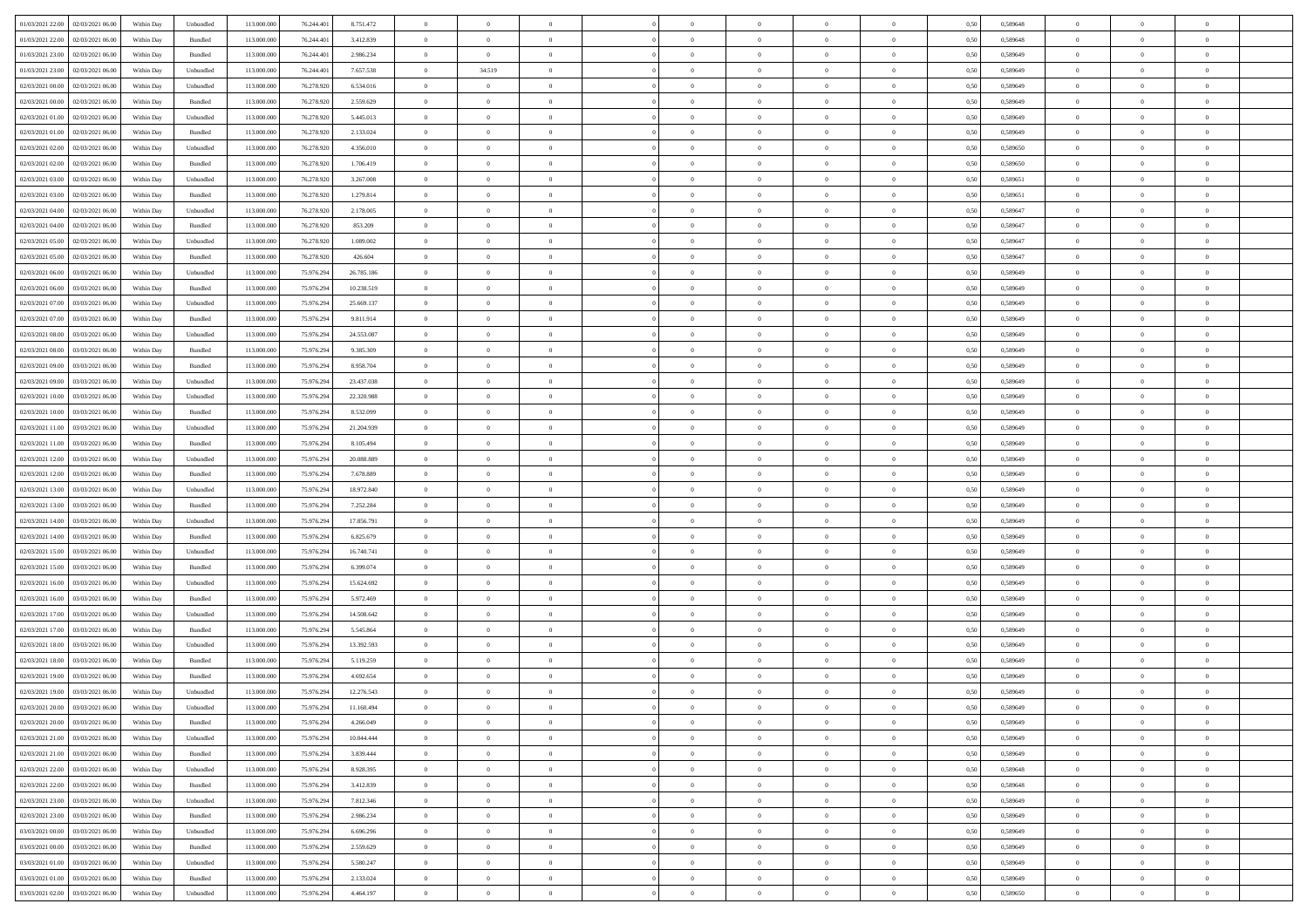| | | | | | | | | | | | | | | | | | | | | | |
|---|---|---|---|---|---|---|---|---|---|---|---|---|---|---|---|---|---|---|---|---|---|
| 01/03/2021 22.00 | 02/03/2021 06.00 | Within Day | Unbundled | 113.000.000 | 76.244.401 | 8.751.472 | 0 | 0 | 0 | | 0 | 0 | 0 | 0 | 0,50 | 0,589648 | 0 | 0 | 0 | |
| 01/03/2021 22.00 | 02/03/2021 06.00 | Within Day | Bundled | 113.000.000 | 76.244.401 | 3.412.839 | 0 | 0 | 0 | | 0 | 0 | 0 | 0 | 0,50 | 0,589648 | 0 | 0 | 0 | |
| 01/03/2021 23.00 | 02/03/2021 06.00 | Within Day | Bundled | 113.000.000 | 76.244.401 | 2.986.234 | 0 | 0 | 0 | | 0 | 0 | 0 | 0 | 0,50 | 0,589649 | 0 | 0 | 0 | |
| 01/03/2021 23.00 | 02/03/2021 06.00 | Within Day | Unbundled | 113.000.000 | 76.244.401 | 7.657.538 | 0 | 34.519 | 0 | | 0 | 0 | 0 | 0 | 0,50 | 0,589649 | 0 | 0 | 0 | |
| 02/03/2021 00.00 | 02/03/2021 06.00 | Within Day | Unbundled | 113.000.000 | 76.278.920 | 6.534.016 | 0 | 0 | 0 | | 0 | 0 | 0 | 0 | 0,50 | 0,589649 | 0 | 0 | 0 | |
| 02/03/2021 00.00 | 02/03/2021 06.00 | Within Day | Bundled | 113.000.000 | 76.278.920 | 2.559.629 | 0 | 0 | 0 | | 0 | 0 | 0 | 0 | 0,50 | 0,589649 | 0 | 0 | 0 | |
| 02/03/2021 01.00 | 02/03/2021 06.00 | Within Day | Unbundled | 113.000.000 | 76.278.920 | 5.445.013 | 0 | 0 | 0 | | 0 | 0 | 0 | 0 | 0,50 | 0,589649 | 0 | 0 | 0 | |
| 02/03/2021 01.00 | 02/03/2021 06.00 | Within Day | Bundled | 113.000.000 | 76.278.920 | 2.133.024 | 0 | 0 | 0 | | 0 | 0 | 0 | 0 | 0,50 | 0,589649 | 0 | 0 | 0 | |
| 02/03/2021 02.00 | 02/03/2021 06.00 | Within Day | Unbundled | 113.000.000 | 76.278.920 | 4.356.010 | 0 | 0 | 0 | | 0 | 0 | 0 | 0 | 0,50 | 0,589650 | 0 | 0 | 0 | |
| 02/03/2021 02.00 | 02/03/2021 06.00 | Within Day | Bundled | 113.000.000 | 76.278.920 | 1.706.419 | 0 | 0 | 0 | | 0 | 0 | 0 | 0 | 0,50 | 0,589650 | 0 | 0 | 0 | |
| 02/03/2021 03.00 | 02/03/2021 06.00 | Within Day | Unbundled | 113.000.000 | 76.278.920 | 3.267.008 | 0 | 0 | 0 | | 0 | 0 | 0 | 0 | 0,50 | 0,589651 | 0 | 0 | 0 | |
| 02/03/2021 03.00 | 02/03/2021 06.00 | Within Day | Bundled | 113.000.000 | 76.278.920 | 1.279.814 | 0 | 0 | 0 | | 0 | 0 | 0 | 0 | 0,50 | 0,589651 | 0 | 0 | 0 | |
| 02/03/2021 04.00 | 02/03/2021 06.00 | Within Day | Unbundled | 113.000.000 | 76.278.920 | 2.178.005 | 0 | 0 | 0 | | 0 | 0 | 0 | 0 | 0,50 | 0,589647 | 0 | 0 | 0 | |
| 02/03/2021 04.00 | 02/03/2021 06.00 | Within Day | Bundled | 113.000.000 | 76.278.920 | 853.209 | 0 | 0 | 0 | | 0 | 0 | 0 | 0 | 0,50 | 0,589647 | 0 | 0 | 0 | |
| 02/03/2021 05.00 | 02/03/2021 06.00 | Within Day | Unbundled | 113.000.000 | 76.278.920 | 1.089.002 | 0 | 0 | 0 | | 0 | 0 | 0 | 0 | 0,50 | 0,589647 | 0 | 0 | 0 | |
| 02/03/2021 05.00 | 02/03/2021 06.00 | Within Day | Bundled | 113.000.000 | 76.278.920 | 426.604 | 0 | 0 | 0 | | 0 | 0 | 0 | 0 | 0,50 | 0,589647 | 0 | 0 | 0 | |
| 02/03/2021 06.00 | 03/03/2021 06.00 | Within Day | Unbundled | 113.000.000 | 75.976.294 | 26.785.186 | 0 | 0 | 0 | | 0 | 0 | 0 | 0 | 0,50 | 0,589649 | 0 | 0 | 0 | |
| 02/03/2021 06.00 | 03/03/2021 06.00 | Within Day | Bundled | 113.000.000 | 75.976.294 | 10.238.519 | 0 | 0 | 0 | | 0 | 0 | 0 | 0 | 0,50 | 0,589649 | 0 | 0 | 0 | |
| 02/03/2021 07.00 | 03/03/2021 06.00 | Within Day | Unbundled | 113.000.000 | 75.976.294 | 25.669.137 | 0 | 0 | 0 | | 0 | 0 | 0 | 0 | 0,50 | 0,589649 | 0 | 0 | 0 | |
| 02/03/2021 07.00 | 03/03/2021 06.00 | Within Day | Bundled | 113.000.000 | 75.976.294 | 9.811.914 | 0 | 0 | 0 | | 0 | 0 | 0 | 0 | 0,50 | 0,589649 | 0 | 0 | 0 | |
| 02/03/2021 08.00 | 03/03/2021 06.00 | Within Day | Unbundled | 113.000.000 | 75.976.294 | 24.553.087 | 0 | 0 | 0 | | 0 | 0 | 0 | 0 | 0,50 | 0,589649 | 0 | 0 | 0 | |
| 02/03/2021 08.00 | 03/03/2021 06.00 | Within Day | Bundled | 113.000.000 | 75.976.294 | 9.385.309 | 0 | 0 | 0 | | 0 | 0 | 0 | 0 | 0,50 | 0,589649 | 0 | 0 | 0 | |
| 02/03/2021 09.00 | 03/03/2021 06.00 | Within Day | Bundled | 113.000.000 | 75.976.294 | 8.958.704 | 0 | 0 | 0 | | 0 | 0 | 0 | 0 | 0,50 | 0,589649 | 0 | 0 | 0 | |
| 02/03/2021 09.00 | 03/03/2021 06.00 | Within Day | Unbundled | 113.000.000 | 75.976.294 | 23.437.038 | 0 | 0 | 0 | | 0 | 0 | 0 | 0 | 0,50 | 0,589649 | 0 | 0 | 0 | |
| 02/03/2021 10.00 | 03/03/2021 06.00 | Within Day | Unbundled | 113.000.000 | 75.976.294 | 22.320.988 | 0 | 0 | 0 | | 0 | 0 | 0 | 0 | 0,50 | 0,589649 | 0 | 0 | 0 | |
| 02/03/2021 10.00 | 03/03/2021 06.00 | Within Day | Bundled | 113.000.000 | 75.976.294 | 8.532.099 | 0 | 0 | 0 | | 0 | 0 | 0 | 0 | 0,50 | 0,589649 | 0 | 0 | 0 | |
| 02/03/2021 11.00 | 03/03/2021 06.00 | Within Day | Unbundled | 113.000.000 | 75.976.294 | 21.204.939 | 0 | 0 | 0 | | 0 | 0 | 0 | 0 | 0,50 | 0,589649 | 0 | 0 | 0 | |
| 02/03/2021 11.00 | 03/03/2021 06.00 | Within Day | Bundled | 113.000.000 | 75.976.294 | 8.105.494 | 0 | 0 | 0 | | 0 | 0 | 0 | 0 | 0,50 | 0,589649 | 0 | 0 | 0 | |
| 02/03/2021 12.00 | 03/03/2021 06.00 | Within Day | Unbundled | 113.000.000 | 75.976.294 | 20.088.889 | 0 | 0 | 0 | | 0 | 0 | 0 | 0 | 0,50 | 0,589649 | 0 | 0 | 0 | |
| 02/03/2021 12.00 | 03/03/2021 06.00 | Within Day | Bundled | 113.000.000 | 75.976.294 | 7.678.889 | 0 | 0 | 0 | | 0 | 0 | 0 | 0 | 0,50 | 0,589649 | 0 | 0 | 0 | |
| 02/03/2021 13.00 | 03/03/2021 06.00 | Within Day | Unbundled | 113.000.000 | 75.976.294 | 18.972.840 | 0 | 0 | 0 | | 0 | 0 | 0 | 0 | 0,50 | 0,589649 | 0 | 0 | 0 | |
| 02/03/2021 13.00 | 03/03/2021 06.00 | Within Day | Bundled | 113.000.000 | 75.976.294 | 7.252.284 | 0 | 0 | 0 | | 0 | 0 | 0 | 0 | 0,50 | 0,589649 | 0 | 0 | 0 | |
| 02/03/2021 14.00 | 03/03/2021 06.00 | Within Day | Unbundled | 113.000.000 | 75.976.294 | 17.856.791 | 0 | 0 | 0 | | 0 | 0 | 0 | 0 | 0,50 | 0,589649 | 0 | 0 | 0 | |
| 02/03/2021 14.00 | 03/03/2021 06.00 | Within Day | Bundled | 113.000.000 | 75.976.294 | 6.825.679 | 0 | 0 | 0 | | 0 | 0 | 0 | 0 | 0,50 | 0,589649 | 0 | 0 | 0 | |
| 02/03/2021 15.00 | 03/03/2021 06.00 | Within Day | Unbundled | 113.000.000 | 75.976.294 | 16.740.741 | 0 | 0 | 0 | | 0 | 0 | 0 | 0 | 0,50 | 0,589649 | 0 | 0 | 0 | |
| 02/03/2021 15.00 | 03/03/2021 06.00 | Within Day | Bundled | 113.000.000 | 75.976.294 | 6.399.074 | 0 | 0 | 0 | | 0 | 0 | 0 | 0 | 0,50 | 0,589649 | 0 | 0 | 0 | |
| 02/03/2021 16.00 | 03/03/2021 06.00 | Within Day | Unbundled | 113.000.000 | 75.976.294 | 15.624.692 | 0 | 0 | 0 | | 0 | 0 | 0 | 0 | 0,50 | 0,589649 | 0 | 0 | 0 | |
| 02/03/2021 16.00 | 03/03/2021 06.00 | Within Day | Bundled | 113.000.000 | 75.976.294 | 5.972.469 | 0 | 0 | 0 | | 0 | 0 | 0 | 0 | 0,50 | 0,589649 | 0 | 0 | 0 | |
| 02/03/2021 17.00 | 03/03/2021 06.00 | Within Day | Unbundled | 113.000.000 | 75.976.294 | 14.508.642 | 0 | 0 | 0 | | 0 | 0 | 0 | 0 | 0,50 | 0,589649 | 0 | 0 | 0 | |
| 02/03/2021 17.00 | 03/03/2021 06.00 | Within Day | Bundled | 113.000.000 | 75.976.294 | 5.545.864 | 0 | 0 | 0 | | 0 | 0 | 0 | 0 | 0,50 | 0,589649 | 0 | 0 | 0 | |
| 02/03/2021 18.00 | 03/03/2021 06.00 | Within Day | Unbundled | 113.000.000 | 75.976.294 | 13.392.593 | 0 | 0 | 0 | | 0 | 0 | 0 | 0 | 0,50 | 0,589649 | 0 | 0 | 0 | |
| 02/03/2021 18.00 | 03/03/2021 06.00 | Within Day | Bundled | 113.000.000 | 75.976.294 | 5.119.259 | 0 | 0 | 0 | | 0 | 0 | 0 | 0 | 0,50 | 0,589649 | 0 | 0 | 0 | |
| 02/03/2021 19.00 | 03/03/2021 06.00 | Within Day | Bundled | 113.000.000 | 75.976.294 | 4.692.654 | 0 | 0 | 0 | | 0 | 0 | 0 | 0 | 0,50 | 0,589649 | 0 | 0 | 0 | |
| 02/03/2021 19.00 | 03/03/2021 06.00 | Within Day | Unbundled | 113.000.000 | 75.976.294 | 12.276.543 | 0 | 0 | 0 | | 0 | 0 | 0 | 0 | 0,50 | 0,589649 | 0 | 0 | 0 | |
| 02/03/2021 20.00 | 03/03/2021 06.00 | Within Day | Unbundled | 113.000.000 | 75.976.294 | 11.160.494 | 0 | 0 | 0 | | 0 | 0 | 0 | 0 | 0,50 | 0,589649 | 0 | 0 | 0 | |
| 02/03/2021 20.00 | 03/03/2021 06.00 | Within Day | Bundled | 113.000.000 | 75.976.294 | 4.266.049 | 0 | 0 | 0 | | 0 | 0 | 0 | 0 | 0,50 | 0,589649 | 0 | 0 | 0 | |
| 02/03/2021 21.00 | 03/03/2021 06.00 | Within Day | Unbundled | 113.000.000 | 75.976.294 | 10.044.444 | 0 | 0 | 0 | | 0 | 0 | 0 | 0 | 0,50 | 0,589649 | 0 | 0 | 0 | |
| 02/03/2021 21.00 | 03/03/2021 06.00 | Within Day | Bundled | 113.000.000 | 75.976.294 | 3.839.444 | 0 | 0 | 0 | | 0 | 0 | 0 | 0 | 0,50 | 0,589649 | 0 | 0 | 0 | |
| 02/03/2021 22.00 | 03/03/2021 06.00 | Within Day | Unbundled | 113.000.000 | 75.976.294 | 8.928.395 | 0 | 0 | 0 | | 0 | 0 | 0 | 0 | 0,50 | 0,589648 | 0 | 0 | 0 | |
| 02/03/2021 22.00 | 03/03/2021 06.00 | Within Day | Bundled | 113.000.000 | 75.976.294 | 3.412.839 | 0 | 0 | 0 | | 0 | 0 | 0 | 0 | 0,50 | 0,589648 | 0 | 0 | 0 | |
| 02/03/2021 23.00 | 03/03/2021 06.00 | Within Day | Unbundled | 113.000.000 | 75.976.294 | 7.812.346 | 0 | 0 | 0 | | 0 | 0 | 0 | 0 | 0,50 | 0,589649 | 0 | 0 | 0 | |
| 02/03/2021 23.00 | 03/03/2021 06.00 | Within Day | Bundled | 113.000.000 | 75.976.294 | 2.986.234 | 0 | 0 | 0 | | 0 | 0 | 0 | 0 | 0,50 | 0,589649 | 0 | 0 | 0 | |
| 03/03/2021 00.00 | 03/03/2021 06.00 | Within Day | Unbundled | 113.000.000 | 75.976.294 | 6.696.296 | 0 | 0 | 0 | | 0 | 0 | 0 | 0 | 0,50 | 0,589649 | 0 | 0 | 0 | |
| 03/03/2021 00.00 | 03/03/2021 06.00 | Within Day | Bundled | 113.000.000 | 75.976.294 | 2.559.629 | 0 | 0 | 0 | | 0 | 0 | 0 | 0 | 0,50 | 0,589649 | 0 | 0 | 0 | |
| 03/03/2021 01.00 | 03/03/2021 06.00 | Within Day | Unbundled | 113.000.000 | 75.976.294 | 5.580.247 | 0 | 0 | 0 | | 0 | 0 | 0 | 0 | 0,50 | 0,589649 | 0 | 0 | 0 | |
| 03/03/2021 01.00 | 03/03/2021 06.00 | Within Day | Bundled | 113.000.000 | 75.976.294 | 2.133.024 | 0 | 0 | 0 | | 0 | 0 | 0 | 0 | 0,50 | 0,589649 | 0 | 0 | 0 | |
| 03/03/2021 02.00 | 03/03/2021 06.00 | Within Day | Unbundled | 113.000.000 | 75.976.294 | 4.464.197 | 0 | 0 | 0 | | 0 | 0 | 0 | 0 | 0,50 | 0,589650 | 0 | 0 | 0 | |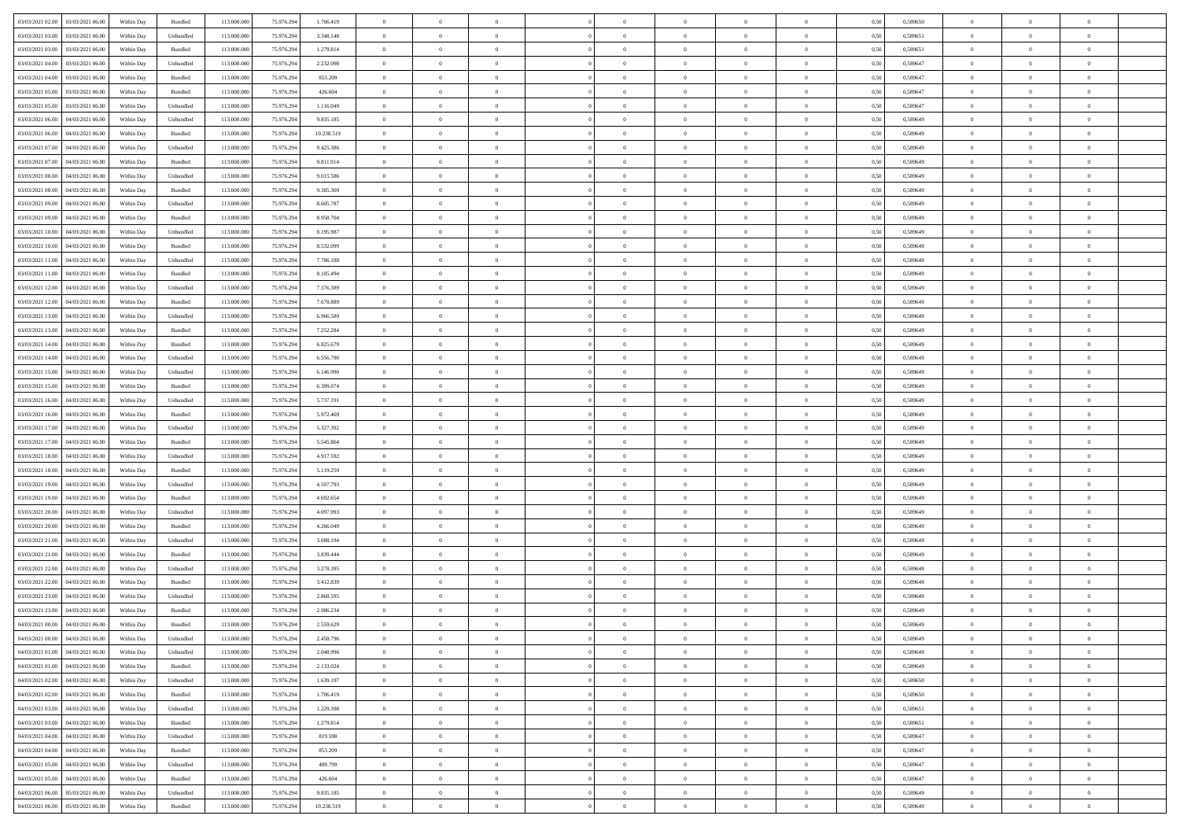| | | | | | | | | | | | | | | | | | | | | |
|---|---|---|---|---|---|---|---|---|---|---|---|---|---|---|---|---|---|---|---|---|
| 03/03/2021 02.00 | 03/03/2021 06.00 | Within Day | Bundled | 113.000.000 | 75.976.294 | 1.706.419 | 0 | 0 | 0 | | 0 | 0 | 0 | 0 | 0,50 | 0,589650 | 0 | 0 | 0 | |
| 03/03/2021 03.00 | 03/03/2021 06.00 | Within Day | Unbundled | 113.000.000 | 75.976.294 | 3.348.148 | 0 | 0 | 0 | | 0 | 0 | 0 | 0 | 0,50 | 0,589651 | 0 | 0 | 0 | |
| 03/03/2021 03.00 | 03/03/2021 06.00 | Within Day | Bundled | 113.000.000 | 75.976.294 | 1.279.814 | 0 | 0 | 0 | | 0 | 0 | 0 | 0 | 0,50 | 0,589651 | 0 | 0 | 0 | |
| 03/03/2021 04.00 | 03/03/2021 06.00 | Within Day | Unbundled | 113.000.000 | 75.976.294 | 2.232.098 | 0 | 0 | 0 | | 0 | 0 | 0 | 0 | 0,50 | 0,589647 | 0 | 0 | 0 | |
| 03/03/2021 04.00 | 03/03/2021 06.00 | Within Day | Bundled | 113.000.000 | 75.976.294 | 853.209 | 0 | 0 | 0 | | 0 | 0 | 0 | 0 | 0,50 | 0,589647 | 0 | 0 | 0 | |
| 03/03/2021 05.00 | 03/03/2021 06.00 | Within Day | Bundled | 113.000.000 | 75.976.294 | 426.604 | 0 | 0 | 0 | | 0 | 0 | 0 | 0 | 0,50 | 0,589647 | 0 | 0 | 0 | |
| 03/03/2021 05.00 | 03/03/2021 06.00 | Within Day | Unbundled | 113.000.000 | 75.976.294 | 1.116.049 | 0 | 0 | 0 | | 0 | 0 | 0 | 0 | 0,50 | 0,589647 | 0 | 0 | 0 | |
| 03/03/2021 06.00 | 04/03/2021 06.00 | Within Day | Unbundled | 113.000.000 | 75.976.294 | 9.835.185 | 0 | 0 | 0 | | 0 | 0 | 0 | 0 | 0,50 | 0,589649 | 0 | 0 | 0 | |
| 03/03/2021 06.00 | 04/03/2021 06.00 | Within Day | Bundled | 113.000.000 | 75.976.294 | 10.238.519 | 0 | 0 | 0 | | 0 | 0 | 0 | 0 | 0,50 | 0,589649 | 0 | 0 | 0 | |
| 03/03/2021 07.00 | 04/03/2021 06.00 | Within Day | Unbundled | 113.000.000 | 75.976.294 | 9.425.386 | 0 | 0 | 0 | | 0 | 0 | 0 | 0 | 0,50 | 0,589649 | 0 | 0 | 0 | |
| 03/03/2021 07.00 | 04/03/2021 06.00 | Within Day | Bundled | 113.000.000 | 75.976.294 | 9.811.914 | 0 | 0 | 0 | | 0 | 0 | 0 | 0 | 0,50 | 0,589649 | 0 | 0 | 0 | |
| 03/03/2021 08.00 | 04/03/2021 06.00 | Within Day | Unbundled | 113.000.000 | 75.976.294 | 9.015.586 | 0 | 0 | 0 | | 0 | 0 | 0 | 0 | 0,50 | 0,589649 | 0 | 0 | 0 | |
| 03/03/2021 08.00 | 04/03/2021 06.00 | Within Day | Bundled | 113.000.000 | 75.976.294 | 9.385.309 | 0 | 0 | 0 | | 0 | 0 | 0 | 0 | 0,50 | 0,589649 | 0 | 0 | 0 | |
| 03/03/2021 09.00 | 04/03/2021 06.00 | Within Day | Unbundled | 113.000.000 | 75.976.294 | 8.605.787 | 0 | 0 | 0 | | 0 | 0 | 0 | 0 | 0,50 | 0,589649 | 0 | 0 | 0 | |
| 03/03/2021 09.00 | 04/03/2021 06.00 | Within Day | Bundled | 113.000.000 | 75.976.294 | 8.958.704 | 0 | 0 | 0 | | 0 | 0 | 0 | 0 | 0,50 | 0,589649 | 0 | 0 | 0 | |
| 03/03/2021 10.00 | 04/03/2021 06.00 | Within Day | Unbundled | 113.000.000 | 75.976.294 | 8.195.987 | 0 | 0 | 0 | | 0 | 0 | 0 | 0 | 0,50 | 0,589649 | 0 | 0 | 0 | |
| 03/03/2021 10.00 | 04/03/2021 06.00 | Within Day | Bundled | 113.000.000 | 75.976.294 | 8.532.099 | 0 | 0 | 0 | | 0 | 0 | 0 | 0 | 0,50 | 0,589649 | 0 | 0 | 0 | |
| 03/03/2021 11.00 | 04/03/2021 06.00 | Within Day | Unbundled | 113.000.000 | 75.976.294 | 7.786.188 | 0 | 0 | 0 | | 0 | 0 | 0 | 0 | 0,50 | 0,589649 | 0 | 0 | 0 | |
| 03/03/2021 11.00 | 04/03/2021 06.00 | Within Day | Bundled | 113.000.000 | 75.976.294 | 8.105.494 | 0 | 0 | 0 | | 0 | 0 | 0 | 0 | 0,50 | 0,589649 | 0 | 0 | 0 | |
| 03/03/2021 12.00 | 04/03/2021 06.00 | Within Day | Unbundled | 113.000.000 | 75.976.294 | 7.376.389 | 0 | 0 | 0 | | 0 | 0 | 0 | 0 | 0,50 | 0,589649 | 0 | 0 | 0 | |
| 03/03/2021 12.00 | 04/03/2021 06.00 | Within Day | Bundled | 113.000.000 | 75.976.294 | 7.678.889 | 0 | 0 | 0 | | 0 | 0 | 0 | 0 | 0,50 | 0,589649 | 0 | 0 | 0 | |
| 03/03/2021 13.00 | 04/03/2021 06.00 | Within Day | Unbundled | 113.000.000 | 75.976.294 | 6.966.589 | 0 | 0 | 0 | | 0 | 0 | 0 | 0 | 0,50 | 0,589649 | 0 | 0 | 0 | |
| 03/03/2021 13.00 | 04/03/2021 06.00 | Within Day | Bundled | 113.000.000 | 75.976.294 | 7.252.284 | 0 | 0 | 0 | | 0 | 0 | 0 | 0 | 0,50 | 0,589649 | 0 | 0 | 0 | |
| 03/03/2021 14.00 | 04/03/2021 06.00 | Within Day | Bundled | 113.000.000 | 75.976.294 | 6.825.679 | 0 | 0 | 0 | | 0 | 0 | 0 | 0 | 0,50 | 0,589649 | 0 | 0 | 0 | |
| 03/03/2021 14.00 | 04/03/2021 06.00 | Within Day | Unbundled | 113.000.000 | 75.976.294 | 6.556.790 | 0 | 0 | 0 | | 0 | 0 | 0 | 0 | 0,50 | 0,589649 | 0 | 0 | 0 | |
| 03/03/2021 15.00 | 04/03/2021 06.00 | Within Day | Unbundled | 113.000.000 | 75.976.294 | 6.146.990 | 0 | 0 | 0 | | 0 | 0 | 0 | 0 | 0,50 | 0,589649 | 0 | 0 | 0 | |
| 03/03/2021 15.00 | 04/03/2021 06.00 | Within Day | Bundled | 113.000.000 | 75.976.294 | 6.399.074 | 0 | 0 | 0 | | 0 | 0 | 0 | 0 | 0,50 | 0,589649 | 0 | 0 | 0 | |
| 03/03/2021 16.00 | 04/03/2021 06.00 | Within Day | Unbundled | 113.000.000 | 75.976.294 | 5.737.191 | 0 | 0 | 0 | | 0 | 0 | 0 | 0 | 0,50 | 0,589649 | 0 | 0 | 0 | |
| 03/03/2021 16.00 | 04/03/2021 06.00 | Within Day | Bundled | 113.000.000 | 75.976.294 | 5.972.469 | 0 | 0 | 0 | | 0 | 0 | 0 | 0 | 0,50 | 0,589649 | 0 | 0 | 0 | |
| 03/03/2021 17.00 | 04/03/2021 06.00 | Within Day | Unbundled | 113.000.000 | 75.976.294 | 5.327.392 | 0 | 0 | 0 | | 0 | 0 | 0 | 0 | 0,50 | 0,589649 | 0 | 0 | 0 | |
| 03/03/2021 17.00 | 04/03/2021 06.00 | Within Day | Bundled | 113.000.000 | 75.976.294 | 5.545.864 | 0 | 0 | 0 | | 0 | 0 | 0 | 0 | 0,50 | 0,589649 | 0 | 0 | 0 | |
| 03/03/2021 18.00 | 04/03/2021 06.00 | Within Day | Unbundled | 113.000.000 | 75.976.294 | 4.917.592 | 0 | 0 | 0 | | 0 | 0 | 0 | 0 | 0,50 | 0,589649 | 0 | 0 | 0 | |
| 03/03/2021 18.00 | 04/03/2021 06.00 | Within Day | Bundled | 113.000.000 | 75.976.294 | 5.119.259 | 0 | 0 | 0 | | 0 | 0 | 0 | 0 | 0,50 | 0,589649 | 0 | 0 | 0 | |
| 03/03/2021 19.00 | 04/03/2021 06.00 | Within Day | Unbundled | 113.000.000 | 75.976.294 | 4.507.793 | 0 | 0 | 0 | | 0 | 0 | 0 | 0 | 0,50 | 0,589649 | 0 | 0 | 0 | |
| 03/03/2021 19.00 | 04/03/2021 06.00 | Within Day | Bundled | 113.000.000 | 75.976.294 | 4.692.654 | 0 | 0 | 0 | | 0 | 0 | 0 | 0 | 0,50 | 0,589649 | 0 | 0 | 0 | |
| 03/03/2021 20.00 | 04/03/2021 06.00 | Within Day | Unbundled | 113.000.000 | 75.976.294 | 4.097.993 | 0 | 0 | 0 | | 0 | 0 | 0 | 0 | 0,50 | 0,589649 | 0 | 0 | 0 | |
| 03/03/2021 20.00 | 04/03/2021 06.00 | Within Day | Bundled | 113.000.000 | 75.976.294 | 4.266.049 | 0 | 0 | 0 | | 0 | 0 | 0 | 0 | 0,50 | 0,589649 | 0 | 0 | 0 | |
| 03/03/2021 21.00 | 04/03/2021 06.00 | Within Day | Unbundled | 113.000.000 | 75.976.294 | 3.688.194 | 0 | 0 | 0 | | 0 | 0 | 0 | 0 | 0,50 | 0,589649 | 0 | 0 | 0 | |
| 03/03/2021 21.00 | 04/03/2021 06.00 | Within Day | Bundled | 113.000.000 | 75.976.294 | 3.839.444 | 0 | 0 | 0 | | 0 | 0 | 0 | 0 | 0,50 | 0,589649 | 0 | 0 | 0 | |
| 03/03/2021 22.00 | 04/03/2021 06.00 | Within Day | Unbundled | 113.000.000 | 75.976.294 | 3.278.395 | 0 | 0 | 0 | | 0 | 0 | 0 | 0 | 0,50 | 0,589648 | 0 | 0 | 0 | |
| 03/03/2021 22.00 | 04/03/2021 06.00 | Within Day | Bundled | 113.000.000 | 75.976.294 | 3.412.839 | 0 | 0 | 0 | | 0 | 0 | 0 | 0 | 0,50 | 0,589648 | 0 | 0 | 0 | |
| 03/03/2021 23.00 | 04/03/2021 06.00 | Within Day | Unbundled | 113.000.000 | 75.976.294 | 2.868.595 | 0 | 0 | 0 | | 0 | 0 | 0 | 0 | 0,50 | 0,589649 | 0 | 0 | 0 | |
| 03/03/2021 23.00 | 04/03/2021 06.00 | Within Day | Bundled | 113.000.000 | 75.976.294 | 2.986.234 | 0 | 0 | 0 | | 0 | 0 | 0 | 0 | 0,50 | 0,589649 | 0 | 0 | 0 | |
| 04/03/2021 00.00 | 04/03/2021 06.00 | Within Day | Bundled | 113.000.000 | 75.976.294 | 2.559.629 | 0 | 0 | 0 | | 0 | 0 | 0 | 0 | 0,50 | 0,589649 | 0 | 0 | 0 | |
| 04/03/2021 00.00 | 04/03/2021 06.00 | Within Day | Unbundled | 113.000.000 | 75.976.294 | 2.458.796 | 0 | 0 | 0 | | 0 | 0 | 0 | 0 | 0,50 | 0,589649 | 0 | 0 | 0 | |
| 04/03/2021 01.00 | 04/03/2021 06.00 | Within Day | Unbundled | 113.000.000 | 75.976.294 | 2.048.996 | 0 | 0 | 0 | | 0 | 0 | 0 | 0 | 0,50 | 0,589649 | 0 | 0 | 0 | |
| 04/03/2021 01.00 | 04/03/2021 06.00 | Within Day | Bundled | 113.000.000 | 75.976.294 | 2.133.024 | 0 | 0 | 0 | | 0 | 0 | 0 | 0 | 0,50 | 0,589649 | 0 | 0 | 0 | |
| 04/03/2021 02.00 | 04/03/2021 06.00 | Within Day | Unbundled | 113.000.000 | 75.976.294 | 1.639.197 | 0 | 0 | 0 | | 0 | 0 | 0 | 0 | 0,50 | 0,589650 | 0 | 0 | 0 | |
| 04/03/2021 02.00 | 04/03/2021 06.00 | Within Day | Bundled | 113.000.000 | 75.976.294 | 1.706.419 | 0 | 0 | 0 | | 0 | 0 | 0 | 0 | 0,50 | 0,589650 | 0 | 0 | 0 | |
| 04/03/2021 03.00 | 04/03/2021 06.00 | Within Day | Unbundled | 113.000.000 | 75.976.294 | 1.229.398 | 0 | 0 | 0 | | 0 | 0 | 0 | 0 | 0,50 | 0,589651 | 0 | 0 | 0 | |
| 04/03/2021 03.00 | 04/03/2021 06.00 | Within Day | Bundled | 113.000.000 | 75.976.294 | 1.279.814 | 0 | 0 | 0 | | 0 | 0 | 0 | 0 | 0,50 | 0,589651 | 0 | 0 | 0 | |
| 04/03/2021 04.00 | 04/03/2021 06.00 | Within Day | Unbundled | 113.000.000 | 75.976.294 | 819.598 | 0 | 0 | 0 | | 0 | 0 | 0 | 0 | 0,50 | 0,589647 | 0 | 0 | 0 | |
| 04/03/2021 04.00 | 04/03/2021 06.00 | Within Day | Bundled | 113.000.000 | 75.976.294 | 853.209 | 0 | 0 | 0 | | 0 | 0 | 0 | 0 | 0,50 | 0,589647 | 0 | 0 | 0 | |
| 04/03/2021 05.00 | 04/03/2021 06.00 | Within Day | Unbundled | 113.000.000 | 75.976.294 | 409.799 | 0 | 0 | 0 | | 0 | 0 | 0 | 0 | 0,50 | 0,589647 | 0 | 0 | 0 | |
| 04/03/2021 05.00 | 04/03/2021 06.00 | Within Day | Bundled | 113.000.000 | 75.976.294 | 426.604 | 0 | 0 | 0 | | 0 | 0 | 0 | 0 | 0,50 | 0,589647 | 0 | 0 | 0 | |
| 04/03/2021 06.00 | 05/03/2021 06.00 | Within Day | Unbundled | 113.000.000 | 75.976.294 | 9.835.185 | 0 | 0 | 0 | | 0 | 0 | 0 | 0 | 0,50 | 0,589649 | 0 | 0 | 0 | |
| 04/03/2021 06.00 | 05/03/2021 06.00 | Within Day | Bundled | 113.000.000 | 75.976.294 | 10.238.519 | 0 | 0 | 0 | | 0 | 0 | 0 | 0 | 0,50 | 0,589649 | 0 | 0 | 0 | |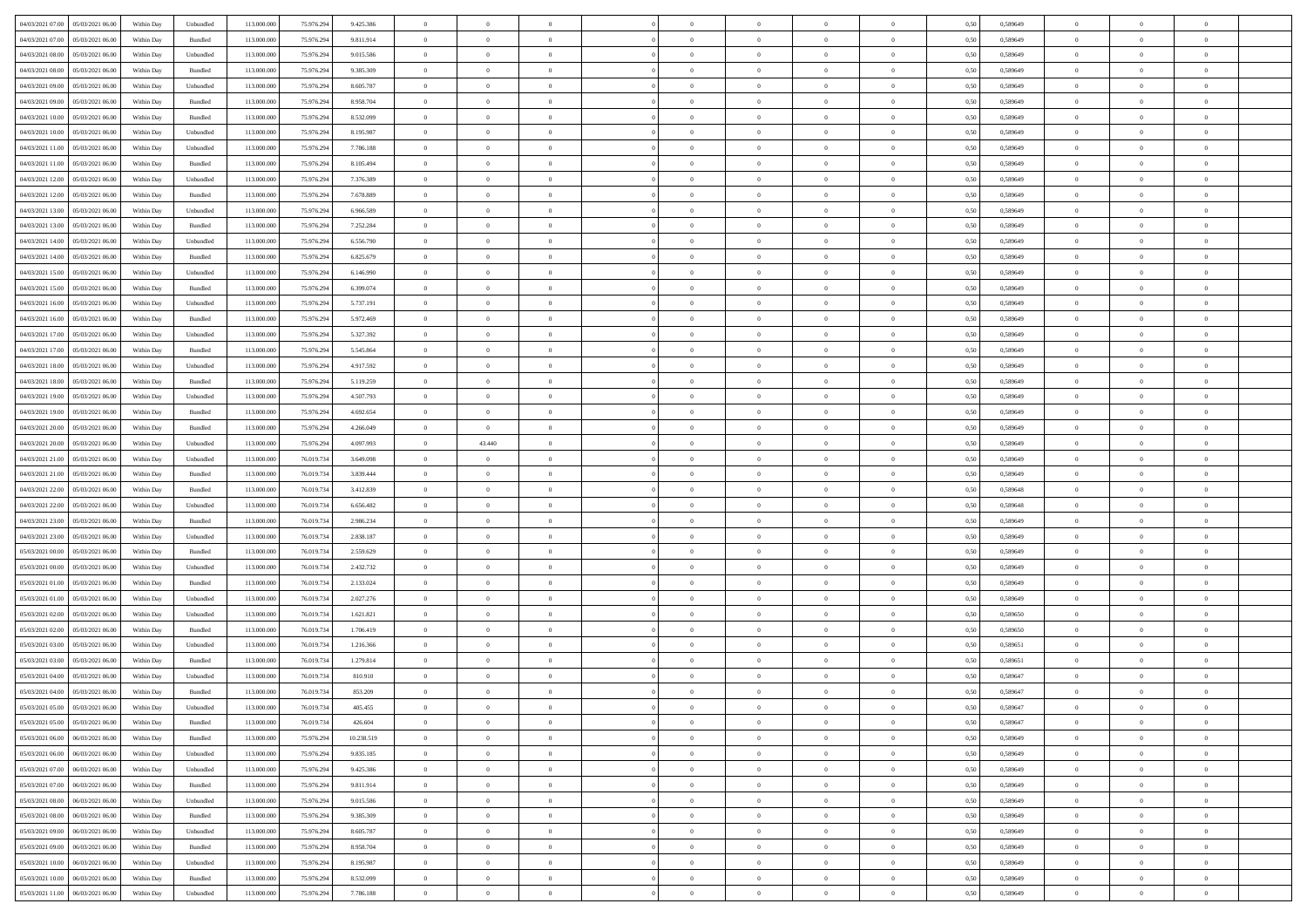| | | | | | | | | | | | | | | | | | | | | |
|---|---|---|---|---|---|---|---|---|---|---|---|---|---|---|---|---|---|---|---|---|
| 04/03/2021 07.00 | 05/03/2021 06.00 | Within Day | Unbundled | 113.000.000 | 75.976.294 | 9.425.386 | 0 | 0 | 0 | | 0 | 0 | 0 | 0 | 0,50 | 0,589649 | 0 | 0 | 0 | |
| 04/03/2021 07.00 | 05/03/2021 06.00 | Within Day | Bundled | 113.000.000 | 75.976.294 | 9.811.914 | 0 | 0 | 0 | | 0 | 0 | 0 | 0 | 0,50 | 0,589649 | 0 | 0 | 0 | |
| 04/03/2021 08.00 | 05/03/2021 06.00 | Within Day | Unbundled | 113.000.000 | 75.976.294 | 9.015.586 | 0 | 0 | 0 | | 0 | 0 | 0 | 0 | 0,50 | 0,589649 | 0 | 0 | 0 | |
| 04/03/2021 08.00 | 05/03/2021 06.00 | Within Day | Bundled | 113.000.000 | 75.976.294 | 9.385.309 | 0 | 0 | 0 | | 0 | 0 | 0 | 0 | 0,50 | 0,589649 | 0 | 0 | 0 | |
| 04/03/2021 09.00 | 05/03/2021 06.00 | Within Day | Unbundled | 113.000.000 | 75.976.294 | 8.605.787 | 0 | 0 | 0 | | 0 | 0 | 0 | 0 | 0,50 | 0,589649 | 0 | 0 | 0 | |
| 04/03/2021 09.00 | 05/03/2021 06.00 | Within Day | Bundled | 113.000.000 | 75.976.294 | 8.958.704 | 0 | 0 | 0 | | 0 | 0 | 0 | 0 | 0,50 | 0,589649 | 0 | 0 | 0 | |
| 04/03/2021 10.00 | 05/03/2021 06.00 | Within Day | Bundled | 113.000.000 | 75.976.294 | 8.532.099 | 0 | 0 | 0 | | 0 | 0 | 0 | 0 | 0,50 | 0,589649 | 0 | 0 | 0 | |
| 04/03/2021 10.00 | 05/03/2021 06.00 | Within Day | Unbundled | 113.000.000 | 75.976.294 | 8.195.987 | 0 | 0 | 0 | | 0 | 0 | 0 | 0 | 0,50 | 0,589649 | 0 | 0 | 0 | |
| 04/03/2021 11.00 | 05/03/2021 06.00 | Within Day | Unbundled | 113.000.000 | 75.976.294 | 7.786.188 | 0 | 0 | 0 | | 0 | 0 | 0 | 0 | 0,50 | 0,589649 | 0 | 0 | 0 | |
| 04/03/2021 11.00 | 05/03/2021 06.00 | Within Day | Bundled | 113.000.000 | 75.976.294 | 8.105.494 | 0 | 0 | 0 | | 0 | 0 | 0 | 0 | 0,50 | 0,589649 | 0 | 0 | 0 | |
| 04/03/2021 12.00 | 05/03/2021 06.00 | Within Day | Unbundled | 113.000.000 | 75.976.294 | 7.376.389 | 0 | 0 | 0 | | 0 | 0 | 0 | 0 | 0,50 | 0,589649 | 0 | 0 | 0 | |
| 04/03/2021 12.00 | 05/03/2021 06.00 | Within Day | Bundled | 113.000.000 | 75.976.294 | 7.678.889 | 0 | 0 | 0 | | 0 | 0 | 0 | 0 | 0,50 | 0,589649 | 0 | 0 | 0 | |
| 04/03/2021 13.00 | 05/03/2021 06.00 | Within Day | Unbundled | 113.000.000 | 75.976.294 | 6.966.589 | 0 | 0 | 0 | | 0 | 0 | 0 | 0 | 0,50 | 0,589649 | 0 | 0 | 0 | |
| 04/03/2021 13.00 | 05/03/2021 06.00 | Within Day | Bundled | 113.000.000 | 75.976.294 | 7.252.284 | 0 | 0 | 0 | | 0 | 0 | 0 | 0 | 0,50 | 0,589649 | 0 | 0 | 0 | |
| 04/03/2021 14.00 | 05/03/2021 06.00 | Within Day | Unbundled | 113.000.000 | 75.976.294 | 6.556.790 | 0 | 0 | 0 | | 0 | 0 | 0 | 0 | 0,50 | 0,589649 | 0 | 0 | 0 | |
| 04/03/2021 14.00 | 05/03/2021 06.00 | Within Day | Bundled | 113.000.000 | 75.976.294 | 6.825.679 | 0 | 0 | 0 | | 0 | 0 | 0 | 0 | 0,50 | 0,589649 | 0 | 0 | 0 | |
| 04/03/2021 15.00 | 05/03/2021 06.00 | Within Day | Unbundled | 113.000.000 | 75.976.294 | 6.146.990 | 0 | 0 | 0 | | 0 | 0 | 0 | 0 | 0,50 | 0,589649 | 0 | 0 | 0 | |
| 04/03/2021 15.00 | 05/03/2021 06.00 | Within Day | Bundled | 113.000.000 | 75.976.294 | 6.399.074 | 0 | 0 | 0 | | 0 | 0 | 0 | 0 | 0,50 | 0,589649 | 0 | 0 | 0 | |
| 04/03/2021 16.00 | 05/03/2021 06.00 | Within Day | Unbundled | 113.000.000 | 75.976.294 | 5.737.191 | 0 | 0 | 0 | | 0 | 0 | 0 | 0 | 0,50 | 0,589649 | 0 | 0 | 0 | |
| 04/03/2021 16.00 | 05/03/2021 06.00 | Within Day | Bundled | 113.000.000 | 75.976.294 | 5.972.469 | 0 | 0 | 0 | | 0 | 0 | 0 | 0 | 0,50 | 0,589649 | 0 | 0 | 0 | |
| 04/03/2021 17.00 | 05/03/2021 06.00 | Within Day | Unbundled | 113.000.000 | 75.976.294 | 5.327.392 | 0 | 0 | 0 | | 0 | 0 | 0 | 0 | 0,50 | 0,589649 | 0 | 0 | 0 | |
| 04/03/2021 17.00 | 05/03/2021 06.00 | Within Day | Bundled | 113.000.000 | 75.976.294 | 5.545.864 | 0 | 0 | 0 | | 0 | 0 | 0 | 0 | 0,50 | 0,589649 | 0 | 0 | 0 | |
| 04/03/2021 18.00 | 05/03/2021 06.00 | Within Day | Unbundled | 113.000.000 | 75.976.294 | 4.917.592 | 0 | 0 | 0 | | 0 | 0 | 0 | 0 | 0,50 | 0,589649 | 0 | 0 | 0 | |
| 04/03/2021 18.00 | 05/03/2021 06.00 | Within Day | Bundled | 113.000.000 | 75.976.294 | 5.119.259 | 0 | 0 | 0 | | 0 | 0 | 0 | 0 | 0,50 | 0,589649 | 0 | 0 | 0 | |
| 04/03/2021 19.00 | 05/03/2021 06.00 | Within Day | Unbundled | 113.000.000 | 75.976.294 | 4.507.793 | 0 | 0 | 0 | | 0 | 0 | 0 | 0 | 0,50 | 0,589649 | 0 | 0 | 0 | |
| 04/03/2021 19.00 | 05/03/2021 06.00 | Within Day | Bundled | 113.000.000 | 75.976.294 | 4.692.654 | 0 | 0 | 0 | | 0 | 0 | 0 | 0 | 0,50 | 0,589649 | 0 | 0 | 0 | |
| 04/03/2021 20.00 | 05/03/2021 06.00 | Within Day | Bundled | 113.000.000 | 75.976.294 | 4.266.049 | 0 | 0 | 0 | | 0 | 0 | 0 | 0 | 0,50 | 0,589649 | 0 | 0 | 0 | |
| 04/03/2021 20.00 | 05/03/2021 06.00 | Within Day | Unbundled | 113.000.000 | 75.976.294 | 4.097.993 | 0 | 43.440 | 0 | | 0 | 0 | 0 | 0 | 0,50 | 0,589649 | 0 | 0 | 0 | |
| 04/03/2021 21.00 | 05/03/2021 06.00 | Within Day | Unbundled | 113.000.000 | 76.019.734 | 3.649.098 | 0 | 0 | 0 | | 0 | 0 | 0 | 0 | 0,50 | 0,589649 | 0 | 0 | 0 | |
| 04/03/2021 21.00 | 05/03/2021 06.00 | Within Day | Bundled | 113.000.000 | 76.019.734 | 3.839.444 | 0 | 0 | 0 | | 0 | 0 | 0 | 0 | 0,50 | 0,589649 | 0 | 0 | 0 | |
| 04/03/2021 22.00 | 05/03/2021 06.00 | Within Day | Bundled | 113.000.000 | 76.019.734 | 3.412.839 | 0 | 0 | 0 | | 0 | 0 | 0 | 0 | 0,50 | 0,589648 | 0 | 0 | 0 | |
| 04/03/2021 22.00 | 05/03/2021 06.00 | Within Day | Unbundled | 113.000.000 | 76.019.734 | 6.656.482 | 0 | 0 | 0 | | 0 | 0 | 0 | 0 | 0,50 | 0,589648 | 0 | 0 | 0 | |
| 04/03/2021 23.00 | 05/03/2021 06.00 | Within Day | Bundled | 113.000.000 | 76.019.734 | 2.986.234 | 0 | 0 | 0 | | 0 | 0 | 0 | 0 | 0,50 | 0,589649 | 0 | 0 | 0 | |
| 04/03/2021 23.00 | 05/03/2021 06.00 | Within Day | Unbundled | 113.000.000 | 76.019.734 | 2.838.187 | 0 | 0 | 0 | | 0 | 0 | 0 | 0 | 0,50 | 0,589649 | 0 | 0 | 0 | |
| 05/03/2021 00.00 | 05/03/2021 06.00 | Within Day | Bundled | 113.000.000 | 76.019.734 | 2.559.629 | 0 | 0 | 0 | | 0 | 0 | 0 | 0 | 0,50 | 0,589649 | 0 | 0 | 0 | |
| 05/03/2021 00.00 | 05/03/2021 06.00 | Within Day | Unbundled | 113.000.000 | 76.019.734 | 2.432.732 | 0 | 0 | 0 | | 0 | 0 | 0 | 0 | 0,50 | 0,589649 | 0 | 0 | 0 | |
| 05/03/2021 01.00 | 05/03/2021 06.00 | Within Day | Bundled | 113.000.000 | 76.019.734 | 2.133.024 | 0 | 0 | 0 | | 0 | 0 | 0 | 0 | 0,50 | 0,589649 | 0 | 0 | 0 | |
| 05/03/2021 01.00 | 05/03/2021 06.00 | Within Day | Unbundled | 113.000.000 | 76.019.734 | 2.027.276 | 0 | 0 | 0 | | 0 | 0 | 0 | 0 | 0,50 | 0,589649 | 0 | 0 | 0 | |
| 05/03/2021 02.00 | 05/03/2021 06.00 | Within Day | Unbundled | 113.000.000 | 76.019.734 | 1.621.821 | 0 | 0 | 0 | | 0 | 0 | 0 | 0 | 0,50 | 0,589650 | 0 | 0 | 0 | |
| 05/03/2021 02.00 | 05/03/2021 06.00 | Within Day | Bundled | 113.000.000 | 76.019.734 | 1.706.419 | 0 | 0 | 0 | | 0 | 0 | 0 | 0 | 0,50 | 0,589650 | 0 | 0 | 0 | |
| 05/03/2021 03.00 | 05/03/2021 06.00 | Within Day | Unbundled | 113.000.000 | 76.019.734 | 1.216.366 | 0 | 0 | 0 | | 0 | 0 | 0 | 0 | 0,50 | 0,589651 | 0 | 0 | 0 | |
| 05/03/2021 03.00 | 05/03/2021 06.00 | Within Day | Bundled | 113.000.000 | 76.019.734 | 1.279.814 | 0 | 0 | 0 | | 0 | 0 | 0 | 0 | 0,50 | 0,589651 | 0 | 0 | 0 | |
| 05/03/2021 04.00 | 05/03/2021 06.00 | Within Day | Unbundled | 113.000.000 | 76.019.734 | 810.910 | 0 | 0 | 0 | | 0 | 0 | 0 | 0 | 0,50 | 0,589647 | 0 | 0 | 0 | |
| 05/03/2021 04.00 | 05/03/2021 06.00 | Within Day | Bundled | 113.000.000 | 76.019.734 | 853.209 | 0 | 0 | 0 | | 0 | 0 | 0 | 0 | 0,50 | 0,589647 | 0 | 0 | 0 | |
| 05/03/2021 05.00 | 05/03/2021 06.00 | Within Day | Unbundled | 113.000.000 | 76.019.734 | 405.455 | 0 | 0 | 0 | | 0 | 0 | 0 | 0 | 0,50 | 0,589647 | 0 | 0 | 0 | |
| 05/03/2021 05.00 | 05/03/2021 06.00 | Within Day | Bundled | 113.000.000 | 76.019.734 | 426.604 | 0 | 0 | 0 | | 0 | 0 | 0 | 0 | 0,50 | 0,589647 | 0 | 0 | 0 | |
| 05/03/2021 06.00 | 06/03/2021 06.00 | Within Day | Bundled | 113.000.000 | 75.976.294 | 10.238.519 | 0 | 0 | 0 | | 0 | 0 | 0 | 0 | 0,50 | 0,589649 | 0 | 0 | 0 | |
| 05/03/2021 06.00 | 06/03/2021 06.00 | Within Day | Unbundled | 113.000.000 | 75.976.294 | 9.835.185 | 0 | 0 | 0 | | 0 | 0 | 0 | 0 | 0,50 | 0,589649 | 0 | 0 | 0 | |
| 05/03/2021 07.00 | 06/03/2021 06.00 | Within Day | Unbundled | 113.000.000 | 75.976.294 | 9.425.386 | 0 | 0 | 0 | | 0 | 0 | 0 | 0 | 0,50 | 0,589649 | 0 | 0 | 0 | |
| 05/03/2021 07.00 | 06/03/2021 06.00 | Within Day | Bundled | 113.000.000 | 75.976.294 | 9.811.914 | 0 | 0 | 0 | | 0 | 0 | 0 | 0 | 0,50 | 0,589649 | 0 | 0 | 0 | |
| 05/03/2021 08.00 | 06/03/2021 06.00 | Within Day | Unbundled | 113.000.000 | 75.976.294 | 9.015.586 | 0 | 0 | 0 | | 0 | 0 | 0 | 0 | 0,50 | 0,589649 | 0 | 0 | 0 | |
| 05/03/2021 08.00 | 06/03/2021 06.00 | Within Day | Bundled | 113.000.000 | 75.976.294 | 9.385.309 | 0 | 0 | 0 | | 0 | 0 | 0 | 0 | 0,50 | 0,589649 | 0 | 0 | 0 | |
| 05/03/2021 09.00 | 06/03/2021 06.00 | Within Day | Unbundled | 113.000.000 | 75.976.294 | 8.605.787 | 0 | 0 | 0 | | 0 | 0 | 0 | 0 | 0,50 | 0,589649 | 0 | 0 | 0 | |
| 05/03/2021 09.00 | 06/03/2021 06.00 | Within Day | Bundled | 113.000.000 | 75.976.294 | 8.958.704 | 0 | 0 | 0 | | 0 | 0 | 0 | 0 | 0,50 | 0,589649 | 0 | 0 | 0 | |
| 05/03/2021 10.00 | 06/03/2021 06.00 | Within Day | Unbundled | 113.000.000 | 75.976.294 | 8.195.987 | 0 | 0 | 0 | | 0 | 0 | 0 | 0 | 0,50 | 0,589649 | 0 | 0 | 0 | |
| 05/03/2021 10.00 | 06/03/2021 06.00 | Within Day | Bundled | 113.000.000 | 75.976.294 | 8.532.099 | 0 | 0 | 0 | | 0 | 0 | 0 | 0 | 0,50 | 0,589649 | 0 | 0 | 0 | |
| 05/03/2021 11.00 | 06/03/2021 06.00 | Within Day | Unbundled | 113.000.000 | 75.976.294 | 7.786.188 | 0 | 0 | 0 | | 0 | 0 | 0 | 0 | 0,50 | 0,589649 | 0 | 0 | 0 | |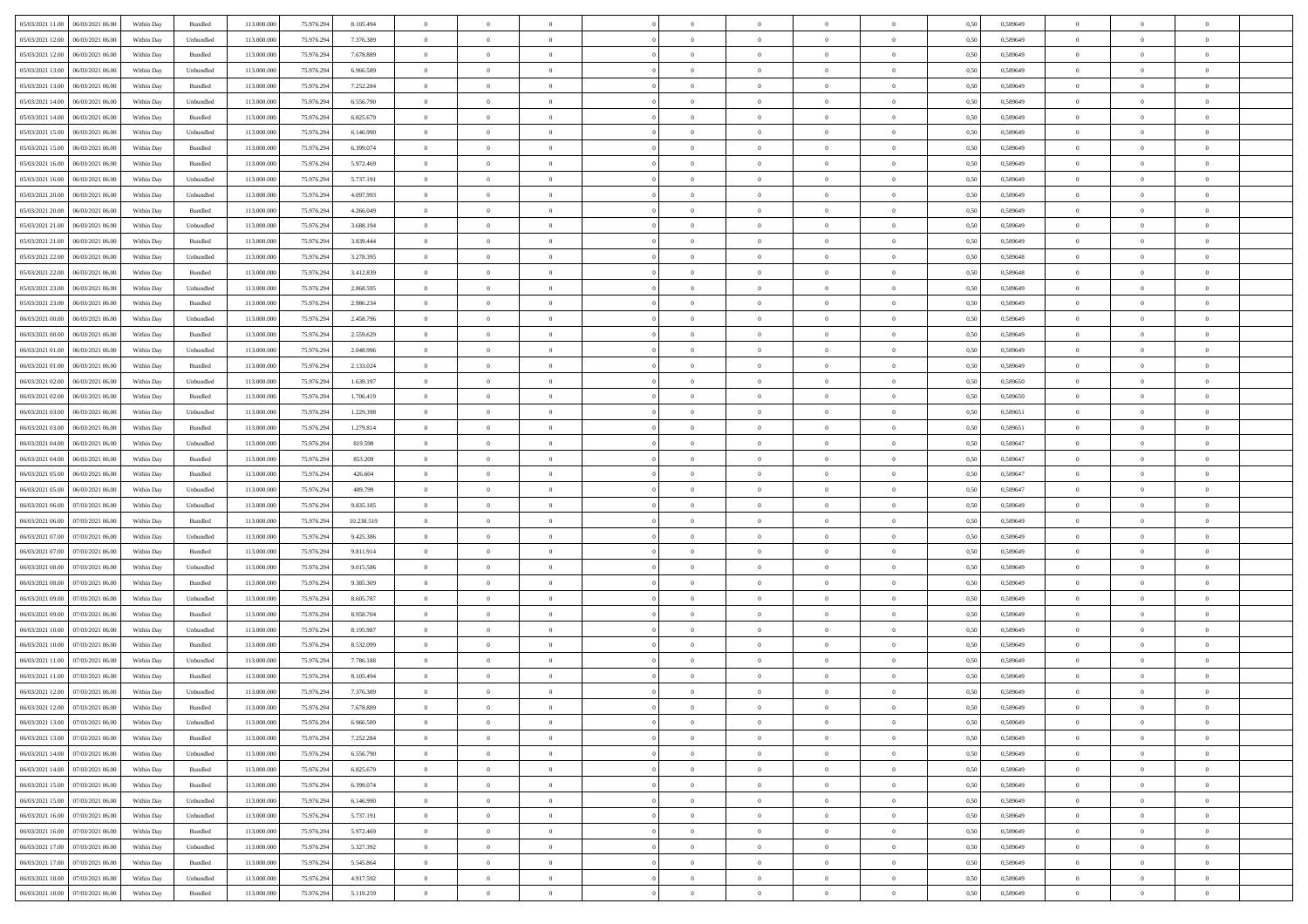| | | | | | | | | | | | | | | | | | | | | |
|---|---|---|---|---|---|---|---|---|---|---|---|---|---|---|---|---|---|---|---|---|
| 05/03/2021 11:00 | 06/03/2021 06:00 | Within Day | Bundled | 113.000.000 | 75.976.294 | 8.105.494 | 0 | 0 | 0 | | 0 | 0 | 0 | 0 | 0,50 | 0,589649 | 0 | 0 | 0 | |
| 05/03/2021 12:00 | 06/03/2021 06:00 | Within Day | Unbundled | 113.000.000 | 75.976.294 | 7.376.389 | 0 | 0 | 0 | | 0 | 0 | 0 | 0 | 0,50 | 0,589649 | 0 | 0 | 0 | |
| 05/03/2021 12:00 | 06/03/2021 06:00 | Within Day | Bundled | 113.000.000 | 75.976.294 | 7.678.889 | 0 | 0 | 0 | | 0 | 0 | 0 | 0 | 0,50 | 0,589649 | 0 | 0 | 0 | |
| 05/03/2021 13:00 | 06/03/2021 06:00 | Within Day | Unbundled | 113.000.000 | 75.976.294 | 6.966.589 | 0 | 0 | 0 | | 0 | 0 | 0 | 0 | 0,50 | 0,589649 | 0 | 0 | 0 | |
| 05/03/2021 13:00 | 06/03/2021 06:00 | Within Day | Bundled | 113.000.000 | 75.976.294 | 7.252.284 | 0 | 0 | 0 | | 0 | 0 | 0 | 0 | 0,50 | 0,589649 | 0 | 0 | 0 | |
| 05/03/2021 14:00 | 06/03/2021 06:00 | Within Day | Unbundled | 113.000.000 | 75.976.294 | 6.556.790 | 0 | 0 | 0 | | 0 | 0 | 0 | 0 | 0,50 | 0,589649 | 0 | 0 | 0 | |
| 05/03/2021 14:00 | 06/03/2021 06:00 | Within Day | Bundled | 113.000.000 | 75.976.294 | 6.825.679 | 0 | 0 | 0 | | 0 | 0 | 0 | 0 | 0,50 | 0,589649 | 0 | 0 | 0 | |
| 05/03/2021 15:00 | 06/03/2021 06:00 | Within Day | Unbundled | 113.000.000 | 75.976.294 | 6.146.990 | 0 | 0 | 0 | | 0 | 0 | 0 | 0 | 0,50 | 0,589649 | 0 | 0 | 0 | |
| 05/03/2021 15:00 | 06/03/2021 06:00 | Within Day | Bundled | 113.000.000 | 75.976.294 | 6.399.074 | 0 | 0 | 0 | | 0 | 0 | 0 | 0 | 0,50 | 0,589649 | 0 | 0 | 0 | |
| 05/03/2021 16:00 | 06/03/2021 06:00 | Within Day | Bundled | 113.000.000 | 75.976.294 | 5.972.469 | 0 | 0 | 0 | | 0 | 0 | 0 | 0 | 0,50 | 0,589649 | 0 | 0 | 0 | |
| 05/03/2021 16:00 | 06/03/2021 06:00 | Within Day | Unbundled | 113.000.000 | 75.976.294 | 5.737.191 | 0 | 0 | 0 | | 0 | 0 | 0 | 0 | 0,50 | 0,589649 | 0 | 0 | 0 | |
| 05/03/2021 20:00 | 06/03/2021 06:00 | Within Day | Unbundled | 113.000.000 | 75.976.294 | 4.097.993 | 0 | 0 | 0 | | 0 | 0 | 0 | 0 | 0,50 | 0,589649 | 0 | 0 | 0 | |
| 05/03/2021 20:00 | 06/03/2021 06:00 | Within Day | Bundled | 113.000.000 | 75.976.294 | 4.266.049 | 0 | 0 | 0 | | 0 | 0 | 0 | 0 | 0,50 | 0,589649 | 0 | 0 | 0 | |
| 05/03/2021 21:00 | 06/03/2021 06:00 | Within Day | Unbundled | 113.000.000 | 75.976.294 | 3.688.194 | 0 | 0 | 0 | | 0 | 0 | 0 | 0 | 0,50 | 0,589649 | 0 | 0 | 0 | |
| 05/03/2021 21:00 | 06/03/2021 06:00 | Within Day | Bundled | 113.000.000 | 75.976.294 | 3.839.444 | 0 | 0 | 0 | | 0 | 0 | 0 | 0 | 0,50 | 0,589649 | 0 | 0 | 0 | |
| 05/03/2021 22:00 | 06/03/2021 06:00 | Within Day | Unbundled | 113.000.000 | 75.976.294 | 3.278.395 | 0 | 0 | 0 | | 0 | 0 | 0 | 0 | 0,50 | 0,589648 | 0 | 0 | 0 | |
| 05/03/2021 22:00 | 06/03/2021 06:00 | Within Day | Bundled | 113.000.000 | 75.976.294 | 3.412.839 | 0 | 0 | 0 | | 0 | 0 | 0 | 0 | 0,50 | 0,589648 | 0 | 0 | 0 | |
| 05/03/2021 23:00 | 06/03/2021 06:00 | Within Day | Unbundled | 113.000.000 | 75.976.294 | 2.868.595 | 0 | 0 | 0 | | 0 | 0 | 0 | 0 | 0,50 | 0,589649 | 0 | 0 | 0 | |
| 05/03/2021 23:00 | 06/03/2021 06:00 | Within Day | Bundled | 113.000.000 | 75.976.294 | 2.986.234 | 0 | 0 | 0 | | 0 | 0 | 0 | 0 | 0,50 | 0,589649 | 0 | 0 | 0 | |
| 06/03/2021 00:00 | 06/03/2021 06:00 | Within Day | Unbundled | 113.000.000 | 75.976.294 | 2.458.796 | 0 | 0 | 0 | | 0 | 0 | 0 | 0 | 0,50 | 0,589649 | 0 | 0 | 0 | |
| 06/03/2021 00:00 | 06/03/2021 06:00 | Within Day | Bundled | 113.000.000 | 75.976.294 | 2.559.629 | 0 | 0 | 0 | | 0 | 0 | 0 | 0 | 0,50 | 0,589649 | 0 | 0 | 0 | |
| 06/03/2021 01:00 | 06/03/2021 06:00 | Within Day | Unbundled | 113.000.000 | 75.976.294 | 2.048.996 | 0 | 0 | 0 | | 0 | 0 | 0 | 0 | 0,50 | 0,589649 | 0 | 0 | 0 | |
| 06/03/2021 01:00 | 06/03/2021 06:00 | Within Day | Bundled | 113.000.000 | 75.976.294 | 2.133.024 | 0 | 0 | 0 | | 0 | 0 | 0 | 0 | 0,50 | 0,589649 | 0 | 0 | 0 | |
| 06/03/2021 02:00 | 06/03/2021 06:00 | Within Day | Unbundled | 113.000.000 | 75.976.294 | 1.639.197 | 0 | 0 | 0 | | 0 | 0 | 0 | 0 | 0,50 | 0,589650 | 0 | 0 | 0 | |
| 06/03/2021 02:00 | 06/03/2021 06:00 | Within Day | Bundled | 113.000.000 | 75.976.294 | 1.706.419 | 0 | 0 | 0 | | 0 | 0 | 0 | 0 | 0,50 | 0,589650 | 0 | 0 | 0 | |
| 06/03/2021 03:00 | 06/03/2021 06:00 | Within Day | Unbundled | 113.000.000 | 75.976.294 | 1.229.398 | 0 | 0 | 0 | | 0 | 0 | 0 | 0 | 0,50 | 0,589651 | 0 | 0 | 0 | |
| 06/03/2021 03:00 | 06/03/2021 06:00 | Within Day | Bundled | 113.000.000 | 75.976.294 | 1.279.814 | 0 | 0 | 0 | | 0 | 0 | 0 | 0 | 0,50 | 0,589651 | 0 | 0 | 0 | |
| 06/03/2021 04:00 | 06/03/2021 06:00 | Within Day | Unbundled | 113.000.000 | 75.976.294 | 819.598 | 0 | 0 | 0 | | 0 | 0 | 0 | 0 | 0,50 | 0,589647 | 0 | 0 | 0 | |
| 06/03/2021 04:00 | 06/03/2021 06:00 | Within Day | Bundled | 113.000.000 | 75.976.294 | 853.209 | 0 | 0 | 0 | | 0 | 0 | 0 | 0 | 0,50 | 0,589647 | 0 | 0 | 0 | |
| 06/03/2021 05:00 | 06/03/2021 06:00 | Within Day | Bundled | 113.000.000 | 75.976.294 | 426.604 | 0 | 0 | 0 | | 0 | 0 | 0 | 0 | 0,50 | 0,589647 | 0 | 0 | 0 | |
| 06/03/2021 05:00 | 06/03/2021 06:00 | Within Day | Unbundled | 113.000.000 | 75.976.294 | 409.799 | 0 | 0 | 0 | | 0 | 0 | 0 | 0 | 0,50 | 0,589647 | 0 | 0 | 0 | |
| 06/03/2021 06:00 | 07/03/2021 06:00 | Within Day | Unbundled | 113.000.000 | 75.976.294 | 9.835.185 | 0 | 0 | 0 | | 0 | 0 | 0 | 0 | 0,50 | 0,589649 | 0 | 0 | 0 | |
| 06/03/2021 06:00 | 07/03/2021 06:00 | Within Day | Bundled | 113.000.000 | 75.976.294 | 10.238.519 | 0 | 0 | 0 | | 0 | 0 | 0 | 0 | 0,50 | 0,589649 | 0 | 0 | 0 | |
| 06/03/2021 07:00 | 07/03/2021 06:00 | Within Day | Unbundled | 113.000.000 | 75.976.294 | 9.425.386 | 0 | 0 | 0 | | 0 | 0 | 0 | 0 | 0,50 | 0,589649 | 0 | 0 | 0 | |
| 06/03/2021 07:00 | 07/03/2021 06:00 | Within Day | Bundled | 113.000.000 | 75.976.294 | 9.811.914 | 0 | 0 | 0 | | 0 | 0 | 0 | 0 | 0,50 | 0,589649 | 0 | 0 | 0 | |
| 06/03/2021 08:00 | 07/03/2021 06:00 | Within Day | Unbundled | 113.000.000 | 75.976.294 | 9.015.586 | 0 | 0 | 0 | | 0 | 0 | 0 | 0 | 0,50 | 0,589649 | 0 | 0 | 0 | |
| 06/03/2021 08:00 | 07/03/2021 06:00 | Within Day | Bundled | 113.000.000 | 75.976.294 | 9.385.309 | 0 | 0 | 0 | | 0 | 0 | 0 | 0 | 0,50 | 0,589649 | 0 | 0 | 0 | |
| 06/03/2021 09:00 | 07/03/2021 06:00 | Within Day | Unbundled | 113.000.000 | 75.976.294 | 8.605.787 | 0 | 0 | 0 | | 0 | 0 | 0 | 0 | 0,50 | 0,589649 | 0 | 0 | 0 | |
| 06/03/2021 09:00 | 07/03/2021 06:00 | Within Day | Bundled | 113.000.000 | 75.976.294 | 8.958.704 | 0 | 0 | 0 | | 0 | 0 | 0 | 0 | 0,50 | 0,589649 | 0 | 0 | 0 | |
| 06/03/2021 10:00 | 07/03/2021 06:00 | Within Day | Unbundled | 113.000.000 | 75.976.294 | 8.195.987 | 0 | 0 | 0 | | 0 | 0 | 0 | 0 | 0,50 | 0,589649 | 0 | 0 | 0 | |
| 06/03/2021 10:00 | 07/03/2021 06:00 | Within Day | Bundled | 113.000.000 | 75.976.294 | 8.532.099 | 0 | 0 | 0 | | 0 | 0 | 0 | 0 | 0,50 | 0,589649 | 0 | 0 | 0 | |
| 06/03/2021 11:00 | 07/03/2021 06:00 | Within Day | Unbundled | 113.000.000 | 75.976.294 | 7.786.188 | 0 | 0 | 0 | | 0 | 0 | 0 | 0 | 0,50 | 0,589649 | 0 | 0 | 0 | |
| 06/03/2021 11:00 | 07/03/2021 06:00 | Within Day | Bundled | 113.000.000 | 75.976.294 | 8.105.494 | 0 | 0 | 0 | | 0 | 0 | 0 | 0 | 0,50 | 0,589649 | 0 | 0 | 0 | |
| 06/03/2021 12:00 | 07/03/2021 06:00 | Within Day | Unbundled | 113.000.000 | 75.976.294 | 7.376.389 | 0 | 0 | 0 | | 0 | 0 | 0 | 0 | 0,50 | 0,589649 | 0 | 0 | 0 | |
| 06/03/2021 12:00 | 07/03/2021 06:00 | Within Day | Bundled | 113.000.000 | 75.976.294 | 7.678.889 | 0 | 0 | 0 | | 0 | 0 | 0 | 0 | 0,50 | 0,589649 | 0 | 0 | 0 | |
| 06/03/2021 13:00 | 07/03/2021 06:00 | Within Day | Unbundled | 113.000.000 | 75.976.294 | 6.966.589 | 0 | 0 | 0 | | 0 | 0 | 0 | 0 | 0,50 | 0,589649 | 0 | 0 | 0 | |
| 06/03/2021 13:00 | 07/03/2021 06:00 | Within Day | Bundled | 113.000.000 | 75.976.294 | 7.252.284 | 0 | 0 | 0 | | 0 | 0 | 0 | 0 | 0,50 | 0,589649 | 0 | 0 | 0 | |
| 06/03/2021 14:00 | 07/03/2021 06:00 | Within Day | Unbundled | 113.000.000 | 75.976.294 | 6.556.790 | 0 | 0 | 0 | | 0 | 0 | 0 | 0 | 0,50 | 0,589649 | 0 | 0 | 0 | |
| 06/03/2021 14:00 | 07/03/2021 06:00 | Within Day | Bundled | 113.000.000 | 75.976.294 | 6.825.679 | 0 | 0 | 0 | | 0 | 0 | 0 | 0 | 0,50 | 0,589649 | 0 | 0 | 0 | |
| 06/03/2021 15:00 | 07/03/2021 06:00 | Within Day | Bundled | 113.000.000 | 75.976.294 | 6.399.074 | 0 | 0 | 0 | | 0 | 0 | 0 | 0 | 0,50 | 0,589649 | 0 | 0 | 0 | |
| 06/03/2021 15:00 | 07/03/2021 06:00 | Within Day | Unbundled | 113.000.000 | 75.976.294 | 6.146.990 | 0 | 0 | 0 | | 0 | 0 | 0 | 0 | 0,50 | 0,589649 | 0 | 0 | 0 | |
| 06/03/2021 16:00 | 07/03/2021 06:00 | Within Day | Unbundled | 113.000.000 | 75.976.294 | 5.737.191 | 0 | 0 | 0 | | 0 | 0 | 0 | 0 | 0,50 | 0,589649 | 0 | 0 | 0 | |
| 06/03/2021 16:00 | 07/03/2021 06:00 | Within Day | Bundled | 113.000.000 | 75.976.294 | 5.972.469 | 0 | 0 | 0 | | 0 | 0 | 0 | 0 | 0,50 | 0,589649 | 0 | 0 | 0 | |
| 06/03/2021 17:00 | 07/03/2021 06:00 | Within Day | Unbundled | 113.000.000 | 75.976.294 | 5.327.392 | 0 | 0 | 0 | | 0 | 0 | 0 | 0 | 0,50 | 0,589649 | 0 | 0 | 0 | |
| 06/03/2021 17:00 | 07/03/2021 06:00 | Within Day | Bundled | 113.000.000 | 75.976.294 | 5.545.864 | 0 | 0 | 0 | | 0 | 0 | 0 | 0 | 0,50 | 0,589649 | 0 | 0 | 0 | |
| 06/03/2021 18:00 | 07/03/2021 06:00 | Within Day | Unbundled | 113.000.000 | 75.976.294 | 4.917.592 | 0 | 0 | 0 | | 0 | 0 | 0 | 0 | 0,50 | 0,589649 | 0 | 0 | 0 | |
| 06/03/2021 18:00 | 07/03/2021 06:00 | Within Day | Bundled | 113.000.000 | 75.976.294 | 5.119.259 | 0 | 0 | 0 | | 0 | 0 | 0 | 0 | 0,50 | 0,589649 | 0 | 0 | 0 | |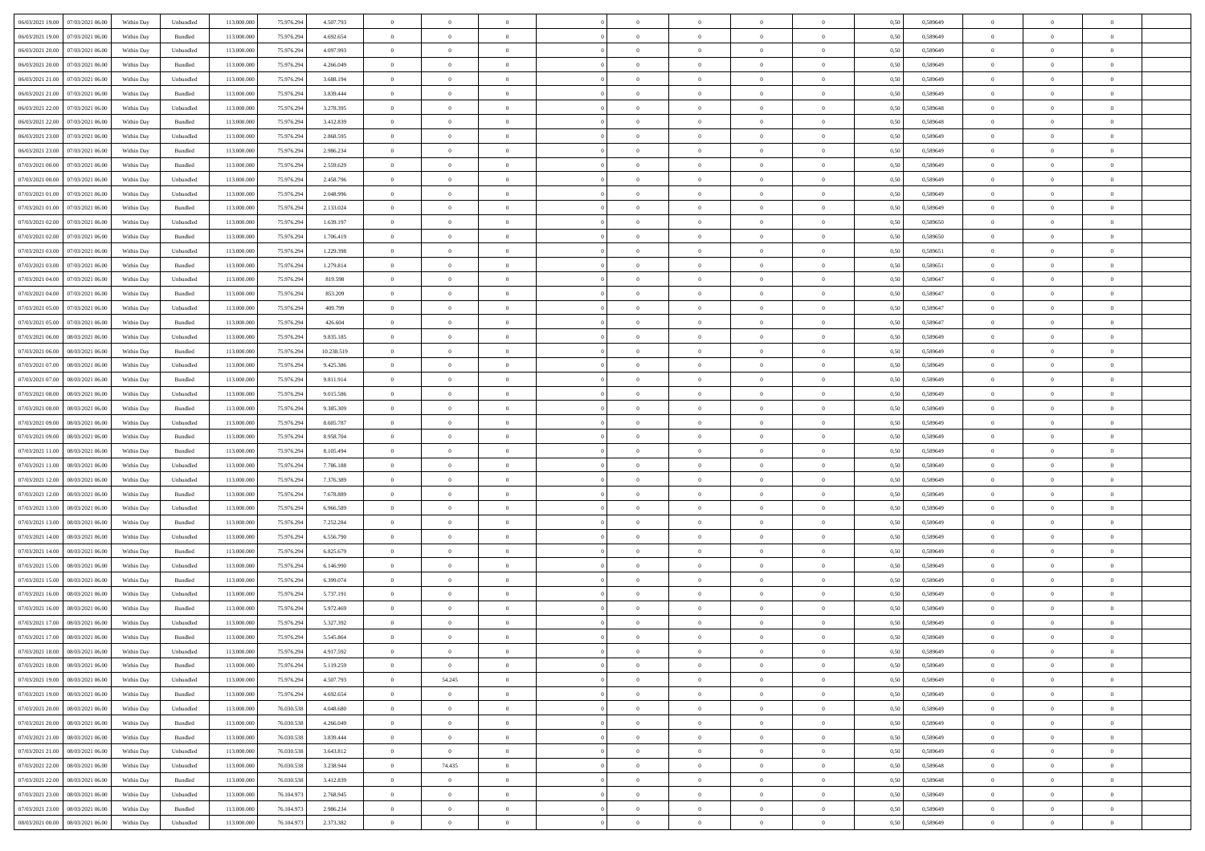| | | | | | | | | | | | | | | | | | | | | |
|---|---|---|---|---|---|---|---|---|---|---|---|---|---|---|---|---|---|---|---|---|
| 06/03/2021 19:00 | 07/03/2021 06:00 | Within Day | Unbundled | 113.000.000 | 75.976.294 | 4.507.793 | 0 | 0 | 0 | | 0 | 0 | 0 | 0 | 0,50 | 0,589649 | 0 | 0 | 0 | |
| 06/03/2021 19:00 | 07/03/2021 06:00 | Within Day | Bundled | 113.000.000 | 75.976.294 | 4.692.654 | 0 | 0 | 0 | | 0 | 0 | 0 | 0 | 0,50 | 0,589649 | 0 | 0 | 0 | |
| 06/03/2021 20:00 | 07/03/2021 06:00 | Within Day | Unbundled | 113.000.000 | 75.976.294 | 4.097.993 | 0 | 0 | 0 | | 0 | 0 | 0 | 0 | 0,50 | 0,589649 | 0 | 0 | 0 | |
| 06/03/2021 20:00 | 07/03/2021 06:00 | Within Day | Bundled | 113.000.000 | 75.976.294 | 4.266.049 | 0 | 0 | 0 | | 0 | 0 | 0 | 0 | 0,50 | 0,589649 | 0 | 0 | 0 | |
| 06/03/2021 21:00 | 07/03/2021 06:00 | Within Day | Unbundled | 113.000.000 | 75.976.294 | 3.688.194 | 0 | 0 | 0 | | 0 | 0 | 0 | 0 | 0,50 | 0,589649 | 0 | 0 | 0 | |
| 06/03/2021 21:00 | 07/03/2021 06:00 | Within Day | Bundled | 113.000.000 | 75.976.294 | 3.839.444 | 0 | 0 | 0 | | 0 | 0 | 0 | 0 | 0,50 | 0,589649 | 0 | 0 | 0 | |
| 06/03/2021 22:00 | 07/03/2021 06:00 | Within Day | Unbundled | 113.000.000 | 75.976.294 | 3.278.395 | 0 | 0 | 0 | | 0 | 0 | 0 | 0 | 0,50 | 0,589648 | 0 | 0 | 0 | |
| 06/03/2021 22:00 | 07/03/2021 06:00 | Within Day | Bundled | 113.000.000 | 75.976.294 | 3.412.839 | 0 | 0 | 0 | | 0 | 0 | 0 | 0 | 0,50 | 0,589648 | 0 | 0 | 0 | |
| 06/03/2021 23:00 | 07/03/2021 06:00 | Within Day | Unbundled | 113.000.000 | 75.976.294 | 2.868.595 | 0 | 0 | 0 | | 0 | 0 | 0 | 0 | 0,50 | 0,589649 | 0 | 0 | 0 | |
| 06/03/2021 23:00 | 07/03/2021 06:00 | Within Day | Bundled | 113.000.000 | 75.976.294 | 2.986.234 | 0 | 0 | 0 | | 0 | 0 | 0 | 0 | 0,50 | 0,589649 | 0 | 0 | 0 | |
| 07/03/2021 00:00 | 07/03/2021 06:00 | Within Day | Bundled | 113.000.000 | 75.976.294 | 2.559.629 | 0 | 0 | 0 | | 0 | 0 | 0 | 0 | 0,50 | 0,589649 | 0 | 0 | 0 | |
| 07/03/2021 00:00 | 07/03/2021 06:00 | Within Day | Unbundled | 113.000.000 | 75.976.294 | 2.458.796 | 0 | 0 | 0 | | 0 | 0 | 0 | 0 | 0,50 | 0,589649 | 0 | 0 | 0 | |
| 07/03/2021 01:00 | 07/03/2021 06:00 | Within Day | Unbundled | 113.000.000 | 75.976.294 | 2.048.996 | 0 | 0 | 0 | | 0 | 0 | 0 | 0 | 0,50 | 0,589649 | 0 | 0 | 0 | |
| 07/03/2021 01:00 | 07/03/2021 06:00 | Within Day | Bundled | 113.000.000 | 75.976.294 | 2.133.024 | 0 | 0 | 0 | | 0 | 0 | 0 | 0 | 0,50 | 0,589649 | 0 | 0 | 0 | |
| 07/03/2021 02:00 | 07/03/2021 06:00 | Within Day | Unbundled | 113.000.000 | 75.976.294 | 1.639.197 | 0 | 0 | 0 | | 0 | 0 | 0 | 0 | 0,50 | 0,589650 | 0 | 0 | 0 | |
| 07/03/2021 02:00 | 07/03/2021 06:00 | Within Day | Bundled | 113.000.000 | 75.976.294 | 1.706.419 | 0 | 0 | 0 | | 0 | 0 | 0 | 0 | 0,50 | 0,589650 | 0 | 0 | 0 | |
| 07/03/2021 03:00 | 07/03/2021 06:00 | Within Day | Unbundled | 113.000.000 | 75.976.294 | 1.229.398 | 0 | 0 | 0 | | 0 | 0 | 0 | 0 | 0,50 | 0,589651 | 0 | 0 | 0 | |
| 07/03/2021 03:00 | 07/03/2021 06:00 | Within Day | Bundled | 113.000.000 | 75.976.294 | 1.279.814 | 0 | 0 | 0 | | 0 | 0 | 0 | 0 | 0,50 | 0,589651 | 0 | 0 | 0 | |
| 07/03/2021 04:00 | 07/03/2021 06:00 | Within Day | Unbundled | 113.000.000 | 75.976.294 | 819.598 | 0 | 0 | 0 | | 0 | 0 | 0 | 0 | 0,50 | 0,589647 | 0 | 0 | 0 | |
| 07/03/2021 04:00 | 07/03/2021 06:00 | Within Day | Bundled | 113.000.000 | 75.976.294 | 853.209 | 0 | 0 | 0 | | 0 | 0 | 0 | 0 | 0,50 | 0,589647 | 0 | 0 | 0 | |
| 07/03/2021 05:00 | 07/03/2021 06:00 | Within Day | Unbundled | 113.000.000 | 75.976.294 | 409.799 | 0 | 0 | 0 | | 0 | 0 | 0 | 0 | 0,50 | 0,589647 | 0 | 0 | 0 | |
| 07/03/2021 05:00 | 07/03/2021 06:00 | Within Day | Bundled | 113.000.000 | 75.976.294 | 426.604 | 0 | 0 | 0 | | 0 | 0 | 0 | 0 | 0,50 | 0,589647 | 0 | 0 | 0 | |
| 07/03/2021 06:00 | 08/03/2021 06:00 | Within Day | Unbundled | 113.000.000 | 75.976.294 | 9.835.185 | 0 | 0 | 0 | | 0 | 0 | 0 | 0 | 0,50 | 0,589649 | 0 | 0 | 0 | |
| 07/03/2021 06:00 | 08/03/2021 06:00 | Within Day | Bundled | 113.000.000 | 75.976.294 | 10.238.519 | 0 | 0 | 0 | | 0 | 0 | 0 | 0 | 0,50 | 0,589649 | 0 | 0 | 0 | |
| 07/03/2021 07:00 | 08/03/2021 06:00 | Within Day | Unbundled | 113.000.000 | 75.976.294 | 9.425.386 | 0 | 0 | 0 | | 0 | 0 | 0 | 0 | 0,50 | 0,589649 | 0 | 0 | 0 | |
| 07/03/2021 07:00 | 08/03/2021 06:00 | Within Day | Bundled | 113.000.000 | 75.976.294 | 9.811.914 | 0 | 0 | 0 | | 0 | 0 | 0 | 0 | 0,50 | 0,589649 | 0 | 0 | 0 | |
| 07/03/2021 08:00 | 08/03/2021 06:00 | Within Day | Unbundled | 113.000.000 | 75.976.294 | 9.015.586 | 0 | 0 | 0 | | 0 | 0 | 0 | 0 | 0,50 | 0,589649 | 0 | 0 | 0 | |
| 07/03/2021 08:00 | 08/03/2021 06:00 | Within Day | Bundled | 113.000.000 | 75.976.294 | 9.385.309 | 0 | 0 | 0 | | 0 | 0 | 0 | 0 | 0,50 | 0,589649 | 0 | 0 | 0 | |
| 07/03/2021 09:00 | 08/03/2021 06:00 | Within Day | Unbundled | 113.000.000 | 75.976.294 | 8.605.787 | 0 | 0 | 0 | | 0 | 0 | 0 | 0 | 0,50 | 0,589649 | 0 | 0 | 0 | |
| 07/03/2021 09:00 | 08/03/2021 06:00 | Within Day | Bundled | 113.000.000 | 75.976.294 | 8.958.704 | 0 | 0 | 0 | | 0 | 0 | 0 | 0 | 0,50 | 0,589649 | 0 | 0 | 0 | |
| 07/03/2021 11:00 | 08/03/2021 06:00 | Within Day | Bundled | 113.000.000 | 75.976.294 | 8.105.494 | 0 | 0 | 0 | | 0 | 0 | 0 | 0 | 0,50 | 0,589649 | 0 | 0 | 0 | |
| 07/03/2021 11:00 | 08/03/2021 06:00 | Within Day | Unbundled | 113.000.000 | 75.976.294 | 7.786.188 | 0 | 0 | 0 | | 0 | 0 | 0 | 0 | 0,50 | 0,589649 | 0 | 0 | 0 | |
| 07/03/2021 12:00 | 08/03/2021 06:00 | Within Day | Unbundled | 113.000.000 | 75.976.294 | 7.376.389 | 0 | 0 | 0 | | 0 | 0 | 0 | 0 | 0,50 | 0,589649 | 0 | 0 | 0 | |
| 07/03/2021 12:00 | 08/03/2021 06:00 | Within Day | Bundled | 113.000.000 | 75.976.294 | 7.678.889 | 0 | 0 | 0 | | 0 | 0 | 0 | 0 | 0,50 | 0,589649 | 0 | 0 | 0 | |
| 07/03/2021 13:00 | 08/03/2021 06:00 | Within Day | Unbundled | 113.000.000 | 75.976.294 | 6.966.589 | 0 | 0 | 0 | | 0 | 0 | 0 | 0 | 0,50 | 0,589649 | 0 | 0 | 0 | |
| 07/03/2021 13:00 | 08/03/2021 06:00 | Within Day | Bundled | 113.000.000 | 75.976.294 | 7.252.284 | 0 | 0 | 0 | | 0 | 0 | 0 | 0 | 0,50 | 0,589649 | 0 | 0 | 0 | |
| 07/03/2021 14:00 | 08/03/2021 06:00 | Within Day | Unbundled | 113.000.000 | 75.976.294 | 6.556.790 | 0 | 0 | 0 | | 0 | 0 | 0 | 0 | 0,50 | 0,589649 | 0 | 0 | 0 | |
| 07/03/2021 14:00 | 08/03/2021 06:00 | Within Day | Bundled | 113.000.000 | 75.976.294 | 6.825.679 | 0 | 0 | 0 | | 0 | 0 | 0 | 0 | 0,50 | 0,589649 | 0 | 0 | 0 | |
| 07/03/2021 15:00 | 08/03/2021 06:00 | Within Day | Unbundled | 113.000.000 | 75.976.294 | 6.146.990 | 0 | 0 | 0 | | 0 | 0 | 0 | 0 | 0,50 | 0,589649 | 0 | 0 | 0 | |
| 07/03/2021 15:00 | 08/03/2021 06:00 | Within Day | Bundled | 113.000.000 | 75.976.294 | 6.399.074 | 0 | 0 | 0 | | 0 | 0 | 0 | 0 | 0,50 | 0,589649 | 0 | 0 | 0 | |
| 07/03/2021 16:00 | 08/03/2021 06:00 | Within Day | Unbundled | 113.000.000 | 75.976.294 | 5.737.191 | 0 | 0 | 0 | | 0 | 0 | 0 | 0 | 0,50 | 0,589649 | 0 | 0 | 0 | |
| 07/03/2021 16:00 | 08/03/2021 06:00 | Within Day | Bundled | 113.000.000 | 75.976.294 | 5.972.469 | 0 | 0 | 0 | | 0 | 0 | 0 | 0 | 0,50 | 0,589649 | 0 | 0 | 0 | |
| 07/03/2021 17:00 | 08/03/2021 06:00 | Within Day | Unbundled | 113.000.000 | 75.976.294 | 5.327.392 | 0 | 0 | 0 | | 0 | 0 | 0 | 0 | 0,50 | 0,589649 | 0 | 0 | 0 | |
| 07/03/2021 17:00 | 08/03/2021 06:00 | Within Day | Bundled | 113.000.000 | 75.976.294 | 5.545.864 | 0 | 0 | 0 | | 0 | 0 | 0 | 0 | 0,50 | 0,589649 | 0 | 0 | 0 | |
| 07/03/2021 18:00 | 08/03/2021 06:00 | Within Day | Unbundled | 113.000.000 | 75.976.294 | 4.917.592 | 0 | 0 | 0 | | 0 | 0 | 0 | 0 | 0,50 | 0,589649 | 0 | 0 | 0 | |
| 07/03/2021 18:00 | 08/03/2021 06:00 | Within Day | Bundled | 113.000.000 | 75.976.294 | 5.119.259 | 0 | 0 | 0 | | 0 | 0 | 0 | 0 | 0,50 | 0,589649 | 0 | 0 | 0 | |
| 07/03/2021 19:00 | 08/03/2021 06:00 | Within Day | Unbundled | 113.000.000 | 75.976.294 | 4.507.793 | 0 | 54.245 | 0 | | 0 | 0 | 0 | 0 | 0,50 | 0,589649 | 0 | 0 | 0 | |
| 07/03/2021 19:00 | 08/03/2021 06:00 | Within Day | Bundled | 113.000.000 | 75.976.294 | 4.692.654 | 0 | 0 | 0 | | 0 | 0 | 0 | 0 | 0,50 | 0,589649 | 0 | 0 | 0 | |
| 07/03/2021 20:00 | 08/03/2021 06:00 | Within Day | Unbundled | 113.000.000 | 76.030.538 | 4.048.680 | 0 | 0 | 0 | | 0 | 0 | 0 | 0 | 0,50 | 0,589649 | 0 | 0 | 0 | |
| 07/03/2021 20:00 | 08/03/2021 06:00 | Within Day | Bundled | 113.000.000 | 76.030.538 | 4.266.049 | 0 | 0 | 0 | | 0 | 0 | 0 | 0 | 0,50 | 0,589649 | 0 | 0 | 0 | |
| 07/03/2021 21:00 | 08/03/2021 06:00 | Within Day | Bundled | 113.000.000 | 76.030.538 | 3.839.444 | 0 | 0 | 0 | | 0 | 0 | 0 | 0 | 0,50 | 0,589649 | 0 | 0 | 0 | |
| 07/03/2021 21:00 | 08/03/2021 06:00 | Within Day | Unbundled | 113.000.000 | 76.030.538 | 3.643.812 | 0 | 0 | 0 | | 0 | 0 | 0 | 0 | 0,50 | 0,589649 | 0 | 0 | 0 | |
| 07/03/2021 22:00 | 08/03/2021 06:00 | Within Day | Unbundled | 113.000.000 | 76.030.538 | 3.238.944 | 0 | 74.435 | 0 | | 0 | 0 | 0 | 0 | 0,50 | 0,589648 | 0 | 0 | 0 | |
| 07/03/2021 22:00 | 08/03/2021 06:00 | Within Day | Bundled | 113.000.000 | 76.030.538 | 3.412.839 | 0 | 0 | 0 | | 0 | 0 | 0 | 0 | 0,50 | 0,589648 | 0 | 0 | 0 | |
| 07/03/2021 23:00 | 08/03/2021 06:00 | Within Day | Unbundled | 113.000.000 | 76.104.973 | 2.768.945 | 0 | 0 | 0 | | 0 | 0 | 0 | 0 | 0,50 | 0,589649 | 0 | 0 | 0 | |
| 07/03/2021 23:00 | 08/03/2021 06:00 | Within Day | Bundled | 113.000.000 | 76.104.973 | 2.986.234 | 0 | 0 | 0 | | 0 | 0 | 0 | 0 | 0,50 | 0,589649 | 0 | 0 | 0 | |
| 08/03/2021 00:00 | 08/03/2021 06:00 | Within Day | Unbundled | 113.000.000 | 76.104.973 | 2.373.382 | 0 | 0 | 0 | | 0 | 0 | 0 | 0 | 0,50 | 0,589649 | 0 | 0 | 0 | |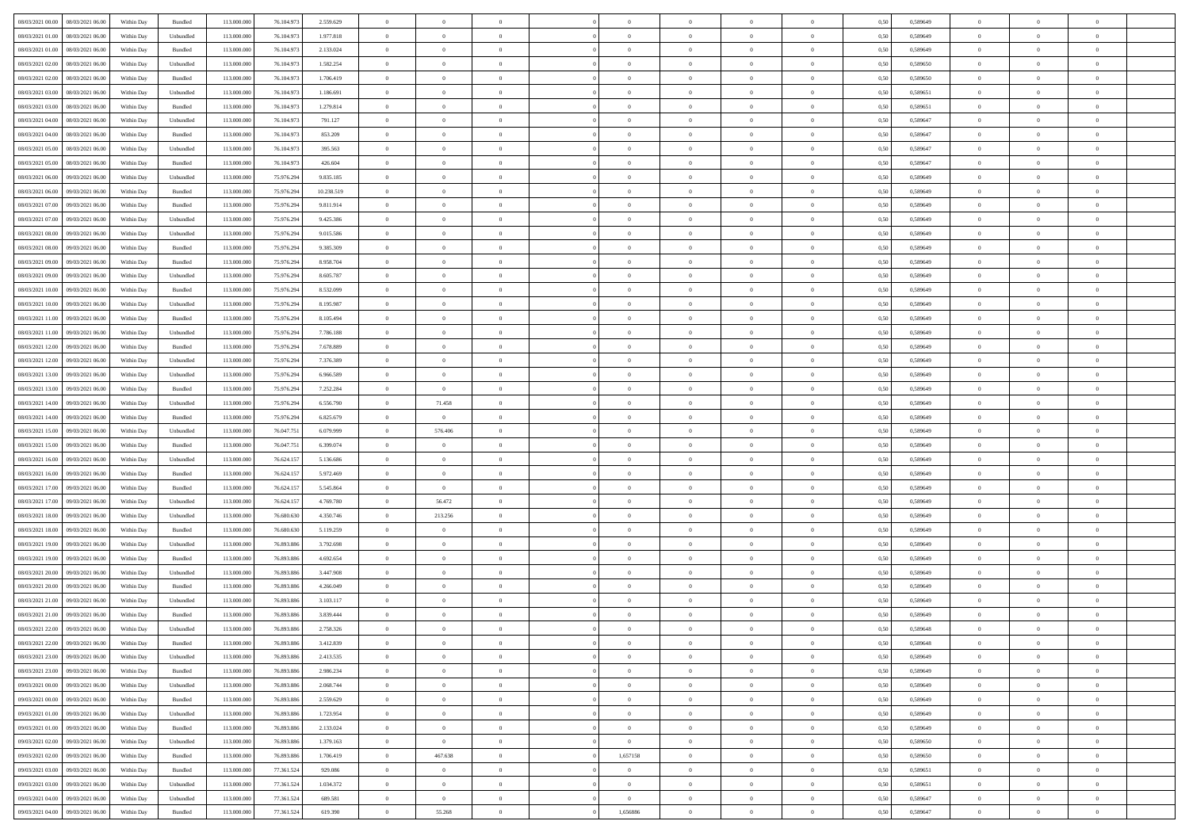| | | | | | | | | | | | | | | | | | | | | |
|---|---|---|---|---|---|---|---|---|---|---|---|---|---|---|---|---|---|---|---|---|
| 08/03/2021 00:00 | 08/03/2021 06:00 | Within Day | Bundled | 113.000.000 | 76.104.973 | 2.559.629 | 0 | 0 | 0 | | 0 | 0 | 0 | 0 | 0,50 | 0,589649 | 0 | 0 | 0 | |
| 08/03/2021 01:00 | 08/03/2021 06:00 | Within Day | Unbundled | 113.000.000 | 76.104.973 | 1.977.818 | 0 | 0 | 0 | | 0 | 0 | 0 | 0 | 0,50 | 0,589649 | 0 | 0 | 0 | |
| 08/03/2021 01:00 | 08/03/2021 06:00 | Within Day | Bundled | 113.000.000 | 76.104.973 | 2.133.024 | 0 | 0 | 0 | | 0 | 0 | 0 | 0 | 0,50 | 0,589649 | 0 | 0 | 0 | |
| 08/03/2021 02:00 | 08/03/2021 06:00 | Within Day | Unbundled | 113.000.000 | 76.104.973 | 1.582.254 | 0 | 0 | 0 | | 0 | 0 | 0 | 0 | 0,50 | 0,589650 | 0 | 0 | 0 | |
| 08/03/2021 02:00 | 08/03/2021 06:00 | Within Day | Bundled | 113.000.000 | 76.104.973 | 1.706.419 | 0 | 0 | 0 | | 0 | 0 | 0 | 0 | 0,50 | 0,589650 | 0 | 0 | 0 | |
| 08/03/2021 03:00 | 08/03/2021 06:00 | Within Day | Unbundled | 113.000.000 | 76.104.973 | 1.186.691 | 0 | 0 | 0 | | 0 | 0 | 0 | 0 | 0,50 | 0,589651 | 0 | 0 | 0 | |
| 08/03/2021 03:00 | 08/03/2021 06:00 | Within Day | Bundled | 113.000.000 | 76.104.973 | 1.279.814 | 0 | 0 | 0 | | 0 | 0 | 0 | 0 | 0,50 | 0,589651 | 0 | 0 | 0 | |
| 08/03/2021 04:00 | 08/03/2021 06:00 | Within Day | Unbundled | 113.000.000 | 76.104.973 | 791.127 | 0 | 0 | 0 | | 0 | 0 | 0 | 0 | 0,50 | 0,589647 | 0 | 0 | 0 | |
| 08/03/2021 04:00 | 08/03/2021 06:00 | Within Day | Bundled | 113.000.000 | 76.104.973 | 853.209 | 0 | 0 | 0 | | 0 | 0 | 0 | 0 | 0,50 | 0,589647 | 0 | 0 | 0 | |
| 08/03/2021 05:00 | 08/03/2021 06:00 | Within Day | Unbundled | 113.000.000 | 76.104.973 | 395.563 | 0 | 0 | 0 | | 0 | 0 | 0 | 0 | 0,50 | 0,589647 | 0 | 0 | 0 | |
| 08/03/2021 05:00 | 08/03/2021 06:00 | Within Day | Bundled | 113.000.000 | 76.104.973 | 426.604 | 0 | 0 | 0 | | 0 | 0 | 0 | 0 | 0,50 | 0,589647 | 0 | 0 | 0 | |
| 08/03/2021 06:00 | 09/03/2021 06:00 | Within Day | Unbundled | 113.000.000 | 75.976.294 | 9.835.185 | 0 | 0 | 0 | | 0 | 0 | 0 | 0 | 0,50 | 0,589649 | 0 | 0 | 0 | |
| 08/03/2021 06:00 | 09/03/2021 06:00 | Within Day | Bundled | 113.000.000 | 75.976.294 | 10.238.519 | 0 | 0 | 0 | | 0 | 0 | 0 | 0 | 0,50 | 0,589649 | 0 | 0 | 0 | |
| 08/03/2021 07:00 | 09/03/2021 06:00 | Within Day | Bundled | 113.000.000 | 75.976.294 | 9.811.914 | 0 | 0 | 0 | | 0 | 0 | 0 | 0 | 0,50 | 0,589649 | 0 | 0 | 0 | |
| 08/03/2021 07:00 | 09/03/2021 06:00 | Within Day | Unbundled | 113.000.000 | 75.976.294 | 9.425.386 | 0 | 0 | 0 | | 0 | 0 | 0 | 0 | 0,50 | 0,589649 | 0 | 0 | 0 | |
| 08/03/2021 08:00 | 09/03/2021 06:00 | Within Day | Unbundled | 113.000.000 | 75.976.294 | 9.015.586 | 0 | 0 | 0 | | 0 | 0 | 0 | 0 | 0,50 | 0,589649 | 0 | 0 | 0 | |
| 08/03/2021 08:00 | 09/03/2021 06:00 | Within Day | Bundled | 113.000.000 | 75.976.294 | 9.385.309 | 0 | 0 | 0 | | 0 | 0 | 0 | 0 | 0,50 | 0,589649 | 0 | 0 | 0 | |
| 08/03/2021 09:00 | 09/03/2021 06:00 | Within Day | Bundled | 113.000.000 | 75.976.294 | 8.958.704 | 0 | 0 | 0 | | 0 | 0 | 0 | 0 | 0,50 | 0,589649 | 0 | 0 | 0 | |
| 08/03/2021 09:00 | 09/03/2021 06:00 | Within Day | Unbundled | 113.000.000 | 75.976.294 | 8.605.787 | 0 | 0 | 0 | | 0 | 0 | 0 | 0 | 0,50 | 0,589649 | 0 | 0 | 0 | |
| 08/03/2021 10:00 | 09/03/2021 06:00 | Within Day | Bundled | 113.000.000 | 75.976.294 | 8.532.099 | 0 | 0 | 0 | | 0 | 0 | 0 | 0 | 0,50 | 0,589649 | 0 | 0 | 0 | |
| 08/03/2021 10:00 | 09/03/2021 06:00 | Within Day | Unbundled | 113.000.000 | 75.976.294 | 8.195.987 | 0 | 0 | 0 | | 0 | 0 | 0 | 0 | 0,50 | 0,589649 | 0 | 0 | 0 | |
| 08/03/2021 11:00 | 09/03/2021 06:00 | Within Day | Bundled | 113.000.000 | 75.976.294 | 8.105.494 | 0 | 0 | 0 | | 0 | 0 | 0 | 0 | 0,50 | 0,589649 | 0 | 0 | 0 | |
| 08/03/2021 11:00 | 09/03/2021 06:00 | Within Day | Unbundled | 113.000.000 | 75.976.294 | 7.786.188 | 0 | 0 | 0 | | 0 | 0 | 0 | 0 | 0,50 | 0,589649 | 0 | 0 | 0 | |
| 08/03/2021 12:00 | 09/03/2021 06:00 | Within Day | Bundled | 113.000.000 | 75.976.294 | 7.678.889 | 0 | 0 | 0 | | 0 | 0 | 0 | 0 | 0,50 | 0,589649 | 0 | 0 | 0 | |
| 08/03/2021 12:00 | 09/03/2021 06:00 | Within Day | Unbundled | 113.000.000 | 75.976.294 | 7.376.389 | 0 | 0 | 0 | | 0 | 0 | 0 | 0 | 0,50 | 0,589649 | 0 | 0 | 0 | |
| 08/03/2021 13:00 | 09/03/2021 06:00 | Within Day | Unbundled | 113.000.000 | 75.976.294 | 6.966.589 | 0 | 0 | 0 | | 0 | 0 | 0 | 0 | 0,50 | 0,589649 | 0 | 0 | 0 | |
| 08/03/2021 13:00 | 09/03/2021 06:00 | Within Day | Bundled | 113.000.000 | 75.976.294 | 7.252.284 | 0 | 0 | 0 | | 0 | 0 | 0 | 0 | 0,50 | 0,589649 | 0 | 0 | 0 | |
| 08/03/2021 14:00 | 09/03/2021 06:00 | Within Day | Unbundled | 113.000.000 | 75.976.294 | 6.556.790 | 0 | 71.458 | 0 | | 0 | 0 | 0 | 0 | 0,50 | 0,589649 | 0 | 0 | 0 | |
| 08/03/2021 14:00 | 09/03/2021 06:00 | Within Day | Bundled | 113.000.000 | 75.976.294 | 6.825.679 | 0 | 0 | 0 | | 0 | 0 | 0 | 0 | 0,50 | 0,589649 | 0 | 0 | 0 | |
| 08/03/2021 15:00 | 09/03/2021 06:00 | Within Day | Unbundled | 113.000.000 | 76.047.751 | 6.079.999 | 0 | 576.406 | 0 | | 0 | 0 | 0 | 0 | 0,50 | 0,589649 | 0 | 0 | 0 | |
| 08/03/2021 15:00 | 09/03/2021 06:00 | Within Day | Bundled | 113.000.000 | 76.047.751 | 6.399.074 | 0 | 0 | 0 | | 0 | 0 | 0 | 0 | 0,50 | 0,589649 | 0 | 0 | 0 | |
| 08/03/2021 16:00 | 09/03/2021 06:00 | Within Day | Unbundled | 113.000.000 | 76.624.157 | 5.136.686 | 0 | 0 | 0 | | 0 | 0 | 0 | 0 | 0,50 | 0,589649 | 0 | 0 | 0 | |
| 08/03/2021 16:00 | 09/03/2021 06:00 | Within Day | Bundled | 113.000.000 | 76.624.157 | 5.972.469 | 0 | 0 | 0 | | 0 | 0 | 0 | 0 | 0,50 | 0,589649 | 0 | 0 | 0 | |
| 08/03/2021 17:00 | 09/03/2021 06:00 | Within Day | Bundled | 113.000.000 | 76.624.157 | 5.545.864 | 0 | 0 | 0 | | 0 | 0 | 0 | 0 | 0,50 | 0,589649 | 0 | 0 | 0 | |
| 08/03/2021 17:00 | 09/03/2021 06:00 | Within Day | Unbundled | 113.000.000 | 76.624.157 | 4.769.780 | 0 | 56.472 | 0 | | 0 | 0 | 0 | 0 | 0,50 | 0,589649 | 0 | 0 | 0 | |
| 08/03/2021 18:00 | 09/03/2021 06:00 | Within Day | Unbundled | 113.000.000 | 76.680.630 | 4.350.746 | 0 | 213.256 | 0 | | 0 | 0 | 0 | 0 | 0,50 | 0,589649 | 0 | 0 | 0 | |
| 08/03/2021 18:00 | 09/03/2021 06:00 | Within Day | Bundled | 113.000.000 | 76.680.630 | 5.119.259 | 0 | 0 | 0 | | 0 | 0 | 0 | 0 | 0,50 | 0,589649 | 0 | 0 | 0 | |
| 08/03/2021 19:00 | 09/03/2021 06:00 | Within Day | Unbundled | 113.000.000 | 76.893.886 | 3.792.698 | 0 | 0 | 0 | | 0 | 0 | 0 | 0 | 0,50 | 0,589649 | 0 | 0 | 0 | |
| 08/03/2021 19:00 | 09/03/2021 06:00 | Within Day | Bundled | 113.000.000 | 76.893.886 | 4.692.654 | 0 | 0 | 0 | | 0 | 0 | 0 | 0 | 0,50 | 0,589649 | 0 | 0 | 0 | |
| 08/03/2021 20:00 | 09/03/2021 06:00 | Within Day | Unbundled | 113.000.000 | 76.893.886 | 3.447.908 | 0 | 0 | 0 | | 0 | 0 | 0 | 0 | 0,50 | 0,589649 | 0 | 0 | 0 | |
| 08/03/2021 20:00 | 09/03/2021 06:00 | Within Day | Bundled | 113.000.000 | 76.893.886 | 4.266.049 | 0 | 0 | 0 | | 0 | 0 | 0 | 0 | 0,50 | 0,589649 | 0 | 0 | 0 | |
| 08/03/2021 21:00 | 09/03/2021 06:00 | Within Day | Unbundled | 113.000.000 | 76.893.886 | 3.103.117 | 0 | 0 | 0 | | 0 | 0 | 0 | 0 | 0,50 | 0,589649 | 0 | 0 | 0 | |
| 08/03/2021 21:00 | 09/03/2021 06:00 | Within Day | Bundled | 113.000.000 | 76.893.886 | 3.839.444 | 0 | 0 | 0 | | 0 | 0 | 0 | 0 | 0,50 | 0,589649 | 0 | 0 | 0 | |
| 08/03/2021 22:00 | 09/03/2021 06:00 | Within Day | Unbundled | 113.000.000 | 76.893.886 | 2.758.326 | 0 | 0 | 0 | | 0 | 0 | 0 | 0 | 0,50 | 0,589648 | 0 | 0 | 0 | |
| 08/03/2021 22:00 | 09/03/2021 06:00 | Within Day | Bundled | 113.000.000 | 76.893.886 | 3.412.839 | 0 | 0 | 0 | | 0 | 0 | 0 | 0 | 0,50 | 0,589648 | 0 | 0 | 0 | |
| 08/03/2021 23:00 | 09/03/2021 06:00 | Within Day | Unbundled | 113.000.000 | 76.893.886 | 2.413.535 | 0 | 0 | 0 | | 0 | 0 | 0 | 0 | 0,50 | 0,589649 | 0 | 0 | 0 | |
| 08/03/2021 23:00 | 09/03/2021 06:00 | Within Day | Bundled | 113.000.000 | 76.893.886 | 2.986.234 | 0 | 0 | 0 | | 0 | 0 | 0 | 0 | 0,50 | 0,589649 | 0 | 0 | 0 | |
| 09/03/2021 00:00 | 09/03/2021 06:00 | Within Day | Unbundled | 113.000.000 | 76.893.886 | 2.068.744 | 0 | 0 | 0 | | 0 | 0 | 0 | 0 | 0,50 | 0,589649 | 0 | 0 | 0 | |
| 09/03/2021 00:00 | 09/03/2021 06:00 | Within Day | Bundled | 113.000.000 | 76.893.886 | 2.559.629 | 0 | 0 | 0 | | 0 | 0 | 0 | 0 | 0,50 | 0,589649 | 0 | 0 | 0 | |
| 09/03/2021 01:00 | 09/03/2021 06:00 | Within Day | Unbundled | 113.000.000 | 76.893.886 | 1.723.954 | 0 | 0 | 0 | | 0 | 0 | 0 | 0 | 0,50 | 0,589649 | 0 | 0 | 0 | |
| 09/03/2021 01:00 | 09/03/2021 06:00 | Within Day | Bundled | 113.000.000 | 76.893.886 | 2.133.024 | 0 | 0 | 0 | | 0 | 0 | 0 | 0 | 0,50 | 0,589649 | 0 | 0 | 0 | |
| 09/03/2021 02:00 | 09/03/2021 06:00 | Within Day | Unbundled | 113.000.000 | 76.893.886 | 1.379.163 | 0 | 0 | 0 | | 0 | 0 | 0 | 0 | 0,50 | 0,589650 | 0 | 0 | 0 | |
| 09/03/2021 02:00 | 09/03/2021 06:00 | Within Day | Bundled | 113.000.000 | 76.893.886 | 1.706.419 | 0 | 467.638 | 0 | | 1,657158 | 0 | 0 | 0 | 0,50 | 0,589650 | 0 | 0 | 0 | |
| 09/03/2021 03:00 | 09/03/2021 06:00 | Within Day | Bundled | 113.000.000 | 77.361.524 | 929.086 | 0 | 0 | 0 | | 0 | 0 | 0 | 0 | 0,50 | 0,589651 | 0 | 0 | 0 | |
| 09/03/2021 03:00 | 09/03/2021 06:00 | Within Day | Unbundled | 113.000.000 | 77.361.524 | 1.034.372 | 0 | 0 | 0 | | 0 | 0 | 0 | 0 | 0,50 | 0,589651 | 0 | 0 | 0 | |
| 09/03/2021 04:00 | 09/03/2021 06:00 | Within Day | Unbundled | 113.000.000 | 77.361.524 | 689.581 | 0 | 0 | 0 | | 0 | 0 | 0 | 0 | 0,50 | 0,589647 | 0 | 0 | 0 | |
| 09/03/2021 04:00 | 09/03/2021 06:00 | Within Day | Bundled | 113.000.000 | 77.361.524 | 619.390 | 0 | 55.268 | 0 | | 1,656886 | 0 | 0 | 0 | 0,50 | 0,589647 | 0 | 0 | 0 | |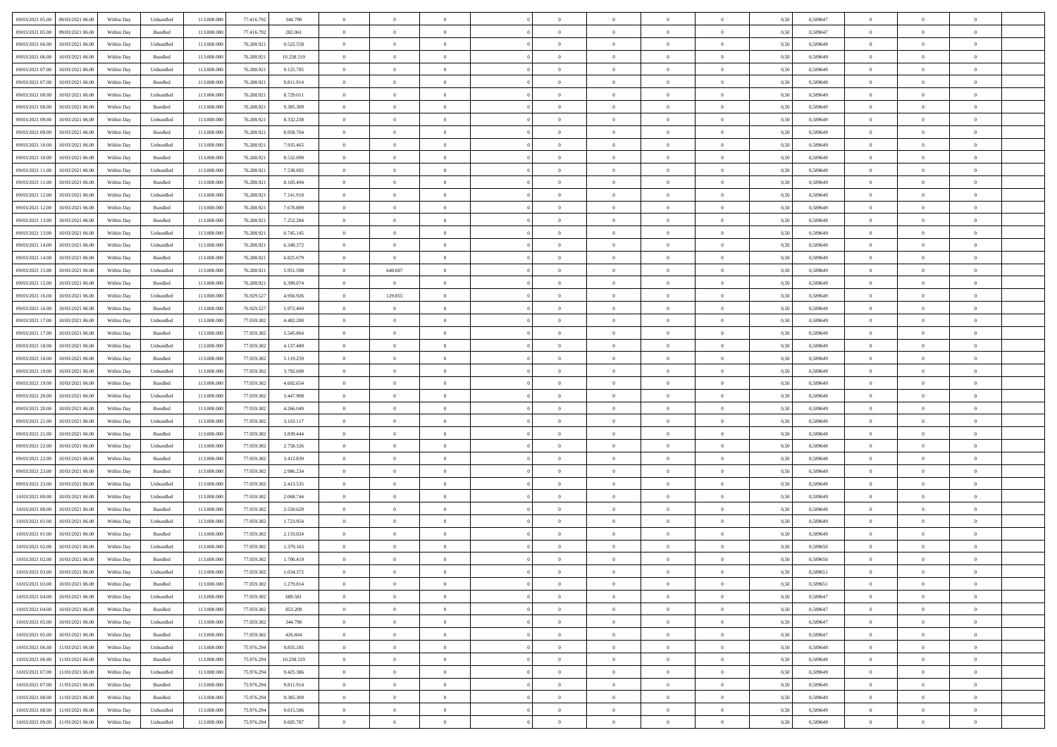| | | | | | | | | | | | | | | | | | | | | |
|---|---|---|---|---|---|---|---|---|---|---|---|---|---|---|---|---|---|---|---|---|
| 09/03/2021 05:00 | 09/03/2021 06:00 | Within Day | Unbundled | 113.000.000 | 77.416.792 | 344.790 | 0 | 0 | 0 | | 0 | 0 | 0 | 0 | 0,50 | 0,589647 | 0 | 0 | 0 | |
| 09/03/2021 05:00 | 09/03/2021 06:00 | Within Day | Bundled | 113.000.000 | 77.416.792 | 282.061 | 0 | 0 | 0 | | 0 | 0 | 0 | 0 | 0,50 | 0,589647 | 0 | 0 | 0 | |
| 09/03/2021 06:00 | 10/03/2021 06:00 | Within Day | Unbundled | 113.000.000 | 76.288.921 | 9.522.558 | 0 | 0 | 0 | | 0 | 0 | 0 | 0 | 0,50 | 0,589649 | 0 | 0 | 0 | |
| 09/03/2021 06:00 | 10/03/2021 06:00 | Within Day | Bundled | 113.000.000 | 76.288.921 | 10.238.519 | 0 | 0 | 0 | | 0 | 0 | 0 | 0 | 0,50 | 0,589649 | 0 | 0 | 0 | |
| 09/03/2021 07:00 | 10/03/2021 06:00 | Within Day | Unbundled | 113.000.000 | 76.288.921 | 9.125.785 | 0 | 0 | 0 | | 0 | 0 | 0 | 0 | 0,50 | 0,589649 | 0 | 0 | 0 | |
| 09/03/2021 07:00 | 10/03/2021 06:00 | Within Day | Bundled | 113.000.000 | 76.288.921 | 9.811.914 | 0 | 0 | 0 | | 0 | 0 | 0 | 0 | 0,50 | 0,589649 | 0 | 0 | 0 | |
| 09/03/2021 08:00 | 10/03/2021 06:00 | Within Day | Unbundled | 113.000.000 | 76.288.921 | 8.729.011 | 0 | 0 | 0 | | 0 | 0 | 0 | 0 | 0,50 | 0,589649 | 0 | 0 | 0 | |
| 09/03/2021 08:00 | 10/03/2021 06:00 | Within Day | Bundled | 113.000.000 | 76.288.921 | 9.385.309 | 0 | 0 | 0 | | 0 | 0 | 0 | 0 | 0,50 | 0,589649 | 0 | 0 | 0 | |
| 09/03/2021 09:00 | 10/03/2021 06:00 | Within Day | Unbundled | 113.000.000 | 76.288.921 | 8.332.238 | 0 | 0 | 0 | | 0 | 0 | 0 | 0 | 0,50 | 0,589649 | 0 | 0 | 0 | |
| 09/03/2021 09:00 | 10/03/2021 06:00 | Within Day | Bundled | 113.000.000 | 76.288.921 | 8.958.704 | 0 | 0 | 0 | | 0 | 0 | 0 | 0 | 0,50 | 0,589649 | 0 | 0 | 0 | |
| 09/03/2021 10:00 | 10/03/2021 06:00 | Within Day | Unbundled | 113.000.000 | 76.288.921 | 7.935.465 | 0 | 0 | 0 | | 0 | 0 | 0 | 0 | 0,50 | 0,589649 | 0 | 0 | 0 | |
| 09/03/2021 10:00 | 10/03/2021 06:00 | Within Day | Bundled | 113.000.000 | 76.288.921 | 8.532.099 | 0 | 0 | 0 | | 0 | 0 | 0 | 0 | 0,50 | 0,589649 | 0 | 0 | 0 | |
| 09/03/2021 11:00 | 10/03/2021 06:00 | Within Day | Unbundled | 113.000.000 | 76.288.921 | 7.538.692 | 0 | 0 | 0 | | 0 | 0 | 0 | 0 | 0,50 | 0,589649 | 0 | 0 | 0 | |
| 09/03/2021 11:00 | 10/03/2021 06:00 | Within Day | Bundled | 113.000.000 | 76.288.921 | 8.105.494 | 0 | 0 | 0 | | 0 | 0 | 0 | 0 | 0,50 | 0,589649 | 0 | 0 | 0 | |
| 09/03/2021 12:00 | 10/03/2021 06:00 | Within Day | Unbundled | 113.000.000 | 76.288.921 | 7.141.918 | 0 | 0 | 0 | | 0 | 0 | 0 | 0 | 0,50 | 0,589649 | 0 | 0 | 0 | |
| 09/03/2021 12:00 | 10/03/2021 06:00 | Within Day | Bundled | 113.000.000 | 76.288.921 | 7.678.889 | 0 | 0 | 0 | | 0 | 0 | 0 | 0 | 0,50 | 0,589649 | 0 | 0 | 0 | |
| 09/03/2021 13:00 | 10/03/2021 06:00 | Within Day | Bundled | 113.000.000 | 76.288.921 | 7.252.284 | 0 | 0 | 0 | | 0 | 0 | 0 | 0 | 0,50 | 0,589649 | 0 | 0 | 0 | |
| 09/03/2021 13:00 | 10/03/2021 06:00 | Within Day | Unbundled | 113.000.000 | 76.288.921 | 6.745.145 | 0 | 0 | 0 | | 0 | 0 | 0 | 0 | 0,50 | 0,589649 | 0 | 0 | 0 | |
| 09/03/2021 14:00 | 10/03/2021 06:00 | Within Day | Unbundled | 113.000.000 | 76.288.921 | 6.348.372 | 0 | 0 | 0 | | 0 | 0 | 0 | 0 | 0,50 | 0,589649 | 0 | 0 | 0 | |
| 09/03/2021 14:00 | 10/03/2021 06:00 | Within Day | Bundled | 113.000.000 | 76.288.921 | 6.825.679 | 0 | 0 | 0 | | 0 | 0 | 0 | 0 | 0,50 | 0,589649 | 0 | 0 | 0 | |
| 09/03/2021 15:00 | 10/03/2021 06:00 | Within Day | Unbundled | 113.000.000 | 76.288.921 | 5.951.598 | 0 | 640.607 | 0 | | 0 | 0 | 0 | 0 | 0,50 | 0,589649 | 0 | 0 | 0 | |
| 09/03/2021 15:00 | 10/03/2021 06:00 | Within Day | Bundled | 113.000.000 | 76.288.921 | 6.399.074 | 0 | 0 | 0 | | 0 | 0 | 0 | 0 | 0,50 | 0,589649 | 0 | 0 | 0 | |
| 09/03/2021 16:00 | 10/03/2021 06:00 | Within Day | Unbundled | 113.000.000 | 76.929.527 | 4.956.926 | 0 | 129.855 | 0 | | 0 | 0 | 0 | 0 | 0,50 | 0,589649 | 0 | 0 | 0 | |
| 09/03/2021 16:00 | 10/03/2021 06:00 | Within Day | Bundled | 113.000.000 | 76.929.527 | 5.972.469 | 0 | 0 | 0 | | 0 | 0 | 0 | 0 | 0,50 | 0,589649 | 0 | 0 | 0 | |
| 09/03/2021 17:00 | 10/03/2021 06:00 | Within Day | Unbundled | 113.000.000 | 77.059.382 | 4.482.280 | 0 | 0 | 0 | | 0 | 0 | 0 | 0 | 0,50 | 0,589649 | 0 | 0 | 0 | |
| 09/03/2021 17:00 | 10/03/2021 06:00 | Within Day | Bundled | 113.000.000 | 77.059.382 | 5.545.864 | 0 | 0 | 0 | | 0 | 0 | 0 | 0 | 0,50 | 0,589649 | 0 | 0 | 0 | |
| 09/03/2021 18:00 | 10/03/2021 06:00 | Within Day | Unbundled | 113.000.000 | 77.059.382 | 4.137.489 | 0 | 0 | 0 | | 0 | 0 | 0 | 0 | 0,50 | 0,589649 | 0 | 0 | 0 | |
| 09/03/2021 18:00 | 10/03/2021 06:00 | Within Day | Bundled | 113.000.000 | 77.059.382 | 5.119.259 | 0 | 0 | 0 | | 0 | 0 | 0 | 0 | 0,50 | 0,589649 | 0 | 0 | 0 | |
| 09/03/2021 19:00 | 10/03/2021 06:00 | Within Day | Unbundled | 113.000.000 | 77.059.382 | 3.792.698 | 0 | 0 | 0 | | 0 | 0 | 0 | 0 | 0,50 | 0,589649 | 0 | 0 | 0 | |
| 09/03/2021 19:00 | 10/03/2021 06:00 | Within Day | Bundled | 113.000.000 | 77.059.382 | 4.692.654 | 0 | 0 | 0 | | 0 | 0 | 0 | 0 | 0,50 | 0,589649 | 0 | 0 | 0 | |
| 09/03/2021 20:00 | 10/03/2021 06:00 | Within Day | Unbundled | 113.000.000 | 77.059.382 | 3.447.908 | 0 | 0 | 0 | | 0 | 0 | 0 | 0 | 0,50 | 0,589649 | 0 | 0 | 0 | |
| 09/03/2021 20:00 | 10/03/2021 06:00 | Within Day | Bundled | 113.000.000 | 77.059.382 | 4.266.049 | 0 | 0 | 0 | | 0 | 0 | 0 | 0 | 0,50 | 0,589649 | 0 | 0 | 0 | |
| 09/03/2021 21:00 | 10/03/2021 06:00 | Within Day | Unbundled | 113.000.000 | 77.059.382 | 3.103.117 | 0 | 0 | 0 | | 0 | 0 | 0 | 0 | 0,50 | 0,589649 | 0 | 0 | 0 | |
| 09/03/2021 21:00 | 10/03/2021 06:00 | Within Day | Bundled | 113.000.000 | 77.059.382 | 3.839.444 | 0 | 0 | 0 | | 0 | 0 | 0 | 0 | 0,50 | 0,589649 | 0 | 0 | 0 | |
| 09/03/2021 22:00 | 10/03/2021 06:00 | Within Day | Unbundled | 113.000.000 | 77.059.382 | 2.758.326 | 0 | 0 | 0 | | 0 | 0 | 0 | 0 | 0,50 | 0,589648 | 0 | 0 | 0 | |
| 09/03/2021 22:00 | 10/03/2021 06:00 | Within Day | Bundled | 113.000.000 | 77.059.382 | 3.412.839 | 0 | 0 | 0 | | 0 | 0 | 0 | 0 | 0,50 | 0,589648 | 0 | 0 | 0 | |
| 09/03/2021 23:00 | 10/03/2021 06:00 | Within Day | Bundled | 113.000.000 | 77.059.382 | 2.986.234 | 0 | 0 | 0 | | 0 | 0 | 0 | 0 | 0,50 | 0,589649 | 0 | 0 | 0 | |
| 09/03/2021 23:00 | 10/03/2021 06:00 | Within Day | Unbundled | 113.000.000 | 77.059.382 | 2.413.535 | 0 | 0 | 0 | | 0 | 0 | 0 | 0 | 0,50 | 0,589649 | 0 | 0 | 0 | |
| 10/03/2021 00:00 | 10/03/2021 06:00 | Within Day | Unbundled | 113.000.000 | 77.059.382 | 2.068.744 | 0 | 0 | 0 | | 0 | 0 | 0 | 0 | 0,50 | 0,589649 | 0 | 0 | 0 | |
| 10/03/2021 00:00 | 10/03/2021 06:00 | Within Day | Bundled | 113.000.000 | 77.059.382 | 2.559.629 | 0 | 0 | 0 | | 0 | 0 | 0 | 0 | 0,50 | 0,589649 | 0 | 0 | 0 | |
| 10/03/2021 01:00 | 10/03/2021 06:00 | Within Day | Unbundled | 113.000.000 | 77.059.382 | 1.723.954 | 0 | 0 | 0 | | 0 | 0 | 0 | 0 | 0,50 | 0,589649 | 0 | 0 | 0 | |
| 10/03/2021 01:00 | 10/03/2021 06:00 | Within Day | Bundled | 113.000.000 | 77.059.382 | 2.133.024 | 0 | 0 | 0 | | 0 | 0 | 0 | 0 | 0,50 | 0,589649 | 0 | 0 | 0 | |
| 10/03/2021 02:00 | 10/03/2021 06:00 | Within Day | Unbundled | 113.000.000 | 77.059.382 | 1.379.163 | 0 | 0 | 0 | | 0 | 0 | 0 | 0 | 0,50 | 0,589650 | 0 | 0 | 0 | |
| 10/03/2021 02:00 | 10/03/2021 06:00 | Within Day | Bundled | 113.000.000 | 77.059.382 | 1.706.419 | 0 | 0 | 0 | | 0 | 0 | 0 | 0 | 0,50 | 0,589650 | 0 | 0 | 0 | |
| 10/03/2021 03:00 | 10/03/2021 06:00 | Within Day | Unbundled | 113.000.000 | 77.059.382 | 1.034.372 | 0 | 0 | 0 | | 0 | 0 | 0 | 0 | 0,50 | 0,589651 | 0 | 0 | 0 | |
| 10/03/2021 03:00 | 10/03/2021 06:00 | Within Day | Bundled | 113.000.000 | 77.059.382 | 1.279.814 | 0 | 0 | 0 | | 0 | 0 | 0 | 0 | 0,50 | 0,589651 | 0 | 0 | 0 | |
| 10/03/2021 04:00 | 10/03/2021 06:00 | Within Day | Unbundled | 113.000.000 | 77.059.382 | 689.581 | 0 | 0 | 0 | | 0 | 0 | 0 | 0 | 0,50 | 0,589647 | 0 | 0 | 0 | |
| 10/03/2021 04:00 | 10/03/2021 06:00 | Within Day | Bundled | 113.000.000 | 77.059.382 | 853.209 | 0 | 0 | 0 | | 0 | 0 | 0 | 0 | 0,50 | 0,589647 | 0 | 0 | 0 | |
| 10/03/2021 05:00 | 10/03/2021 06:00 | Within Day | Unbundled | 113.000.000 | 77.059.382 | 344.790 | 0 | 0 | 0 | | 0 | 0 | 0 | 0 | 0,50 | 0,589647 | 0 | 0 | 0 | |
| 10/03/2021 05:00 | 10/03/2021 06:00 | Within Day | Bundled | 113.000.000 | 77.059.382 | 426.604 | 0 | 0 | 0 | | 0 | 0 | 0 | 0 | 0,50 | 0,589647 | 0 | 0 | 0 | |
| 10/03/2021 06:00 | 11/03/2021 06:00 | Within Day | Unbundled | 113.000.000 | 75.976.294 | 9.835.185 | 0 | 0 | 0 | | 0 | 0 | 0 | 0 | 0,50 | 0,589649 | 0 | 0 | 0 | |
| 10/03/2021 06:00 | 11/03/2021 06:00 | Within Day | Bundled | 113.000.000 | 75.976.294 | 10.238.519 | 0 | 0 | 0 | | 0 | 0 | 0 | 0 | 0,50 | 0,589649 | 0 | 0 | 0 | |
| 10/03/2021 07:00 | 11/03/2021 06:00 | Within Day | Unbundled | 113.000.000 | 75.976.294 | 9.425.386 | 0 | 0 | 0 | | 0 | 0 | 0 | 0 | 0,50 | 0,589649 | 0 | 0 | 0 | |
| 10/03/2021 07:00 | 11/03/2021 06:00 | Within Day | Bundled | 113.000.000 | 75.976.294 | 9.811.914 | 0 | 0 | 0 | | 0 | 0 | 0 | 0 | 0,50 | 0,589649 | 0 | 0 | 0 | |
| 10/03/2021 08:00 | 11/03/2021 06:00 | Within Day | Bundled | 113.000.000 | 75.976.294 | 9.385.309 | 0 | 0 | 0 | | 0 | 0 | 0 | 0 | 0,50 | 0,589649 | 0 | 0 | 0 | |
| 10/03/2021 08:00 | 11/03/2021 06:00 | Within Day | Unbundled | 113.000.000 | 75.976.294 | 9.015.586 | 0 | 0 | 0 | | 0 | 0 | 0 | 0 | 0,50 | 0,589649 | 0 | 0 | 0 | |
| 10/03/2021 09:00 | 11/03/2021 06:00 | Within Day | Unbundled | 113.000.000 | 75.976.294 | 8.605.787 | 0 | 0 | 0 | | 0 | 0 | 0 | 0 | 0,50 | 0,589649 | 0 | 0 | 0 | |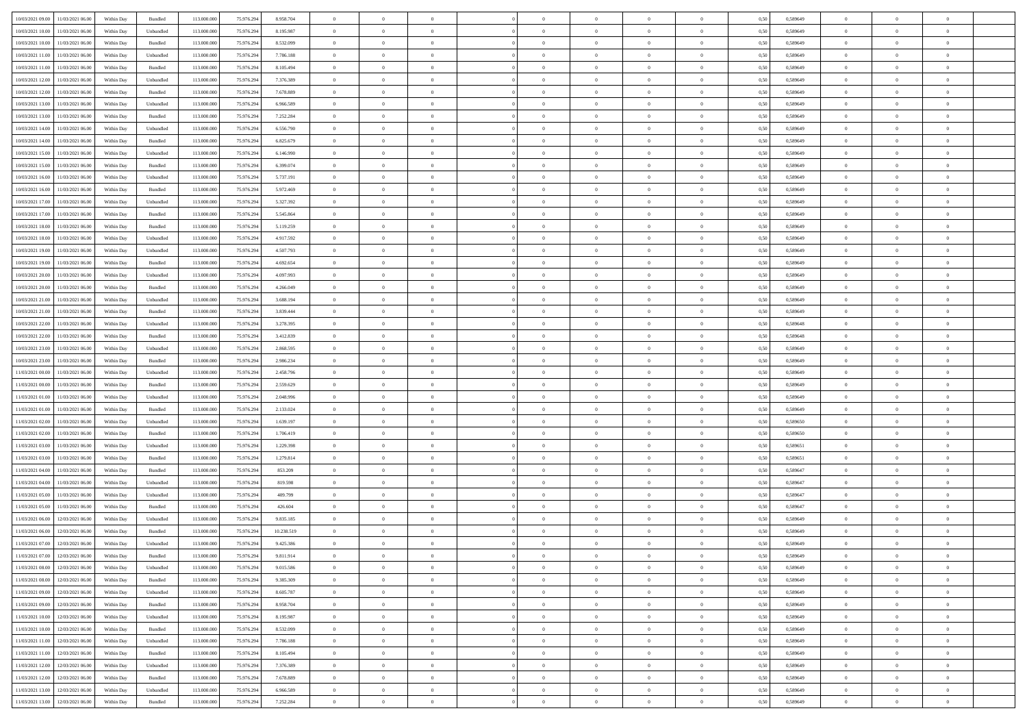| | | | | | | | | | | | | | | | | | | | | |
|---|---|---|---|---|---|---|---|---|---|---|---|---|---|---|---|---|---|---|---|---|
| 10/03/2021 09:00 | 11/03/2021 06:00 | Within Day | Bundled | 113.000.000 | 75.976.294 | 8.958.704 | 0 | 0 | 0 | | 0 | 0 | 0 | 0 | 0,50 | 0,589649 | 0 | 0 | 0 | |
| 10/03/2021 10:00 | 11/03/2021 06:00 | Within Day | Unbundled | 113.000.000 | 75.976.294 | 8.195.987 | 0 | 0 | 0 | | 0 | 0 | 0 | 0 | 0,50 | 0,589649 | 0 | 0 | 0 | |
| 10/03/2021 10:00 | 11/03/2021 06:00 | Within Day | Bundled | 113.000.000 | 75.976.294 | 8.532.099 | 0 | 0 | 0 | | 0 | 0 | 0 | 0 | 0,50 | 0,589649 | 0 | 0 | 0 | |
| 10/03/2021 11:00 | 11/03/2021 06:00 | Within Day | Unbundled | 113.000.000 | 75.976.294 | 7.786.188 | 0 | 0 | 0 | | 0 | 0 | 0 | 0 | 0,50 | 0,589649 | 0 | 0 | 0 | |
| 10/03/2021 11:00 | 11/03/2021 06:00 | Within Day | Bundled | 113.000.000 | 75.976.294 | 8.105.494 | 0 | 0 | 0 | | 0 | 0 | 0 | 0 | 0,50 | 0,589649 | 0 | 0 | 0 | |
| 10/03/2021 12:00 | 11/03/2021 06:00 | Within Day | Unbundled | 113.000.000 | 75.976.294 | 7.376.389 | 0 | 0 | 0 | | 0 | 0 | 0 | 0 | 0,50 | 0,589649 | 0 | 0 | 0 | |
| 10/03/2021 12:00 | 11/03/2021 06:00 | Within Day | Bundled | 113.000.000 | 75.976.294 | 7.678.889 | 0 | 0 | 0 | | 0 | 0 | 0 | 0 | 0,50 | 0,589649 | 0 | 0 | 0 | |
| 10/03/2021 13:00 | 11/03/2021 06:00 | Within Day | Unbundled | 113.000.000 | 75.976.294 | 6.966.589 | 0 | 0 | 0 | | 0 | 0 | 0 | 0 | 0,50 | 0,589649 | 0 | 0 | 0 | |
| 10/03/2021 13:00 | 11/03/2021 06:00 | Within Day | Bundled | 113.000.000 | 75.976.294 | 7.252.284 | 0 | 0 | 0 | | 0 | 0 | 0 | 0 | 0,50 | 0,589649 | 0 | 0 | 0 | |
| 10/03/2021 14:00 | 11/03/2021 06:00 | Within Day | Unbundled | 113.000.000 | 75.976.294 | 6.556.790 | 0 | 0 | 0 | | 0 | 0 | 0 | 0 | 0,50 | 0,589649 | 0 | 0 | 0 | |
| 10/03/2021 14:00 | 11/03/2021 06:00 | Within Day | Bundled | 113.000.000 | 75.976.294 | 6.825.679 | 0 | 0 | 0 | | 0 | 0 | 0 | 0 | 0,50 | 0,589649 | 0 | 0 | 0 | |
| 10/03/2021 15:00 | 11/03/2021 06:00 | Within Day | Unbundled | 113.000.000 | 75.976.294 | 6.146.990 | 0 | 0 | 0 | | 0 | 0 | 0 | 0 | 0,50 | 0,589649 | 0 | 0 | 0 | |
| 10/03/2021 15:00 | 11/03/2021 06:00 | Within Day | Bundled | 113.000.000 | 75.976.294 | 6.399.074 | 0 | 0 | 0 | | 0 | 0 | 0 | 0 | 0,50 | 0,589649 | 0 | 0 | 0 | |
| 10/03/2021 16:00 | 11/03/2021 06:00 | Within Day | Unbundled | 113.000.000 | 75.976.294 | 5.737.191 | 0 | 0 | 0 | | 0 | 0 | 0 | 0 | 0,50 | 0,589649 | 0 | 0 | 0 | |
| 10/03/2021 16:00 | 11/03/2021 06:00 | Within Day | Bundled | 113.000.000 | 75.976.294 | 5.972.469 | 0 | 0 | 0 | | 0 | 0 | 0 | 0 | 0,50 | 0,589649 | 0 | 0 | 0 | |
| 10/03/2021 17:00 | 11/03/2021 06:00 | Within Day | Unbundled | 113.000.000 | 75.976.294 | 5.327.392 | 0 | 0 | 0 | | 0 | 0 | 0 | 0 | 0,50 | 0,589649 | 0 | 0 | 0 | |
| 10/03/2021 17:00 | 11/03/2021 06:00 | Within Day | Bundled | 113.000.000 | 75.976.294 | 5.545.864 | 0 | 0 | 0 | | 0 | 0 | 0 | 0 | 0,50 | 0,589649 | 0 | 0 | 0 | |
| 10/03/2021 18:00 | 11/03/2021 06:00 | Within Day | Bundled | 113.000.000 | 75.976.294 | 5.119.259 | 0 | 0 | 0 | | 0 | 0 | 0 | 0 | 0,50 | 0,589649 | 0 | 0 | 0 | |
| 10/03/2021 18:00 | 11/03/2021 06:00 | Within Day | Unbundled | 113.000.000 | 75.976.294 | 4.917.592 | 0 | 0 | 0 | | 0 | 0 | 0 | 0 | 0,50 | 0,589649 | 0 | 0 | 0 | |
| 10/03/2021 19:00 | 11/03/2021 06:00 | Within Day | Unbundled | 113.000.000 | 75.976.294 | 4.507.793 | 0 | 0 | 0 | | 0 | 0 | 0 | 0 | 0,50 | 0,589649 | 0 | 0 | 0 | |
| 10/03/2021 19:00 | 11/03/2021 06:00 | Within Day | Bundled | 113.000.000 | 75.976.294 | 4.692.654 | 0 | 0 | 0 | | 0 | 0 | 0 | 0 | 0,50 | 0,589649 | 0 | 0 | 0 | |
| 10/03/2021 20:00 | 11/03/2021 06:00 | Within Day | Unbundled | 113.000.000 | 75.976.294 | 4.097.993 | 0 | 0 | 0 | | 0 | 0 | 0 | 0 | 0,50 | 0,589649 | 0 | 0 | 0 | |
| 10/03/2021 20:00 | 11/03/2021 06:00 | Within Day | Bundled | 113.000.000 | 75.976.294 | 4.266.049 | 0 | 0 | 0 | | 0 | 0 | 0 | 0 | 0,50 | 0,589649 | 0 | 0 | 0 | |
| 10/03/2021 21:00 | 11/03/2021 06:00 | Within Day | Unbundled | 113.000.000 | 75.976.294 | 3.688.194 | 0 | 0 | 0 | | 0 | 0 | 0 | 0 | 0,50 | 0,589649 | 0 | 0 | 0 | |
| 10/03/2021 21:00 | 11/03/2021 06:00 | Within Day | Bundled | 113.000.000 | 75.976.294 | 3.839.444 | 0 | 0 | 0 | | 0 | 0 | 0 | 0 | 0,50 | 0,589649 | 0 | 0 | 0 | |
| 10/03/2021 22:00 | 11/03/2021 06:00 | Within Day | Unbundled | 113.000.000 | 75.976.294 | 3.278.395 | 0 | 0 | 0 | | 0 | 0 | 0 | 0 | 0,50 | 0,589648 | 0 | 0 | 0 | |
| 10/03/2021 22:00 | 11/03/2021 06:00 | Within Day | Bundled | 113.000.000 | 75.976.294 | 3.412.839 | 0 | 0 | 0 | | 0 | 0 | 0 | 0 | 0,50 | 0,589648 | 0 | 0 | 0 | |
| 10/03/2021 23:00 | 11/03/2021 06:00 | Within Day | Unbundled | 113.000.000 | 75.976.294 | 2.868.595 | 0 | 0 | 0 | | 0 | 0 | 0 | 0 | 0,50 | 0,589649 | 0 | 0 | 0 | |
| 10/03/2021 23:00 | 11/03/2021 06:00 | Within Day | Bundled | 113.000.000 | 75.976.294 | 2.986.234 | 0 | 0 | 0 | | 0 | 0 | 0 | 0 | 0,50 | 0,589649 | 0 | 0 | 0 | |
| 11/03/2021 00:00 | 11/03/2021 06:00 | Within Day | Unbundled | 113.000.000 | 75.976.294 | 2.458.796 | 0 | 0 | 0 | | 0 | 0 | 0 | 0 | 0,50 | 0,589649 | 0 | 0 | 0 | |
| 11/03/2021 00:00 | 11/03/2021 06:00 | Within Day | Bundled | 113.000.000 | 75.976.294 | 2.559.629 | 0 | 0 | 0 | | 0 | 0 | 0 | 0 | 0,50 | 0,589649 | 0 | 0 | 0 | |
| 11/03/2021 01:00 | 11/03/2021 06:00 | Within Day | Unbundled | 113.000.000 | 75.976.294 | 2.048.996 | 0 | 0 | 0 | | 0 | 0 | 0 | 0 | 0,50 | 0,589649 | 0 | 0 | 0 | |
| 11/03/2021 01:00 | 11/03/2021 06:00 | Within Day | Bundled | 113.000.000 | 75.976.294 | 2.133.024 | 0 | 0 | 0 | | 0 | 0 | 0 | 0 | 0,50 | 0,589649 | 0 | 0 | 0 | |
| 11/03/2021 02:00 | 11/03/2021 06:00 | Within Day | Unbundled | 113.000.000 | 75.976.294 | 1.639.197 | 0 | 0 | 0 | | 0 | 0 | 0 | 0 | 0,50 | 0,589650 | 0 | 0 | 0 | |
| 11/03/2021 02:00 | 11/03/2021 06:00 | Within Day | Bundled | 113.000.000 | 75.976.294 | 1.706.419 | 0 | 0 | 0 | | 0 | 0 | 0 | 0 | 0,50 | 0,589650 | 0 | 0 | 0 | |
| 11/03/2021 03:00 | 11/03/2021 06:00 | Within Day | Unbundled | 113.000.000 | 75.976.294 | 1.229.398 | 0 | 0 | 0 | | 0 | 0 | 0 | 0 | 0,50 | 0,589651 | 0 | 0 | 0 | |
| 11/03/2021 03:00 | 11/03/2021 06:00 | Within Day | Bundled | 113.000.000 | 75.976.294 | 1.279.814 | 0 | 0 | 0 | | 0 | 0 | 0 | 0 | 0,50 | 0,589651 | 0 | 0 | 0 | |
| 11/03/2021 04:00 | 11/03/2021 06:00 | Within Day | Bundled | 113.000.000 | 75.976.294 | 853.209 | 0 | 0 | 0 | | 0 | 0 | 0 | 0 | 0,50 | 0,589647 | 0 | 0 | 0 | |
| 11/03/2021 04:00 | 11/03/2021 06:00 | Within Day | Unbundled | 113.000.000 | 75.976.294 | 819.598 | 0 | 0 | 0 | | 0 | 0 | 0 | 0 | 0,50 | 0,589647 | 0 | 0 | 0 | |
| 11/03/2021 05:00 | 11/03/2021 06:00 | Within Day | Unbundled | 113.000.000 | 75.976.294 | 409.799 | 0 | 0 | 0 | | 0 | 0 | 0 | 0 | 0,50 | 0,589647 | 0 | 0 | 0 | |
| 11/03/2021 05:00 | 11/03/2021 06:00 | Within Day | Bundled | 113.000.000 | 75.976.294 | 426.604 | 0 | 0 | 0 | | 0 | 0 | 0 | 0 | 0,50 | 0,589647 | 0 | 0 | 0 | |
| 11/03/2021 06:00 | 12/03/2021 06:00 | Within Day | Unbundled | 113.000.000 | 75.976.294 | 9.835.185 | 0 | 0 | 0 | | 0 | 0 | 0 | 0 | 0,50 | 0,589649 | 0 | 0 | 0 | |
| 11/03/2021 06:00 | 12/03/2021 06:00 | Within Day | Bundled | 113.000.000 | 75.976.294 | 10.238.519 | 0 | 0 | 0 | | 0 | 0 | 0 | 0 | 0,50 | 0,589649 | 0 | 0 | 0 | |
| 11/03/2021 07:00 | 12/03/2021 06:00 | Within Day | Unbundled | 113.000.000 | 75.976.294 | 9.425.386 | 0 | 0 | 0 | | 0 | 0 | 0 | 0 | 0,50 | 0,589649 | 0 | 0 | 0 | |
| 11/03/2021 07:00 | 12/03/2021 06:00 | Within Day | Bundled | 113.000.000 | 75.976.294 | 9.811.914 | 0 | 0 | 0 | | 0 | 0 | 0 | 0 | 0,50 | 0,589649 | 0 | 0 | 0 | |
| 11/03/2021 08:00 | 12/03/2021 06:00 | Within Day | Unbundled | 113.000.000 | 75.976.294 | 9.015.586 | 0 | 0 | 0 | | 0 | 0 | 0 | 0 | 0,50 | 0,589649 | 0 | 0 | 0 | |
| 11/03/2021 08:00 | 12/03/2021 06:00 | Within Day | Bundled | 113.000.000 | 75.976.294 | 9.385.309 | 0 | 0 | 0 | | 0 | 0 | 0 | 0 | 0,50 | 0,589649 | 0 | 0 | 0 | |
| 11/03/2021 09:00 | 12/03/2021 06:00 | Within Day | Unbundled | 113.000.000 | 75.976.294 | 8.605.787 | 0 | 0 | 0 | | 0 | 0 | 0 | 0 | 0,50 | 0,589649 | 0 | 0 | 0 | |
| 11/03/2021 09:00 | 12/03/2021 06:00 | Within Day | Bundled | 113.000.000 | 75.976.294 | 8.958.704 | 0 | 0 | 0 | | 0 | 0 | 0 | 0 | 0,50 | 0,589649 | 0 | 0 | 0 | |
| 11/03/2021 10:00 | 12/03/2021 06:00 | Within Day | Unbundled | 113.000.000 | 75.976.294 | 8.195.987 | 0 | 0 | 0 | | 0 | 0 | 0 | 0 | 0,50 | 0,589649 | 0 | 0 | 0 | |
| 11/03/2021 10:00 | 12/03/2021 06:00 | Within Day | Bundled | 113.000.000 | 75.976.294 | 8.532.099 | 0 | 0 | 0 | | 0 | 0 | 0 | 0 | 0,50 | 0,589649 | 0 | 0 | 0 | |
| 11/03/2021 11:00 | 12/03/2021 06:00 | Within Day | Unbundled | 113.000.000 | 75.976.294 | 7.786.188 | 0 | 0 | 0 | | 0 | 0 | 0 | 0 | 0,50 | 0,589649 | 0 | 0 | 0 | |
| 11/03/2021 11:00 | 12/03/2021 06:00 | Within Day | Bundled | 113.000.000 | 75.976.294 | 8.105.494 | 0 | 0 | 0 | | 0 | 0 | 0 | 0 | 0,50 | 0,589649 | 0 | 0 | 0 | |
| 11/03/2021 12:00 | 12/03/2021 06:00 | Within Day | Unbundled | 113.000.000 | 75.976.294 | 7.376.389 | 0 | 0 | 0 | | 0 | 0 | 0 | 0 | 0,50 | 0,589649 | 0 | 0 | 0 | |
| 11/03/2021 12:00 | 12/03/2021 06:00 | Within Day | Bundled | 113.000.000 | 75.976.294 | 7.678.889 | 0 | 0 | 0 | | 0 | 0 | 0 | 0 | 0,50 | 0,589649 | 0 | 0 | 0 | |
| 11/03/2021 13:00 | 12/03/2021 06:00 | Within Day | Unbundled | 113.000.000 | 75.976.294 | 6.966.589 | 0 | 0 | 0 | | 0 | 0 | 0 | 0 | 0,50 | 0,589649 | 0 | 0 | 0 | |
| 11/03/2021 13:00 | 12/03/2021 06:00 | Within Day | Bundled | 113.000.000 | 75.976.294 | 7.252.284 | 0 | 0 | 0 | | 0 | 0 | 0 | 0 | 0,50 | 0,589649 | 0 | 0 | 0 | |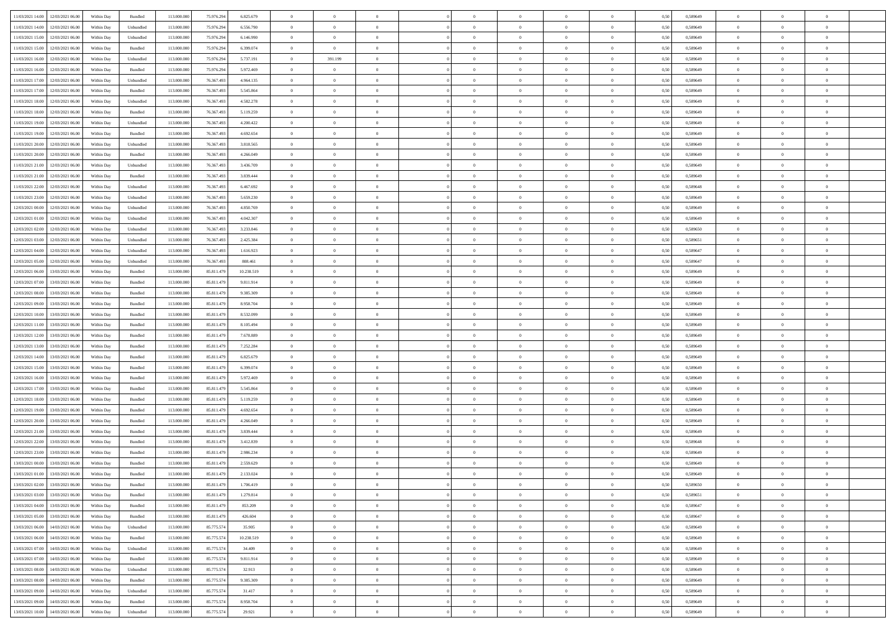| | | | | | | | | | | | | | | | | | | | | |
|---|---|---|---|---|---|---|---|---|---|---|---|---|---|---|---|---|---|---|---|---|
| 11/03/2021 14:00 | 12/03/2021 06:00 | Within Day | Bundled | 113.000.000 | 75.976.294 | 6.825.679 | 0 | 0 | 0 | | 0 | 0 | 0 | 0 | 0,50 | 0,589649 | 0 | 0 | 0 | |
| 11/03/2021 14:00 | 12/03/2021 06:00 | Within Day | Unbundled | 113.000.000 | 75.976.294 | 6.556.790 | 0 | 0 | 0 | | 0 | 0 | 0 | 0 | 0,50 | 0,589649 | 0 | 0 | 0 | |
| 11/03/2021 15:00 | 12/03/2021 06:00 | Within Day | Unbundled | 113.000.000 | 75.976.294 | 6.146.990 | 0 | 0 | 0 | | 0 | 0 | 0 | 0 | 0,50 | 0,589649 | 0 | 0 | 0 | |
| 11/03/2021 15:00 | 12/03/2021 06:00 | Within Day | Bundled | 113.000.000 | 75.976.294 | 6.399.074 | 0 | 0 | 0 | | 0 | 0 | 0 | 0 | 0,50 | 0,589649 | 0 | 0 | 0 | |
| 11/03/2021 16:00 | 12/03/2021 06:00 | Within Day | Unbundled | 113.000.000 | 75.976.294 | 5.737.191 | 0 | 391.199 | 0 | | 0 | 0 | 0 | 0 | 0,50 | 0,589649 | 0 | 0 | 0 | |
| 11/03/2021 16:00 | 12/03/2021 06:00 | Within Day | Bundled | 113.000.000 | 75.976.294 | 5.972.469 | 0 | 0 | 0 | | 0 | 0 | 0 | 0 | 0,50 | 0,589649 | 0 | 0 | 0 | |
| 11/03/2021 17:00 | 12/03/2021 06:00 | Within Day | Unbundled | 113.000.000 | 76.367.493 | 4.964.135 | 0 | 0 | 0 | | 0 | 0 | 0 | 0 | 0,50 | 0,589649 | 0 | 0 | 0 | |
| 11/03/2021 17:00 | 12/03/2021 06:00 | Within Day | Bundled | 113.000.000 | 76.367.493 | 5.545.864 | 0 | 0 | 0 | | 0 | 0 | 0 | 0 | 0,50 | 0,589649 | 0 | 0 | 0 | |
| 11/03/2021 18:00 | 12/03/2021 06:00 | Within Day | Unbundled | 113.000.000 | 76.367.493 | 4.582.278 | 0 | 0 | 0 | | 0 | 0 | 0 | 0 | 0,50 | 0,589649 | 0 | 0 | 0 | |
| 11/03/2021 18:00 | 12/03/2021 06:00 | Within Day | Bundled | 113.000.000 | 76.367.493 | 5.119.259 | 0 | 0 | 0 | | 0 | 0 | 0 | 0 | 0,50 | 0,589649 | 0 | 0 | 0 | |
| 11/03/2021 19:00 | 12/03/2021 06:00 | Within Day | Unbundled | 113.000.000 | 76.367.493 | 4.200.422 | 0 | 0 | 0 | | 0 | 0 | 0 | 0 | 0,50 | 0,589649 | 0 | 0 | 0 | |
| 11/03/2021 19:00 | 12/03/2021 06:00 | Within Day | Bundled | 113.000.000 | 76.367.493 | 4.692.654 | 0 | 0 | 0 | | 0 | 0 | 0 | 0 | 0,50 | 0,589649 | 0 | 0 | 0 | |
| 11/03/2021 20:00 | 12/03/2021 06:00 | Within Day | Unbundled | 113.000.000 | 76.367.493 | 3.818.565 | 0 | 0 | 0 | | 0 | 0 | 0 | 0 | 0,50 | 0,589649 | 0 | 0 | 0 | |
| 11/03/2021 20:00 | 12/03/2021 06:00 | Within Day | Bundled | 113.000.000 | 76.367.493 | 4.266.049 | 0 | 0 | 0 | | 0 | 0 | 0 | 0 | 0,50 | 0,589649 | 0 | 0 | 0 | |
| 11/03/2021 21:00 | 12/03/2021 06:00 | Within Day | Unbundled | 113.000.000 | 76.367.493 | 3.436.709 | 0 | 0 | 0 | | 0 | 0 | 0 | 0 | 0,50 | 0,589649 | 0 | 0 | 0 | |
| 11/03/2021 21:00 | 12/03/2021 06:00 | Within Day | Bundled | 113.000.000 | 76.367.493 | 3.839.444 | 0 | 0 | 0 | | 0 | 0 | 0 | 0 | 0,50 | 0,589649 | 0 | 0 | 0 | |
| 11/03/2021 22:00 | 12/03/2021 06:00 | Within Day | Unbundled | 113.000.000 | 76.367.493 | 6.467.692 | 0 | 0 | 0 | | 0 | 0 | 0 | 0 | 0,50 | 0,589648 | 0 | 0 | 0 | |
| 11/03/2021 23:00 | 12/03/2021 06:00 | Within Day | Unbundled | 113.000.000 | 76.367.493 | 5.659.230 | 0 | 0 | 0 | | 0 | 0 | 0 | 0 | 0,50 | 0,589649 | 0 | 0 | 0 | |
| 12/03/2021 00:00 | 12/03/2021 06:00 | Within Day | Unbundled | 113.000.000 | 76.367.493 | 4.850.769 | 0 | 0 | 0 | | 0 | 0 | 0 | 0 | 0,50 | 0,589649 | 0 | 0 | 0 | |
| 12/03/2021 01:00 | 12/03/2021 06:00 | Within Day | Unbundled | 113.000.000 | 76.367.493 | 4.042.307 | 0 | 0 | 0 | | 0 | 0 | 0 | 0 | 0,50 | 0,589649 | 0 | 0 | 0 | |
| 12/03/2021 02:00 | 12/03/2021 06:00 | Within Day | Unbundled | 113.000.000 | 76.367.493 | 3.233.846 | 0 | 0 | 0 | | 0 | 0 | 0 | 0 | 0,50 | 0,589650 | 0 | 0 | 0 | |
| 12/03/2021 03:00 | 12/03/2021 06:00 | Within Day | Unbundled | 113.000.000 | 76.367.493 | 2.425.384 | 0 | 0 | 0 | | 0 | 0 | 0 | 0 | 0,50 | 0,589651 | 0 | 0 | 0 | |
| 12/03/2021 04:00 | 12/03/2021 06:00 | Within Day | Unbundled | 113.000.000 | 76.367.493 | 1.616.923 | 0 | 0 | 0 | | 0 | 0 | 0 | 0 | 0,50 | 0,589647 | 0 | 0 | 0 | |
| 12/03/2021 05:00 | 12/03/2021 06:00 | Within Day | Unbundled | 113.000.000 | 76.367.493 | 808.461 | 0 | 0 | 0 | | 0 | 0 | 0 | 0 | 0,50 | 0,589647 | 0 | 0 | 0 | |
| 12/03/2021 06:00 | 13/03/2021 06:00 | Within Day | Bundled | 113.000.000 | 85.811.479 | 10.238.519 | 0 | 0 | 0 | | 0 | 0 | 0 | 0 | 0,50 | 0,589649 | 0 | 0 | 0 | |
| 12/03/2021 07:00 | 13/03/2021 06:00 | Within Day | Bundled | 113.000.000 | 85.811.479 | 9.811.914 | 0 | 0 | 0 | | 0 | 0 | 0 | 0 | 0,50 | 0,589649 | 0 | 0 | 0 | |
| 12/03/2021 08:00 | 13/03/2021 06:00 | Within Day | Bundled | 113.000.000 | 85.811.479 | 9.385.309 | 0 | 0 | 0 | | 0 | 0 | 0 | 0 | 0,50 | 0,589649 | 0 | 0 | 0 | |
| 12/03/2021 09:00 | 13/03/2021 06:00 | Within Day | Bundled | 113.000.000 | 85.811.479 | 8.958.704 | 0 | 0 | 0 | | 0 | 0 | 0 | 0 | 0,50 | 0,589649 | 0 | 0 | 0 | |
| 12/03/2021 10:00 | 13/03/2021 06:00 | Within Day | Bundled | 113.000.000 | 85.811.479 | 8.532.099 | 0 | 0 | 0 | | 0 | 0 | 0 | 0 | 0,50 | 0,589649 | 0 | 0 | 0 | |
| 12/03/2021 11:00 | 13/03/2021 06:00 | Within Day | Bundled | 113.000.000 | 85.811.479 | 8.105.494 | 0 | 0 | 0 | | 0 | 0 | 0 | 0 | 0,50 | 0,589649 | 0 | 0 | 0 | |
| 12/03/2021 12:00 | 13/03/2021 06:00 | Within Day | Bundled | 113.000.000 | 85.811.479 | 7.678.889 | 0 | 0 | 0 | | 0 | 0 | 0 | 0 | 0,50 | 0,589649 | 0 | 0 | 0 | |
| 12/03/2021 13:00 | 13/03/2021 06:00 | Within Day | Bundled | 113.000.000 | 85.811.479 | 7.252.284 | 0 | 0 | 0 | | 0 | 0 | 0 | 0 | 0,50 | 0,589649 | 0 | 0 | 0 | |
| 12/03/2021 14:00 | 13/03/2021 06:00 | Within Day | Bundled | 113.000.000 | 85.811.479 | 6.825.679 | 0 | 0 | 0 | | 0 | 0 | 0 | 0 | 0,50 | 0,589649 | 0 | 0 | 0 | |
| 12/03/2021 15:00 | 13/03/2021 06:00 | Within Day | Bundled | 113.000.000 | 85.811.479 | 6.399.074 | 0 | 0 | 0 | | 0 | 0 | 0 | 0 | 0,50 | 0,589649 | 0 | 0 | 0 | |
| 12/03/2021 16:00 | 13/03/2021 06:00 | Within Day | Bundled | 113.000.000 | 85.811.479 | 5.972.469 | 0 | 0 | 0 | | 0 | 0 | 0 | 0 | 0,50 | 0,589649 | 0 | 0 | 0 | |
| 12/03/2021 17:00 | 13/03/2021 06:00 | Within Day | Bundled | 113.000.000 | 85.811.479 | 5.545.864 | 0 | 0 | 0 | | 0 | 0 | 0 | 0 | 0,50 | 0,589649 | 0 | 0 | 0 | |
| 12/03/2021 18:00 | 13/03/2021 06:00 | Within Day | Bundled | 113.000.000 | 85.811.479 | 5.119.259 | 0 | 0 | 0 | | 0 | 0 | 0 | 0 | 0,50 | 0,589649 | 0 | 0 | 0 | |
| 12/03/2021 19:00 | 13/03/2021 06:00 | Within Day | Bundled | 113.000.000 | 85.811.479 | 4.692.654 | 0 | 0 | 0 | | 0 | 0 | 0 | 0 | 0,50 | 0,589649 | 0 | 0 | 0 | |
| 12/03/2021 20:00 | 13/03/2021 06:00 | Within Day | Bundled | 113.000.000 | 85.811.479 | 4.266.049 | 0 | 0 | 0 | | 0 | 0 | 0 | 0 | 0,50 | 0,589649 | 0 | 0 | 0 | |
| 12/03/2021 21:00 | 13/03/2021 06:00 | Within Day | Bundled | 113.000.000 | 85.811.479 | 3.839.444 | 0 | 0 | 0 | | 0 | 0 | 0 | 0 | 0,50 | 0,589649 | 0 | 0 | 0 | |
| 12/03/2021 22:00 | 13/03/2021 06:00 | Within Day | Bundled | 113.000.000 | 85.811.479 | 3.412.839 | 0 | 0 | 0 | | 0 | 0 | 0 | 0 | 0,50 | 0,589648 | 0 | 0 | 0 | |
| 12/03/2021 23:00 | 13/03/2021 06:00 | Within Day | Bundled | 113.000.000 | 85.811.479 | 2.986.234 | 0 | 0 | 0 | | 0 | 0 | 0 | 0 | 0,50 | 0,589649 | 0 | 0 | 0 | |
| 13/03/2021 00:00 | 13/03/2021 06:00 | Within Day | Bundled | 113.000.000 | 85.811.479 | 2.559.629 | 0 | 0 | 0 | | 0 | 0 | 0 | 0 | 0,50 | 0,589649 | 0 | 0 | 0 | |
| 13/03/2021 01:00 | 13/03/2021 06:00 | Within Day | Bundled | 113.000.000 | 85.811.479 | 2.133.024 | 0 | 0 | 0 | | 0 | 0 | 0 | 0 | 0,50 | 0,589649 | 0 | 0 | 0 | |
| 13/03/2021 02:00 | 13/03/2021 06:00 | Within Day | Bundled | 113.000.000 | 85.811.479 | 1.706.419 | 0 | 0 | 0 | | 0 | 0 | 0 | 0 | 0,50 | 0,589650 | 0 | 0 | 0 | |
| 13/03/2021 03:00 | 13/03/2021 06:00 | Within Day | Bundled | 113.000.000 | 85.811.479 | 1.279.814 | 0 | 0 | 0 | | 0 | 0 | 0 | 0 | 0,50 | 0,589651 | 0 | 0 | 0 | |
| 13/03/2021 04:00 | 13/03/2021 06:00 | Within Day | Bundled | 113.000.000 | 85.811.479 | 853.209 | 0 | 0 | 0 | | 0 | 0 | 0 | 0 | 0,50 | 0,589647 | 0 | 0 | 0 | |
| 13/03/2021 05:00 | 13/03/2021 06:00 | Within Day | Bundled | 113.000.000 | 85.811.479 | 426.604 | 0 | 0 | 0 | | 0 | 0 | 0 | 0 | 0,50 | 0,589647 | 0 | 0 | 0 | |
| 13/03/2021 06:00 | 14/03/2021 06:00 | Within Day | Unbundled | 113.000.000 | 85.775.574 | 35.905 | 0 | 0 | 0 | | 0 | 0 | 0 | 0 | 0,50 | 0,589649 | 0 | 0 | 0 | |
| 13/03/2021 06:00 | 14/03/2021 06:00 | Within Day | Bundled | 113.000.000 | 85.775.574 | 10.238.519 | 0 | 0 | 0 | | 0 | 0 | 0 | 0 | 0,50 | 0,589649 | 0 | 0 | 0 | |
| 13/03/2021 07:00 | 14/03/2021 06:00 | Within Day | Unbundled | 113.000.000 | 85.775.574 | 34.409 | 0 | 0 | 0 | | 0 | 0 | 0 | 0 | 0,50 | 0,589649 | 0 | 0 | 0 | |
| 13/03/2021 07:00 | 14/03/2021 06:00 | Within Day | Bundled | 113.000.000 | 85.775.574 | 9.811.914 | 0 | 0 | 0 | | 0 | 0 | 0 | 0 | 0,50 | 0,589649 | 0 | 0 | 0 | |
| 13/03/2021 08:00 | 14/03/2021 06:00 | Within Day | Unbundled | 113.000.000 | 85.775.574 | 32.913 | 0 | 0 | 0 | | 0 | 0 | 0 | 0 | 0,50 | 0,589649 | 0 | 0 | 0 | |
| 13/03/2021 08:00 | 14/03/2021 06:00 | Within Day | Bundled | 113.000.000 | 85.775.574 | 9.385.309 | 0 | 0 | 0 | | 0 | 0 | 0 | 0 | 0,50 | 0,589649 | 0 | 0 | 0 | |
| 13/03/2021 09:00 | 14/03/2021 06:00 | Within Day | Unbundled | 113.000.000 | 85.775.574 | 31.417 | 0 | 0 | 0 | | 0 | 0 | 0 | 0 | 0,50 | 0,589649 | 0 | 0 | 0 | |
| 13/03/2021 09:00 | 14/03/2021 06:00 | Within Day | Bundled | 113.000.000 | 85.775.574 | 8.958.704 | 0 | 0 | 0 | | 0 | 0 | 0 | 0 | 0,50 | 0,589649 | 0 | 0 | 0 | |
| 13/03/2021 10:00 | 14/03/2021 06:00 | Within Day | Unbundled | 113.000.000 | 85.775.574 | 29.921 | 0 | 0 | 0 | | 0 | 0 | 0 | 0 | 0,50 | 0,589649 | 0 | 0 | 0 | |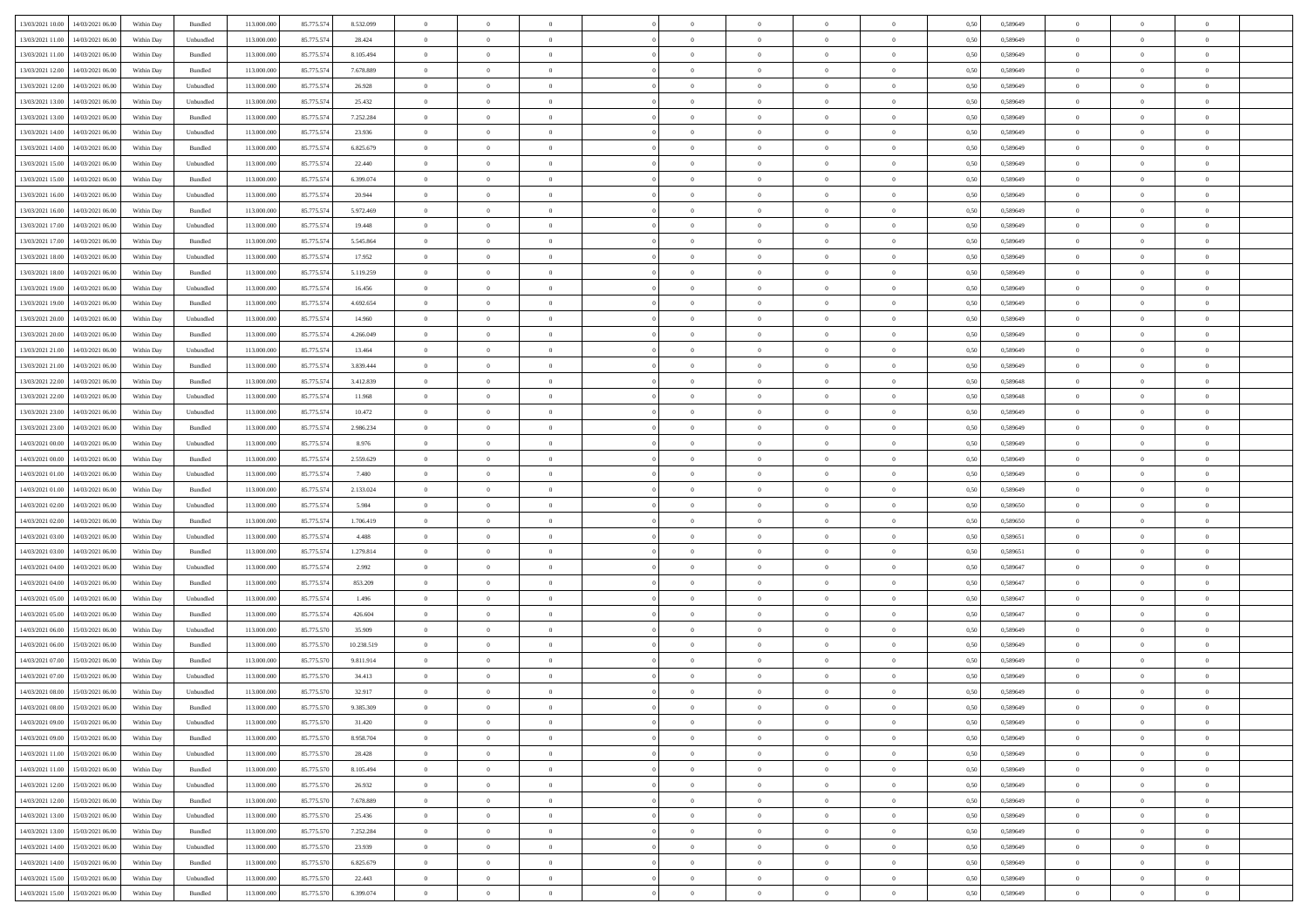| | | | | | | | | | | | | | | | | | | | | | |
|---|---|---|---|---|---|---|---|---|---|---|---|---|---|---|---|---|---|---|---|---|---|
| 13/03/2021 10:00 | 14/03/2021 06:00 | Within Day | Bundled | 113.000.000 | 85.775.574 | 8.532.099 | 0 | 0 | 0 | | 0 | 0 | 0 | 0 | 0 | 0,50 | 0,589649 | 0 | 0 | 0 | |
| 13/03/2021 11:00 | 14/03/2021 06:00 | Within Day | Unbundled | 113.000.000 | 85.775.574 | 28.424 | 0 | 0 | 0 | | 0 | 0 | 0 | 0 | 0 | 0,50 | 0,589649 | 0 | 0 | 0 | |
| 13/03/2021 11:00 | 14/03/2021 06:00 | Within Day | Bundled | 113.000.000 | 85.775.574 | 8.105.494 | 0 | 0 | 0 | | 0 | 0 | 0 | 0 | 0 | 0,50 | 0,589649 | 0 | 0 | 0 | |
| 13/03/2021 12:00 | 14/03/2021 06:00 | Within Day | Bundled | 113.000.000 | 85.775.574 | 7.678.889 | 0 | 0 | 0 | | 0 | 0 | 0 | 0 | 0 | 0,50 | 0,589649 | 0 | 0 | 0 | |
| 13/03/2021 12:00 | 14/03/2021 06:00 | Within Day | Unbundled | 113.000.000 | 85.775.574 | 26.928 | 0 | 0 | 0 | | 0 | 0 | 0 | 0 | 0 | 0,50 | 0,589649 | 0 | 0 | 0 | |
| 13/03/2021 13:00 | 14/03/2021 06:00 | Within Day | Unbundled | 113.000.000 | 85.775.574 | 25.432 | 0 | 0 | 0 | | 0 | 0 | 0 | 0 | 0 | 0,50 | 0,589649 | 0 | 0 | 0 | |
| 13/03/2021 13:00 | 14/03/2021 06:00 | Within Day | Bundled | 113.000.000 | 85.775.574 | 7.252.284 | 0 | 0 | 0 | | 0 | 0 | 0 | 0 | 0 | 0,50 | 0,589649 | 0 | 0 | 0 | |
| 13/03/2021 14:00 | 14/03/2021 06:00 | Within Day | Unbundled | 113.000.000 | 85.775.574 | 23.936 | 0 | 0 | 0 | | 0 | 0 | 0 | 0 | 0 | 0,50 | 0,589649 | 0 | 0 | 0 | |
| 13/03/2021 14:00 | 14/03/2021 06:00 | Within Day | Bundled | 113.000.000 | 85.775.574 | 6.825.679 | 0 | 0 | 0 | | 0 | 0 | 0 | 0 | 0 | 0,50 | 0,589649 | 0 | 0 | 0 | |
| 13/03/2021 15:00 | 14/03/2021 06:00 | Within Day | Unbundled | 113.000.000 | 85.775.574 | 22.440 | 0 | 0 | 0 | | 0 | 0 | 0 | 0 | 0 | 0,50 | 0,589649 | 0 | 0 | 0 | |
| 13/03/2021 15:00 | 14/03/2021 06:00 | Within Day | Bundled | 113.000.000 | 85.775.574 | 6.399.074 | 0 | 0 | 0 | | 0 | 0 | 0 | 0 | 0 | 0,50 | 0,589649 | 0 | 0 | 0 | |
| 13/03/2021 16:00 | 14/03/2021 06:00 | Within Day | Unbundled | 113.000.000 | 85.775.574 | 20.944 | 0 | 0 | 0 | | 0 | 0 | 0 | 0 | 0 | 0,50 | 0,589649 | 0 | 0 | 0 | |
| 13/03/2021 16:00 | 14/03/2021 06:00 | Within Day | Bundled | 113.000.000 | 85.775.574 | 5.972.469 | 0 | 0 | 0 | | 0 | 0 | 0 | 0 | 0 | 0,50 | 0,589649 | 0 | 0 | 0 | |
| 13/03/2021 17:00 | 14/03/2021 06:00 | Within Day | Unbundled | 113.000.000 | 85.775.574 | 19.448 | 0 | 0 | 0 | | 0 | 0 | 0 | 0 | 0 | 0,50 | 0,589649 | 0 | 0 | 0 | |
| 13/03/2021 17:00 | 14/03/2021 06:00 | Within Day | Bundled | 113.000.000 | 85.775.574 | 5.545.864 | 0 | 0 | 0 | | 0 | 0 | 0 | 0 | 0 | 0,50 | 0,589649 | 0 | 0 | 0 | |
| 13/03/2021 18:00 | 14/03/2021 06:00 | Within Day | Unbundled | 113.000.000 | 85.775.574 | 17.952 | 0 | 0 | 0 | | 0 | 0 | 0 | 0 | 0 | 0,50 | 0,589649 | 0 | 0 | 0 | |
| 13/03/2021 18:00 | 14/03/2021 06:00 | Within Day | Bundled | 113.000.000 | 85.775.574 | 5.119.259 | 0 | 0 | 0 | | 0 | 0 | 0 | 0 | 0 | 0,50 | 0,589649 | 0 | 0 | 0 | |
| 13/03/2021 19:00 | 14/03/2021 06:00 | Within Day | Unbundled | 113.000.000 | 85.775.574 | 16.456 | 0 | 0 | 0 | | 0 | 0 | 0 | 0 | 0 | 0,50 | 0,589649 | 0 | 0 | 0 | |
| 13/03/2021 19:00 | 14/03/2021 06:00 | Within Day | Bundled | 113.000.000 | 85.775.574 | 4.692.654 | 0 | 0 | 0 | | 0 | 0 | 0 | 0 | 0 | 0,50 | 0,589649 | 0 | 0 | 0 | |
| 13/03/2021 20:00 | 14/03/2021 06:00 | Within Day | Unbundled | 113.000.000 | 85.775.574 | 14.960 | 0 | 0 | 0 | | 0 | 0 | 0 | 0 | 0 | 0,50 | 0,589649 | 0 | 0 | 0 | |
| 13/03/2021 20:00 | 14/03/2021 06:00 | Within Day | Bundled | 113.000.000 | 85.775.574 | 4.266.049 | 0 | 0 | 0 | | 0 | 0 | 0 | 0 | 0 | 0,50 | 0,589649 | 0 | 0 | 0 | |
| 13/03/2021 21:00 | 14/03/2021 06:00 | Within Day | Unbundled | 113.000.000 | 85.775.574 | 13.464 | 0 | 0 | 0 | | 0 | 0 | 0 | 0 | 0 | 0,50 | 0,589649 | 0 | 0 | 0 | |
| 13/03/2021 21:00 | 14/03/2021 06:00 | Within Day | Bundled | 113.000.000 | 85.775.574 | 3.839.444 | 0 | 0 | 0 | | 0 | 0 | 0 | 0 | 0 | 0,50 | 0,589649 | 0 | 0 | 0 | |
| 13/03/2021 22:00 | 14/03/2021 06:00 | Within Day | Bundled | 113.000.000 | 85.775.574 | 3.412.839 | 0 | 0 | 0 | | 0 | 0 | 0 | 0 | 0 | 0,50 | 0,589648 | 0 | 0 | 0 | |
| 13/03/2021 22:00 | 14/03/2021 06:00 | Within Day | Unbundled | 113.000.000 | 85.775.574 | 11.968 | 0 | 0 | 0 | | 0 | 0 | 0 | 0 | 0 | 0,50 | 0,589648 | 0 | 0 | 0 | |
| 13/03/2021 23:00 | 14/03/2021 06:00 | Within Day | Unbundled | 113.000.000 | 85.775.574 | 10.472 | 0 | 0 | 0 | | 0 | 0 | 0 | 0 | 0 | 0,50 | 0,589649 | 0 | 0 | 0 | |
| 13/03/2021 23:00 | 14/03/2021 06:00 | Within Day | Bundled | 113.000.000 | 85.775.574 | 2.986.234 | 0 | 0 | 0 | | 0 | 0 | 0 | 0 | 0 | 0,50 | 0,589649 | 0 | 0 | 0 | |
| 14/03/2021 00:00 | 14/03/2021 06:00 | Within Day | Unbundled | 113.000.000 | 85.775.574 | 8.976 | 0 | 0 | 0 | | 0 | 0 | 0 | 0 | 0 | 0,50 | 0,589649 | 0 | 0 | 0 | |
| 14/03/2021 00:00 | 14/03/2021 06:00 | Within Day | Bundled | 113.000.000 | 85.775.574 | 2.559.629 | 0 | 0 | 0 | | 0 | 0 | 0 | 0 | 0 | 0,50 | 0,589649 | 0 | 0 | 0 | |
| 14/03/2021 01:00 | 14/03/2021 06:00 | Within Day | Unbundled | 113.000.000 | 85.775.574 | 7.480 | 0 | 0 | 0 | | 0 | 0 | 0 | 0 | 0 | 0,50 | 0,589649 | 0 | 0 | 0 | |
| 14/03/2021 01:00 | 14/03/2021 06:00 | Within Day | Bundled | 113.000.000 | 85.775.574 | 2.133.024 | 0 | 0 | 0 | | 0 | 0 | 0 | 0 | 0 | 0,50 | 0,589649 | 0 | 0 | 0 | |
| 14/03/2021 02:00 | 14/03/2021 06:00 | Within Day | Unbundled | 113.000.000 | 85.775.574 | 5.984 | 0 | 0 | 0 | | 0 | 0 | 0 | 0 | 0 | 0,50 | 0,589650 | 0 | 0 | 0 | |
| 14/03/2021 02:00 | 14/03/2021 06:00 | Within Day | Bundled | 113.000.000 | 85.775.574 | 1.706.419 | 0 | 0 | 0 | | 0 | 0 | 0 | 0 | 0 | 0,50 | 0,589650 | 0 | 0 | 0 | |
| 14/03/2021 03:00 | 14/03/2021 06:00 | Within Day | Unbundled | 113.000.000 | 85.775.574 | 4.488 | 0 | 0 | 0 | | 0 | 0 | 0 | 0 | 0 | 0,50 | 0,589651 | 0 | 0 | 0 | |
| 14/03/2021 03:00 | 14/03/2021 06:00 | Within Day | Bundled | 113.000.000 | 85.775.574 | 1.279.814 | 0 | 0 | 0 | | 0 | 0 | 0 | 0 | 0 | 0,50 | 0,589651 | 0 | 0 | 0 | |
| 14/03/2021 04:00 | 14/03/2021 06:00 | Within Day | Unbundled | 113.000.000 | 85.775.574 | 2.992 | 0 | 0 | 0 | | 0 | 0 | 0 | 0 | 0 | 0,50 | 0,589647 | 0 | 0 | 0 | |
| 14/03/2021 04:00 | 14/03/2021 06:00 | Within Day | Bundled | 113.000.000 | 85.775.574 | 853.209 | 0 | 0 | 0 | | 0 | 0 | 0 | 0 | 0 | 0,50 | 0,589647 | 0 | 0 | 0 | |
| 14/03/2021 05:00 | 14/03/2021 06:00 | Within Day | Unbundled | 113.000.000 | 85.775.574 | 1.496 | 0 | 0 | 0 | | 0 | 0 | 0 | 0 | 0 | 0,50 | 0,589647 | 0 | 0 | 0 | |
| 14/03/2021 05:00 | 14/03/2021 06:00 | Within Day | Bundled | 113.000.000 | 85.775.574 | 426.604 | 0 | 0 | 0 | | 0 | 0 | 0 | 0 | 0 | 0,50 | 0,589647 | 0 | 0 | 0 | |
| 14/03/2021 06:00 | 15/03/2021 06:00 | Within Day | Unbundled | 113.000.000 | 85.775.570 | 35.909 | 0 | 0 | 0 | | 0 | 0 | 0 | 0 | 0 | 0,50 | 0,589649 | 0 | 0 | 0 | |
| 14/03/2021 06:00 | 15/03/2021 06:00 | Within Day | Bundled | 113.000.000 | 85.775.570 | 10.238.519 | 0 | 0 | 0 | | 0 | 0 | 0 | 0 | 0 | 0,50 | 0,589649 | 0 | 0 | 0 | |
| 14/03/2021 07:00 | 15/03/2021 06:00 | Within Day | Bundled | 113.000.000 | 85.775.570 | 9.811.914 | 0 | 0 | 0 | | 0 | 0 | 0 | 0 | 0 | 0,50 | 0,589649 | 0 | 0 | 0 | |
| 14/03/2021 07:00 | 15/03/2021 06:00 | Within Day | Unbundled | 113.000.000 | 85.775.570 | 34.413 | 0 | 0 | 0 | | 0 | 0 | 0 | 0 | 0 | 0,50 | 0,589649 | 0 | 0 | 0 | |
| 14/03/2021 08:00 | 15/03/2021 06:00 | Within Day | Unbundled | 113.000.000 | 85.775.570 | 32.917 | 0 | 0 | 0 | | 0 | 0 | 0 | 0 | 0 | 0,50 | 0,589649 | 0 | 0 | 0 | |
| 14/03/2021 08:00 | 15/03/2021 06:00 | Within Day | Bundled | 113.000.000 | 85.775.570 | 9.385.309 | 0 | 0 | 0 | | 0 | 0 | 0 | 0 | 0 | 0,50 | 0,589649 | 0 | 0 | 0 | |
| 14/03/2021 09:00 | 15/03/2021 06:00 | Within Day | Unbundled | 113.000.000 | 85.775.570 | 31.420 | 0 | 0 | 0 | | 0 | 0 | 0 | 0 | 0 | 0,50 | 0,589649 | 0 | 0 | 0 | |
| 14/03/2021 09:00 | 15/03/2021 06:00 | Within Day | Bundled | 113.000.000 | 85.775.570 | 8.958.704 | 0 | 0 | 0 | | 0 | 0 | 0 | 0 | 0 | 0,50 | 0,589649 | 0 | 0 | 0 | |
| 14/03/2021 11:00 | 15/03/2021 06:00 | Within Day | Unbundled | 113.000.000 | 85.775.570 | 28.428 | 0 | 0 | 0 | | 0 | 0 | 0 | 0 | 0 | 0,50 | 0,589649 | 0 | 0 | 0 | |
| 14/03/2021 11:00 | 15/03/2021 06:00 | Within Day | Bundled | 113.000.000 | 85.775.570 | 8.105.494 | 0 | 0 | 0 | | 0 | 0 | 0 | 0 | 0 | 0,50 | 0,589649 | 0 | 0 | 0 | |
| 14/03/2021 12:00 | 15/03/2021 06:00 | Within Day | Unbundled | 113.000.000 | 85.775.570 | 26.932 | 0 | 0 | 0 | | 0 | 0 | 0 | 0 | 0 | 0,50 | 0,589649 | 0 | 0 | 0 | |
| 14/03/2021 12:00 | 15/03/2021 06:00 | Within Day | Bundled | 113.000.000 | 85.775.570 | 7.678.889 | 0 | 0 | 0 | | 0 | 0 | 0 | 0 | 0 | 0,50 | 0,589649 | 0 | 0 | 0 | |
| 14/03/2021 13:00 | 15/03/2021 06:00 | Within Day | Unbundled | 113.000.000 | 85.775.570 | 25.436 | 0 | 0 | 0 | | 0 | 0 | 0 | 0 | 0 | 0,50 | 0,589649 | 0 | 0 | 0 | |
| 14/03/2021 13:00 | 15/03/2021 06:00 | Within Day | Bundled | 113.000.000 | 85.775.570 | 7.252.284 | 0 | 0 | 0 | | 0 | 0 | 0 | 0 | 0 | 0,50 | 0,589649 | 0 | 0 | 0 | |
| 14/03/2021 14:00 | 15/03/2021 06:00 | Within Day | Unbundled | 113.000.000 | 85.775.570 | 23.939 | 0 | 0 | 0 | | 0 | 0 | 0 | 0 | 0 | 0,50 | 0,589649 | 0 | 0 | 0 | |
| 14/03/2021 14:00 | 15/03/2021 06:00 | Within Day | Bundled | 113.000.000 | 85.775.570 | 6.825.679 | 0 | 0 | 0 | | 0 | 0 | 0 | 0 | 0 | 0,50 | 0,589649 | 0 | 0 | 0 | |
| 14/03/2021 15:00 | 15/03/2021 06:00 | Within Day | Unbundled | 113.000.000 | 85.775.570 | 22.443 | 0 | 0 | 0 | | 0 | 0 | 0 | 0 | 0 | 0,50 | 0,589649 | 0 | 0 | 0 | |
| 14/03/2021 15:00 | 15/03/2021 06:00 | Within Day | Bundled | 113.000.000 | 85.775.570 | 6.399.074 | 0 | 0 | 0 | | 0 | 0 | 0 | 0 | 0 | 0,50 | 0,589649 | 0 | 0 | 0 | |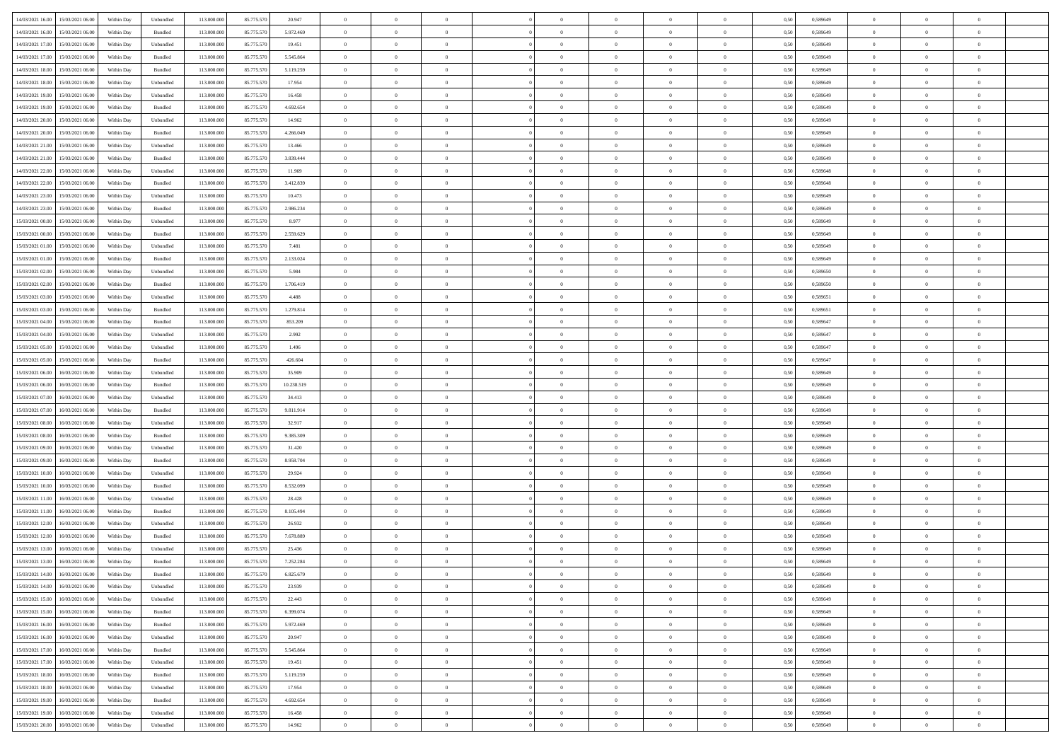| | | | | | | | | | | | | | | | | | | | | | |
|---|---|---|---|---|---|---|---|---|---|---|---|---|---|---|---|---|---|---|---|---|---|
| 14/03/2021 16:00 | 15/03/2021 06:00 | Within Day | Unbundled | 113.000.000 | 85.775.570 | 20.947 | 0 | 0 | 0 | | 0 | 0 | 0 | 0 | 0,50 | 0,589649 | 0 | 0 | 0 | |
| 14/03/2021 16:00 | 15/03/2021 06:00 | Within Day | Bundled | 113.000.000 | 85.775.570 | 5.972.469 | 0 | 0 | 0 | | 0 | 0 | 0 | 0 | 0,50 | 0,589649 | 0 | 0 | 0 | |
| 14/03/2021 17:00 | 15/03/2021 06:00 | Within Day | Unbundled | 113.000.000 | 85.775.570 | 19.451 | 0 | 0 | 0 | | 0 | 0 | 0 | 0 | 0,50 | 0,589649 | 0 | 0 | 0 | |
| 14/03/2021 17:00 | 15/03/2021 06:00 | Within Day | Bundled | 113.000.000 | 85.775.570 | 5.545.864 | 0 | 0 | 0 | | 0 | 0 | 0 | 0 | 0,50 | 0,589649 | 0 | 0 | 0 | |
| 14/03/2021 18:00 | 15/03/2021 06:00 | Within Day | Bundled | 113.000.000 | 85.775.570 | 5.119.259 | 0 | 0 | 0 | | 0 | 0 | 0 | 0 | 0,50 | 0,589649 | 0 | 0 | 0 | |
| 14/03/2021 18:00 | 15/03/2021 06:00 | Within Day | Unbundled | 113.000.000 | 85.775.570 | 17.954 | 0 | 0 | 0 | | 0 | 0 | 0 | 0 | 0,50 | 0,589649 | 0 | 0 | 0 | |
| 14/03/2021 19:00 | 15/03/2021 06:00 | Within Day | Unbundled | 113.000.000 | 85.775.570 | 16.458 | 0 | 0 | 0 | | 0 | 0 | 0 | 0 | 0,50 | 0,589649 | 0 | 0 | 0 | |
| 14/03/2021 19:00 | 15/03/2021 06:00 | Within Day | Bundled | 113.000.000 | 85.775.570 | 4.692.654 | 0 | 0 | 0 | | 0 | 0 | 0 | 0 | 0,50 | 0,589649 | 0 | 0 | 0 | |
| 14/03/2021 20:00 | 15/03/2021 06:00 | Within Day | Unbundled | 113.000.000 | 85.775.570 | 14.962 | 0 | 0 | 0 | | 0 | 0 | 0 | 0 | 0,50 | 0,589649 | 0 | 0 | 0 | |
| 14/03/2021 20:00 | 15/03/2021 06:00 | Within Day | Bundled | 113.000.000 | 85.775.570 | 4.266.049 | 0 | 0 | 0 | | 0 | 0 | 0 | 0 | 0,50 | 0,589649 | 0 | 0 | 0 | |
| 14/03/2021 21:00 | 15/03/2021 06:00 | Within Day | Unbundled | 113.000.000 | 85.775.570 | 13.466 | 0 | 0 | 0 | | 0 | 0 | 0 | 0 | 0,50 | 0,589649 | 0 | 0 | 0 | |
| 14/03/2021 21:00 | 15/03/2021 06:00 | Within Day | Bundled | 113.000.000 | 85.775.570 | 3.839.444 | 0 | 0 | 0 | | 0 | 0 | 0 | 0 | 0,50 | 0,589649 | 0 | 0 | 0 | |
| 14/03/2021 22:00 | 15/03/2021 06:00 | Within Day | Unbundled | 113.000.000 | 85.775.570 | 11.969 | 0 | 0 | 0 | | 0 | 0 | 0 | 0 | 0,50 | 0,589648 | 0 | 0 | 0 | |
| 14/03/2021 22:00 | 15/03/2021 06:00 | Within Day | Bundled | 113.000.000 | 85.775.570 | 3.412.839 | 0 | 0 | 0 | | 0 | 0 | 0 | 0 | 0,50 | 0,589648 | 0 | 0 | 0 | |
| 14/03/2021 23:00 | 15/03/2021 06:00 | Within Day | Unbundled | 113.000.000 | 85.775.570 | 10.473 | 0 | 0 | 0 | | 0 | 0 | 0 | 0 | 0,50 | 0,589649 | 0 | 0 | 0 | |
| 14/03/2021 23:00 | 15/03/2021 06:00 | Within Day | Bundled | 113.000.000 | 85.775.570 | 2.986.234 | 0 | 0 | 0 | | 0 | 0 | 0 | 0 | 0,50 | 0,589649 | 0 | 0 | 0 | |
| 15/03/2021 00:00 | 15/03/2021 06:00 | Within Day | Unbundled | 113.000.000 | 85.775.570 | 8.977 | 0 | 0 | 0 | | 0 | 0 | 0 | 0 | 0,50 | 0,589649 | 0 | 0 | 0 | |
| 15/03/2021 00:00 | 15/03/2021 06:00 | Within Day | Bundled | 113.000.000 | 85.775.570 | 2.559.629 | 0 | 0 | 0 | | 0 | 0 | 0 | 0 | 0,50 | 0,589649 | 0 | 0 | 0 | |
| 15/03/2021 01:00 | 15/03/2021 06:00 | Within Day | Unbundled | 113.000.000 | 85.775.570 | 7.481 | 0 | 0 | 0 | | 0 | 0 | 0 | 0 | 0,50 | 0,589649 | 0 | 0 | 0 | |
| 15/03/2021 01:00 | 15/03/2021 06:00 | Within Day | Bundled | 113.000.000 | 85.775.570 | 2.133.024 | 0 | 0 | 0 | | 0 | 0 | 0 | 0 | 0,50 | 0,589649 | 0 | 0 | 0 | |
| 15/03/2021 02:00 | 15/03/2021 06:00 | Within Day | Unbundled | 113.000.000 | 85.775.570 | 5.984 | 0 | 0 | 0 | | 0 | 0 | 0 | 0 | 0,50 | 0,589650 | 0 | 0 | 0 | |
| 15/03/2021 02:00 | 15/03/2021 06:00 | Within Day | Bundled | 113.000.000 | 85.775.570 | 1.706.419 | 0 | 0 | 0 | | 0 | 0 | 0 | 0 | 0,50 | 0,589650 | 0 | 0 | 0 | |
| 15/03/2021 03:00 | 15/03/2021 06:00 | Within Day | Unbundled | 113.000.000 | 85.775.570 | 4.488 | 0 | 0 | 0 | | 0 | 0 | 0 | 0 | 0,50 | 0,589651 | 0 | 0 | 0 | |
| 15/03/2021 03:00 | 15/03/2021 06:00 | Within Day | Bundled | 113.000.000 | 85.775.570 | 1.279.814 | 0 | 0 | 0 | | 0 | 0 | 0 | 0 | 0,50 | 0,589651 | 0 | 0 | 0 | |
| 15/03/2021 04:00 | 15/03/2021 06:00 | Within Day | Bundled | 113.000.000 | 85.775.570 | 853.209 | 0 | 0 | 0 | | 0 | 0 | 0 | 0 | 0,50 | 0,589647 | 0 | 0 | 0 | |
| 15/03/2021 04:00 | 15/03/2021 06:00 | Within Day | Unbundled | 113.000.000 | 85.775.570 | 2.992 | 0 | 0 | 0 | | 0 | 0 | 0 | 0 | 0,50 | 0,589647 | 0 | 0 | 0 | |
| 15/03/2021 05:00 | 15/03/2021 06:00 | Within Day | Unbundled | 113.000.000 | 85.775.570 | 1.496 | 0 | 0 | 0 | | 0 | 0 | 0 | 0 | 0,50 | 0,589647 | 0 | 0 | 0 | |
| 15/03/2021 05:00 | 15/03/2021 06:00 | Within Day | Bundled | 113.000.000 | 85.775.570 | 426.604 | 0 | 0 | 0 | | 0 | 0 | 0 | 0 | 0,50 | 0,589647 | 0 | 0 | 0 | |
| 15/03/2021 06:00 | 16/03/2021 06:00 | Within Day | Unbundled | 113.000.000 | 85.775.570 | 35.909 | 0 | 0 | 0 | | 0 | 0 | 0 | 0 | 0,50 | 0,589649 | 0 | 0 | 0 | |
| 15/03/2021 06:00 | 16/03/2021 06:00 | Within Day | Bundled | 113.000.000 | 85.775.570 | 10.238.519 | 0 | 0 | 0 | | 0 | 0 | 0 | 0 | 0,50 | 0,589649 | 0 | 0 | 0 | |
| 15/03/2021 07:00 | 16/03/2021 06:00 | Within Day | Unbundled | 113.000.000 | 85.775.570 | 34.413 | 0 | 0 | 0 | | 0 | 0 | 0 | 0 | 0,50 | 0,589649 | 0 | 0 | 0 | |
| 15/03/2021 07:00 | 16/03/2021 06:00 | Within Day | Bundled | 113.000.000 | 85.775.570 | 9.811.914 | 0 | 0 | 0 | | 0 | 0 | 0 | 0 | 0,50 | 0,589649 | 0 | 0 | 0 | |
| 15/03/2021 08:00 | 16/03/2021 06:00 | Within Day | Unbundled | 113.000.000 | 85.775.570 | 32.917 | 0 | 0 | 0 | | 0 | 0 | 0 | 0 | 0,50 | 0,589649 | 0 | 0 | 0 | |
| 15/03/2021 08:00 | 16/03/2021 06:00 | Within Day | Bundled | 113.000.000 | 85.775.570 | 9.385.309 | 0 | 0 | 0 | | 0 | 0 | 0 | 0 | 0,50 | 0,589649 | 0 | 0 | 0 | |
| 15/03/2021 09:00 | 16/03/2021 06:00 | Within Day | Unbundled | 113.000.000 | 85.775.570 | 31.420 | 0 | 0 | 0 | | 0 | 0 | 0 | 0 | 0,50 | 0,589649 | 0 | 0 | 0 | |
| 15/03/2021 09:00 | 16/03/2021 06:00 | Within Day | Bundled | 113.000.000 | 85.775.570 | 8.958.704 | 0 | 0 | 0 | | 0 | 0 | 0 | 0 | 0,50 | 0,589649 | 0 | 0 | 0 | |
| 15/03/2021 10:00 | 16/03/2021 06:00 | Within Day | Unbundled | 113.000.000 | 85.775.570 | 29.924 | 0 | 0 | 0 | | 0 | 0 | 0 | 0 | 0,50 | 0,589649 | 0 | 0 | 0 | |
| 15/03/2021 10:00 | 16/03/2021 06:00 | Within Day | Bundled | 113.000.000 | 85.775.570 | 8.532.099 | 0 | 0 | 0 | | 0 | 0 | 0 | 0 | 0,50 | 0,589649 | 0 | 0 | 0 | |
| 15/03/2021 11:00 | 16/03/2021 06:00 | Within Day | Unbundled | 113.000.000 | 85.775.570 | 28.428 | 0 | 0 | 0 | | 0 | 0 | 0 | 0 | 0,50 | 0,589649 | 0 | 0 | 0 | |
| 15/03/2021 11:00 | 16/03/2021 06:00 | Within Day | Bundled | 113.000.000 | 85.775.570 | 8.105.494 | 0 | 0 | 0 | | 0 | 0 | 0 | 0 | 0,50 | 0,589649 | 0 | 0 | 0 | |
| 15/03/2021 12:00 | 16/03/2021 06:00 | Within Day | Unbundled | 113.000.000 | 85.775.570 | 26.932 | 0 | 0 | 0 | | 0 | 0 | 0 | 0 | 0,50 | 0,589649 | 0 | 0 | 0 | |
| 15/03/2021 12:00 | 16/03/2021 06:00 | Within Day | Bundled | 113.000.000 | 85.775.570 | 7.678.889 | 0 | 0 | 0 | | 0 | 0 | 0 | 0 | 0,50 | 0,589649 | 0 | 0 | 0 | |
| 15/03/2021 13:00 | 16/03/2021 06:00 | Within Day | Unbundled | 113.000.000 | 85.775.570 | 25.436 | 0 | 0 | 0 | | 0 | 0 | 0 | 0 | 0,50 | 0,589649 | 0 | 0 | 0 | |
| 15/03/2021 13:00 | 16/03/2021 06:00 | Within Day | Bundled | 113.000.000 | 85.775.570 | 7.252.284 | 0 | 0 | 0 | | 0 | 0 | 0 | 0 | 0,50 | 0,589649 | 0 | 0 | 0 | |
| 15/03/2021 14:00 | 16/03/2021 06:00 | Within Day | Bundled | 113.000.000 | 85.775.570 | 6.825.679 | 0 | 0 | 0 | | 0 | 0 | 0 | 0 | 0,50 | 0,589649 | 0 | 0 | 0 | |
| 15/03/2021 14:00 | 16/03/2021 06:00 | Within Day | Unbundled | 113.000.000 | 85.775.570 | 23.939 | 0 | 0 | 0 | | 0 | 0 | 0 | 0 | 0,50 | 0,589649 | 0 | 0 | 0 | |
| 15/03/2021 15:00 | 16/03/2021 06:00 | Within Day | Unbundled | 113.000.000 | 85.775.570 | 22.443 | 0 | 0 | 0 | | 0 | 0 | 0 | 0 | 0,50 | 0,589649 | 0 | 0 | 0 | |
| 15/03/2021 15:00 | 16/03/2021 06:00 | Within Day | Bundled | 113.000.000 | 85.775.570 | 6.399.074 | 0 | 0 | 0 | | 0 | 0 | 0 | 0 | 0,50 | 0,589649 | 0 | 0 | 0 | |
| 15/03/2021 16:00 | 16/03/2021 06:00 | Within Day | Bundled | 113.000.000 | 85.775.570 | 5.972.469 | 0 | 0 | 0 | | 0 | 0 | 0 | 0 | 0,50 | 0,589649 | 0 | 0 | 0 | |
| 15/03/2021 16:00 | 16/03/2021 06:00 | Within Day | Unbundled | 113.000.000 | 85.775.570 | 20.947 | 0 | 0 | 0 | | 0 | 0 | 0 | 0 | 0,50 | 0,589649 | 0 | 0 | 0 | |
| 15/03/2021 17:00 | 16/03/2021 06:00 | Within Day | Bundled | 113.000.000 | 85.775.570 | 5.545.864 | 0 | 0 | 0 | | 0 | 0 | 0 | 0 | 0,50 | 0,589649 | 0 | 0 | 0 | |
| 15/03/2021 17:00 | 16/03/2021 06:00 | Within Day | Unbundled | 113.000.000 | 85.775.570 | 19.451 | 0 | 0 | 0 | | 0 | 0 | 0 | 0 | 0,50 | 0,589649 | 0 | 0 | 0 | |
| 15/03/2021 18:00 | 16/03/2021 06:00 | Within Day | Bundled | 113.000.000 | 85.775.570 | 5.119.259 | 0 | 0 | 0 | | 0 | 0 | 0 | 0 | 0,50 | 0,589649 | 0 | 0 | 0 | |
| 15/03/2021 18:00 | 16/03/2021 06:00 | Within Day | Unbundled | 113.000.000 | 85.775.570 | 17.954 | 0 | 0 | 0 | | 0 | 0 | 0 | 0 | 0,50 | 0,589649 | 0 | 0 | 0 | |
| 15/03/2021 19:00 | 16/03/2021 06:00 | Within Day | Bundled | 113.000.000 | 85.775.570 | 4.692.654 | 0 | 0 | 0 | | 0 | 0 | 0 | 0 | 0,50 | 0,589649 | 0 | 0 | 0 | |
| 15/03/2021 19:00 | 16/03/2021 06:00 | Within Day | Unbundled | 113.000.000 | 85.775.570 | 16.458 | 0 | 0 | 0 | | 0 | 0 | 0 | 0 | 0,50 | 0,589649 | 0 | 0 | 0 | |
| 15/03/2021 20:00 | 16/03/2021 06:00 | Within Day | Unbundled | 113.000.000 | 85.775.570 | 14.962 | 0 | 0 | 0 | | 0 | 0 | 0 | 0 | 0,50 | 0,589649 | 0 | 0 | 0 | |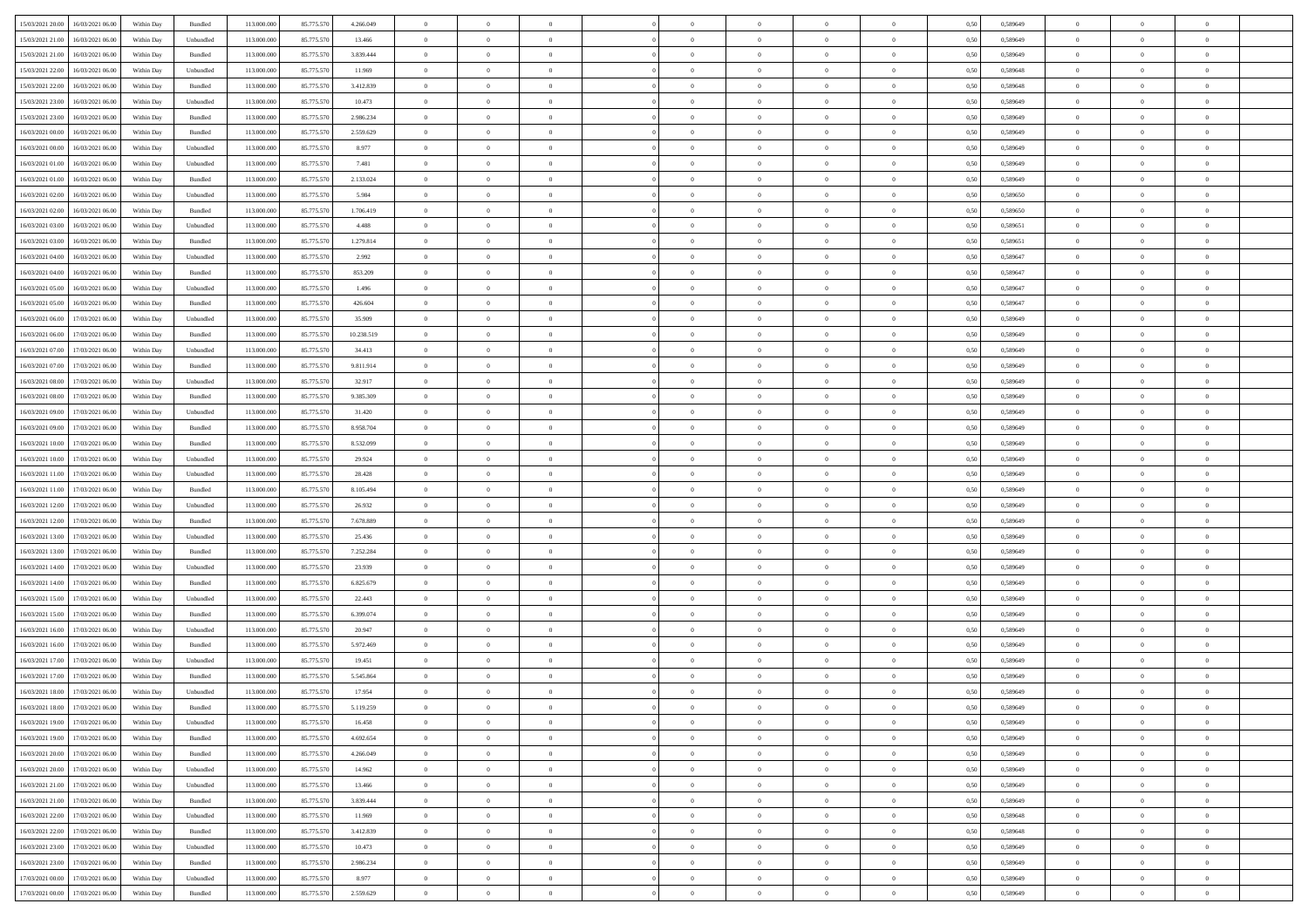| 15/03/2021 20.00 | 16/03/2021 06.00 | Within Day | Bundled | 113.000.000 | 85.775.570 | 4.266.049 | 0 | 0 | 0 | | 0 | 0 | 0 | 0 | 0,50 | 0,589649 | 0 | 0 | 0 | |
|---|---|---|---|---|---|---|---|---|---|---|---|---|---|---|---|---|---|---|---|---|
| 15/03/2021 21.00 | 16/03/2021 06.00 | Within Day | Unbundled | 113.000.000 | 85.775.570 | 13.466 | 0 | 0 | 0 | | 0 | 0 | 0 | 0 | 0,50 | 0,589649 | 0 | 0 | 0 | |
| 15/03/2021 21.00 | 16/03/2021 06.00 | Within Day | Bundled | 113.000.000 | 85.775.570 | 3.839.444 | 0 | 0 | 0 | | 0 | 0 | 0 | 0 | 0,50 | 0,589649 | 0 | 0 | 0 | |
| 15/03/2021 22.00 | 16/03/2021 06.00 | Within Day | Unbundled | 113.000.000 | 85.775.570 | 11.969 | 0 | 0 | 0 | | 0 | 0 | 0 | 0 | 0,50 | 0,589648 | 0 | 0 | 0 | |
| 15/03/2021 22.00 | 16/03/2021 06.00 | Within Day | Bundled | 113.000.000 | 85.775.570 | 3.412.839 | 0 | 0 | 0 | | 0 | 0 | 0 | 0 | 0,50 | 0,589648 | 0 | 0 | 0 | |
| 15/03/2021 23.00 | 16/03/2021 06.00 | Within Day | Unbundled | 113.000.000 | 85.775.570 | 10.473 | 0 | 0 | 0 | | 0 | 0 | 0 | 0 | 0,50 | 0,589649 | 0 | 0 | 0 | |
| 15/03/2021 23.00 | 16/03/2021 06.00 | Within Day | Bundled | 113.000.000 | 85.775.570 | 2.986.234 | 0 | 0 | 0 | | 0 | 0 | 0 | 0 | 0,50 | 0,589649 | 0 | 0 | 0 | |
| 16/03/2021 00.00 | 16/03/2021 06.00 | Within Day | Bundled | 113.000.000 | 85.775.570 | 2.559.629 | 0 | 0 | 0 | | 0 | 0 | 0 | 0 | 0,50 | 0,589649 | 0 | 0 | 0 | |
| 16/03/2021 00.00 | 16/03/2021 06.00 | Within Day | Unbundled | 113.000.000 | 85.775.570 | 8.977 | 0 | 0 | 0 | | 0 | 0 | 0 | 0 | 0,50 | 0,589649 | 0 | 0 | 0 | |
| 16/03/2021 01.00 | 16/03/2021 06.00 | Within Day | Unbundled | 113.000.000 | 85.775.570 | 7.481 | 0 | 0 | 0 | | 0 | 0 | 0 | 0 | 0,50 | 0,589649 | 0 | 0 | 0 | |
| 16/03/2021 01.00 | 16/03/2021 06.00 | Within Day | Bundled | 113.000.000 | 85.775.570 | 2.133.024 | 0 | 0 | 0 | | 0 | 0 | 0 | 0 | 0,50 | 0,589649 | 0 | 0 | 0 | |
| 16/03/2021 02.00 | 16/03/2021 06.00 | Within Day | Unbundled | 113.000.000 | 85.775.570 | 5.984 | 0 | 0 | 0 | | 0 | 0 | 0 | 0 | 0,50 | 0,589650 | 0 | 0 | 0 | |
| 16/03/2021 02.00 | 16/03/2021 06.00 | Within Day | Bundled | 113.000.000 | 85.775.570 | 1.706.419 | 0 | 0 | 0 | | 0 | 0 | 0 | 0 | 0,50 | 0,589650 | 0 | 0 | 0 | |
| 16/03/2021 03.00 | 16/03/2021 06.00 | Within Day | Unbundled | 113.000.000 | 85.775.570 | 4.488 | 0 | 0 | 0 | | 0 | 0 | 0 | 0 | 0,50 | 0,589651 | 0 | 0 | 0 | |
| 16/03/2021 03.00 | 16/03/2021 06.00 | Within Day | Bundled | 113.000.000 | 85.775.570 | 1.279.814 | 0 | 0 | 0 | | 0 | 0 | 0 | 0 | 0,50 | 0,589651 | 0 | 0 | 0 | |
| 16/03/2021 04.00 | 16/03/2021 06.00 | Within Day | Unbundled | 113.000.000 | 85.775.570 | 2.992 | 0 | 0 | 0 | | 0 | 0 | 0 | 0 | 0,50 | 0,589647 | 0 | 0 | 0 | |
| 16/03/2021 04.00 | 16/03/2021 06.00 | Within Day | Bundled | 113.000.000 | 85.775.570 | 853.209 | 0 | 0 | 0 | | 0 | 0 | 0 | 0 | 0,50 | 0,589647 | 0 | 0 | 0 | |
| 16/03/2021 05.00 | 16/03/2021 06.00 | Within Day | Unbundled | 113.000.000 | 85.775.570 | 1.496 | 0 | 0 | 0 | | 0 | 0 | 0 | 0 | 0,50 | 0,589647 | 0 | 0 | 0 | |
| 16/03/2021 05.00 | 16/03/2021 06.00 | Within Day | Bundled | 113.000.000 | 85.775.570 | 426.604 | 0 | 0 | 0 | | 0 | 0 | 0 | 0 | 0,50 | 0,589647 | 0 | 0 | 0 | |
| 16/03/2021 06.00 | 17/03/2021 06.00 | Within Day | Unbundled | 113.000.000 | 85.775.570 | 35.909 | 0 | 0 | 0 | | 0 | 0 | 0 | 0 | 0,50 | 0,589649 | 0 | 0 | 0 | |
| 16/03/2021 06.00 | 17/03/2021 06.00 | Within Day | Bundled | 113.000.000 | 85.775.570 | 10.238.519 | 0 | 0 | 0 | | 0 | 0 | 0 | 0 | 0,50 | 0,589649 | 0 | 0 | 0 | |
| 16/03/2021 07.00 | 17/03/2021 06.00 | Within Day | Unbundled | 113.000.000 | 85.775.570 | 34.413 | 0 | 0 | 0 | | 0 | 0 | 0 | 0 | 0,50 | 0,589649 | 0 | 0 | 0 | |
| 16/03/2021 07.00 | 17/03/2021 06.00 | Within Day | Bundled | 113.000.000 | 85.775.570 | 9.811.914 | 0 | 0 | 0 | | 0 | 0 | 0 | 0 | 0,50 | 0,589649 | 0 | 0 | 0 | |
| 16/03/2021 08.00 | 17/03/2021 06.00 | Within Day | Unbundled | 113.000.000 | 85.775.570 | 32.917 | 0 | 0 | 0 | | 0 | 0 | 0 | 0 | 0,50 | 0,589649 | 0 | 0 | 0 | |
| 16/03/2021 08.00 | 17/03/2021 06.00 | Within Day | Bundled | 113.000.000 | 85.775.570 | 9.385.309 | 0 | 0 | 0 | | 0 | 0 | 0 | 0 | 0,50 | 0,589649 | 0 | 0 | 0 | |
| 16/03/2021 09.00 | 17/03/2021 06.00 | Within Day | Unbundled | 113.000.000 | 85.775.570 | 31.420 | 0 | 0 | 0 | | 0 | 0 | 0 | 0 | 0,50 | 0,589649 | 0 | 0 | 0 | |
| 16/03/2021 09.00 | 17/03/2021 06.00 | Within Day | Bundled | 113.000.000 | 85.775.570 | 8.958.704 | 0 | 0 | 0 | | 0 | 0 | 0 | 0 | 0,50 | 0,589649 | 0 | 0 | 0 | |
| 16/03/2021 10.00 | 17/03/2021 06.00 | Within Day | Bundled | 113.000.000 | 85.775.570 | 8.532.099 | 0 | 0 | 0 | | 0 | 0 | 0 | 0 | 0,50 | 0,589649 | 0 | 0 | 0 | |
| 16/03/2021 10.00 | 17/03/2021 06.00 | Within Day | Unbundled | 113.000.000 | 85.775.570 | 29.924 | 0 | 0 | 0 | | 0 | 0 | 0 | 0 | 0,50 | 0,589649 | 0 | 0 | 0 | |
| 16/03/2021 11.00 | 17/03/2021 06.00 | Within Day | Unbundled | 113.000.000 | 85.775.570 | 28.428 | 0 | 0 | 0 | | 0 | 0 | 0 | 0 | 0,50 | 0,589649 | 0 | 0 | 0 | |
| 16/03/2021 11.00 | 17/03/2021 06.00 | Within Day | Bundled | 113.000.000 | 85.775.570 | 8.105.494 | 0 | 0 | 0 | | 0 | 0 | 0 | 0 | 0,50 | 0,589649 | 0 | 0 | 0 | |
| 16/03/2021 12.00 | 17/03/2021 06.00 | Within Day | Unbundled | 113.000.000 | 85.775.570 | 26.932 | 0 | 0 | 0 | | 0 | 0 | 0 | 0 | 0,50 | 0,589649 | 0 | 0 | 0 | |
| 16/03/2021 12.00 | 17/03/2021 06.00 | Within Day | Bundled | 113.000.000 | 85.775.570 | 7.678.889 | 0 | 0 | 0 | | 0 | 0 | 0 | 0 | 0,50 | 0,589649 | 0 | 0 | 0 | |
| 16/03/2021 13.00 | 17/03/2021 06.00 | Within Day | Unbundled | 113.000.000 | 85.775.570 | 25.436 | 0 | 0 | 0 | | 0 | 0 | 0 | 0 | 0,50 | 0,589649 | 0 | 0 | 0 | |
| 16/03/2021 13.00 | 17/03/2021 06.00 | Within Day | Bundled | 113.000.000 | 85.775.570 | 7.252.284 | 0 | 0 | 0 | | 0 | 0 | 0 | 0 | 0,50 | 0,589649 | 0 | 0 | 0 | |
| 16/03/2021 14.00 | 17/03/2021 06.00 | Within Day | Unbundled | 113.000.000 | 85.775.570 | 23.939 | 0 | 0 | 0 | | 0 | 0 | 0 | 0 | 0,50 | 0,589649 | 0 | 0 | 0 | |
| 16/03/2021 14.00 | 17/03/2021 06.00 | Within Day | Bundled | 113.000.000 | 85.775.570 | 6.825.679 | 0 | 0 | 0 | | 0 | 0 | 0 | 0 | 0,50 | 0,589649 | 0 | 0 | 0 | |
| 16/03/2021 15.00 | 17/03/2021 06.00 | Within Day | Unbundled | 113.000.000 | 85.775.570 | 22.443 | 0 | 0 | 0 | | 0 | 0 | 0 | 0 | 0,50 | 0,589649 | 0 | 0 | 0 | |
| 16/03/2021 15.00 | 17/03/2021 06.00 | Within Day | Bundled | 113.000.000 | 85.775.570 | 6.399.074 | 0 | 0 | 0 | | 0 | 0 | 0 | 0 | 0,50 | 0,589649 | 0 | 0 | 0 | |
| 16/03/2021 16.00 | 17/03/2021 06.00 | Within Day | Unbundled | 113.000.000 | 85.775.570 | 20.947 | 0 | 0 | 0 | | 0 | 0 | 0 | 0 | 0,50 | 0,589649 | 0 | 0 | 0 | |
| 16/03/2021 16.00 | 17/03/2021 06.00 | Within Day | Bundled | 113.000.000 | 85.775.570 | 5.972.469 | 0 | 0 | 0 | | 0 | 0 | 0 | 0 | 0,50 | 0,589649 | 0 | 0 | 0 | |
| 16/03/2021 17.00 | 17/03/2021 06.00 | Within Day | Unbundled | 113.000.000 | 85.775.570 | 19.451 | 0 | 0 | 0 | | 0 | 0 | 0 | 0 | 0,50 | 0,589649 | 0 | 0 | 0 | |
| 16/03/2021 17.00 | 17/03/2021 06.00 | Within Day | Bundled | 113.000.000 | 85.775.570 | 5.545.864 | 0 | 0 | 0 | | 0 | 0 | 0 | 0 | 0,50 | 0,589649 | 0 | 0 | 0 | |
| 16/03/2021 18.00 | 17/03/2021 06.00 | Within Day | Unbundled | 113.000.000 | 85.775.570 | 17.954 | 0 | 0 | 0 | | 0 | 0 | 0 | 0 | 0,50 | 0,589649 | 0 | 0 | 0 | |
| 16/03/2021 18.00 | 17/03/2021 06.00 | Within Day | Bundled | 113.000.000 | 85.775.570 | 5.119.259 | 0 | 0 | 0 | | 0 | 0 | 0 | 0 | 0,50 | 0,589649 | 0 | 0 | 0 | |
| 16/03/2021 19.00 | 17/03/2021 06.00 | Within Day | Unbundled | 113.000.000 | 85.775.570 | 16.458 | 0 | 0 | 0 | | 0 | 0 | 0 | 0 | 0,50 | 0,589649 | 0 | 0 | 0 | |
| 16/03/2021 19.00 | 17/03/2021 06.00 | Within Day | Bundled | 113.000.000 | 85.775.570 | 4.692.654 | 0 | 0 | 0 | | 0 | 0 | 0 | 0 | 0,50 | 0,589649 | 0 | 0 | 0 | |
| 16/03/2021 20.00 | 17/03/2021 06.00 | Within Day | Bundled | 113.000.000 | 85.775.570 | 4.266.049 | 0 | 0 | 0 | | 0 | 0 | 0 | 0 | 0,50 | 0,589649 | 0 | 0 | 0 | |
| 16/03/2021 20.00 | 17/03/2021 06.00 | Within Day | Unbundled | 113.000.000 | 85.775.570 | 14.962 | 0 | 0 | 0 | | 0 | 0 | 0 | 0 | 0,50 | 0,589649 | 0 | 0 | 0 | |
| 16/03/2021 21.00 | 17/03/2021 06.00 | Within Day | Unbundled | 113.000.000 | 85.775.570 | 13.466 | 0 | 0 | 0 | | 0 | 0 | 0 | 0 | 0,50 | 0,589649 | 0 | 0 | 0 | |
| 16/03/2021 21.00 | 17/03/2021 06.00 | Within Day | Bundled | 113.000.000 | 85.775.570 | 3.839.444 | 0 | 0 | 0 | | 0 | 0 | 0 | 0 | 0,50 | 0,589649 | 0 | 0 | 0 | |
| 16/03/2021 22.00 | 17/03/2021 06.00 | Within Day | Unbundled | 113.000.000 | 85.775.570 | 11.969 | 0 | 0 | 0 | | 0 | 0 | 0 | 0 | 0,50 | 0,589648 | 0 | 0 | 0 | |
| 16/03/2021 22.00 | 17/03/2021 06.00 | Within Day | Bundled | 113.000.000 | 85.775.570 | 3.412.839 | 0 | 0 | 0 | | 0 | 0 | 0 | 0 | 0,50 | 0,589648 | 0 | 0 | 0 | |
| 16/03/2021 23.00 | 17/03/2021 06.00 | Within Day | Unbundled | 113.000.000 | 85.775.570 | 10.473 | 0 | 0 | 0 | | 0 | 0 | 0 | 0 | 0,50 | 0,589649 | 0 | 0 | 0 | |
| 16/03/2021 23.00 | 17/03/2021 06.00 | Within Day | Bundled | 113.000.000 | 85.775.570 | 2.986.234 | 0 | 0 | 0 | | 0 | 0 | 0 | 0 | 0,50 | 0,589649 | 0 | 0 | 0 | |
| 17/03/2021 00.00 | 17/03/2021 06.00 | Within Day | Unbundled | 113.000.000 | 85.775.570 | 8.977 | 0 | 0 | 0 | | 0 | 0 | 0 | 0 | 0,50 | 0,589649 | 0 | 0 | 0 | |
| 17/03/2021 00.00 | 17/03/2021 06.00 | Within Day | Bundled | 113.000.000 | 85.775.570 | 2.559.629 | 0 | 0 | 0 | | 0 | 0 | 0 | 0 | 0,50 | 0,589649 | 0 | 0 | 0 | |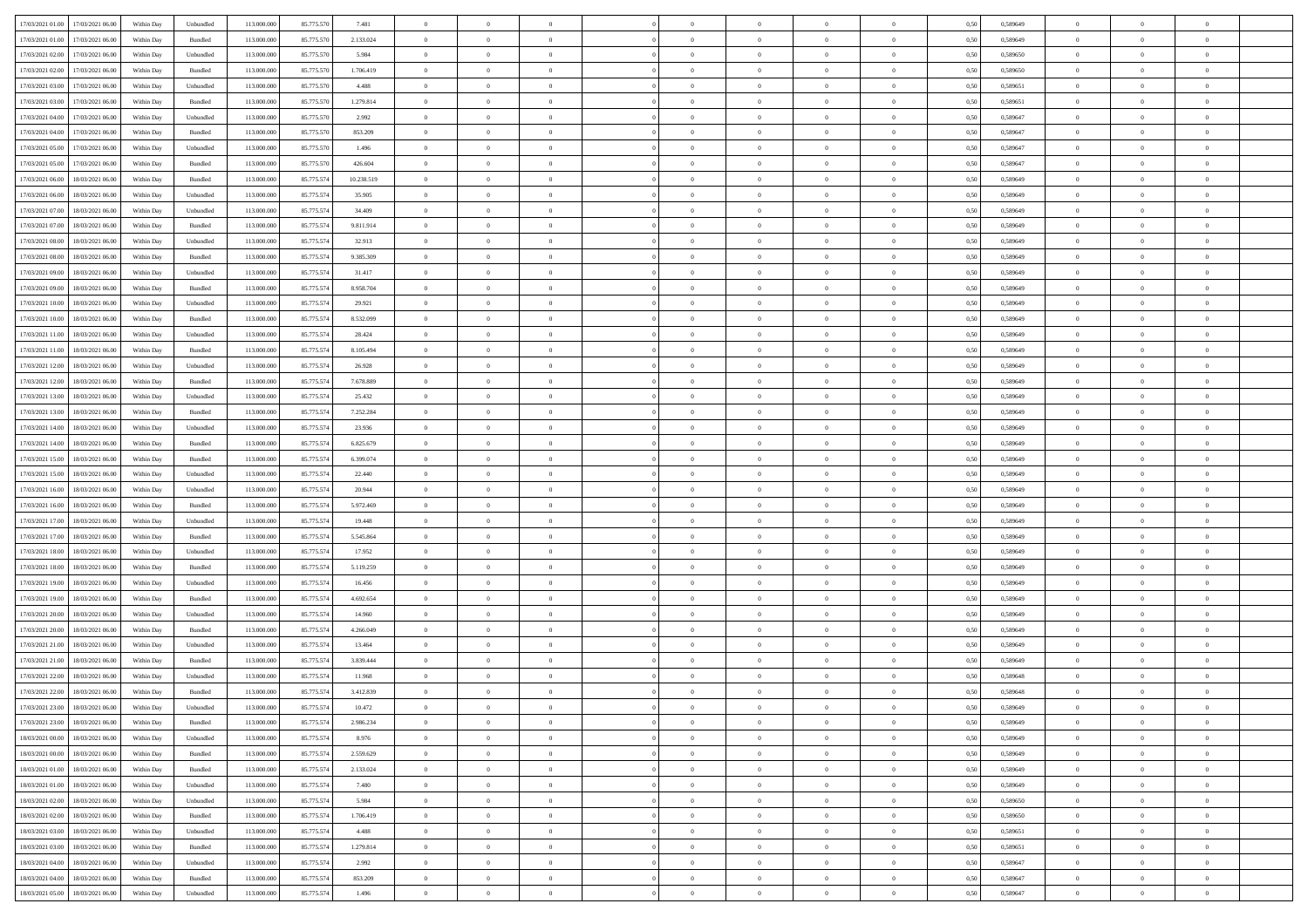| | | | | | | | | | | | | | | | | | | | | |
|---|---|---|---|---|---|---|---|---|---|---|---|---|---|---|---|---|---|---|---|---|
| 17/03/2021 01:00 | 17/03/2021 06:00 | Within Day | Unbundled | 113.000.000 | 85.775.570 | 7.481 | 0 | 0 | 0 | | 0 | 0 | 0 | 0 | 0,50 | 0,589649 | 0 | 0 | 0 | |
| 17/03/2021 01:00 | 17/03/2021 06:00 | Within Day | Bundled | 113.000.000 | 85.775.570 | 2.133.024 | 0 | 0 | 0 | | 0 | 0 | 0 | 0 | 0,50 | 0,589649 | 0 | 0 | 0 | |
| 17/03/2021 02:00 | 17/03/2021 06:00 | Within Day | Unbundled | 113.000.000 | 85.775.570 | 5.984 | 0 | 0 | 0 | | 0 | 0 | 0 | 0 | 0,50 | 0,589650 | 0 | 0 | 0 | |
| 17/03/2021 02:00 | 17/03/2021 06:00 | Within Day | Bundled | 113.000.000 | 85.775.570 | 1.706.419 | 0 | 0 | 0 | | 0 | 0 | 0 | 0 | 0,50 | 0,589650 | 0 | 0 | 0 | |
| 17/03/2021 03:00 | 17/03/2021 06:00 | Within Day | Unbundled | 113.000.000 | 85.775.570 | 4.488 | 0 | 0 | 0 | | 0 | 0 | 0 | 0 | 0,50 | 0,589651 | 0 | 0 | 0 | |
| 17/03/2021 03:00 | 17/03/2021 06:00 | Within Day | Bundled | 113.000.000 | 85.775.570 | 1.279.814 | 0 | 0 | 0 | | 0 | 0 | 0 | 0 | 0,50 | 0,589651 | 0 | 0 | 0 | |
| 17/03/2021 04:00 | 17/03/2021 06:00 | Within Day | Unbundled | 113.000.000 | 85.775.570 | 2.992 | 0 | 0 | 0 | | 0 | 0 | 0 | 0 | 0,50 | 0,589647 | 0 | 0 | 0 | |
| 17/03/2021 04:00 | 17/03/2021 06:00 | Within Day | Bundled | 113.000.000 | 85.775.570 | 853.209 | 0 | 0 | 0 | | 0 | 0 | 0 | 0 | 0,50 | 0,589647 | 0 | 0 | 0 | |
| 17/03/2021 05:00 | 17/03/2021 06:00 | Within Day | Unbundled | 113.000.000 | 85.775.570 | 1.496 | 0 | 0 | 0 | | 0 | 0 | 0 | 0 | 0,50 | 0,589647 | 0 | 0 | 0 | |
| 17/03/2021 05:00 | 17/03/2021 06:00 | Within Day | Bundled | 113.000.000 | 85.775.570 | 426.604 | 0 | 0 | 0 | | 0 | 0 | 0 | 0 | 0,50 | 0,589647 | 0 | 0 | 0 | |
| 17/03/2021 06:00 | 18/03/2021 06:00 | Within Day | Bundled | 113.000.000 | 85.775.574 | 10.238.519 | 0 | 0 | 0 | | 0 | 0 | 0 | 0 | 0,50 | 0,589649 | 0 | 0 | 0 | |
| 17/03/2021 06:00 | 18/03/2021 06:00 | Within Day | Unbundled | 113.000.000 | 85.775.574 | 35.905 | 0 | 0 | 0 | | 0 | 0 | 0 | 0 | 0,50 | 0,589649 | 0 | 0 | 0 | |
| 17/03/2021 07:00 | 18/03/2021 06:00 | Within Day | Unbundled | 113.000.000 | 85.775.574 | 34.409 | 0 | 0 | 0 | | 0 | 0 | 0 | 0 | 0,50 | 0,589649 | 0 | 0 | 0 | |
| 17/03/2021 07:00 | 18/03/2021 06:00 | Within Day | Bundled | 113.000.000 | 85.775.574 | 9.811.914 | 0 | 0 | 0 | | 0 | 0 | 0 | 0 | 0,50 | 0,589649 | 0 | 0 | 0 | |
| 17/03/2021 08:00 | 18/03/2021 06:00 | Within Day | Unbundled | 113.000.000 | 85.775.574 | 32.913 | 0 | 0 | 0 | | 0 | 0 | 0 | 0 | 0,50 | 0,589649 | 0 | 0 | 0 | |
| 17/03/2021 08:00 | 18/03/2021 06:00 | Within Day | Bundled | 113.000.000 | 85.775.574 | 9.385.309 | 0 | 0 | 0 | | 0 | 0 | 0 | 0 | 0,50 | 0,589649 | 0 | 0 | 0 | |
| 17/03/2021 09:00 | 18/03/2021 06:00 | Within Day | Unbundled | 113.000.000 | 85.775.574 | 31.417 | 0 | 0 | 0 | | 0 | 0 | 0 | 0 | 0,50 | 0,589649 | 0 | 0 | 0 | |
| 17/03/2021 09:00 | 18/03/2021 06:00 | Within Day | Bundled | 113.000.000 | 85.775.574 | 8.958.704 | 0 | 0 | 0 | | 0 | 0 | 0 | 0 | 0,50 | 0,589649 | 0 | 0 | 0 | |
| 17/03/2021 10:00 | 18/03/2021 06:00 | Within Day | Unbundled | 113.000.000 | 85.775.574 | 29.921 | 0 | 0 | 0 | | 0 | 0 | 0 | 0 | 0,50 | 0,589649 | 0 | 0 | 0 | |
| 17/03/2021 10:00 | 18/03/2021 06:00 | Within Day | Bundled | 113.000.000 | 85.775.574 | 8.532.099 | 0 | 0 | 0 | | 0 | 0 | 0 | 0 | 0,50 | 0,589649 | 0 | 0 | 0 | |
| 17/03/2021 11:00 | 18/03/2021 06:00 | Within Day | Unbundled | 113.000.000 | 85.775.574 | 28.424 | 0 | 0 | 0 | | 0 | 0 | 0 | 0 | 0,50 | 0,589649 | 0 | 0 | 0 | |
| 17/03/2021 11:00 | 18/03/2021 06:00 | Within Day | Bundled | 113.000.000 | 85.775.574 | 8.105.494 | 0 | 0 | 0 | | 0 | 0 | 0 | 0 | 0,50 | 0,589649 | 0 | 0 | 0 | |
| 17/03/2021 12:00 | 18/03/2021 06:00 | Within Day | Unbundled | 113.000.000 | 85.775.574 | 26.928 | 0 | 0 | 0 | | 0 | 0 | 0 | 0 | 0,50 | 0,589649 | 0 | 0 | 0 | |
| 17/03/2021 12:00 | 18/03/2021 06:00 | Within Day | Bundled | 113.000.000 | 85.775.574 | 7.678.889 | 0 | 0 | 0 | | 0 | 0 | 0 | 0 | 0,50 | 0,589649 | 0 | 0 | 0 | |
| 17/03/2021 13:00 | 18/03/2021 06:00 | Within Day | Unbundled | 113.000.000 | 85.775.574 | 25.432 | 0 | 0 | 0 | | 0 | 0 | 0 | 0 | 0,50 | 0,589649 | 0 | 0 | 0 | |
| 17/03/2021 13:00 | 18/03/2021 06:00 | Within Day | Bundled | 113.000.000 | 85.775.574 | 7.252.284 | 0 | 0 | 0 | | 0 | 0 | 0 | 0 | 0,50 | 0,589649 | 0 | 0 | 0 | |
| 17/03/2021 14:00 | 18/03/2021 06:00 | Within Day | Unbundled | 113.000.000 | 85.775.574 | 23.936 | 0 | 0 | 0 | | 0 | 0 | 0 | 0 | 0,50 | 0,589649 | 0 | 0 | 0 | |
| 17/03/2021 14:00 | 18/03/2021 06:00 | Within Day | Bundled | 113.000.000 | 85.775.574 | 6.825.679 | 0 | 0 | 0 | | 0 | 0 | 0 | 0 | 0,50 | 0,589649 | 0 | 0 | 0 | |
| 17/03/2021 15:00 | 18/03/2021 06:00 | Within Day | Bundled | 113.000.000 | 85.775.574 | 6.399.074 | 0 | 0 | 0 | | 0 | 0 | 0 | 0 | 0,50 | 0,589649 | 0 | 0 | 0 | |
| 17/03/2021 15:00 | 18/03/2021 06:00 | Within Day | Unbundled | 113.000.000 | 85.775.574 | 22.440 | 0 | 0 | 0 | | 0 | 0 | 0 | 0 | 0,50 | 0,589649 | 0 | 0 | 0 | |
| 17/03/2021 16:00 | 18/03/2021 06:00 | Within Day | Unbundled | 113.000.000 | 85.775.574 | 20.944 | 0 | 0 | 0 | | 0 | 0 | 0 | 0 | 0,50 | 0,589649 | 0 | 0 | 0 | |
| 17/03/2021 16:00 | 18/03/2021 06:00 | Within Day | Bundled | 113.000.000 | 85.775.574 | 5.972.469 | 0 | 0 | 0 | | 0 | 0 | 0 | 0 | 0,50 | 0,589649 | 0 | 0 | 0 | |
| 17/03/2021 17:00 | 18/03/2021 06:00 | Within Day | Unbundled | 113.000.000 | 85.775.574 | 19.448 | 0 | 0 | 0 | | 0 | 0 | 0 | 0 | 0,50 | 0,589649 | 0 | 0 | 0 | |
| 17/03/2021 17:00 | 18/03/2021 06:00 | Within Day | Bundled | 113.000.000 | 85.775.574 | 5.545.864 | 0 | 0 | 0 | | 0 | 0 | 0 | 0 | 0,50 | 0,589649 | 0 | 0 | 0 | |
| 17/03/2021 18:00 | 18/03/2021 06:00 | Within Day | Unbundled | 113.000.000 | 85.775.574 | 17.952 | 0 | 0 | 0 | | 0 | 0 | 0 | 0 | 0,50 | 0,589649 | 0 | 0 | 0 | |
| 17/03/2021 18:00 | 18/03/2021 06:00 | Within Day | Bundled | 113.000.000 | 85.775.574 | 5.119.259 | 0 | 0 | 0 | | 0 | 0 | 0 | 0 | 0,50 | 0,589649 | 0 | 0 | 0 | |
| 17/03/2021 19:00 | 18/03/2021 06:00 | Within Day | Unbundled | 113.000.000 | 85.775.574 | 16.456 | 0 | 0 | 0 | | 0 | 0 | 0 | 0 | 0,50 | 0,589649 | 0 | 0 | 0 | |
| 17/03/2021 19:00 | 18/03/2021 06:00 | Within Day | Bundled | 113.000.000 | 85.775.574 | 4.692.654 | 0 | 0 | 0 | | 0 | 0 | 0 | 0 | 0,50 | 0,589649 | 0 | 0 | 0 | |
| 17/03/2021 20:00 | 18/03/2021 06:00 | Within Day | Unbundled | 113.000.000 | 85.775.574 | 14.960 | 0 | 0 | 0 | | 0 | 0 | 0 | 0 | 0,50 | 0,589649 | 0 | 0 | 0 | |
| 17/03/2021 20:00 | 18/03/2021 06:00 | Within Day | Bundled | 113.000.000 | 85.775.574 | 4.266.049 | 0 | 0 | 0 | | 0 | 0 | 0 | 0 | 0,50 | 0,589649 | 0 | 0 | 0 | |
| 17/03/2021 21:00 | 18/03/2021 06:00 | Within Day | Unbundled | 113.000.000 | 85.775.574 | 13.464 | 0 | 0 | 0 | | 0 | 0 | 0 | 0 | 0,50 | 0,589649 | 0 | 0 | 0 | |
| 17/03/2021 21:00 | 18/03/2021 06:00 | Within Day | Bundled | 113.000.000 | 85.775.574 | 3.839.444 | 0 | 0 | 0 | | 0 | 0 | 0 | 0 | 0,50 | 0,589649 | 0 | 0 | 0 | |
| 17/03/2021 22:00 | 18/03/2021 06:00 | Within Day | Unbundled | 113.000.000 | 85.775.574 | 11.968 | 0 | 0 | 0 | | 0 | 0 | 0 | 0 | 0,50 | 0,589648 | 0 | 0 | 0 | |
| 17/03/2021 22:00 | 18/03/2021 06:00 | Within Day | Bundled | 113.000.000 | 85.775.574 | 3.412.839 | 0 | 0 | 0 | | 0 | 0 | 0 | 0 | 0,50 | 0,589648 | 0 | 0 | 0 | |
| 17/03/2021 23:00 | 18/03/2021 06:00 | Within Day | Unbundled | 113.000.000 | 85.775.574 | 10.472 | 0 | 0 | 0 | | 0 | 0 | 0 | 0 | 0,50 | 0,589649 | 0 | 0 | 0 | |
| 17/03/2021 23:00 | 18/03/2021 06:00 | Within Day | Bundled | 113.000.000 | 85.775.574 | 2.986.234 | 0 | 0 | 0 | | 0 | 0 | 0 | 0 | 0,50 | 0,589649 | 0 | 0 | 0 | |
| 18/03/2021 00:00 | 18/03/2021 06:00 | Within Day | Unbundled | 113.000.000 | 85.775.574 | 8.976 | 0 | 0 | 0 | | 0 | 0 | 0 | 0 | 0,50 | 0,589649 | 0 | 0 | 0 | |
| 18/03/2021 00:00 | 18/03/2021 06:00 | Within Day | Bundled | 113.000.000 | 85.775.574 | 2.559.629 | 0 | 0 | 0 | | 0 | 0 | 0 | 0 | 0,50 | 0,589649 | 0 | 0 | 0 | |
| 18/03/2021 01:00 | 18/03/2021 06:00 | Within Day | Bundled | 113.000.000 | 85.775.574 | 2.133.024 | 0 | 0 | 0 | | 0 | 0 | 0 | 0 | 0,50 | 0,589649 | 0 | 0 | 0 | |
| 18/03/2021 01:00 | 18/03/2021 06:00 | Within Day | Unbundled | 113.000.000 | 85.775.574 | 7.480 | 0 | 0 | 0 | | 0 | 0 | 0 | 0 | 0,50 | 0,589649 | 0 | 0 | 0 | |
| 18/03/2021 02:00 | 18/03/2021 06:00 | Within Day | Unbundled | 113.000.000 | 85.775.574 | 5.984 | 0 | 0 | 0 | | 0 | 0 | 0 | 0 | 0,50 | 0,589650 | 0 | 0 | 0 | |
| 18/03/2021 02:00 | 18/03/2021 06:00 | Within Day | Bundled | 113.000.000 | 85.775.574 | 1.706.419 | 0 | 0 | 0 | | 0 | 0 | 0 | 0 | 0,50 | 0,589650 | 0 | 0 | 0 | |
| 18/03/2021 03:00 | 18/03/2021 06:00 | Within Day | Unbundled | 113.000.000 | 85.775.574 | 4.488 | 0 | 0 | 0 | | 0 | 0 | 0 | 0 | 0,50 | 0,589651 | 0 | 0 | 0 | |
| 18/03/2021 03:00 | 18/03/2021 06:00 | Within Day | Bundled | 113.000.000 | 85.775.574 | 1.279.814 | 0 | 0 | 0 | | 0 | 0 | 0 | 0 | 0,50 | 0,589651 | 0 | 0 | 0 | |
| 18/03/2021 04:00 | 18/03/2021 06:00 | Within Day | Unbundled | 113.000.000 | 85.775.574 | 2.992 | 0 | 0 | 0 | | 0 | 0 | 0 | 0 | 0,50 | 0,589647 | 0 | 0 | 0 | |
| 18/03/2021 04:00 | 18/03/2021 06:00 | Within Day | Bundled | 113.000.000 | 85.775.574 | 853.209 | 0 | 0 | 0 | | 0 | 0 | 0 | 0 | 0,50 | 0,589647 | 0 | 0 | 0 | |
| 18/03/2021 05:00 | 18/03/2021 06:00 | Within Day | Unbundled | 113.000.000 | 85.775.574 | 1.496 | 0 | 0 | 0 | | 0 | 0 | 0 | 0 | 0,50 | 0,589647 | 0 | 0 | 0 | |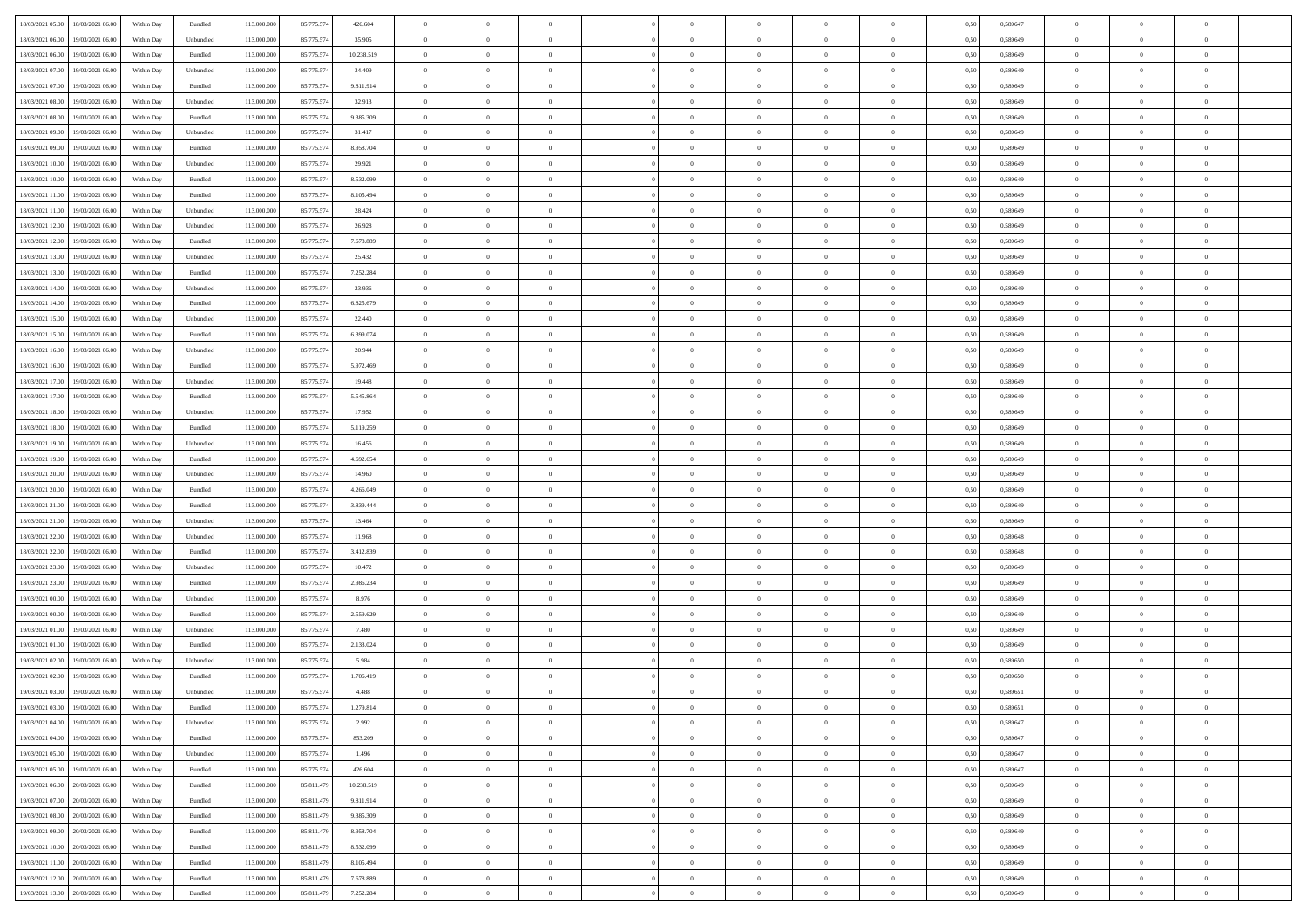| | | | | | | | | | | | | | | | | | | | | | |
|---|---|---|---|---|---|---|---|---|---|---|---|---|---|---|---|---|---|---|---|---|---|
| 18/03/2021 05:00 | 18/03/2021 06:00 | Within Day | Bundled | 113.000.000 | 85.775.574 | 426.604 | 0 | 0 | 0 | | 0 | 0 | 0 | 0 | 0,50 | 0,589647 | 0 | 0 | 0 | |
| 18/03/2021 06:00 | 19/03/2021 06:00 | Within Day | Unbundled | 113.000.000 | 85.775.574 | 35.905 | 0 | 0 | 0 | | 0 | 0 | 0 | 0 | 0,50 | 0,589649 | 0 | 0 | 0 | |
| 18/03/2021 06:00 | 19/03/2021 06:00 | Within Day | Bundled | 113.000.000 | 85.775.574 | 10.238.519 | 0 | 0 | 0 | | 0 | 0 | 0 | 0 | 0,50 | 0,589649 | 0 | 0 | 0 | |
| 18/03/2021 07:00 | 19/03/2021 06:00 | Within Day | Unbundled | 113.000.000 | 85.775.574 | 34.409 | 0 | 0 | 0 | | 0 | 0 | 0 | 0 | 0,50 | 0,589649 | 0 | 0 | 0 | |
| 18/03/2021 07:00 | 19/03/2021 06:00 | Within Day | Bundled | 113.000.000 | 85.775.574 | 9.811.914 | 0 | 0 | 0 | | 0 | 0 | 0 | 0 | 0,50 | 0,589649 | 0 | 0 | 0 | |
| 18/03/2021 08:00 | 19/03/2021 06:00 | Within Day | Unbundled | 113.000.000 | 85.775.574 | 32.913 | 0 | 0 | 0 | | 0 | 0 | 0 | 0 | 0,50 | 0,589649 | 0 | 0 | 0 | |
| 18/03/2021 08:00 | 19/03/2021 06:00 | Within Day | Bundled | 113.000.000 | 85.775.574 | 9.385.309 | 0 | 0 | 0 | | 0 | 0 | 0 | 0 | 0,50 | 0,589649 | 0 | 0 | 0 | |
| 18/03/2021 09:00 | 19/03/2021 06:00 | Within Day | Unbundled | 113.000.000 | 85.775.574 | 31.417 | 0 | 0 | 0 | | 0 | 0 | 0 | 0 | 0,50 | 0,589649 | 0 | 0 | 0 | |
| 18/03/2021 09:00 | 19/03/2021 06:00 | Within Day | Bundled | 113.000.000 | 85.775.574 | 8.958.704 | 0 | 0 | 0 | | 0 | 0 | 0 | 0 | 0,50 | 0,589649 | 0 | 0 | 0 | |
| 18/03/2021 10:00 | 19/03/2021 06:00 | Within Day | Unbundled | 113.000.000 | 85.775.574 | 29.921 | 0 | 0 | 0 | | 0 | 0 | 0 | 0 | 0,50 | 0,589649 | 0 | 0 | 0 | |
| 18/03/2021 10:00 | 19/03/2021 06:00 | Within Day | Bundled | 113.000.000 | 85.775.574 | 8.532.099 | 0 | 0 | 0 | | 0 | 0 | 0 | 0 | 0,50 | 0,589649 | 0 | 0 | 0 | |
| 18/03/2021 11:00 | 19/03/2021 06:00 | Within Day | Bundled | 113.000.000 | 85.775.574 | 8.105.494 | 0 | 0 | 0 | | 0 | 0 | 0 | 0 | 0,50 | 0,589649 | 0 | 0 | 0 | |
| 18/03/2021 11:00 | 19/03/2021 06:00 | Within Day | Unbundled | 113.000.000 | 85.775.574 | 28.424 | 0 | 0 | 0 | | 0 | 0 | 0 | 0 | 0,50 | 0,589649 | 0 | 0 | 0 | |
| 18/03/2021 12:00 | 19/03/2021 06:00 | Within Day | Unbundled | 113.000.000 | 85.775.574 | 26.928 | 0 | 0 | 0 | | 0 | 0 | 0 | 0 | 0,50 | 0,589649 | 0 | 0 | 0 | |
| 18/03/2021 12:00 | 19/03/2021 06:00 | Within Day | Bundled | 113.000.000 | 85.775.574 | 7.678.889 | 0 | 0 | 0 | | 0 | 0 | 0 | 0 | 0,50 | 0,589649 | 0 | 0 | 0 | |
| 18/03/2021 13:00 | 19/03/2021 06:00 | Within Day | Unbundled | 113.000.000 | 85.775.574 | 25.432 | 0 | 0 | 0 | | 0 | 0 | 0 | 0 | 0,50 | 0,589649 | 0 | 0 | 0 | |
| 18/03/2021 13:00 | 19/03/2021 06:00 | Within Day | Bundled | 113.000.000 | 85.775.574 | 7.252.284 | 0 | 0 | 0 | | 0 | 0 | 0 | 0 | 0,50 | 0,589649 | 0 | 0 | 0 | |
| 18/03/2021 14:00 | 19/03/2021 06:00 | Within Day | Unbundled | 113.000.000 | 85.775.574 | 23.936 | 0 | 0 | 0 | | 0 | 0 | 0 | 0 | 0,50 | 0,589649 | 0 | 0 | 0 | |
| 18/03/2021 14:00 | 19/03/2021 06:00 | Within Day | Bundled | 113.000.000 | 85.775.574 | 6.825.679 | 0 | 0 | 0 | | 0 | 0 | 0 | 0 | 0,50 | 0,589649 | 0 | 0 | 0 | |
| 18/03/2021 15:00 | 19/03/2021 06:00 | Within Day | Unbundled | 113.000.000 | 85.775.574 | 22.440 | 0 | 0 | 0 | | 0 | 0 | 0 | 0 | 0,50 | 0,589649 | 0 | 0 | 0 | |
| 18/03/2021 15:00 | 19/03/2021 06:00 | Within Day | Bundled | 113.000.000 | 85.775.574 | 6.399.074 | 0 | 0 | 0 | | 0 | 0 | 0 | 0 | 0,50 | 0,589649 | 0 | 0 | 0 | |
| 18/03/2021 16:00 | 19/03/2021 06:00 | Within Day | Unbundled | 113.000.000 | 85.775.574 | 20.944 | 0 | 0 | 0 | | 0 | 0 | 0 | 0 | 0,50 | 0,589649 | 0 | 0 | 0 | |
| 18/03/2021 16:00 | 19/03/2021 06:00 | Within Day | Bundled | 113.000.000 | 85.775.574 | 5.972.469 | 0 | 0 | 0 | | 0 | 0 | 0 | 0 | 0,50 | 0,589649 | 0 | 0 | 0 | |
| 18/03/2021 17:00 | 19/03/2021 06:00 | Within Day | Unbundled | 113.000.000 | 85.775.574 | 19.448 | 0 | 0 | 0 | | 0 | 0 | 0 | 0 | 0,50 | 0,589649 | 0 | 0 | 0 | |
| 18/03/2021 17:00 | 19/03/2021 06:00 | Within Day | Bundled | 113.000.000 | 85.775.574 | 5.545.864 | 0 | 0 | 0 | | 0 | 0 | 0 | 0 | 0,50 | 0,589649 | 0 | 0 | 0 | |
| 18/03/2021 18:00 | 19/03/2021 06:00 | Within Day | Unbundled | 113.000.000 | 85.775.574 | 17.952 | 0 | 0 | 0 | | 0 | 0 | 0 | 0 | 0,50 | 0,589649 | 0 | 0 | 0 | |
| 18/03/2021 18:00 | 19/03/2021 06:00 | Within Day | Bundled | 113.000.000 | 85.775.574 | 5.119.259 | 0 | 0 | 0 | | 0 | 0 | 0 | 0 | 0,50 | 0,589649 | 0 | 0 | 0 | |
| 18/03/2021 19:00 | 19/03/2021 06:00 | Within Day | Unbundled | 113.000.000 | 85.775.574 | 16.456 | 0 | 0 | 0 | | 0 | 0 | 0 | 0 | 0,50 | 0,589649 | 0 | 0 | 0 | |
| 18/03/2021 19:00 | 19/03/2021 06:00 | Within Day | Bundled | 113.000.000 | 85.775.574 | 4.692.654 | 0 | 0 | 0 | | 0 | 0 | 0 | 0 | 0,50 | 0,589649 | 0 | 0 | 0 | |
| 18/03/2021 20:00 | 19/03/2021 06:00 | Within Day | Unbundled | 113.000.000 | 85.775.574 | 14.960 | 0 | 0 | 0 | | 0 | 0 | 0 | 0 | 0,50 | 0,589649 | 0 | 0 | 0 | |
| 18/03/2021 20:00 | 19/03/2021 06:00 | Within Day | Bundled | 113.000.000 | 85.775.574 | 4.266.049 | 0 | 0 | 0 | | 0 | 0 | 0 | 0 | 0,50 | 0,589649 | 0 | 0 | 0 | |
| 18/03/2021 21:00 | 19/03/2021 06:00 | Within Day | Bundled | 113.000.000 | 85.775.574 | 3.839.444 | 0 | 0 | 0 | | 0 | 0 | 0 | 0 | 0,50 | 0,589649 | 0 | 0 | 0 | |
| 18/03/2021 21:00 | 19/03/2021 06:00 | Within Day | Unbundled | 113.000.000 | 85.775.574 | 13.464 | 0 | 0 | 0 | | 0 | 0 | 0 | 0 | 0,50 | 0,589649 | 0 | 0 | 0 | |
| 18/03/2021 22:00 | 19/03/2021 06:00 | Within Day | Unbundled | 113.000.000 | 85.775.574 | 11.968 | 0 | 0 | 0 | | 0 | 0 | 0 | 0 | 0,50 | 0,589648 | 0 | 0 | 0 | |
| 18/03/2021 22:00 | 19/03/2021 06:00 | Within Day | Bundled | 113.000.000 | 85.775.574 | 3.412.839 | 0 | 0 | 0 | | 0 | 0 | 0 | 0 | 0,50 | 0,589648 | 0 | 0 | 0 | |
| 18/03/2021 23:00 | 19/03/2021 06:00 | Within Day | Unbundled | 113.000.000 | 85.775.574 | 10.472 | 0 | 0 | 0 | | 0 | 0 | 0 | 0 | 0,50 | 0,589649 | 0 | 0 | 0 | |
| 18/03/2021 23:00 | 19/03/2021 06:00 | Within Day | Bundled | 113.000.000 | 85.775.574 | 2.986.234 | 0 | 0 | 0 | | 0 | 0 | 0 | 0 | 0,50 | 0,589649 | 0 | 0 | 0 | |
| 19/03/2021 00:00 | 19/03/2021 06:00 | Within Day | Unbundled | 113.000.000 | 85.775.574 | 8.976 | 0 | 0 | 0 | | 0 | 0 | 0 | 0 | 0,50 | 0,589649 | 0 | 0 | 0 | |
| 19/03/2021 00:00 | 19/03/2021 06:00 | Within Day | Bundled | 113.000.000 | 85.775.574 | 2.559.629 | 0 | 0 | 0 | | 0 | 0 | 0 | 0 | 0,50 | 0,589649 | 0 | 0 | 0 | |
| 19/03/2021 01:00 | 19/03/2021 06:00 | Within Day | Unbundled | 113.000.000 | 85.775.574 | 7.480 | 0 | 0 | 0 | | 0 | 0 | 0 | 0 | 0,50 | 0,589649 | 0 | 0 | 0 | |
| 19/03/2021 01:00 | 19/03/2021 06:00 | Within Day | Bundled | 113.000.000 | 85.775.574 | 2.133.024 | 0 | 0 | 0 | | 0 | 0 | 0 | 0 | 0,50 | 0,589649 | 0 | 0 | 0 | |
| 19/03/2021 02:00 | 19/03/2021 06:00 | Within Day | Unbundled | 113.000.000 | 85.775.574 | 5.984 | 0 | 0 | 0 | | 0 | 0 | 0 | 0 | 0,50 | 0,589650 | 0 | 0 | 0 | |
| 19/03/2021 02:00 | 19/03/2021 06:00 | Within Day | Bundled | 113.000.000 | 85.775.574 | 1.706.419 | 0 | 0 | 0 | | 0 | 0 | 0 | 0 | 0,50 | 0,589650 | 0 | 0 | 0 | |
| 19/03/2021 03:00 | 19/03/2021 06:00 | Within Day | Unbundled | 113.000.000 | 85.775.574 | 4.488 | 0 | 0 | 0 | | 0 | 0 | 0 | 0 | 0,50 | 0,589651 | 0 | 0 | 0 | |
| 19/03/2021 03:00 | 19/03/2021 06:00 | Within Day | Bundled | 113.000.000 | 85.775.574 | 1.279.814 | 0 | 0 | 0 | | 0 | 0 | 0 | 0 | 0,50 | 0,589651 | 0 | 0 | 0 | |
| 19/03/2021 04:00 | 19/03/2021 06:00 | Within Day | Unbundled | 113.000.000 | 85.775.574 | 2.992 | 0 | 0 | 0 | | 0 | 0 | 0 | 0 | 0,50 | 0,589647 | 0 | 0 | 0 | |
| 19/03/2021 04:00 | 19/03/2021 06:00 | Within Day | Bundled | 113.000.000 | 85.775.574 | 853.209 | 0 | 0 | 0 | | 0 | 0 | 0 | 0 | 0,50 | 0,589647 | 0 | 0 | 0 | |
| 19/03/2021 05:00 | 19/03/2021 06:00 | Within Day | Unbundled | 113.000.000 | 85.775.574 | 1.496 | 0 | 0 | 0 | | 0 | 0 | 0 | 0 | 0,50 | 0,589647 | 0 | 0 | 0 | |
| 19/03/2021 05:00 | 19/03/2021 06:00 | Within Day | Bundled | 113.000.000 | 85.775.574 | 426.604 | 0 | 0 | 0 | | 0 | 0 | 0 | 0 | 0,50 | 0,589647 | 0 | 0 | 0 | |
| 19/03/2021 06:00 | 20/03/2021 06:00 | Within Day | Bundled | 113.000.000 | 85.811.479 | 10.238.519 | 0 | 0 | 0 | | 0 | 0 | 0 | 0 | 0,50 | 0,589649 | 0 | 0 | 0 | |
| 19/03/2021 07:00 | 20/03/2021 06:00 | Within Day | Bundled | 113.000.000 | 85.811.479 | 9.811.914 | 0 | 0 | 0 | | 0 | 0 | 0 | 0 | 0,50 | 0,589649 | 0 | 0 | 0 | |
| 19/03/2021 08:00 | 20/03/2021 06:00 | Within Day | Bundled | 113.000.000 | 85.811.479 | 9.385.309 | 0 | 0 | 0 | | 0 | 0 | 0 | 0 | 0,50 | 0,589649 | 0 | 0 | 0 | |
| 19/03/2021 09:00 | 20/03/2021 06:00 | Within Day | Bundled | 113.000.000 | 85.811.479 | 8.958.704 | 0 | 0 | 0 | | 0 | 0 | 0 | 0 | 0,50 | 0,589649 | 0 | 0 | 0 | |
| 19/03/2021 10:00 | 20/03/2021 06:00 | Within Day | Bundled | 113.000.000 | 85.811.479 | 8.532.099 | 0 | 0 | 0 | | 0 | 0 | 0 | 0 | 0,50 | 0,589649 | 0 | 0 | 0 | |
| 19/03/2021 11:00 | 20/03/2021 06:00 | Within Day | Bundled | 113.000.000 | 85.811.479 | 8.105.494 | 0 | 0 | 0 | | 0 | 0 | 0 | 0 | 0,50 | 0,589649 | 0 | 0 | 0 | |
| 19/03/2021 12:00 | 20/03/2021 06:00 | Within Day | Bundled | 113.000.000 | 85.811.479 | 7.678.889 | 0 | 0 | 0 | | 0 | 0 | 0 | 0 | 0,50 | 0,589649 | 0 | 0 | 0 | |
| 19/03/2021 13:00 | 20/03/2021 06:00 | Within Day | Bundled | 113.000.000 | 85.811.479 | 7.252.284 | 0 | 0 | 0 | | 0 | 0 | 0 | 0 | 0,50 | 0,589649 | 0 | 0 | 0 | |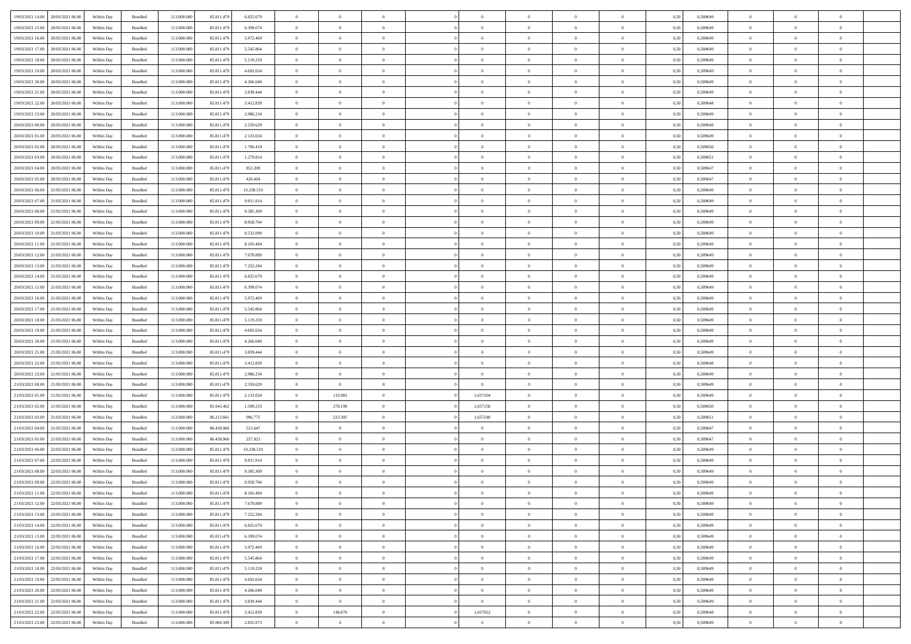| | | | | | | | | | | | | | | | | | | | | |
|---|---|---|---|---|---|---|---|---|---|---|---|---|---|---|---|---|---|---|---|---|
| 19/03/2021 14:00 | 20/03/2021 06:00 | Within Day | Bundled | 113.000.000 | 85.811.479 | 6.825.679 | 0 | 0 | 0 | | 0 | 0 | 0 | 0 | 0,50 | 0,589649 | 0 | 0 | 0 | |
| 19/03/2021 15:00 | 20/03/2021 06:00 | Within Day | Bundled | 113.000.000 | 85.811.479 | 6.399.074 | 0 | 0 | 0 | | 0 | 0 | 0 | 0 | 0,50 | 0,589649 | 0 | 0 | 0 | |
| 19/03/2021 16:00 | 20/03/2021 06:00 | Within Day | Bundled | 113.000.000 | 85.811.479 | 5.972.469 | 0 | 0 | 0 | | 0 | 0 | 0 | 0 | 0,50 | 0,589649 | 0 | 0 | 0 | |
| 19/03/2021 17:00 | 20/03/2021 06:00 | Within Day | Bundled | 113.000.000 | 85.811.479 | 5.545.864 | 0 | 0 | 0 | | 0 | 0 | 0 | 0 | 0,50 | 0,589649 | 0 | 0 | 0 | |
| 19/03/2021 18:00 | 20/03/2021 06:00 | Within Day | Bundled | 113.000.000 | 85.811.479 | 5.119.259 | 0 | 0 | 0 | | 0 | 0 | 0 | 0 | 0,50 | 0,589649 | 0 | 0 | 0 | |
| 19/03/2021 19:00 | 20/03/2021 06:00 | Within Day | Bundled | 113.000.000 | 85.811.479 | 4.692.654 | 0 | 0 | 0 | | 0 | 0 | 0 | 0 | 0,50 | 0,589649 | 0 | 0 | 0 | |
| 19/03/2021 20:00 | 20/03/2021 06:00 | Within Day | Bundled | 113.000.000 | 85.811.479 | 4.266.049 | 0 | 0 | 0 | | 0 | 0 | 0 | 0 | 0,50 | 0,589649 | 0 | 0 | 0 | |
| 19/03/2021 21:00 | 20/03/2021 06:00 | Within Day | Bundled | 113.000.000 | 85.811.479 | 3.839.444 | 0 | 0 | 0 | | 0 | 0 | 0 | 0 | 0,50 | 0,589649 | 0 | 0 | 0 | |
| 19/03/2021 22:00 | 20/03/2021 06:00 | Within Day | Bundled | 113.000.000 | 85.811.479 | 3.412.839 | 0 | 0 | 0 | | 0 | 0 | 0 | 0 | 0,50 | 0,589648 | 0 | 0 | 0 | |
| 19/03/2021 23:00 | 20/03/2021 06:00 | Within Day | Bundled | 113.000.000 | 85.811.479 | 2.986.234 | 0 | 0 | 0 | | 0 | 0 | 0 | 0 | 0,50 | 0,589649 | 0 | 0 | 0 | |
| 20/03/2021 00:00 | 20/03/2021 06:00 | Within Day | Bundled | 113.000.000 | 85.811.479 | 2.559.629 | 0 | 0 | 0 | | 0 | 0 | 0 | 0 | 0,50 | 0,589649 | 0 | 0 | 0 | |
| 20/03/2021 01:00 | 20/03/2021 06:00 | Within Day | Bundled | 113.000.000 | 85.811.479 | 2.133.024 | 0 | 0 | 0 | | 0 | 0 | 0 | 0 | 0,50 | 0,589649 | 0 | 0 | 0 | |
| 20/03/2021 02:00 | 20/03/2021 06:00 | Within Day | Bundled | 113.000.000 | 85.811.479 | 1.706.419 | 0 | 0 | 0 | | 0 | 0 | 0 | 0 | 0,50 | 0,589650 | 0 | 0 | 0 | |
| 20/03/2021 03:00 | 20/03/2021 06:00 | Within Day | Bundled | 113.000.000 | 85.811.479 | 1.279.814 | 0 | 0 | 0 | | 0 | 0 | 0 | 0 | 0,50 | 0,589651 | 0 | 0 | 0 | |
| 20/03/2021 04:00 | 20/03/2021 06:00 | Within Day | Bundled | 113.000.000 | 85.811.479 | 853.209 | 0 | 0 | 0 | | 0 | 0 | 0 | 0 | 0,50 | 0,589647 | 0 | 0 | 0 | |
| 20/03/2021 05:00 | 20/03/2021 06:00 | Within Day | Bundled | 113.000.000 | 85.811.479 | 426.604 | 0 | 0 | 0 | | 0 | 0 | 0 | 0 | 0,50 | 0,589647 | 0 | 0 | 0 | |
| 20/03/2021 06:00 | 21/03/2021 06:00 | Within Day | Bundled | 113.000.000 | 85.811.479 | 10.238.519 | 0 | 0 | 0 | | 0 | 0 | 0 | 0 | 0,50 | 0,589649 | 0 | 0 | 0 | |
| 20/03/2021 07:00 | 21/03/2021 06:00 | Within Day | Bundled | 113.000.000 | 85.811.479 | 9.811.914 | 0 | 0 | 0 | | 0 | 0 | 0 | 0 | 0,50 | 0,589649 | 0 | 0 | 0 | |
| 20/03/2021 08:00 | 21/03/2021 06:00 | Within Day | Bundled | 113.000.000 | 85.811.479 | 9.385.309 | 0 | 0 | 0 | | 0 | 0 | 0 | 0 | 0,50 | 0,589649 | 0 | 0 | 0 | |
| 20/03/2021 09:00 | 21/03/2021 06:00 | Within Day | Bundled | 113.000.000 | 85.811.479 | 8.958.704 | 0 | 0 | 0 | | 0 | 0 | 0 | 0 | 0,50 | 0,589649 | 0 | 0 | 0 | |
| 20/03/2021 10:00 | 21/03/2021 06:00 | Within Day | Bundled | 113.000.000 | 85.811.479 | 8.532.099 | 0 | 0 | 0 | | 0 | 0 | 0 | 0 | 0,50 | 0,589649 | 0 | 0 | 0 | |
| 20/03/2021 11:00 | 21/03/2021 06:00 | Within Day | Bundled | 113.000.000 | 85.811.479 | 8.105.494 | 0 | 0 | 0 | | 0 | 0 | 0 | 0 | 0,50 | 0,589649 | 0 | 0 | 0 | |
| 20/03/2021 12:00 | 21/03/2021 06:00 | Within Day | Bundled | 113.000.000 | 85.811.479 | 7.678.889 | 0 | 0 | 0 | | 0 | 0 | 0 | 0 | 0,50 | 0,589649 | 0 | 0 | 0 | |
| 20/03/2021 13:00 | 21/03/2021 06:00 | Within Day | Bundled | 113.000.000 | 85.811.479 | 7.252.284 | 0 | 0 | 0 | | 0 | 0 | 0 | 0 | 0,50 | 0,589649 | 0 | 0 | 0 | |
| 20/03/2021 14:00 | 21/03/2021 06:00 | Within Day | Bundled | 113.000.000 | 85.811.479 | 6.825.679 | 0 | 0 | 0 | | 0 | 0 | 0 | 0 | 0,50 | 0,589649 | 0 | 0 | 0 | |
| 20/03/2021 15:00 | 21/03/2021 06:00 | Within Day | Bundled | 113.000.000 | 85.811.479 | 6.399.074 | 0 | 0 | 0 | | 0 | 0 | 0 | 0 | 0,50 | 0,589649 | 0 | 0 | 0 | |
| 20/03/2021 16:00 | 21/03/2021 06:00 | Within Day | Bundled | 113.000.000 | 85.811.479 | 5.972.469 | 0 | 0 | 0 | | 0 | 0 | 0 | 0 | 0,50 | 0,589649 | 0 | 0 | 0 | |
| 20/03/2021 17:00 | 21/03/2021 06:00 | Within Day | Bundled | 113.000.000 | 85.811.479 | 5.545.864 | 0 | 0 | 0 | | 0 | 0 | 0 | 0 | 0,50 | 0,589649 | 0 | 0 | 0 | |
| 20/03/2021 18:00 | 21/03/2021 06:00 | Within Day | Bundled | 113.000.000 | 85.811.479 | 5.119.259 | 0 | 0 | 0 | | 0 | 0 | 0 | 0 | 0,50 | 0,589649 | 0 | 0 | 0 | |
| 20/03/2021 19:00 | 21/03/2021 06:00 | Within Day | Bundled | 113.000.000 | 85.811.479 | 4.692.654 | 0 | 0 | 0 | | 0 | 0 | 0 | 0 | 0,50 | 0,589649 | 0 | 0 | 0 | |
| 20/03/2021 20:00 | 21/03/2021 06:00 | Within Day | Bundled | 113.000.000 | 85.811.479 | 4.266.049 | 0 | 0 | 0 | | 0 | 0 | 0 | 0 | 0,50 | 0,589649 | 0 | 0 | 0 | |
| 20/03/2021 21:00 | 21/03/2021 06:00 | Within Day | Bundled | 113.000.000 | 85.811.479 | 3.839.444 | 0 | 0 | 0 | | 0 | 0 | 0 | 0 | 0,50 | 0,589649 | 0 | 0 | 0 | |
| 20/03/2021 22:00 | 21/03/2021 06:00 | Within Day | Bundled | 113.000.000 | 85.811.479 | 3.412.839 | 0 | 0 | 0 | | 0 | 0 | 0 | 0 | 0,50 | 0,589648 | 0 | 0 | 0 | |
| 20/03/2021 23:00 | 21/03/2021 06:00 | Within Day | Bundled | 113.000.000 | 85.811.479 | 2.986.234 | 0 | 0 | 0 | | 0 | 0 | 0 | 0 | 0,50 | 0,589649 | 0 | 0 | 0 | |
| 21/03/2021 00:00 | 21/03/2021 06:00 | Within Day | Bundled | 113.000.000 | 85.811.479 | 2.559.629 | 0 | 0 | 0 | | 0 | 0 | 0 | 0 | 0,50 | 0,589649 | 0 | 0 | 0 | |
| 21/03/2021 01:00 | 21/03/2021 06:00 | Within Day | Bundled | 113.000.000 | 85.811.479 | 2.133.024 | 0 | 133.983 | 0 | | 1,657104 | 0 | 0 | 0 | 0,50 | 0,589649 | 0 | 0 | 0 | |
| 21/03/2021 02:00 | 21/03/2021 06:00 | Within Day | Bundled | 113.000.000 | 85.945.462 | 1.599.233 | 0 | 270.199 | 0 | | 1,657158 | 0 | 0 | 0 | 0,50 | 0,589650 | 0 | 0 | 0 | |
| 21/03/2021 03:00 | 21/03/2021 06:00 | Within Day | Bundled | 113.000.000 | 86.215.661 | 996.775 | 0 | 223.305 | 0 | | 1,657248 | 0 | 0 | 0 | 0,50 | 0,589651 | 0 | 0 | 0 | |
| 21/03/2021 04:00 | 21/03/2021 06:00 | Within Day | Bundled | 113.000.000 | 86.438.966 | 515.647 | 0 | 0 | 0 | | 0 | 0 | 0 | 0 | 0,50 | 0,589647 | 0 | 0 | 0 | |
| 21/03/2021 05:00 | 21/03/2021 06:00 | Within Day | Bundled | 113.000.000 | 86.438.966 | 257.823 | 0 | 0 | 0 | | 0 | 0 | 0 | 0 | 0,50 | 0,589647 | 0 | 0 | 0 | |
| 21/03/2021 06:00 | 22/03/2021 06:00 | Within Day | Bundled | 113.000.000 | 85.811.479 | 10.238.519 | 0 | 0 | 0 | | 0 | 0 | 0 | 0 | 0,50 | 0,589649 | 0 | 0 | 0 | |
| 21/03/2021 07:00 | 22/03/2021 06:00 | Within Day | Bundled | 113.000.000 | 85.811.479 | 9.811.914 | 0 | 0 | 0 | | 0 | 0 | 0 | 0 | 0,50 | 0,589649 | 0 | 0 | 0 | |
| 21/03/2021 08:00 | 22/03/2021 06:00 | Within Day | Bundled | 113.000.000 | 85.811.479 | 9.385.309 | 0 | 0 | 0 | | 0 | 0 | 0 | 0 | 0,50 | 0,589649 | 0 | 0 | 0 | |
| 21/03/2021 09:00 | 22/03/2021 06:00 | Within Day | Bundled | 113.000.000 | 85.811.479 | 8.958.704 | 0 | 0 | 0 | | 0 | 0 | 0 | 0 | 0,50 | 0,589649 | 0 | 0 | 0 | |
| 21/03/2021 11:00 | 22/03/2021 06:00 | Within Day | Bundled | 113.000.000 | 85.811.479 | 8.105.494 | 0 | 0 | 0 | | 0 | 0 | 0 | 0 | 0,50 | 0,589649 | 0 | 0 | 0 | |
| 21/03/2021 12:00 | 22/03/2021 06:00 | Within Day | Bundled | 113.000.000 | 85.811.479 | 7.678.889 | 0 | 0 | 0 | | 0 | 0 | 0 | 0 | 0,50 | 0,589649 | 0 | 0 | 0 | |
| 21/03/2021 13:00 | 22/03/2021 06:00 | Within Day | Bundled | 113.000.000 | 85.811.479 | 7.252.284 | 0 | 0 | 0 | | 0 | 0 | 0 | 0 | 0,50 | 0,589649 | 0 | 0 | 0 | |
| 21/03/2021 14:00 | 22/03/2021 06:00 | Within Day | Bundled | 113.000.000 | 85.811.479 | 6.825.679 | 0 | 0 | 0 | | 0 | 0 | 0 | 0 | 0,50 | 0,589649 | 0 | 0 | 0 | |
| 21/03/2021 15:00 | 22/03/2021 06:00 | Within Day | Bundled | 113.000.000 | 85.811.479 | 6.399.074 | 0 | 0 | 0 | | 0 | 0 | 0 | 0 | 0,50 | 0,589649 | 0 | 0 | 0 | |
| 21/03/2021 16:00 | 22/03/2021 06:00 | Within Day | Bundled | 113.000.000 | 85.811.479 | 5.972.469 | 0 | 0 | 0 | | 0 | 0 | 0 | 0 | 0,50 | 0,589649 | 0 | 0 | 0 | |
| 21/03/2021 17:00 | 22/03/2021 06:00 | Within Day | Bundled | 113.000.000 | 85.811.479 | 5.545.864 | 0 | 0 | 0 | | 0 | 0 | 0 | 0 | 0,50 | 0,589649 | 0 | 0 | 0 | |
| 21/03/2021 18:00 | 22/03/2021 06:00 | Within Day | Bundled | 113.000.000 | 85.811.479 | 5.119.259 | 0 | 0 | 0 | | 0 | 0 | 0 | 0 | 0,50 | 0,589649 | 0 | 0 | 0 | |
| 21/03/2021 19:00 | 22/03/2021 06:00 | Within Day | Bundled | 113.000.000 | 85.811.479 | 4.692.654 | 0 | 0 | 0 | | 0 | 0 | 0 | 0 | 0,50 | 0,589649 | 0 | 0 | 0 | |
| 21/03/2021 20:00 | 22/03/2021 06:00 | Within Day | Bundled | 113.000.000 | 85.811.479 | 4.266.049 | 0 | 0 | 0 | | 0 | 0 | 0 | 0 | 0,50 | 0,589649 | 0 | 0 | 0 | |
| 21/03/2021 21:00 | 22/03/2021 06:00 | Within Day | Bundled | 113.000.000 | 85.811.479 | 3.839.444 | 0 | 0 | 0 | | 0 | 0 | 0 | 0 | 0,50 | 0,589649 | 0 | 0 | 0 | |
| 21/03/2021 22:00 | 22/03/2021 06:00 | Within Day | Bundled | 113.000.000 | 85.811.479 | 3.412.839 | 0 | 148.870 | 0 | | 1,657022 | 0 | 0 | 0 | 0,50 | 0,589648 | 0 | 0 | 0 | |
| 21/03/2021 23:00 | 22/03/2021 06:00 | Within Day | Bundled | 113.000.000 | 85.960.349 | 2.855.973 | 0 | 0 | 0 | | 0 | 0 | 0 | 0 | 0,50 | 0,589649 | 0 | 0 | 0 | |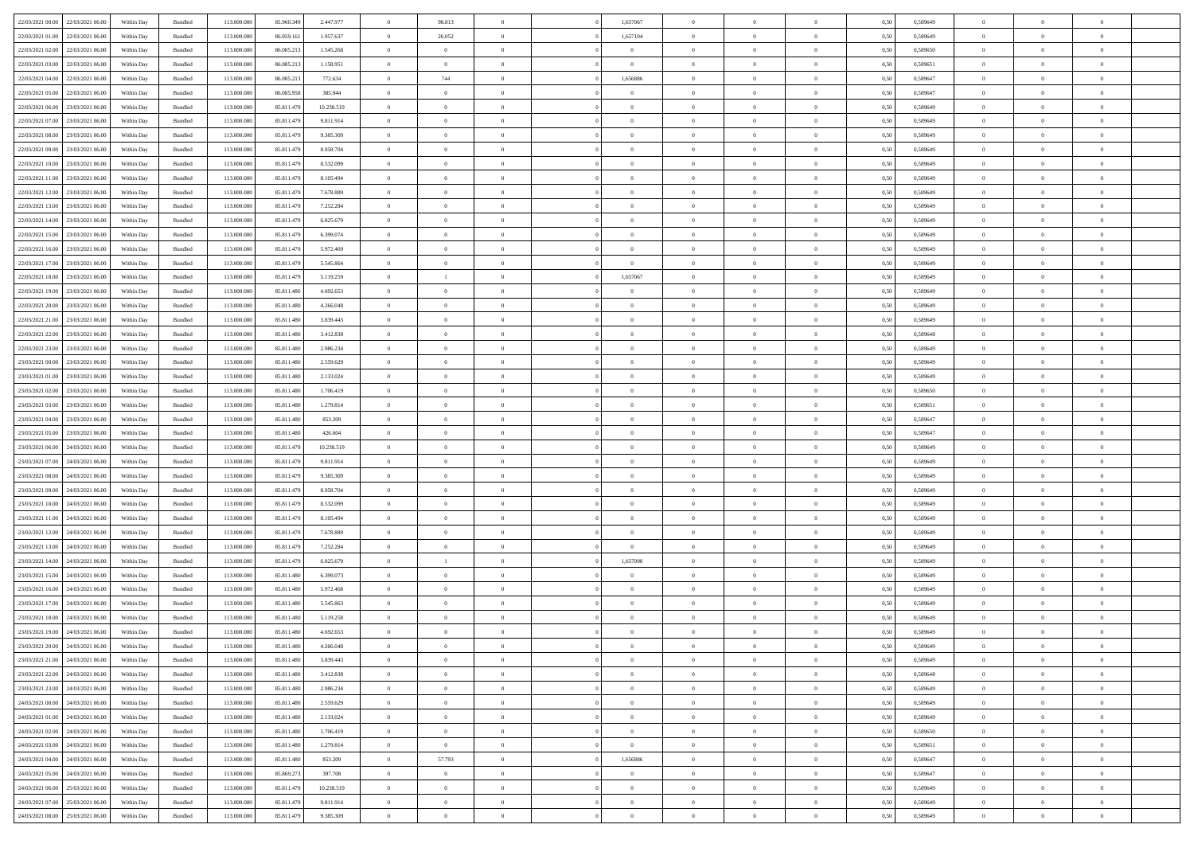| | | | | | | | | | | | | | | | | | | | | |
|---|---|---|---|---|---|---|---|---|---|---|---|---|---|---|---|---|---|---|---|---|
| 22/03/2021 00:00 | 22/03/2021 06:00 | Within Day | Bundled | 113.000.000 | 85.960.349 | 2.447.977 | 0 | 98.813 | 0 | | 1,657067 | 0 | 0 | 0 | 0,50 | 0,589649 | 0 | 0 | 0 | |
| 22/03/2021 01:00 | 22/03/2021 06:00 | Within Day | Bundled | 113.000.000 | 86.059.161 | 1.957.637 | 0 | 26.052 | 0 | | 1,657104 | 0 | 0 | 0 | 0,50 | 0,589649 | 0 | 0 | 0 | |
| 22/03/2021 02:00 | 22/03/2021 06:00 | Within Day | Bundled | 113.000.000 | 86.085.213 | 1.545.268 | 0 | 0 | 0 | | 0 | 0 | 0 | 0 | 0,50 | 0,589650 | 0 | 0 | 0 | |
| 22/03/2021 03:00 | 22/03/2021 06:00 | Within Day | Bundled | 113.000.000 | 86.085.213 | 1.158.951 | 0 | 0 | 0 | | 0 | 0 | 0 | 0 | 0,50 | 0,589651 | 0 | 0 | 0 | |
| 22/03/2021 04:00 | 22/03/2021 06:00 | Within Day | Bundled | 113.000.000 | 86.085.213 | 772.634 | 0 | 744 | 0 | | 1,656886 | 0 | 0 | 0 | 0,50 | 0,589647 | 0 | 0 | 0 | |
| 22/03/2021 05:00 | 22/03/2021 06:00 | Within Day | Bundled | 113.000.000 | 86.085.958 | 385.944 | 0 | 0 | 0 | | 0 | 0 | 0 | 0 | 0,50 | 0,589647 | 0 | 0 | 0 | |
| 22/03/2021 06:00 | 23/03/2021 06:00 | Within Day | Bundled | 113.000.000 | 85.811.479 | 10.238.519 | 0 | 0 | 0 | | 0 | 0 | 0 | 0 | 0,50 | 0,589649 | 0 | 0 | 0 | |
| 22/03/2021 07:00 | 23/03/2021 06:00 | Within Day | Bundled | 113.000.000 | 85.811.479 | 9.811.914 | 0 | 0 | 0 | | 0 | 0 | 0 | 0 | 0,50 | 0,589649 | 0 | 0 | 0 | |
| 22/03/2021 08:00 | 23/03/2021 06:00 | Within Day | Bundled | 113.000.000 | 85.811.479 | 9.385.309 | 0 | 0 | 0 | | 0 | 0 | 0 | 0 | 0,50 | 0,589649 | 0 | 0 | 0 | |
| 22/03/2021 09:00 | 23/03/2021 06:00 | Within Day | Bundled | 113.000.000 | 85.811.479 | 8.958.704 | 0 | 0 | 0 | | 0 | 0 | 0 | 0 | 0,50 | 0,589649 | 0 | 0 | 0 | |
| 22/03/2021 10:00 | 23/03/2021 06:00 | Within Day | Bundled | 113.000.000 | 85.811.479 | 8.532.099 | 0 | 0 | 0 | | 0 | 0 | 0 | 0 | 0,50 | 0,589649 | 0 | 0 | 0 | |
| 22/03/2021 11:00 | 23/03/2021 06:00 | Within Day | Bundled | 113.000.000 | 85.811.479 | 8.105.494 | 0 | 0 | 0 | | 0 | 0 | 0 | 0 | 0,50 | 0,589649 | 0 | 0 | 0 | |
| 22/03/2021 12:00 | 23/03/2021 06:00 | Within Day | Bundled | 113.000.000 | 85.811.479 | 7.678.889 | 0 | 0 | 0 | | 0 | 0 | 0 | 0 | 0,50 | 0,589649 | 0 | 0 | 0 | |
| 22/03/2021 13:00 | 23/03/2021 06:00 | Within Day | Bundled | 113.000.000 | 85.811.479 | 7.252.284 | 0 | 0 | 0 | | 0 | 0 | 0 | 0 | 0,50 | 0,589649 | 0 | 0 | 0 | |
| 22/03/2021 14:00 | 23/03/2021 06:00 | Within Day | Bundled | 113.000.000 | 85.811.479 | 6.825.679 | 0 | 0 | 0 | | 0 | 0 | 0 | 0 | 0,50 | 0,589649 | 0 | 0 | 0 | |
| 22/03/2021 15:00 | 23/03/2021 06:00 | Within Day | Bundled | 113.000.000 | 85.811.479 | 6.399.074 | 0 | 0 | 0 | | 0 | 0 | 0 | 0 | 0,50 | 0,589649 | 0 | 0 | 0 | |
| 22/03/2021 16:00 | 23/03/2021 06:00 | Within Day | Bundled | 113.000.000 | 85.811.479 | 5.972.469 | 0 | 0 | 0 | | 0 | 0 | 0 | 0 | 0,50 | 0,589649 | 0 | 0 | 0 | |
| 22/03/2021 17:00 | 23/03/2021 06:00 | Within Day | Bundled | 113.000.000 | 85.811.479 | 5.545.864 | 0 | 0 | 0 | | 0 | 0 | 0 | 0 | 0,50 | 0,589649 | 0 | 0 | 0 | |
| 22/03/2021 18:00 | 23/03/2021 06:00 | Within Day | Bundled | 113.000.000 | 85.811.479 | 5.119.259 | 0 | 1 | 0 | | 1,657067 | 0 | 0 | 0 | 0,50 | 0,589649 | 0 | 0 | 0 | |
| 22/03/2021 19:00 | 23/03/2021 06:00 | Within Day | Bundled | 113.000.000 | 85.811.480 | 4.692.653 | 0 | 0 | 0 | | 0 | 0 | 0 | 0 | 0,50 | 0,589649 | 0 | 0 | 0 | |
| 22/03/2021 20:00 | 23/03/2021 06:00 | Within Day | Bundled | 113.000.000 | 85.811.480 | 4.266.048 | 0 | 0 | 0 | | 0 | 0 | 0 | 0 | 0,50 | 0,589649 | 0 | 0 | 0 | |
| 22/03/2021 21:00 | 23/03/2021 06:00 | Within Day | Bundled | 113.000.000 | 85.811.480 | 3.839.443 | 0 | 0 | 0 | | 0 | 0 | 0 | 0 | 0,50 | 0,589649 | 0 | 0 | 0 | |
| 22/03/2021 22:00 | 23/03/2021 06:00 | Within Day | Bundled | 113.000.000 | 85.811.480 | 3.412.838 | 0 | 0 | 0 | | 0 | 0 | 0 | 0 | 0,50 | 0,589648 | 0 | 0 | 0 | |
| 22/03/2021 23:00 | 23/03/2021 06:00 | Within Day | Bundled | 113.000.000 | 85.811.480 | 2.986.234 | 0 | 0 | 0 | | 0 | 0 | 0 | 0 | 0,50 | 0,589649 | 0 | 0 | 0 | |
| 23/03/2021 00:00 | 23/03/2021 06:00 | Within Day | Bundled | 113.000.000 | 85.811.480 | 2.559.629 | 0 | 0 | 0 | | 0 | 0 | 0 | 0 | 0,50 | 0,589649 | 0 | 0 | 0 | |
| 23/03/2021 01:00 | 23/03/2021 06:00 | Within Day | Bundled | 113.000.000 | 85.811.480 | 2.133.024 | 0 | 0 | 0 | | 0 | 0 | 0 | 0 | 0,50 | 0,589649 | 0 | 0 | 0 | |
| 23/03/2021 02:00 | 23/03/2021 06:00 | Within Day | Bundled | 113.000.000 | 85.811.480 | 1.706.419 | 0 | 0 | 0 | | 0 | 0 | 0 | 0 | 0,50 | 0,589650 | 0 | 0 | 0 | |
| 23/03/2021 03:00 | 23/03/2021 06:00 | Within Day | Bundled | 113.000.000 | 85.811.480 | 1.279.814 | 0 | 0 | 0 | | 0 | 0 | 0 | 0 | 0,50 | 0,589651 | 0 | 0 | 0 | |
| 23/03/2021 04:00 | 23/03/2021 06:00 | Within Day | Bundled | 113.000.000 | 85.811.480 | 853.209 | 0 | 0 | 0 | | 0 | 0 | 0 | 0 | 0,50 | 0,589647 | 0 | 0 | 0 | |
| 23/03/2021 05:00 | 23/03/2021 06:00 | Within Day | Bundled | 113.000.000 | 85.811.480 | 426.604 | 0 | 0 | 0 | | 0 | 0 | 0 | 0 | 0,50 | 0,589647 | 0 | 0 | 0 | |
| 23/03/2021 06:00 | 24/03/2021 06:00 | Within Day | Bundled | 113.000.000 | 85.811.479 | 10.238.519 | 0 | 0 | 0 | | 0 | 0 | 0 | 0 | 0,50 | 0,589649 | 0 | 0 | 0 | |
| 23/03/2021 07:00 | 24/03/2021 06:00 | Within Day | Bundled | 113.000.000 | 85.811.479 | 9.811.914 | 0 | 0 | 0 | | 0 | 0 | 0 | 0 | 0,50 | 0,589649 | 0 | 0 | 0 | |
| 23/03/2021 08:00 | 24/03/2021 06:00 | Within Day | Bundled | 113.000.000 | 85.811.479 | 9.385.309 | 0 | 0 | 0 | | 0 | 0 | 0 | 0 | 0,50 | 0,589649 | 0 | 0 | 0 | |
| 23/03/2021 09:00 | 24/03/2021 06:00 | Within Day | Bundled | 113.000.000 | 85.811.479 | 8.958.704 | 0 | 0 | 0 | | 0 | 0 | 0 | 0 | 0,50 | 0,589649 | 0 | 0 | 0 | |
| 23/03/2021 10:00 | 24/03/2021 06:00 | Within Day | Bundled | 113.000.000 | 85.811.479 | 8.532.099 | 0 | 0 | 0 | | 0 | 0 | 0 | 0 | 0,50 | 0,589649 | 0 | 0 | 0 | |
| 23/03/2021 11:00 | 24/03/2021 06:00 | Within Day | Bundled | 113.000.000 | 85.811.479 | 8.105.494 | 0 | 0 | 0 | | 0 | 0 | 0 | 0 | 0,50 | 0,589649 | 0 | 0 | 0 | |
| 23/03/2021 12:00 | 24/03/2021 06:00 | Within Day | Bundled | 113.000.000 | 85.811.479 | 7.678.889 | 0 | 0 | 0 | | 0 | 0 | 0 | 0 | 0,50 | 0,589649 | 0 | 0 | 0 | |
| 23/03/2021 13:00 | 24/03/2021 06:00 | Within Day | Bundled | 113.000.000 | 85.811.479 | 7.252.284 | 0 | 0 | 0 | | 0 | 0 | 0 | 0 | 0,50 | 0,589649 | 0 | 0 | 0 | |
| 23/03/2021 14:00 | 24/03/2021 06:00 | Within Day | Bundled | 113.000.000 | 85.811.479 | 6.825.679 | 0 | 1 | 0 | | 1,657090 | 0 | 0 | 0 | 0,50 | 0,589649 | 0 | 0 | 0 | |
| 23/03/2021 15:00 | 24/03/2021 06:00 | Within Day | Bundled | 113.000.000 | 85.811.480 | 6.399.073 | 0 | 0 | 0 | | 0 | 0 | 0 | 0 | 0,50 | 0,589649 | 0 | 0 | 0 | |
| 23/03/2021 16:00 | 24/03/2021 06:00 | Within Day | Bundled | 113.000.000 | 85.811.480 | 5.972.468 | 0 | 0 | 0 | | 0 | 0 | 0 | 0 | 0,50 | 0,589649 | 0 | 0 | 0 | |
| 23/03/2021 17:00 | 24/03/2021 06:00 | Within Day | Bundled | 113.000.000 | 85.811.480 | 5.545.863 | 0 | 0 | 0 | | 0 | 0 | 0 | 0 | 0,50 | 0,589649 | 0 | 0 | 0 | |
| 23/03/2021 18:00 | 24/03/2021 06:00 | Within Day | Bundled | 113.000.000 | 85.811.480 | 5.119.258 | 0 | 0 | 0 | | 0 | 0 | 0 | 0 | 0,50 | 0,589649 | 0 | 0 | 0 | |
| 23/03/2021 19:00 | 24/03/2021 06:00 | Within Day | Bundled | 113.000.000 | 85.811.480 | 4.692.653 | 0 | 0 | 0 | | 0 | 0 | 0 | 0 | 0,50 | 0,589649 | 0 | 0 | 0 | |
| 23/03/2021 20:00 | 24/03/2021 06:00 | Within Day | Bundled | 113.000.000 | 85.811.480 | 4.266.048 | 0 | 0 | 0 | | 0 | 0 | 0 | 0 | 0,50 | 0,589649 | 0 | 0 | 0 | |
| 23/03/2021 21:00 | 24/03/2021 06:00 | Within Day | Bundled | 113.000.000 | 85.811.480 | 3.839.443 | 0 | 0 | 0 | | 0 | 0 | 0 | 0 | 0,50 | 0,589649 | 0 | 0 | 0 | |
| 23/03/2021 22:00 | 24/03/2021 06:00 | Within Day | Bundled | 113.000.000 | 85.811.480 | 3.412.838 | 0 | 0 | 0 | | 0 | 0 | 0 | 0 | 0,50 | 0,589648 | 0 | 0 | 0 | |
| 23/03/2021 23:00 | 24/03/2021 06:00 | Within Day | Bundled | 113.000.000 | 85.811.480 | 2.986.234 | 0 | 0 | 0 | | 0 | 0 | 0 | 0 | 0,50 | 0,589649 | 0 | 0 | 0 | |
| 24/03/2021 00:00 | 24/03/2021 06:00 | Within Day | Bundled | 113.000.000 | 85.811.480 | 2.559.629 | 0 | 0 | 0 | | 0 | 0 | 0 | 0 | 0,50 | 0,589649 | 0 | 0 | 0 | |
| 24/03/2021 01:00 | 24/03/2021 06:00 | Within Day | Bundled | 113.000.000 | 85.811.480 | 2.133.024 | 0 | 0 | 0 | | 0 | 0 | 0 | 0 | 0,50 | 0,589649 | 0 | 0 | 0 | |
| 24/03/2021 02:00 | 24/03/2021 06:00 | Within Day | Bundled | 113.000.000 | 85.811.480 | 1.706.419 | 0 | 0 | 0 | | 0 | 0 | 0 | 0 | 0,50 | 0,589650 | 0 | 0 | 0 | |
| 24/03/2021 03:00 | 24/03/2021 06:00 | Within Day | Bundled | 113.000.000 | 85.811.480 | 1.279.814 | 0 | 0 | 0 | | 0 | 0 | 0 | 0 | 0,50 | 0,589651 | 0 | 0 | 0 | |
| 24/03/2021 04:00 | 24/03/2021 06:00 | Within Day | Bundled | 113.000.000 | 85.811.480 | 853.209 | 0 | 57.793 | 0 | | 1,656886 | 0 | 0 | 0 | 0,50 | 0,589647 | 0 | 0 | 0 | |
| 24/03/2021 05:00 | 24/03/2021 06:00 | Within Day | Bundled | 113.000.000 | 85.869.273 | 397.708 | 0 | 0 | 0 | | 0 | 0 | 0 | 0 | 0,50 | 0,589647 | 0 | 0 | 0 | |
| 24/03/2021 06:00 | 25/03/2021 06:00 | Within Day | Bundled | 113.000.000 | 85.811.479 | 10.238.519 | 0 | 0 | 0 | | 0 | 0 | 0 | 0 | 0,50 | 0,589649 | 0 | 0 | 0 | |
| 24/03/2021 07:00 | 25/03/2021 06:00 | Within Day | Bundled | 113.000.000 | 85.811.479 | 9.811.914 | 0 | 0 | 0 | | 0 | 0 | 0 | 0 | 0,50 | 0,589649 | 0 | 0 | 0 | |
| 24/03/2021 08:00 | 25/03/2021 06:00 | Within Day | Bundled | 113.000.000 | 85.811.479 | 9.385.309 | 0 | 0 | 0 | | 0 | 0 | 0 | 0 | 0,50 | 0,589649 | 0 | 0 | 0 | |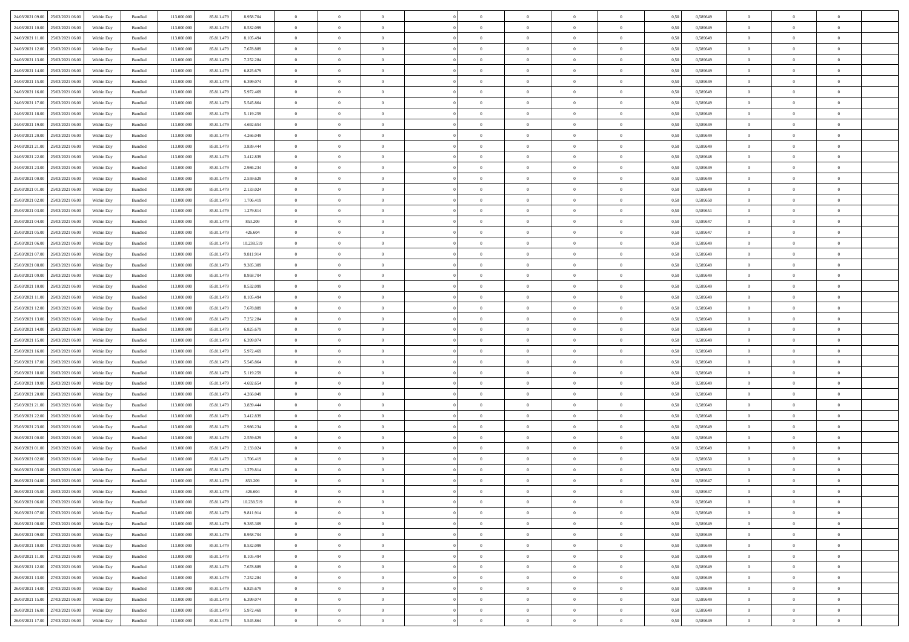| 24/03/2021 09:00 | 25/03/2021 06:00 | Within Day | Bundled | 113.000.000 | 85.811.479 | 8.958.704 | 0 | 0 | 0 | | 0 | 0 | 0 | 0 | 0,50 | 0,589649 | 0 | 0 | 0 | |
|---|---|---|---|---|---|---|---|---|---|---|---|---|---|---|---|---|---|---|---|---|
| 24/03/2021 10:00 | 25/03/2021 06:00 | Within Day | Bundled | 113.000.000 | 85.811.479 | 8.532.099 | 0 | 0 | 0 | | 0 | 0 | 0 | 0 | 0,50 | 0,589649 | 0 | 0 | 0 | |
| 24/03/2021 11:00 | 25/03/2021 06:00 | Within Day | Bundled | 113.000.000 | 85.811.479 | 8.105.494 | 0 | 0 | 0 | | 0 | 0 | 0 | 0 | 0,50 | 0,589649 | 0 | 0 | 0 | |
| 24/03/2021 12:00 | 25/03/2021 06:00 | Within Day | Bundled | 113.000.000 | 85.811.479 | 7.678.889 | 0 | 0 | 0 | | 0 | 0 | 0 | 0 | 0,50 | 0,589649 | 0 | 0 | 0 | |
| 24/03/2021 13:00 | 25/03/2021 06:00 | Within Day | Bundled | 113.000.000 | 85.811.479 | 7.252.284 | 0 | 0 | 0 | | 0 | 0 | 0 | 0 | 0,50 | 0,589649 | 0 | 0 | 0 | |
| 24/03/2021 14:00 | 25/03/2021 06:00 | Within Day | Bundled | 113.000.000 | 85.811.479 | 6.825.679 | 0 | 0 | 0 | | 0 | 0 | 0 | 0 | 0,50 | 0,589649 | 0 | 0 | 0 | |
| 24/03/2021 15:00 | 25/03/2021 06:00 | Within Day | Bundled | 113.000.000 | 85.811.479 | 6.399.074 | 0 | 0 | 0 | | 0 | 0 | 0 | 0 | 0,50 | 0,589649 | 0 | 0 | 0 | |
| 24/03/2021 16:00 | 25/03/2021 06:00 | Within Day | Bundled | 113.000.000 | 85.811.479 | 5.972.469 | 0 | 0 | 0 | | 0 | 0 | 0 | 0 | 0,50 | 0,589649 | 0 | 0 | 0 | |
| 24/03/2021 17:00 | 25/03/2021 06:00 | Within Day | Bundled | 113.000.000 | 85.811.479 | 5.545.864 | 0 | 0 | 0 | | 0 | 0 | 0 | 0 | 0,50 | 0,589649 | 0 | 0 | 0 | |
| 24/03/2021 18:00 | 25/03/2021 06:00 | Within Day | Bundled | 113.000.000 | 85.811.479 | 5.119.259 | 0 | 0 | 0 | | 0 | 0 | 0 | 0 | 0,50 | 0,589649 | 0 | 0 | 0 | |
| 24/03/2021 19:00 | 25/03/2021 06:00 | Within Day | Bundled | 113.000.000 | 85.811.479 | 4.692.654 | 0 | 0 | 0 | | 0 | 0 | 0 | 0 | 0,50 | 0,589649 | 0 | 0 | 0 | |
| 24/03/2021 20:00 | 25/03/2021 06:00 | Within Day | Bundled | 113.000.000 | 85.811.479 | 4.266.049 | 0 | 0 | 0 | | 0 | 0 | 0 | 0 | 0,50 | 0,589649 | 0 | 0 | 0 | |
| 24/03/2021 21:00 | 25/03/2021 06:00 | Within Day | Bundled | 113.000.000 | 85.811.479 | 3.839.444 | 0 | 0 | 0 | | 0 | 0 | 0 | 0 | 0,50 | 0,589649 | 0 | 0 | 0 | |
| 24/03/2021 22:00 | 25/03/2021 06:00 | Within Day | Bundled | 113.000.000 | 85.811.479 | 3.412.839 | 0 | 0 | 0 | | 0 | 0 | 0 | 0 | 0,50 | 0,589648 | 0 | 0 | 0 | |
| 24/03/2021 23:00 | 25/03/2021 06:00 | Within Day | Bundled | 113.000.000 | 85.811.479 | 2.986.234 | 0 | 0 | 0 | | 0 | 0 | 0 | 0 | 0,50 | 0,589649 | 0 | 0 | 0 | |
| 25/03/2021 00:00 | 25/03/2021 06:00 | Within Day | Bundled | 113.000.000 | 85.811.479 | 2.559.629 | 0 | 0 | 0 | | 0 | 0 | 0 | 0 | 0,50 | 0,589649 | 0 | 0 | 0 | |
| 25/03/2021 01:00 | 25/03/2021 06:00 | Within Day | Bundled | 113.000.000 | 85.811.479 | 2.133.024 | 0 | 0 | 0 | | 0 | 0 | 0 | 0 | 0,50 | 0,589649 | 0 | 0 | 0 | |
| 25/03/2021 02:00 | 25/03/2021 06:00 | Within Day | Bundled | 113.000.000 | 85.811.479 | 1.706.419 | 0 | 0 | 0 | | 0 | 0 | 0 | 0 | 0,50 | 0,589650 | 0 | 0 | 0 | |
| 25/03/2021 03:00 | 25/03/2021 06:00 | Within Day | Bundled | 113.000.000 | 85.811.479 | 1.279.814 | 0 | 0 | 0 | | 0 | 0 | 0 | 0 | 0,50 | 0,589651 | 0 | 0 | 0 | |
| 25/03/2021 04:00 | 25/03/2021 06:00 | Within Day | Bundled | 113.000.000 | 85.811.479 | 853.209 | 0 | 0 | 0 | | 0 | 0 | 0 | 0 | 0,50 | 0,589647 | 0 | 0 | 0 | |
| 25/03/2021 05:00 | 25/03/2021 06:00 | Within Day | Bundled | 113.000.000 | 85.811.479 | 426.604 | 0 | 0 | 0 | | 0 | 0 | 0 | 0 | 0,50 | 0,589647 | 0 | 0 | 0 | |
| 25/03/2021 06:00 | 26/03/2021 06:00 | Within Day | Bundled | 113.000.000 | 85.811.479 | 10.238.519 | 0 | 0 | 0 | | 0 | 0 | 0 | 0 | 0,50 | 0,589649 | 0 | 0 | 0 | |
| 25/03/2021 07:00 | 26/03/2021 06:00 | Within Day | Bundled | 113.000.000 | 85.811.479 | 9.811.914 | 0 | 0 | 0 | | 0 | 0 | 0 | 0 | 0,50 | 0,589649 | 0 | 0 | 0 | |
| 25/03/2021 08:00 | 26/03/2021 06:00 | Within Day | Bundled | 113.000.000 | 85.811.479 | 9.385.309 | 0 | 0 | 0 | | 0 | 0 | 0 | 0 | 0,50 | 0,589649 | 0 | 0 | 0 | |
| 25/03/2021 09:00 | 26/03/2021 06:00 | Within Day | Bundled | 113.000.000 | 85.811.479 | 8.958.704 | 0 | 0 | 0 | | 0 | 0 | 0 | 0 | 0,50 | 0,589649 | 0 | 0 | 0 | |
| 25/03/2021 10:00 | 26/03/2021 06:00 | Within Day | Bundled | 113.000.000 | 85.811.479 | 8.532.099 | 0 | 0 | 0 | | 0 | 0 | 0 | 0 | 0,50 | 0,589649 | 0 | 0 | 0 | |
| 25/03/2021 11:00 | 26/03/2021 06:00 | Within Day | Bundled | 113.000.000 | 85.811.479 | 8.105.494 | 0 | 0 | 0 | | 0 | 0 | 0 | 0 | 0,50 | 0,589649 | 0 | 0 | 0 | |
| 25/03/2021 12:00 | 26/03/2021 06:00 | Within Day | Bundled | 113.000.000 | 85.811.479 | 7.678.889 | 0 | 0 | 0 | | 0 | 0 | 0 | 0 | 0,50 | 0,589649 | 0 | 0 | 0 | |
| 25/03/2021 13:00 | 26/03/2021 06:00 | Within Day | Bundled | 113.000.000 | 85.811.479 | 7.252.284 | 0 | 0 | 0 | | 0 | 0 | 0 | 0 | 0,50 | 0,589649 | 0 | 0 | 0 | |
| 25/03/2021 14:00 | 26/03/2021 06:00 | Within Day | Bundled | 113.000.000 | 85.811.479 | 6.825.679 | 0 | 0 | 0 | | 0 | 0 | 0 | 0 | 0,50 | 0,589649 | 0 | 0 | 0 | |
| 25/03/2021 15:00 | 26/03/2021 06:00 | Within Day | Bundled | 113.000.000 | 85.811.479 | 6.399.074 | 0 | 0 | 0 | | 0 | 0 | 0 | 0 | 0,50 | 0,589649 | 0 | 0 | 0 | |
| 25/03/2021 16:00 | 26/03/2021 06:00 | Within Day | Bundled | 113.000.000 | 85.811.479 | 5.972.469 | 0 | 0 | 0 | | 0 | 0 | 0 | 0 | 0,50 | 0,589649 | 0 | 0 | 0 | |
| 25/03/2021 17:00 | 26/03/2021 06:00 | Within Day | Bundled | 113.000.000 | 85.811.479 | 5.545.864 | 0 | 0 | 0 | | 0 | 0 | 0 | 0 | 0,50 | 0,589649 | 0 | 0 | 0 | |
| 25/03/2021 18:00 | 26/03/2021 06:00 | Within Day | Bundled | 113.000.000 | 85.811.479 | 5.119.259 | 0 | 0 | 0 | | 0 | 0 | 0 | 0 | 0,50 | 0,589649 | 0 | 0 | 0 | |
| 25/03/2021 19:00 | 26/03/2021 06:00 | Within Day | Bundled | 113.000.000 | 85.811.479 | 4.692.654 | 0 | 0 | 0 | | 0 | 0 | 0 | 0 | 0,50 | 0,589649 | 0 | 0 | 0 | |
| 25/03/2021 20:00 | 26/03/2021 06:00 | Within Day | Bundled | 113.000.000 | 85.811.479 | 4.266.049 | 0 | 0 | 0 | | 0 | 0 | 0 | 0 | 0,50 | 0,589649 | 0 | 0 | 0 | |
| 25/03/2021 21:00 | 26/03/2021 06:00 | Within Day | Bundled | 113.000.000 | 85.811.479 | 3.839.444 | 0 | 0 | 0 | | 0 | 0 | 0 | 0 | 0,50 | 0,589649 | 0 | 0 | 0 | |
| 25/03/2021 22:00 | 26/03/2021 06:00 | Within Day | Bundled | 113.000.000 | 85.811.479 | 3.412.839 | 0 | 0 | 0 | | 0 | 0 | 0 | 0 | 0,50 | 0,589648 | 0 | 0 | 0 | |
| 25/03/2021 23:00 | 26/03/2021 06:00 | Within Day | Bundled | 113.000.000 | 85.811.479 | 2.986.234 | 0 | 0 | 0 | | 0 | 0 | 0 | 0 | 0,50 | 0,589649 | 0 | 0 | 0 | |
| 26/03/2021 00:00 | 26/03/2021 06:00 | Within Day | Bundled | 113.000.000 | 85.811.479 | 2.559.629 | 0 | 0 | 0 | | 0 | 0 | 0 | 0 | 0,50 | 0,589649 | 0 | 0 | 0 | |
| 26/03/2021 01:00 | 26/03/2021 06:00 | Within Day | Bundled | 113.000.000 | 85.811.479 | 2.133.024 | 0 | 0 | 0 | | 0 | 0 | 0 | 0 | 0,50 | 0,589649 | 0 | 0 | 0 | |
| 26/03/2021 02:00 | 26/03/2021 06:00 | Within Day | Bundled | 113.000.000 | 85.811.479 | 1.706.419 | 0 | 0 | 0 | | 0 | 0 | 0 | 0 | 0,50 | 0,589650 | 0 | 0 | 0 | |
| 26/03/2021 03:00 | 26/03/2021 06:00 | Within Day | Bundled | 113.000.000 | 85.811.479 | 1.279.814 | 0 | 0 | 0 | | 0 | 0 | 0 | 0 | 0,50 | 0,589651 | 0 | 0 | 0 | |
| 26/03/2021 04:00 | 26/03/2021 06:00 | Within Day | Bundled | 113.000.000 | 85.811.479 | 853.209 | 0 | 0 | 0 | | 0 | 0 | 0 | 0 | 0,50 | 0,589647 | 0 | 0 | 0 | |
| 26/03/2021 05:00 | 26/03/2021 06:00 | Within Day | Bundled | 113.000.000 | 85.811.479 | 426.604 | 0 | 0 | 0 | | 0 | 0 | 0 | 0 | 0,50 | 0,589647 | 0 | 0 | 0 | |
| 26/03/2021 06:00 | 27/03/2021 06:00 | Within Day | Bundled | 113.000.000 | 85.811.479 | 10.238.519 | 0 | 0 | 0 | | 0 | 0 | 0 | 0 | 0,50 | 0,589649 | 0 | 0 | 0 | |
| 26/03/2021 07:00 | 27/03/2021 06:00 | Within Day | Bundled | 113.000.000 | 85.811.479 | 9.811.914 | 0 | 0 | 0 | | 0 | 0 | 0 | 0 | 0,50 | 0,589649 | 0 | 0 | 0 | |
| 26/03/2021 08:00 | 27/03/2021 06:00 | Within Day | Bundled | 113.000.000 | 85.811.479 | 9.385.309 | 0 | 0 | 0 | | 0 | 0 | 0 | 0 | 0,50 | 0,589649 | 0 | 0 | 0 | |
| 26/03/2021 09:00 | 27/03/2021 06:00 | Within Day | Bundled | 113.000.000 | 85.811.479 | 8.958.704 | 0 | 0 | 0 | | 0 | 0 | 0 | 0 | 0,50 | 0,589649 | 0 | 0 | 0 | |
| 26/03/2021 10:00 | 27/03/2021 06:00 | Within Day | Bundled | 113.000.000 | 85.811.479 | 8.532.099 | 0 | 0 | 0 | | 0 | 0 | 0 | 0 | 0,50 | 0,589649 | 0 | 0 | 0 | |
| 26/03/2021 11:00 | 27/03/2021 06:00 | Within Day | Bundled | 113.000.000 | 85.811.479 | 8.105.494 | 0 | 0 | 0 | | 0 | 0 | 0 | 0 | 0,50 | 0,589649 | 0 | 0 | 0 | |
| 26/03/2021 12:00 | 27/03/2021 06:00 | Within Day | Bundled | 113.000.000 | 85.811.479 | 7.678.889 | 0 | 0 | 0 | | 0 | 0 | 0 | 0 | 0,50 | 0,589649 | 0 | 0 | 0 | |
| 26/03/2021 13:00 | 27/03/2021 06:00 | Within Day | Bundled | 113.000.000 | 85.811.479 | 7.252.284 | 0 | 0 | 0 | | 0 | 0 | 0 | 0 | 0,50 | 0,589649 | 0 | 0 | 0 | |
| 26/03/2021 14:00 | 27/03/2021 06:00 | Within Day | Bundled | 113.000.000 | 85.811.479 | 6.825.679 | 0 | 0 | 0 | | 0 | 0 | 0 | 0 | 0,50 | 0,589649 | 0 | 0 | 0 | |
| 26/03/2021 15:00 | 27/03/2021 06:00 | Within Day | Bundled | 113.000.000 | 85.811.479 | 6.399.074 | 0 | 0 | 0 | | 0 | 0 | 0 | 0 | 0,50 | 0,589649 | 0 | 0 | 0 | |
| 26/03/2021 16:00 | 27/03/2021 06:00 | Within Day | Bundled | 113.000.000 | 85.811.479 | 5.972.469 | 0 | 0 | 0 | | 0 | 0 | 0 | 0 | 0,50 | 0,589649 | 0 | 0 | 0 | |
| 26/03/2021 17:00 | 27/03/2021 06:00 | Within Day | Bundled | 113.000.000 | 85.811.479 | 5.545.864 | 0 | 0 | 0 | | 0 | 0 | 0 | 0 | 0,50 | 0,589649 | 0 | 0 | 0 | |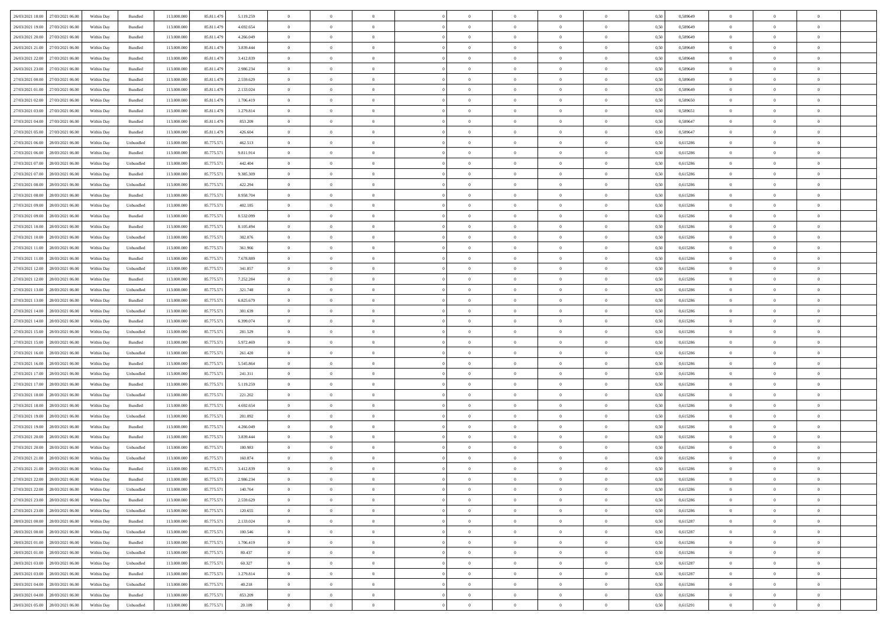| | | | | | | | | | | | | | | | | | | | | |
|---|---|---|---|---|---|---|---|---|---|---|---|---|---|---|---|---|---|---|---|---|
| 26/03/2021 18:00 | 27/03/2021 06:00 | Within Day | Bundled | 113.000.000 | 85.811.479 | 5.119.259 | 0 | 0 | 0 | | 0 | 0 | 0 | 0 | 0,50 | 0,589649 | 0 | 0 | 0 | |
| 26/03/2021 19:00 | 27/03/2021 06:00 | Within Day | Bundled | 113.000.000 | 85.811.479 | 4.692.654 | 0 | 0 | 0 | | 0 | 0 | 0 | 0 | 0,50 | 0,589649 | 0 | 0 | 0 | |
| 26/03/2021 20:00 | 27/03/2021 06:00 | Within Day | Bundled | 113.000.000 | 85.811.479 | 4.266.049 | 0 | 0 | 0 | | 0 | 0 | 0 | 0 | 0,50 | 0,589649 | 0 | 0 | 0 | |
| 26/03/2021 21:00 | 27/03/2021 06:00 | Within Day | Bundled | 113.000.000 | 85.811.479 | 3.839.444 | 0 | 0 | 0 | | 0 | 0 | 0 | 0 | 0,50 | 0,589649 | 0 | 0 | 0 | |
| 26/03/2021 22:00 | 27/03/2021 06:00 | Within Day | Bundled | 113.000.000 | 85.811.479 | 3.412.839 | 0 | 0 | 0 | | 0 | 0 | 0 | 0 | 0,50 | 0,589648 | 0 | 0 | 0 | |
| 26/03/2021 23:00 | 27/03/2021 06:00 | Within Day | Bundled | 113.000.000 | 85.811.479 | 2.986.234 | 0 | 0 | 0 | | 0 | 0 | 0 | 0 | 0,50 | 0,589649 | 0 | 0 | 0 | |
| 27/03/2021 00:00 | 27/03/2021 06:00 | Within Day | Bundled | 113.000.000 | 85.811.479 | 2.559.629 | 0 | 0 | 0 | | 0 | 0 | 0 | 0 | 0,50 | 0,589649 | 0 | 0 | 0 | |
| 27/03/2021 01:00 | 27/03/2021 06:00 | Within Day | Bundled | 113.000.000 | 85.811.479 | 2.133.024 | 0 | 0 | 0 | | 0 | 0 | 0 | 0 | 0,50 | 0,589649 | 0 | 0 | 0 | |
| 27/03/2021 02:00 | 27/03/2021 06:00 | Within Day | Bundled | 113.000.000 | 85.811.479 | 1.706.419 | 0 | 0 | 0 | | 0 | 0 | 0 | 0 | 0,50 | 0,589650 | 0 | 0 | 0 | |
| 27/03/2021 03:00 | 27/03/2021 06:00 | Within Day | Bundled | 113.000.000 | 85.811.479 | 1.279.814 | 0 | 0 | 0 | | 0 | 0 | 0 | 0 | 0,50 | 0,589651 | 0 | 0 | 0 | |
| 27/03/2021 04:00 | 27/03/2021 06:00 | Within Day | Bundled | 113.000.000 | 85.811.479 | 853.209 | 0 | 0 | 0 | | 0 | 0 | 0 | 0 | 0,50 | 0,589647 | 0 | 0 | 0 | |
| 27/03/2021 05:00 | 27/03/2021 06:00 | Within Day | Bundled | 113.000.000 | 85.811.479 | 426.604 | 0 | 0 | 0 | | 0 | 0 | 0 | 0 | 0,50 | 0,589647 | 0 | 0 | 0 | |
| 27/03/2021 06:00 | 28/03/2021 06:00 | Within Day | Unbundled | 113.000.000 | 85.775.571 | 462.513 | 0 | 0 | 0 | | 0 | 0 | 0 | 0 | 0,50 | 0,615286 | 0 | 0 | 0 | |
| 27/03/2021 06:00 | 28/03/2021 06:00 | Within Day | Bundled | 113.000.000 | 85.775.571 | 9.811.914 | 0 | 0 | 0 | | 0 | 0 | 0 | 0 | 0,50 | 0,615286 | 0 | 0 | 0 | |
| 27/03/2021 07:00 | 28/03/2021 06:00 | Within Day | Unbundled | 113.000.000 | 85.775.571 | 442.404 | 0 | 0 | 0 | | 0 | 0 | 0 | 0 | 0,50 | 0,615286 | 0 | 0 | 0 | |
| 27/03/2021 07:00 | 28/03/2021 06:00 | Within Day | Bundled | 113.000.000 | 85.775.571 | 9.385.309 | 0 | 0 | 0 | | 0 | 0 | 0 | 0 | 0,50 | 0,615286 | 0 | 0 | 0 | |
| 27/03/2021 08:00 | 28/03/2021 06:00 | Within Day | Unbundled | 113.000.000 | 85.775.571 | 422.294 | 0 | 0 | 0 | | 0 | 0 | 0 | 0 | 0,50 | 0,615286 | 0 | 0 | 0 | |
| 27/03/2021 08:00 | 28/03/2021 06:00 | Within Day | Bundled | 113.000.000 | 85.775.571 | 8.958.704 | 0 | 0 | 0 | | 0 | 0 | 0 | 0 | 0,50 | 0,615286 | 0 | 0 | 0 | |
| 27/03/2021 09:00 | 28/03/2021 06:00 | Within Day | Unbundled | 113.000.000 | 85.775.571 | 402.185 | 0 | 0 | 0 | | 0 | 0 | 0 | 0 | 0,50 | 0,615286 | 0 | 0 | 0 | |
| 27/03/2021 09:00 | 28/03/2021 06:00 | Within Day | Bundled | 113.000.000 | 85.775.571 | 8.532.099 | 0 | 0 | 0 | | 0 | 0 | 0 | 0 | 0,50 | 0,615286 | 0 | 0 | 0 | |
| 27/03/2021 10:00 | 28/03/2021 06:00 | Within Day | Bundled | 113.000.000 | 85.775.571 | 8.105.494 | 0 | 0 | 0 | | 0 | 0 | 0 | 0 | 0,50 | 0,615286 | 0 | 0 | 0 | |
| 27/03/2021 10:00 | 28/03/2021 06:00 | Within Day | Unbundled | 113.000.000 | 85.775.571 | 382.076 | 0 | 0 | 0 | | 0 | 0 | 0 | 0 | 0,50 | 0,615286 | 0 | 0 | 0 | |
| 27/03/2021 11:00 | 28/03/2021 06:00 | Within Day | Unbundled | 113.000.000 | 85.775.571 | 361.966 | 0 | 0 | 0 | | 0 | 0 | 0 | 0 | 0,50 | 0,615286 | 0 | 0 | 0 | |
| 27/03/2021 11:00 | 28/03/2021 06:00 | Within Day | Bundled | 113.000.000 | 85.775.571 | 7.678.889 | 0 | 0 | 0 | | 0 | 0 | 0 | 0 | 0,50 | 0,615286 | 0 | 0 | 0 | |
| 27/03/2021 12:00 | 28/03/2021 06:00 | Within Day | Unbundled | 113.000.000 | 85.775.571 | 341.857 | 0 | 0 | 0 | | 0 | 0 | 0 | 0 | 0,50 | 0,615286 | 0 | 0 | 0 | |
| 27/03/2021 12:00 | 28/03/2021 06:00 | Within Day | Bundled | 113.000.000 | 85.775.571 | 7.252.284 | 0 | 0 | 0 | | 0 | 0 | 0 | 0 | 0,50 | 0,615286 | 0 | 0 | 0 | |
| 27/03/2021 13:00 | 28/03/2021 06:00 | Within Day | Unbundled | 113.000.000 | 85.775.571 | 321.748 | 0 | 0 | 0 | | 0 | 0 | 0 | 0 | 0,50 | 0,615286 | 0 | 0 | 0 | |
| 27/03/2021 13:00 | 28/03/2021 06:00 | Within Day | Bundled | 113.000.000 | 85.775.571 | 6.825.679 | 0 | 0 | 0 | | 0 | 0 | 0 | 0 | 0,50 | 0,615286 | 0 | 0 | 0 | |
| 27/03/2021 14:00 | 28/03/2021 06:00 | Within Day | Unbundled | 113.000.000 | 85.775.571 | 301.639 | 0 | 0 | 0 | | 0 | 0 | 0 | 0 | 0,50 | 0,615286 | 0 | 0 | 0 | |
| 27/03/2021 14:00 | 28/03/2021 06:00 | Within Day | Bundled | 113.000.000 | 85.775.571 | 6.399.074 | 0 | 0 | 0 | | 0 | 0 | 0 | 0 | 0,50 | 0,615286 | 0 | 0 | 0 | |
| 27/03/2021 15:00 | 28/03/2021 06:00 | Within Day | Unbundled | 113.000.000 | 85.775.571 | 281.529 | 0 | 0 | 0 | | 0 | 0 | 0 | 0 | 0,50 | 0,615286 | 0 | 0 | 0 | |
| 27/03/2021 15:00 | 28/03/2021 06:00 | Within Day | Bundled | 113.000.000 | 85.775.571 | 5.972.469 | 0 | 0 | 0 | | 0 | 0 | 0 | 0 | 0,50 | 0,615286 | 0 | 0 | 0 | |
| 27/03/2021 16:00 | 28/03/2021 06:00 | Within Day | Unbundled | 113.000.000 | 85.775.571 | 261.420 | 0 | 0 | 0 | | 0 | 0 | 0 | 0 | 0,50 | 0,615286 | 0 | 0 | 0 | |
| 27/03/2021 16:00 | 28/03/2021 06:00 | Within Day | Bundled | 113.000.000 | 85.775.571 | 5.545.864 | 0 | 0 | 0 | | 0 | 0 | 0 | 0 | 0,50 | 0,615286 | 0 | 0 | 0 | |
| 27/03/2021 17:00 | 28/03/2021 06:00 | Within Day | Unbundled | 113.000.000 | 85.775.571 | 241.311 | 0 | 0 | 0 | | 0 | 0 | 0 | 0 | 0,50 | 0,615286 | 0 | 0 | 0 | |
| 27/03/2021 17:00 | 28/03/2021 06:00 | Within Day | Bundled | 113.000.000 | 85.775.571 | 5.119.259 | 0 | 0 | 0 | | 0 | 0 | 0 | 0 | 0,50 | 0,615286 | 0 | 0 | 0 | |
| 27/03/2021 18:00 | 28/03/2021 06:00 | Within Day | Unbundled | 113.000.000 | 85.775.571 | 221.202 | 0 | 0 | 0 | | 0 | 0 | 0 | 0 | 0,50 | 0,615286 | 0 | 0 | 0 | |
| 27/03/2021 18:00 | 28/03/2021 06:00 | Within Day | Bundled | 113.000.000 | 85.775.571 | 4.692.654 | 0 | 0 | 0 | | 0 | 0 | 0 | 0 | 0,50 | 0,615286 | 0 | 0 | 0 | |
| 27/03/2021 19:00 | 28/03/2021 06:00 | Within Day | Unbundled | 113.000.000 | 85.775.571 | 201.092 | 0 | 0 | 0 | | 0 | 0 | 0 | 0 | 0,50 | 0,615286 | 0 | 0 | 0 | |
| 27/03/2021 19:00 | 28/03/2021 06:00 | Within Day | Bundled | 113.000.000 | 85.775.571 | 4.266.049 | 0 | 0 | 0 | | 0 | 0 | 0 | 0 | 0,50 | 0,615286 | 0 | 0 | 0 | |
| 27/03/2021 20:00 | 28/03/2021 06:00 | Within Day | Bundled | 113.000.000 | 85.775.571 | 3.839.444 | 0 | 0 | 0 | | 0 | 0 | 0 | 0 | 0,50 | 0,615286 | 0 | 0 | 0 | |
| 27/03/2021 20:00 | 28/03/2021 06:00 | Within Day | Unbundled | 113.000.000 | 85.775.571 | 180.983 | 0 | 0 | 0 | | 0 | 0 | 0 | 0 | 0,50 | 0,615286 | 0 | 0 | 0 | |
| 27/03/2021 21:00 | 28/03/2021 06:00 | Within Day | Unbundled | 113.000.000 | 85.775.571 | 160.874 | 0 | 0 | 0 | | 0 | 0 | 0 | 0 | 0,50 | 0,615286 | 0 | 0 | 0 | |
| 27/03/2021 21:00 | 28/03/2021 06:00 | Within Day | Bundled | 113.000.000 | 85.775.571 | 3.412.839 | 0 | 0 | 0 | | 0 | 0 | 0 | 0 | 0,50 | 0,615286 | 0 | 0 | 0 | |
| 27/03/2021 22:00 | 28/03/2021 06:00 | Within Day | Bundled | 113.000.000 | 85.775.571 | 2.986.234 | 0 | 0 | 0 | | 0 | 0 | 0 | 0 | 0,50 | 0,615286 | 0 | 0 | 0 | |
| 27/03/2021 22:00 | 28/03/2021 06:00 | Within Day | Unbundled | 113.000.000 | 85.775.571 | 140.764 | 0 | 0 | 0 | | 0 | 0 | 0 | 0 | 0,50 | 0,615286 | 0 | 0 | 0 | |
| 27/03/2021 23:00 | 28/03/2021 06:00 | Within Day | Bundled | 113.000.000 | 85.775.571 | 2.559.629 | 0 | 0 | 0 | | 0 | 0 | 0 | 0 | 0,50 | 0,615286 | 0 | 0 | 0 | |
| 27/03/2021 23:00 | 28/03/2021 06:00 | Within Day | Unbundled | 113.000.000 | 85.775.571 | 120.655 | 0 | 0 | 0 | | 0 | 0 | 0 | 0 | 0,50 | 0,615286 | 0 | 0 | 0 | |
| 28/03/2021 00:00 | 28/03/2021 06:00 | Within Day | Bundled | 113.000.000 | 85.775.571 | 2.133.024 | 0 | 0 | 0 | | 0 | 0 | 0 | 0 | 0,50 | 0,615287 | 0 | 0 | 0 | |
| 28/03/2021 00:00 | 28/03/2021 06:00 | Within Day | Unbundled | 113.000.000 | 85.775.571 | 100.546 | 0 | 0 | 0 | | 0 | 0 | 0 | 0 | 0,50 | 0,615287 | 0 | 0 | 0 | |
| 28/03/2021 01:00 | 28/03/2021 06:00 | Within Day | Bundled | 113.000.000 | 85.775.571 | 1.706.419 | 0 | 0 | 0 | | 0 | 0 | 0 | 0 | 0,50 | 0,615286 | 0 | 0 | 0 | |
| 28/03/2021 01:00 | 28/03/2021 06:00 | Within Day | Unbundled | 113.000.000 | 85.775.571 | 80.437 | 0 | 0 | 0 | | 0 | 0 | 0 | 0 | 0,50 | 0,615286 | 0 | 0 | 0 | |
| 28/03/2021 03:00 | 28/03/2021 06:00 | Within Day | Unbundled | 113.000.000 | 85.775.571 | 60.327 | 0 | 0 | 0 | | 0 | 0 | 0 | 0 | 0,50 | 0,615287 | 0 | 0 | 0 | |
| 28/03/2021 03:00 | 28/03/2021 06:00 | Within Day | Bundled | 113.000.000 | 85.775.571 | 1.279.814 | 0 | 0 | 0 | | 0 | 0 | 0 | 0 | 0,50 | 0,615287 | 0 | 0 | 0 | |
| 28/03/2021 04:00 | 28/03/2021 06:00 | Within Day | Unbundled | 113.000.000 | 85.775.571 | 40.218 | 0 | 0 | 0 | | 0 | 0 | 0 | 0 | 0,50 | 0,615286 | 0 | 0 | 0 | |
| 28/03/2021 04:00 | 28/03/2021 06:00 | Within Day | Bundled | 113.000.000 | 85.775.571 | 853.209 | 0 | 0 | 0 | | 0 | 0 | 0 | 0 | 0,50 | 0,615286 | 0 | 0 | 0 | |
| 28/03/2021 05:00 | 28/03/2021 06:00 | Within Day | Unbundled | 113.000.000 | 85.775.571 | 20.109 | 0 | 0 | 0 | | 0 | 0 | 0 | 0 | 0,50 | 0,615291 | 0 | 0 | 0 | |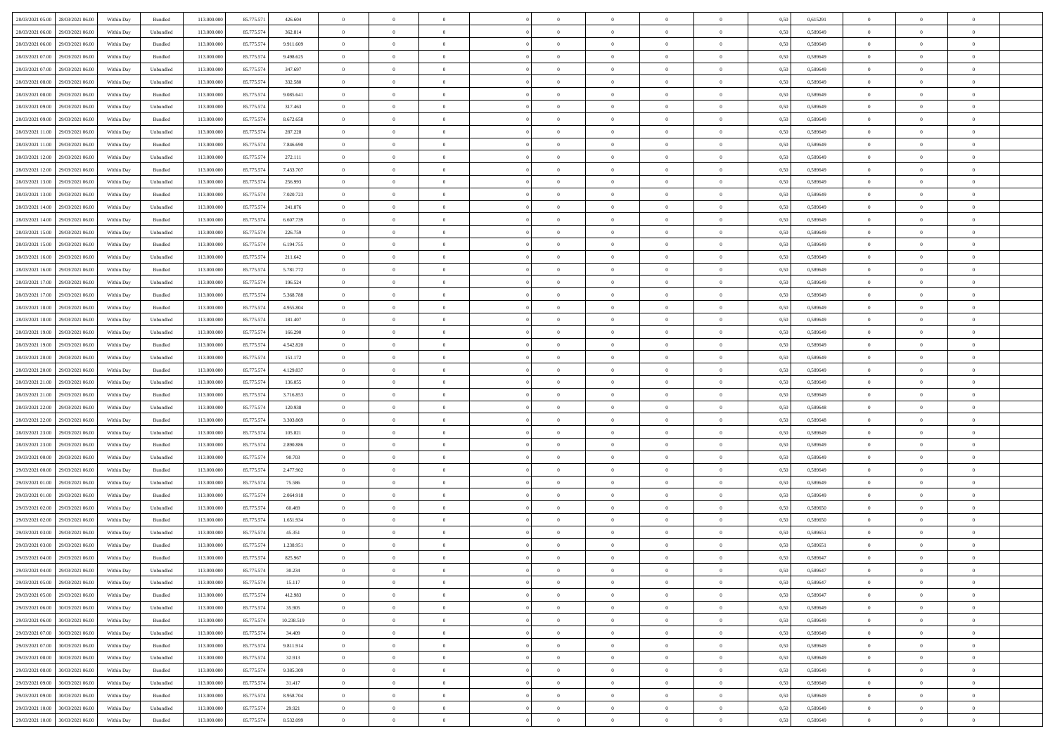| | | | | | | | | | | | | | | | | | | | | | |
|---|---|---|---|---|---|---|---|---|---|---|---|---|---|---|---|---|---|---|---|---|---|
| 28/03/2021 05:00 | 28/03/2021 06:00 | Within Day | Bundled | 113.000.000 | 85.775.571 | 426.604 | 0 | 0 | 0 | | 0 | 0 | 0 | 0 | 0,50 | 0,615291 | 0 | 0 | 0 | |
| 28/03/2021 06:00 | 29/03/2021 06:00 | Within Day | Unbundled | 113.000.000 | 85.775.574 | 362.814 | 0 | 0 | 0 | | 0 | 0 | 0 | 0 | 0,50 | 0,589649 | 0 | 0 | 0 | |
| 28/03/2021 06:00 | 29/03/2021 06:00 | Within Day | Bundled | 113.000.000 | 85.775.574 | 9.911.609 | 0 | 0 | 0 | | 0 | 0 | 0 | 0 | 0,50 | 0,589649 | 0 | 0 | 0 | |
| 28/03/2021 07:00 | 29/03/2021 06:00 | Within Day | Bundled | 113.000.000 | 85.775.574 | 9.498.625 | 0 | 0 | 0 | | 0 | 0 | 0 | 0 | 0,50 | 0,589649 | 0 | 0 | 0 | |
| 28/03/2021 07:00 | 29/03/2021 06:00 | Within Day | Unbundled | 113.000.000 | 85.775.574 | 347.697 | 0 | 0 | 0 | | 0 | 0 | 0 | 0 | 0,50 | 0,589649 | 0 | 0 | 0 | |
| 28/03/2021 08:00 | 29/03/2021 06:00 | Within Day | Unbundled | 113.000.000 | 85.775.574 | 332.580 | 0 | 0 | 0 | | 0 | 0 | 0 | 0 | 0,50 | 0,589649 | 0 | 0 | 0 | |
| 28/03/2021 08:00 | 29/03/2021 06:00 | Within Day | Bundled | 113.000.000 | 85.775.574 | 9.085.641 | 0 | 0 | 0 | | 0 | 0 | 0 | 0 | 0,50 | 0,589649 | 0 | 0 | 0 | |
| 28/03/2021 09:00 | 29/03/2021 06:00 | Within Day | Unbundled | 113.000.000 | 85.775.574 | 317.463 | 0 | 0 | 0 | | 0 | 0 | 0 | 0 | 0,50 | 0,589649 | 0 | 0 | 0 | |
| 28/03/2021 09:00 | 29/03/2021 06:00 | Within Day | Bundled | 113.000.000 | 85.775.574 | 8.672.658 | 0 | 0 | 0 | | 0 | 0 | 0 | 0 | 0,50 | 0,589649 | 0 | 0 | 0 | |
| 28/03/2021 11:00 | 29/03/2021 06:00 | Within Day | Unbundled | 113.000.000 | 85.775.574 | 287.228 | 0 | 0 | 0 | | 0 | 0 | 0 | 0 | 0,50 | 0,589649 | 0 | 0 | 0 | |
| 28/03/2021 11:00 | 29/03/2021 06:00 | Within Day | Bundled | 113.000.000 | 85.775.574 | 7.846.690 | 0 | 0 | 0 | | 0 | 0 | 0 | 0 | 0,50 | 0,589649 | 0 | 0 | 0 | |
| 28/03/2021 12:00 | 29/03/2021 06:00 | Within Day | Unbundled | 113.000.000 | 85.775.574 | 272.111 | 0 | 0 | 0 | | 0 | 0 | 0 | 0 | 0,50 | 0,589649 | 0 | 0 | 0 | |
| 28/03/2021 12:00 | 29/03/2021 06:00 | Within Day | Bundled | 113.000.000 | 85.775.574 | 7.433.707 | 0 | 0 | 0 | | 0 | 0 | 0 | 0 | 0,50 | 0,589649 | 0 | 0 | 0 | |
| 28/03/2021 13:00 | 29/03/2021 06:00 | Within Day | Unbundled | 113.000.000 | 85.775.574 | 256.993 | 0 | 0 | 0 | | 0 | 0 | 0 | 0 | 0,50 | 0,589649 | 0 | 0 | 0 | |
| 28/03/2021 13:00 | 29/03/2021 06:00 | Within Day | Bundled | 113.000.000 | 85.775.574 | 7.020.723 | 0 | 0 | 0 | | 0 | 0 | 0 | 0 | 0,50 | 0,589649 | 0 | 0 | 0 | |
| 28/03/2021 14:00 | 29/03/2021 06:00 | Within Day | Unbundled | 113.000.000 | 85.775.574 | 241.876 | 0 | 0 | 0 | | 0 | 0 | 0 | 0 | 0,50 | 0,589649 | 0 | 0 | 0 | |
| 28/03/2021 14:00 | 29/03/2021 06:00 | Within Day | Bundled | 113.000.000 | 85.775.574 | 6.607.739 | 0 | 0 | 0 | | 0 | 0 | 0 | 0 | 0,50 | 0,589649 | 0 | 0 | 0 | |
| 28/03/2021 15:00 | 29/03/2021 06:00 | Within Day | Unbundled | 113.000.000 | 85.775.574 | 226.759 | 0 | 0 | 0 | | 0 | 0 | 0 | 0 | 0,50 | 0,589649 | 0 | 0 | 0 | |
| 28/03/2021 15:00 | 29/03/2021 06:00 | Within Day | Bundled | 113.000.000 | 85.775.574 | 6.194.755 | 0 | 0 | 0 | | 0 | 0 | 0 | 0 | 0,50 | 0,589649 | 0 | 0 | 0 | |
| 28/03/2021 16:00 | 29/03/2021 06:00 | Within Day | Unbundled | 113.000.000 | 85.775.574 | 211.642 | 0 | 0 | 0 | | 0 | 0 | 0 | 0 | 0,50 | 0,589649 | 0 | 0 | 0 | |
| 28/03/2021 16:00 | 29/03/2021 06:00 | Within Day | Bundled | 113.000.000 | 85.775.574 | 5.781.772 | 0 | 0 | 0 | | 0 | 0 | 0 | 0 | 0,50 | 0,589649 | 0 | 0 | 0 | |
| 28/03/2021 17:00 | 29/03/2021 06:00 | Within Day | Unbundled | 113.000.000 | 85.775.574 | 196.524 | 0 | 0 | 0 | | 0 | 0 | 0 | 0 | 0,50 | 0,589649 | 0 | 0 | 0 | |
| 28/03/2021 17:00 | 29/03/2021 06:00 | Within Day | Bundled | 113.000.000 | 85.775.574 | 5.368.788 | 0 | 0 | 0 | | 0 | 0 | 0 | 0 | 0,50 | 0,589649 | 0 | 0 | 0 | |
| 28/03/2021 18:00 | 29/03/2021 06:00 | Within Day | Bundled | 113.000.000 | 85.775.574 | 4.955.804 | 0 | 0 | 0 | | 0 | 0 | 0 | 0 | 0,50 | 0,589649 | 0 | 0 | 0 | |
| 28/03/2021 18:00 | 29/03/2021 06:00 | Within Day | Unbundled | 113.000.000 | 85.775.574 | 181.407 | 0 | 0 | 0 | | 0 | 0 | 0 | 0 | 0,50 | 0,589649 | 0 | 0 | 0 | |
| 28/03/2021 19:00 | 29/03/2021 06:00 | Within Day | Unbundled | 113.000.000 | 85.775.574 | 166.290 | 0 | 0 | 0 | | 0 | 0 | 0 | 0 | 0,50 | 0,589649 | 0 | 0 | 0 | |
| 28/03/2021 19:00 | 29/03/2021 06:00 | Within Day | Bundled | 113.000.000 | 85.775.574 | 4.542.820 | 0 | 0 | 0 | | 0 | 0 | 0 | 0 | 0,50 | 0,589649 | 0 | 0 | 0 | |
| 28/03/2021 20:00 | 29/03/2021 06:00 | Within Day | Unbundled | 113.000.000 | 85.775.574 | 151.172 | 0 | 0 | 0 | | 0 | 0 | 0 | 0 | 0,50 | 0,589649 | 0 | 0 | 0 | |
| 28/03/2021 20:00 | 29/03/2021 06:00 | Within Day | Bundled | 113.000.000 | 85.775.574 | 4.129.837 | 0 | 0 | 0 | | 0 | 0 | 0 | 0 | 0,50 | 0,589649 | 0 | 0 | 0 | |
| 28/03/2021 21:00 | 29/03/2021 06:00 | Within Day | Unbundled | 113.000.000 | 85.775.574 | 136.055 | 0 | 0 | 0 | | 0 | 0 | 0 | 0 | 0,50 | 0,589649 | 0 | 0 | 0 | |
| 28/03/2021 21:00 | 29/03/2021 06:00 | Within Day | Bundled | 113.000.000 | 85.775.574 | 3.716.853 | 0 | 0 | 0 | | 0 | 0 | 0 | 0 | 0,50 | 0,589649 | 0 | 0 | 0 | |
| 28/03/2021 22:00 | 29/03/2021 06:00 | Within Day | Unbundled | 113.000.000 | 85.775.574 | 120.938 | 0 | 0 | 0 | | 0 | 0 | 0 | 0 | 0,50 | 0,589648 | 0 | 0 | 0 | |
| 28/03/2021 22:00 | 29/03/2021 06:00 | Within Day | Bundled | 113.000.000 | 85.775.574 | 3.303.869 | 0 | 0 | 0 | | 0 | 0 | 0 | 0 | 0,50 | 0,589648 | 0 | 0 | 0 | |
| 28/03/2021 23:00 | 29/03/2021 06:00 | Within Day | Unbundled | 113.000.000 | 85.775.574 | 105.821 | 0 | 0 | 0 | | 0 | 0 | 0 | 0 | 0,50 | 0,589649 | 0 | 0 | 0 | |
| 28/03/2021 23:00 | 29/03/2021 06:00 | Within Day | Bundled | 113.000.000 | 85.775.574 | 2.890.886 | 0 | 0 | 0 | | 0 | 0 | 0 | 0 | 0,50 | 0,589649 | 0 | 0 | 0 | |
| 29/03/2021 00:00 | 29/03/2021 06:00 | Within Day | Unbundled | 113.000.000 | 85.775.574 | 90.703 | 0 | 0 | 0 | | 0 | 0 | 0 | 0 | 0,50 | 0,589649 | 0 | 0 | 0 | |
| 29/03/2021 00:00 | 29/03/2021 06:00 | Within Day | Bundled | 113.000.000 | 85.775.574 | 2.477.902 | 0 | 0 | 0 | | 0 | 0 | 0 | 0 | 0,50 | 0,589649 | 0 | 0 | 0 | |
| 29/03/2021 01:00 | 29/03/2021 06:00 | Within Day | Unbundled | 113.000.000 | 85.775.574 | 75.586 | 0 | 0 | 0 | | 0 | 0 | 0 | 0 | 0,50 | 0,589649 | 0 | 0 | 0 | |
| 29/03/2021 01:00 | 29/03/2021 06:00 | Within Day | Bundled | 113.000.000 | 85.775.574 | 2.064.918 | 0 | 0 | 0 | | 0 | 0 | 0 | 0 | 0,50 | 0,589649 | 0 | 0 | 0 | |
| 29/03/2021 02:00 | 29/03/2021 06:00 | Within Day | Unbundled | 113.000.000 | 85.775.574 | 60.469 | 0 | 0 | 0 | | 0 | 0 | 0 | 0 | 0,50 | 0,589650 | 0 | 0 | 0 | |
| 29/03/2021 02:00 | 29/03/2021 06:00 | Within Day | Bundled | 113.000.000 | 85.775.574 | 1.651.934 | 0 | 0 | 0 | | 0 | 0 | 0 | 0 | 0,50 | 0,589650 | 0 | 0 | 0 | |
| 29/03/2021 03:00 | 29/03/2021 06:00 | Within Day | Unbundled | 113.000.000 | 85.775.574 | 45.351 | 0 | 0 | 0 | | 0 | 0 | 0 | 0 | 0,50 | 0,589651 | 0 | 0 | 0 | |
| 29/03/2021 03:00 | 29/03/2021 06:00 | Within Day | Bundled | 113.000.000 | 85.775.574 | 1.238.951 | 0 | 0 | 0 | | 0 | 0 | 0 | 0 | 0,50 | 0,589651 | 0 | 0 | 0 | |
| 29/03/2021 04:00 | 29/03/2021 06:00 | Within Day | Bundled | 113.000.000 | 85.775.574 | 825.967 | 0 | 0 | 0 | | 0 | 0 | 0 | 0 | 0,50 | 0,589647 | 0 | 0 | 0 | |
| 29/03/2021 04:00 | 29/03/2021 06:00 | Within Day | Unbundled | 113.000.000 | 85.775.574 | 30.234 | 0 | 0 | 0 | | 0 | 0 | 0 | 0 | 0,50 | 0,589647 | 0 | 0 | 0 | |
| 29/03/2021 05:00 | 29/03/2021 06:00 | Within Day | Unbundled | 113.000.000 | 85.775.574 | 15.117 | 0 | 0 | 0 | | 0 | 0 | 0 | 0 | 0,50 | 0,589647 | 0 | 0 | 0 | |
| 29/03/2021 05:00 | 29/03/2021 06:00 | Within Day | Bundled | 113.000.000 | 85.775.574 | 412.983 | 0 | 0 | 0 | | 0 | 0 | 0 | 0 | 0,50 | 0,589647 | 0 | 0 | 0 | |
| 29/03/2021 06:00 | 30/03/2021 06:00 | Within Day | Unbundled | 113.000.000 | 85.775.574 | 35.905 | 0 | 0 | 0 | | 0 | 0 | 0 | 0 | 0,50 | 0,589649 | 0 | 0 | 0 | |
| 29/03/2021 06:00 | 30/03/2021 06:00 | Within Day | Bundled | 113.000.000 | 85.775.574 | 10.238.519 | 0 | 0 | 0 | | 0 | 0 | 0 | 0 | 0,50 | 0,589649 | 0 | 0 | 0 | |
| 29/03/2021 07:00 | 30/03/2021 06:00 | Within Day | Unbundled | 113.000.000 | 85.775.574 | 34.409 | 0 | 0 | 0 | | 0 | 0 | 0 | 0 | 0,50 | 0,589649 | 0 | 0 | 0 | |
| 29/03/2021 07:00 | 30/03/2021 06:00 | Within Day | Bundled | 113.000.000 | 85.775.574 | 9.811.914 | 0 | 0 | 0 | | 0 | 0 | 0 | 0 | 0,50 | 0,589649 | 0 | 0 | 0 | |
| 29/03/2021 08:00 | 30/03/2021 06:00 | Within Day | Unbundled | 113.000.000 | 85.775.574 | 32.913 | 0 | 0 | 0 | | 0 | 0 | 0 | 0 | 0,50 | 0,589649 | 0 | 0 | 0 | |
| 29/03/2021 08:00 | 30/03/2021 06:00 | Within Day | Bundled | 113.000.000 | 85.775.574 | 9.385.309 | 0 | 0 | 0 | | 0 | 0 | 0 | 0 | 0,50 | 0,589649 | 0 | 0 | 0 | |
| 29/03/2021 09:00 | 30/03/2021 06:00 | Within Day | Unbundled | 113.000.000 | 85.775.574 | 31.417 | 0 | 0 | 0 | | 0 | 0 | 0 | 0 | 0,50 | 0,589649 | 0 | 0 | 0 | |
| 29/03/2021 09:00 | 30/03/2021 06:00 | Within Day | Bundled | 113.000.000 | 85.775.574 | 8.958.704 | 0 | 0 | 0 | | 0 | 0 | 0 | 0 | 0,50 | 0,589649 | 0 | 0 | 0 | |
| 29/03/2021 10:00 | 30/03/2021 06:00 | Within Day | Unbundled | 113.000.000 | 85.775.574 | 29.921 | 0 | 0 | 0 | | 0 | 0 | 0 | 0 | 0,50 | 0,589649 | 0 | 0 | 0 | |
| 29/03/2021 10:00 | 30/03/2021 06:00 | Within Day | Bundled | 113.000.000 | 85.775.574 | 8.532.099 | 0 | 0 | 0 | | 0 | 0 | 0 | 0 | 0,50 | 0,589649 | 0 | 0 | 0 | |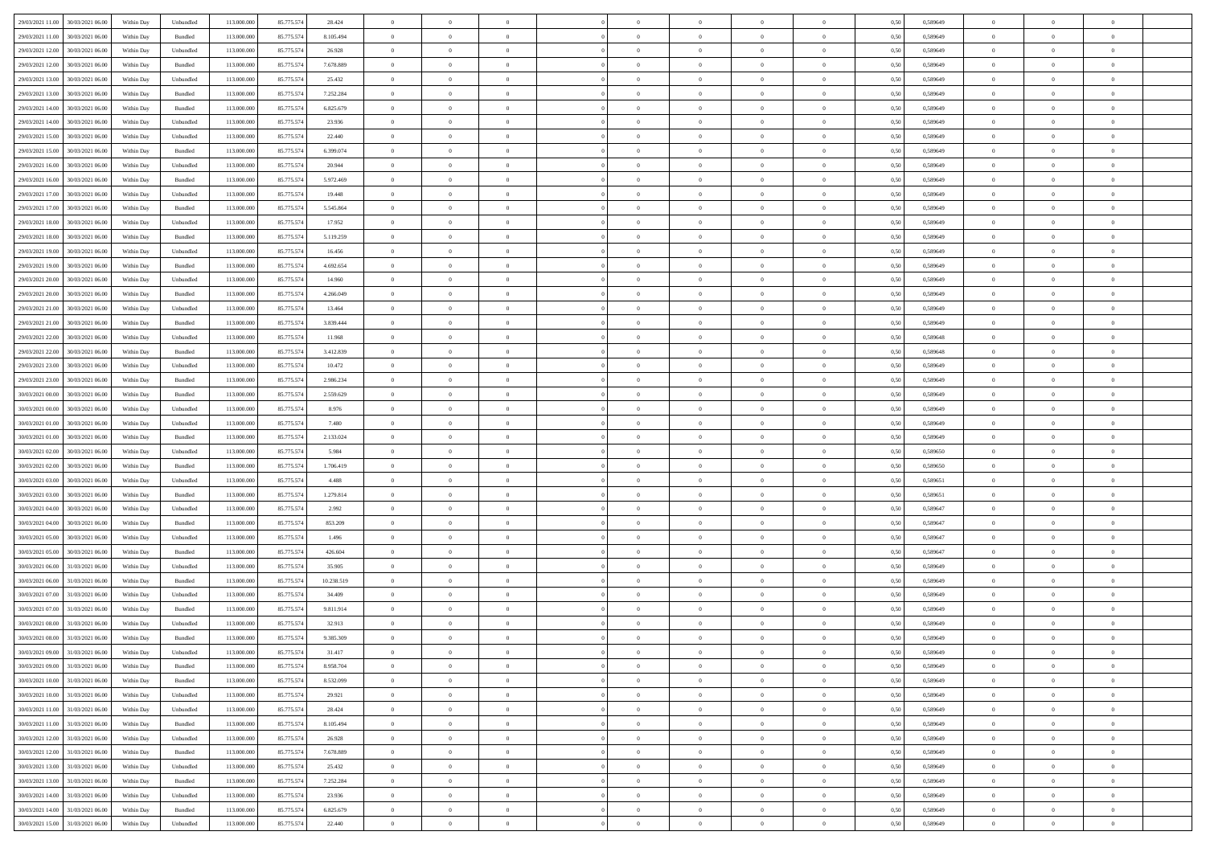| 29/03/2021 11:00 | 30/03/2021 06:00 | Within Day | Unbundled | 113.000.000 | 85.775.574 | 28.424 | 0 | 0 | 0 | | 0 | 0 | 0 | 0 | 0,50 | 0,589649 | 0 | 0 | 0 | |
|---|---|---|---|---|---|---|---|---|---|---|---|---|---|---|---|---|---|---|---|---|
| 29/03/2021 11:00 | 30/03/2021 06:00 | Within Day | Bundled | 113.000.000 | 85.775.574 | 8.105.494 | 0 | 0 | 0 | | 0 | 0 | 0 | 0 | 0,50 | 0,589649 | 0 | 0 | 0 | |
| 29/03/2021 12:00 | 30/03/2021 06:00 | Within Day | Unbundled | 113.000.000 | 85.775.574 | 26.928 | 0 | 0 | 0 | | 0 | 0 | 0 | 0 | 0,50 | 0,589649 | 0 | 0 | 0 | |
| 29/03/2021 12:00 | 30/03/2021 06:00 | Within Day | Bundled | 113.000.000 | 85.775.574 | 7.678.889 | 0 | 0 | 0 | | 0 | 0 | 0 | 0 | 0,50 | 0,589649 | 0 | 0 | 0 | |
| 29/03/2021 13:00 | 30/03/2021 06:00 | Within Day | Unbundled | 113.000.000 | 85.775.574 | 25.432 | 0 | 0 | 0 | | 0 | 0 | 0 | 0 | 0,50 | 0,589649 | 0 | 0 | 0 | |
| 29/03/2021 13:00 | 30/03/2021 06:00 | Within Day | Bundled | 113.000.000 | 85.775.574 | 7.252.284 | 0 | 0 | 0 | | 0 | 0 | 0 | 0 | 0,50 | 0,589649 | 0 | 0 | 0 | |
| 29/03/2021 14:00 | 30/03/2021 06:00 | Within Day | Bundled | 113.000.000 | 85.775.574 | 6.825.679 | 0 | 0 | 0 | | 0 | 0 | 0 | 0 | 0,50 | 0,589649 | 0 | 0 | 0 | |
| 29/03/2021 14:00 | 30/03/2021 06:00 | Within Day | Unbundled | 113.000.000 | 85.775.574 | 23.936 | 0 | 0 | 0 | | 0 | 0 | 0 | 0 | 0,50 | 0,589649 | 0 | 0 | 0 | |
| 29/03/2021 15:00 | 30/03/2021 06:00 | Within Day | Unbundled | 113.000.000 | 85.775.574 | 22.440 | 0 | 0 | 0 | | 0 | 0 | 0 | 0 | 0,50 | 0,589649 | 0 | 0 | 0 | |
| 29/03/2021 15:00 | 30/03/2021 06:00 | Within Day | Bundled | 113.000.000 | 85.775.574 | 6.399.074 | 0 | 0 | 0 | | 0 | 0 | 0 | 0 | 0,50 | 0,589649 | 0 | 0 | 0 | |
| 29/03/2021 16:00 | 30/03/2021 06:00 | Within Day | Unbundled | 113.000.000 | 85.775.574 | 20.944 | 0 | 0 | 0 | | 0 | 0 | 0 | 0 | 0,50 | 0,589649 | 0 | 0 | 0 | |
| 29/03/2021 16:00 | 30/03/2021 06:00 | Within Day | Bundled | 113.000.000 | 85.775.574 | 5.972.469 | 0 | 0 | 0 | | 0 | 0 | 0 | 0 | 0,50 | 0,589649 | 0 | 0 | 0 | |
| 29/03/2021 17:00 | 30/03/2021 06:00 | Within Day | Unbundled | 113.000.000 | 85.775.574 | 19.448 | 0 | 0 | 0 | | 0 | 0 | 0 | 0 | 0,50 | 0,589649 | 0 | 0 | 0 | |
| 29/03/2021 17:00 | 30/03/2021 06:00 | Within Day | Bundled | 113.000.000 | 85.775.574 | 5.545.864 | 0 | 0 | 0 | | 0 | 0 | 0 | 0 | 0,50 | 0,589649 | 0 | 0 | 0 | |
| 29/03/2021 18:00 | 30/03/2021 06:00 | Within Day | Unbundled | 113.000.000 | 85.775.574 | 17.952 | 0 | 0 | 0 | | 0 | 0 | 0 | 0 | 0,50 | 0,589649 | 0 | 0 | 0 | |
| 29/03/2021 18:00 | 30/03/2021 06:00 | Within Day | Bundled | 113.000.000 | 85.775.574 | 5.119.259 | 0 | 0 | 0 | | 0 | 0 | 0 | 0 | 0,50 | 0,589649 | 0 | 0 | 0 | |
| 29/03/2021 19:00 | 30/03/2021 06:00 | Within Day | Unbundled | 113.000.000 | 85.775.574 | 16.456 | 0 | 0 | 0 | | 0 | 0 | 0 | 0 | 0,50 | 0,589649 | 0 | 0 | 0 | |
| 29/03/2021 19:00 | 30/03/2021 06:00 | Within Day | Bundled | 113.000.000 | 85.775.574 | 4.692.654 | 0 | 0 | 0 | | 0 | 0 | 0 | 0 | 0,50 | 0,589649 | 0 | 0 | 0 | |
| 29/03/2021 20:00 | 30/03/2021 06:00 | Within Day | Unbundled | 113.000.000 | 85.775.574 | 14.960 | 0 | 0 | 0 | | 0 | 0 | 0 | 0 | 0,50 | 0,589649 | 0 | 0 | 0 | |
| 29/03/2021 20:00 | 30/03/2021 06:00 | Within Day | Bundled | 113.000.000 | 85.775.574 | 4.266.049 | 0 | 0 | 0 | | 0 | 0 | 0 | 0 | 0,50 | 0,589649 | 0 | 0 | 0 | |
| 29/03/2021 21:00 | 30/03/2021 06:00 | Within Day | Unbundled | 113.000.000 | 85.775.574 | 13.464 | 0 | 0 | 0 | | 0 | 0 | 0 | 0 | 0,50 | 0,589649 | 0 | 0 | 0 | |
| 29/03/2021 21:00 | 30/03/2021 06:00 | Within Day | Bundled | 113.000.000 | 85.775.574 | 3.839.444 | 0 | 0 | 0 | | 0 | 0 | 0 | 0 | 0,50 | 0,589649 | 0 | 0 | 0 | |
| 29/03/2021 22:00 | 30/03/2021 06:00 | Within Day | Unbundled | 113.000.000 | 85.775.574 | 11.968 | 0 | 0 | 0 | | 0 | 0 | 0 | 0 | 0,50 | 0,589648 | 0 | 0 | 0 | |
| 29/03/2021 22:00 | 30/03/2021 06:00 | Within Day | Bundled | 113.000.000 | 85.775.574 | 3.412.839 | 0 | 0 | 0 | | 0 | 0 | 0 | 0 | 0,50 | 0,589648 | 0 | 0 | 0 | |
| 29/03/2021 23:00 | 30/03/2021 06:00 | Within Day | Unbundled | 113.000.000 | 85.775.574 | 10.472 | 0 | 0 | 0 | | 0 | 0 | 0 | 0 | 0,50 | 0,589649 | 0 | 0 | 0 | |
| 29/03/2021 23:00 | 30/03/2021 06:00 | Within Day | Bundled | 113.000.000 | 85.775.574 | 2.986.234 | 0 | 0 | 0 | | 0 | 0 | 0 | 0 | 0,50 | 0,589649 | 0 | 0 | 0 | |
| 30/03/2021 00:00 | 30/03/2021 06:00 | Within Day | Bundled | 113.000.000 | 85.775.574 | 2.559.629 | 0 | 0 | 0 | | 0 | 0 | 0 | 0 | 0,50 | 0,589649 | 0 | 0 | 0 | |
| 30/03/2021 00:00 | 30/03/2021 06:00 | Within Day | Unbundled | 113.000.000 | 85.775.574 | 8.976 | 0 | 0 | 0 | | 0 | 0 | 0 | 0 | 0,50 | 0,589649 | 0 | 0 | 0 | |
| 30/03/2021 01:00 | 30/03/2021 06:00 | Within Day | Unbundled | 113.000.000 | 85.775.574 | 7.480 | 0 | 0 | 0 | | 0 | 0 | 0 | 0 | 0,50 | 0,589649 | 0 | 0 | 0 | |
| 30/03/2021 01:00 | 30/03/2021 06:00 | Within Day | Bundled | 113.000.000 | 85.775.574 | 2.133.024 | 0 | 0 | 0 | | 0 | 0 | 0 | 0 | 0,50 | 0,589649 | 0 | 0 | 0 | |
| 30/03/2021 02:00 | 30/03/2021 06:00 | Within Day | Unbundled | 113.000.000 | 85.775.574 | 5.984 | 0 | 0 | 0 | | 0 | 0 | 0 | 0 | 0,50 | 0,589650 | 0 | 0 | 0 | |
| 30/03/2021 02:00 | 30/03/2021 06:00 | Within Day | Bundled | 113.000.000 | 85.775.574 | 1.706.419 | 0 | 0 | 0 | | 0 | 0 | 0 | 0 | 0,50 | 0,589650 | 0 | 0 | 0 | |
| 30/03/2021 03:00 | 30/03/2021 06:00 | Within Day | Unbundled | 113.000.000 | 85.775.574 | 4.488 | 0 | 0 | 0 | | 0 | 0 | 0 | 0 | 0,50 | 0,589651 | 0 | 0 | 0 | |
| 30/03/2021 03:00 | 30/03/2021 06:00 | Within Day | Bundled | 113.000.000 | 85.775.574 | 1.279.814 | 0 | 0 | 0 | | 0 | 0 | 0 | 0 | 0,50 | 0,589651 | 0 | 0 | 0 | |
| 30/03/2021 04:00 | 30/03/2021 06:00 | Within Day | Unbundled | 113.000.000 | 85.775.574 | 2.992 | 0 | 0 | 0 | | 0 | 0 | 0 | 0 | 0,50 | 0,589647 | 0 | 0 | 0 | |
| 30/03/2021 04:00 | 30/03/2021 06:00 | Within Day | Bundled | 113.000.000 | 85.775.574 | 853.209 | 0 | 0 | 0 | | 0 | 0 | 0 | 0 | 0,50 | 0,589647 | 0 | 0 | 0 | |
| 30/03/2021 05:00 | 30/03/2021 06:00 | Within Day | Unbundled | 113.000.000 | 85.775.574 | 1.496 | 0 | 0 | 0 | | 0 | 0 | 0 | 0 | 0,50 | 0,589647 | 0 | 0 | 0 | |
| 30/03/2021 05:00 | 30/03/2021 06:00 | Within Day | Bundled | 113.000.000 | 85.775.574 | 426.604 | 0 | 0 | 0 | | 0 | 0 | 0 | 0 | 0,50 | 0,589647 | 0 | 0 | 0 | |
| 30/03/2021 06:00 | 31/03/2021 06:00 | Within Day | Unbundled | 113.000.000 | 85.775.574 | 35.905 | 0 | 0 | 0 | | 0 | 0 | 0 | 0 | 0,50 | 0,589649 | 0 | 0 | 0 | |
| 30/03/2021 06:00 | 31/03/2021 06:00 | Within Day | Bundled | 113.000.000 | 85.775.574 | 10.238.519 | 0 | 0 | 0 | | 0 | 0 | 0 | 0 | 0,50 | 0,589649 | 0 | 0 | 0 | |
| 30/03/2021 07:00 | 31/03/2021 06:00 | Within Day | Unbundled | 113.000.000 | 85.775.574 | 34.409 | 0 | 0 | 0 | | 0 | 0 | 0 | 0 | 0,50 | 0,589649 | 0 | 0 | 0 | |
| 30/03/2021 07:00 | 31/03/2021 06:00 | Within Day | Bundled | 113.000.000 | 85.775.574 | 9.811.914 | 0 | 0 | 0 | | 0 | 0 | 0 | 0 | 0,50 | 0,589649 | 0 | 0 | 0 | |
| 30/03/2021 08:00 | 31/03/2021 06:00 | Within Day | Unbundled | 113.000.000 | 85.775.574 | 32.913 | 0 | 0 | 0 | | 0 | 0 | 0 | 0 | 0,50 | 0,589649 | 0 | 0 | 0 | |
| 30/03/2021 08:00 | 31/03/2021 06:00 | Within Day | Bundled | 113.000.000 | 85.775.574 | 9.385.309 | 0 | 0 | 0 | | 0 | 0 | 0 | 0 | 0,50 | 0,589649 | 0 | 0 | 0 | |
| 30/03/2021 09:00 | 31/03/2021 06:00 | Within Day | Unbundled | 113.000.000 | 85.775.574 | 31.417 | 0 | 0 | 0 | | 0 | 0 | 0 | 0 | 0,50 | 0,589649 | 0 | 0 | 0 | |
| 30/03/2021 09:00 | 31/03/2021 06:00 | Within Day | Bundled | 113.000.000 | 85.775.574 | 8.958.704 | 0 | 0 | 0 | | 0 | 0 | 0 | 0 | 0,50 | 0,589649 | 0 | 0 | 0 | |
| 30/03/2021 10:00 | 31/03/2021 06:00 | Within Day | Bundled | 113.000.000 | 85.775.574 | 8.532.099 | 0 | 0 | 0 | | 0 | 0 | 0 | 0 | 0,50 | 0,589649 | 0 | 0 | 0 | |
| 30/03/2021 10:00 | 31/03/2021 06:00 | Within Day | Unbundled | 113.000.000 | 85.775.574 | 29.921 | 0 | 0 | 0 | | 0 | 0 | 0 | 0 | 0,50 | 0,589649 | 0 | 0 | 0 | |
| 30/03/2021 11:00 | 31/03/2021 06:00 | Within Day | Unbundled | 113.000.000 | 85.775.574 | 28.424 | 0 | 0 | 0 | | 0 | 0 | 0 | 0 | 0,50 | 0,589649 | 0 | 0 | 0 | |
| 30/03/2021 11:00 | 31/03/2021 06:00 | Within Day | Bundled | 113.000.000 | 85.775.574 | 8.105.494 | 0 | 0 | 0 | | 0 | 0 | 0 | 0 | 0,50 | 0,589649 | 0 | 0 | 0 | |
| 30/03/2021 12:00 | 31/03/2021 06:00 | Within Day | Unbundled | 113.000.000 | 85.775.574 | 26.928 | 0 | 0 | 0 | | 0 | 0 | 0 | 0 | 0,50 | 0,589649 | 0 | 0 | 0 | |
| 30/03/2021 12:00 | 31/03/2021 06:00 | Within Day | Bundled | 113.000.000 | 85.775.574 | 7.678.889 | 0 | 0 | 0 | | 0 | 0 | 0 | 0 | 0,50 | 0,589649 | 0 | 0 | 0 | |
| 30/03/2021 13:00 | 31/03/2021 06:00 | Within Day | Unbundled | 113.000.000 | 85.775.574 | 25.432 | 0 | 0 | 0 | | 0 | 0 | 0 | 0 | 0,50 | 0,589649 | 0 | 0 | 0 | |
| 30/03/2021 13:00 | 31/03/2021 06:00 | Within Day | Bundled | 113.000.000 | 85.775.574 | 7.252.284 | 0 | 0 | 0 | | 0 | 0 | 0 | 0 | 0,50 | 0,589649 | 0 | 0 | 0 | |
| 30/03/2021 14:00 | 31/03/2021 06:00 | Within Day | Unbundled | 113.000.000 | 85.775.574 | 23.936 | 0 | 0 | 0 | | 0 | 0 | 0 | 0 | 0,50 | 0,589649 | 0 | 0 | 0 | |
| 30/03/2021 14:00 | 31/03/2021 06:00 | Within Day | Bundled | 113.000.000 | 85.775.574 | 6.825.679 | 0 | 0 | 0 | | 0 | 0 | 0 | 0 | 0,50 | 0,589649 | 0 | 0 | 0 | |
| 30/03/2021 15:00 | 31/03/2021 06:00 | Within Day | Unbundled | 113.000.000 | 85.775.574 | 22.440 | 0 | 0 | 0 | | 0 | 0 | 0 | 0 | 0,50 | 0,589649 | 0 | 0 | 0 | |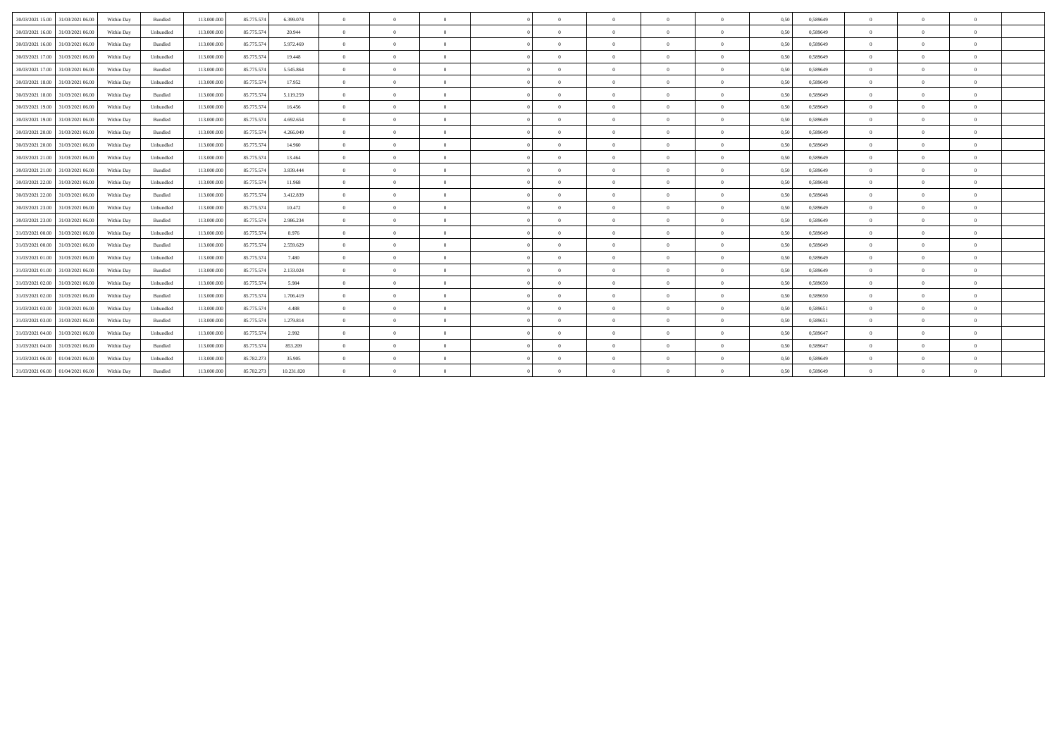| | | | | | | | | | | | | | | | | | | | | |
|---|---|---|---|---|---|---|---|---|---|---|---|---|---|---|---|---|---|---|---|---|
| 30/03/2021 15.00 | 31/03/2021 06.00 | Within Day | Bundled | 113.000.000 | 85.775.574 | 6.399.074 | 0 | 0 | 0 | 0 | 0 | 0 | 0 | 0 | 0,50 | 0,589649 | 0 | 0 | 0 | |
| 30/03/2021 16.00 | 31/03/2021 06.00 | Within Day | Unbundled | 113.000.000 | 85.775.574 | 20.944 | 0 | 0 | 0 | 0 | 0 | 0 | 0 | 0 | 0,50 | 0,589649 | 0 | 0 | 0 | |
| 30/03/2021 16.00 | 31/03/2021 06.00 | Within Day | Bundled | 113.000.000 | 85.775.574 | 5.972.469 | 0 | 0 | 0 | 0 | 0 | 0 | 0 | 0 | 0,50 | 0,589649 | 0 | 0 | 0 | |
| 30/03/2021 17.00 | 31/03/2021 06.00 | Within Day | Unbundled | 113.000.000 | 85.775.574 | 19.448 | 0 | 0 | 0 | 0 | 0 | 0 | 0 | 0 | 0,50 | 0,589649 | 0 | 0 | 0 | |
| 30/03/2021 17.00 | 31/03/2021 06.00 | Within Day | Bundled | 113.000.000 | 85.775.574 | 5.545.864 | 0 | 0 | 0 | 0 | 0 | 0 | 0 | 0 | 0,50 | 0,589649 | 0 | 0 | 0 | |
| 30/03/2021 18.00 | 31/03/2021 06.00 | Within Day | Unbundled | 113.000.000 | 85.775.574 | 17.952 | 0 | 0 | 0 | 0 | 0 | 0 | 0 | 0 | 0,50 | 0,589649 | 0 | 0 | 0 | |
| 30/03/2021 18.00 | 31/03/2021 06.00 | Within Day | Bundled | 113.000.000 | 85.775.574 | 5.119.259 | 0 | 0 | 0 | 0 | 0 | 0 | 0 | 0 | 0,50 | 0,589649 | 0 | 0 | 0 | |
| 30/03/2021 19.00 | 31/03/2021 06.00 | Within Day | Unbundled | 113.000.000 | 85.775.574 | 16.456 | 0 | 0 | 0 | 0 | 0 | 0 | 0 | 0 | 0,50 | 0,589649 | 0 | 0 | 0 | |
| 30/03/2021 19.00 | 31/03/2021 06.00 | Within Day | Bundled | 113.000.000 | 85.775.574 | 4.692.654 | 0 | 0 | 0 | 0 | 0 | 0 | 0 | 0 | 0,50 | 0,589649 | 0 | 0 | 0 | |
| 30/03/2021 20.00 | 31/03/2021 06.00 | Within Day | Bundled | 113.000.000 | 85.775.574 | 4.266.049 | 0 | 0 | 0 | 0 | 0 | 0 | 0 | 0 | 0,50 | 0,589649 | 0 | 0 | 0 | |
| 30/03/2021 20.00 | 31/03/2021 06.00 | Within Day | Unbundled | 113.000.000 | 85.775.574 | 14.960 | 0 | 0 | 0 | 0 | 0 | 0 | 0 | 0 | 0,50 | 0,589649 | 0 | 0 | 0 | |
| 30/03/2021 21.00 | 31/03/2021 06.00 | Within Day | Unbundled | 113.000.000 | 85.775.574 | 13.464 | 0 | 0 | 0 | 0 | 0 | 0 | 0 | 0 | 0,50 | 0,589649 | 0 | 0 | 0 | |
| 30/03/2021 21.00 | 31/03/2021 06.00 | Within Day | Bundled | 113.000.000 | 85.775.574 | 3.839.444 | 0 | 0 | 0 | 0 | 0 | 0 | 0 | 0 | 0,50 | 0,589649 | 0 | 0 | 0 | |
| 30/03/2021 22.00 | 31/03/2021 06.00 | Within Day | Unbundled | 113.000.000 | 85.775.574 | 11.968 | 0 | 0 | 0 | 0 | 0 | 0 | 0 | 0 | 0,50 | 0,589648 | 0 | 0 | 0 | |
| 30/03/2021 22.00 | 31/03/2021 06.00 | Within Day | Bundled | 113.000.000 | 85.775.574 | 3.412.839 | 0 | 0 | 0 | 0 | 0 | 0 | 0 | 0 | 0,50 | 0,589648 | 0 | 0 | 0 | |
| 30/03/2021 23.00 | 31/03/2021 06.00 | Within Day | Unbundled | 113.000.000 | 85.775.574 | 10.472 | 0 | 0 | 0 | 0 | 0 | 0 | 0 | 0 | 0,50 | 0,589649 | 0 | 0 | 0 | |
| 30/03/2021 23.00 | 31/03/2021 06.00 | Within Day | Bundled | 113.000.000 | 85.775.574 | 2.986.234 | 0 | 0 | 0 | 0 | 0 | 0 | 0 | 0 | 0,50 | 0,589649 | 0 | 0 | 0 | |
| 31/03/2021 00.00 | 31/03/2021 06.00 | Within Day | Unbundled | 113.000.000 | 85.775.574 | 8.976 | 0 | 0 | 0 | 0 | 0 | 0 | 0 | 0 | 0,50 | 0,589649 | 0 | 0 | 0 | |
| 31/03/2021 00.00 | 31/03/2021 06.00 | Within Day | Bundled | 113.000.000 | 85.775.574 | 2.559.629 | 0 | 0 | 0 | 0 | 0 | 0 | 0 | 0 | 0,50 | 0,589649 | 0 | 0 | 0 | |
| 31/03/2021 01.00 | 31/03/2021 06.00 | Within Day | Unbundled | 113.000.000 | 85.775.574 | 7.480 | 0 | 0 | 0 | 0 | 0 | 0 | 0 | 0 | 0,50 | 0,589649 | 0 | 0 | 0 | |
| 31/03/2021 01.00 | 31/03/2021 06.00 | Within Day | Bundled | 113.000.000 | 85.775.574 | 2.133.024 | 0 | 0 | 0 | 0 | 0 | 0 | 0 | 0 | 0,50 | 0,589649 | 0 | 0 | 0 | |
| 31/03/2021 02.00 | 31/03/2021 06.00 | Within Day | Unbundled | 113.000.000 | 85.775.574 | 5.984 | 0 | 0 | 0 | 0 | 0 | 0 | 0 | 0 | 0,50 | 0,589650 | 0 | 0 | 0 | |
| 31/03/2021 02.00 | 31/03/2021 06.00 | Within Day | Bundled | 113.000.000 | 85.775.574 | 1.706.419 | 0 | 0 | 0 | 0 | 0 | 0 | 0 | 0 | 0,50 | 0,589650 | 0 | 0 | 0 | |
| 31/03/2021 03.00 | 31/03/2021 06.00 | Within Day | Unbundled | 113.000.000 | 85.775.574 | 4.488 | 0 | 0 | 0 | 0 | 0 | 0 | 0 | 0 | 0,50 | 0,589651 | 0 | 0 | 0 | |
| 31/03/2021 03.00 | 31/03/2021 06.00 | Within Day | Bundled | 113.000.000 | 85.775.574 | 1.279.814 | 0 | 0 | 0 | 0 | 0 | 0 | 0 | 0 | 0,50 | 0,589651 | 0 | 0 | 0 | |
| 31/03/2021 04.00 | 31/03/2021 06.00 | Within Day | Unbundled | 113.000.000 | 85.775.574 | 2.992 | 0 | 0 | 0 | 0 | 0 | 0 | 0 | 0 | 0,50 | 0,589647 | 0 | 0 | 0 | |
| 31/03/2021 04.00 | 31/03/2021 06.00 | Within Day | Bundled | 113.000.000 | 85.775.574 | 853.209 | 0 | 0 | 0 | 0 | 0 | 0 | 0 | 0 | 0,50 | 0,589647 | 0 | 0 | 0 | |
| 31/03/2021 06.00 | 01/04/2021 06.00 | Within Day | Unbundled | 113.000.000 | 85.782.273 | 35.905 | 0 | 0 | 0 | 0 | 0 | 0 | 0 | 0 | 0,50 | 0,589649 | 0 | 0 | 0 | |
| 31/03/2021 06.00 | 01/04/2021 06.00 | Within Day | Bundled | 113.000.000 | 85.782.273 | 10.231.820 | 0 | 0 | 0 | 0 | 0 | 0 | 0 | 0 | 0,50 | 0,589649 | 0 | 0 | 0 | |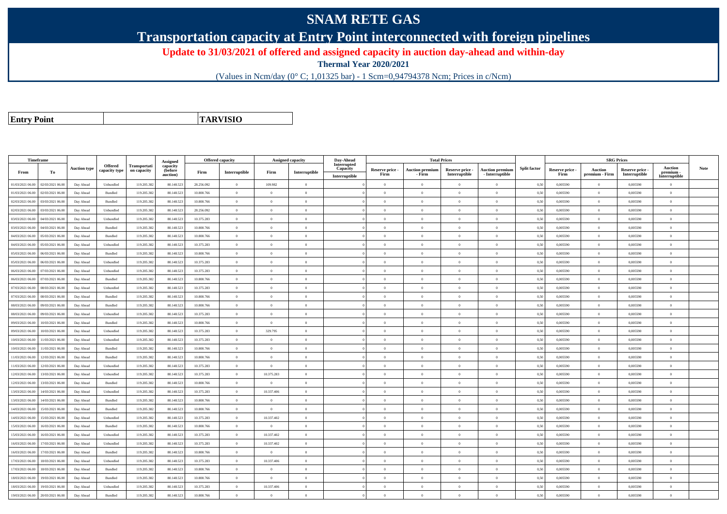# SNAM RETE GAS

## Transportation capacity at Entry Point interconnected with foreign pipelines

### Update to 31/03/2021 of offered and assigned capacity in auction day-ahead and within-day

**Thermal Year 2020/2021**

(Values in Ncm/day (0° C; 1,01325 bar) - 1 Scm=0,94794378 Ncm; Prices in c/Ncm)

| **Entry Point** | **TARVISIO** |
|---|---|

| Timeframe | | Auction type | Offered capacity type | Transportation capacity | Assigned capacity (before auction) | Offered capacity | | Assigned capacity | | Day-Ahead Interrupted Capacity | Total Prices | | | | Split factor | SRG Prices | | | | Note |
|---|---|---|---|---|---|---|---|---|---|---|---|---|---|---|---|---|---|---|---|---|
| From | To | | | | | Firm | Interruptible | Firm | Interruptible | Interruptible | Reserve price - Firm | Auction premium - Firm | Reserve price - Interruptible | Auction premium - Interruptible | | Reserve price - Firm | Auction premium - Firm | Reserve price - Interruptible | Auction premium - Interruptible | |
| 01/03/2021 06.00 | 02/03/2021 06.00 | Day Ahead | Unbundled | 119.205.382 | 80.148.523 | 28.256.092 | 0 | 109.982 | 0 | 0 | 0 | 0 | 0 | 0 | 0,50 | 0,005590 | 0 | 0,005590 | 0 | |
| 01/03/2021 06.00 | 02/03/2021 06.00 | Day Ahead | Bundled | 119.205.382 | 80.148.523 | 10.800.766 | 0 | 0 | 0 | 0 | 0 | 0 | 0 | 0 | 0,50 | 0,005590 | 0 | 0,005590 | 0 | |
| 02/03/2021 06.00 | 03/03/2021 06.00 | Day Ahead | Bundled | 119.205.382 | 80.148.523 | 10.800.766 | 0 | 0 | 0 | 0 | 0 | 0 | 0 | 0 | 0,50 | 0,005590 | 0 | 0,005590 | 0 | |
| 02/03/2021 06.00 | 03/03/2021 06.00 | Day Ahead | Unbundled | 119.205.382 | 80.148.523 | 28.256.092 | 0 | 0 | 0 | 0 | 0 | 0 | 0 | 0 | 0,50 | 0,005590 | 0 | 0,005590 | 0 | |
| 03/03/2021 06.00 | 04/03/2021 06.00 | Day Ahead | Unbundled | 119.205.382 | 80.148.523 | 10.375.283 | 0 | 0 | 0 | 0 | 0 | 0 | 0 | 0 | 0,50 | 0,005590 | 0 | 0,005590 | 0 | |
| 03/03/2021 06.00 | 04/03/2021 06.00 | Day Ahead | Bundled | 119.205.382 | 80.148.523 | 10.800.766 | 0 | 0 | 0 | 0 | 0 | 0 | 0 | 0 | 0,50 | 0,005590 | 0 | 0,005590 | 0 | |
| 04/03/2021 06.00 | 05/03/2021 06.00 | Day Ahead | Bundled | 119.205.382 | 80.148.523 | 10.800.766 | 0 | 0 | 0 | 0 | 0 | 0 | 0 | 0 | 0,50 | 0,005590 | 0 | 0,005590 | 0 | |
| 04/03/2021 06.00 | 05/03/2021 06.00 | Day Ahead | Unbundled | 119.205.382 | 80.148.523 | 10.375.283 | 0 | 0 | 0 | 0 | 0 | 0 | 0 | 0 | 0,50 | 0,005590 | 0 | 0,005590 | 0 | |
| 05/03/2021 06.00 | 06/03/2021 06.00 | Day Ahead | Bundled | 119.205.382 | 80.148.523 | 10.800.766 | 0 | 0 | 0 | 0 | 0 | 0 | 0 | 0 | 0,50 | 0,005590 | 0 | 0,005590 | 0 | |
| 05/03/2021 06.00 | 06/03/2021 06.00 | Day Ahead | Unbundled | 119.205.382 | 80.148.523 | 10.375.283 | 0 | 0 | 0 | 0 | 0 | 0 | 0 | 0 | 0,50 | 0,005590 | 0 | 0,005590 | 0 | |
| 06/03/2021 06.00 | 07/03/2021 06.00 | Day Ahead | Unbundled | 119.205.382 | 80.148.523 | 10.375.283 | 0 | 0 | 0 | 0 | 0 | 0 | 0 | 0 | 0,50 | 0,005590 | 0 | 0,005590 | 0 | |
| 06/03/2021 06.00 | 07/03/2021 06.00 | Day Ahead | Bundled | 119.205.382 | 80.148.523 | 10.800.766 | 0 | 0 | 0 | 0 | 0 | 0 | 0 | 0 | 0,50 | 0,005590 | 0 | 0,005590 | 0 | |
| 07/03/2021 06.00 | 08/03/2021 06.00 | Day Ahead | Unbundled | 119.205.382 | 80.148.523 | 10.375.283 | 0 | 0 | 0 | 0 | 0 | 0 | 0 | 0 | 0,50 | 0,005590 | 0 | 0,005590 | 0 | |
| 07/03/2021 06.00 | 08/03/2021 06.00 | Day Ahead | Bundled | 119.205.382 | 80.148.523 | 10.800.766 | 0 | 0 | 0 | 0 | 0 | 0 | 0 | 0 | 0,50 | 0,005590 | 0 | 0,005590 | 0 | |
| 08/03/2021 06.00 | 09/03/2021 06.00 | Day Ahead | Bundled | 119.205.382 | 80.148.523 | 10.800.766 | 0 | 0 | 0 | 0 | 0 | 0 | 0 | 0 | 0,50 | 0,005590 | 0 | 0,005590 | 0 | |
| 08/03/2021 06.00 | 09/03/2021 06.00 | Day Ahead | Unbundled | 119.205.382 | 80.148.523 | 10.375.283 | 0 | 0 | 0 | 0 | 0 | 0 | 0 | 0 | 0,50 | 0,005590 | 0 | 0,005590 | 0 | |
| 09/03/2021 06.00 | 10/03/2021 06.00 | Day Ahead | Bundled | 119.205.382 | 80.148.523 | 10.800.766 | 0 | 0 | 0 | 0 | 0 | 0 | 0 | 0 | 0,50 | 0,005590 | 0 | 0,005590 | 0 | |
| 09/03/2021 06.00 | 10/03/2021 06.00 | Day Ahead | Unbundled | 119.205.382 | 80.148.523 | 10.375.283 | 0 | 329.795 | 0 | 0 | 0 | 0 | 0 | 0 | 0,50 | 0,005590 | 0 | 0,005590 | 0 | |
| 10/03/2021 06.00 | 11/03/2021 06.00 | Day Ahead | Unbundled | 119.205.382 | 80.148.523 | 10.375.283 | 0 | 0 | 0 | 0 | 0 | 0 | 0 | 0 | 0,50 | 0,005590 | 0 | 0,005590 | 0 | |
| 10/03/2021 06.00 | 11/03/2021 06.00 | Day Ahead | Bundled | 119.205.382 | 80.148.523 | 10.800.766 | 0 | 0 | 0 | 0 | 0 | 0 | 0 | 0 | 0,50 | 0,005590 | 0 | 0,005590 | 0 | |
| 11/03/2021 06.00 | 12/03/2021 06.00 | Day Ahead | Bundled | 119.205.382 | 80.148.523 | 10.800.766 | 0 | 0 | 0 | 0 | 0 | 0 | 0 | 0 | 0,50 | 0,005590 | 0 | 0,005590 | 0 | |
| 11/03/2021 06.00 | 12/03/2021 06.00 | Day Ahead | Unbundled | 119.205.382 | 80.148.523 | 10.375.283 | 0 | 0 | 0 | 0 | 0 | 0 | 0 | 0 | 0,50 | 0,005590 | 0 | 0,005590 | 0 | |
| 12/03/2021 06.00 | 13/03/2021 06.00 | Day Ahead | Unbundled | 119.205.382 | 80.148.523 | 10.375.283 | 0 | 10.375.283 | 0 | 0 | 0 | 0 | 0 | 0 | 0,50 | 0,005590 | 0 | 0,005590 | 0 | |
| 12/03/2021 06.00 | 13/03/2021 06.00 | Day Ahead | Bundled | 119.205.382 | 80.148.523 | 10.800.766 | 0 | 0 | 0 | 0 | 0 | 0 | 0 | 0 | 0,50 | 0,005590 | 0 | 0,005590 | 0 | |
| 13/03/2021 06.00 | 14/03/2021 06.00 | Day Ahead | Unbundled | 119.205.382 | 80.148.523 | 10.375.283 | 0 | 10.337.406 | 0 | 0 | 0 | 0 | 0 | 0 | 0,50 | 0,005590 | 0 | 0,005590 | 0 | |
| 13/03/2021 06.00 | 14/03/2021 06.00 | Day Ahead | Bundled | 119.205.382 | 80.148.523 | 10.800.766 | 0 | 0 | 0 | 0 | 0 | 0 | 0 | 0 | 0,50 | 0,005590 | 0 | 0,005590 | 0 | |
| 14/03/2021 06.00 | 15/03/2021 06.00 | Day Ahead | Bundled | 119.205.382 | 80.148.523 | 10.800.766 | 0 | 0 | 0 | 0 | 0 | 0 | 0 | 0 | 0,50 | 0,005590 | 0 | 0,005590 | 0 | |
| 14/03/2021 06.00 | 15/03/2021 06.00 | Day Ahead | Unbundled | 119.205.382 | 80.148.523 | 10.375.283 | 0 | 10.337.402 | 0 | 0 | 0 | 0 | 0 | 0 | 0,50 | 0,005590 | 0 | 0,005590 | 0 | |
| 15/03/2021 06.00 | 16/03/2021 06.00 | Day Ahead | Bundled | 119.205.382 | 80.148.523 | 10.800.766 | 0 | 0 | 0 | 0 | 0 | 0 | 0 | 0 | 0,50 | 0,005590 | 0 | 0,005590 | 0 | |
| 15/03/2021 06.00 | 16/03/2021 06.00 | Day Ahead | Unbundled | 119.205.382 | 80.148.523 | 10.375.283 | 0 | 10.337.402 | 0 | 0 | 0 | 0 | 0 | 0 | 0,50 | 0,005590 | 0 | 0,005590 | 0 | |
| 16/03/2021 06.00 | 17/03/2021 06.00 | Day Ahead | Unbundled | 119.205.382 | 80.148.523 | 10.375.283 | 0 | 10.337.402 | 0 | 0 | 0 | 0 | 0 | 0 | 0,50 | 0,005590 | 0 | 0,005590 | 0 | |
| 16/03/2021 06.00 | 17/03/2021 06.00 | Day Ahead | Bundled | 119.205.382 | 80.148.523 | 10.800.766 | 0 | 0 | 0 | 0 | 0 | 0 | 0 | 0 | 0,50 | 0,005590 | 0 | 0,005590 | 0 | |
| 17/03/2021 06.00 | 18/03/2021 06.00 | Day Ahead | Unbundled | 119.205.382 | 80.148.523 | 10.375.283 | 0 | 10.337.406 | 0 | 0 | 0 | 0 | 0 | 0 | 0,50 | 0,005590 | 0 | 0,005590 | 0 | |
| 17/03/2021 06.00 | 18/03/2021 06.00 | Day Ahead | Bundled | 119.205.382 | 80.148.523 | 10.800.766 | 0 | 0 | 0 | 0 | 0 | 0 | 0 | 0 | 0,50 | 0,005590 | 0 | 0,005590 | 0 | |
| 18/03/2021 06.00 | 19/03/2021 06.00 | Day Ahead | Bundled | 119.205.382 | 80.148.523 | 10.800.766 | 0 | 0 | 0 | 0 | 0 | 0 | 0 | 0 | 0,50 | 0,005590 | 0 | 0,005590 | 0 | |
| 18/03/2021 06.00 | 19/03/2021 06.00 | Day Ahead | Unbundled | 119.205.382 | 80.148.523 | 10.375.283 | 0 | 10.337.406 | 0 | 0 | 0 | 0 | 0 | 0 | 0,50 | 0,005590 | 0 | 0,005590 | 0 | |
| 19/03/2021 06.00 | 20/03/2021 06.00 | Day Ahead | Bundled | 119.205.382 | 80.148.523 | 10.800.766 | 0 | 0 | 0 | 0 | 0 | 0 | 0 | 0 | 0,50 | 0,005590 | 0 | 0,005590 | 0 | |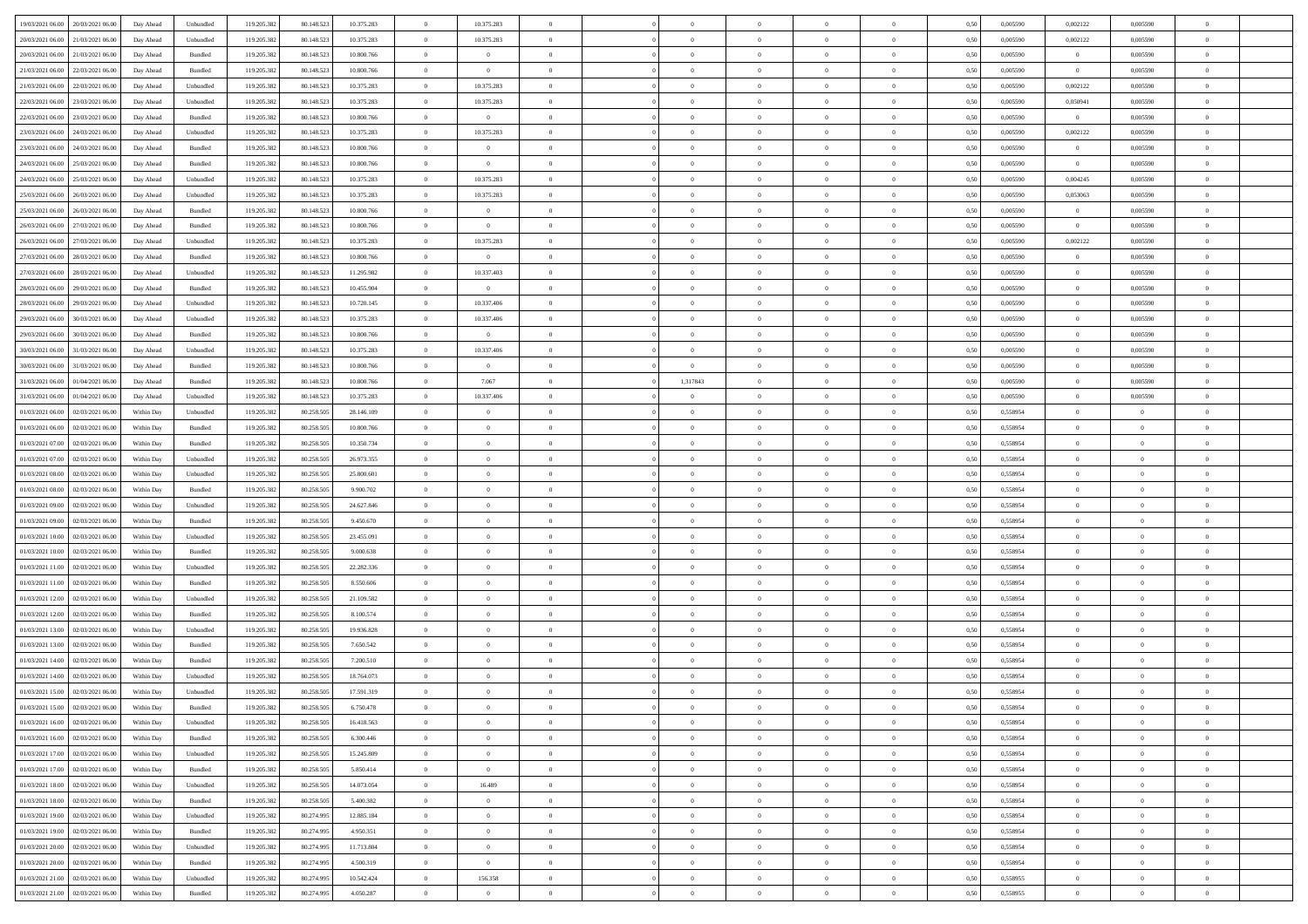| | | | | | | | | | | | | | | | | | | | | | |
|---|---|---|---|---|---|---|---|---|---|---|---|---|---|---|---|---|---|---|---|---|---|
| 19/03/2021 06:00 | 20/03/2021 06:00 | Day Ahead | Unbundled | 119.205.382 | 80.148.523 | 10.375.283 | 0 | 10.375.283 | 0 | | 0 | 0 | 0 | 0 | 0 | 0,50 | 0,005590 | 0,002122 | 0,005590 | 0 | |
| 20/03/2021 06:00 | 21/03/2021 06:00 | Day Ahead | Unbundled | 119.205.382 | 80.148.523 | 10.375.283 | 0 | 10.375.283 | 0 | | 0 | 0 | 0 | 0 | 0 | 0,50 | 0,005590 | 0,002122 | 0,005590 | 0 | |
| 20/03/2021 06:00 | 21/03/2021 06:00 | Day Ahead | Bundled | 119.205.382 | 80.148.523 | 10.800.766 | 0 | 0 | 0 | | 0 | 0 | 0 | 0 | 0 | 0,50 | 0,005590 | 0 | 0,005590 | 0 | |
| 21/03/2021 06:00 | 22/03/2021 06:00 | Day Ahead | Bundled | 119.205.382 | 80.148.523 | 10.800.766 | 0 | 0 | 0 | | 0 | 0 | 0 | 0 | 0 | 0,50 | 0,005590 | 0 | 0,005590 | 0 | |
| 21/03/2021 06:00 | 22/03/2021 06:00 | Day Ahead | Unbundled | 119.205.382 | 80.148.523 | 10.375.283 | 0 | 10.375.283 | 0 | | 0 | 0 | 0 | 0 | 0 | 0,50 | 0,005590 | 0,002122 | 0,005590 | 0 | |
| 22/03/2021 06:00 | 23/03/2021 06:00 | Day Ahead | Unbundled | 119.205.382 | 80.148.523 | 10.375.283 | 0 | 10.375.283 | 0 | | 0 | 0 | 0 | 0 | 0 | 0,50 | 0,005590 | 0,050941 | 0,005590 | 0 | |
| 22/03/2021 06:00 | 23/03/2021 06:00 | Day Ahead | Bundled | 119.205.382 | 80.148.523 | 10.800.766 | 0 | 0 | 0 | | 0 | 0 | 0 | 0 | 0 | 0,50 | 0,005590 | 0 | 0,005590 | 0 | |
| 23/03/2021 06:00 | 24/03/2021 06:00 | Day Ahead | Unbundled | 119.205.382 | 80.148.523 | 10.375.283 | 0 | 10.375.283 | 0 | | 0 | 0 | 0 | 0 | 0 | 0,50 | 0,005590 | 0,002122 | 0,005590 | 0 | |
| 23/03/2021 06:00 | 24/03/2021 06:00 | Day Ahead | Bundled | 119.205.382 | 80.148.523 | 10.800.766 | 0 | 0 | 0 | | 0 | 0 | 0 | 0 | 0 | 0,50 | 0,005590 | 0 | 0,005590 | 0 | |
| 24/03/2021 06:00 | 25/03/2021 06:00 | Day Ahead | Bundled | 119.205.382 | 80.148.523 | 10.800.766 | 0 | 0 | 0 | | 0 | 0 | 0 | 0 | 0 | 0,50 | 0,005590 | 0 | 0,005590 | 0 | |
| 24/03/2021 06:00 | 25/03/2021 06:00 | Day Ahead | Unbundled | 119.205.382 | 80.148.523 | 10.375.283 | 0 | 10.375.283 | 0 | | 0 | 0 | 0 | 0 | 0 | 0,50 | 0,005590 | 0,004245 | 0,005590 | 0 | |
| 25/03/2021 06:00 | 26/03/2021 06:00 | Day Ahead | Unbundled | 119.205.382 | 80.148.523 | 10.375.283 | 0 | 10.375.283 | 0 | | 0 | 0 | 0 | 0 | 0 | 0,50 | 0,005590 | 0,053063 | 0,005590 | 0 | |
| 25/03/2021 06:00 | 26/03/2021 06:00 | Day Ahead | Bundled | 119.205.382 | 80.148.523 | 10.800.766 | 0 | 0 | 0 | | 0 | 0 | 0 | 0 | 0 | 0,50 | 0,005590 | 0 | 0,005590 | 0 | |
| 26/03/2021 06:00 | 27/03/2021 06:00 | Day Ahead | Bundled | 119.205.382 | 80.148.523 | 10.800.766 | 0 | 0 | 0 | | 0 | 0 | 0 | 0 | 0 | 0,50 | 0,005590 | 0 | 0,005590 | 0 | |
| 26/03/2021 06:00 | 27/03/2021 06:00 | Day Ahead | Unbundled | 119.205.382 | 80.148.523 | 10.375.283 | 0 | 10.375.283 | 0 | | 0 | 0 | 0 | 0 | 0 | 0,50 | 0,005590 | 0,002122 | 0,005590 | 0 | |
| 27/03/2021 06:00 | 28/03/2021 06:00 | Day Ahead | Bundled | 119.205.382 | 80.148.523 | 10.800.766 | 0 | 0 | 0 | | 0 | 0 | 0 | 0 | 0 | 0,50 | 0,005590 | 0 | 0,005590 | 0 | |
| 27/03/2021 06:00 | 28/03/2021 06:00 | Day Ahead | Unbundled | 119.205.382 | 80.148.523 | 11.295.982 | 0 | 10.337.403 | 0 | | 0 | 0 | 0 | 0 | 0 | 0,50 | 0,005590 | 0 | 0,005590 | 0 | |
| 28/03/2021 06:00 | 29/03/2021 06:00 | Day Ahead | Bundled | 119.205.382 | 80.148.523 | 10.455.904 | 0 | 0 | 0 | | 0 | 0 | 0 | 0 | 0 | 0,50 | 0,005590 | 0 | 0,005590 | 0 | |
| 28/03/2021 06:00 | 29/03/2021 06:00 | Day Ahead | Unbundled | 119.205.382 | 80.148.523 | 10.720.145 | 0 | 10.337.406 | 0 | | 0 | 0 | 0 | 0 | 0 | 0,50 | 0,005590 | 0 | 0,005590 | 0 | |
| 29/03/2021 06:00 | 30/03/2021 06:00 | Day Ahead | Unbundled | 119.205.382 | 80.148.523 | 10.375.283 | 0 | 10.337.406 | 0 | | 0 | 0 | 0 | 0 | 0 | 0,50 | 0,005590 | 0 | 0,005590 | 0 | |
| 29/03/2021 06:00 | 30/03/2021 06:00 | Day Ahead | Bundled | 119.205.382 | 80.148.523 | 10.800.766 | 0 | 0 | 0 | | 0 | 0 | 0 | 0 | 0 | 0,50 | 0,005590 | 0 | 0,005590 | 0 | |
| 30/03/2021 06:00 | 31/03/2021 06:00 | Day Ahead | Unbundled | 119.205.382 | 80.148.523 | 10.375.283 | 0 | 10.337.406 | 0 | | 0 | 0 | 0 | 0 | 0 | 0,50 | 0,005590 | 0 | 0,005590 | 0 | |
| 30/03/2021 06:00 | 31/03/2021 06:00 | Day Ahead | Bundled | 119.205.382 | 80.148.523 | 10.800.766 | 0 | 0 | 0 | | 0 | 0 | 0 | 0 | 0 | 0,50 | 0,005590 | 0 | 0,005590 | 0 | |
| 31/03/2021 06:00 | 01/04/2021 06:00 | Day Ahead | Bundled | 119.205.382 | 80.148.523 | 10.800.766 | 0 | 7.067 | 0 | | 1,317843 | 0 | 0 | 0 | 0 | 0,50 | 0,005590 | 0 | 0,005590 | 0 | |
| 31/03/2021 06:00 | 01/04/2021 06:00 | Day Ahead | Unbundled | 119.205.382 | 80.148.523 | 10.375.283 | 0 | 10.337.406 | 0 | | 0 | 0 | 0 | 0 | 0 | 0,50 | 0,005590 | 0 | 0,005590 | 0 | |
| 01/03/2021 06:00 | 02/03/2021 06:00 | Within Day | Unbundled | 119.205.382 | 80.258.505 | 28.146.109 | 0 | 0 | 0 | | 0 | 0 | 0 | 0 | 0 | 0,50 | 0,558954 | 0 | 0 | 0 | |
| 01/03/2021 06:00 | 02/03/2021 06:00 | Within Day | Bundled | 119.205.382 | 80.258.505 | 10.800.766 | 0 | 0 | 0 | | 0 | 0 | 0 | 0 | 0 | 0,50 | 0,558954 | 0 | 0 | 0 | |
| 01/03/2021 07:00 | 02/03/2021 06:00 | Within Day | Bundled | 119.205.382 | 80.258.505 | 10.350.734 | 0 | 0 | 0 | | 0 | 0 | 0 | 0 | 0 | 0,50 | 0,558954 | 0 | 0 | 0 | |
| 01/03/2021 07:00 | 02/03/2021 06:00 | Within Day | Unbundled | 119.205.382 | 80.258.505 | 26.973.355 | 0 | 0 | 0 | | 0 | 0 | 0 | 0 | 0 | 0,50 | 0,558954 | 0 | 0 | 0 | |
| 01/03/2021 08:00 | 02/03/2021 06:00 | Within Day | Unbundled | 119.205.382 | 80.258.505 | 25.800.601 | 0 | 0 | 0 | | 0 | 0 | 0 | 0 | 0 | 0,50 | 0,558954 | 0 | 0 | 0 | |
| 01/03/2021 08:00 | 02/03/2021 06:00 | Within Day | Bundled | 119.205.382 | 80.258.505 | 9.900.702 | 0 | 0 | 0 | | 0 | 0 | 0 | 0 | 0 | 0,50 | 0,558954 | 0 | 0 | 0 | |
| 01/03/2021 09:00 | 02/03/2021 06:00 | Within Day | Unbundled | 119.205.382 | 80.258.505 | 24.627.846 | 0 | 0 | 0 | | 0 | 0 | 0 | 0 | 0 | 0,50 | 0,558954 | 0 | 0 | 0 | |
| 01/03/2021 09:00 | 02/03/2021 06:00 | Within Day | Bundled | 119.205.382 | 80.258.505 | 9.450.670 | 0 | 0 | 0 | | 0 | 0 | 0 | 0 | 0 | 0,50 | 0,558954 | 0 | 0 | 0 | |
| 01/03/2021 10:00 | 02/03/2021 06:00 | Within Day | Unbundled | 119.205.382 | 80.258.505 | 23.455.091 | 0 | 0 | 0 | | 0 | 0 | 0 | 0 | 0 | 0,50 | 0,558954 | 0 | 0 | 0 | |
| 01/03/2021 10:00 | 02/03/2021 06:00 | Within Day | Bundled | 119.205.382 | 80.258.505 | 9.000.638 | 0 | 0 | 0 | | 0 | 0 | 0 | 0 | 0 | 0,50 | 0,558954 | 0 | 0 | 0 | |
| 01/03/2021 11:00 | 02/03/2021 06:00 | Within Day | Unbundled | 119.205.382 | 80.258.505 | 22.282.336 | 0 | 0 | 0 | | 0 | 0 | 0 | 0 | 0 | 0,50 | 0,558954 | 0 | 0 | 0 | |
| 01/03/2021 11:00 | 02/03/2021 06:00 | Within Day | Bundled | 119.205.382 | 80.258.505 | 8.550.606 | 0 | 0 | 0 | | 0 | 0 | 0 | 0 | 0 | 0,50 | 0,558954 | 0 | 0 | 0 | |
| 01/03/2021 12:00 | 02/03/2021 06:00 | Within Day | Unbundled | 119.205.382 | 80.258.505 | 21.109.582 | 0 | 0 | 0 | | 0 | 0 | 0 | 0 | 0 | 0,50 | 0,558954 | 0 | 0 | 0 | |
| 01/03/2021 12:00 | 02/03/2021 06:00 | Within Day | Bundled | 119.205.382 | 80.258.505 | 8.100.574 | 0 | 0 | 0 | | 0 | 0 | 0 | 0 | 0 | 0,50 | 0,558954 | 0 | 0 | 0 | |
| 01/03/2021 13:00 | 02/03/2021 06:00 | Within Day | Unbundled | 119.205.382 | 80.258.505 | 19.936.828 | 0 | 0 | 0 | | 0 | 0 | 0 | 0 | 0 | 0,50 | 0,558954 | 0 | 0 | 0 | |
| 01/03/2021 13:00 | 02/03/2021 06:00 | Within Day | Bundled | 119.205.382 | 80.258.505 | 7.650.542 | 0 | 0 | 0 | | 0 | 0 | 0 | 0 | 0 | 0,50 | 0,558954 | 0 | 0 | 0 | |
| 01/03/2021 14:00 | 02/03/2021 06:00 | Within Day | Bundled | 119.205.382 | 80.258.505 | 7.200.510 | 0 | 0 | 0 | | 0 | 0 | 0 | 0 | 0 | 0,50 | 0,558954 | 0 | 0 | 0 | |
| 01/03/2021 14:00 | 02/03/2021 06:00 | Within Day | Unbundled | 119.205.382 | 80.258.505 | 18.764.073 | 0 | 0 | 0 | | 0 | 0 | 0 | 0 | 0 | 0,50 | 0,558954 | 0 | 0 | 0 | |
| 01/03/2021 15:00 | 02/03/2021 06:00 | Within Day | Unbundled | 119.205.382 | 80.258.505 | 17.591.319 | 0 | 0 | 0 | | 0 | 0 | 0 | 0 | 0 | 0,50 | 0,558954 | 0 | 0 | 0 | |
| 01/03/2021 15:00 | 02/03/2021 06:00 | Within Day | Bundled | 119.205.382 | 80.258.505 | 6.750.478 | 0 | 0 | 0 | | 0 | 0 | 0 | 0 | 0 | 0,50 | 0,558954 | 0 | 0 | 0 | |
| 01/03/2021 16:00 | 02/03/2021 06:00 | Within Day | Unbundled | 119.205.382 | 80.258.505 | 16.418.563 | 0 | 0 | 0 | | 0 | 0 | 0 | 0 | 0 | 0,50 | 0,558954 | 0 | 0 | 0 | |
| 01/03/2021 16:00 | 02/03/2021 06:00 | Within Day | Bundled | 119.205.382 | 80.258.505 | 6.300.446 | 0 | 0 | 0 | | 0 | 0 | 0 | 0 | 0 | 0,50 | 0,558954 | 0 | 0 | 0 | |
| 01/03/2021 17:00 | 02/03/2021 06:00 | Within Day | Unbundled | 119.205.382 | 80.258.505 | 15.245.809 | 0 | 0 | 0 | | 0 | 0 | 0 | 0 | 0 | 0,50 | 0,558954 | 0 | 0 | 0 | |
| 01/03/2021 17:00 | 02/03/2021 06:00 | Within Day | Bundled | 119.205.382 | 80.258.505 | 5.850.414 | 0 | 0 | 0 | | 0 | 0 | 0 | 0 | 0 | 0,50 | 0,558954 | 0 | 0 | 0 | |
| 01/03/2021 18:00 | 02/03/2021 06:00 | Within Day | Unbundled | 119.205.382 | 80.258.505 | 14.073.054 | 0 | 16.489 | 0 | | 0 | 0 | 0 | 0 | 0 | 0,50 | 0,558954 | 0 | 0 | 0 | |
| 01/03/2021 18:00 | 02/03/2021 06:00 | Within Day | Bundled | 119.205.382 | 80.258.505 | 5.400.382 | 0 | 0 | 0 | | 0 | 0 | 0 | 0 | 0 | 0,50 | 0,558954 | 0 | 0 | 0 | |
| 01/03/2021 19:00 | 02/03/2021 06:00 | Within Day | Unbundled | 119.205.382 | 80.274.995 | 12.885.184 | 0 | 0 | 0 | | 0 | 0 | 0 | 0 | 0 | 0,50 | 0,558954 | 0 | 0 | 0 | |
| 01/03/2021 19:00 | 02/03/2021 06:00 | Within Day | Bundled | 119.205.382 | 80.274.995 | 4.950.351 | 0 | 0 | 0 | | 0 | 0 | 0 | 0 | 0 | 0,50 | 0,558954 | 0 | 0 | 0 | |
| 01/03/2021 20:00 | 02/03/2021 06:00 | Within Day | Unbundled | 119.205.382 | 80.274.995 | 11.713.804 | 0 | 0 | 0 | | 0 | 0 | 0 | 0 | 0 | 0,50 | 0,558954 | 0 | 0 | 0 | |
| 01/03/2021 20:00 | 02/03/2021 06:00 | Within Day | Bundled | 119.205.382 | 80.274.995 | 4.500.319 | 0 | 0 | 0 | | 0 | 0 | 0 | 0 | 0 | 0,50 | 0,558954 | 0 | 0 | 0 | |
| 01/03/2021 21:00 | 02/03/2021 06:00 | Within Day | Unbundled | 119.205.382 | 80.274.995 | 10.542.424 | 0 | 156.358 | 0 | | 0 | 0 | 0 | 0 | 0 | 0,50 | 0,558955 | 0 | 0 | 0 | |
| 01/03/2021 21:00 | 02/03/2021 06:00 | Within Day | Bundled | 119.205.382 | 80.274.995 | 4.050.287 | 0 | 0 | 0 | | 0 | 0 | 0 | 0 | 0 | 0,50 | 0,558955 | 0 | 0 | 0 | |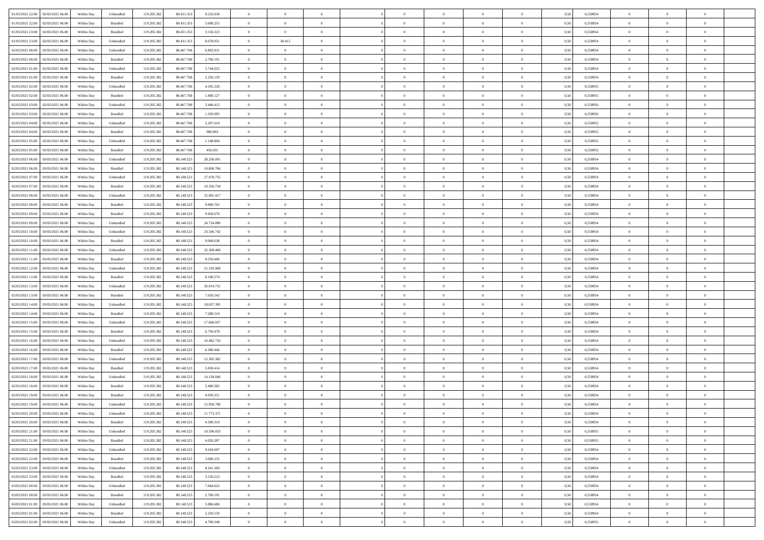| | | | | | | | | | | | | | | | | | | | | | |
|---|---|---|---|---|---|---|---|---|---|---|---|---|---|---|---|---|---|---|---|---|---|
| 01/03/2021 22:00 | 02/03/2021 06:00 | Within Day | Unbundled | 119.205.382 | 80.431.353 | 9.232.058 | 0 | 0 | 0 | | 0 | 0 | 0 | 0 | 0,50 | 0,558954 | 0 | 0 | 0 | |
| 01/03/2021 22:00 | 02/03/2021 06:00 | Within Day | Bundled | 119.205.382 | 80.431.353 | 3.600.255 | 0 | 0 | 0 | | 0 | 0 | 0 | 0 | 0,50 | 0,558954 | 0 | 0 | 0 | |
| 01/03/2021 23:00 | 02/03/2021 06:00 | Within Day | Bundled | 119.205.382 | 80.431.353 | 3.150.223 | 0 | 0 | 0 | | 0 | 0 | 0 | 0 | 0,50 | 0,558954 | 0 | 0 | 0 | |
| 01/03/2021 23:00 | 02/03/2021 06:00 | Within Day | Unbundled | 119.205.382 | 80.431.353 | 8.078.051 | 0 | 36.415 | 0 | | 0 | 0 | 0 | 0 | 0,50 | 0,558954 | 0 | 0 | 0 | |
| 02/03/2021 00:00 | 02/03/2021 06:00 | Within Day | Unbundled | 119.205.382 | 80.467.768 | 6.892.831 | 0 | 0 | 0 | | 0 | 0 | 0 | 0 | 0,50 | 0,558954 | 0 | 0 | 0 | |
| 02/03/2021 00:00 | 02/03/2021 06:00 | Within Day | Bundled | 119.205.382 | 80.467.768 | 2.700.191 | 0 | 0 | 0 | | 0 | 0 | 0 | 0 | 0,50 | 0,558954 | 0 | 0 | 0 | |
| 02/03/2021 01:00 | 02/03/2021 06:00 | Within Day | Unbundled | 119.205.382 | 80.467.768 | 5.744.025 | 0 | 0 | 0 | | 0 | 0 | 0 | 0 | 0,50 | 0,558954 | 0 | 0 | 0 | |
| 02/03/2021 01:00 | 02/03/2021 06:00 | Within Day | Bundled | 119.205.382 | 80.467.768 | 2.250.159 | 0 | 0 | 0 | | 0 | 0 | 0 | 0 | 0,50 | 0,558954 | 0 | 0 | 0 | |
| 02/03/2021 02:00 | 02/03/2021 06:00 | Within Day | Unbundled | 119.205.382 | 80.467.768 | 4.595.220 | 0 | 0 | 0 | | 0 | 0 | 0 | 0 | 0,50 | 0,558955 | 0 | 0 | 0 | |
| 02/03/2021 02:00 | 02/03/2021 06:00 | Within Day | Bundled | 119.205.382 | 80.467.768 | 1.800.127 | 0 | 0 | 0 | | 0 | 0 | 0 | 0 | 0,50 | 0,558955 | 0 | 0 | 0 | |
| 02/03/2021 03:00 | 02/03/2021 06:00 | Within Day | Unbundled | 119.205.382 | 80.467.768 | 3.446.415 | 0 | 0 | 0 | | 0 | 0 | 0 | 0 | 0,50 | 0,558956 | 0 | 0 | 0 | |
| 02/03/2021 03:00 | 02/03/2021 06:00 | Within Day | Bundled | 119.205.382 | 80.467.768 | 1.350.095 | 0 | 0 | 0 | | 0 | 0 | 0 | 0 | 0,50 | 0,558956 | 0 | 0 | 0 | |
| 02/03/2021 04:00 | 02/03/2021 06:00 | Within Day | Unbundled | 119.205.382 | 80.467.768 | 2.297.610 | 0 | 0 | 0 | | 0 | 0 | 0 | 0 | 0,50 | 0,558952 | 0 | 0 | 0 | |
| 02/03/2021 04:00 | 02/03/2021 06:00 | Within Day | Bundled | 119.205.382 | 80.467.768 | 900.063 | 0 | 0 | 0 | | 0 | 0 | 0 | 0 | 0,50 | 0,558952 | 0 | 0 | 0 | |
| 02/03/2021 05:00 | 02/03/2021 06:00 | Within Day | Unbundled | 119.205.382 | 80.467.768 | 1.148.804 | 0 | 0 | 0 | | 0 | 0 | 0 | 0 | 0,50 | 0,558952 | 0 | 0 | 0 | |
| 02/03/2021 05:00 | 02/03/2021 06:00 | Within Day | Bundled | 119.205.382 | 80.467.768 | 450.031 | 0 | 0 | 0 | | 0 | 0 | 0 | 0 | 0,50 | 0,558952 | 0 | 0 | 0 | |
| 02/03/2021 06:00 | 03/03/2021 06:00 | Within Day | Unbundled | 119.205.382 | 80.148.523 | 28.256.091 | 0 | 0 | 0 | | 0 | 0 | 0 | 0 | 0,50 | 0,558954 | 0 | 0 | 0 | |
| 02/03/2021 06:00 | 03/03/2021 06:00 | Within Day | Bundled | 119.205.382 | 80.148.523 | 10.800.766 | 0 | 0 | 0 | | 0 | 0 | 0 | 0 | 0,50 | 0,558954 | 0 | 0 | 0 | |
| 02/03/2021 07:00 | 03/03/2021 06:00 | Within Day | Unbundled | 119.205.382 | 80.148.523 | 27.078.755 | 0 | 0 | 0 | | 0 | 0 | 0 | 0 | 0,50 | 0,558954 | 0 | 0 | 0 | |
| 02/03/2021 07:00 | 03/03/2021 06:00 | Within Day | Bundled | 119.205.382 | 80.148.523 | 10.350.734 | 0 | 0 | 0 | | 0 | 0 | 0 | 0 | 0,50 | 0,558954 | 0 | 0 | 0 | |
| 02/03/2021 08:00 | 03/03/2021 06:00 | Within Day | Unbundled | 119.205.382 | 80.148.523 | 25.901.417 | 0 | 0 | 0 | | 0 | 0 | 0 | 0 | 0,50 | 0,558954 | 0 | 0 | 0 | |
| 02/03/2021 08:00 | 03/03/2021 06:00 | Within Day | Bundled | 119.205.382 | 80.148.523 | 9.900.702 | 0 | 0 | 0 | | 0 | 0 | 0 | 0 | 0,50 | 0,558954 | 0 | 0 | 0 | |
| 02/03/2021 09:00 | 03/03/2021 06:00 | Within Day | Bundled | 119.205.382 | 80.148.523 | 9.450.670 | 0 | 0 | 0 | | 0 | 0 | 0 | 0 | 0,50 | 0,558954 | 0 | 0 | 0 | |
| 02/03/2021 09:00 | 03/03/2021 06:00 | Within Day | Unbundled | 119.205.382 | 80.148.523 | 24.724.080 | 0 | 0 | 0 | | 0 | 0 | 0 | 0 | 0,50 | 0,558954 | 0 | 0 | 0 | |
| 02/03/2021 10:00 | 03/03/2021 06:00 | Within Day | Unbundled | 119.205.382 | 80.148.523 | 23.546.742 | 0 | 0 | 0 | | 0 | 0 | 0 | 0 | 0,50 | 0,558954 | 0 | 0 | 0 | |
| 02/03/2021 10:00 | 03/03/2021 06:00 | Within Day | Bundled | 119.205.382 | 80.148.523 | 9.000.638 | 0 | 0 | 0 | | 0 | 0 | 0 | 0 | 0,50 | 0,558954 | 0 | 0 | 0 | |
| 02/03/2021 11:00 | 03/03/2021 06:00 | Within Day | Unbundled | 119.205.382 | 80.148.523 | 22.369.406 | 0 | 0 | 0 | | 0 | 0 | 0 | 0 | 0,50 | 0,558954 | 0 | 0 | 0 | |
| 02/03/2021 11:00 | 03/03/2021 06:00 | Within Day | Bundled | 119.205.382 | 80.148.523 | 8.550.606 | 0 | 0 | 0 | | 0 | 0 | 0 | 0 | 0,50 | 0,558954 | 0 | 0 | 0 | |
| 02/03/2021 12:00 | 03/03/2021 06:00 | Within Day | Unbundled | 119.205.382 | 80.148.523 | 21.192.068 | 0 | 0 | 0 | | 0 | 0 | 0 | 0 | 0,50 | 0,558954 | 0 | 0 | 0 | |
| 02/03/2021 12:00 | 03/03/2021 06:00 | Within Day | Bundled | 119.205.382 | 80.148.523 | 8.100.574 | 0 | 0 | 0 | | 0 | 0 | 0 | 0 | 0,50 | 0,558954 | 0 | 0 | 0 | |
| 02/03/2021 13:00 | 03/03/2021 06:00 | Within Day | Unbundled | 119.205.382 | 80.148.523 | 20.014.731 | 0 | 0 | 0 | | 0 | 0 | 0 | 0 | 0,50 | 0,558954 | 0 | 0 | 0 | |
| 02/03/2021 13:00 | 03/03/2021 06:00 | Within Day | Bundled | 119.205.382 | 80.148.523 | 7.650.542 | 0 | 0 | 0 | | 0 | 0 | 0 | 0 | 0,50 | 0,558954 | 0 | 0 | 0 | |
| 02/03/2021 14:00 | 03/03/2021 06:00 | Within Day | Unbundled | 119.205.382 | 80.148.523 | 18.837.395 | 0 | 0 | 0 | | 0 | 0 | 0 | 0 | 0,50 | 0,558954 | 0 | 0 | 0 | |
| 02/03/2021 14:00 | 03/03/2021 06:00 | Within Day | Bundled | 119.205.382 | 80.148.523 | 7.200.510 | 0 | 0 | 0 | | 0 | 0 | 0 | 0 | 0,50 | 0,558954 | 0 | 0 | 0 | |
| 02/03/2021 15:00 | 03/03/2021 06:00 | Within Day | Unbundled | 119.205.382 | 80.148.523 | 17.660.057 | 0 | 0 | 0 | | 0 | 0 | 0 | 0 | 0,50 | 0,558954 | 0 | 0 | 0 | |
| 02/03/2021 15:00 | 03/03/2021 06:00 | Within Day | Bundled | 119.205.382 | 80.148.523 | 6.750.478 | 0 | 0 | 0 | | 0 | 0 | 0 | 0 | 0,50 | 0,558954 | 0 | 0 | 0 | |
| 02/03/2021 16:00 | 03/03/2021 06:00 | Within Day | Unbundled | 119.205.382 | 80.148.523 | 16.482.720 | 0 | 0 | 0 | | 0 | 0 | 0 | 0 | 0,50 | 0,558954 | 0 | 0 | 0 | |
| 02/03/2021 16:00 | 03/03/2021 06:00 | Within Day | Bundled | 119.205.382 | 80.148.523 | 6.300.446 | 0 | 0 | 0 | | 0 | 0 | 0 | 0 | 0,50 | 0,558954 | 0 | 0 | 0 | |
| 02/03/2021 17:00 | 03/03/2021 06:00 | Within Day | Unbundled | 119.205.382 | 80.148.523 | 15.305.382 | 0 | 0 | 0 | | 0 | 0 | 0 | 0 | 0,50 | 0,558954 | 0 | 0 | 0 | |
| 02/03/2021 17:00 | 03/03/2021 06:00 | Within Day | Bundled | 119.205.382 | 80.148.523 | 5.850.414 | 0 | 0 | 0 | | 0 | 0 | 0 | 0 | 0,50 | 0,558954 | 0 | 0 | 0 | |
| 02/03/2021 18:00 | 03/03/2021 06:00 | Within Day | Unbundled | 119.205.382 | 80.148.523 | 14.128.046 | 0 | 0 | 0 | | 0 | 0 | 0 | 0 | 0,50 | 0,558954 | 0 | 0 | 0 | |
| 02/03/2021 18:00 | 03/03/2021 06:00 | Within Day | Bundled | 119.205.382 | 80.148.523 | 5.400.382 | 0 | 0 | 0 | | 0 | 0 | 0 | 0 | 0,50 | 0,558954 | 0 | 0 | 0 | |
| 02/03/2021 19:00 | 03/03/2021 06:00 | Within Day | Bundled | 119.205.382 | 80.148.523 | 4.950.351 | 0 | 0 | 0 | | 0 | 0 | 0 | 0 | 0,50 | 0,558954 | 0 | 0 | 0 | |
| 02/03/2021 19:00 | 03/03/2021 06:00 | Within Day | Unbundled | 119.205.382 | 80.148.523 | 12.950.708 | 0 | 0 | 0 | | 0 | 0 | 0 | 0 | 0,50 | 0,558954 | 0 | 0 | 0 | |
| 02/03/2021 20:00 | 03/03/2021 06:00 | Within Day | Unbundled | 119.205.382 | 80.148.523 | 11.773.371 | 0 | 0 | 0 | | 0 | 0 | 0 | 0 | 0,50 | 0,558954 | 0 | 0 | 0 | |
| 02/03/2021 20:00 | 03/03/2021 06:00 | Within Day | Bundled | 119.205.382 | 80.148.523 | 4.500.319 | 0 | 0 | 0 | | 0 | 0 | 0 | 0 | 0,50 | 0,558954 | 0 | 0 | 0 | |
| 02/03/2021 21:00 | 03/03/2021 06:00 | Within Day | Unbundled | 119.205.382 | 80.148.523 | 10.596.033 | 0 | 0 | 0 | | 0 | 0 | 0 | 0 | 0,50 | 0,558955 | 0 | 0 | 0 | |
| 02/03/2021 21:00 | 03/03/2021 06:00 | Within Day | Bundled | 119.205.382 | 80.148.523 | 4.050.287 | 0 | 0 | 0 | | 0 | 0 | 0 | 0 | 0,50 | 0,558955 | 0 | 0 | 0 | |
| 02/03/2021 22:00 | 03/03/2021 06:00 | Within Day | Unbundled | 119.205.382 | 80.148.523 | 9.418.697 | 0 | 0 | 0 | | 0 | 0 | 0 | 0 | 0,50 | 0,558954 | 0 | 0 | 0 | |
| 02/03/2021 22:00 | 03/03/2021 06:00 | Within Day | Bundled | 119.205.382 | 80.148.523 | 3.600.255 | 0 | 0 | 0 | | 0 | 0 | 0 | 0 | 0,50 | 0,558954 | 0 | 0 | 0 | |
| 02/03/2021 23:00 | 03/03/2021 06:00 | Within Day | Unbundled | 119.205.382 | 80.148.523 | 8.241.360 | 0 | 0 | 0 | | 0 | 0 | 0 | 0 | 0,50 | 0,558954 | 0 | 0 | 0 | |
| 02/03/2021 23:00 | 03/03/2021 06:00 | Within Day | Bundled | 119.205.382 | 80.148.523 | 3.150.223 | 0 | 0 | 0 | | 0 | 0 | 0 | 0 | 0,50 | 0,558954 | 0 | 0 | 0 | |
| 03/03/2021 00:00 | 03/03/2021 06:00 | Within Day | Unbundled | 119.205.382 | 80.148.523 | 7.064.022 | 0 | 0 | 0 | | 0 | 0 | 0 | 0 | 0,50 | 0,558954 | 0 | 0 | 0 | |
| 03/03/2021 00:00 | 03/03/2021 06:00 | Within Day | Bundled | 119.205.382 | 80.148.523 | 2.700.191 | 0 | 0 | 0 | | 0 | 0 | 0 | 0 | 0,50 | 0,558954 | 0 | 0 | 0 | |
| 03/03/2021 01:00 | 03/03/2021 06:00 | Within Day | Unbundled | 119.205.382 | 80.148.523 | 5.886.686 | 0 | 0 | 0 | | 0 | 0 | 0 | 0 | 0,50 | 0,558954 | 0 | 0 | 0 | |
| 03/03/2021 01:00 | 03/03/2021 06:00 | Within Day | Bundled | 119.205.382 | 80.148.523 | 2.250.159 | 0 | 0 | 0 | | 0 | 0 | 0 | 0 | 0,50 | 0,558954 | 0 | 0 | 0 | |
| 03/03/2021 02:00 | 03/03/2021 06:00 | Within Day | Unbundled | 119.205.382 | 80.148.523 | 4.709.348 | 0 | 0 | 0 | | 0 | 0 | 0 | 0 | 0,50 | 0,558955 | 0 | 0 | 0 | |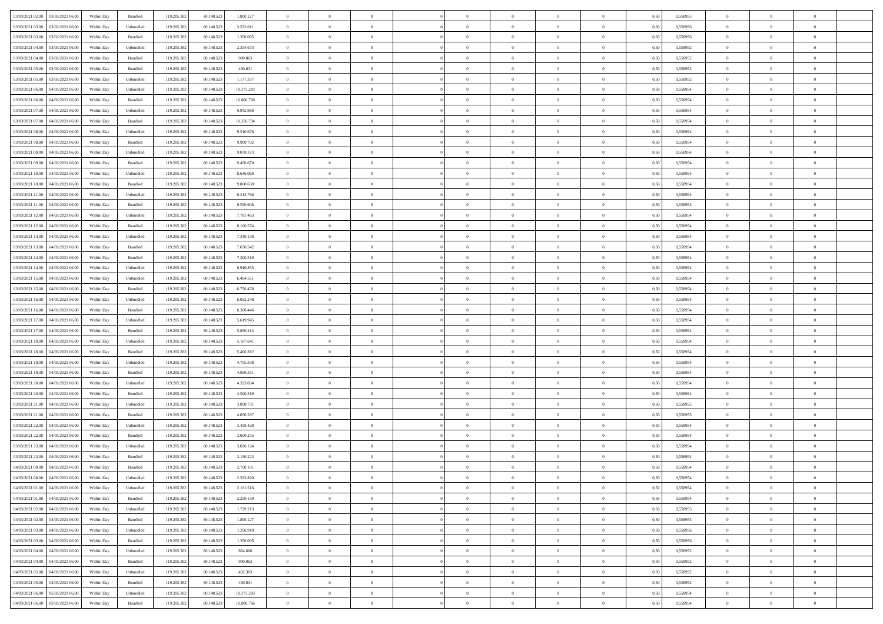| | | | | | | | | | | | | | | | | | | | | |
|---|---|---|---|---|---|---|---|---|---|---|---|---|---|---|---|---|---|---|---|---|
| 03/03/2021 02.00 | 03/03/2021 06.00 | Within Day | Bundled | 119.205.382 | 80.148.523 | 1.800.127 | 0 | 0 | 0 | | 0 | 0 | 0 | 0 | 0,50 | 0,558955 | 0 | 0 | 0 | |
| 03/03/2021 03.00 | 03/03/2021 06.00 | Within Day | Unbundled | 119.205.382 | 80.148.523 | 3.532.011 | 0 | 0 | 0 | | 0 | 0 | 0 | 0 | 0,50 | 0,558956 | 0 | 0 | 0 | |
| 03/03/2021 03.00 | 03/03/2021 06.00 | Within Day | Bundled | 119.205.382 | 80.148.523 | 1.350.095 | 0 | 0 | 0 | | 0 | 0 | 0 | 0 | 0,50 | 0,558956 | 0 | 0 | 0 | |
| 03/03/2021 04.00 | 03/03/2021 06.00 | Within Day | Unbundled | 119.205.382 | 80.148.523 | 2.354.673 | 0 | 0 | 0 | | 0 | 0 | 0 | 0 | 0,50 | 0,558952 | 0 | 0 | 0 | |
| 03/03/2021 04.00 | 03/03/2021 06.00 | Within Day | Bundled | 119.205.382 | 80.148.523 | 900.063 | 0 | 0 | 0 | | 0 | 0 | 0 | 0 | 0,50 | 0,558952 | 0 | 0 | 0 | |
| 03/03/2021 05.00 | 03/03/2021 06.00 | Within Day | Bundled | 119.205.382 | 80.148.523 | 450.031 | 0 | 0 | 0 | | 0 | 0 | 0 | 0 | 0,50 | 0,558952 | 0 | 0 | 0 | |
| 03/03/2021 05.00 | 03/03/2021 06.00 | Within Day | Unbundled | 119.205.382 | 80.148.523 | 1.177.337 | 0 | 0 | 0 | | 0 | 0 | 0 | 0 | 0,50 | 0,558952 | 0 | 0 | 0 | |
| 03/03/2021 06.00 | 04/03/2021 06.00 | Within Day | Unbundled | 119.205.382 | 80.148.523 | 10.375.283 | 0 | 0 | 0 | | 0 | 0 | 0 | 0 | 0,50 | 0,558954 | 0 | 0 | 0 | |
| 03/03/2021 06.00 | 04/03/2021 06.00 | Within Day | Bundled | 119.205.382 | 80.148.523 | 10.800.766 | 0 | 0 | 0 | | 0 | 0 | 0 | 0 | 0,50 | 0,558954 | 0 | 0 | 0 | |
| 03/03/2021 07.00 | 04/03/2021 06.00 | Within Day | Unbundled | 119.205.382 | 80.148.523 | 9.942.980 | 0 | 0 | 0 | | 0 | 0 | 0 | 0 | 0,50 | 0,558954 | 0 | 0 | 0 | |
| 03/03/2021 07.00 | 04/03/2021 06.00 | Within Day | Bundled | 119.205.382 | 80.148.523 | 10.350.734 | 0 | 0 | 0 | | 0 | 0 | 0 | 0 | 0,50 | 0,558954 | 0 | 0 | 0 | |
| 03/03/2021 08.00 | 04/03/2021 06.00 | Within Day | Unbundled | 119.205.382 | 80.148.523 | 9.510.676 | 0 | 0 | 0 | | 0 | 0 | 0 | 0 | 0,50 | 0,558954 | 0 | 0 | 0 | |
| 03/03/2021 08.00 | 04/03/2021 06.00 | Within Day | Bundled | 119.205.382 | 80.148.523 | 9.900.702 | 0 | 0 | 0 | | 0 | 0 | 0 | 0 | 0,50 | 0,558954 | 0 | 0 | 0 | |
| 03/03/2021 09.00 | 04/03/2021 06.00 | Within Day | Unbundled | 119.205.382 | 80.148.523 | 9.078.373 | 0 | 0 | 0 | | 0 | 0 | 0 | 0 | 0,50 | 0,558954 | 0 | 0 | 0 | |
| 03/03/2021 09.00 | 04/03/2021 06.00 | Within Day | Bundled | 119.205.382 | 80.148.523 | 9.450.670 | 0 | 0 | 0 | | 0 | 0 | 0 | 0 | 0,50 | 0,558954 | 0 | 0 | 0 | |
| 03/03/2021 10.00 | 04/03/2021 06.00 | Within Day | Unbundled | 119.205.382 | 80.148.523 | 8.646.069 | 0 | 0 | 0 | | 0 | 0 | 0 | 0 | 0,50 | 0,558954 | 0 | 0 | 0 | |
| 03/03/2021 10.00 | 04/03/2021 06.00 | Within Day | Bundled | 119.205.382 | 80.148.523 | 9.000.638 | 0 | 0 | 0 | | 0 | 0 | 0 | 0 | 0,50 | 0,558954 | 0 | 0 | 0 | |
| 03/03/2021 11.00 | 04/03/2021 06.00 | Within Day | Unbundled | 119.205.382 | 80.148.523 | 8.213.766 | 0 | 0 | 0 | | 0 | 0 | 0 | 0 | 0,50 | 0,558954 | 0 | 0 | 0 | |
| 03/03/2021 11.00 | 04/03/2021 06.00 | Within Day | Bundled | 119.205.382 | 80.148.523 | 8.550.606 | 0 | 0 | 0 | | 0 | 0 | 0 | 0 | 0,50 | 0,558954 | 0 | 0 | 0 | |
| 03/03/2021 12.00 | 04/03/2021 06.00 | Within Day | Unbundled | 119.205.382 | 80.148.523 | 7.781.463 | 0 | 0 | 0 | | 0 | 0 | 0 | 0 | 0,50 | 0,558954 | 0 | 0 | 0 | |
| 03/03/2021 12.00 | 04/03/2021 06.00 | Within Day | Bundled | 119.205.382 | 80.148.523 | 8.100.574 | 0 | 0 | 0 | | 0 | 0 | 0 | 0 | 0,50 | 0,558954 | 0 | 0 | 0 | |
| 03/03/2021 13.00 | 04/03/2021 06.00 | Within Day | Unbundled | 119.205.382 | 80.148.523 | 7.349.158 | 0 | 0 | 0 | | 0 | 0 | 0 | 0 | 0,50 | 0,558954 | 0 | 0 | 0 | |
| 03/03/2021 13.00 | 04/03/2021 06.00 | Within Day | Bundled | 119.205.382 | 80.148.523 | 7.650.542 | 0 | 0 | 0 | | 0 | 0 | 0 | 0 | 0,50 | 0,558954 | 0 | 0 | 0 | |
| 03/03/2021 14.00 | 04/03/2021 06.00 | Within Day | Bundled | 119.205.382 | 80.148.523 | 7.200.510 | 0 | 0 | 0 | | 0 | 0 | 0 | 0 | 0,50 | 0,558954 | 0 | 0 | 0 | |
| 03/03/2021 14.00 | 04/03/2021 06.00 | Within Day | Unbundled | 119.205.382 | 80.148.523 | 6.916.855 | 0 | 0 | 0 | | 0 | 0 | 0 | 0 | 0,50 | 0,558954 | 0 | 0 | 0 | |
| 03/03/2021 15.00 | 04/03/2021 06.00 | Within Day | Unbundled | 119.205.382 | 80.148.523 | 6.484.551 | 0 | 0 | 0 | | 0 | 0 | 0 | 0 | 0,50 | 0,558954 | 0 | 0 | 0 | |
| 03/03/2021 15.00 | 04/03/2021 06.00 | Within Day | Bundled | 119.205.382 | 80.148.523 | 6.750.478 | 0 | 0 | 0 | | 0 | 0 | 0 | 0 | 0,50 | 0,558954 | 0 | 0 | 0 | |
| 03/03/2021 16.00 | 04/03/2021 06.00 | Within Day | Unbundled | 119.205.382 | 80.148.523 | 6.052.248 | 0 | 0 | 0 | | 0 | 0 | 0 | 0 | 0,50 | 0,558954 | 0 | 0 | 0 | |
| 03/03/2021 16.00 | 04/03/2021 06.00 | Within Day | Bundled | 119.205.382 | 80.148.523 | 6.300.446 | 0 | 0 | 0 | | 0 | 0 | 0 | 0 | 0,50 | 0,558954 | 0 | 0 | 0 | |
| 03/03/2021 17.00 | 04/03/2021 06.00 | Within Day | Unbundled | 119.205.382 | 80.148.523 | 5.619.945 | 0 | 0 | 0 | | 0 | 0 | 0 | 0 | 0,50 | 0,558954 | 0 | 0 | 0 | |
| 03/03/2021 17.00 | 04/03/2021 06.00 | Within Day | Bundled | 119.205.382 | 80.148.523 | 5.850.414 | 0 | 0 | 0 | | 0 | 0 | 0 | 0 | 0,50 | 0,558954 | 0 | 0 | 0 | |
| 03/03/2021 18.00 | 04/03/2021 06.00 | Within Day | Unbundled | 119.205.382 | 80.148.523 | 5.187.641 | 0 | 0 | 0 | | 0 | 0 | 0 | 0 | 0,50 | 0,558954 | 0 | 0 | 0 | |
| 03/03/2021 18.00 | 04/03/2021 06.00 | Within Day | Bundled | 119.205.382 | 80.148.523 | 5.400.382 | 0 | 0 | 0 | | 0 | 0 | 0 | 0 | 0,50 | 0,558954 | 0 | 0 | 0 | |
| 03/03/2021 19.00 | 04/03/2021 06.00 | Within Day | Unbundled | 119.205.382 | 80.148.523 | 4.755.338 | 0 | 0 | 0 | | 0 | 0 | 0 | 0 | 0,50 | 0,558954 | 0 | 0 | 0 | |
| 03/03/2021 19.00 | 04/03/2021 06.00 | Within Day | Bundled | 119.205.382 | 80.148.523 | 4.950.351 | 0 | 0 | 0 | | 0 | 0 | 0 | 0 | 0,50 | 0,558954 | 0 | 0 | 0 | |
| 03/03/2021 20.00 | 04/03/2021 06.00 | Within Day | Unbundled | 119.205.382 | 80.148.523 | 4.323.034 | 0 | 0 | 0 | | 0 | 0 | 0 | 0 | 0,50 | 0,558954 | 0 | 0 | 0 | |
| 03/03/2021 20.00 | 04/03/2021 06.00 | Within Day | Bundled | 119.205.382 | 80.148.523 | 4.500.319 | 0 | 0 | 0 | | 0 | 0 | 0 | 0 | 0,50 | 0,558954 | 0 | 0 | 0 | |
| 03/03/2021 21.00 | 04/03/2021 06.00 | Within Day | Unbundled | 119.205.382 | 80.148.523 | 3.890.731 | 0 | 0 | 0 | | 0 | 0 | 0 | 0 | 0,50 | 0,558955 | 0 | 0 | 0 | |
| 03/03/2021 21.00 | 04/03/2021 06.00 | Within Day | Bundled | 119.205.382 | 80.148.523 | 4.050.287 | 0 | 0 | 0 | | 0 | 0 | 0 | 0 | 0,50 | 0,558955 | 0 | 0 | 0 | |
| 03/03/2021 22.00 | 04/03/2021 06.00 | Within Day | Unbundled | 119.205.382 | 80.148.523 | 3.458.428 | 0 | 0 | 0 | | 0 | 0 | 0 | 0 | 0,50 | 0,558954 | 0 | 0 | 0 | |
| 03/03/2021 22.00 | 04/03/2021 06.00 | Within Day | Bundled | 119.205.382 | 80.148.523 | 3.600.255 | 0 | 0 | 0 | | 0 | 0 | 0 | 0 | 0,50 | 0,558954 | 0 | 0 | 0 | |
| 03/03/2021 23.00 | 04/03/2021 06.00 | Within Day | Unbundled | 119.205.382 | 80.148.523 | 3.026.124 | 0 | 0 | 0 | | 0 | 0 | 0 | 0 | 0,50 | 0,558954 | 0 | 0 | 0 | |
| 03/03/2021 23.00 | 04/03/2021 06.00 | Within Day | Bundled | 119.205.382 | 80.148.523 | 3.150.223 | 0 | 0 | 0 | | 0 | 0 | 0 | 0 | 0,50 | 0,558954 | 0 | 0 | 0 | |
| 04/03/2021 00.00 | 04/03/2021 06.00 | Within Day | Bundled | 119.205.382 | 80.148.523 | 2.700.191 | 0 | 0 | 0 | | 0 | 0 | 0 | 0 | 0,50 | 0,558954 | 0 | 0 | 0 | |
| 04/03/2021 00.00 | 04/03/2021 06.00 | Within Day | Unbundled | 119.205.382 | 80.148.523 | 2.593.820 | 0 | 0 | 0 | | 0 | 0 | 0 | 0 | 0,50 | 0,558954 | 0 | 0 | 0 | |
| 04/03/2021 01.00 | 04/03/2021 06.00 | Within Day | Unbundled | 119.205.382 | 80.148.523 | 2.161.516 | 0 | 0 | 0 | | 0 | 0 | 0 | 0 | 0,50 | 0,558954 | 0 | 0 | 0 | |
| 04/03/2021 01.00 | 04/03/2021 06.00 | Within Day | Bundled | 119.205.382 | 80.148.523 | 2.250.159 | 0 | 0 | 0 | | 0 | 0 | 0 | 0 | 0,50 | 0,558954 | 0 | 0 | 0 | |
| 04/03/2021 02.00 | 04/03/2021 06.00 | Within Day | Unbundled | 119.205.382 | 80.148.523 | 1.729.213 | 0 | 0 | 0 | | 0 | 0 | 0 | 0 | 0,50 | 0,558955 | 0 | 0 | 0 | |
| 04/03/2021 02.00 | 04/03/2021 06.00 | Within Day | Bundled | 119.205.382 | 80.148.523 | 1.800.127 | 0 | 0 | 0 | | 0 | 0 | 0 | 0 | 0,50 | 0,558955 | 0 | 0 | 0 | |
| 04/03/2021 03.00 | 04/03/2021 06.00 | Within Day | Unbundled | 119.205.382 | 80.148.523 | 1.296.910 | 0 | 0 | 0 | | 0 | 0 | 0 | 0 | 0,50 | 0,558956 | 0 | 0 | 0 | |
| 04/03/2021 03.00 | 04/03/2021 06.00 | Within Day | Bundled | 119.205.382 | 80.148.523 | 1.350.095 | 0 | 0 | 0 | | 0 | 0 | 0 | 0 | 0,50 | 0,558956 | 0 | 0 | 0 | |
| 04/03/2021 04.00 | 04/03/2021 06.00 | Within Day | Unbundled | 119.205.382 | 80.148.523 | 864.606 | 0 | 0 | 0 | | 0 | 0 | 0 | 0 | 0,50 | 0,558952 | 0 | 0 | 0 | |
| 04/03/2021 04.00 | 04/03/2021 06.00 | Within Day | Bundled | 119.205.382 | 80.148.523 | 900.063 | 0 | 0 | 0 | | 0 | 0 | 0 | 0 | 0,50 | 0,558952 | 0 | 0 | 0 | |
| 04/03/2021 05.00 | 04/03/2021 06.00 | Within Day | Unbundled | 119.205.382 | 80.148.523 | 432.303 | 0 | 0 | 0 | | 0 | 0 | 0 | 0 | 0,50 | 0,558952 | 0 | 0 | 0 | |
| 04/03/2021 05.00 | 04/03/2021 06.00 | Within Day | Bundled | 119.205.382 | 80.148.523 | 450.031 | 0 | 0 | 0 | | 0 | 0 | 0 | 0 | 0,50 | 0,558952 | 0 | 0 | 0 | |
| 04/03/2021 06.00 | 05/03/2021 06.00 | Within Day | Unbundled | 119.205.382 | 80.148.523 | 10.375.283 | 0 | 0 | 0 | | 0 | 0 | 0 | 0 | 0,50 | 0,558954 | 0 | 0 | 0 | |
| 04/03/2021 06.00 | 05/03/2021 06.00 | Within Day | Bundled | 119.205.382 | 80.148.523 | 10.800.766 | 0 | 0 | 0 | | 0 | 0 | 0 | 0 | 0,50 | 0,558954 | 0 | 0 | 0 | |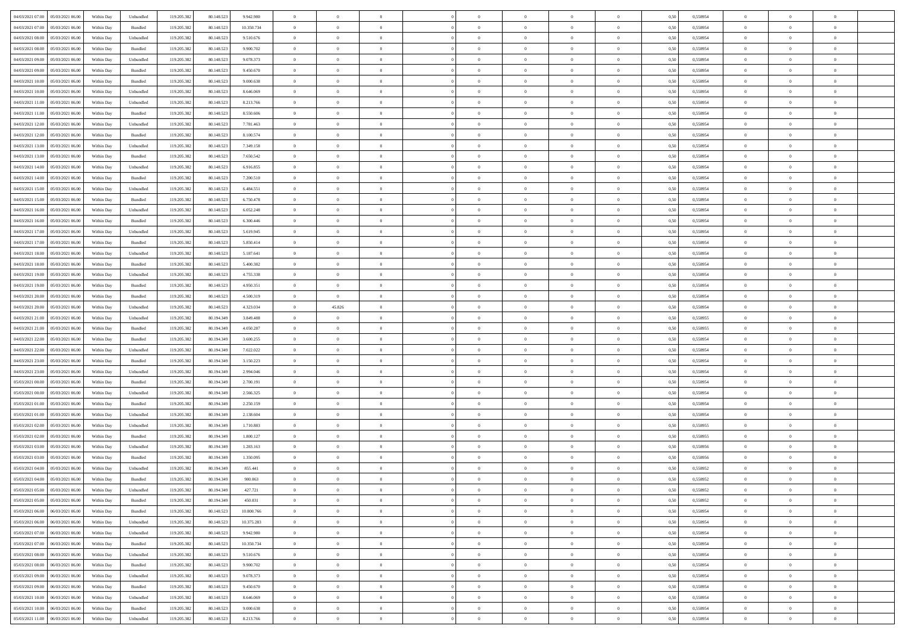| | | | | | | | | | | | | | | | | | | | | | |
|---|---|---|---|---|---|---|---|---|---|---|---|---|---|---|---|---|---|---|---|---|---|
| 04/03/2021 07.00 | 05/03/2021 06.00 | Within Day | Unbundled | 119.205.382 | 80.148.523 | 9.942.980 | 0 | 0 | 0 | | 0 | 0 | 0 | 0 | 0,50 | 0,558954 | 0 | 0 | 0 | |
| 04/03/2021 07.00 | 05/03/2021 06.00 | Within Day | Bundled | 119.205.382 | 80.148.523 | 10.350.734 | 0 | 0 | 0 | | 0 | 0 | 0 | 0 | 0,50 | 0,558954 | 0 | 0 | 0 | |
| 04/03/2021 08.00 | 05/03/2021 06.00 | Within Day | Unbundled | 119.205.382 | 80.148.523 | 9.510.676 | 0 | 0 | 0 | | 0 | 0 | 0 | 0 | 0,50 | 0,558954 | 0 | 0 | 0 | |
| 04/03/2021 08.00 | 05/03/2021 06.00 | Within Day | Bundled | 119.205.382 | 80.148.523 | 9.900.702 | 0 | 0 | 0 | | 0 | 0 | 0 | 0 | 0,50 | 0,558954 | 0 | 0 | 0 | |
| 04/03/2021 09.00 | 05/03/2021 06.00 | Within Day | Unbundled | 119.205.382 | 80.148.523 | 9.078.373 | 0 | 0 | 0 | | 0 | 0 | 0 | 0 | 0,50 | 0,558954 | 0 | 0 | 0 | |
| 04/03/2021 09.00 | 05/03/2021 06.00 | Within Day | Bundled | 119.205.382 | 80.148.523 | 9.450.670 | 0 | 0 | 0 | | 0 | 0 | 0 | 0 | 0,50 | 0,558954 | 0 | 0 | 0 | |
| 04/03/2021 10.00 | 05/03/2021 06.00 | Within Day | Bundled | 119.205.382 | 80.148.523 | 9.000.638 | 0 | 0 | 0 | | 0 | 0 | 0 | 0 | 0,50 | 0,558954 | 0 | 0 | 0 | |
| 04/03/2021 10.00 | 05/03/2021 06.00 | Within Day | Unbundled | 119.205.382 | 80.148.523 | 8.646.069 | 0 | 0 | 0 | | 0 | 0 | 0 | 0 | 0,50 | 0,558954 | 0 | 0 | 0 | |
| 04/03/2021 11.00 | 05/03/2021 06.00 | Within Day | Unbundled | 119.205.382 | 80.148.523 | 8.213.766 | 0 | 0 | 0 | | 0 | 0 | 0 | 0 | 0,50 | 0,558954 | 0 | 0 | 0 | |
| 04/03/2021 11.00 | 05/03/2021 06.00 | Within Day | Bundled | 119.205.382 | 80.148.523 | 8.550.606 | 0 | 0 | 0 | | 0 | 0 | 0 | 0 | 0,50 | 0,558954 | 0 | 0 | 0 | |
| 04/03/2021 12.00 | 05/03/2021 06.00 | Within Day | Unbundled | 119.205.382 | 80.148.523 | 7.781.463 | 0 | 0 | 0 | | 0 | 0 | 0 | 0 | 0,50 | 0,558954 | 0 | 0 | 0 | |
| 04/03/2021 12.00 | 05/03/2021 06.00 | Within Day | Bundled | 119.205.382 | 80.148.523 | 8.100.574 | 0 | 0 | 0 | | 0 | 0 | 0 | 0 | 0,50 | 0,558954 | 0 | 0 | 0 | |
| 04/03/2021 13.00 | 05/03/2021 06.00 | Within Day | Unbundled | 119.205.382 | 80.148.523 | 7.349.158 | 0 | 0 | 0 | | 0 | 0 | 0 | 0 | 0,50 | 0,558954 | 0 | 0 | 0 | |
| 04/03/2021 13.00 | 05/03/2021 06.00 | Within Day | Bundled | 119.205.382 | 80.148.523 | 7.650.542 | 0 | 0 | 0 | | 0 | 0 | 0 | 0 | 0,50 | 0,558954 | 0 | 0 | 0 | |
| 04/03/2021 14.00 | 05/03/2021 06.00 | Within Day | Unbundled | 119.205.382 | 80.148.523 | 6.916.855 | 0 | 0 | 0 | | 0 | 0 | 0 | 0 | 0,50 | 0,558954 | 0 | 0 | 0 | |
| 04/03/2021 14.00 | 05/03/2021 06.00 | Within Day | Bundled | 119.205.382 | 80.148.523 | 7.200.510 | 0 | 0 | 0 | | 0 | 0 | 0 | 0 | 0,50 | 0,558954 | 0 | 0 | 0 | |
| 04/03/2021 15.00 | 05/03/2021 06.00 | Within Day | Unbundled | 119.205.382 | 80.148.523 | 6.484.551 | 0 | 0 | 0 | | 0 | 0 | 0 | 0 | 0,50 | 0,558954 | 0 | 0 | 0 | |
| 04/03/2021 15.00 | 05/03/2021 06.00 | Within Day | Bundled | 119.205.382 | 80.148.523 | 6.750.478 | 0 | 0 | 0 | | 0 | 0 | 0 | 0 | 0,50 | 0,558954 | 0 | 0 | 0 | |
| 04/03/2021 16.00 | 05/03/2021 06.00 | Within Day | Unbundled | 119.205.382 | 80.148.523 | 6.052.248 | 0 | 0 | 0 | | 0 | 0 | 0 | 0 | 0,50 | 0,558954 | 0 | 0 | 0 | |
| 04/03/2021 16.00 | 05/03/2021 06.00 | Within Day | Bundled | 119.205.382 | 80.148.523 | 6.300.446 | 0 | 0 | 0 | | 0 | 0 | 0 | 0 | 0,50 | 0,558954 | 0 | 0 | 0 | |
| 04/03/2021 17.00 | 05/03/2021 06.00 | Within Day | Unbundled | 119.205.382 | 80.148.523 | 5.619.945 | 0 | 0 | 0 | | 0 | 0 | 0 | 0 | 0,50 | 0,558954 | 0 | 0 | 0 | |
| 04/03/2021 17.00 | 05/03/2021 06.00 | Within Day | Bundled | 119.205.382 | 80.148.523 | 5.850.414 | 0 | 0 | 0 | | 0 | 0 | 0 | 0 | 0,50 | 0,558954 | 0 | 0 | 0 | |
| 04/03/2021 18.00 | 05/03/2021 06.00 | Within Day | Unbundled | 119.205.382 | 80.148.523 | 5.187.641 | 0 | 0 | 0 | | 0 | 0 | 0 | 0 | 0,50 | 0,558954 | 0 | 0 | 0 | |
| 04/03/2021 18.00 | 05/03/2021 06.00 | Within Day | Bundled | 119.205.382 | 80.148.523 | 5.400.382 | 0 | 0 | 0 | | 0 | 0 | 0 | 0 | 0,50 | 0,558954 | 0 | 0 | 0 | |
| 04/03/2021 19.00 | 05/03/2021 06.00 | Within Day | Unbundled | 119.205.382 | 80.148.523 | 4.755.338 | 0 | 0 | 0 | | 0 | 0 | 0 | 0 | 0,50 | 0,558954 | 0 | 0 | 0 | |
| 04/03/2021 19.00 | 05/03/2021 06.00 | Within Day | Bundled | 119.205.382 | 80.148.523 | 4.950.351 | 0 | 0 | 0 | | 0 | 0 | 0 | 0 | 0,50 | 0,558954 | 0 | 0 | 0 | |
| 04/03/2021 20.00 | 05/03/2021 06.00 | Within Day | Bundled | 119.205.382 | 80.148.523 | 4.500.319 | 0 | 0 | 0 | | 0 | 0 | 0 | 0 | 0,50 | 0,558954 | 0 | 0 | 0 | |
| 04/03/2021 20.00 | 05/03/2021 06.00 | Within Day | Unbundled | 119.205.382 | 80.148.523 | 4.323.034 | 0 | 45.826 | 0 | | 0 | 0 | 0 | 0 | 0,50 | 0,558954 | 0 | 0 | 0 | |
| 04/03/2021 21.00 | 05/03/2021 06.00 | Within Day | Unbundled | 119.205.382 | 80.194.349 | 3.849.488 | 0 | 0 | 0 | | 0 | 0 | 0 | 0 | 0,50 | 0,558955 | 0 | 0 | 0 | |
| 04/03/2021 21.00 | 05/03/2021 06.00 | Within Day | Bundled | 119.205.382 | 80.194.349 | 4.050.287 | 0 | 0 | 0 | | 0 | 0 | 0 | 0 | 0,50 | 0,558955 | 0 | 0 | 0 | |
| 04/03/2021 22.00 | 05/03/2021 06.00 | Within Day | Bundled | 119.205.382 | 80.194.349 | 3.600.255 | 0 | 0 | 0 | | 0 | 0 | 0 | 0 | 0,50 | 0,558954 | 0 | 0 | 0 | |
| 04/03/2021 22.00 | 05/03/2021 06.00 | Within Day | Unbundled | 119.205.382 | 80.194.349 | 7.022.022 | 0 | 0 | 0 | | 0 | 0 | 0 | 0 | 0,50 | 0,558954 | 0 | 0 | 0 | |
| 04/03/2021 23.00 | 05/03/2021 06.00 | Within Day | Bundled | 119.205.382 | 80.194.349 | 3.150.223 | 0 | 0 | 0 | | 0 | 0 | 0 | 0 | 0,50 | 0,558954 | 0 | 0 | 0 | |
| 04/03/2021 23.00 | 05/03/2021 06.00 | Within Day | Unbundled | 119.205.382 | 80.194.349 | 2.994.046 | 0 | 0 | 0 | | 0 | 0 | 0 | 0 | 0,50 | 0,558954 | 0 | 0 | 0 | |
| 05/03/2021 00.00 | 05/03/2021 06.00 | Within Day | Bundled | 119.205.382 | 80.194.349 | 2.700.191 | 0 | 0 | 0 | | 0 | 0 | 0 | 0 | 0,50 | 0,558954 | 0 | 0 | 0 | |
| 05/03/2021 00.00 | 05/03/2021 06.00 | Within Day | Unbundled | 119.205.382 | 80.194.349 | 2.566.325 | 0 | 0 | 0 | | 0 | 0 | 0 | 0 | 0,50 | 0,558954 | 0 | 0 | 0 | |
| 05/03/2021 01.00 | 05/03/2021 06.00 | Within Day | Bundled | 119.205.382 | 80.194.349 | 2.250.159 | 0 | 0 | 0 | | 0 | 0 | 0 | 0 | 0,50 | 0,558954 | 0 | 0 | 0 | |
| 05/03/2021 01.00 | 05/03/2021 06.00 | Within Day | Unbundled | 119.205.382 | 80.194.349 | 2.138.604 | 0 | 0 | 0 | | 0 | 0 | 0 | 0 | 0,50 | 0,558954 | 0 | 0 | 0 | |
| 05/03/2021 02.00 | 05/03/2021 06.00 | Within Day | Unbundled | 119.205.382 | 80.194.349 | 1.710.883 | 0 | 0 | 0 | | 0 | 0 | 0 | 0 | 0,50 | 0,558955 | 0 | 0 | 0 | |
| 05/03/2021 02.00 | 05/03/2021 06.00 | Within Day | Bundled | 119.205.382 | 80.194.349 | 1.800.127 | 0 | 0 | 0 | | 0 | 0 | 0 | 0 | 0,50 | 0,558955 | 0 | 0 | 0 | |
| 05/03/2021 03.00 | 05/03/2021 06.00 | Within Day | Unbundled | 119.205.382 | 80.194.349 | 1.283.163 | 0 | 0 | 0 | | 0 | 0 | 0 | 0 | 0,50 | 0,558956 | 0 | 0 | 0 | |
| 05/03/2021 03.00 | 05/03/2021 06.00 | Within Day | Bundled | 119.205.382 | 80.194.349 | 1.350.095 | 0 | 0 | 0 | | 0 | 0 | 0 | 0 | 0,50 | 0,558956 | 0 | 0 | 0 | |
| 05/03/2021 04.00 | 05/03/2021 06.00 | Within Day | Unbundled | 119.205.382 | 80.194.349 | 855.441 | 0 | 0 | 0 | | 0 | 0 | 0 | 0 | 0,50 | 0,558952 | 0 | 0 | 0 | |
| 05/03/2021 04.00 | 05/03/2021 06.00 | Within Day | Bundled | 119.205.382 | 80.194.349 | 900.063 | 0 | 0 | 0 | | 0 | 0 | 0 | 0 | 0,50 | 0,558952 | 0 | 0 | 0 | |
| 05/03/2021 05.00 | 05/03/2021 06.00 | Within Day | Unbundled | 119.205.382 | 80.194.349 | 427.721 | 0 | 0 | 0 | | 0 | 0 | 0 | 0 | 0,50 | 0,558952 | 0 | 0 | 0 | |
| 05/03/2021 05.00 | 05/03/2021 06.00 | Within Day | Bundled | 119.205.382 | 80.194.349 | 450.031 | 0 | 0 | 0 | | 0 | 0 | 0 | 0 | 0,50 | 0,558952 | 0 | 0 | 0 | |
| 05/03/2021 06.00 | 06/03/2021 06.00 | Within Day | Bundled | 119.205.382 | 80.148.523 | 10.800.766 | 0 | 0 | 0 | | 0 | 0 | 0 | 0 | 0,50 | 0,558954 | 0 | 0 | 0 | |
| 05/03/2021 06.00 | 06/03/2021 06.00 | Within Day | Unbundled | 119.205.382 | 80.148.523 | 10.375.283 | 0 | 0 | 0 | | 0 | 0 | 0 | 0 | 0,50 | 0,558954 | 0 | 0 | 0 | |
| 05/03/2021 07.00 | 06/03/2021 06.00 | Within Day | Unbundled | 119.205.382 | 80.148.523 | 9.942.980 | 0 | 0 | 0 | | 0 | 0 | 0 | 0 | 0,50 | 0,558954 | 0 | 0 | 0 | |
| 05/03/2021 07.00 | 06/03/2021 06.00 | Within Day | Bundled | 119.205.382 | 80.148.523 | 10.350.734 | 0 | 0 | 0 | | 0 | 0 | 0 | 0 | 0,50 | 0,558954 | 0 | 0 | 0 | |
| 05/03/2021 08.00 | 06/03/2021 06.00 | Within Day | Unbundled | 119.205.382 | 80.148.523 | 9.510.676 | 0 | 0 | 0 | | 0 | 0 | 0 | 0 | 0,50 | 0,558954 | 0 | 0 | 0 | |
| 05/03/2021 08.00 | 06/03/2021 06.00 | Within Day | Bundled | 119.205.382 | 80.148.523 | 9.900.702 | 0 | 0 | 0 | | 0 | 0 | 0 | 0 | 0,50 | 0,558954 | 0 | 0 | 0 | |
| 05/03/2021 09.00 | 06/03/2021 06.00 | Within Day | Unbundled | 119.205.382 | 80.148.523 | 9.078.373 | 0 | 0 | 0 | | 0 | 0 | 0 | 0 | 0,50 | 0,558954 | 0 | 0 | 0 | |
| 05/03/2021 09.00 | 06/03/2021 06.00 | Within Day | Bundled | 119.205.382 | 80.148.523 | 9.450.670 | 0 | 0 | 0 | | 0 | 0 | 0 | 0 | 0,50 | 0,558954 | 0 | 0 | 0 | |
| 05/03/2021 10.00 | 06/03/2021 06.00 | Within Day | Unbundled | 119.205.382 | 80.148.523 | 8.646.069 | 0 | 0 | 0 | | 0 | 0 | 0 | 0 | 0,50 | 0,558954 | 0 | 0 | 0 | |
| 05/03/2021 10.00 | 06/03/2021 06.00 | Within Day | Bundled | 119.205.382 | 80.148.523 | 9.000.638 | 0 | 0 | 0 | | 0 | 0 | 0 | 0 | 0,50 | 0,558954 | 0 | 0 | 0 | |
| 05/03/2021 11.00 | 06/03/2021 06.00 | Within Day | Unbundled | 119.205.382 | 80.148.523 | 8.213.766 | 0 | 0 | 0 | | 0 | 0 | 0 | 0 | 0,50 | 0,558954 | 0 | 0 | 0 | |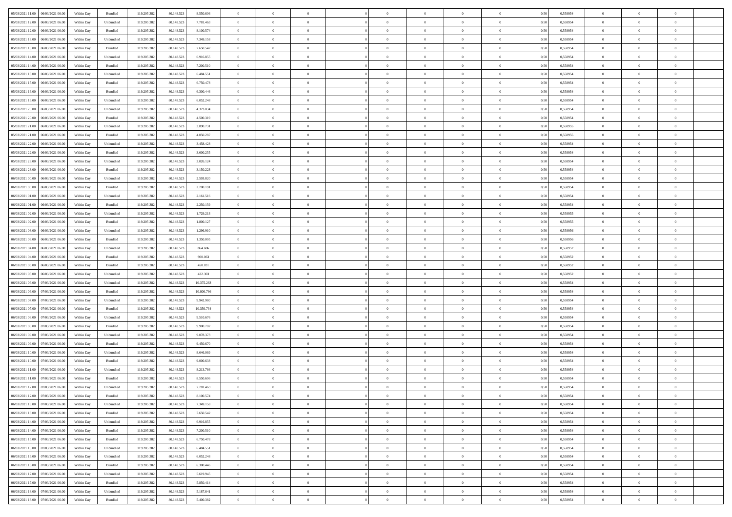| | | | | | | | | | | | | | | | | | | | | |
|---|---|---|---|---|---|---|---|---|---|---|---|---|---|---|---|---|---|---|---|---|
| 05/03/2021 11:00 | 06/03/2021 06:00 | Within Day | Bundled | 119.205.382 | 80.148.523 | 8.550.606 | 0 | 0 | 0 | | 0 | 0 | 0 | 0 | 0,50 | 0,558954 | 0 | 0 | 0 | |
| 05/03/2021 12:00 | 06/03/2021 06:00 | Within Day | Unbundled | 119.205.382 | 80.148.523 | 7.781.463 | 0 | 0 | 0 | | 0 | 0 | 0 | 0 | 0,50 | 0,558954 | 0 | 0 | 0 | |
| 05/03/2021 12:00 | 06/03/2021 06:00 | Within Day | Bundled | 119.205.382 | 80.148.523 | 8.100.574 | 0 | 0 | 0 | | 0 | 0 | 0 | 0 | 0,50 | 0,558954 | 0 | 0 | 0 | |
| 05/03/2021 13:00 | 06/03/2021 06:00 | Within Day | Unbundled | 119.205.382 | 80.148.523 | 7.349.158 | 0 | 0 | 0 | | 0 | 0 | 0 | 0 | 0,50 | 0,558954 | 0 | 0 | 0 | |
| 05/03/2021 13:00 | 06/03/2021 06:00 | Within Day | Bundled | 119.205.382 | 80.148.523 | 7.650.542 | 0 | 0 | 0 | | 0 | 0 | 0 | 0 | 0,50 | 0,558954 | 0 | 0 | 0 | |
| 05/03/2021 14:00 | 06/03/2021 06:00 | Within Day | Unbundled | 119.205.382 | 80.148.523 | 6.916.855 | 0 | 0 | 0 | | 0 | 0 | 0 | 0 | 0,50 | 0,558954 | 0 | 0 | 0 | |
| 05/03/2021 14:00 | 06/03/2021 06:00 | Within Day | Bundled | 119.205.382 | 80.148.523 | 7.200.510 | 0 | 0 | 0 | | 0 | 0 | 0 | 0 | 0,50 | 0,558954 | 0 | 0 | 0 | |
| 05/03/2021 15:00 | 06/03/2021 06:00 | Within Day | Unbundled | 119.205.382 | 80.148.523 | 6.484.551 | 0 | 0 | 0 | | 0 | 0 | 0 | 0 | 0,50 | 0,558954 | 0 | 0 | 0 | |
| 05/03/2021 15:00 | 06/03/2021 06:00 | Within Day | Bundled | 119.205.382 | 80.148.523 | 6.750.478 | 0 | 0 | 0 | | 0 | 0 | 0 | 0 | 0,50 | 0,558954 | 0 | 0 | 0 | |
| 05/03/2021 16:00 | 06/03/2021 06:00 | Within Day | Bundled | 119.205.382 | 80.148.523 | 6.300.446 | 0 | 0 | 0 | | 0 | 0 | 0 | 0 | 0,50 | 0,558954 | 0 | 0 | 0 | |
| 05/03/2021 16:00 | 06/03/2021 06:00 | Within Day | Unbundled | 119.205.382 | 80.148.523 | 6.052.248 | 0 | 0 | 0 | | 0 | 0 | 0 | 0 | 0,50 | 0,558954 | 0 | 0 | 0 | |
| 05/03/2021 20:00 | 06/03/2021 06:00 | Within Day | Unbundled | 119.205.382 | 80.148.523 | 4.323.034 | 0 | 0 | 0 | | 0 | 0 | 0 | 0 | 0,50 | 0,558954 | 0 | 0 | 0 | |
| 05/03/2021 20:00 | 06/03/2021 06:00 | Within Day | Bundled | 119.205.382 | 80.148.523 | 4.500.319 | 0 | 0 | 0 | | 0 | 0 | 0 | 0 | 0,50 | 0,558954 | 0 | 0 | 0 | |
| 05/03/2021 21:00 | 06/03/2021 06:00 | Within Day | Unbundled | 119.205.382 | 80.148.523 | 3.890.731 | 0 | 0 | 0 | | 0 | 0 | 0 | 0 | 0,50 | 0,558955 | 0 | 0 | 0 | |
| 05/03/2021 21:00 | 06/03/2021 06:00 | Within Day | Bundled | 119.205.382 | 80.148.523 | 4.050.287 | 0 | 0 | 0 | | 0 | 0 | 0 | 0 | 0,50 | 0,558955 | 0 | 0 | 0 | |
| 05/03/2021 22:00 | 06/03/2021 06:00 | Within Day | Unbundled | 119.205.382 | 80.148.523 | 3.458.428 | 0 | 0 | 0 | | 0 | 0 | 0 | 0 | 0,50 | 0,558954 | 0 | 0 | 0 | |
| 05/03/2021 22:00 | 06/03/2021 06:00 | Within Day | Bundled | 119.205.382 | 80.148.523 | 3.600.255 | 0 | 0 | 0 | | 0 | 0 | 0 | 0 | 0,50 | 0,558954 | 0 | 0 | 0 | |
| 05/03/2021 23:00 | 06/03/2021 06:00 | Within Day | Unbundled | 119.205.382 | 80.148.523 | 3.026.124 | 0 | 0 | 0 | | 0 | 0 | 0 | 0 | 0,50 | 0,558954 | 0 | 0 | 0 | |
| 05/03/2021 23:00 | 06/03/2021 06:00 | Within Day | Bundled | 119.205.382 | 80.148.523 | 3.150.223 | 0 | 0 | 0 | | 0 | 0 | 0 | 0 | 0,50 | 0,558954 | 0 | 0 | 0 | |
| 06/03/2021 00:00 | 06/03/2021 06:00 | Within Day | Unbundled | 119.205.382 | 80.148.523 | 2.593.820 | 0 | 0 | 0 | | 0 | 0 | 0 | 0 | 0,50 | 0,558954 | 0 | 0 | 0 | |
| 06/03/2021 00:00 | 06/03/2021 06:00 | Within Day | Bundled | 119.205.382 | 80.148.523 | 2.700.191 | 0 | 0 | 0 | | 0 | 0 | 0 | 0 | 0,50 | 0,558954 | 0 | 0 | 0 | |
| 06/03/2021 01:00 | 06/03/2021 06:00 | Within Day | Unbundled | 119.205.382 | 80.148.523 | 2.161.516 | 0 | 0 | 0 | | 0 | 0 | 0 | 0 | 0,50 | 0,558954 | 0 | 0 | 0 | |
| 06/03/2021 01:00 | 06/03/2021 06:00 | Within Day | Bundled | 119.205.382 | 80.148.523 | 2.250.159 | 0 | 0 | 0 | | 0 | 0 | 0 | 0 | 0,50 | 0,558954 | 0 | 0 | 0 | |
| 06/03/2021 02:00 | 06/03/2021 06:00 | Within Day | Unbundled | 119.205.382 | 80.148.523 | 1.729.213 | 0 | 0 | 0 | | 0 | 0 | 0 | 0 | 0,50 | 0,558955 | 0 | 0 | 0 | |
| 06/03/2021 02:00 | 06/03/2021 06:00 | Within Day | Bundled | 119.205.382 | 80.148.523 | 1.800.127 | 0 | 0 | 0 | | 0 | 0 | 0 | 0 | 0,50 | 0,558955 | 0 | 0 | 0 | |
| 06/03/2021 03:00 | 06/03/2021 06:00 | Within Day | Unbundled | 119.205.382 | 80.148.523 | 1.296.910 | 0 | 0 | 0 | | 0 | 0 | 0 | 0 | 0,50 | 0,558956 | 0 | 0 | 0 | |
| 06/03/2021 03:00 | 06/03/2021 06:00 | Within Day | Bundled | 119.205.382 | 80.148.523 | 1.350.095 | 0 | 0 | 0 | | 0 | 0 | 0 | 0 | 0,50 | 0,558956 | 0 | 0 | 0 | |
| 06/03/2021 04:00 | 06/03/2021 06:00 | Within Day | Unbundled | 119.205.382 | 80.148.523 | 864.606 | 0 | 0 | 0 | | 0 | 0 | 0 | 0 | 0,50 | 0,558952 | 0 | 0 | 0 | |
| 06/03/2021 04:00 | 06/03/2021 06:00 | Within Day | Bundled | 119.205.382 | 80.148.523 | 900.063 | 0 | 0 | 0 | | 0 | 0 | 0 | 0 | 0,50 | 0,558952 | 0 | 0 | 0 | |
| 06/03/2021 05:00 | 06/03/2021 06:00 | Within Day | Bundled | 119.205.382 | 80.148.523 | 450.031 | 0 | 0 | 0 | | 0 | 0 | 0 | 0 | 0,50 | 0,558952 | 0 | 0 | 0 | |
| 06/03/2021 05:00 | 06/03/2021 06:00 | Within Day | Unbundled | 119.205.382 | 80.148.523 | 432.303 | 0 | 0 | 0 | | 0 | 0 | 0 | 0 | 0,50 | 0,558952 | 0 | 0 | 0 | |
| 06/03/2021 06:00 | 07/03/2021 06:00 | Within Day | Unbundled | 119.205.382 | 80.148.523 | 10.375.283 | 0 | 0 | 0 | | 0 | 0 | 0 | 0 | 0,50 | 0,558954 | 0 | 0 | 0 | |
| 06/03/2021 06:00 | 07/03/2021 06:00 | Within Day | Bundled | 119.205.382 | 80.148.523 | 10.800.766 | 0 | 0 | 0 | | 0 | 0 | 0 | 0 | 0,50 | 0,558954 | 0 | 0 | 0 | |
| 06/03/2021 07:00 | 07/03/2021 06:00 | Within Day | Unbundled | 119.205.382 | 80.148.523 | 9.942.980 | 0 | 0 | 0 | | 0 | 0 | 0 | 0 | 0,50 | 0,558954 | 0 | 0 | 0 | |
| 06/03/2021 07:00 | 07/03/2021 06:00 | Within Day | Bundled | 119.205.382 | 80.148.523 | 10.350.734 | 0 | 0 | 0 | | 0 | 0 | 0 | 0 | 0,50 | 0,558954 | 0 | 0 | 0 | |
| 06/03/2021 08:00 | 07/03/2021 06:00 | Within Day | Unbundled | 119.205.382 | 80.148.523 | 9.510.676 | 0 | 0 | 0 | | 0 | 0 | 0 | 0 | 0,50 | 0,558954 | 0 | 0 | 0 | |
| 06/03/2021 08:00 | 07/03/2021 06:00 | Within Day | Bundled | 119.205.382 | 80.148.523 | 9.900.702 | 0 | 0 | 0 | | 0 | 0 | 0 | 0 | 0,50 | 0,558954 | 0 | 0 | 0 | |
| 06/03/2021 09:00 | 07/03/2021 06:00 | Within Day | Unbundled | 119.205.382 | 80.148.523 | 9.078.373 | 0 | 0 | 0 | | 0 | 0 | 0 | 0 | 0,50 | 0,558954 | 0 | 0 | 0 | |
| 06/03/2021 09:00 | 07/03/2021 06:00 | Within Day | Bundled | 119.205.382 | 80.148.523 | 9.450.670 | 0 | 0 | 0 | | 0 | 0 | 0 | 0 | 0,50 | 0,558954 | 0 | 0 | 0 | |
| 06/03/2021 10:00 | 07/03/2021 06:00 | Within Day | Unbundled | 119.205.382 | 80.148.523 | 8.646.069 | 0 | 0 | 0 | | 0 | 0 | 0 | 0 | 0,50 | 0,558954 | 0 | 0 | 0 | |
| 06/03/2021 10:00 | 07/03/2021 06:00 | Within Day | Bundled | 119.205.382 | 80.148.523 | 9.000.638 | 0 | 0 | 0 | | 0 | 0 | 0 | 0 | 0,50 | 0,558954 | 0 | 0 | 0 | |
| 06/03/2021 11:00 | 07/03/2021 06:00 | Within Day | Unbundled | 119.205.382 | 80.148.523 | 8.213.766 | 0 | 0 | 0 | | 0 | 0 | 0 | 0 | 0,50 | 0,558954 | 0 | 0 | 0 | |
| 06/03/2021 11:00 | 07/03/2021 06:00 | Within Day | Bundled | 119.205.382 | 80.148.523 | 8.550.606 | 0 | 0 | 0 | | 0 | 0 | 0 | 0 | 0,50 | 0,558954 | 0 | 0 | 0 | |
| 06/03/2021 12:00 | 07/03/2021 06:00 | Within Day | Unbundled | 119.205.382 | 80.148.523 | 7.781.463 | 0 | 0 | 0 | | 0 | 0 | 0 | 0 | 0,50 | 0,558954 | 0 | 0 | 0 | |
| 06/03/2021 12:00 | 07/03/2021 06:00 | Within Day | Bundled | 119.205.382 | 80.148.523 | 8.100.574 | 0 | 0 | 0 | | 0 | 0 | 0 | 0 | 0,50 | 0,558954 | 0 | 0 | 0 | |
| 06/03/2021 13:00 | 07/03/2021 06:00 | Within Day | Unbundled | 119.205.382 | 80.148.523 | 7.349.158 | 0 | 0 | 0 | | 0 | 0 | 0 | 0 | 0,50 | 0,558954 | 0 | 0 | 0 | |
| 06/03/2021 13:00 | 07/03/2021 06:00 | Within Day | Bundled | 119.205.382 | 80.148.523 | 7.650.542 | 0 | 0 | 0 | | 0 | 0 | 0 | 0 | 0,50 | 0,558954 | 0 | 0 | 0 | |
| 06/03/2021 14:00 | 07/03/2021 06:00 | Within Day | Unbundled | 119.205.382 | 80.148.523 | 6.916.855 | 0 | 0 | 0 | | 0 | 0 | 0 | 0 | 0,50 | 0,558954 | 0 | 0 | 0 | |
| 06/03/2021 14:00 | 07/03/2021 06:00 | Within Day | Bundled | 119.205.382 | 80.148.523 | 7.200.510 | 0 | 0 | 0 | | 0 | 0 | 0 | 0 | 0,50 | 0,558954 | 0 | 0 | 0 | |
| 06/03/2021 15:00 | 07/03/2021 06:00 | Within Day | Bundled | 119.205.382 | 80.148.523 | 6.750.478 | 0 | 0 | 0 | | 0 | 0 | 0 | 0 | 0,50 | 0,558954 | 0 | 0 | 0 | |
| 06/03/2021 15:00 | 07/03/2021 06:00 | Within Day | Unbundled | 119.205.382 | 80.148.523 | 6.484.551 | 0 | 0 | 0 | | 0 | 0 | 0 | 0 | 0,50 | 0,558954 | 0 | 0 | 0 | |
| 06/03/2021 16:00 | 07/03/2021 06:00 | Within Day | Unbundled | 119.205.382 | 80.148.523 | 6.052.248 | 0 | 0 | 0 | | 0 | 0 | 0 | 0 | 0,50 | 0,558954 | 0 | 0 | 0 | |
| 06/03/2021 16:00 | 07/03/2021 06:00 | Within Day | Bundled | 119.205.382 | 80.148.523 | 6.300.446 | 0 | 0 | 0 | | 0 | 0 | 0 | 0 | 0,50 | 0,558954 | 0 | 0 | 0 | |
| 06/03/2021 17:00 | 07/03/2021 06:00 | Within Day | Unbundled | 119.205.382 | 80.148.523 | 5.619.945 | 0 | 0 | 0 | | 0 | 0 | 0 | 0 | 0,50 | 0,558954 | 0 | 0 | 0 | |
| 06/03/2021 17:00 | 07/03/2021 06:00 | Within Day | Bundled | 119.205.382 | 80.148.523 | 5.850.414 | 0 | 0 | 0 | | 0 | 0 | 0 | 0 | 0,50 | 0,558954 | 0 | 0 | 0 | |
| 06/03/2021 18:00 | 07/03/2021 06:00 | Within Day | Unbundled | 119.205.382 | 80.148.523 | 5.187.641 | 0 | 0 | 0 | | 0 | 0 | 0 | 0 | 0,50 | 0,558954 | 0 | 0 | 0 | |
| 06/03/2021 18:00 | 07/03/2021 06:00 | Within Day | Bundled | 119.205.382 | 80.148.523 | 5.400.382 | 0 | 0 | 0 | | 0 | 0 | 0 | 0 | 0,50 | 0,558954 | 0 | 0 | 0 | |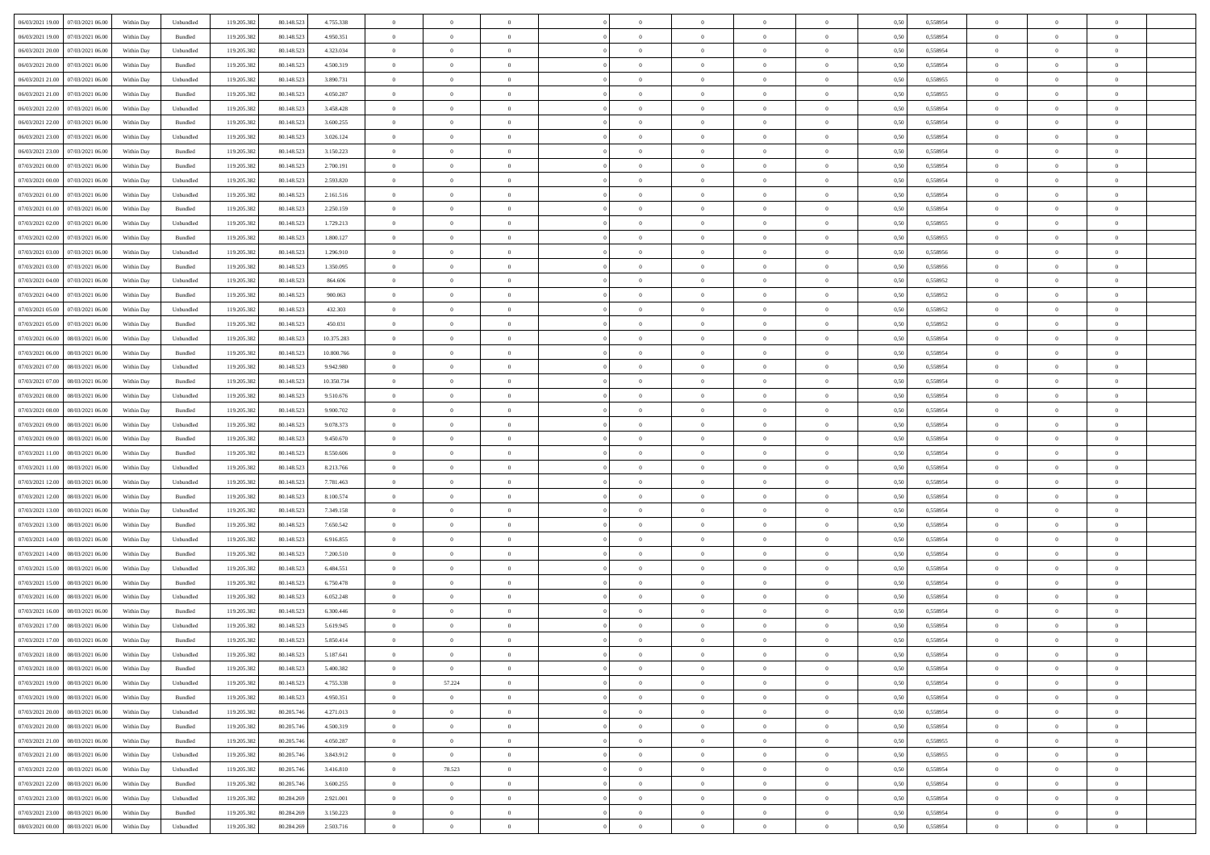| | | | | | | | | | | | | | | | | | | | | | |
|---|---|---|---|---|---|---|---|---|---|---|---|---|---|---|---|---|---|---|---|---|---|
| 06/03/2021 19:00 | 07/03/2021 06:00 | Within Day | Unbundled | 119.205.382 | 80.148.523 | 4.755.338 | 0 | 0 | 0 | | 0 | 0 | 0 | 0 | 0,50 | 0,558954 | 0 | 0 | 0 | |
| 06/03/2021 19:00 | 07/03/2021 06:00 | Within Day | Bundled | 119.205.382 | 80.148.523 | 4.950.351 | 0 | 0 | 0 | | 0 | 0 | 0 | 0 | 0,50 | 0,558954 | 0 | 0 | 0 | |
| 06/03/2021 20:00 | 07/03/2021 06:00 | Within Day | Unbundled | 119.205.382 | 80.148.523 | 4.323.034 | 0 | 0 | 0 | | 0 | 0 | 0 | 0 | 0,50 | 0,558954 | 0 | 0 | 0 | |
| 06/03/2021 20:00 | 07/03/2021 06:00 | Within Day | Bundled | 119.205.382 | 80.148.523 | 4.500.319 | 0 | 0 | 0 | | 0 | 0 | 0 | 0 | 0,50 | 0,558954 | 0 | 0 | 0 | |
| 06/03/2021 21:00 | 07/03/2021 06:00 | Within Day | Unbundled | 119.205.382 | 80.148.523 | 3.890.731 | 0 | 0 | 0 | | 0 | 0 | 0 | 0 | 0,50 | 0,558955 | 0 | 0 | 0 | |
| 06/03/2021 21:00 | 07/03/2021 06:00 | Within Day | Bundled | 119.205.382 | 80.148.523 | 4.050.287 | 0 | 0 | 0 | | 0 | 0 | 0 | 0 | 0,50 | 0,558955 | 0 | 0 | 0 | |
| 06/03/2021 22:00 | 07/03/2021 06:00 | Within Day | Unbundled | 119.205.382 | 80.148.523 | 3.458.428 | 0 | 0 | 0 | | 0 | 0 | 0 | 0 | 0,50 | 0,558954 | 0 | 0 | 0 | |
| 06/03/2021 22:00 | 07/03/2021 06:00 | Within Day | Bundled | 119.205.382 | 80.148.523 | 3.600.255 | 0 | 0 | 0 | | 0 | 0 | 0 | 0 | 0,50 | 0,558954 | 0 | 0 | 0 | |
| 06/03/2021 23:00 | 07/03/2021 06:00 | Within Day | Unbundled | 119.205.382 | 80.148.523 | 3.026.124 | 0 | 0 | 0 | | 0 | 0 | 0 | 0 | 0,50 | 0,558954 | 0 | 0 | 0 | |
| 06/03/2021 23:00 | 07/03/2021 06:00 | Within Day | Bundled | 119.205.382 | 80.148.523 | 3.150.223 | 0 | 0 | 0 | | 0 | 0 | 0 | 0 | 0,50 | 0,558954 | 0 | 0 | 0 | |
| 07/03/2021 00:00 | 07/03/2021 06:00 | Within Day | Bundled | 119.205.382 | 80.148.523 | 2.700.191 | 0 | 0 | 0 | | 0 | 0 | 0 | 0 | 0,50 | 0,558954 | 0 | 0 | 0 | |
| 07/03/2021 00:00 | 07/03/2021 06:00 | Within Day | Unbundled | 119.205.382 | 80.148.523 | 2.593.820 | 0 | 0 | 0 | | 0 | 0 | 0 | 0 | 0,50 | 0,558954 | 0 | 0 | 0 | |
| 07/03/2021 01:00 | 07/03/2021 06:00 | Within Day | Unbundled | 119.205.382 | 80.148.523 | 2.161.516 | 0 | 0 | 0 | | 0 | 0 | 0 | 0 | 0,50 | 0,558954 | 0 | 0 | 0 | |
| 07/03/2021 01:00 | 07/03/2021 06:00 | Within Day | Bundled | 119.205.382 | 80.148.523 | 2.250.159 | 0 | 0 | 0 | | 0 | 0 | 0 | 0 | 0,50 | 0,558954 | 0 | 0 | 0 | |
| 07/03/2021 02:00 | 07/03/2021 06:00 | Within Day | Unbundled | 119.205.382 | 80.148.523 | 1.729.213 | 0 | 0 | 0 | | 0 | 0 | 0 | 0 | 0,50 | 0,558955 | 0 | 0 | 0 | |
| 07/03/2021 02:00 | 07/03/2021 06:00 | Within Day | Bundled | 119.205.382 | 80.148.523 | 1.800.127 | 0 | 0 | 0 | | 0 | 0 | 0 | 0 | 0,50 | 0,558955 | 0 | 0 | 0 | |
| 07/03/2021 03:00 | 07/03/2021 06:00 | Within Day | Unbundled | 119.205.382 | 80.148.523 | 1.296.910 | 0 | 0 | 0 | | 0 | 0 | 0 | 0 | 0,50 | 0,558956 | 0 | 0 | 0 | |
| 07/03/2021 03:00 | 07/03/2021 06:00 | Within Day | Bundled | 119.205.382 | 80.148.523 | 1.350.095 | 0 | 0 | 0 | | 0 | 0 | 0 | 0 | 0,50 | 0,558956 | 0 | 0 | 0 | |
| 07/03/2021 04:00 | 07/03/2021 06:00 | Within Day | Unbundled | 119.205.382 | 80.148.523 | 864.606 | 0 | 0 | 0 | | 0 | 0 | 0 | 0 | 0,50 | 0,558952 | 0 | 0 | 0 | |
| 07/03/2021 04:00 | 07/03/2021 06:00 | Within Day | Bundled | 119.205.382 | 80.148.523 | 900.063 | 0 | 0 | 0 | | 0 | 0 | 0 | 0 | 0,50 | 0,558952 | 0 | 0 | 0 | |
| 07/03/2021 05:00 | 07/03/2021 06:00 | Within Day | Unbundled | 119.205.382 | 80.148.523 | 432.303 | 0 | 0 | 0 | | 0 | 0 | 0 | 0 | 0,50 | 0,558952 | 0 | 0 | 0 | |
| 07/03/2021 05:00 | 07/03/2021 06:00 | Within Day | Bundled | 119.205.382 | 80.148.523 | 450.031 | 0 | 0 | 0 | | 0 | 0 | 0 | 0 | 0,50 | 0,558952 | 0 | 0 | 0 | |
| 07/03/2021 06:00 | 08/03/2021 06:00 | Within Day | Unbundled | 119.205.382 | 80.148.523 | 10.375.283 | 0 | 0 | 0 | | 0 | 0 | 0 | 0 | 0,50 | 0,558954 | 0 | 0 | 0 | |
| 07/03/2021 06:00 | 08/03/2021 06:00 | Within Day | Bundled | 119.205.382 | 80.148.523 | 10.800.766 | 0 | 0 | 0 | | 0 | 0 | 0 | 0 | 0,50 | 0,558954 | 0 | 0 | 0 | |
| 07/03/2021 07:00 | 08/03/2021 06:00 | Within Day | Unbundled | 119.205.382 | 80.148.523 | 9.942.980 | 0 | 0 | 0 | | 0 | 0 | 0 | 0 | 0,50 | 0,558954 | 0 | 0 | 0 | |
| 07/03/2021 07:00 | 08/03/2021 06:00 | Within Day | Bundled | 119.205.382 | 80.148.523 | 10.350.734 | 0 | 0 | 0 | | 0 | 0 | 0 | 0 | 0,50 | 0,558954 | 0 | 0 | 0 | |
| 07/03/2021 08:00 | 08/03/2021 06:00 | Within Day | Unbundled | 119.205.382 | 80.148.523 | 9.510.676 | 0 | 0 | 0 | | 0 | 0 | 0 | 0 | 0,50 | 0,558954 | 0 | 0 | 0 | |
| 07/03/2021 08:00 | 08/03/2021 06:00 | Within Day | Bundled | 119.205.382 | 80.148.523 | 9.900.702 | 0 | 0 | 0 | | 0 | 0 | 0 | 0 | 0,50 | 0,558954 | 0 | 0 | 0 | |
| 07/03/2021 09:00 | 08/03/2021 06:00 | Within Day | Unbundled | 119.205.382 | 80.148.523 | 9.078.373 | 0 | 0 | 0 | | 0 | 0 | 0 | 0 | 0,50 | 0,558954 | 0 | 0 | 0 | |
| 07/03/2021 09:00 | 08/03/2021 06:00 | Within Day | Bundled | 119.205.382 | 80.148.523 | 9.450.670 | 0 | 0 | 0 | | 0 | 0 | 0 | 0 | 0,50 | 0,558954 | 0 | 0 | 0 | |
| 07/03/2021 11:00 | 08/03/2021 06:00 | Within Day | Bundled | 119.205.382 | 80.148.523 | 8.550.606 | 0 | 0 | 0 | | 0 | 0 | 0 | 0 | 0,50 | 0,558954 | 0 | 0 | 0 | |
| 07/03/2021 11:00 | 08/03/2021 06:00 | Within Day | Unbundled | 119.205.382 | 80.148.523 | 8.213.766 | 0 | 0 | 0 | | 0 | 0 | 0 | 0 | 0,50 | 0,558954 | 0 | 0 | 0 | |
| 07/03/2021 12:00 | 08/03/2021 06:00 | Within Day | Unbundled | 119.205.382 | 80.148.523 | 7.781.463 | 0 | 0 | 0 | | 0 | 0 | 0 | 0 | 0,50 | 0,558954 | 0 | 0 | 0 | |
| 07/03/2021 12:00 | 08/03/2021 06:00 | Within Day | Bundled | 119.205.382 | 80.148.523 | 8.100.574 | 0 | 0 | 0 | | 0 | 0 | 0 | 0 | 0,50 | 0,558954 | 0 | 0 | 0 | |
| 07/03/2021 13:00 | 08/03/2021 06:00 | Within Day | Unbundled | 119.205.382 | 80.148.523 | 7.349.158 | 0 | 0 | 0 | | 0 | 0 | 0 | 0 | 0,50 | 0,558954 | 0 | 0 | 0 | |
| 07/03/2021 13:00 | 08/03/2021 06:00 | Within Day | Bundled | 119.205.382 | 80.148.523 | 7.650.542 | 0 | 0 | 0 | | 0 | 0 | 0 | 0 | 0,50 | 0,558954 | 0 | 0 | 0 | |
| 07/03/2021 14:00 | 08/03/2021 06:00 | Within Day | Unbundled | 119.205.382 | 80.148.523 | 6.916.855 | 0 | 0 | 0 | | 0 | 0 | 0 | 0 | 0,50 | 0,558954 | 0 | 0 | 0 | |
| 07/03/2021 14:00 | 08/03/2021 06:00 | Within Day | Bundled | 119.205.382 | 80.148.523 | 7.200.510 | 0 | 0 | 0 | | 0 | 0 | 0 | 0 | 0,50 | 0,558954 | 0 | 0 | 0 | |
| 07/03/2021 15:00 | 08/03/2021 06:00 | Within Day | Unbundled | 119.205.382 | 80.148.523 | 6.484.551 | 0 | 0 | 0 | | 0 | 0 | 0 | 0 | 0,50 | 0,558954 | 0 | 0 | 0 | |
| 07/03/2021 15:00 | 08/03/2021 06:00 | Within Day | Bundled | 119.205.382 | 80.148.523 | 6.750.478 | 0 | 0 | 0 | | 0 | 0 | 0 | 0 | 0,50 | 0,558954 | 0 | 0 | 0 | |
| 07/03/2021 16:00 | 08/03/2021 06:00 | Within Day | Unbundled | 119.205.382 | 80.148.523 | 6.052.248 | 0 | 0 | 0 | | 0 | 0 | 0 | 0 | 0,50 | 0,558954 | 0 | 0 | 0 | |
| 07/03/2021 16:00 | 08/03/2021 06:00 | Within Day | Bundled | 119.205.382 | 80.148.523 | 6.300.446 | 0 | 0 | 0 | | 0 | 0 | 0 | 0 | 0,50 | 0,558954 | 0 | 0 | 0 | |
| 07/03/2021 17:00 | 08/03/2021 06:00 | Within Day | Unbundled | 119.205.382 | 80.148.523 | 5.619.945 | 0 | 0 | 0 | | 0 | 0 | 0 | 0 | 0,50 | 0,558954 | 0 | 0 | 0 | |
| 07/03/2021 17:00 | 08/03/2021 06:00 | Within Day | Bundled | 119.205.382 | 80.148.523 | 5.850.414 | 0 | 0 | 0 | | 0 | 0 | 0 | 0 | 0,50 | 0,558954 | 0 | 0 | 0 | |
| 07/03/2021 18:00 | 08/03/2021 06:00 | Within Day | Unbundled | 119.205.382 | 80.148.523 | 5.187.641 | 0 | 0 | 0 | | 0 | 0 | 0 | 0 | 0,50 | 0,558954 | 0 | 0 | 0 | |
| 07/03/2021 18:00 | 08/03/2021 06:00 | Within Day | Bundled | 119.205.382 | 80.148.523 | 5.400.382 | 0 | 0 | 0 | | 0 | 0 | 0 | 0 | 0,50 | 0,558954 | 0 | 0 | 0 | |
| 07/03/2021 19:00 | 08/03/2021 06:00 | Within Day | Unbundled | 119.205.382 | 80.148.523 | 4.755.338 | 0 | 57.224 | 0 | | 0 | 0 | 0 | 0 | 0,50 | 0,558954 | 0 | 0 | 0 | |
| 07/03/2021 19:00 | 08/03/2021 06:00 | Within Day | Bundled | 119.205.382 | 80.148.523 | 4.950.351 | 0 | 0 | 0 | | 0 | 0 | 0 | 0 | 0,50 | 0,558954 | 0 | 0 | 0 | |
| 07/03/2021 20:00 | 08/03/2021 06:00 | Within Day | Unbundled | 119.205.382 | 80.205.746 | 4.271.013 | 0 | 0 | 0 | | 0 | 0 | 0 | 0 | 0,50 | 0,558954 | 0 | 0 | 0 | |
| 07/03/2021 20:00 | 08/03/2021 06:00 | Within Day | Bundled | 119.205.382 | 80.205.746 | 4.500.319 | 0 | 0 | 0 | | 0 | 0 | 0 | 0 | 0,50 | 0,558954 | 0 | 0 | 0 | |
| 07/03/2021 21:00 | 08/03/2021 06:00 | Within Day | Bundled | 119.205.382 | 80.205.746 | 4.050.287 | 0 | 0 | 0 | | 0 | 0 | 0 | 0 | 0,50 | 0,558955 | 0 | 0 | 0 | |
| 07/03/2021 21:00 | 08/03/2021 06:00 | Within Day | Unbundled | 119.205.382 | 80.205.746 | 3.843.912 | 0 | 0 | 0 | | 0 | 0 | 0 | 0 | 0,50 | 0,558955 | 0 | 0 | 0 | |
| 07/03/2021 22:00 | 08/03/2021 06:00 | Within Day | Unbundled | 119.205.382 | 80.205.746 | 3.416.810 | 0 | 78.523 | 0 | | 0 | 0 | 0 | 0 | 0,50 | 0,558954 | 0 | 0 | 0 | |
| 07/03/2021 22:00 | 08/03/2021 06:00 | Within Day | Bundled | 119.205.382 | 80.205.746 | 3.600.255 | 0 | 0 | 0 | | 0 | 0 | 0 | 0 | 0,50 | 0,558954 | 0 | 0 | 0 | |
| 07/03/2021 23:00 | 08/03/2021 06:00 | Within Day | Unbundled | 119.205.382 | 80.284.269 | 2.921.001 | 0 | 0 | 0 | | 0 | 0 | 0 | 0 | 0,50 | 0,558954 | 0 | 0 | 0 | |
| 07/03/2021 23:00 | 08/03/2021 06:00 | Within Day | Bundled | 119.205.382 | 80.284.269 | 3.150.223 | 0 | 0 | 0 | | 0 | 0 | 0 | 0 | 0,50 | 0,558954 | 0 | 0 | 0 | |
| 08/03/2021 00:00 | 08/03/2021 06:00 | Within Day | Unbundled | 119.205.382 | 80.284.269 | 2.503.716 | 0 | 0 | 0 | | 0 | 0 | 0 | 0 | 0,50 | 0,558954 | 0 | 0 | 0 | |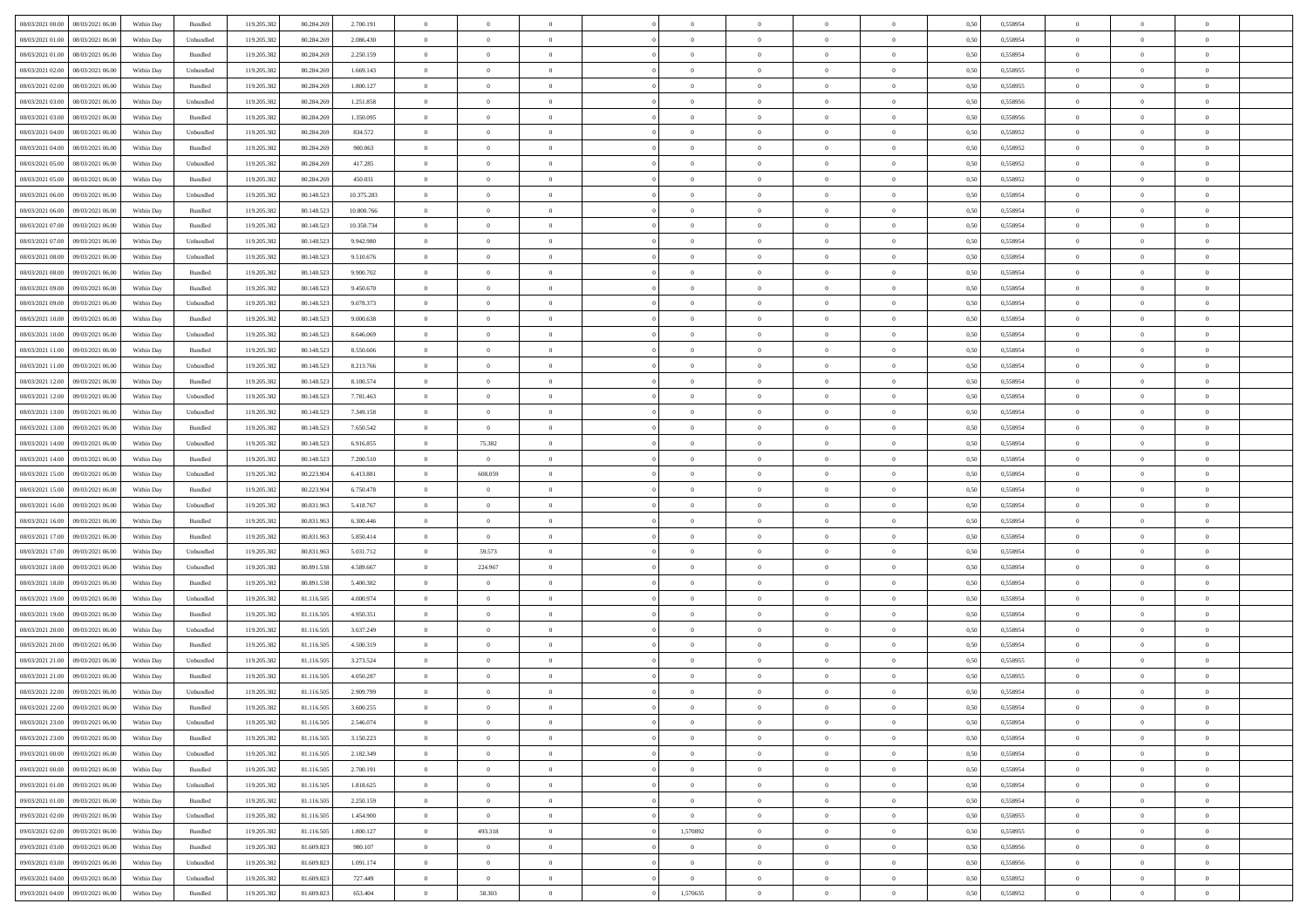| | | | | | | | | | | | | | | | | | | | | |
|---|---|---|---|---|---|---|---|---|---|---|---|---|---|---|---|---|---|---|---|---|
| 08/03/2021 00:00 | 08/03/2021 06:00 | Within Day | Bundled | 119.205.382 | 80.284.269 | 2.700.191 | 0 | 0 | 0 | | 0 | 0 | 0 | 0 | 0,50 | 0,558954 | 0 | 0 | 0 | |
| 08/03/2021 01:00 | 08/03/2021 06:00 | Within Day | Unbundled | 119.205.382 | 80.284.269 | 2.086.430 | 0 | 0 | 0 | | 0 | 0 | 0 | 0 | 0,50 | 0,558954 | 0 | 0 | 0 | |
| 08/03/2021 01:00 | 08/03/2021 06:00 | Within Day | Bundled | 119.205.382 | 80.284.269 | 2.250.159 | 0 | 0 | 0 | | 0 | 0 | 0 | 0 | 0,50 | 0,558954 | 0 | 0 | 0 | |
| 08/03/2021 02:00 | 08/03/2021 06:00 | Within Day | Unbundled | 119.205.382 | 80.284.269 | 1.669.143 | 0 | 0 | 0 | | 0 | 0 | 0 | 0 | 0,50 | 0,558955 | 0 | 0 | 0 | |
| 08/03/2021 02:00 | 08/03/2021 06:00 | Within Day | Bundled | 119.205.382 | 80.284.269 | 1.800.127 | 0 | 0 | 0 | | 0 | 0 | 0 | 0 | 0,50 | 0,558955 | 0 | 0 | 0 | |
| 08/03/2021 03:00 | 08/03/2021 06:00 | Within Day | Unbundled | 119.205.382 | 80.284.269 | 1.251.858 | 0 | 0 | 0 | | 0 | 0 | 0 | 0 | 0,50 | 0,558956 | 0 | 0 | 0 | |
| 08/03/2021 03:00 | 08/03/2021 06:00 | Within Day | Bundled | 119.205.382 | 80.284.269 | 1.350.095 | 0 | 0 | 0 | | 0 | 0 | 0 | 0 | 0,50 | 0,558956 | 0 | 0 | 0 | |
| 08/03/2021 04:00 | 08/03/2021 06:00 | Within Day | Unbundled | 119.205.382 | 80.284.269 | 834.572 | 0 | 0 | 0 | | 0 | 0 | 0 | 0 | 0,50 | 0,558952 | 0 | 0 | 0 | |
| 08/03/2021 04:00 | 08/03/2021 06:00 | Within Day | Bundled | 119.205.382 | 80.284.269 | 900.063 | 0 | 0 | 0 | | 0 | 0 | 0 | 0 | 0,50 | 0,558952 | 0 | 0 | 0 | |
| 08/03/2021 05:00 | 08/03/2021 06:00 | Within Day | Unbundled | 119.205.382 | 80.284.269 | 417.285 | 0 | 0 | 0 | | 0 | 0 | 0 | 0 | 0,50 | 0,558952 | 0 | 0 | 0 | |
| 08/03/2021 05:00 | 08/03/2021 06:00 | Within Day | Bundled | 119.205.382 | 80.284.269 | 450.031 | 0 | 0 | 0 | | 0 | 0 | 0 | 0 | 0,50 | 0,558952 | 0 | 0 | 0 | |
| 08/03/2021 06:00 | 09/03/2021 06:00 | Within Day | Unbundled | 119.205.382 | 80.148.523 | 10.375.283 | 0 | 0 | 0 | | 0 | 0 | 0 | 0 | 0,50 | 0,558954 | 0 | 0 | 0 | |
| 08/03/2021 06:00 | 09/03/2021 06:00 | Within Day | Bundled | 119.205.382 | 80.148.523 | 10.800.766 | 0 | 0 | 0 | | 0 | 0 | 0 | 0 | 0,50 | 0,558954 | 0 | 0 | 0 | |
| 08/03/2021 07:00 | 09/03/2021 06:00 | Within Day | Bundled | 119.205.382 | 80.148.523 | 10.350.734 | 0 | 0 | 0 | | 0 | 0 | 0 | 0 | 0,50 | 0,558954 | 0 | 0 | 0 | |
| 08/03/2021 07:00 | 09/03/2021 06:00 | Within Day | Unbundled | 119.205.382 | 80.148.523 | 9.942.980 | 0 | 0 | 0 | | 0 | 0 | 0 | 0 | 0,50 | 0,558954 | 0 | 0 | 0 | |
| 08/03/2021 08:00 | 09/03/2021 06:00 | Within Day | Unbundled | 119.205.382 | 80.148.523 | 9.510.676 | 0 | 0 | 0 | | 0 | 0 | 0 | 0 | 0,50 | 0,558954 | 0 | 0 | 0 | |
| 08/03/2021 08:00 | 09/03/2021 06:00 | Within Day | Bundled | 119.205.382 | 80.148.523 | 9.900.702 | 0 | 0 | 0 | | 0 | 0 | 0 | 0 | 0,50 | 0,558954 | 0 | 0 | 0 | |
| 08/03/2021 09:00 | 09/03/2021 06:00 | Within Day | Bundled | 119.205.382 | 80.148.523 | 9.450.670 | 0 | 0 | 0 | | 0 | 0 | 0 | 0 | 0,50 | 0,558954 | 0 | 0 | 0 | |
| 08/03/2021 09:00 | 09/03/2021 06:00 | Within Day | Unbundled | 119.205.382 | 80.148.523 | 9.078.373 | 0 | 0 | 0 | | 0 | 0 | 0 | 0 | 0,50 | 0,558954 | 0 | 0 | 0 | |
| 08/03/2021 10:00 | 09/03/2021 06:00 | Within Day | Bundled | 119.205.382 | 80.148.523 | 9.000.638 | 0 | 0 | 0 | | 0 | 0 | 0 | 0 | 0,50 | 0,558954 | 0 | 0 | 0 | |
| 08/03/2021 10:00 | 09/03/2021 06:00 | Within Day | Unbundled | 119.205.382 | 80.148.523 | 8.646.069 | 0 | 0 | 0 | | 0 | 0 | 0 | 0 | 0,50 | 0,558954 | 0 | 0 | 0 | |
| 08/03/2021 11:00 | 09/03/2021 06:00 | Within Day | Bundled | 119.205.382 | 80.148.523 | 8.550.606 | 0 | 0 | 0 | | 0 | 0 | 0 | 0 | 0,50 | 0,558954 | 0 | 0 | 0 | |
| 08/03/2021 11:00 | 09/03/2021 06:00 | Within Day | Unbundled | 119.205.382 | 80.148.523 | 8.213.766 | 0 | 0 | 0 | | 0 | 0 | 0 | 0 | 0,50 | 0,558954 | 0 | 0 | 0 | |
| 08/03/2021 12:00 | 09/03/2021 06:00 | Within Day | Bundled | 119.205.382 | 80.148.523 | 8.100.574 | 0 | 0 | 0 | | 0 | 0 | 0 | 0 | 0,50 | 0,558954 | 0 | 0 | 0 | |
| 08/03/2021 12:00 | 09/03/2021 06:00 | Within Day | Unbundled | 119.205.382 | 80.148.523 | 7.781.463 | 0 | 0 | 0 | | 0 | 0 | 0 | 0 | 0,50 | 0,558954 | 0 | 0 | 0 | |
| 08/03/2021 13:00 | 09/03/2021 06:00 | Within Day | Unbundled | 119.205.382 | 80.148.523 | 7.349.158 | 0 | 0 | 0 | | 0 | 0 | 0 | 0 | 0,50 | 0,558954 | 0 | 0 | 0 | |
| 08/03/2021 13:00 | 09/03/2021 06:00 | Within Day | Bundled | 119.205.382 | 80.148.523 | 7.650.542 | 0 | 0 | 0 | | 0 | 0 | 0 | 0 | 0,50 | 0,558954 | 0 | 0 | 0 | |
| 08/03/2021 14:00 | 09/03/2021 06:00 | Within Day | Unbundled | 119.205.382 | 80.148.523 | 6.916.855 | 0 | 75.382 | 0 | | 0 | 0 | 0 | 0 | 0,50 | 0,558954 | 0 | 0 | 0 | |
| 08/03/2021 14:00 | 09/03/2021 06:00 | Within Day | Bundled | 119.205.382 | 80.148.523 | 7.200.510 | 0 | 0 | 0 | | 0 | 0 | 0 | 0 | 0,50 | 0,558954 | 0 | 0 | 0 | |
| 08/03/2021 15:00 | 09/03/2021 06:00 | Within Day | Unbundled | 119.205.382 | 80.223.904 | 6.413.881 | 0 | 608.059 | 0 | | 0 | 0 | 0 | 0 | 0,50 | 0,558954 | 0 | 0 | 0 | |
| 08/03/2021 15:00 | 09/03/2021 06:00 | Within Day | Bundled | 119.205.382 | 80.223.904 | 6.750.478 | 0 | 0 | 0 | | 0 | 0 | 0 | 0 | 0,50 | 0,558954 | 0 | 0 | 0 | |
| 08/03/2021 16:00 | 09/03/2021 06:00 | Within Day | Unbundled | 119.205.382 | 80.831.963 | 5.418.767 | 0 | 0 | 0 | | 0 | 0 | 0 | 0 | 0,50 | 0,558954 | 0 | 0 | 0 | |
| 08/03/2021 16:00 | 09/03/2021 06:00 | Within Day | Bundled | 119.205.382 | 80.831.963 | 6.300.446 | 0 | 0 | 0 | | 0 | 0 | 0 | 0 | 0,50 | 0,558954 | 0 | 0 | 0 | |
| 08/03/2021 17:00 | 09/03/2021 06:00 | Within Day | Bundled | 119.205.382 | 80.831.963 | 5.850.414 | 0 | 0 | 0 | | 0 | 0 | 0 | 0 | 0,50 | 0,558954 | 0 | 0 | 0 | |
| 08/03/2021 17:00 | 09/03/2021 06:00 | Within Day | Unbundled | 119.205.382 | 80.831.963 | 5.031.712 | 0 | 59.573 | 0 | | 0 | 0 | 0 | 0 | 0,50 | 0,558954 | 0 | 0 | 0 | |
| 08/03/2021 18:00 | 09/03/2021 06:00 | Within Day | Unbundled | 119.205.382 | 80.891.538 | 4.589.667 | 0 | 224.967 | 0 | | 0 | 0 | 0 | 0 | 0,50 | 0,558954 | 0 | 0 | 0 | |
| 08/03/2021 18:00 | 09/03/2021 06:00 | Within Day | Bundled | 119.205.382 | 80.891.538 | 5.400.382 | 0 | 0 | 0 | | 0 | 0 | 0 | 0 | 0,50 | 0,558954 | 0 | 0 | 0 | |
| 08/03/2021 19:00 | 09/03/2021 06:00 | Within Day | Unbundled | 119.205.382 | 81.116.505 | 4.000.974 | 0 | 0 | 0 | | 0 | 0 | 0 | 0 | 0,50 | 0,558954 | 0 | 0 | 0 | |
| 08/03/2021 19:00 | 09/03/2021 06:00 | Within Day | Bundled | 119.205.382 | 81.116.505 | 4.950.351 | 0 | 0 | 0 | | 0 | 0 | 0 | 0 | 0,50 | 0,558954 | 0 | 0 | 0 | |
| 08/03/2021 20:00 | 09/03/2021 06:00 | Within Day | Unbundled | 119.205.382 | 81.116.505 | 3.637.249 | 0 | 0 | 0 | | 0 | 0 | 0 | 0 | 0,50 | 0,558954 | 0 | 0 | 0 | |
| 08/03/2021 20:00 | 09/03/2021 06:00 | Within Day | Bundled | 119.205.382 | 81.116.505 | 4.500.319 | 0 | 0 | 0 | | 0 | 0 | 0 | 0 | 0,50 | 0,558954 | 0 | 0 | 0 | |
| 08/03/2021 21:00 | 09/03/2021 06:00 | Within Day | Unbundled | 119.205.382 | 81.116.505 | 3.273.524 | 0 | 0 | 0 | | 0 | 0 | 0 | 0 | 0,50 | 0,558955 | 0 | 0 | 0 | |
| 08/03/2021 21:00 | 09/03/2021 06:00 | Within Day | Bundled | 119.205.382 | 81.116.505 | 4.050.287 | 0 | 0 | 0 | | 0 | 0 | 0 | 0 | 0,50 | 0,558955 | 0 | 0 | 0 | |
| 08/03/2021 22:00 | 09/03/2021 06:00 | Within Day | Unbundled | 119.205.382 | 81.116.505 | 2.909.799 | 0 | 0 | 0 | | 0 | 0 | 0 | 0 | 0,50 | 0,558954 | 0 | 0 | 0 | |
| 08/03/2021 22:00 | 09/03/2021 06:00 | Within Day | Bundled | 119.205.382 | 81.116.505 | 3.600.255 | 0 | 0 | 0 | | 0 | 0 | 0 | 0 | 0,50 | 0,558954 | 0 | 0 | 0 | |
| 08/03/2021 23:00 | 09/03/2021 06:00 | Within Day | Unbundled | 119.205.382 | 81.116.505 | 2.546.074 | 0 | 0 | 0 | | 0 | 0 | 0 | 0 | 0,50 | 0,558954 | 0 | 0 | 0 | |
| 08/03/2021 23:00 | 09/03/2021 06:00 | Within Day | Bundled | 119.205.382 | 81.116.505 | 3.150.223 | 0 | 0 | 0 | | 0 | 0 | 0 | 0 | 0,50 | 0,558954 | 0 | 0 | 0 | |
| 09/03/2021 00:00 | 09/03/2021 06:00 | Within Day | Unbundled | 119.205.382 | 81.116.505 | 2.182.349 | 0 | 0 | 0 | | 0 | 0 | 0 | 0 | 0,50 | 0,558954 | 0 | 0 | 0 | |
| 09/03/2021 00:00 | 09/03/2021 06:00 | Within Day | Bundled | 119.205.382 | 81.116.505 | 2.700.191 | 0 | 0 | 0 | | 0 | 0 | 0 | 0 | 0,50 | 0,558954 | 0 | 0 | 0 | |
| 09/03/2021 01:00 | 09/03/2021 06:00 | Within Day | Unbundled | 119.205.382 | 81.116.505 | 1.818.625 | 0 | 0 | 0 | | 0 | 0 | 0 | 0 | 0,50 | 0,558954 | 0 | 0 | 0 | |
| 09/03/2021 01:00 | 09/03/2021 06:00 | Within Day | Bundled | 119.205.382 | 81.116.505 | 2.250.159 | 0 | 0 | 0 | | 0 | 0 | 0 | 0 | 0,50 | 0,558954 | 0 | 0 | 0 | |
| 09/03/2021 02:00 | 09/03/2021 06:00 | Within Day | Unbundled | 119.205.382 | 81.116.505 | 1.454.900 | 0 | 0 | 0 | | 0 | 0 | 0 | 0 | 0,50 | 0,558955 | 0 | 0 | 0 | |
| 09/03/2021 02:00 | 09/03/2021 06:00 | Within Day | Bundled | 119.205.382 | 81.116.505 | 1.800.127 | 0 | 493.318 | 0 | | 1,570892 | 0 | 0 | 0 | 0,50 | 0,558955 | 0 | 0 | 0 | |
| 09/03/2021 03:00 | 09/03/2021 06:00 | Within Day | Bundled | 119.205.382 | 81.609.823 | 980.107 | 0 | 0 | 0 | | 0 | 0 | 0 | 0 | 0,50 | 0,558956 | 0 | 0 | 0 | |
| 09/03/2021 03:00 | 09/03/2021 06:00 | Within Day | Unbundled | 119.205.382 | 81.609.823 | 1.091.174 | 0 | 0 | 0 | | 0 | 0 | 0 | 0 | 0,50 | 0,558956 | 0 | 0 | 0 | |
| 09/03/2021 04:00 | 09/03/2021 06:00 | Within Day | Unbundled | 119.205.382 | 81.609.823 | 727.449 | 0 | 0 | 0 | | 0 | 0 | 0 | 0 | 0,50 | 0,558952 | 0 | 0 | 0 | |
| 09/03/2021 04:00 | 09/03/2021 06:00 | Within Day | Bundled | 119.205.382 | 81.609.823 | 653.404 | 0 | 58.303 | 0 | | 1,570635 | 0 | 0 | 0 | 0,50 | 0,558952 | 0 | 0 | 0 | |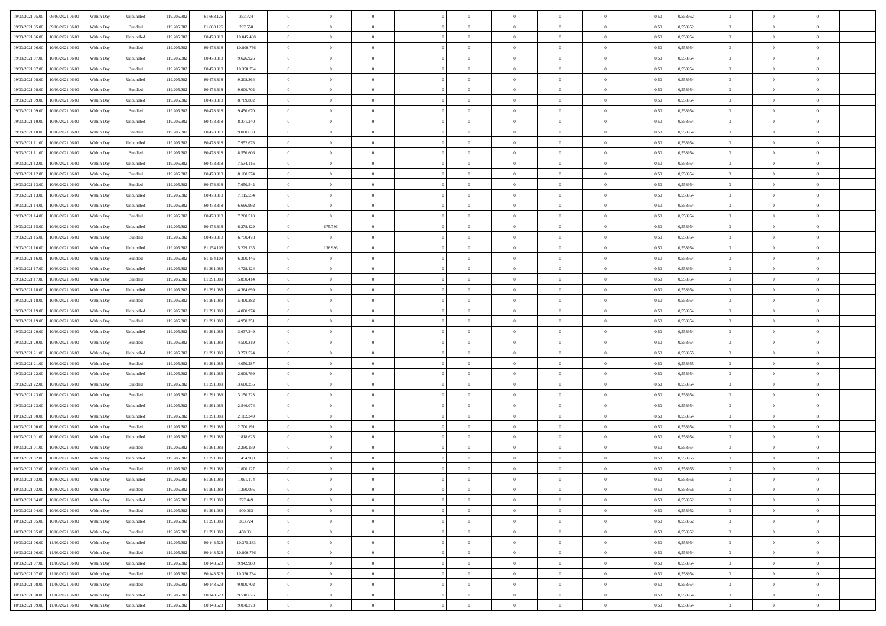| | | | | | | | | | | | | | | | | | | | | |
|---|---|---|---|---|---|---|---|---|---|---|---|---|---|---|---|---|---|---|---|---|
| 09/03/2021 05:00 | 09/03/2021 06:00 | Within Day | Unbundled | 119.205.382 | 81.668.126 | 363.724 | 0 | 0 | 0 | | 0 | 0 | 0 | 0 | 0,50 | 0,558952 | 0 | 0 | 0 | |
| 09/03/2021 05:00 | 09/03/2021 06:00 | Within Day | Bundled | 119.205.382 | 81.668.126 | 297.550 | 0 | 0 | 0 | | 0 | 0 | 0 | 0 | 0,50 | 0,558952 | 0 | 0 | 0 | |
| 09/03/2021 06:00 | 10/03/2021 06:00 | Within Day | Unbundled | 119.205.382 | 80.478.318 | 10.045.488 | 0 | 0 | 0 | | 0 | 0 | 0 | 0 | 0,50 | 0,558954 | 0 | 0 | 0 | |
| 09/03/2021 06:00 | 10/03/2021 06:00 | Within Day | Bundled | 119.205.382 | 80.478.318 | 10.800.766 | 0 | 0 | 0 | | 0 | 0 | 0 | 0 | 0,50 | 0,558954 | 0 | 0 | 0 | |
| 09/03/2021 07:00 | 10/03/2021 06:00 | Within Day | Unbundled | 119.205.382 | 80.478.318 | 9.626.926 | 0 | 0 | 0 | | 0 | 0 | 0 | 0 | 0,50 | 0,558954 | 0 | 0 | 0 | |
| 09/03/2021 07:00 | 10/03/2021 06:00 | Within Day | Bundled | 119.205.382 | 80.478.318 | 10.350.734 | 0 | 0 | 0 | | 0 | 0 | 0 | 0 | 0,50 | 0,558954 | 0 | 0 | 0 | |
| 09/03/2021 08:00 | 10/03/2021 06:00 | Within Day | Unbundled | 119.205.382 | 80.478.318 | 9.208.364 | 0 | 0 | 0 | | 0 | 0 | 0 | 0 | 0,50 | 0,558954 | 0 | 0 | 0 | |
| 09/03/2021 08:00 | 10/03/2021 06:00 | Within Day | Bundled | 119.205.382 | 80.478.318 | 9.900.702 | 0 | 0 | 0 | | 0 | 0 | 0 | 0 | 0,50 | 0,558954 | 0 | 0 | 0 | |
| 09/03/2021 09:00 | 10/03/2021 06:00 | Within Day | Unbundled | 119.205.382 | 80.478.318 | 8.789.802 | 0 | 0 | 0 | | 0 | 0 | 0 | 0 | 0,50 | 0,558954 | 0 | 0 | 0 | |
| 09/03/2021 09:00 | 10/03/2021 06:00 | Within Day | Bundled | 119.205.382 | 80.478.318 | 9.450.670 | 0 | 0 | 0 | | 0 | 0 | 0 | 0 | 0,50 | 0,558954 | 0 | 0 | 0 | |
| 09/03/2021 10:00 | 10/03/2021 06:00 | Within Day | Unbundled | 119.205.382 | 80.478.318 | 8.371.240 | 0 | 0 | 0 | | 0 | 0 | 0 | 0 | 0,50 | 0,558954 | 0 | 0 | 0 | |
| 09/03/2021 10:00 | 10/03/2021 06:00 | Within Day | Bundled | 119.205.382 | 80.478.318 | 9.000.638 | 0 | 0 | 0 | | 0 | 0 | 0 | 0 | 0,50 | 0,558954 | 0 | 0 | 0 | |
| 09/03/2021 11:00 | 10/03/2021 06:00 | Within Day | Unbundled | 119.205.382 | 80.478.318 | 7.952.678 | 0 | 0 | 0 | | 0 | 0 | 0 | 0 | 0,50 | 0,558954 | 0 | 0 | 0 | |
| 09/03/2021 11:00 | 10/03/2021 06:00 | Within Day | Bundled | 119.205.382 | 80.478.318 | 8.550.606 | 0 | 0 | 0 | | 0 | 0 | 0 | 0 | 0,50 | 0,558954 | 0 | 0 | 0 | |
| 09/03/2021 12:00 | 10/03/2021 06:00 | Within Day | Unbundled | 119.205.382 | 80.478.318 | 7.534.116 | 0 | 0 | 0 | | 0 | 0 | 0 | 0 | 0,50 | 0,558954 | 0 | 0 | 0 | |
| 09/03/2021 12:00 | 10/03/2021 06:00 | Within Day | Bundled | 119.205.382 | 80.478.318 | 8.100.574 | 0 | 0 | 0 | | 0 | 0 | 0 | 0 | 0,50 | 0,558954 | 0 | 0 | 0 | |
| 09/03/2021 13:00 | 10/03/2021 06:00 | Within Day | Bundled | 119.205.382 | 80.478.318 | 7.650.542 | 0 | 0 | 0 | | 0 | 0 | 0 | 0 | 0,50 | 0,558954 | 0 | 0 | 0 | |
| 09/03/2021 13:00 | 10/03/2021 06:00 | Within Day | Unbundled | 119.205.382 | 80.478.318 | 7.115.554 | 0 | 0 | 0 | | 0 | 0 | 0 | 0 | 0,50 | 0,558954 | 0 | 0 | 0 | |
| 09/03/2021 14:00 | 10/03/2021 06:00 | Within Day | Unbundled | 119.205.382 | 80.478.318 | 6.696.992 | 0 | 0 | 0 | | 0 | 0 | 0 | 0 | 0,50 | 0,558954 | 0 | 0 | 0 | |
| 09/03/2021 14:00 | 10/03/2021 06:00 | Within Day | Bundled | 119.205.382 | 80.478.318 | 7.200.510 | 0 | 0 | 0 | | 0 | 0 | 0 | 0 | 0,50 | 0,558954 | 0 | 0 | 0 | |
| 09/03/2021 15:00 | 10/03/2021 06:00 | Within Day | Unbundled | 119.205.382 | 80.478.318 | 6.278.429 | 0 | 675.786 | 0 | | 0 | 0 | 0 | 0 | 0,50 | 0,558954 | 0 | 0 | 0 | |
| 09/03/2021 15:00 | 10/03/2021 06:00 | Within Day | Bundled | 119.205.382 | 80.478.318 | 6.750.478 | 0 | 0 | 0 | | 0 | 0 | 0 | 0 | 0,50 | 0,558954 | 0 | 0 | 0 | |
| 09/03/2021 16:00 | 10/03/2021 06:00 | Within Day | Unbundled | 119.205.382 | 81.154.103 | 5.229.135 | 0 | 136.986 | 0 | | 0 | 0 | 0 | 0 | 0,50 | 0,558954 | 0 | 0 | 0 | |
| 09/03/2021 16:00 | 10/03/2021 06:00 | Within Day | Bundled | 119.205.382 | 81.154.103 | 6.300.446 | 0 | 0 | 0 | | 0 | 0 | 0 | 0 | 0,50 | 0,558954 | 0 | 0 | 0 | |
| 09/03/2021 17:00 | 10/03/2021 06:00 | Within Day | Unbundled | 119.205.382 | 81.291.089 | 4.728.424 | 0 | 0 | 0 | | 0 | 0 | 0 | 0 | 0,50 | 0,558954 | 0 | 0 | 0 | |
| 09/03/2021 17:00 | 10/03/2021 06:00 | Within Day | Bundled | 119.205.382 | 81.291.089 | 5.850.414 | 0 | 0 | 0 | | 0 | 0 | 0 | 0 | 0,50 | 0,558954 | 0 | 0 | 0 | |
| 09/03/2021 18:00 | 10/03/2021 06:00 | Within Day | Unbundled | 119.205.382 | 81.291.089 | 4.364.699 | 0 | 0 | 0 | | 0 | 0 | 0 | 0 | 0,50 | 0,558954 | 0 | 0 | 0 | |
| 09/03/2021 18:00 | 10/03/2021 06:00 | Within Day | Bundled | 119.205.382 | 81.291.089 | 5.400.382 | 0 | 0 | 0 | | 0 | 0 | 0 | 0 | 0,50 | 0,558954 | 0 | 0 | 0 | |
| 09/03/2021 19:00 | 10/03/2021 06:00 | Within Day | Unbundled | 119.205.382 | 81.291.089 | 4.000.974 | 0 | 0 | 0 | | 0 | 0 | 0 | 0 | 0,50 | 0,558954 | 0 | 0 | 0 | |
| 09/03/2021 19:00 | 10/03/2021 06:00 | Within Day | Bundled | 119.205.382 | 81.291.089 | 4.950.351 | 0 | 0 | 0 | | 0 | 0 | 0 | 0 | 0,50 | 0,558954 | 0 | 0 | 0 | |
| 09/03/2021 20:00 | 10/03/2021 06:00 | Within Day | Unbundled | 119.205.382 | 81.291.089 | 3.637.249 | 0 | 0 | 0 | | 0 | 0 | 0 | 0 | 0,50 | 0,558954 | 0 | 0 | 0 | |
| 09/03/2021 20:00 | 10/03/2021 06:00 | Within Day | Bundled | 119.205.382 | 81.291.089 | 4.500.319 | 0 | 0 | 0 | | 0 | 0 | 0 | 0 | 0,50 | 0,558954 | 0 | 0 | 0 | |
| 09/03/2021 21:00 | 10/03/2021 06:00 | Within Day | Unbundled | 119.205.382 | 81.291.089 | 3.273.524 | 0 | 0 | 0 | | 0 | 0 | 0 | 0 | 0,50 | 0,558955 | 0 | 0 | 0 | |
| 09/03/2021 21:00 | 10/03/2021 06:00 | Within Day | Bundled | 119.205.382 | 81.291.089 | 4.050.287 | 0 | 0 | 0 | | 0 | 0 | 0 | 0 | 0,50 | 0,558955 | 0 | 0 | 0 | |
| 09/03/2021 22:00 | 10/03/2021 06:00 | Within Day | Unbundled | 119.205.382 | 81.291.089 | 2.909.799 | 0 | 0 | 0 | | 0 | 0 | 0 | 0 | 0,50 | 0,558954 | 0 | 0 | 0 | |
| 09/03/2021 22:00 | 10/03/2021 06:00 | Within Day | Bundled | 119.205.382 | 81.291.089 | 3.600.255 | 0 | 0 | 0 | | 0 | 0 | 0 | 0 | 0,50 | 0,558954 | 0 | 0 | 0 | |
| 09/03/2021 23:00 | 10/03/2021 06:00 | Within Day | Bundled | 119.205.382 | 81.291.089 | 3.150.223 | 0 | 0 | 0 | | 0 | 0 | 0 | 0 | 0,50 | 0,558954 | 0 | 0 | 0 | |
| 09/03/2021 23:00 | 10/03/2021 06:00 | Within Day | Unbundled | 119.205.382 | 81.291.089 | 2.546.074 | 0 | 0 | 0 | | 0 | 0 | 0 | 0 | 0,50 | 0,558954 | 0 | 0 | 0 | |
| 10/03/2021 00:00 | 10/03/2021 06:00 | Within Day | Unbundled | 119.205.382 | 81.291.089 | 2.182.349 | 0 | 0 | 0 | | 0 | 0 | 0 | 0 | 0,50 | 0,558954 | 0 | 0 | 0 | |
| 10/03/2021 00:00 | 10/03/2021 06:00 | Within Day | Bundled | 119.205.382 | 81.291.089 | 2.700.191 | 0 | 0 | 0 | | 0 | 0 | 0 | 0 | 0,50 | 0,558954 | 0 | 0 | 0 | |
| 10/03/2021 01:00 | 10/03/2021 06:00 | Within Day | Unbundled | 119.205.382 | 81.291.089 | 1.818.625 | 0 | 0 | 0 | | 0 | 0 | 0 | 0 | 0,50 | 0,558954 | 0 | 0 | 0 | |
| 10/03/2021 01:00 | 10/03/2021 06:00 | Within Day | Bundled | 119.205.382 | 81.291.089 | 2.250.159 | 0 | 0 | 0 | | 0 | 0 | 0 | 0 | 0,50 | 0,558954 | 0 | 0 | 0 | |
| 10/03/2021 02:00 | 10/03/2021 06:00 | Within Day | Unbundled | 119.205.382 | 81.291.089 | 1.454.900 | 0 | 0 | 0 | | 0 | 0 | 0 | 0 | 0,50 | 0,558955 | 0 | 0 | 0 | |
| 10/03/2021 02:00 | 10/03/2021 06:00 | Within Day | Bundled | 119.205.382 | 81.291.089 | 1.800.127 | 0 | 0 | 0 | | 0 | 0 | 0 | 0 | 0,50 | 0,558955 | 0 | 0 | 0 | |
| 10/03/2021 03:00 | 10/03/2021 06:00 | Within Day | Unbundled | 119.205.382 | 81.291.089 | 1.091.174 | 0 | 0 | 0 | | 0 | 0 | 0 | 0 | 0,50 | 0,558956 | 0 | 0 | 0 | |
| 10/03/2021 03:00 | 10/03/2021 06:00 | Within Day | Bundled | 119.205.382 | 81.291.089 | 1.350.095 | 0 | 0 | 0 | | 0 | 0 | 0 | 0 | 0,50 | 0,558956 | 0 | 0 | 0 | |
| 10/03/2021 04:00 | 10/03/2021 06:00 | Within Day | Unbundled | 119.205.382 | 81.291.089 | 727.449 | 0 | 0 | 0 | | 0 | 0 | 0 | 0 | 0,50 | 0,558952 | 0 | 0 | 0 | |
| 10/03/2021 04:00 | 10/03/2021 06:00 | Within Day | Bundled | 119.205.382 | 81.291.089 | 900.063 | 0 | 0 | 0 | | 0 | 0 | 0 | 0 | 0,50 | 0,558952 | 0 | 0 | 0 | |
| 10/03/2021 05:00 | 10/03/2021 06:00 | Within Day | Unbundled | 119.205.382 | 81.291.089 | 363.724 | 0 | 0 | 0 | | 0 | 0 | 0 | 0 | 0,50 | 0,558952 | 0 | 0 | 0 | |
| 10/03/2021 05:00 | 10/03/2021 06:00 | Within Day | Bundled | 119.205.382 | 81.291.089 | 450.031 | 0 | 0 | 0 | | 0 | 0 | 0 | 0 | 0,50 | 0,558952 | 0 | 0 | 0 | |
| 10/03/2021 06:00 | 11/03/2021 06:00 | Within Day | Unbundled | 119.205.382 | 80.148.523 | 10.375.283 | 0 | 0 | 0 | | 0 | 0 | 0 | 0 | 0,50 | 0,558954 | 0 | 0 | 0 | |
| 10/03/2021 06:00 | 11/03/2021 06:00 | Within Day | Bundled | 119.205.382 | 80.148.523 | 10.800.766 | 0 | 0 | 0 | | 0 | 0 | 0 | 0 | 0,50 | 0,558954 | 0 | 0 | 0 | |
| 10/03/2021 07:00 | 11/03/2021 06:00 | Within Day | Unbundled | 119.205.382 | 80.148.523 | 9.942.980 | 0 | 0 | 0 | | 0 | 0 | 0 | 0 | 0,50 | 0,558954 | 0 | 0 | 0 | |
| 10/03/2021 07:00 | 11/03/2021 06:00 | Within Day | Bundled | 119.205.382 | 80.148.523 | 10.350.734 | 0 | 0 | 0 | | 0 | 0 | 0 | 0 | 0,50 | 0,558954 | 0 | 0 | 0 | |
| 10/03/2021 08:00 | 11/03/2021 06:00 | Within Day | Bundled | 119.205.382 | 80.148.523 | 9.900.702 | 0 | 0 | 0 | | 0 | 0 | 0 | 0 | 0,50 | 0,558954 | 0 | 0 | 0 | |
| 10/03/2021 08:00 | 11/03/2021 06:00 | Within Day | Unbundled | 119.205.382 | 80.148.523 | 9.510.676 | 0 | 0 | 0 | | 0 | 0 | 0 | 0 | 0,50 | 0,558954 | 0 | 0 | 0 | |
| 10/03/2021 09:00 | 11/03/2021 06:00 | Within Day | Unbundled | 119.205.382 | 80.148.523 | 9.078.373 | 0 | 0 | 0 | | 0 | 0 | 0 | 0 | 0,50 | 0,558954 | 0 | 0 | 0 | |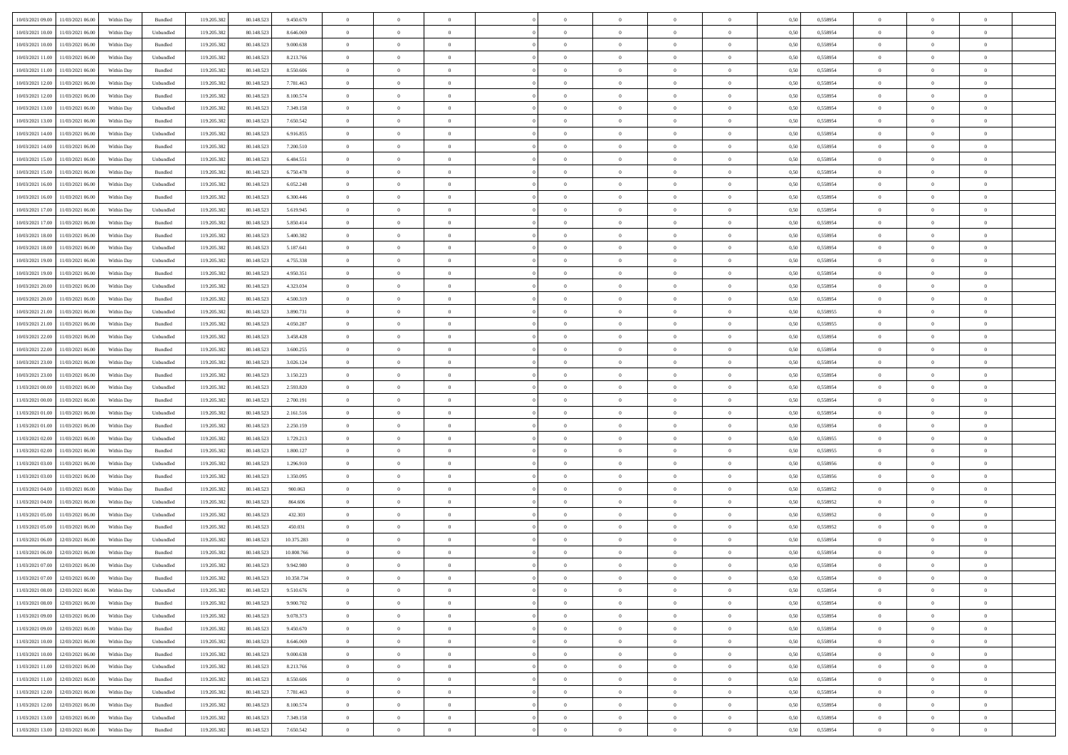| | | | | | | | | | | | | | | | | | | | | | |
|---|---|---|---|---|---|---|---|---|---|---|---|---|---|---|---|---|---|---|---|---|---|
| 10/03/2021 09:00 | 11/03/2021 06:00 | Within Day | Bundled | 119.205.382 | 80.148.523 | 9.450.670 | 0 | 0 | 0 | | 0 | 0 | 0 | 0 | 0 | 0,50 | 0,558954 | 0 | 0 | 0 | |
| 10/03/2021 10:00 | 11/03/2021 06:00 | Within Day | Unbundled | 119.205.382 | 80.148.523 | 8.646.069 | 0 | 0 | 0 | | 0 | 0 | 0 | 0 | 0 | 0,50 | 0,558954 | 0 | 0 | 0 | |
| 10/03/2021 10:00 | 11/03/2021 06:00 | Within Day | Bundled | 119.205.382 | 80.148.523 | 9.000.638 | 0 | 0 | 0 | | 0 | 0 | 0 | 0 | 0 | 0,50 | 0,558954 | 0 | 0 | 0 | |
| 10/03/2021 11:00 | 11/03/2021 06:00 | Within Day | Unbundled | 119.205.382 | 80.148.523 | 8.213.766 | 0 | 0 | 0 | | 0 | 0 | 0 | 0 | 0 | 0,50 | 0,558954 | 0 | 0 | 0 | |
| 10/03/2021 11:00 | 11/03/2021 06:00 | Within Day | Bundled | 119.205.382 | 80.148.523 | 8.550.606 | 0 | 0 | 0 | | 0 | 0 | 0 | 0 | 0 | 0,50 | 0,558954 | 0 | 0 | 0 | |
| 10/03/2021 12:00 | 11/03/2021 06:00 | Within Day | Unbundled | 119.205.382 | 80.148.523 | 7.781.463 | 0 | 0 | 0 | | 0 | 0 | 0 | 0 | 0 | 0,50 | 0,558954 | 0 | 0 | 0 | |
| 10/03/2021 12:00 | 11/03/2021 06:00 | Within Day | Bundled | 119.205.382 | 80.148.523 | 8.100.574 | 0 | 0 | 0 | | 0 | 0 | 0 | 0 | 0 | 0,50 | 0,558954 | 0 | 0 | 0 | |
| 10/03/2021 13:00 | 11/03/2021 06:00 | Within Day | Unbundled | 119.205.382 | 80.148.523 | 7.349.158 | 0 | 0 | 0 | | 0 | 0 | 0 | 0 | 0 | 0,50 | 0,558954 | 0 | 0 | 0 | |
| 10/03/2021 13:00 | 11/03/2021 06:00 | Within Day | Bundled | 119.205.382 | 80.148.523 | 7.650.542 | 0 | 0 | 0 | | 0 | 0 | 0 | 0 | 0 | 0,50 | 0,558954 | 0 | 0 | 0 | |
| 10/03/2021 14:00 | 11/03/2021 06:00 | Within Day | Unbundled | 119.205.382 | 80.148.523 | 6.916.855 | 0 | 0 | 0 | | 0 | 0 | 0 | 0 | 0 | 0,50 | 0,558954 | 0 | 0 | 0 | |
| 10/03/2021 14:00 | 11/03/2021 06:00 | Within Day | Bundled | 119.205.382 | 80.148.523 | 7.200.510 | 0 | 0 | 0 | | 0 | 0 | 0 | 0 | 0 | 0,50 | 0,558954 | 0 | 0 | 0 | |
| 10/03/2021 15:00 | 11/03/2021 06:00 | Within Day | Unbundled | 119.205.382 | 80.148.523 | 6.484.551 | 0 | 0 | 0 | | 0 | 0 | 0 | 0 | 0 | 0,50 | 0,558954 | 0 | 0 | 0 | |
| 10/03/2021 15:00 | 11/03/2021 06:00 | Within Day | Bundled | 119.205.382 | 80.148.523 | 6.750.478 | 0 | 0 | 0 | | 0 | 0 | 0 | 0 | 0 | 0,50 | 0,558954 | 0 | 0 | 0 | |
| 10/03/2021 16:00 | 11/03/2021 06:00 | Within Day | Unbundled | 119.205.382 | 80.148.523 | 6.052.248 | 0 | 0 | 0 | | 0 | 0 | 0 | 0 | 0 | 0,50 | 0,558954 | 0 | 0 | 0 | |
| 10/03/2021 16:00 | 11/03/2021 06:00 | Within Day | Bundled | 119.205.382 | 80.148.523 | 6.300.446 | 0 | 0 | 0 | | 0 | 0 | 0 | 0 | 0 | 0,50 | 0,558954 | 0 | 0 | 0 | |
| 10/03/2021 17:00 | 11/03/2021 06:00 | Within Day | Unbundled | 119.205.382 | 80.148.523 | 5.619.945 | 0 | 0 | 0 | | 0 | 0 | 0 | 0 | 0 | 0,50 | 0,558954 | 0 | 0 | 0 | |
| 10/03/2021 17:00 | 11/03/2021 06:00 | Within Day | Bundled | 119.205.382 | 80.148.523 | 5.850.414 | 0 | 0 | 0 | | 0 | 0 | 0 | 0 | 0 | 0,50 | 0,558954 | 0 | 0 | 0 | |
| 10/03/2021 18:00 | 11/03/2021 06:00 | Within Day | Bundled | 119.205.382 | 80.148.523 | 5.400.382 | 0 | 0 | 0 | | 0 | 0 | 0 | 0 | 0 | 0,50 | 0,558954 | 0 | 0 | 0 | |
| 10/03/2021 18:00 | 11/03/2021 06:00 | Within Day | Unbundled | 119.205.382 | 80.148.523 | 5.187.641 | 0 | 0 | 0 | | 0 | 0 | 0 | 0 | 0 | 0,50 | 0,558954 | 0 | 0 | 0 | |
| 10/03/2021 19:00 | 11/03/2021 06:00 | Within Day | Unbundled | 119.205.382 | 80.148.523 | 4.755.338 | 0 | 0 | 0 | | 0 | 0 | 0 | 0 | 0 | 0,50 | 0,558954 | 0 | 0 | 0 | |
| 10/03/2021 19:00 | 11/03/2021 06:00 | Within Day | Bundled | 119.205.382 | 80.148.523 | 4.950.351 | 0 | 0 | 0 | | 0 | 0 | 0 | 0 | 0 | 0,50 | 0,558954 | 0 | 0 | 0 | |
| 10/03/2021 20:00 | 11/03/2021 06:00 | Within Day | Unbundled | 119.205.382 | 80.148.523 | 4.323.034 | 0 | 0 | 0 | | 0 | 0 | 0 | 0 | 0 | 0,50 | 0,558954 | 0 | 0 | 0 | |
| 10/03/2021 20:00 | 11/03/2021 06:00 | Within Day | Bundled | 119.205.382 | 80.148.523 | 4.500.319 | 0 | 0 | 0 | | 0 | 0 | 0 | 0 | 0 | 0,50 | 0,558954 | 0 | 0 | 0 | |
| 10/03/2021 21:00 | 11/03/2021 06:00 | Within Day | Unbundled | 119.205.382 | 80.148.523 | 3.890.731 | 0 | 0 | 0 | | 0 | 0 | 0 | 0 | 0 | 0,50 | 0,558955 | 0 | 0 | 0 | |
| 10/03/2021 21:00 | 11/03/2021 06:00 | Within Day | Bundled | 119.205.382 | 80.148.523 | 4.050.287 | 0 | 0 | 0 | | 0 | 0 | 0 | 0 | 0 | 0,50 | 0,558955 | 0 | 0 | 0 | |
| 10/03/2021 22:00 | 11/03/2021 06:00 | Within Day | Unbundled | 119.205.382 | 80.148.523 | 3.458.428 | 0 | 0 | 0 | | 0 | 0 | 0 | 0 | 0 | 0,50 | 0,558954 | 0 | 0 | 0 | |
| 10/03/2021 22:00 | 11/03/2021 06:00 | Within Day | Bundled | 119.205.382 | 80.148.523 | 3.600.255 | 0 | 0 | 0 | | 0 | 0 | 0 | 0 | 0 | 0,50 | 0,558954 | 0 | 0 | 0 | |
| 10/03/2021 23:00 | 11/03/2021 06:00 | Within Day | Unbundled | 119.205.382 | 80.148.523 | 3.026.124 | 0 | 0 | 0 | | 0 | 0 | 0 | 0 | 0 | 0,50 | 0,558954 | 0 | 0 | 0 | |
| 10/03/2021 23:00 | 11/03/2021 06:00 | Within Day | Bundled | 119.205.382 | 80.148.523 | 3.150.223 | 0 | 0 | 0 | | 0 | 0 | 0 | 0 | 0 | 0,50 | 0,558954 | 0 | 0 | 0 | |
| 11/03/2021 00:00 | 11/03/2021 06:00 | Within Day | Unbundled | 119.205.382 | 80.148.523 | 2.593.820 | 0 | 0 | 0 | | 0 | 0 | 0 | 0 | 0 | 0,50 | 0,558954 | 0 | 0 | 0 | |
| 11/03/2021 00:00 | 11/03/2021 06:00 | Within Day | Bundled | 119.205.382 | 80.148.523 | 2.700.191 | 0 | 0 | 0 | | 0 | 0 | 0 | 0 | 0 | 0,50 | 0,558954 | 0 | 0 | 0 | |
| 11/03/2021 01:00 | 11/03/2021 06:00 | Within Day | Unbundled | 119.205.382 | 80.148.523 | 2.161.516 | 0 | 0 | 0 | | 0 | 0 | 0 | 0 | 0 | 0,50 | 0,558954 | 0 | 0 | 0 | |
| 11/03/2021 01:00 | 11/03/2021 06:00 | Within Day | Bundled | 119.205.382 | 80.148.523 | 2.250.159 | 0 | 0 | 0 | | 0 | 0 | 0 | 0 | 0 | 0,50 | 0,558954 | 0 | 0 | 0 | |
| 11/03/2021 02:00 | 11/03/2021 06:00 | Within Day | Unbundled | 119.205.382 | 80.148.523 | 1.729.213 | 0 | 0 | 0 | | 0 | 0 | 0 | 0 | 0 | 0,50 | 0,558955 | 0 | 0 | 0 | |
| 11/03/2021 02:00 | 11/03/2021 06:00 | Within Day | Bundled | 119.205.382 | 80.148.523 | 1.800.127 | 0 | 0 | 0 | | 0 | 0 | 0 | 0 | 0 | 0,50 | 0,558955 | 0 | 0 | 0 | |
| 11/03/2021 03:00 | 11/03/2021 06:00 | Within Day | Unbundled | 119.205.382 | 80.148.523 | 1.296.910 | 0 | 0 | 0 | | 0 | 0 | 0 | 0 | 0 | 0,50 | 0,558956 | 0 | 0 | 0 | |
| 11/03/2021 03:00 | 11/03/2021 06:00 | Within Day | Bundled | 119.205.382 | 80.148.523 | 1.350.095 | 0 | 0 | 0 | | 0 | 0 | 0 | 0 | 0 | 0,50 | 0,558956 | 0 | 0 | 0 | |
| 11/03/2021 04:00 | 11/03/2021 06:00 | Within Day | Bundled | 119.205.382 | 80.148.523 | 900.063 | 0 | 0 | 0 | | 0 | 0 | 0 | 0 | 0 | 0,50 | 0,558952 | 0 | 0 | 0 | |
| 11/03/2021 04:00 | 11/03/2021 06:00 | Within Day | Unbundled | 119.205.382 | 80.148.523 | 864.606 | 0 | 0 | 0 | | 0 | 0 | 0 | 0 | 0 | 0,50 | 0,558952 | 0 | 0 | 0 | |
| 11/03/2021 05:00 | 11/03/2021 06:00 | Within Day | Unbundled | 119.205.382 | 80.148.523 | 432.303 | 0 | 0 | 0 | | 0 | 0 | 0 | 0 | 0 | 0,50 | 0,558952 | 0 | 0 | 0 | |
| 11/03/2021 05:00 | 11/03/2021 06:00 | Within Day | Bundled | 119.205.382 | 80.148.523 | 450.031 | 0 | 0 | 0 | | 0 | 0 | 0 | 0 | 0 | 0,50 | 0,558952 | 0 | 0 | 0 | |
| 11/03/2021 06:00 | 12/03/2021 06:00 | Within Day | Unbundled | 119.205.382 | 80.148.523 | 10.375.283 | 0 | 0 | 0 | | 0 | 0 | 0 | 0 | 0 | 0,50 | 0,558954 | 0 | 0 | 0 | |
| 11/03/2021 06:00 | 12/03/2021 06:00 | Within Day | Bundled | 119.205.382 | 80.148.523 | 10.800.766 | 0 | 0 | 0 | | 0 | 0 | 0 | 0 | 0 | 0,50 | 0,558954 | 0 | 0 | 0 | |
| 11/03/2021 07:00 | 12/03/2021 06:00 | Within Day | Unbundled | 119.205.382 | 80.148.523 | 9.942.980 | 0 | 0 | 0 | | 0 | 0 | 0 | 0 | 0 | 0,50 | 0,558954 | 0 | 0 | 0 | |
| 11/03/2021 07:00 | 12/03/2021 06:00 | Within Day | Bundled | 119.205.382 | 80.148.523 | 10.350.734 | 0 | 0 | 0 | | 0 | 0 | 0 | 0 | 0 | 0,50 | 0,558954 | 0 | 0 | 0 | |
| 11/03/2021 08:00 | 12/03/2021 06:00 | Within Day | Unbundled | 119.205.382 | 80.148.523 | 9.510.676 | 0 | 0 | 0 | | 0 | 0 | 0 | 0 | 0 | 0,50 | 0,558954 | 0 | 0 | 0 | |
| 11/03/2021 08:00 | 12/03/2021 06:00 | Within Day | Bundled | 119.205.382 | 80.148.523 | 9.900.702 | 0 | 0 | 0 | | 0 | 0 | 0 | 0 | 0 | 0,50 | 0,558954 | 0 | 0 | 0 | |
| 11/03/2021 09:00 | 12/03/2021 06:00 | Within Day | Unbundled | 119.205.382 | 80.148.523 | 9.078.373 | 0 | 0 | 0 | | 0 | 0 | 0 | 0 | 0 | 0,50 | 0,558954 | 0 | 0 | 0 | |
| 11/03/2021 09:00 | 12/03/2021 06:00 | Within Day | Bundled | 119.205.382 | 80.148.523 | 9.450.670 | 0 | 0 | 0 | | 0 | 0 | 0 | 0 | 0 | 0,50 | 0,558954 | 0 | 0 | 0 | |
| 11/03/2021 10:00 | 12/03/2021 06:00 | Within Day | Unbundled | 119.205.382 | 80.148.523 | 8.646.069 | 0 | 0 | 0 | | 0 | 0 | 0 | 0 | 0 | 0,50 | 0,558954 | 0 | 0 | 0 | |
| 11/03/2021 10:00 | 12/03/2021 06:00 | Within Day | Bundled | 119.205.382 | 80.148.523 | 9.000.638 | 0 | 0 | 0 | | 0 | 0 | 0 | 0 | 0 | 0,50 | 0,558954 | 0 | 0 | 0 | |
| 11/03/2021 11:00 | 12/03/2021 06:00 | Within Day | Unbundled | 119.205.382 | 80.148.523 | 8.213.766 | 0 | 0 | 0 | | 0 | 0 | 0 | 0 | 0 | 0,50 | 0,558954 | 0 | 0 | 0 | |
| 11/03/2021 11:00 | 12/03/2021 06:00 | Within Day | Bundled | 119.205.382 | 80.148.523 | 8.550.606 | 0 | 0 | 0 | | 0 | 0 | 0 | 0 | 0 | 0,50 | 0,558954 | 0 | 0 | 0 | |
| 11/03/2021 12:00 | 12/03/2021 06:00 | Within Day | Unbundled | 119.205.382 | 80.148.523 | 7.781.463 | 0 | 0 | 0 | | 0 | 0 | 0 | 0 | 0 | 0,50 | 0,558954 | 0 | 0 | 0 | |
| 11/03/2021 12:00 | 12/03/2021 06:00 | Within Day | Bundled | 119.205.382 | 80.148.523 | 8.100.574 | 0 | 0 | 0 | | 0 | 0 | 0 | 0 | 0 | 0,50 | 0,558954 | 0 | 0 | 0 | |
| 11/03/2021 13:00 | 12/03/2021 06:00 | Within Day | Unbundled | 119.205.382 | 80.148.523 | 7.349.158 | 0 | 0 | 0 | | 0 | 0 | 0 | 0 | 0 | 0,50 | 0,558954 | 0 | 0 | 0 | |
| 11/03/2021 13:00 | 12/03/2021 06:00 | Within Day | Bundled | 119.205.382 | 80.148.523 | 7.650.542 | 0 | 0 | 0 | | 0 | 0 | 0 | 0 | 0 | 0,50 | 0,558954 | 0 | 0 | 0 | |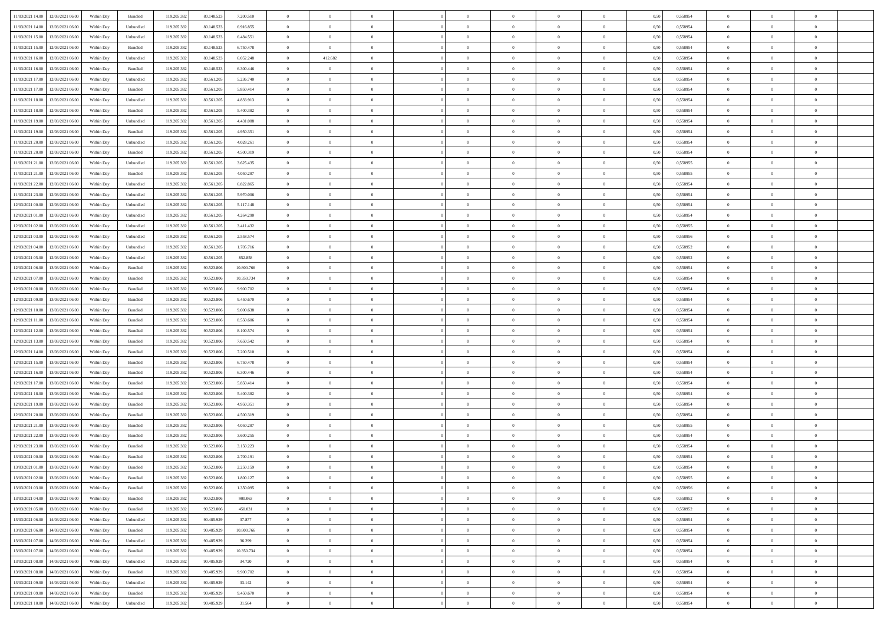| | | | | | | | | | | | | | | | | | | | | |
|---|---|---|---|---|---|---|---|---|---|---|---|---|---|---|---|---|---|---|---|---|
| 11/03/2021 14:00 | 12/03/2021 06:00 | Within Day | Bundled | 119.205.382 | 80.148.523 | 7.200.510 | 0 | 0 | 0 | | 0 | 0 | 0 | 0 | 0,50 | 0,558954 | 0 | 0 | 0 | |
| 11/03/2021 14:00 | 12/03/2021 06:00 | Within Day | Unbundled | 119.205.382 | 80.148.523 | 6.916.855 | 0 | 0 | 0 | | 0 | 0 | 0 | 0 | 0,50 | 0,558954 | 0 | 0 | 0 | |
| 11/03/2021 15:00 | 12/03/2021 06:00 | Within Day | Unbundled | 119.205.382 | 80.148.523 | 6.484.551 | 0 | 0 | 0 | | 0 | 0 | 0 | 0 | 0,50 | 0,558954 | 0 | 0 | 0 | |
| 11/03/2021 15:00 | 12/03/2021 06:00 | Within Day | Bundled | 119.205.382 | 80.148.523 | 6.750.478 | 0 | 0 | 0 | | 0 | 0 | 0 | 0 | 0,50 | 0,558954 | 0 | 0 | 0 | |
| 11/03/2021 16:00 | 12/03/2021 06:00 | Within Day | Unbundled | 119.205.382 | 80.148.523 | 6.052.248 | 0 | 412.682 | 0 | | 0 | 0 | 0 | 0 | 0,50 | 0,558954 | 0 | 0 | 0 | |
| 11/03/2021 16:00 | 12/03/2021 06:00 | Within Day | Bundled | 119.205.382 | 80.148.523 | 6.300.446 | 0 | 0 | 0 | | 0 | 0 | 0 | 0 | 0,50 | 0,558954 | 0 | 0 | 0 | |
| 11/03/2021 17:00 | 12/03/2021 06:00 | Within Day | Unbundled | 119.205.382 | 80.561.205 | 5.236.740 | 0 | 0 | 0 | | 0 | 0 | 0 | 0 | 0,50 | 0,558954 | 0 | 0 | 0 | |
| 11/03/2021 17:00 | 12/03/2021 06:00 | Within Day | Bundled | 119.205.382 | 80.561.205 | 5.850.414 | 0 | 0 | 0 | | 0 | 0 | 0 | 0 | 0,50 | 0,558954 | 0 | 0 | 0 | |
| 11/03/2021 18:00 | 12/03/2021 06:00 | Within Day | Unbundled | 119.205.382 | 80.561.205 | 4.833.913 | 0 | 0 | 0 | | 0 | 0 | 0 | 0 | 0,50 | 0,558954 | 0 | 0 | 0 | |
| 11/03/2021 18:00 | 12/03/2021 06:00 | Within Day | Bundled | 119.205.382 | 80.561.205 | 5.400.382 | 0 | 0 | 0 | | 0 | 0 | 0 | 0 | 0,50 | 0,558954 | 0 | 0 | 0 | |
| 11/03/2021 19:00 | 12/03/2021 06:00 | Within Day | Unbundled | 119.205.382 | 80.561.205 | 4.431.088 | 0 | 0 | 0 | | 0 | 0 | 0 | 0 | 0,50 | 0,558954 | 0 | 0 | 0 | |
| 11/03/2021 19:00 | 12/03/2021 06:00 | Within Day | Bundled | 119.205.382 | 80.561.205 | 4.950.351 | 0 | 0 | 0 | | 0 | 0 | 0 | 0 | 0,50 | 0,558954 | 0 | 0 | 0 | |
| 11/03/2021 20:00 | 12/03/2021 06:00 | Within Day | Unbundled | 119.205.382 | 80.561.205 | 4.028.261 | 0 | 0 | 0 | | 0 | 0 | 0 | 0 | 0,50 | 0,558954 | 0 | 0 | 0 | |
| 11/03/2021 20:00 | 12/03/2021 06:00 | Within Day | Bundled | 119.205.382 | 80.561.205 | 4.500.319 | 0 | 0 | 0 | | 0 | 0 | 0 | 0 | 0,50 | 0,558954 | 0 | 0 | 0 | |
| 11/03/2021 21:00 | 12/03/2021 06:00 | Within Day | Unbundled | 119.205.382 | 80.561.205 | 3.625.435 | 0 | 0 | 0 | | 0 | 0 | 0 | 0 | 0,50 | 0,558955 | 0 | 0 | 0 | |
| 11/03/2021 21:00 | 12/03/2021 06:00 | Within Day | Bundled | 119.205.382 | 80.561.205 | 4.050.287 | 0 | 0 | 0 | | 0 | 0 | 0 | 0 | 0,50 | 0,558955 | 0 | 0 | 0 | |
| 11/03/2021 22:00 | 12/03/2021 06:00 | Within Day | Unbundled | 119.205.382 | 80.561.205 | 6.822.865 | 0 | 0 | 0 | | 0 | 0 | 0 | 0 | 0,50 | 0,558954 | 0 | 0 | 0 | |
| 11/03/2021 23:00 | 12/03/2021 06:00 | Within Day | Unbundled | 119.205.382 | 80.561.205 | 5.970.006 | 0 | 0 | 0 | | 0 | 0 | 0 | 0 | 0,50 | 0,558954 | 0 | 0 | 0 | |
| 12/03/2021 00:00 | 12/03/2021 06:00 | Within Day | Unbundled | 119.205.382 | 80.561.205 | 5.117.148 | 0 | 0 | 0 | | 0 | 0 | 0 | 0 | 0,50 | 0,558954 | 0 | 0 | 0 | |
| 12/03/2021 01:00 | 12/03/2021 06:00 | Within Day | Unbundled | 119.205.382 | 80.561.205 | 4.264.290 | 0 | 0 | 0 | | 0 | 0 | 0 | 0 | 0,50 | 0,558954 | 0 | 0 | 0 | |
| 12/03/2021 02:00 | 12/03/2021 06:00 | Within Day | Unbundled | 119.205.382 | 80.561.205 | 3.411.432 | 0 | 0 | 0 | | 0 | 0 | 0 | 0 | 0,50 | 0,558955 | 0 | 0 | 0 | |
| 12/03/2021 03:00 | 12/03/2021 06:00 | Within Day | Unbundled | 119.205.382 | 80.561.205 | 2.558.574 | 0 | 0 | 0 | | 0 | 0 | 0 | 0 | 0,50 | 0,558956 | 0 | 0 | 0 | |
| 12/03/2021 04:00 | 12/03/2021 06:00 | Within Day | Unbundled | 119.205.382 | 80.561.205 | 1.705.716 | 0 | 0 | 0 | | 0 | 0 | 0 | 0 | 0,50 | 0,558952 | 0 | 0 | 0 | |
| 12/03/2021 05:00 | 12/03/2021 06:00 | Within Day | Unbundled | 119.205.382 | 80.561.205 | 852.858 | 0 | 0 | 0 | | 0 | 0 | 0 | 0 | 0,50 | 0,558952 | 0 | 0 | 0 | |
| 12/03/2021 06:00 | 13/03/2021 06:00 | Within Day | Bundled | 119.205.382 | 90.523.806 | 10.800.766 | 0 | 0 | 0 | | 0 | 0 | 0 | 0 | 0,50 | 0,558954 | 0 | 0 | 0 | |
| 12/03/2021 07:00 | 13/03/2021 06:00 | Within Day | Bundled | 119.205.382 | 90.523.806 | 10.350.734 | 0 | 0 | 0 | | 0 | 0 | 0 | 0 | 0,50 | 0,558954 | 0 | 0 | 0 | |
| 12/03/2021 08:00 | 13/03/2021 06:00 | Within Day | Bundled | 119.205.382 | 90.523.806 | 9.900.702 | 0 | 0 | 0 | | 0 | 0 | 0 | 0 | 0,50 | 0,558954 | 0 | 0 | 0 | |
| 12/03/2021 09:00 | 13/03/2021 06:00 | Within Day | Bundled | 119.205.382 | 90.523.806 | 9.450.670 | 0 | 0 | 0 | | 0 | 0 | 0 | 0 | 0,50 | 0,558954 | 0 | 0 | 0 | |
| 12/03/2021 10:00 | 13/03/2021 06:00 | Within Day | Bundled | 119.205.382 | 90.523.806 | 9.000.638 | 0 | 0 | 0 | | 0 | 0 | 0 | 0 | 0,50 | 0,558954 | 0 | 0 | 0 | |
| 12/03/2021 11:00 | 13/03/2021 06:00 | Within Day | Bundled | 119.205.382 | 90.523.806 | 8.550.606 | 0 | 0 | 0 | | 0 | 0 | 0 | 0 | 0,50 | 0,558954 | 0 | 0 | 0 | |
| 12/03/2021 12:00 | 13/03/2021 06:00 | Within Day | Bundled | 119.205.382 | 90.523.806 | 8.100.574 | 0 | 0 | 0 | | 0 | 0 | 0 | 0 | 0,50 | 0,558954 | 0 | 0 | 0 | |
| 12/03/2021 13:00 | 13/03/2021 06:00 | Within Day | Bundled | 119.205.382 | 90.523.806 | 7.650.542 | 0 | 0 | 0 | | 0 | 0 | 0 | 0 | 0,50 | 0,558954 | 0 | 0 | 0 | |
| 12/03/2021 14:00 | 13/03/2021 06:00 | Within Day | Bundled | 119.205.382 | 90.523.806 | 7.200.510 | 0 | 0 | 0 | | 0 | 0 | 0 | 0 | 0,50 | 0,558954 | 0 | 0 | 0 | |
| 12/03/2021 15:00 | 13/03/2021 06:00 | Within Day | Bundled | 119.205.382 | 90.523.806 | 6.750.478 | 0 | 0 | 0 | | 0 | 0 | 0 | 0 | 0,50 | 0,558954 | 0 | 0 | 0 | |
| 12/03/2021 16:00 | 13/03/2021 06:00 | Within Day | Bundled | 119.205.382 | 90.523.806 | 6.300.446 | 0 | 0 | 0 | | 0 | 0 | 0 | 0 | 0,50 | 0,558954 | 0 | 0 | 0 | |
| 12/03/2021 17:00 | 13/03/2021 06:00 | Within Day | Bundled | 119.205.382 | 90.523.806 | 5.850.414 | 0 | 0 | 0 | | 0 | 0 | 0 | 0 | 0,50 | 0,558954 | 0 | 0 | 0 | |
| 12/03/2021 18:00 | 13/03/2021 06:00 | Within Day | Bundled | 119.205.382 | 90.523.806 | 5.400.382 | 0 | 0 | 0 | | 0 | 0 | 0 | 0 | 0,50 | 0,558954 | 0 | 0 | 0 | |
| 12/03/2021 19:00 | 13/03/2021 06:00 | Within Day | Bundled | 119.205.382 | 90.523.806 | 4.950.351 | 0 | 0 | 0 | | 0 | 0 | 0 | 0 | 0,50 | 0,558954 | 0 | 0 | 0 | |
| 12/03/2021 20:00 | 13/03/2021 06:00 | Within Day | Bundled | 119.205.382 | 90.523.806 | 4.500.319 | 0 | 0 | 0 | | 0 | 0 | 0 | 0 | 0,50 | 0,558954 | 0 | 0 | 0 | |
| 12/03/2021 21:00 | 13/03/2021 06:00 | Within Day | Bundled | 119.205.382 | 90.523.806 | 4.050.287 | 0 | 0 | 0 | | 0 | 0 | 0 | 0 | 0,50 | 0,558955 | 0 | 0 | 0 | |
| 12/03/2021 22:00 | 13/03/2021 06:00 | Within Day | Bundled | 119.205.382 | 90.523.806 | 3.600.255 | 0 | 0 | 0 | | 0 | 0 | 0 | 0 | 0,50 | 0,558954 | 0 | 0 | 0 | |
| 12/03/2021 23:00 | 13/03/2021 06:00 | Within Day | Bundled | 119.205.382 | 90.523.806 | 3.150.223 | 0 | 0 | 0 | | 0 | 0 | 0 | 0 | 0,50 | 0,558954 | 0 | 0 | 0 | |
| 13/03/2021 00:00 | 13/03/2021 06:00 | Within Day | Bundled | 119.205.382 | 90.523.806 | 2.700.191 | 0 | 0 | 0 | | 0 | 0 | 0 | 0 | 0,50 | 0,558954 | 0 | 0 | 0 | |
| 13/03/2021 01:00 | 13/03/2021 06:00 | Within Day | Bundled | 119.205.382 | 90.523.806 | 2.250.159 | 0 | 0 | 0 | | 0 | 0 | 0 | 0 | 0,50 | 0,558954 | 0 | 0 | 0 | |
| 13/03/2021 02:00 | 13/03/2021 06:00 | Within Day | Bundled | 119.205.382 | 90.523.806 | 1.800.127 | 0 | 0 | 0 | | 0 | 0 | 0 | 0 | 0,50 | 0,558955 | 0 | 0 | 0 | |
| 13/03/2021 03:00 | 13/03/2021 06:00 | Within Day | Bundled | 119.205.382 | 90.523.806 | 1.350.095 | 0 | 0 | 0 | | 0 | 0 | 0 | 0 | 0,50 | 0,558956 | 0 | 0 | 0 | |
| 13/03/2021 04:00 | 13/03/2021 06:00 | Within Day | Bundled | 119.205.382 | 90.523.806 | 900.063 | 0 | 0 | 0 | | 0 | 0 | 0 | 0 | 0,50 | 0,558952 | 0 | 0 | 0 | |
| 13/03/2021 05:00 | 13/03/2021 06:00 | Within Day | Bundled | 119.205.382 | 90.523.806 | 450.031 | 0 | 0 | 0 | | 0 | 0 | 0 | 0 | 0,50 | 0,558952 | 0 | 0 | 0 | |
| 13/03/2021 06:00 | 14/03/2021 06:00 | Within Day | Unbundled | 119.205.382 | 90.485.929 | 37.877 | 0 | 0 | 0 | | 0 | 0 | 0 | 0 | 0,50 | 0,558954 | 0 | 0 | 0 | |
| 13/03/2021 06:00 | 14/03/2021 06:00 | Within Day | Bundled | 119.205.382 | 90.485.929 | 10.800.766 | 0 | 0 | 0 | | 0 | 0 | 0 | 0 | 0,50 | 0,558954 | 0 | 0 | 0 | |
| 13/03/2021 07:00 | 14/03/2021 06:00 | Within Day | Unbundled | 119.205.382 | 90.485.929 | 36.299 | 0 | 0 | 0 | | 0 | 0 | 0 | 0 | 0,50 | 0,558954 | 0 | 0 | 0 | |
| 13/03/2021 07:00 | 14/03/2021 06:00 | Within Day | Bundled | 119.205.382 | 90.485.929 | 10.350.734 | 0 | 0 | 0 | | 0 | 0 | 0 | 0 | 0,50 | 0,558954 | 0 | 0 | 0 | |
| 13/03/2021 08:00 | 14/03/2021 06:00 | Within Day | Unbundled | 119.205.382 | 90.485.929 | 34.720 | 0 | 0 | 0 | | 0 | 0 | 0 | 0 | 0,50 | 0,558954 | 0 | 0 | 0 | |
| 13/03/2021 08:00 | 14/03/2021 06:00 | Within Day | Bundled | 119.205.382 | 90.485.929 | 9.900.702 | 0 | 0 | 0 | | 0 | 0 | 0 | 0 | 0,50 | 0,558954 | 0 | 0 | 0 | |
| 13/03/2021 09:00 | 14/03/2021 06:00 | Within Day | Unbundled | 119.205.382 | 90.485.929 | 33.142 | 0 | 0 | 0 | | 0 | 0 | 0 | 0 | 0,50 | 0,558954 | 0 | 0 | 0 | |
| 13/03/2021 09:00 | 14/03/2021 06:00 | Within Day | Bundled | 119.205.382 | 90.485.929 | 9.450.670 | 0 | 0 | 0 | | 0 | 0 | 0 | 0 | 0,50 | 0,558954 | 0 | 0 | 0 | |
| 13/03/2021 10:00 | 14/03/2021 06:00 | Within Day | Unbundled | 119.205.382 | 90.485.929 | 31.564 | 0 | 0 | 0 | | 0 | 0 | 0 | 0 | 0,50 | 0,558954 | 0 | 0 | 0 | |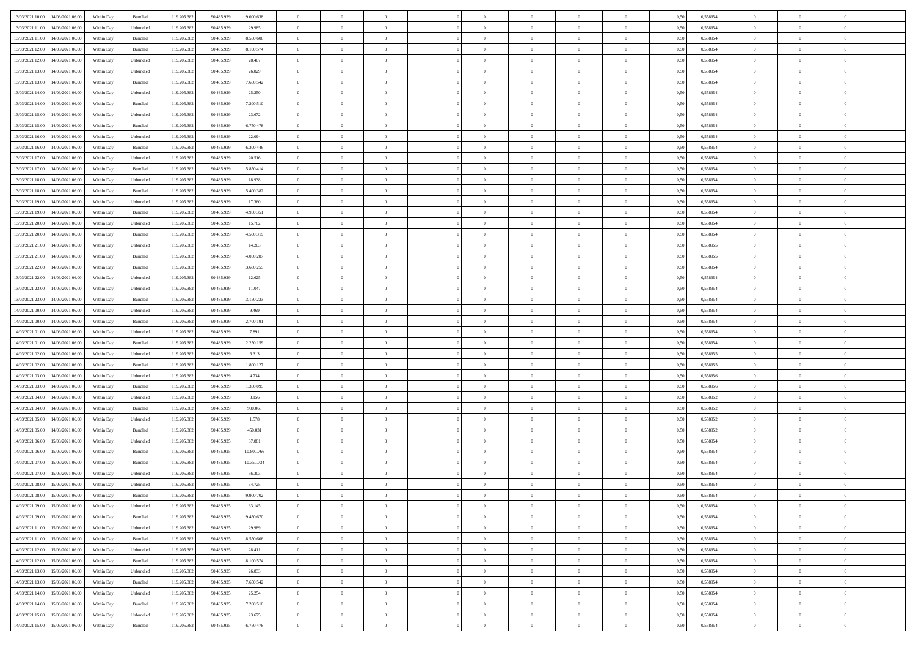| 13/03/2021 10:00 | 14/03/2021 06:00 | Within Day | Bundled | 119.205.382 | 90.485.929 | 9.000.638 | 0 | 0 | 0 | | 0 | 0 | 0 | 0 | 0,50 | 0,558954 | 0 | 0 | 0 | |
|---|---|---|---|---|---|---|---|---|---|---|---|---|---|---|---|---|---|---|---|---|
| 13/03/2021 11:00 | 14/03/2021 06:00 | Within Day | Unbundled | 119.205.382 | 90.485.929 | 29.985 | 0 | 0 | 0 | | 0 | 0 | 0 | 0 | 0,50 | 0,558954 | 0 | 0 | 0 | |
| 13/03/2021 11:00 | 14/03/2021 06:00 | Within Day | Bundled | 119.205.382 | 90.485.929 | 8.550.606 | 0 | 0 | 0 | | 0 | 0 | 0 | 0 | 0,50 | 0,558954 | 0 | 0 | 0 | |
| 13/03/2021 12:00 | 14/03/2021 06:00 | Within Day | Bundled | 119.205.382 | 90.485.929 | 8.100.574 | 0 | 0 | 0 | | 0 | 0 | 0 | 0 | 0,50 | 0,558954 | 0 | 0 | 0 | |
| 13/03/2021 12:00 | 14/03/2021 06:00 | Within Day | Unbundled | 119.205.382 | 90.485.929 | 28.407 | 0 | 0 | 0 | | 0 | 0 | 0 | 0 | 0,50 | 0,558954 | 0 | 0 | 0 | |
| 13/03/2021 13:00 | 14/03/2021 06:00 | Within Day | Unbundled | 119.205.382 | 90.485.929 | 26.829 | 0 | 0 | 0 | | 0 | 0 | 0 | 0 | 0,50 | 0,558954 | 0 | 0 | 0 | |
| 13/03/2021 13:00 | 14/03/2021 06:00 | Within Day | Bundled | 119.205.382 | 90.485.929 | 7.650.542 | 0 | 0 | 0 | | 0 | 0 | 0 | 0 | 0,50 | 0,558954 | 0 | 0 | 0 | |
| 13/03/2021 14:00 | 14/03/2021 06:00 | Within Day | Unbundled | 119.205.382 | 90.485.929 | 25.250 | 0 | 0 | 0 | | 0 | 0 | 0 | 0 | 0,50 | 0,558954 | 0 | 0 | 0 | |
| 13/03/2021 14:00 | 14/03/2021 06:00 | Within Day | Bundled | 119.205.382 | 90.485.929 | 7.200.510 | 0 | 0 | 0 | | 0 | 0 | 0 | 0 | 0,50 | 0,558954 | 0 | 0 | 0 | |
| 13/03/2021 15:00 | 14/03/2021 06:00 | Within Day | Unbundled | 119.205.382 | 90.485.929 | 23.672 | 0 | 0 | 0 | | 0 | 0 | 0 | 0 | 0,50 | 0,558954 | 0 | 0 | 0 | |
| 13/03/2021 15:00 | 14/03/2021 06:00 | Within Day | Bundled | 119.205.382 | 90.485.929 | 6.750.478 | 0 | 0 | 0 | | 0 | 0 | 0 | 0 | 0,50 | 0,558954 | 0 | 0 | 0 | |
| 13/03/2021 16:00 | 14/03/2021 06:00 | Within Day | Unbundled | 119.205.382 | 90.485.929 | 22.094 | 0 | 0 | 0 | | 0 | 0 | 0 | 0 | 0,50 | 0,558954 | 0 | 0 | 0 | |
| 13/03/2021 16:00 | 14/03/2021 06:00 | Within Day | Bundled | 119.205.382 | 90.485.929 | 6.300.446 | 0 | 0 | 0 | | 0 | 0 | 0 | 0 | 0,50 | 0,558954 | 0 | 0 | 0 | |
| 13/03/2021 17:00 | 14/03/2021 06:00 | Within Day | Unbundled | 119.205.382 | 90.485.929 | 20.516 | 0 | 0 | 0 | | 0 | 0 | 0 | 0 | 0,50 | 0,558954 | 0 | 0 | 0 | |
| 13/03/2021 17:00 | 14/03/2021 06:00 | Within Day | Bundled | 119.205.382 | 90.485.929 | 5.850.414 | 0 | 0 | 0 | | 0 | 0 | 0 | 0 | 0,50 | 0,558954 | 0 | 0 | 0 | |
| 13/03/2021 18:00 | 14/03/2021 06:00 | Within Day | Unbundled | 119.205.382 | 90.485.929 | 18.938 | 0 | 0 | 0 | | 0 | 0 | 0 | 0 | 0,50 | 0,558954 | 0 | 0 | 0 | |
| 13/03/2021 18:00 | 14/03/2021 06:00 | Within Day | Bundled | 119.205.382 | 90.485.929 | 5.400.382 | 0 | 0 | 0 | | 0 | 0 | 0 | 0 | 0,50 | 0,558954 | 0 | 0 | 0 | |
| 13/03/2021 19:00 | 14/03/2021 06:00 | Within Day | Unbundled | 119.205.382 | 90.485.929 | 17.360 | 0 | 0 | 0 | | 0 | 0 | 0 | 0 | 0,50 | 0,558954 | 0 | 0 | 0 | |
| 13/03/2021 19:00 | 14/03/2021 06:00 | Within Day | Bundled | 119.205.382 | 90.485.929 | 4.950.351 | 0 | 0 | 0 | | 0 | 0 | 0 | 0 | 0,50 | 0,558954 | 0 | 0 | 0 | |
| 13/03/2021 20:00 | 14/03/2021 06:00 | Within Day | Unbundled | 119.205.382 | 90.485.929 | 15.782 | 0 | 0 | 0 | | 0 | 0 | 0 | 0 | 0,50 | 0,558954 | 0 | 0 | 0 | |
| 13/03/2021 20:00 | 14/03/2021 06:00 | Within Day | Bundled | 119.205.382 | 90.485.929 | 4.500.319 | 0 | 0 | 0 | | 0 | 0 | 0 | 0 | 0,50 | 0,558954 | 0 | 0 | 0 | |
| 13/03/2021 21:00 | 14/03/2021 06:00 | Within Day | Unbundled | 119.205.382 | 90.485.929 | 14.203 | 0 | 0 | 0 | | 0 | 0 | 0 | 0 | 0,50 | 0,558955 | 0 | 0 | 0 | |
| 13/03/2021 21:00 | 14/03/2021 06:00 | Within Day | Bundled | 119.205.382 | 90.485.929 | 4.050.287 | 0 | 0 | 0 | | 0 | 0 | 0 | 0 | 0,50 | 0,558955 | 0 | 0 | 0 | |
| 13/03/2021 22:00 | 14/03/2021 06:00 | Within Day | Bundled | 119.205.382 | 90.485.929 | 3.600.255 | 0 | 0 | 0 | | 0 | 0 | 0 | 0 | 0,50 | 0,558954 | 0 | 0 | 0 | |
| 13/03/2021 22:00 | 14/03/2021 06:00 | Within Day | Unbundled | 119.205.382 | 90.485.929 | 12.625 | 0 | 0 | 0 | | 0 | 0 | 0 | 0 | 0,50 | 0,558954 | 0 | 0 | 0 | |
| 13/03/2021 23:00 | 14/03/2021 06:00 | Within Day | Unbundled | 119.205.382 | 90.485.929 | 11.047 | 0 | 0 | 0 | | 0 | 0 | 0 | 0 | 0,50 | 0,558954 | 0 | 0 | 0 | |
| 13/03/2021 23:00 | 14/03/2021 06:00 | Within Day | Bundled | 119.205.382 | 90.485.929 | 3.150.223 | 0 | 0 | 0 | | 0 | 0 | 0 | 0 | 0,50 | 0,558954 | 0 | 0 | 0 | |
| 14/03/2021 00:00 | 14/03/2021 06:00 | Within Day | Unbundled | 119.205.382 | 90.485.929 | 9.469 | 0 | 0 | 0 | | 0 | 0 | 0 | 0 | 0,50 | 0,558954 | 0 | 0 | 0 | |
| 14/03/2021 00:00 | 14/03/2021 06:00 | Within Day | Bundled | 119.205.382 | 90.485.929 | 2.700.191 | 0 | 0 | 0 | | 0 | 0 | 0 | 0 | 0,50 | 0,558954 | 0 | 0 | 0 | |
| 14/03/2021 01:00 | 14/03/2021 06:00 | Within Day | Unbundled | 119.205.382 | 90.485.929 | 7.891 | 0 | 0 | 0 | | 0 | 0 | 0 | 0 | 0,50 | 0,558954 | 0 | 0 | 0 | |
| 14/03/2021 01:00 | 14/03/2021 06:00 | Within Day | Bundled | 119.205.382 | 90.485.929 | 2.250.159 | 0 | 0 | 0 | | 0 | 0 | 0 | 0 | 0,50 | 0,558954 | 0 | 0 | 0 | |
| 14/03/2021 02:00 | 14/03/2021 06:00 | Within Day | Unbundled | 119.205.382 | 90.485.929 | 6.313 | 0 | 0 | 0 | | 0 | 0 | 0 | 0 | 0,50 | 0,558955 | 0 | 0 | 0 | |
| 14/03/2021 02:00 | 14/03/2021 06:00 | Within Day | Bundled | 119.205.382 | 90.485.929 | 1.800.127 | 0 | 0 | 0 | | 0 | 0 | 0 | 0 | 0,50 | 0,558955 | 0 | 0 | 0 | |
| 14/03/2021 03:00 | 14/03/2021 06:00 | Within Day | Unbundled | 119.205.382 | 90.485.929 | 4.734 | 0 | 0 | 0 | | 0 | 0 | 0 | 0 | 0,50 | 0,558956 | 0 | 0 | 0 | |
| 14/03/2021 03:00 | 14/03/2021 06:00 | Within Day | Bundled | 119.205.382 | 90.485.929 | 1.350.095 | 0 | 0 | 0 | | 0 | 0 | 0 | 0 | 0,50 | 0,558956 | 0 | 0 | 0 | |
| 14/03/2021 04:00 | 14/03/2021 06:00 | Within Day | Unbundled | 119.205.382 | 90.485.929 | 3.156 | 0 | 0 | 0 | | 0 | 0 | 0 | 0 | 0,50 | 0,558952 | 0 | 0 | 0 | |
| 14/03/2021 04:00 | 14/03/2021 06:00 | Within Day | Bundled | 119.205.382 | 90.485.929 | 900.063 | 0 | 0 | 0 | | 0 | 0 | 0 | 0 | 0,50 | 0,558952 | 0 | 0 | 0 | |
| 14/03/2021 05:00 | 14/03/2021 06:00 | Within Day | Unbundled | 119.205.382 | 90.485.929 | 1.578 | 0 | 0 | 0 | | 0 | 0 | 0 | 0 | 0,50 | 0,558952 | 0 | 0 | 0 | |
| 14/03/2021 05:00 | 14/03/2021 06:00 | Within Day | Bundled | 119.205.382 | 90.485.929 | 450.031 | 0 | 0 | 0 | | 0 | 0 | 0 | 0 | 0,50 | 0,558952 | 0 | 0 | 0 | |
| 14/03/2021 06:00 | 15/03/2021 06:00 | Within Day | Unbundled | 119.205.382 | 90.485.925 | 37.881 | 0 | 0 | 0 | | 0 | 0 | 0 | 0 | 0,50 | 0,558954 | 0 | 0 | 0 | |
| 14/03/2021 06:00 | 15/03/2021 06:00 | Within Day | Bundled | 119.205.382 | 90.485.925 | 10.800.766 | 0 | 0 | 0 | | 0 | 0 | 0 | 0 | 0,50 | 0,558954 | 0 | 0 | 0 | |
| 14/03/2021 07:00 | 15/03/2021 06:00 | Within Day | Bundled | 119.205.382 | 90.485.925 | 10.350.734 | 0 | 0 | 0 | | 0 | 0 | 0 | 0 | 0,50 | 0,558954 | 0 | 0 | 0 | |
| 14/03/2021 07:00 | 15/03/2021 06:00 | Within Day | Unbundled | 119.205.382 | 90.485.925 | 36.303 | 0 | 0 | 0 | | 0 | 0 | 0 | 0 | 0,50 | 0,558954 | 0 | 0 | 0 | |
| 14/03/2021 08:00 | 15/03/2021 06:00 | Within Day | Unbundled | 119.205.382 | 90.485.925 | 34.725 | 0 | 0 | 0 | | 0 | 0 | 0 | 0 | 0,50 | 0,558954 | 0 | 0 | 0 | |
| 14/03/2021 08:00 | 15/03/2021 06:00 | Within Day | Bundled | 119.205.382 | 90.485.925 | 9.900.702 | 0 | 0 | 0 | | 0 | 0 | 0 | 0 | 0,50 | 0,558954 | 0 | 0 | 0 | |
| 14/03/2021 09:00 | 15/03/2021 06:00 | Within Day | Unbundled | 119.205.382 | 90.485.925 | 33.145 | 0 | 0 | 0 | | 0 | 0 | 0 | 0 | 0,50 | 0,558954 | 0 | 0 | 0 | |
| 14/03/2021 09:00 | 15/03/2021 06:00 | Within Day | Bundled | 119.205.382 | 90.485.925 | 9.450.670 | 0 | 0 | 0 | | 0 | 0 | 0 | 0 | 0,50 | 0,558954 | 0 | 0 | 0 | |
| 14/03/2021 11:00 | 15/03/2021 06:00 | Within Day | Unbundled | 119.205.382 | 90.485.925 | 29.989 | 0 | 0 | 0 | | 0 | 0 | 0 | 0 | 0,50 | 0,558954 | 0 | 0 | 0 | |
| 14/03/2021 11:00 | 15/03/2021 06:00 | Within Day | Bundled | 119.205.382 | 90.485.925 | 8.550.606 | 0 | 0 | 0 | | 0 | 0 | 0 | 0 | 0,50 | 0,558954 | 0 | 0 | 0 | |
| 14/03/2021 12:00 | 15/03/2021 06:00 | Within Day | Unbundled | 119.205.382 | 90.485.925 | 28.411 | 0 | 0 | 0 | | 0 | 0 | 0 | 0 | 0,50 | 0,558954 | 0 | 0 | 0 | |
| 14/03/2021 12:00 | 15/03/2021 06:00 | Within Day | Bundled | 119.205.382 | 90.485.925 | 8.100.574 | 0 | 0 | 0 | | 0 | 0 | 0 | 0 | 0,50 | 0,558954 | 0 | 0 | 0 | |
| 14/03/2021 13:00 | 15/03/2021 06:00 | Within Day | Unbundled | 119.205.382 | 90.485.925 | 26.833 | 0 | 0 | 0 | | 0 | 0 | 0 | 0 | 0,50 | 0,558954 | 0 | 0 | 0 | |
| 14/03/2021 13:00 | 15/03/2021 06:00 | Within Day | Bundled | 119.205.382 | 90.485.925 | 7.650.542 | 0 | 0 | 0 | | 0 | 0 | 0 | 0 | 0,50 | 0,558954 | 0 | 0 | 0 | |
| 14/03/2021 14:00 | 15/03/2021 06:00 | Within Day | Unbundled | 119.205.382 | 90.485.925 | 25.254 | 0 | 0 | 0 | | 0 | 0 | 0 | 0 | 0,50 | 0,558954 | 0 | 0 | 0 | |
| 14/03/2021 14:00 | 15/03/2021 06:00 | Within Day | Bundled | 119.205.382 | 90.485.925 | 7.200.510 | 0 | 0 | 0 | | 0 | 0 | 0 | 0 | 0,50 | 0,558954 | 0 | 0 | 0 | |
| 14/03/2021 15:00 | 15/03/2021 06:00 | Within Day | Unbundled | 119.205.382 | 90.485.925 | 23.675 | 0 | 0 | 0 | | 0 | 0 | 0 | 0 | 0,50 | 0,558954 | 0 | 0 | 0 | |
| 14/03/2021 15:00 | 15/03/2021 06:00 | Within Day | Bundled | 119.205.382 | 90.485.925 | 6.750.478 | 0 | 0 | 0 | | 0 | 0 | 0 | 0 | 0,50 | 0,558954 | 0 | 0 | 0 | |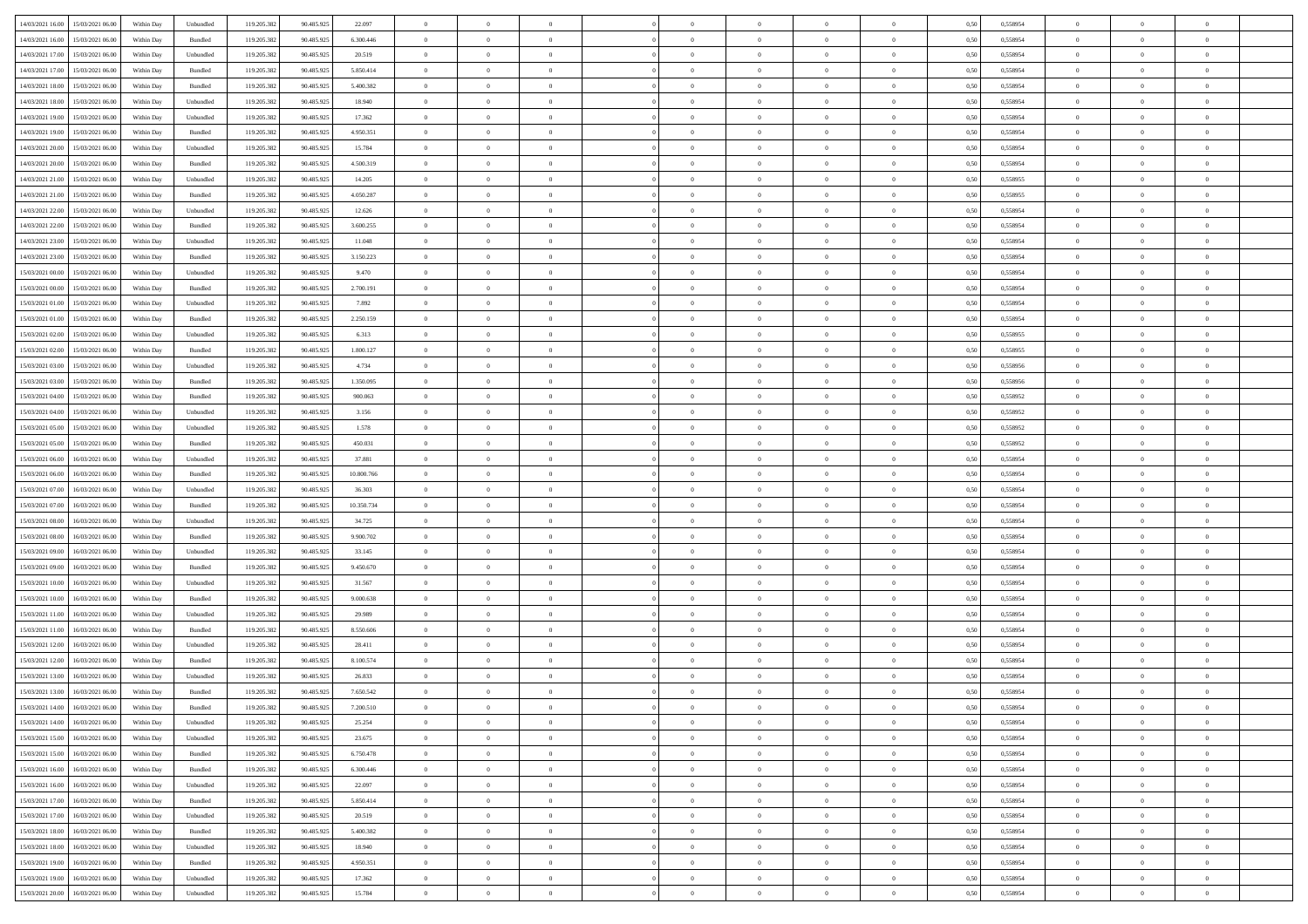| | | | | | | | | | | | | | | | | | | | | | | |
|---|---|---|---|---|---|---|---|---|---|---|---|---|---|---|---|---|---|---|---|---|---|---|
| 14/03/2021 16:00 | 15/03/2021 06:00 | Within Day | Unbundled | 119.205.382 | 90.485.925 | 22.097 | 0 | 0 | 0 | | 0 | 0 | 0 | 0 | 0 | 0,50 | 0,558954 | 0 | 0 | 0 | |
| 14/03/2021 16:00 | 15/03/2021 06:00 | Within Day | Bundled | 119.205.382 | 90.485.925 | 6.300.446 | 0 | 0 | 0 | | 0 | 0 | 0 | 0 | 0 | 0,50 | 0,558954 | 0 | 0 | 0 | |
| 14/03/2021 17:00 | 15/03/2021 06:00 | Within Day | Unbundled | 119.205.382 | 90.485.925 | 20.519 | 0 | 0 | 0 | | 0 | 0 | 0 | 0 | 0 | 0,50 | 0,558954 | 0 | 0 | 0 | |
| 14/03/2021 17:00 | 15/03/2021 06:00 | Within Day | Bundled | 119.205.382 | 90.485.925 | 5.850.414 | 0 | 0 | 0 | | 0 | 0 | 0 | 0 | 0 | 0,50 | 0,558954 | 0 | 0 | 0 | |
| 14/03/2021 18:00 | 15/03/2021 06:00 | Within Day | Bundled | 119.205.382 | 90.485.925 | 5.400.382 | 0 | 0 | 0 | | 0 | 0 | 0 | 0 | 0 | 0,50 | 0,558954 | 0 | 0 | 0 | |
| 14/03/2021 18:00 | 15/03/2021 06:00 | Within Day | Unbundled | 119.205.382 | 90.485.925 | 18.940 | 0 | 0 | 0 | | 0 | 0 | 0 | 0 | 0 | 0,50 | 0,558954 | 0 | 0 | 0 | |
| 14/03/2021 19:00 | 15/03/2021 06:00 | Within Day | Unbundled | 119.205.382 | 90.485.925 | 17.362 | 0 | 0 | 0 | | 0 | 0 | 0 | 0 | 0 | 0,50 | 0,558954 | 0 | 0 | 0 | |
| 14/03/2021 19:00 | 15/03/2021 06:00 | Within Day | Bundled | 119.205.382 | 90.485.925 | 4.950.351 | 0 | 0 | 0 | | 0 | 0 | 0 | 0 | 0 | 0,50 | 0,558954 | 0 | 0 | 0 | |
| 14/03/2021 20:00 | 15/03/2021 06:00 | Within Day | Unbundled | 119.205.382 | 90.485.925 | 15.784 | 0 | 0 | 0 | | 0 | 0 | 0 | 0 | 0 | 0,50 | 0,558954 | 0 | 0 | 0 | |
| 14/03/2021 20:00 | 15/03/2021 06:00 | Within Day | Bundled | 119.205.382 | 90.485.925 | 4.500.319 | 0 | 0 | 0 | | 0 | 0 | 0 | 0 | 0 | 0,50 | 0,558954 | 0 | 0 | 0 | |
| 14/03/2021 21:00 | 15/03/2021 06:00 | Within Day | Unbundled | 119.205.382 | 90.485.925 | 14.205 | 0 | 0 | 0 | | 0 | 0 | 0 | 0 | 0 | 0,50 | 0,558955 | 0 | 0 | 0 | |
| 14/03/2021 21:00 | 15/03/2021 06:00 | Within Day | Bundled | 119.205.382 | 90.485.925 | 4.050.287 | 0 | 0 | 0 | | 0 | 0 | 0 | 0 | 0 | 0,50 | 0,558955 | 0 | 0 | 0 | |
| 14/03/2021 22:00 | 15/03/2021 06:00 | Within Day | Unbundled | 119.205.382 | 90.485.925 | 12.626 | 0 | 0 | 0 | | 0 | 0 | 0 | 0 | 0 | 0,50 | 0,558954 | 0 | 0 | 0 | |
| 14/03/2021 22:00 | 15/03/2021 06:00 | Within Day | Bundled | 119.205.382 | 90.485.925 | 3.600.255 | 0 | 0 | 0 | | 0 | 0 | 0 | 0 | 0 | 0,50 | 0,558954 | 0 | 0 | 0 | |
| 14/03/2021 23:00 | 15/03/2021 06:00 | Within Day | Unbundled | 119.205.382 | 90.485.925 | 11.048 | 0 | 0 | 0 | | 0 | 0 | 0 | 0 | 0 | 0,50 | 0,558954 | 0 | 0 | 0 | |
| 14/03/2021 23:00 | 15/03/2021 06:00 | Within Day | Bundled | 119.205.382 | 90.485.925 | 3.150.223 | 0 | 0 | 0 | | 0 | 0 | 0 | 0 | 0 | 0,50 | 0,558954 | 0 | 0 | 0 | |
| 15/03/2021 00:00 | 15/03/2021 06:00 | Within Day | Unbundled | 119.205.382 | 90.485.925 | 9.470 | 0 | 0 | 0 | | 0 | 0 | 0 | 0 | 0 | 0,50 | 0,558954 | 0 | 0 | 0 | |
| 15/03/2021 00:00 | 15/03/2021 06:00 | Within Day | Bundled | 119.205.382 | 90.485.925 | 2.700.191 | 0 | 0 | 0 | | 0 | 0 | 0 | 0 | 0 | 0,50 | 0,558954 | 0 | 0 | 0 | |
| 15/03/2021 01:00 | 15/03/2021 06:00 | Within Day | Unbundled | 119.205.382 | 90.485.925 | 7.892 | 0 | 0 | 0 | | 0 | 0 | 0 | 0 | 0 | 0,50 | 0,558954 | 0 | 0 | 0 | |
| 15/03/2021 01:00 | 15/03/2021 06:00 | Within Day | Bundled | 119.205.382 | 90.485.925 | 2.250.159 | 0 | 0 | 0 | | 0 | 0 | 0 | 0 | 0 | 0,50 | 0,558954 | 0 | 0 | 0 | |
| 15/03/2021 02:00 | 15/03/2021 06:00 | Within Day | Unbundled | 119.205.382 | 90.485.925 | 6.313 | 0 | 0 | 0 | | 0 | 0 | 0 | 0 | 0 | 0,50 | 0,558955 | 0 | 0 | 0 | |
| 15/03/2021 02:00 | 15/03/2021 06:00 | Within Day | Bundled | 119.205.382 | 90.485.925 | 1.800.127 | 0 | 0 | 0 | | 0 | 0 | 0 | 0 | 0 | 0,50 | 0,558955 | 0 | 0 | 0 | |
| 15/03/2021 03:00 | 15/03/2021 06:00 | Within Day | Unbundled | 119.205.382 | 90.485.925 | 4.734 | 0 | 0 | 0 | | 0 | 0 | 0 | 0 | 0 | 0,50 | 0,558956 | 0 | 0 | 0 | |
| 15/03/2021 03:00 | 15/03/2021 06:00 | Within Day | Bundled | 119.205.382 | 90.485.925 | 1.350.095 | 0 | 0 | 0 | | 0 | 0 | 0 | 0 | 0 | 0,50 | 0,558956 | 0 | 0 | 0 | |
| 15/03/2021 04:00 | 15/03/2021 06:00 | Within Day | Bundled | 119.205.382 | 90.485.925 | 900.063 | 0 | 0 | 0 | | 0 | 0 | 0 | 0 | 0 | 0,50 | 0,558952 | 0 | 0 | 0 | |
| 15/03/2021 04:00 | 15/03/2021 06:00 | Within Day | Unbundled | 119.205.382 | 90.485.925 | 3.156 | 0 | 0 | 0 | | 0 | 0 | 0 | 0 | 0 | 0,50 | 0,558952 | 0 | 0 | 0 | |
| 15/03/2021 05:00 | 15/03/2021 06:00 | Within Day | Unbundled | 119.205.382 | 90.485.925 | 1.578 | 0 | 0 | 0 | | 0 | 0 | 0 | 0 | 0 | 0,50 | 0,558952 | 0 | 0 | 0 | |
| 15/03/2021 05:00 | 15/03/2021 06:00 | Within Day | Bundled | 119.205.382 | 90.485.925 | 450.031 | 0 | 0 | 0 | | 0 | 0 | 0 | 0 | 0 | 0,50 | 0,558952 | 0 | 0 | 0 | |
| 15/03/2021 06:00 | 16/03/2021 06:00 | Within Day | Unbundled | 119.205.382 | 90.485.925 | 37.881 | 0 | 0 | 0 | | 0 | 0 | 0 | 0 | 0 | 0,50 | 0,558954 | 0 | 0 | 0 | |
| 15/03/2021 06:00 | 16/03/2021 06:00 | Within Day | Bundled | 119.205.382 | 90.485.925 | 10.800.766 | 0 | 0 | 0 | | 0 | 0 | 0 | 0 | 0 | 0,50 | 0,558954 | 0 | 0 | 0 | |
| 15/03/2021 07:00 | 16/03/2021 06:00 | Within Day | Unbundled | 119.205.382 | 90.485.925 | 36.303 | 0 | 0 | 0 | | 0 | 0 | 0 | 0 | 0 | 0,50 | 0,558954 | 0 | 0 | 0 | |
| 15/03/2021 07:00 | 16/03/2021 06:00 | Within Day | Bundled | 119.205.382 | 90.485.925 | 10.350.734 | 0 | 0 | 0 | | 0 | 0 | 0 | 0 | 0 | 0,50 | 0,558954 | 0 | 0 | 0 | |
| 15/03/2021 08:00 | 16/03/2021 06:00 | Within Day | Unbundled | 119.205.382 | 90.485.925 | 34.725 | 0 | 0 | 0 | | 0 | 0 | 0 | 0 | 0 | 0,50 | 0,558954 | 0 | 0 | 0 | |
| 15/03/2021 08:00 | 16/03/2021 06:00 | Within Day | Bundled | 119.205.382 | 90.485.925 | 9.900.702 | 0 | 0 | 0 | | 0 | 0 | 0 | 0 | 0 | 0,50 | 0,558954 | 0 | 0 | 0 | |
| 15/03/2021 09:00 | 16/03/2021 06:00 | Within Day | Unbundled | 119.205.382 | 90.485.925 | 33.145 | 0 | 0 | 0 | | 0 | 0 | 0 | 0 | 0 | 0,50 | 0,558954 | 0 | 0 | 0 | |
| 15/03/2021 09:00 | 16/03/2021 06:00 | Within Day | Bundled | 119.205.382 | 90.485.925 | 9.450.670 | 0 | 0 | 0 | | 0 | 0 | 0 | 0 | 0 | 0,50 | 0,558954 | 0 | 0 | 0 | |
| 15/03/2021 10:00 | 16/03/2021 06:00 | Within Day | Unbundled | 119.205.382 | 90.485.925 | 31.567 | 0 | 0 | 0 | | 0 | 0 | 0 | 0 | 0 | 0,50 | 0,558954 | 0 | 0 | 0 | |
| 15/03/2021 10:00 | 16/03/2021 06:00 | Within Day | Bundled | 119.205.382 | 90.485.925 | 9.000.638 | 0 | 0 | 0 | | 0 | 0 | 0 | 0 | 0 | 0,50 | 0,558954 | 0 | 0 | 0 | |
| 15/03/2021 11:00 | 16/03/2021 06:00 | Within Day | Unbundled | 119.205.382 | 90.485.925 | 29.989 | 0 | 0 | 0 | | 0 | 0 | 0 | 0 | 0 | 0,50 | 0,558954 | 0 | 0 | 0 | |
| 15/03/2021 11:00 | 16/03/2021 06:00 | Within Day | Bundled | 119.205.382 | 90.485.925 | 8.550.606 | 0 | 0 | 0 | | 0 | 0 | 0 | 0 | 0 | 0,50 | 0,558954 | 0 | 0 | 0 | |
| 15/03/2021 12:00 | 16/03/2021 06:00 | Within Day | Unbundled | 119.205.382 | 90.485.925 | 28.411 | 0 | 0 | 0 | | 0 | 0 | 0 | 0 | 0 | 0,50 | 0,558954 | 0 | 0 | 0 | |
| 15/03/2021 12:00 | 16/03/2021 06:00 | Within Day | Bundled | 119.205.382 | 90.485.925 | 8.100.574 | 0 | 0 | 0 | | 0 | 0 | 0 | 0 | 0 | 0,50 | 0,558954 | 0 | 0 | 0 | |
| 15/03/2021 13:00 | 16/03/2021 06:00 | Within Day | Unbundled | 119.205.382 | 90.485.925 | 26.833 | 0 | 0 | 0 | | 0 | 0 | 0 | 0 | 0 | 0,50 | 0,558954 | 0 | 0 | 0 | |
| 15/03/2021 13:00 | 16/03/2021 06:00 | Within Day | Bundled | 119.205.382 | 90.485.925 | 7.650.542 | 0 | 0 | 0 | | 0 | 0 | 0 | 0 | 0 | 0,50 | 0,558954 | 0 | 0 | 0 | |
| 15/03/2021 14:00 | 16/03/2021 06:00 | Within Day | Bundled | 119.205.382 | 90.485.925 | 7.200.510 | 0 | 0 | 0 | | 0 | 0 | 0 | 0 | 0 | 0,50 | 0,558954 | 0 | 0 | 0 | |
| 15/03/2021 14:00 | 16/03/2021 06:00 | Within Day | Unbundled | 119.205.382 | 90.485.925 | 25.254 | 0 | 0 | 0 | | 0 | 0 | 0 | 0 | 0 | 0,50 | 0,558954 | 0 | 0 | 0 | |
| 15/03/2021 15:00 | 16/03/2021 06:00 | Within Day | Unbundled | 119.205.382 | 90.485.925 | 23.675 | 0 | 0 | 0 | | 0 | 0 | 0 | 0 | 0 | 0,50 | 0,558954 | 0 | 0 | 0 | |
| 15/03/2021 15:00 | 16/03/2021 06:00 | Within Day | Bundled | 119.205.382 | 90.485.925 | 6.750.478 | 0 | 0 | 0 | | 0 | 0 | 0 | 0 | 0 | 0,50 | 0,558954 | 0 | 0 | 0 | |
| 15/03/2021 16:00 | 16/03/2021 06:00 | Within Day | Bundled | 119.205.382 | 90.485.925 | 6.300.446 | 0 | 0 | 0 | | 0 | 0 | 0 | 0 | 0 | 0,50 | 0,558954 | 0 | 0 | 0 | |
| 15/03/2021 16:00 | 16/03/2021 06:00 | Within Day | Unbundled | 119.205.382 | 90.485.925 | 22.097 | 0 | 0 | 0 | | 0 | 0 | 0 | 0 | 0 | 0,50 | 0,558954 | 0 | 0 | 0 | |
| 15/03/2021 17:00 | 16/03/2021 06:00 | Within Day | Bundled | 119.205.382 | 90.485.925 | 5.850.414 | 0 | 0 | 0 | | 0 | 0 | 0 | 0 | 0 | 0,50 | 0,558954 | 0 | 0 | 0 | |
| 15/03/2021 17:00 | 16/03/2021 06:00 | Within Day | Unbundled | 119.205.382 | 90.485.925 | 20.519 | 0 | 0 | 0 | | 0 | 0 | 0 | 0 | 0 | 0,50 | 0,558954 | 0 | 0 | 0 | |
| 15/03/2021 18:00 | 16/03/2021 06:00 | Within Day | Bundled | 119.205.382 | 90.485.925 | 5.400.382 | 0 | 0 | 0 | | 0 | 0 | 0 | 0 | 0 | 0,50 | 0,558954 | 0 | 0 | 0 | |
| 15/03/2021 18:00 | 16/03/2021 06:00 | Within Day | Unbundled | 119.205.382 | 90.485.925 | 18.940 | 0 | 0 | 0 | | 0 | 0 | 0 | 0 | 0 | 0,50 | 0,558954 | 0 | 0 | 0 | |
| 15/03/2021 19:00 | 16/03/2021 06:00 | Within Day | Bundled | 119.205.382 | 90.485.925 | 4.950.351 | 0 | 0 | 0 | | 0 | 0 | 0 | 0 | 0 | 0,50 | 0,558954 | 0 | 0 | 0 | |
| 15/03/2021 19:00 | 16/03/2021 06:00 | Within Day | Unbundled | 119.205.382 | 90.485.925 | 17.362 | 0 | 0 | 0 | | 0 | 0 | 0 | 0 | 0 | 0,50 | 0,558954 | 0 | 0 | 0 | |
| 15/03/2021 20:00 | 16/03/2021 06:00 | Within Day | Unbundled | 119.205.382 | 90.485.925 | 15.784 | 0 | 0 | 0 | | 0 | 0 | 0 | 0 | 0 | 0,50 | 0,558954 | 0 | 0 | 0 | |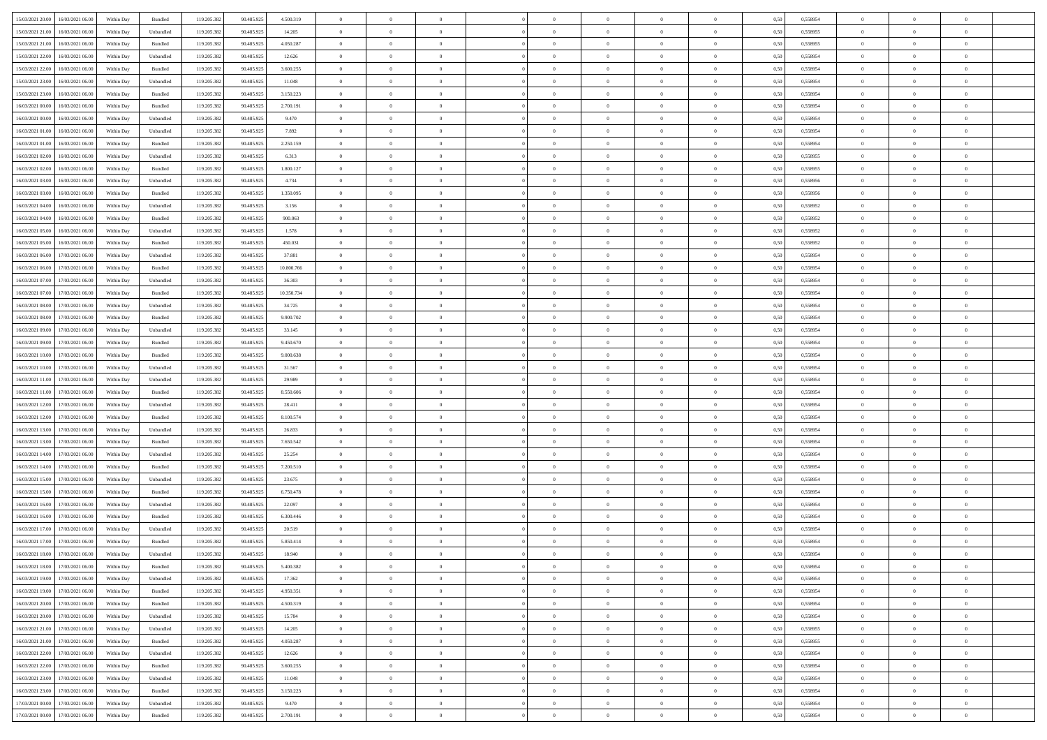| | | | | | | | | | | | | | | | | | | | | | |
|---|---|---|---|---|---|---|---|---|---|---|---|---|---|---|---|---|---|---|---|---|---|
| 15/03/2021 20:00 | 16/03/2021 06:00 | Within Day | Bundled | 119.205.382 | 90.485.925 | 4.500.319 | 0 | 0 | 0 | | 0 | 0 | 0 | 0 | 0 | 0,50 | 0,558954 | 0 | 0 | 0 | |
| 15/03/2021 21:00 | 16/03/2021 06:00 | Within Day | Unbundled | 119.205.382 | 90.485.925 | 14.205 | 0 | 0 | 0 | | 0 | 0 | 0 | 0 | 0 | 0,50 | 0,558955 | 0 | 0 | 0 | |
| 15/03/2021 21:00 | 16/03/2021 06:00 | Within Day | Bundled | 119.205.382 | 90.485.925 | 4.050.287 | 0 | 0 | 0 | | 0 | 0 | 0 | 0 | 0 | 0,50 | 0,558955 | 0 | 0 | 0 | |
| 15/03/2021 22:00 | 16/03/2021 06:00 | Within Day | Unbundled | 119.205.382 | 90.485.925 | 12.626 | 0 | 0 | 0 | | 0 | 0 | 0 | 0 | 0 | 0,50 | 0,558954 | 0 | 0 | 0 | |
| 15/03/2021 22:00 | 16/03/2021 06:00 | Within Day | Bundled | 119.205.382 | 90.485.925 | 3.600.255 | 0 | 0 | 0 | | 0 | 0 | 0 | 0 | 0 | 0,50 | 0,558954 | 0 | 0 | 0 | |
| 15/03/2021 23:00 | 16/03/2021 06:00 | Within Day | Unbundled | 119.205.382 | 90.485.925 | 11.048 | 0 | 0 | 0 | | 0 | 0 | 0 | 0 | 0 | 0,50 | 0,558954 | 0 | 0 | 0 | |
| 15/03/2021 23:00 | 16/03/2021 06:00 | Within Day | Bundled | 119.205.382 | 90.485.925 | 3.150.223 | 0 | 0 | 0 | | 0 | 0 | 0 | 0 | 0 | 0,50 | 0,558954 | 0 | 0 | 0 | |
| 16/03/2021 00:00 | 16/03/2021 06:00 | Within Day | Bundled | 119.205.382 | 90.485.925 | 2.700.191 | 0 | 0 | 0 | | 0 | 0 | 0 | 0 | 0 | 0,50 | 0,558954 | 0 | 0 | 0 | |
| 16/03/2021 00:00 | 16/03/2021 06:00 | Within Day | Unbundled | 119.205.382 | 90.485.925 | 9.470 | 0 | 0 | 0 | | 0 | 0 | 0 | 0 | 0 | 0,50 | 0,558954 | 0 | 0 | 0 | |
| 16/03/2021 01:00 | 16/03/2021 06:00 | Within Day | Unbundled | 119.205.382 | 90.485.925 | 7.892 | 0 | 0 | 0 | | 0 | 0 | 0 | 0 | 0 | 0,50 | 0,558954 | 0 | 0 | 0 | |
| 16/03/2021 01:00 | 16/03/2021 06:00 | Within Day | Bundled | 119.205.382 | 90.485.925 | 2.250.159 | 0 | 0 | 0 | | 0 | 0 | 0 | 0 | 0 | 0,50 | 0,558954 | 0 | 0 | 0 | |
| 16/03/2021 02:00 | 16/03/2021 06:00 | Within Day | Unbundled | 119.205.382 | 90.485.925 | 6.313 | 0 | 0 | 0 | | 0 | 0 | 0 | 0 | 0 | 0,50 | 0,558955 | 0 | 0 | 0 | |
| 16/03/2021 02:00 | 16/03/2021 06:00 | Within Day | Bundled | 119.205.382 | 90.485.925 | 1.800.127 | 0 | 0 | 0 | | 0 | 0 | 0 | 0 | 0 | 0,50 | 0,558955 | 0 | 0 | 0 | |
| 16/03/2021 03:00 | 16/03/2021 06:00 | Within Day | Unbundled | 119.205.382 | 90.485.925 | 4.734 | 0 | 0 | 0 | | 0 | 0 | 0 | 0 | 0 | 0,50 | 0,558956 | 0 | 0 | 0 | |
| 16/03/2021 03:00 | 16/03/2021 06:00 | Within Day | Bundled | 119.205.382 | 90.485.925 | 1.350.095 | 0 | 0 | 0 | | 0 | 0 | 0 | 0 | 0 | 0,50 | 0,558956 | 0 | 0 | 0 | |
| 16/03/2021 04:00 | 16/03/2021 06:00 | Within Day | Unbundled | 119.205.382 | 90.485.925 | 3.156 | 0 | 0 | 0 | | 0 | 0 | 0 | 0 | 0 | 0,50 | 0,558952 | 0 | 0 | 0 | |
| 16/03/2021 04:00 | 16/03/2021 06:00 | Within Day | Bundled | 119.205.382 | 90.485.925 | 900.063 | 0 | 0 | 0 | | 0 | 0 | 0 | 0 | 0 | 0,50 | 0,558952 | 0 | 0 | 0 | |
| 16/03/2021 05:00 | 16/03/2021 06:00 | Within Day | Unbundled | 119.205.382 | 90.485.925 | 1.578 | 0 | 0 | 0 | | 0 | 0 | 0 | 0 | 0 | 0,50 | 0,558952 | 0 | 0 | 0 | |
| 16/03/2021 05:00 | 16/03/2021 06:00 | Within Day | Bundled | 119.205.382 | 90.485.925 | 450.031 | 0 | 0 | 0 | | 0 | 0 | 0 | 0 | 0 | 0,50 | 0,558952 | 0 | 0 | 0 | |
| 16/03/2021 06:00 | 17/03/2021 06:00 | Within Day | Unbundled | 119.205.382 | 90.485.925 | 37.881 | 0 | 0 | 0 | | 0 | 0 | 0 | 0 | 0 | 0,50 | 0,558954 | 0 | 0 | 0 | |
| 16/03/2021 06:00 | 17/03/2021 06:00 | Within Day | Bundled | 119.205.382 | 90.485.925 | 10.800.766 | 0 | 0 | 0 | | 0 | 0 | 0 | 0 | 0 | 0,50 | 0,558954 | 0 | 0 | 0 | |
| 16/03/2021 07:00 | 17/03/2021 06:00 | Within Day | Unbundled | 119.205.382 | 90.485.925 | 36.303 | 0 | 0 | 0 | | 0 | 0 | 0 | 0 | 0 | 0,50 | 0,558954 | 0 | 0 | 0 | |
| 16/03/2021 07:00 | 17/03/2021 06:00 | Within Day | Bundled | 119.205.382 | 90.485.925 | 10.350.734 | 0 | 0 | 0 | | 0 | 0 | 0 | 0 | 0 | 0,50 | 0,558954 | 0 | 0 | 0 | |
| 16/03/2021 08:00 | 17/03/2021 06:00 | Within Day | Unbundled | 119.205.382 | 90.485.925 | 34.725 | 0 | 0 | 0 | | 0 | 0 | 0 | 0 | 0 | 0,50 | 0,558954 | 0 | 0 | 0 | |
| 16/03/2021 08:00 | 17/03/2021 06:00 | Within Day | Bundled | 119.205.382 | 90.485.925 | 9.900.702 | 0 | 0 | 0 | | 0 | 0 | 0 | 0 | 0 | 0,50 | 0,558954 | 0 | 0 | 0 | |
| 16/03/2021 09:00 | 17/03/2021 06:00 | Within Day | Unbundled | 119.205.382 | 90.485.925 | 33.145 | 0 | 0 | 0 | | 0 | 0 | 0 | 0 | 0 | 0,50 | 0,558954 | 0 | 0 | 0 | |
| 16/03/2021 09:00 | 17/03/2021 06:00 | Within Day | Bundled | 119.205.382 | 90.485.925 | 9.450.670 | 0 | 0 | 0 | | 0 | 0 | 0 | 0 | 0 | 0,50 | 0,558954 | 0 | 0 | 0 | |
| 16/03/2021 10:00 | 17/03/2021 06:00 | Within Day | Bundled | 119.205.382 | 90.485.925 | 9.000.638 | 0 | 0 | 0 | | 0 | 0 | 0 | 0 | 0 | 0,50 | 0,558954 | 0 | 0 | 0 | |
| 16/03/2021 10:00 | 17/03/2021 06:00 | Within Day | Unbundled | 119.205.382 | 90.485.925 | 31.567 | 0 | 0 | 0 | | 0 | 0 | 0 | 0 | 0 | 0,50 | 0,558954 | 0 | 0 | 0 | |
| 16/03/2021 11:00 | 17/03/2021 06:00 | Within Day | Unbundled | 119.205.382 | 90.485.925 | 29.989 | 0 | 0 | 0 | | 0 | 0 | 0 | 0 | 0 | 0,50 | 0,558954 | 0 | 0 | 0 | |
| 16/03/2021 11:00 | 17/03/2021 06:00 | Within Day | Bundled | 119.205.382 | 90.485.925 | 8.550.606 | 0 | 0 | 0 | | 0 | 0 | 0 | 0 | 0 | 0,50 | 0,558954 | 0 | 0 | 0 | |
| 16/03/2021 12:00 | 17/03/2021 06:00 | Within Day | Unbundled | 119.205.382 | 90.485.925 | 28.411 | 0 | 0 | 0 | | 0 | 0 | 0 | 0 | 0 | 0,50 | 0,558954 | 0 | 0 | 0 | |
| 16/03/2021 12:00 | 17/03/2021 06:00 | Within Day | Bundled | 119.205.382 | 90.485.925 | 8.100.574 | 0 | 0 | 0 | | 0 | 0 | 0 | 0 | 0 | 0,50 | 0,558954 | 0 | 0 | 0 | |
| 16/03/2021 13:00 | 17/03/2021 06:00 | Within Day | Unbundled | 119.205.382 | 90.485.925 | 26.833 | 0 | 0 | 0 | | 0 | 0 | 0 | 0 | 0 | 0,50 | 0,558954 | 0 | 0 | 0 | |
| 16/03/2021 13:00 | 17/03/2021 06:00 | Within Day | Bundled | 119.205.382 | 90.485.925 | 7.650.542 | 0 | 0 | 0 | | 0 | 0 | 0 | 0 | 0 | 0,50 | 0,558954 | 0 | 0 | 0 | |
| 16/03/2021 14:00 | 17/03/2021 06:00 | Within Day | Unbundled | 119.205.382 | 90.485.925 | 25.254 | 0 | 0 | 0 | | 0 | 0 | 0 | 0 | 0 | 0,50 | 0,558954 | 0 | 0 | 0 | |
| 16/03/2021 14:00 | 17/03/2021 06:00 | Within Day | Bundled | 119.205.382 | 90.485.925 | 7.200.510 | 0 | 0 | 0 | | 0 | 0 | 0 | 0 | 0 | 0,50 | 0,558954 | 0 | 0 | 0 | |
| 16/03/2021 15:00 | 17/03/2021 06:00 | Within Day | Unbundled | 119.205.382 | 90.485.925 | 23.675 | 0 | 0 | 0 | | 0 | 0 | 0 | 0 | 0 | 0,50 | 0,558954 | 0 | 0 | 0 | |
| 16/03/2021 15:00 | 17/03/2021 06:00 | Within Day | Bundled | 119.205.382 | 90.485.925 | 6.750.478 | 0 | 0 | 0 | | 0 | 0 | 0 | 0 | 0 | 0,50 | 0,558954 | 0 | 0 | 0 | |
| 16/03/2021 16:00 | 17/03/2021 06:00 | Within Day | Unbundled | 119.205.382 | 90.485.925 | 22.097 | 0 | 0 | 0 | | 0 | 0 | 0 | 0 | 0 | 0,50 | 0,558954 | 0 | 0 | 0 | |
| 16/03/2021 16:00 | 17/03/2021 06:00 | Within Day | Bundled | 119.205.382 | 90.485.925 | 6.300.446 | 0 | 0 | 0 | | 0 | 0 | 0 | 0 | 0 | 0,50 | 0,558954 | 0 | 0 | 0 | |
| 16/03/2021 17:00 | 17/03/2021 06:00 | Within Day | Unbundled | 119.205.382 | 90.485.925 | 20.519 | 0 | 0 | 0 | | 0 | 0 | 0 | 0 | 0 | 0,50 | 0,558954 | 0 | 0 | 0 | |
| 16/03/2021 17:00 | 17/03/2021 06:00 | Within Day | Bundled | 119.205.382 | 90.485.925 | 5.850.414 | 0 | 0 | 0 | | 0 | 0 | 0 | 0 | 0 | 0,50 | 0,558954 | 0 | 0 | 0 | |
| 16/03/2021 18:00 | 17/03/2021 06:00 | Within Day | Unbundled | 119.205.382 | 90.485.925 | 18.940 | 0 | 0 | 0 | | 0 | 0 | 0 | 0 | 0 | 0,50 | 0,558954 | 0 | 0 | 0 | |
| 16/03/2021 18:00 | 17/03/2021 06:00 | Within Day | Bundled | 119.205.382 | 90.485.925 | 5.400.382 | 0 | 0 | 0 | | 0 | 0 | 0 | 0 | 0 | 0,50 | 0,558954 | 0 | 0 | 0 | |
| 16/03/2021 19:00 | 17/03/2021 06:00 | Within Day | Unbundled | 119.205.382 | 90.485.925 | 17.362 | 0 | 0 | 0 | | 0 | 0 | 0 | 0 | 0 | 0,50 | 0,558954 | 0 | 0 | 0 | |
| 16/03/2021 19:00 | 17/03/2021 06:00 | Within Day | Bundled | 119.205.382 | 90.485.925 | 4.950.351 | 0 | 0 | 0 | | 0 | 0 | 0 | 0 | 0 | 0,50 | 0,558954 | 0 | 0 | 0 | |
| 16/03/2021 20:00 | 17/03/2021 06:00 | Within Day | Bundled | 119.205.382 | 90.485.925 | 4.500.319 | 0 | 0 | 0 | | 0 | 0 | 0 | 0 | 0 | 0,50 | 0,558954 | 0 | 0 | 0 | |
| 16/03/2021 20:00 | 17/03/2021 06:00 | Within Day | Unbundled | 119.205.382 | 90.485.925 | 15.784 | 0 | 0 | 0 | | 0 | 0 | 0 | 0 | 0 | 0,50 | 0,558954 | 0 | 0 | 0 | |
| 16/03/2021 21:00 | 17/03/2021 06:00 | Within Day | Unbundled | 119.205.382 | 90.485.925 | 14.205 | 0 | 0 | 0 | | 0 | 0 | 0 | 0 | 0 | 0,50 | 0,558955 | 0 | 0 | 0 | |
| 16/03/2021 21:00 | 17/03/2021 06:00 | Within Day | Bundled | 119.205.382 | 90.485.925 | 4.050.287 | 0 | 0 | 0 | | 0 | 0 | 0 | 0 | 0 | 0,50 | 0,558955 | 0 | 0 | 0 | |
| 16/03/2021 22:00 | 17/03/2021 06:00 | Within Day | Unbundled | 119.205.382 | 90.485.925 | 12.626 | 0 | 0 | 0 | | 0 | 0 | 0 | 0 | 0 | 0,50 | 0,558954 | 0 | 0 | 0 | |
| 16/03/2021 22:00 | 17/03/2021 06:00 | Within Day | Bundled | 119.205.382 | 90.485.925 | 3.600.255 | 0 | 0 | 0 | | 0 | 0 | 0 | 0 | 0 | 0,50 | 0,558954 | 0 | 0 | 0 | |
| 16/03/2021 23:00 | 17/03/2021 06:00 | Within Day | Unbundled | 119.205.382 | 90.485.925 | 11.048 | 0 | 0 | 0 | | 0 | 0 | 0 | 0 | 0 | 0,50 | 0,558954 | 0 | 0 | 0 | |
| 16/03/2021 23:00 | 17/03/2021 06:00 | Within Day | Bundled | 119.205.382 | 90.485.925 | 3.150.223 | 0 | 0 | 0 | | 0 | 0 | 0 | 0 | 0 | 0,50 | 0,558954 | 0 | 0 | 0 | |
| 17/03/2021 00:00 | 17/03/2021 06:00 | Within Day | Unbundled | 119.205.382 | 90.485.925 | 9.470 | 0 | 0 | 0 | | 0 | 0 | 0 | 0 | 0 | 0,50 | 0,558954 | 0 | 0 | 0 | |
| 17/03/2021 00:00 | 17/03/2021 06:00 | Within Day | Bundled | 119.205.382 | 90.485.925 | 2.700.191 | 0 | 0 | 0 | | 0 | 0 | 0 | 0 | 0 | 0,50 | 0,558954 | 0 | 0 | 0 | |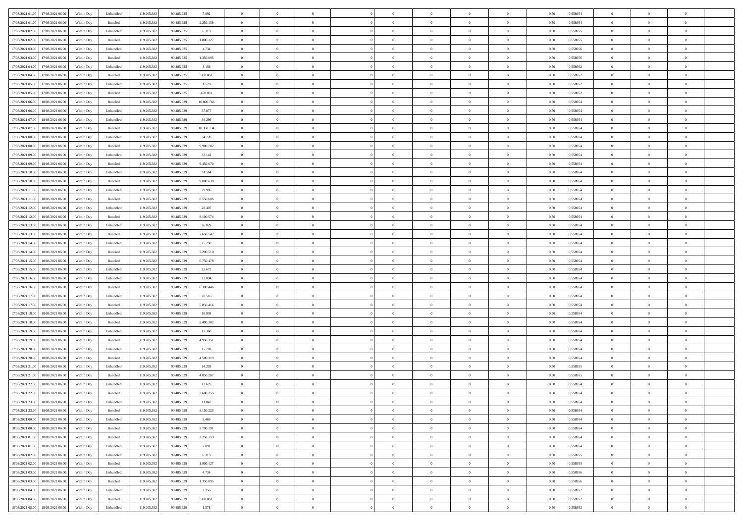| | | | | | | | | | | | | | | | | | | | | |
|---|---|---|---|---|---|---|---|---|---|---|---|---|---|---|---|---|---|---|---|---|
| 17/03/2021 01:00 | 17/03/2021 06:00 | Within Day | Unbundled | 119.205.382 | 90.485.925 | 7.892 | 0 | 0 | 0 | | 0 | 0 | 0 | 0 | 0,50 | 0,558954 | 0 | 0 | 0 | |
| 17/03/2021 01:00 | 17/03/2021 06:00 | Within Day | Bundled | 119.205.382 | 90.485.925 | 2.250.159 | 0 | 0 | 0 | | 0 | 0 | 0 | 0 | 0,50 | 0,558954 | 0 | 0 | 0 | |
| 17/03/2021 02:00 | 17/03/2021 06:00 | Within Day | Unbundled | 119.205.382 | 90.485.925 | 6.313 | 0 | 0 | 0 | | 0 | 0 | 0 | 0 | 0,50 | 0,558955 | 0 | 0 | 0 | |
| 17/03/2021 02:00 | 17/03/2021 06:00 | Within Day | Bundled | 119.205.382 | 90.485.925 | 1.800.127 | 0 | 0 | 0 | | 0 | 0 | 0 | 0 | 0,50 | 0,558955 | 0 | 0 | 0 | |
| 17/03/2021 03:00 | 17/03/2021 06:00 | Within Day | Unbundled | 119.205.382 | 90.485.925 | 4.734 | 0 | 0 | 0 | | 0 | 0 | 0 | 0 | 0,50 | 0,558956 | 0 | 0 | 0 | |
| 17/03/2021 03:00 | 17/03/2021 06:00 | Within Day | Bundled | 119.205.382 | 90.485.925 | 1.350.095 | 0 | 0 | 0 | | 0 | 0 | 0 | 0 | 0,50 | 0,558956 | 0 | 0 | 0 | |
| 17/03/2021 04:00 | 17/03/2021 06:00 | Within Day | Unbundled | 119.205.382 | 90.485.925 | 3.156 | 0 | 0 | 0 | | 0 | 0 | 0 | 0 | 0,50 | 0,558952 | 0 | 0 | 0 | |
| 17/03/2021 04:00 | 17/03/2021 06:00 | Within Day | Bundled | 119.205.382 | 90.485.925 | 900.063 | 0 | 0 | 0 | | 0 | 0 | 0 | 0 | 0,50 | 0,558952 | 0 | 0 | 0 | |
| 17/03/2021 05:00 | 17/03/2021 06:00 | Within Day | Unbundled | 119.205.382 | 90.485.925 | 1.578 | 0 | 0 | 0 | | 0 | 0 | 0 | 0 | 0,50 | 0,558952 | 0 | 0 | 0 | |
| 17/03/2021 05:00 | 17/03/2021 06:00 | Within Day | Bundled | 119.205.382 | 90.485.925 | 450.031 | 0 | 0 | 0 | | 0 | 0 | 0 | 0 | 0,50 | 0,558952 | 0 | 0 | 0 | |
| 17/03/2021 06:00 | 18/03/2021 06:00 | Within Day | Bundled | 119.205.382 | 90.485.929 | 10.800.766 | 0 | 0 | 0 | | 0 | 0 | 0 | 0 | 0,50 | 0,558954 | 0 | 0 | 0 | |
| 17/03/2021 06:00 | 18/03/2021 06:00 | Within Day | Unbundled | 119.205.382 | 90.485.929 | 37.877 | 0 | 0 | 0 | | 0 | 0 | 0 | 0 | 0,50 | 0,558954 | 0 | 0 | 0 | |
| 17/03/2021 07:00 | 18/03/2021 06:00 | Within Day | Unbundled | 119.205.382 | 90.485.929 | 36.299 | 0 | 0 | 0 | | 0 | 0 | 0 | 0 | 0,50 | 0,558954 | 0 | 0 | 0 | |
| 17/03/2021 07:00 | 18/03/2021 06:00 | Within Day | Bundled | 119.205.382 | 90.485.929 | 10.350.734 | 0 | 0 | 0 | | 0 | 0 | 0 | 0 | 0,50 | 0,558954 | 0 | 0 | 0 | |
| 17/03/2021 08:00 | 18/03/2021 06:00 | Within Day | Unbundled | 119.205.382 | 90.485.929 | 34.720 | 0 | 0 | 0 | | 0 | 0 | 0 | 0 | 0,50 | 0,558954 | 0 | 0 | 0 | |
| 17/03/2021 08:00 | 18/03/2021 06:00 | Within Day | Bundled | 119.205.382 | 90.485.929 | 9.900.702 | 0 | 0 | 0 | | 0 | 0 | 0 | 0 | 0,50 | 0,558954 | 0 | 0 | 0 | |
| 17/03/2021 09:00 | 18/03/2021 06:00 | Within Day | Unbundled | 119.205.382 | 90.485.929 | 33.142 | 0 | 0 | 0 | | 0 | 0 | 0 | 0 | 0,50 | 0,558954 | 0 | 0 | 0 | |
| 17/03/2021 09:00 | 18/03/2021 06:00 | Within Day | Bundled | 119.205.382 | 90.485.929 | 9.450.670 | 0 | 0 | 0 | | 0 | 0 | 0 | 0 | 0,50 | 0,558954 | 0 | 0 | 0 | |
| 17/03/2021 10:00 | 18/03/2021 06:00 | Within Day | Unbundled | 119.205.382 | 90.485.929 | 31.564 | 0 | 0 | 0 | | 0 | 0 | 0 | 0 | 0,50 | 0,558954 | 0 | 0 | 0 | |
| 17/03/2021 10:00 | 18/03/2021 06:00 | Within Day | Bundled | 119.205.382 | 90.485.929 | 9.000.638 | 0 | 0 | 0 | | 0 | 0 | 0 | 0 | 0,50 | 0,558954 | 0 | 0 | 0 | |
| 17/03/2021 11:00 | 18/03/2021 06:00 | Within Day | Unbundled | 119.205.382 | 90.485.929 | 29.985 | 0 | 0 | 0 | | 0 | 0 | 0 | 0 | 0,50 | 0,558954 | 0 | 0 | 0 | |
| 17/03/2021 11:00 | 18/03/2021 06:00 | Within Day | Bundled | 119.205.382 | 90.485.929 | 8.550.606 | 0 | 0 | 0 | | 0 | 0 | 0 | 0 | 0,50 | 0,558954 | 0 | 0 | 0 | |
| 17/03/2021 12:00 | 18/03/2021 06:00 | Within Day | Unbundled | 119.205.382 | 90.485.929 | 28.407 | 0 | 0 | 0 | | 0 | 0 | 0 | 0 | 0,50 | 0,558954 | 0 | 0 | 0 | |
| 17/03/2021 12:00 | 18/03/2021 06:00 | Within Day | Bundled | 119.205.382 | 90.485.929 | 8.100.574 | 0 | 0 | 0 | | 0 | 0 | 0 | 0 | 0,50 | 0,558954 | 0 | 0 | 0 | |
| 17/03/2021 13:00 | 18/03/2021 06:00 | Within Day | Unbundled | 119.205.382 | 90.485.929 | 26.829 | 0 | 0 | 0 | | 0 | 0 | 0 | 0 | 0,50 | 0,558954 | 0 | 0 | 0 | |
| 17/03/2021 13:00 | 18/03/2021 06:00 | Within Day | Bundled | 119.205.382 | 90.485.929 | 7.650.542 | 0 | 0 | 0 | | 0 | 0 | 0 | 0 | 0,50 | 0,558954 | 0 | 0 | 0 | |
| 17/03/2021 14:00 | 18/03/2021 06:00 | Within Day | Unbundled | 119.205.382 | 90.485.929 | 25.250 | 0 | 0 | 0 | | 0 | 0 | 0 | 0 | 0,50 | 0,558954 | 0 | 0 | 0 | |
| 17/03/2021 14:00 | 18/03/2021 06:00 | Within Day | Bundled | 119.205.382 | 90.485.929 | 7.200.510 | 0 | 0 | 0 | | 0 | 0 | 0 | 0 | 0,50 | 0,558954 | 0 | 0 | 0 | |
| 17/03/2021 15:00 | 18/03/2021 06:00 | Within Day | Bundled | 119.205.382 | 90.485.929 | 6.750.478 | 0 | 0 | 0 | | 0 | 0 | 0 | 0 | 0,50 | 0,558954 | 0 | 0 | 0 | |
| 17/03/2021 15:00 | 18/03/2021 06:00 | Within Day | Unbundled | 119.205.382 | 90.485.929 | 23.672 | 0 | 0 | 0 | | 0 | 0 | 0 | 0 | 0,50 | 0,558954 | 0 | 0 | 0 | |
| 17/03/2021 16:00 | 18/03/2021 06:00 | Within Day | Unbundled | 119.205.382 | 90.485.929 | 22.094 | 0 | 0 | 0 | | 0 | 0 | 0 | 0 | 0,50 | 0,558954 | 0 | 0 | 0 | |
| 17/03/2021 16:00 | 18/03/2021 06:00 | Within Day | Bundled | 119.205.382 | 90.485.929 | 6.300.446 | 0 | 0 | 0 | | 0 | 0 | 0 | 0 | 0,50 | 0,558954 | 0 | 0 | 0 | |
| 17/03/2021 17:00 | 18/03/2021 06:00 | Within Day | Unbundled | 119.205.382 | 90.485.929 | 20.516 | 0 | 0 | 0 | | 0 | 0 | 0 | 0 | 0,50 | 0,558954 | 0 | 0 | 0 | |
| 17/03/2021 17:00 | 18/03/2021 06:00 | Within Day | Bundled | 119.205.382 | 90.485.929 | 5.850.414 | 0 | 0 | 0 | | 0 | 0 | 0 | 0 | 0,50 | 0,558954 | 0 | 0 | 0 | |
| 17/03/2021 18:00 | 18/03/2021 06:00 | Within Day | Unbundled | 119.205.382 | 90.485.929 | 18.938 | 0 | 0 | 0 | | 0 | 0 | 0 | 0 | 0,50 | 0,558954 | 0 | 0 | 0 | |
| 17/03/2021 18:00 | 18/03/2021 06:00 | Within Day | Bundled | 119.205.382 | 90.485.929 | 5.400.382 | 0 | 0 | 0 | | 0 | 0 | 0 | 0 | 0,50 | 0,558954 | 0 | 0 | 0 | |
| 17/03/2021 19:00 | 18/03/2021 06:00 | Within Day | Unbundled | 119.205.382 | 90.485.929 | 17.360 | 0 | 0 | 0 | | 0 | 0 | 0 | 0 | 0,50 | 0,558954 | 0 | 0 | 0 | |
| 17/03/2021 19:00 | 18/03/2021 06:00 | Within Day | Bundled | 119.205.382 | 90.485.929 | 4.950.351 | 0 | 0 | 0 | | 0 | 0 | 0 | 0 | 0,50 | 0,558954 | 0 | 0 | 0 | |
| 17/03/2021 20:00 | 18/03/2021 06:00 | Within Day | Unbundled | 119.205.382 | 90.485.929 | 15.782 | 0 | 0 | 0 | | 0 | 0 | 0 | 0 | 0,50 | 0,558954 | 0 | 0 | 0 | |
| 17/03/2021 20:00 | 18/03/2021 06:00 | Within Day | Bundled | 119.205.382 | 90.485.929 | 4.500.319 | 0 | 0 | 0 | | 0 | 0 | 0 | 0 | 0,50 | 0,558954 | 0 | 0 | 0 | |
| 17/03/2021 21:00 | 18/03/2021 06:00 | Within Day | Unbundled | 119.205.382 | 90.485.929 | 14.203 | 0 | 0 | 0 | | 0 | 0 | 0 | 0 | 0,50 | 0,558955 | 0 | 0 | 0 | |
| 17/03/2021 21:00 | 18/03/2021 06:00 | Within Day | Bundled | 119.205.382 | 90.485.929 | 4.050.287 | 0 | 0 | 0 | | 0 | 0 | 0 | 0 | 0,50 | 0,558955 | 0 | 0 | 0 | |
| 17/03/2021 22:00 | 18/03/2021 06:00 | Within Day | Unbundled | 119.205.382 | 90.485.929 | 12.625 | 0 | 0 | 0 | | 0 | 0 | 0 | 0 | 0,50 | 0,558954 | 0 | 0 | 0 | |
| 17/03/2021 22:00 | 18/03/2021 06:00 | Within Day | Bundled | 119.205.382 | 90.485.929 | 3.600.255 | 0 | 0 | 0 | | 0 | 0 | 0 | 0 | 0,50 | 0,558954 | 0 | 0 | 0 | |
| 17/03/2021 23:00 | 18/03/2021 06:00 | Within Day | Unbundled | 119.205.382 | 90.485.929 | 11.047 | 0 | 0 | 0 | | 0 | 0 | 0 | 0 | 0,50 | 0,558954 | 0 | 0 | 0 | |
| 17/03/2021 23:00 | 18/03/2021 06:00 | Within Day | Bundled | 119.205.382 | 90.485.929 | 3.150.223 | 0 | 0 | 0 | | 0 | 0 | 0 | 0 | 0,50 | 0,558954 | 0 | 0 | 0 | |
| 18/03/2021 00:00 | 18/03/2021 06:00 | Within Day | Unbundled | 119.205.382 | 90.485.929 | 9.469 | 0 | 0 | 0 | | 0 | 0 | 0 | 0 | 0,50 | 0,558954 | 0 | 0 | 0 | |
| 18/03/2021 00:00 | 18/03/2021 06:00 | Within Day | Bundled | 119.205.382 | 90.485.929 | 2.700.191 | 0 | 0 | 0 | | 0 | 0 | 0 | 0 | 0,50 | 0,558954 | 0 | 0 | 0 | |
| 18/03/2021 01:00 | 18/03/2021 06:00 | Within Day | Bundled | 119.205.382 | 90.485.929 | 2.250.159 | 0 | 0 | 0 | | 0 | 0 | 0 | 0 | 0,50 | 0,558954 | 0 | 0 | 0 | |
| 18/03/2021 01:00 | 18/03/2021 06:00 | Within Day | Unbundled | 119.205.382 | 90.485.929 | 7.891 | 0 | 0 | 0 | | 0 | 0 | 0 | 0 | 0,50 | 0,558954 | 0 | 0 | 0 | |
| 18/03/2021 02:00 | 18/03/2021 06:00 | Within Day | Unbundled | 119.205.382 | 90.485.929 | 6.313 | 0 | 0 | 0 | | 0 | 0 | 0 | 0 | 0,50 | 0,558955 | 0 | 0 | 0 | |
| 18/03/2021 02:00 | 18/03/2021 06:00 | Within Day | Bundled | 119.205.382 | 90.485.929 | 1.800.127 | 0 | 0 | 0 | | 0 | 0 | 0 | 0 | 0,50 | 0,558955 | 0 | 0 | 0 | |
| 18/03/2021 03:00 | 18/03/2021 06:00 | Within Day | Unbundled | 119.205.382 | 90.485.929 | 4.734 | 0 | 0 | 0 | | 0 | 0 | 0 | 0 | 0,50 | 0,558956 | 0 | 0 | 0 | |
| 18/03/2021 03:00 | 18/03/2021 06:00 | Within Day | Bundled | 119.205.382 | 90.485.929 | 1.350.095 | 0 | 0 | 0 | | 0 | 0 | 0 | 0 | 0,50 | 0,558956 | 0 | 0 | 0 | |
| 18/03/2021 04:00 | 18/03/2021 06:00 | Within Day | Unbundled | 119.205.382 | 90.485.929 | 3.156 | 0 | 0 | 0 | | 0 | 0 | 0 | 0 | 0,50 | 0,558952 | 0 | 0 | 0 | |
| 18/03/2021 04:00 | 18/03/2021 06:00 | Within Day | Bundled | 119.205.382 | 90.485.929 | 900.063 | 0 | 0 | 0 | | 0 | 0 | 0 | 0 | 0,50 | 0,558952 | 0 | 0 | 0 | |
| 18/03/2021 05:00 | 18/03/2021 06:00 | Within Day | Unbundled | 119.205.382 | 90.485.929 | 1.578 | 0 | 0 | 0 | | 0 | 0 | 0 | 0 | 0,50 | 0,558952 | 0 | 0 | 0 | |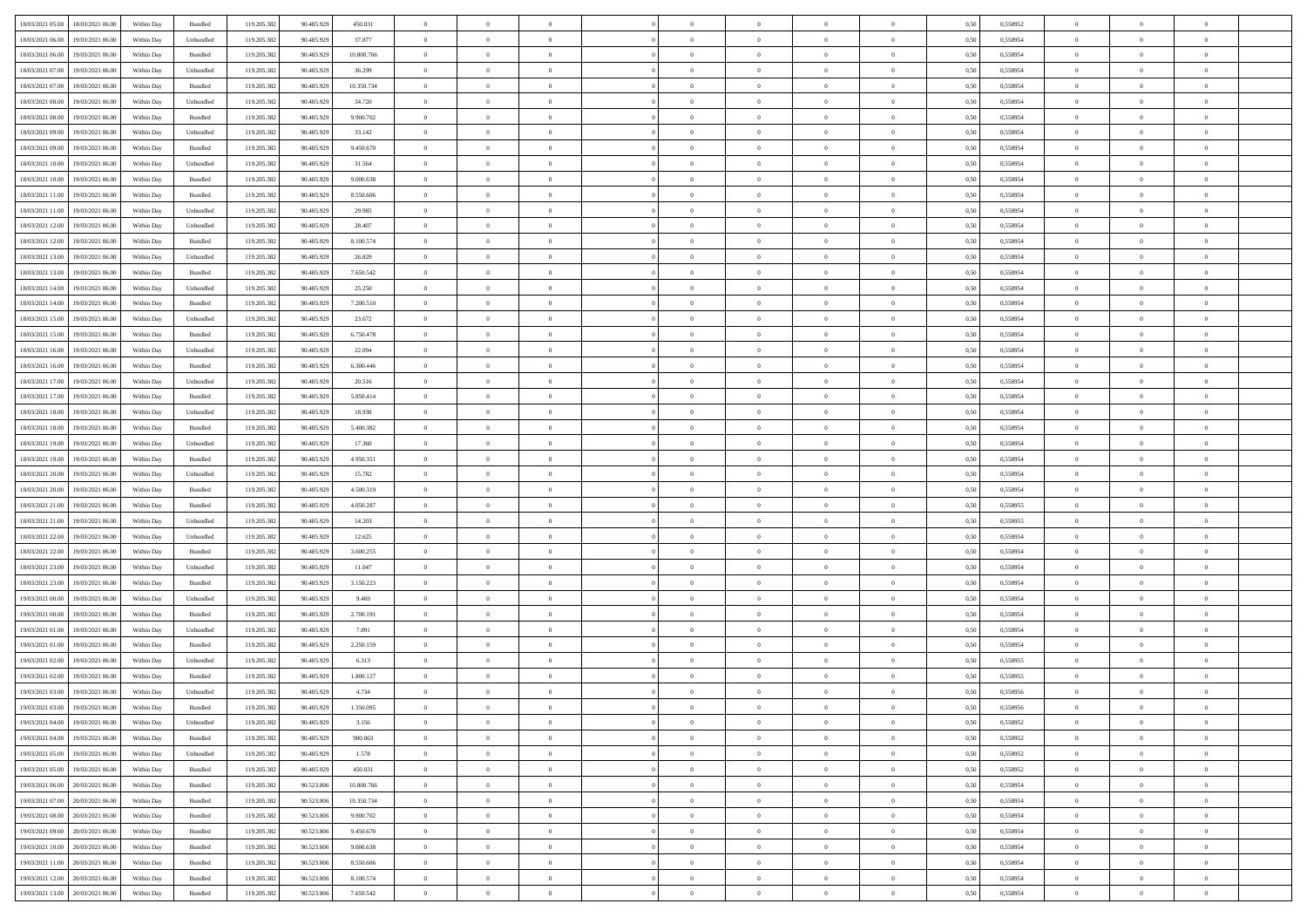| | | | | | | | | | | | | | | | | | | | | |
|---|---|---|---|---|---|---|---|---|---|---|---|---|---|---|---|---|---|---|---|---|
| 18/03/2021 05:00 | 18/03/2021 06:00 | Within Day | Bundled | 119.205.382 | 90.485.929 | 450.031 | 0 | 0 | 0 | | 0 | 0 | 0 | 0 | 0,50 | 0,558952 | 0 | 0 | 0 | |
| 18/03/2021 06:00 | 19/03/2021 06:00 | Within Day | Unbundled | 119.205.382 | 90.485.929 | 37.877 | 0 | 0 | 0 | | 0 | 0 | 0 | 0 | 0,50 | 0,558954 | 0 | 0 | 0 | |
| 18/03/2021 06:00 | 19/03/2021 06:00 | Within Day | Bundled | 119.205.382 | 90.485.929 | 10.800.766 | 0 | 0 | 0 | | 0 | 0 | 0 | 0 | 0,50 | 0,558954 | 0 | 0 | 0 | |
| 18/03/2021 07:00 | 19/03/2021 06:00 | Within Day | Unbundled | 119.205.382 | 90.485.929 | 36.299 | 0 | 0 | 0 | | 0 | 0 | 0 | 0 | 0,50 | 0,558954 | 0 | 0 | 0 | |
| 18/03/2021 07:00 | 19/03/2021 06:00 | Within Day | Bundled | 119.205.382 | 90.485.929 | 10.350.734 | 0 | 0 | 0 | | 0 | 0 | 0 | 0 | 0,50 | 0,558954 | 0 | 0 | 0 | |
| 18/03/2021 08:00 | 19/03/2021 06:00 | Within Day | Unbundled | 119.205.382 | 90.485.929 | 34.720 | 0 | 0 | 0 | | 0 | 0 | 0 | 0 | 0,50 | 0,558954 | 0 | 0 | 0 | |
| 18/03/2021 08:00 | 19/03/2021 06:00 | Within Day | Bundled | 119.205.382 | 90.485.929 | 9.900.702 | 0 | 0 | 0 | | 0 | 0 | 0 | 0 | 0,50 | 0,558954 | 0 | 0 | 0 | |
| 18/03/2021 09:00 | 19/03/2021 06:00 | Within Day | Unbundled | 119.205.382 | 90.485.929 | 33.142 | 0 | 0 | 0 | | 0 | 0 | 0 | 0 | 0,50 | 0,558954 | 0 | 0 | 0 | |
| 18/03/2021 09:00 | 19/03/2021 06:00 | Within Day | Bundled | 119.205.382 | 90.485.929 | 9.450.670 | 0 | 0 | 0 | | 0 | 0 | 0 | 0 | 0,50 | 0,558954 | 0 | 0 | 0 | |
| 18/03/2021 10:00 | 19/03/2021 06:00 | Within Day | Unbundled | 119.205.382 | 90.485.929 | 31.564 | 0 | 0 | 0 | | 0 | 0 | 0 | 0 | 0,50 | 0,558954 | 0 | 0 | 0 | |
| 18/03/2021 10:00 | 19/03/2021 06:00 | Within Day | Bundled | 119.205.382 | 90.485.929 | 9.000.638 | 0 | 0 | 0 | | 0 | 0 | 0 | 0 | 0,50 | 0,558954 | 0 | 0 | 0 | |
| 18/03/2021 11:00 | 19/03/2021 06:00 | Within Day | Bundled | 119.205.382 | 90.485.929 | 8.550.606 | 0 | 0 | 0 | | 0 | 0 | 0 | 0 | 0,50 | 0,558954 | 0 | 0 | 0 | |
| 18/03/2021 11:00 | 19/03/2021 06:00 | Within Day | Unbundled | 119.205.382 | 90.485.929 | 29.985 | 0 | 0 | 0 | | 0 | 0 | 0 | 0 | 0,50 | 0,558954 | 0 | 0 | 0 | |
| 18/03/2021 12:00 | 19/03/2021 06:00 | Within Day | Unbundled | 119.205.382 | 90.485.929 | 28.407 | 0 | 0 | 0 | | 0 | 0 | 0 | 0 | 0,50 | 0,558954 | 0 | 0 | 0 | |
| 18/03/2021 12:00 | 19/03/2021 06:00 | Within Day | Bundled | 119.205.382 | 90.485.929 | 8.100.574 | 0 | 0 | 0 | | 0 | 0 | 0 | 0 | 0,50 | 0,558954 | 0 | 0 | 0 | |
| 18/03/2021 13:00 | 19/03/2021 06:00 | Within Day | Unbundled | 119.205.382 | 90.485.929 | 26.829 | 0 | 0 | 0 | | 0 | 0 | 0 | 0 | 0,50 | 0,558954 | 0 | 0 | 0 | |
| 18/03/2021 13:00 | 19/03/2021 06:00 | Within Day | Bundled | 119.205.382 | 90.485.929 | 7.650.542 | 0 | 0 | 0 | | 0 | 0 | 0 | 0 | 0,50 | 0,558954 | 0 | 0 | 0 | |
| 18/03/2021 14:00 | 19/03/2021 06:00 | Within Day | Unbundled | 119.205.382 | 90.485.929 | 25.250 | 0 | 0 | 0 | | 0 | 0 | 0 | 0 | 0,50 | 0,558954 | 0 | 0 | 0 | |
| 18/03/2021 14:00 | 19/03/2021 06:00 | Within Day | Bundled | 119.205.382 | 90.485.929 | 7.200.510 | 0 | 0 | 0 | | 0 | 0 | 0 | 0 | 0,50 | 0,558954 | 0 | 0 | 0 | |
| 18/03/2021 15:00 | 19/03/2021 06:00 | Within Day | Unbundled | 119.205.382 | 90.485.929 | 23.672 | 0 | 0 | 0 | | 0 | 0 | 0 | 0 | 0,50 | 0,558954 | 0 | 0 | 0 | |
| 18/03/2021 15:00 | 19/03/2021 06:00 | Within Day | Bundled | 119.205.382 | 90.485.929 | 6.750.478 | 0 | 0 | 0 | | 0 | 0 | 0 | 0 | 0,50 | 0,558954 | 0 | 0 | 0 | |
| 18/03/2021 16:00 | 19/03/2021 06:00 | Within Day | Unbundled | 119.205.382 | 90.485.929 | 22.094 | 0 | 0 | 0 | | 0 | 0 | 0 | 0 | 0,50 | 0,558954 | 0 | 0 | 0 | |
| 18/03/2021 16:00 | 19/03/2021 06:00 | Within Day | Bundled | 119.205.382 | 90.485.929 | 6.300.446 | 0 | 0 | 0 | | 0 | 0 | 0 | 0 | 0,50 | 0,558954 | 0 | 0 | 0 | |
| 18/03/2021 17:00 | 19/03/2021 06:00 | Within Day | Unbundled | 119.205.382 | 90.485.929 | 20.516 | 0 | 0 | 0 | | 0 | 0 | 0 | 0 | 0,50 | 0,558954 | 0 | 0 | 0 | |
| 18/03/2021 17:00 | 19/03/2021 06:00 | Within Day | Bundled | 119.205.382 | 90.485.929 | 5.850.414 | 0 | 0 | 0 | | 0 | 0 | 0 | 0 | 0,50 | 0,558954 | 0 | 0 | 0 | |
| 18/03/2021 18:00 | 19/03/2021 06:00 | Within Day | Unbundled | 119.205.382 | 90.485.929 | 18.938 | 0 | 0 | 0 | | 0 | 0 | 0 | 0 | 0,50 | 0,558954 | 0 | 0 | 0 | |
| 18/03/2021 18:00 | 19/03/2021 06:00 | Within Day | Bundled | 119.205.382 | 90.485.929 | 5.400.382 | 0 | 0 | 0 | | 0 | 0 | 0 | 0 | 0,50 | 0,558954 | 0 | 0 | 0 | |
| 18/03/2021 19:00 | 19/03/2021 06:00 | Within Day | Unbundled | 119.205.382 | 90.485.929 | 17.360 | 0 | 0 | 0 | | 0 | 0 | 0 | 0 | 0,50 | 0,558954 | 0 | 0 | 0 | |
| 18/03/2021 19:00 | 19/03/2021 06:00 | Within Day | Bundled | 119.205.382 | 90.485.929 | 4.950.351 | 0 | 0 | 0 | | 0 | 0 | 0 | 0 | 0,50 | 0,558954 | 0 | 0 | 0 | |
| 18/03/2021 20:00 | 19/03/2021 06:00 | Within Day | Unbundled | 119.205.382 | 90.485.929 | 15.782 | 0 | 0 | 0 | | 0 | 0 | 0 | 0 | 0,50 | 0,558954 | 0 | 0 | 0 | |
| 18/03/2021 20:00 | 19/03/2021 06:00 | Within Day | Bundled | 119.205.382 | 90.485.929 | 4.500.319 | 0 | 0 | 0 | | 0 | 0 | 0 | 0 | 0,50 | 0,558954 | 0 | 0 | 0 | |
| 18/03/2021 21:00 | 19/03/2021 06:00 | Within Day | Bundled | 119.205.382 | 90.485.929 | 4.050.287 | 0 | 0 | 0 | | 0 | 0 | 0 | 0 | 0,50 | 0,558955 | 0 | 0 | 0 | |
| 18/03/2021 21:00 | 19/03/2021 06:00 | Within Day | Unbundled | 119.205.382 | 90.485.929 | 14.203 | 0 | 0 | 0 | | 0 | 0 | 0 | 0 | 0,50 | 0,558955 | 0 | 0 | 0 | |
| 18/03/2021 22:00 | 19/03/2021 06:00 | Within Day | Unbundled | 119.205.382 | 90.485.929 | 12.625 | 0 | 0 | 0 | | 0 | 0 | 0 | 0 | 0,50 | 0,558954 | 0 | 0 | 0 | |
| 18/03/2021 22:00 | 19/03/2021 06:00 | Within Day | Bundled | 119.205.382 | 90.485.929 | 3.600.255 | 0 | 0 | 0 | | 0 | 0 | 0 | 0 | 0,50 | 0,558954 | 0 | 0 | 0 | |
| 18/03/2021 23:00 | 19/03/2021 06:00 | Within Day | Unbundled | 119.205.382 | 90.485.929 | 11.047 | 0 | 0 | 0 | | 0 | 0 | 0 | 0 | 0,50 | 0,558954 | 0 | 0 | 0 | |
| 18/03/2021 23:00 | 19/03/2021 06:00 | Within Day | Bundled | 119.205.382 | 90.485.929 | 3.150.223 | 0 | 0 | 0 | | 0 | 0 | 0 | 0 | 0,50 | 0,558954 | 0 | 0 | 0 | |
| 19/03/2021 00:00 | 19/03/2021 06:00 | Within Day | Unbundled | 119.205.382 | 90.485.929 | 9.469 | 0 | 0 | 0 | | 0 | 0 | 0 | 0 | 0,50 | 0,558954 | 0 | 0 | 0 | |
| 19/03/2021 00:00 | 19/03/2021 06:00 | Within Day | Bundled | 119.205.382 | 90.485.929 | 2.700.191 | 0 | 0 | 0 | | 0 | 0 | 0 | 0 | 0,50 | 0,558954 | 0 | 0 | 0 | |
| 19/03/2021 01:00 | 19/03/2021 06:00 | Within Day | Unbundled | 119.205.382 | 90.485.929 | 7.891 | 0 | 0 | 0 | | 0 | 0 | 0 | 0 | 0,50 | 0,558954 | 0 | 0 | 0 | |
| 19/03/2021 01:00 | 19/03/2021 06:00 | Within Day | Bundled | 119.205.382 | 90.485.929 | 2.250.159 | 0 | 0 | 0 | | 0 | 0 | 0 | 0 | 0,50 | 0,558954 | 0 | 0 | 0 | |
| 19/03/2021 02:00 | 19/03/2021 06:00 | Within Day | Unbundled | 119.205.382 | 90.485.929 | 6.313 | 0 | 0 | 0 | | 0 | 0 | 0 | 0 | 0,50 | 0,558955 | 0 | 0 | 0 | |
| 19/03/2021 02:00 | 19/03/2021 06:00 | Within Day | Bundled | 119.205.382 | 90.485.929 | 1.800.127 | 0 | 0 | 0 | | 0 | 0 | 0 | 0 | 0,50 | 0,558955 | 0 | 0 | 0 | |
| 19/03/2021 03:00 | 19/03/2021 06:00 | Within Day | Unbundled | 119.205.382 | 90.485.929 | 4.734 | 0 | 0 | 0 | | 0 | 0 | 0 | 0 | 0,50 | 0,558956 | 0 | 0 | 0 | |
| 19/03/2021 03:00 | 19/03/2021 06:00 | Within Day | Bundled | 119.205.382 | 90.485.929 | 1.350.095 | 0 | 0 | 0 | | 0 | 0 | 0 | 0 | 0,50 | 0,558956 | 0 | 0 | 0 | |
| 19/03/2021 04:00 | 19/03/2021 06:00 | Within Day | Unbundled | 119.205.382 | 90.485.929 | 3.156 | 0 | 0 | 0 | | 0 | 0 | 0 | 0 | 0,50 | 0,558952 | 0 | 0 | 0 | |
| 19/03/2021 04:00 | 19/03/2021 06:00 | Within Day | Bundled | 119.205.382 | 90.485.929 | 900.063 | 0 | 0 | 0 | | 0 | 0 | 0 | 0 | 0,50 | 0,558952 | 0 | 0 | 0 | |
| 19/03/2021 05:00 | 19/03/2021 06:00 | Within Day | Unbundled | 119.205.382 | 90.485.929 | 1.578 | 0 | 0 | 0 | | 0 | 0 | 0 | 0 | 0,50 | 0,558952 | 0 | 0 | 0 | |
| 19/03/2021 05:00 | 19/03/2021 06:00 | Within Day | Bundled | 119.205.382 | 90.485.929 | 450.031 | 0 | 0 | 0 | | 0 | 0 | 0 | 0 | 0,50 | 0,558952 | 0 | 0 | 0 | |
| 19/03/2021 06:00 | 20/03/2021 06:00 | Within Day | Bundled | 119.205.382 | 90.523.806 | 10.800.766 | 0 | 0 | 0 | | 0 | 0 | 0 | 0 | 0,50 | 0,558954 | 0 | 0 | 0 | |
| 19/03/2021 07:00 | 20/03/2021 06:00 | Within Day | Bundled | 119.205.382 | 90.523.806 | 10.350.734 | 0 | 0 | 0 | | 0 | 0 | 0 | 0 | 0,50 | 0,558954 | 0 | 0 | 0 | |
| 19/03/2021 08:00 | 20/03/2021 06:00 | Within Day | Bundled | 119.205.382 | 90.523.806 | 9.900.702 | 0 | 0 | 0 | | 0 | 0 | 0 | 0 | 0,50 | 0,558954 | 0 | 0 | 0 | |
| 19/03/2021 09:00 | 20/03/2021 06:00 | Within Day | Bundled | 119.205.382 | 90.523.806 | 9.450.670 | 0 | 0 | 0 | | 0 | 0 | 0 | 0 | 0,50 | 0,558954 | 0 | 0 | 0 | |
| 19/03/2021 10:00 | 20/03/2021 06:00 | Within Day | Bundled | 119.205.382 | 90.523.806 | 9.000.638 | 0 | 0 | 0 | | 0 | 0 | 0 | 0 | 0,50 | 0,558954 | 0 | 0 | 0 | |
| 19/03/2021 11:00 | 20/03/2021 06:00 | Within Day | Bundled | 119.205.382 | 90.523.806 | 8.550.606 | 0 | 0 | 0 | | 0 | 0 | 0 | 0 | 0,50 | 0,558954 | 0 | 0 | 0 | |
| 19/03/2021 12:00 | 20/03/2021 06:00 | Within Day | Bundled | 119.205.382 | 90.523.806 | 8.100.574 | 0 | 0 | 0 | | 0 | 0 | 0 | 0 | 0,50 | 0,558954 | 0 | 0 | 0 | |
| 19/03/2021 13:00 | 20/03/2021 06:00 | Within Day | Bundled | 119.205.382 | 90.523.806 | 7.650.542 | 0 | 0 | 0 | | 0 | 0 | 0 | 0 | 0,50 | 0,558954 | 0 | 0 | 0 | |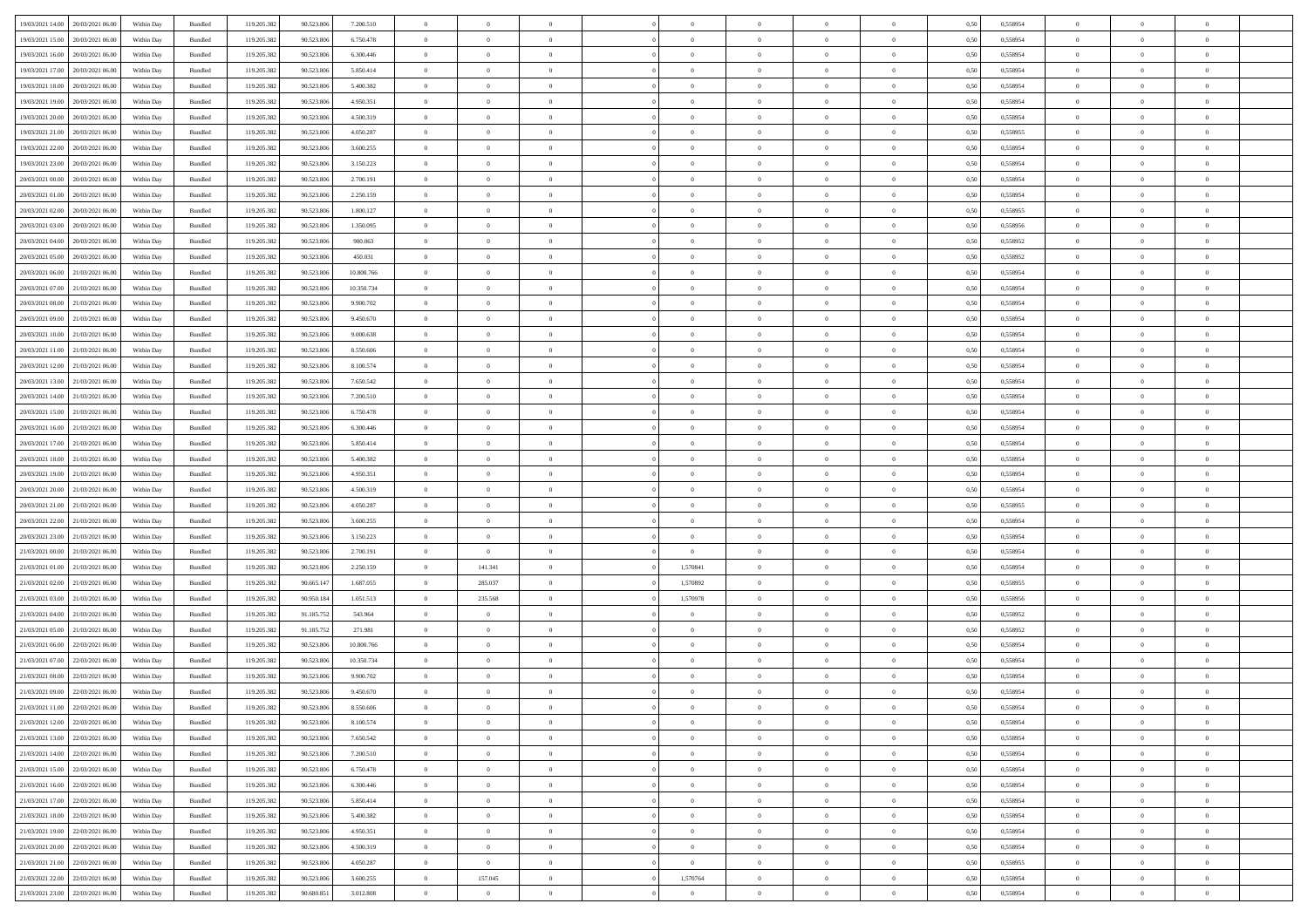| | | | | | | | | | | | | | | | | | | | | |
|---|---|---|---|---|---|---|---|---|---|---|---|---|---|---|---|---|---|---|---|---|
| 19/03/2021 14:00 | 20/03/2021 06:00 | Within Day | Bundled | 119.205.382 | 90.523.806 | 7.200.510 | 0 | 0 | 0 | | 0 | 0 | 0 | 0 | 0,50 | 0,558954 | 0 | 0 | 0 | |
| 19/03/2021 15:00 | 20/03/2021 06:00 | Within Day | Bundled | 119.205.382 | 90.523.806 | 6.750.478 | 0 | 0 | 0 | | 0 | 0 | 0 | 0 | 0,50 | 0,558954 | 0 | 0 | 0 | |
| 19/03/2021 16:00 | 20/03/2021 06:00 | Within Day | Bundled | 119.205.382 | 90.523.806 | 6.300.446 | 0 | 0 | 0 | | 0 | 0 | 0 | 0 | 0,50 | 0,558954 | 0 | 0 | 0 | |
| 19/03/2021 17:00 | 20/03/2021 06:00 | Within Day | Bundled | 119.205.382 | 90.523.806 | 5.850.414 | 0 | 0 | 0 | | 0 | 0 | 0 | 0 | 0,50 | 0,558954 | 0 | 0 | 0 | |
| 19/03/2021 18:00 | 20/03/2021 06:00 | Within Day | Bundled | 119.205.382 | 90.523.806 | 5.400.382 | 0 | 0 | 0 | | 0 | 0 | 0 | 0 | 0,50 | 0,558954 | 0 | 0 | 0 | |
| 19/03/2021 19:00 | 20/03/2021 06:00 | Within Day | Bundled | 119.205.382 | 90.523.806 | 4.950.351 | 0 | 0 | 0 | | 0 | 0 | 0 | 0 | 0,50 | 0,558954 | 0 | 0 | 0 | |
| 19/03/2021 20:00 | 20/03/2021 06:00 | Within Day | Bundled | 119.205.382 | 90.523.806 | 4.500.319 | 0 | 0 | 0 | | 0 | 0 | 0 | 0 | 0,50 | 0,558954 | 0 | 0 | 0 | |
| 19/03/2021 21:00 | 20/03/2021 06:00 | Within Day | Bundled | 119.205.382 | 90.523.806 | 4.050.287 | 0 | 0 | 0 | | 0 | 0 | 0 | 0 | 0,50 | 0,558955 | 0 | 0 | 0 | |
| 19/03/2021 22:00 | 20/03/2021 06:00 | Within Day | Bundled | 119.205.382 | 90.523.806 | 3.600.255 | 0 | 0 | 0 | | 0 | 0 | 0 | 0 | 0,50 | 0,558954 | 0 | 0 | 0 | |
| 19/03/2021 23:00 | 20/03/2021 06:00 | Within Day | Bundled | 119.205.382 | 90.523.806 | 3.150.223 | 0 | 0 | 0 | | 0 | 0 | 0 | 0 | 0,50 | 0,558954 | 0 | 0 | 0 | |
| 20/03/2021 00:00 | 20/03/2021 06:00 | Within Day | Bundled | 119.205.382 | 90.523.806 | 2.700.191 | 0 | 0 | 0 | | 0 | 0 | 0 | 0 | 0,50 | 0,558954 | 0 | 0 | 0 | |
| 20/03/2021 01:00 | 20/03/2021 06:00 | Within Day | Bundled | 119.205.382 | 90.523.806 | 2.250.159 | 0 | 0 | 0 | | 0 | 0 | 0 | 0 | 0,50 | 0,558954 | 0 | 0 | 0 | |
| 20/03/2021 02:00 | 20/03/2021 06:00 | Within Day | Bundled | 119.205.382 | 90.523.806 | 1.800.127 | 0 | 0 | 0 | | 0 | 0 | 0 | 0 | 0,50 | 0,558955 | 0 | 0 | 0 | |
| 20/03/2021 03:00 | 20/03/2021 06:00 | Within Day | Bundled | 119.205.382 | 90.523.806 | 1.350.095 | 0 | 0 | 0 | | 0 | 0 | 0 | 0 | 0,50 | 0,558956 | 0 | 0 | 0 | |
| 20/03/2021 04:00 | 20/03/2021 06:00 | Within Day | Bundled | 119.205.382 | 90.523.806 | 900.063 | 0 | 0 | 0 | | 0 | 0 | 0 | 0 | 0,50 | 0,558952 | 0 | 0 | 0 | |
| 20/03/2021 05:00 | 20/03/2021 06:00 | Within Day | Bundled | 119.205.382 | 90.523.806 | 450.031 | 0 | 0 | 0 | | 0 | 0 | 0 | 0 | 0,50 | 0,558952 | 0 | 0 | 0 | |
| 20/03/2021 06:00 | 21/03/2021 06:00 | Within Day | Bundled | 119.205.382 | 90.523.806 | 10.800.766 | 0 | 0 | 0 | | 0 | 0 | 0 | 0 | 0,50 | 0,558954 | 0 | 0 | 0 | |
| 20/03/2021 07:00 | 21/03/2021 06:00 | Within Day | Bundled | 119.205.382 | 90.523.806 | 10.350.734 | 0 | 0 | 0 | | 0 | 0 | 0 | 0 | 0,50 | 0,558954 | 0 | 0 | 0 | |
| 20/03/2021 08:00 | 21/03/2021 06:00 | Within Day | Bundled | 119.205.382 | 90.523.806 | 9.900.702 | 0 | 0 | 0 | | 0 | 0 | 0 | 0 | 0,50 | 0,558954 | 0 | 0 | 0 | |
| 20/03/2021 09:00 | 21/03/2021 06:00 | Within Day | Bundled | 119.205.382 | 90.523.806 | 9.450.670 | 0 | 0 | 0 | | 0 | 0 | 0 | 0 | 0,50 | 0,558954 | 0 | 0 | 0 | |
| 20/03/2021 10:00 | 21/03/2021 06:00 | Within Day | Bundled | 119.205.382 | 90.523.806 | 9.000.638 | 0 | 0 | 0 | | 0 | 0 | 0 | 0 | 0,50 | 0,558954 | 0 | 0 | 0 | |
| 20/03/2021 11:00 | 21/03/2021 06:00 | Within Day | Bundled | 119.205.382 | 90.523.806 | 8.550.606 | 0 | 0 | 0 | | 0 | 0 | 0 | 0 | 0,50 | 0,558954 | 0 | 0 | 0 | |
| 20/03/2021 12:00 | 21/03/2021 06:00 | Within Day | Bundled | 119.205.382 | 90.523.806 | 8.100.574 | 0 | 0 | 0 | | 0 | 0 | 0 | 0 | 0,50 | 0,558954 | 0 | 0 | 0 | |
| 20/03/2021 13:00 | 21/03/2021 06:00 | Within Day | Bundled | 119.205.382 | 90.523.806 | 7.650.542 | 0 | 0 | 0 | | 0 | 0 | 0 | 0 | 0,50 | 0,558954 | 0 | 0 | 0 | |
| 20/03/2021 14:00 | 21/03/2021 06:00 | Within Day | Bundled | 119.205.382 | 90.523.806 | 7.200.510 | 0 | 0 | 0 | | 0 | 0 | 0 | 0 | 0,50 | 0,558954 | 0 | 0 | 0 | |
| 20/03/2021 15:00 | 21/03/2021 06:00 | Within Day | Bundled | 119.205.382 | 90.523.806 | 6.750.478 | 0 | 0 | 0 | | 0 | 0 | 0 | 0 | 0,50 | 0,558954 | 0 | 0 | 0 | |
| 20/03/2021 16:00 | 21/03/2021 06:00 | Within Day | Bundled | 119.205.382 | 90.523.806 | 6.300.446 | 0 | 0 | 0 | | 0 | 0 | 0 | 0 | 0,50 | 0,558954 | 0 | 0 | 0 | |
| 20/03/2021 17:00 | 21/03/2021 06:00 | Within Day | Bundled | 119.205.382 | 90.523.806 | 5.850.414 | 0 | 0 | 0 | | 0 | 0 | 0 | 0 | 0,50 | 0,558954 | 0 | 0 | 0 | |
| 20/03/2021 18:00 | 21/03/2021 06:00 | Within Day | Bundled | 119.205.382 | 90.523.806 | 5.400.382 | 0 | 0 | 0 | | 0 | 0 | 0 | 0 | 0,50 | 0,558954 | 0 | 0 | 0 | |
| 20/03/2021 19:00 | 21/03/2021 06:00 | Within Day | Bundled | 119.205.382 | 90.523.806 | 4.950.351 | 0 | 0 | 0 | | 0 | 0 | 0 | 0 | 0,50 | 0,558954 | 0 | 0 | 0 | |
| 20/03/2021 20:00 | 21/03/2021 06:00 | Within Day | Bundled | 119.205.382 | 90.523.806 | 4.500.319 | 0 | 0 | 0 | | 0 | 0 | 0 | 0 | 0,50 | 0,558954 | 0 | 0 | 0 | |
| 20/03/2021 21:00 | 21/03/2021 06:00 | Within Day | Bundled | 119.205.382 | 90.523.806 | 4.050.287 | 0 | 0 | 0 | | 0 | 0 | 0 | 0 | 0,50 | 0,558955 | 0 | 0 | 0 | |
| 20/03/2021 22:00 | 21/03/2021 06:00 | Within Day | Bundled | 119.205.382 | 90.523.806 | 3.600.255 | 0 | 0 | 0 | | 0 | 0 | 0 | 0 | 0,50 | 0,558954 | 0 | 0 | 0 | |
| 20/03/2021 23:00 | 21/03/2021 06:00 | Within Day | Bundled | 119.205.382 | 90.523.806 | 3.150.223 | 0 | 0 | 0 | | 0 | 0 | 0 | 0 | 0,50 | 0,558954 | 0 | 0 | 0 | |
| 21/03/2021 00:00 | 21/03/2021 06:00 | Within Day | Bundled | 119.205.382 | 90.523.806 | 2.700.191 | 0 | 0 | 0 | | 0 | 0 | 0 | 0 | 0,50 | 0,558954 | 0 | 0 | 0 | |
| 21/03/2021 01:00 | 21/03/2021 06:00 | Within Day | Bundled | 119.205.382 | 90.523.806 | 2.250.159 | 0 | 141.341 | 0 | | 1,570841 | 0 | 0 | 0 | 0,50 | 0,558954 | 0 | 0 | 0 | |
| 21/03/2021 02:00 | 21/03/2021 06:00 | Within Day | Bundled | 119.205.382 | 90.665.147 | 1.687.055 | 0 | 285.037 | 0 | | 1,570892 | 0 | 0 | 0 | 0,50 | 0,558955 | 0 | 0 | 0 | |
| 21/03/2021 03:00 | 21/03/2021 06:00 | Within Day | Bundled | 119.205.382 | 90.950.184 | 1.051.513 | 0 | 235.568 | 0 | | 1,570978 | 0 | 0 | 0 | 0,50 | 0,558956 | 0 | 0 | 0 | |
| 21/03/2021 04:00 | 21/03/2021 06:00 | Within Day | Bundled | 119.205.382 | 91.185.752 | 543.964 | 0 | 0 | 0 | | 0 | 0 | 0 | 0 | 0,50 | 0,558952 | 0 | 0 | 0 | |
| 21/03/2021 05:00 | 21/03/2021 06:00 | Within Day | Bundled | 119.205.382 | 91.185.752 | 271.981 | 0 | 0 | 0 | | 0 | 0 | 0 | 0 | 0,50 | 0,558952 | 0 | 0 | 0 | |
| 21/03/2021 06:00 | 22/03/2021 06:00 | Within Day | Bundled | 119.205.382 | 90.523.806 | 10.800.766 | 0 | 0 | 0 | | 0 | 0 | 0 | 0 | 0,50 | 0,558954 | 0 | 0 | 0 | |
| 21/03/2021 07:00 | 22/03/2021 06:00 | Within Day | Bundled | 119.205.382 | 90.523.806 | 10.350.734 | 0 | 0 | 0 | | 0 | 0 | 0 | 0 | 0,50 | 0,558954 | 0 | 0 | 0 | |
| 21/03/2021 08:00 | 22/03/2021 06:00 | Within Day | Bundled | 119.205.382 | 90.523.806 | 9.900.702 | 0 | 0 | 0 | | 0 | 0 | 0 | 0 | 0,50 | 0,558954 | 0 | 0 | 0 | |
| 21/03/2021 09:00 | 22/03/2021 06:00 | Within Day | Bundled | 119.205.382 | 90.523.806 | 9.450.670 | 0 | 0 | 0 | | 0 | 0 | 0 | 0 | 0,50 | 0,558954 | 0 | 0 | 0 | |
| 21/03/2021 11:00 | 22/03/2021 06:00 | Within Day | Bundled | 119.205.382 | 90.523.806 | 8.550.606 | 0 | 0 | 0 | | 0 | 0 | 0 | 0 | 0,50 | 0,558954 | 0 | 0 | 0 | |
| 21/03/2021 12:00 | 22/03/2021 06:00 | Within Day | Bundled | 119.205.382 | 90.523.806 | 8.100.574 | 0 | 0 | 0 | | 0 | 0 | 0 | 0 | 0,50 | 0,558954 | 0 | 0 | 0 | |
| 21/03/2021 13:00 | 22/03/2021 06:00 | Within Day | Bundled | 119.205.382 | 90.523.806 | 7.650.542 | 0 | 0 | 0 | | 0 | 0 | 0 | 0 | 0,50 | 0,558954 | 0 | 0 | 0 | |
| 21/03/2021 14:00 | 22/03/2021 06:00 | Within Day | Bundled | 119.205.382 | 90.523.806 | 7.200.510 | 0 | 0 | 0 | | 0 | 0 | 0 | 0 | 0,50 | 0,558954 | 0 | 0 | 0 | |
| 21/03/2021 15:00 | 22/03/2021 06:00 | Within Day | Bundled | 119.205.382 | 90.523.806 | 6.750.478 | 0 | 0 | 0 | | 0 | 0 | 0 | 0 | 0,50 | 0,558954 | 0 | 0 | 0 | |
| 21/03/2021 16:00 | 22/03/2021 06:00 | Within Day | Bundled | 119.205.382 | 90.523.806 | 6.300.446 | 0 | 0 | 0 | | 0 | 0 | 0 | 0 | 0,50 | 0,558954 | 0 | 0 | 0 | |
| 21/03/2021 17:00 | 22/03/2021 06:00 | Within Day | Bundled | 119.205.382 | 90.523.806 | 5.850.414 | 0 | 0 | 0 | | 0 | 0 | 0 | 0 | 0,50 | 0,558954 | 0 | 0 | 0 | |
| 21/03/2021 18:00 | 22/03/2021 06:00 | Within Day | Bundled | 119.205.382 | 90.523.806 | 5.400.382 | 0 | 0 | 0 | | 0 | 0 | 0 | 0 | 0,50 | 0,558954 | 0 | 0 | 0 | |
| 21/03/2021 19:00 | 22/03/2021 06:00 | Within Day | Bundled | 119.205.382 | 90.523.806 | 4.950.351 | 0 | 0 | 0 | | 0 | 0 | 0 | 0 | 0,50 | 0,558954 | 0 | 0 | 0 | |
| 21/03/2021 20:00 | 22/03/2021 06:00 | Within Day | Bundled | 119.205.382 | 90.523.806 | 4.500.319 | 0 | 0 | 0 | | 0 | 0 | 0 | 0 | 0,50 | 0,558954 | 0 | 0 | 0 | |
| 21/03/2021 21:00 | 22/03/2021 06:00 | Within Day | Bundled | 119.205.382 | 90.523.806 | 4.050.287 | 0 | 0 | 0 | | 0 | 0 | 0 | 0 | 0,50 | 0,558955 | 0 | 0 | 0 | |
| 21/03/2021 22:00 | 22/03/2021 06:00 | Within Day | Bundled | 119.205.382 | 90.523.806 | 3.600.255 | 0 | 157.045 | 0 | | 1,570764 | 0 | 0 | 0 | 0,50 | 0,558954 | 0 | 0 | 0 | |
| 21/03/2021 23:00 | 22/03/2021 06:00 | Within Day | Bundled | 119.205.382 | 90.680.851 | 3.012.808 | 0 | 0 | 0 | | 0 | 0 | 0 | 0 | 0,50 | 0,558954 | 0 | 0 | 0 | |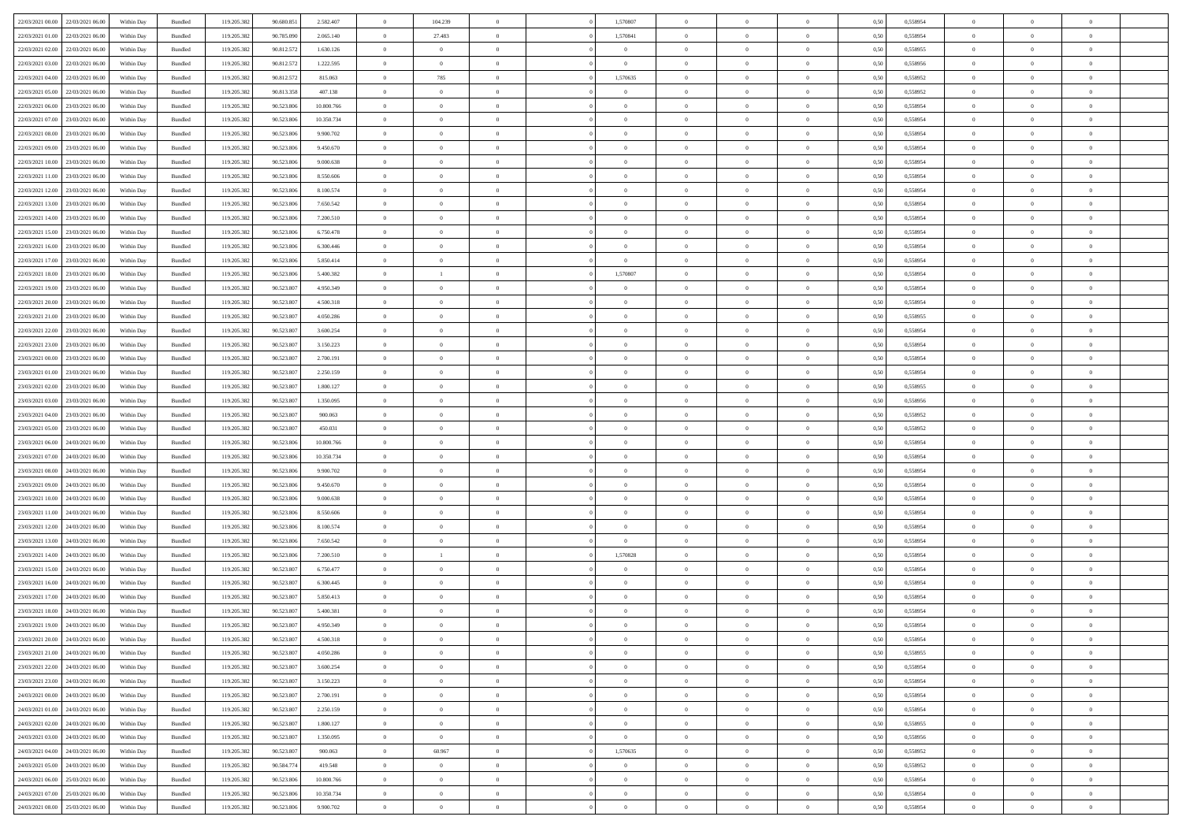| | | | | | | | | | | | | | | | | | | | | |
|---|---|---|---|---|---|---|---|---|---|---|---|---|---|---|---|---|---|---|---|---|
| 22/03/2021 00:00 | 22/03/2021 06:00 | Within Day | Bundled | 119.205.382 | 90.680.851 | 2.582.407 | 0 | 104.239 | 0 | | 1,570807 | 0 | 0 | 0 | 0,50 | 0,558954 | 0 | 0 | 0 | |
| 22/03/2021 01:00 | 22/03/2021 06:00 | Within Day | Bundled | 119.205.382 | 90.785.090 | 2.065.140 | 0 | 27.483 | 0 | | 1,570841 | 0 | 0 | 0 | 0,50 | 0,558954 | 0 | 0 | 0 | |
| 22/03/2021 02:00 | 22/03/2021 06:00 | Within Day | Bundled | 119.205.382 | 90.812.572 | 1.630.126 | 0 | 0 | 0 | | 0 | 0 | 0 | 0 | 0,50 | 0,558955 | 0 | 0 | 0 | |
| 22/03/2021 03:00 | 22/03/2021 06:00 | Within Day | Bundled | 119.205.382 | 90.812.572 | 1.222.595 | 0 | 0 | 0 | | 0 | 0 | 0 | 0 | 0,50 | 0,558956 | 0 | 0 | 0 | |
| 22/03/2021 04:00 | 22/03/2021 06:00 | Within Day | Bundled | 119.205.382 | 90.812.572 | 815.063 | 0 | 785 | 0 | | 1,570635 | 0 | 0 | 0 | 0,50 | 0,558952 | 0 | 0 | 0 | |
| 22/03/2021 05:00 | 22/03/2021 06:00 | Within Day | Bundled | 119.205.382 | 90.813.358 | 407.138 | 0 | 0 | 0 | | 0 | 0 | 0 | 0 | 0,50 | 0,558952 | 0 | 0 | 0 | |
| 22/03/2021 06:00 | 23/03/2021 06:00 | Within Day | Bundled | 119.205.382 | 90.523.806 | 10.800.766 | 0 | 0 | 0 | | 0 | 0 | 0 | 0 | 0,50 | 0,558954 | 0 | 0 | 0 | |
| 22/03/2021 07:00 | 23/03/2021 06:00 | Within Day | Bundled | 119.205.382 | 90.523.806 | 10.350.734 | 0 | 0 | 0 | | 0 | 0 | 0 | 0 | 0,50 | 0,558954 | 0 | 0 | 0 | |
| 22/03/2021 08:00 | 23/03/2021 06:00 | Within Day | Bundled | 119.205.382 | 90.523.806 | 9.900.702 | 0 | 0 | 0 | | 0 | 0 | 0 | 0 | 0,50 | 0,558954 | 0 | 0 | 0 | |
| 22/03/2021 09:00 | 23/03/2021 06:00 | Within Day | Bundled | 119.205.382 | 90.523.806 | 9.450.670 | 0 | 0 | 0 | | 0 | 0 | 0 | 0 | 0,50 | 0,558954 | 0 | 0 | 0 | |
| 22/03/2021 10:00 | 23/03/2021 06:00 | Within Day | Bundled | 119.205.382 | 90.523.806 | 9.000.638 | 0 | 0 | 0 | | 0 | 0 | 0 | 0 | 0,50 | 0,558954 | 0 | 0 | 0 | |
| 22/03/2021 11:00 | 23/03/2021 06:00 | Within Day | Bundled | 119.205.382 | 90.523.806 | 8.550.606 | 0 | 0 | 0 | | 0 | 0 | 0 | 0 | 0,50 | 0,558954 | 0 | 0 | 0 | |
| 22/03/2021 12:00 | 23/03/2021 06:00 | Within Day | Bundled | 119.205.382 | 90.523.806 | 8.100.574 | 0 | 0 | 0 | | 0 | 0 | 0 | 0 | 0,50 | 0,558954 | 0 | 0 | 0 | |
| 22/03/2021 13:00 | 23/03/2021 06:00 | Within Day | Bundled | 119.205.382 | 90.523.806 | 7.650.542 | 0 | 0 | 0 | | 0 | 0 | 0 | 0 | 0,50 | 0,558954 | 0 | 0 | 0 | |
| 22/03/2021 14:00 | 23/03/2021 06:00 | Within Day | Bundled | 119.205.382 | 90.523.806 | 7.200.510 | 0 | 0 | 0 | | 0 | 0 | 0 | 0 | 0,50 | 0,558954 | 0 | 0 | 0 | |
| 22/03/2021 15:00 | 23/03/2021 06:00 | Within Day | Bundled | 119.205.382 | 90.523.806 | 6.750.478 | 0 | 0 | 0 | | 0 | 0 | 0 | 0 | 0,50 | 0,558954 | 0 | 0 | 0 | |
| 22/03/2021 16:00 | 23/03/2021 06:00 | Within Day | Bundled | 119.205.382 | 90.523.806 | 6.300.446 | 0 | 0 | 0 | | 0 | 0 | 0 | 0 | 0,50 | 0,558954 | 0 | 0 | 0 | |
| 22/03/2021 17:00 | 23/03/2021 06:00 | Within Day | Bundled | 119.205.382 | 90.523.806 | 5.850.414 | 0 | 0 | 0 | | 0 | 0 | 0 | 0 | 0,50 | 0,558954 | 0 | 0 | 0 | |
| 22/03/2021 18:00 | 23/03/2021 06:00 | Within Day | Bundled | 119.205.382 | 90.523.806 | 5.400.382 | 0 | 1 | 0 | | 1,570807 | 0 | 0 | 0 | 0,50 | 0,558954 | 0 | 0 | 0 | |
| 22/03/2021 19:00 | 23/03/2021 06:00 | Within Day | Bundled | 119.205.382 | 90.523.807 | 4.950.349 | 0 | 0 | 0 | | 0 | 0 | 0 | 0 | 0,50 | 0,558954 | 0 | 0 | 0 | |
| 22/03/2021 20:00 | 23/03/2021 06:00 | Within Day | Bundled | 119.205.382 | 90.523.807 | 4.500.318 | 0 | 0 | 0 | | 0 | 0 | 0 | 0 | 0,50 | 0,558954 | 0 | 0 | 0 | |
| 22/03/2021 21:00 | 23/03/2021 06:00 | Within Day | Bundled | 119.205.382 | 90.523.807 | 4.050.286 | 0 | 0 | 0 | | 0 | 0 | 0 | 0 | 0,50 | 0,558955 | 0 | 0 | 0 | |
| 22/03/2021 22:00 | 23/03/2021 06:00 | Within Day | Bundled | 119.205.382 | 90.523.807 | 3.600.254 | 0 | 0 | 0 | | 0 | 0 | 0 | 0 | 0,50 | 0,558954 | 0 | 0 | 0 | |
| 22/03/2021 23:00 | 23/03/2021 06:00 | Within Day | Bundled | 119.205.382 | 90.523.807 | 3.150.223 | 0 | 0 | 0 | | 0 | 0 | 0 | 0 | 0,50 | 0,558954 | 0 | 0 | 0 | |
| 23/03/2021 00:00 | 23/03/2021 06:00 | Within Day | Bundled | 119.205.382 | 90.523.807 | 2.700.191 | 0 | 0 | 0 | | 0 | 0 | 0 | 0 | 0,50 | 0,558954 | 0 | 0 | 0 | |
| 23/03/2021 01:00 | 23/03/2021 06:00 | Within Day | Bundled | 119.205.382 | 90.523.807 | 2.250.159 | 0 | 0 | 0 | | 0 | 0 | 0 | 0 | 0,50 | 0,558954 | 0 | 0 | 0 | |
| 23/03/2021 02:00 | 23/03/2021 06:00 | Within Day | Bundled | 119.205.382 | 90.523.807 | 1.800.127 | 0 | 0 | 0 | | 0 | 0 | 0 | 0 | 0,50 | 0,558955 | 0 | 0 | 0 | |
| 23/03/2021 03:00 | 23/03/2021 06:00 | Within Day | Bundled | 119.205.382 | 90.523.807 | 1.350.095 | 0 | 0 | 0 | | 0 | 0 | 0 | 0 | 0,50 | 0,558956 | 0 | 0 | 0 | |
| 23/03/2021 04:00 | 23/03/2021 06:00 | Within Day | Bundled | 119.205.382 | 90.523.807 | 900.063 | 0 | 0 | 0 | | 0 | 0 | 0 | 0 | 0,50 | 0,558952 | 0 | 0 | 0 | |
| 23/03/2021 05:00 | 23/03/2021 06:00 | Within Day | Bundled | 119.205.382 | 90.523.807 | 450.031 | 0 | 0 | 0 | | 0 | 0 | 0 | 0 | 0,50 | 0,558952 | 0 | 0 | 0 | |
| 23/03/2021 06:00 | 24/03/2021 06:00 | Within Day | Bundled | 119.205.382 | 90.523.806 | 10.800.766 | 0 | 0 | 0 | | 0 | 0 | 0 | 0 | 0,50 | 0,558954 | 0 | 0 | 0 | |
| 23/03/2021 07:00 | 24/03/2021 06:00 | Within Day | Bundled | 119.205.382 | 90.523.806 | 10.350.734 | 0 | 0 | 0 | | 0 | 0 | 0 | 0 | 0,50 | 0,558954 | 0 | 0 | 0 | |
| 23/03/2021 08:00 | 24/03/2021 06:00 | Within Day | Bundled | 119.205.382 | 90.523.806 | 9.900.702 | 0 | 0 | 0 | | 0 | 0 | 0 | 0 | 0,50 | 0,558954 | 0 | 0 | 0 | |
| 23/03/2021 09:00 | 24/03/2021 06:00 | Within Day | Bundled | 119.205.382 | 90.523.806 | 9.450.670 | 0 | 0 | 0 | | 0 | 0 | 0 | 0 | 0,50 | 0,558954 | 0 | 0 | 0 | |
| 23/03/2021 10:00 | 24/03/2021 06:00 | Within Day | Bundled | 119.205.382 | 90.523.806 | 9.000.638 | 0 | 0 | 0 | | 0 | 0 | 0 | 0 | 0,50 | 0,558954 | 0 | 0 | 0 | |
| 23/03/2021 11:00 | 24/03/2021 06:00 | Within Day | Bundled | 119.205.382 | 90.523.806 | 8.550.606 | 0 | 0 | 0 | | 0 | 0 | 0 | 0 | 0,50 | 0,558954 | 0 | 0 | 0 | |
| 23/03/2021 12:00 | 24/03/2021 06:00 | Within Day | Bundled | 119.205.382 | 90.523.806 | 8.100.574 | 0 | 0 | 0 | | 0 | 0 | 0 | 0 | 0,50 | 0,558954 | 0 | 0 | 0 | |
| 23/03/2021 13:00 | 24/03/2021 06:00 | Within Day | Bundled | 119.205.382 | 90.523.806 | 7.650.542 | 0 | 0 | 0 | | 0 | 0 | 0 | 0 | 0,50 | 0,558954 | 0 | 0 | 0 | |
| 23/03/2021 14:00 | 24/03/2021 06:00 | Within Day | Bundled | 119.205.382 | 90.523.806 | 7.200.510 | 0 | 1 | 0 | | 1,570828 | 0 | 0 | 0 | 0,50 | 0,558954 | 0 | 0 | 0 | |
| 23/03/2021 15:00 | 24/03/2021 06:00 | Within Day | Bundled | 119.205.382 | 90.523.807 | 6.750.477 | 0 | 0 | 0 | | 0 | 0 | 0 | 0 | 0,50 | 0,558954 | 0 | 0 | 0 | |
| 23/03/2021 16:00 | 24/03/2021 06:00 | Within Day | Bundled | 119.205.382 | 90.523.807 | 6.300.445 | 0 | 0 | 0 | | 0 | 0 | 0 | 0 | 0,50 | 0,558954 | 0 | 0 | 0 | |
| 23/03/2021 17:00 | 24/03/2021 06:00 | Within Day | Bundled | 119.205.382 | 90.523.807 | 5.850.413 | 0 | 0 | 0 | | 0 | 0 | 0 | 0 | 0,50 | 0,558954 | 0 | 0 | 0 | |
| 23/03/2021 18:00 | 24/03/2021 06:00 | Within Day | Bundled | 119.205.382 | 90.523.807 | 5.400.381 | 0 | 0 | 0 | | 0 | 0 | 0 | 0 | 0,50 | 0,558954 | 0 | 0 | 0 | |
| 23/03/2021 19:00 | 24/03/2021 06:00 | Within Day | Bundled | 119.205.382 | 90.523.807 | 4.950.349 | 0 | 0 | 0 | | 0 | 0 | 0 | 0 | 0,50 | 0,558954 | 0 | 0 | 0 | |
| 23/03/2021 20:00 | 24/03/2021 06:00 | Within Day | Bundled | 119.205.382 | 90.523.807 | 4.500.318 | 0 | 0 | 0 | | 0 | 0 | 0 | 0 | 0,50 | 0,558954 | 0 | 0 | 0 | |
| 23/03/2021 21:00 | 24/03/2021 06:00 | Within Day | Bundled | 119.205.382 | 90.523.807 | 4.050.286 | 0 | 0 | 0 | | 0 | 0 | 0 | 0 | 0,50 | 0,558955 | 0 | 0 | 0 | |
| 23/03/2021 22:00 | 24/03/2021 06:00 | Within Day | Bundled | 119.205.382 | 90.523.807 | 3.600.254 | 0 | 0 | 0 | | 0 | 0 | 0 | 0 | 0,50 | 0,558954 | 0 | 0 | 0 | |
| 23/03/2021 23:00 | 24/03/2021 06:00 | Within Day | Bundled | 119.205.382 | 90.523.807 | 3.150.223 | 0 | 0 | 0 | | 0 | 0 | 0 | 0 | 0,50 | 0,558954 | 0 | 0 | 0 | |
| 24/03/2021 00:00 | 24/03/2021 06:00 | Within Day | Bundled | 119.205.382 | 90.523.807 | 2.700.191 | 0 | 0 | 0 | | 0 | 0 | 0 | 0 | 0,50 | 0,558954 | 0 | 0 | 0 | |
| 24/03/2021 01:00 | 24/03/2021 06:00 | Within Day | Bundled | 119.205.382 | 90.523.807 | 2.250.159 | 0 | 0 | 0 | | 0 | 0 | 0 | 0 | 0,50 | 0,558954 | 0 | 0 | 0 | |
| 24/03/2021 02:00 | 24/03/2021 06:00 | Within Day | Bundled | 119.205.382 | 90.523.807 | 1.800.127 | 0 | 0 | 0 | | 0 | 0 | 0 | 0 | 0,50 | 0,558955 | 0 | 0 | 0 | |
| 24/03/2021 03:00 | 24/03/2021 06:00 | Within Day | Bundled | 119.205.382 | 90.523.807 | 1.350.095 | 0 | 0 | 0 | | 0 | 0 | 0 | 0 | 0,50 | 0,558956 | 0 | 0 | 0 | |
| 24/03/2021 04:00 | 24/03/2021 06:00 | Within Day | Bundled | 119.205.382 | 90.523.807 | 900.063 | 0 | 60.967 | 0 | | 1,570635 | 0 | 0 | 0 | 0,50 | 0,558952 | 0 | 0 | 0 | |
| 24/03/2021 05:00 | 24/03/2021 06:00 | Within Day | Bundled | 119.205.382 | 90.584.774 | 419.548 | 0 | 0 | 0 | | 0 | 0 | 0 | 0 | 0,50 | 0,558952 | 0 | 0 | 0 | |
| 24/03/2021 06:00 | 25/03/2021 06:00 | Within Day | Bundled | 119.205.382 | 90.523.806 | 10.800.766 | 0 | 0 | 0 | | 0 | 0 | 0 | 0 | 0,50 | 0,558954 | 0 | 0 | 0 | |
| 24/03/2021 07:00 | 25/03/2021 06:00 | Within Day | Bundled | 119.205.382 | 90.523.806 | 10.350.734 | 0 | 0 | 0 | | 0 | 0 | 0 | 0 | 0,50 | 0,558954 | 0 | 0 | 0 | |
| 24/03/2021 08:00 | 25/03/2021 06:00 | Within Day | Bundled | 119.205.382 | 90.523.806 | 9.900.702 | 0 | 0 | 0 | | 0 | 0 | 0 | 0 | 0,50 | 0,558954 | 0 | 0 | 0 | |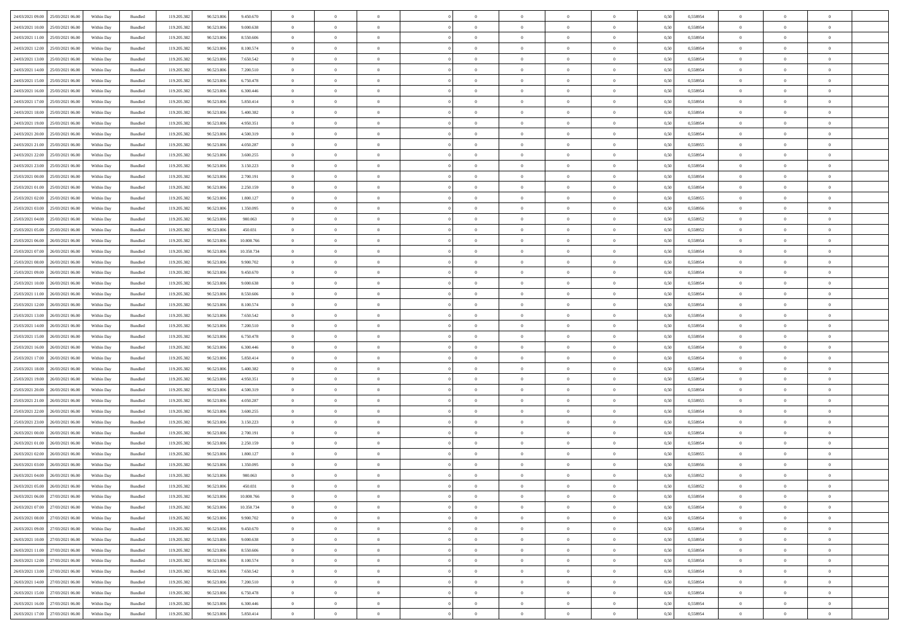| | | | | | | | | | | | | | | | | | | | | |
|---|---|---|---|---|---|---|---|---|---|---|---|---|---|---|---|---|---|---|---|---|
| 24/03/2021 09:00 | 25/03/2021 06:00 | Within Day | Bundled | 119.205.382 | 90.523.806 | 9.450.670 | 0 | 0 | 0 | | 0 | 0 | 0 | 0 | 0,50 | 0,558954 | 0 | 0 | 0 | |
| 24/03/2021 10:00 | 25/03/2021 06:00 | Within Day | Bundled | 119.205.382 | 90.523.806 | 9.000.638 | 0 | 0 | 0 | | 0 | 0 | 0 | 0 | 0,50 | 0,558954 | 0 | 0 | 0 | |
| 24/03/2021 11:00 | 25/03/2021 06:00 | Within Day | Bundled | 119.205.382 | 90.523.806 | 8.550.606 | 0 | 0 | 0 | | 0 | 0 | 0 | 0 | 0,50 | 0,558954 | 0 | 0 | 0 | |
| 24/03/2021 12:00 | 25/03/2021 06:00 | Within Day | Bundled | 119.205.382 | 90.523.806 | 8.100.574 | 0 | 0 | 0 | | 0 | 0 | 0 | 0 | 0,50 | 0,558954 | 0 | 0 | 0 | |
| 24/03/2021 13:00 | 25/03/2021 06:00 | Within Day | Bundled | 119.205.382 | 90.523.806 | 7.650.542 | 0 | 0 | 0 | | 0 | 0 | 0 | 0 | 0,50 | 0,558954 | 0 | 0 | 0 | |
| 24/03/2021 14:00 | 25/03/2021 06:00 | Within Day | Bundled | 119.205.382 | 90.523.806 | 7.200.510 | 0 | 0 | 0 | | 0 | 0 | 0 | 0 | 0,50 | 0,558954 | 0 | 0 | 0 | |
| 24/03/2021 15:00 | 25/03/2021 06:00 | Within Day | Bundled | 119.205.382 | 90.523.806 | 6.750.478 | 0 | 0 | 0 | | 0 | 0 | 0 | 0 | 0,50 | 0,558954 | 0 | 0 | 0 | |
| 24/03/2021 16:00 | 25/03/2021 06:00 | Within Day | Bundled | 119.205.382 | 90.523.806 | 6.300.446 | 0 | 0 | 0 | | 0 | 0 | 0 | 0 | 0,50 | 0,558954 | 0 | 0 | 0 | |
| 24/03/2021 17:00 | 25/03/2021 06:00 | Within Day | Bundled | 119.205.382 | 90.523.806 | 5.850.414 | 0 | 0 | 0 | | 0 | 0 | 0 | 0 | 0,50 | 0,558954 | 0 | 0 | 0 | |
| 24/03/2021 18:00 | 25/03/2021 06:00 | Within Day | Bundled | 119.205.382 | 90.523.806 | 5.400.382 | 0 | 0 | 0 | | 0 | 0 | 0 | 0 | 0,50 | 0,558954 | 0 | 0 | 0 | |
| 24/03/2021 19:00 | 25/03/2021 06:00 | Within Day | Bundled | 119.205.382 | 90.523.806 | 4.950.351 | 0 | 0 | 0 | | 0 | 0 | 0 | 0 | 0,50 | 0,558954 | 0 | 0 | 0 | |
| 24/03/2021 20:00 | 25/03/2021 06:00 | Within Day | Bundled | 119.205.382 | 90.523.806 | 4.500.319 | 0 | 0 | 0 | | 0 | 0 | 0 | 0 | 0,50 | 0,558954 | 0 | 0 | 0 | |
| 24/03/2021 21:00 | 25/03/2021 06:00 | Within Day | Bundled | 119.205.382 | 90.523.806 | 4.050.287 | 0 | 0 | 0 | | 0 | 0 | 0 | 0 | 0,50 | 0,558955 | 0 | 0 | 0 | |
| 24/03/2021 22:00 | 25/03/2021 06:00 | Within Day | Bundled | 119.205.382 | 90.523.806 | 3.600.255 | 0 | 0 | 0 | | 0 | 0 | 0 | 0 | 0,50 | 0,558954 | 0 | 0 | 0 | |
| 24/03/2021 23:00 | 25/03/2021 06:00 | Within Day | Bundled | 119.205.382 | 90.523.806 | 3.150.223 | 0 | 0 | 0 | | 0 | 0 | 0 | 0 | 0,50 | 0,558954 | 0 | 0 | 0 | |
| 25/03/2021 00:00 | 25/03/2021 06:00 | Within Day | Bundled | 119.205.382 | 90.523.806 | 2.700.191 | 0 | 0 | 0 | | 0 | 0 | 0 | 0 | 0,50 | 0,558954 | 0 | 0 | 0 | |
| 25/03/2021 01:00 | 25/03/2021 06:00 | Within Day | Bundled | 119.205.382 | 90.523.806 | 2.250.159 | 0 | 0 | 0 | | 0 | 0 | 0 | 0 | 0,50 | 0,558954 | 0 | 0 | 0 | |
| 25/03/2021 02:00 | 25/03/2021 06:00 | Within Day | Bundled | 119.205.382 | 90.523.806 | 1.800.127 | 0 | 0 | 0 | | 0 | 0 | 0 | 0 | 0,50 | 0,558955 | 0 | 0 | 0 | |
| 25/03/2021 03:00 | 25/03/2021 06:00 | Within Day | Bundled | 119.205.382 | 90.523.806 | 1.350.095 | 0 | 0 | 0 | | 0 | 0 | 0 | 0 | 0,50 | 0,558956 | 0 | 0 | 0 | |
| 25/03/2021 04:00 | 25/03/2021 06:00 | Within Day | Bundled | 119.205.382 | 90.523.806 | 900.063 | 0 | 0 | 0 | | 0 | 0 | 0 | 0 | 0,50 | 0,558952 | 0 | 0 | 0 | |
| 25/03/2021 05:00 | 25/03/2021 06:00 | Within Day | Bundled | 119.205.382 | 90.523.806 | 450.031 | 0 | 0 | 0 | | 0 | 0 | 0 | 0 | 0,50 | 0,558952 | 0 | 0 | 0 | |
| 25/03/2021 06:00 | 26/03/2021 06:00 | Within Day | Bundled | 119.205.382 | 90.523.806 | 10.800.766 | 0 | 0 | 0 | | 0 | 0 | 0 | 0 | 0,50 | 0,558954 | 0 | 0 | 0 | |
| 25/03/2021 07:00 | 26/03/2021 06:00 | Within Day | Bundled | 119.205.382 | 90.523.806 | 10.350.734 | 0 | 0 | 0 | | 0 | 0 | 0 | 0 | 0,50 | 0,558954 | 0 | 0 | 0 | |
| 25/03/2021 08:00 | 26/03/2021 06:00 | Within Day | Bundled | 119.205.382 | 90.523.806 | 9.900.702 | 0 | 0 | 0 | | 0 | 0 | 0 | 0 | 0,50 | 0,558954 | 0 | 0 | 0 | |
| 25/03/2021 09:00 | 26/03/2021 06:00 | Within Day | Bundled | 119.205.382 | 90.523.806 | 9.450.670 | 0 | 0 | 0 | | 0 | 0 | 0 | 0 | 0,50 | 0,558954 | 0 | 0 | 0 | |
| 25/03/2021 10:00 | 26/03/2021 06:00 | Within Day | Bundled | 119.205.382 | 90.523.806 | 9.000.638 | 0 | 0 | 0 | | 0 | 0 | 0 | 0 | 0,50 | 0,558954 | 0 | 0 | 0 | |
| 25/03/2021 11:00 | 26/03/2021 06:00 | Within Day | Bundled | 119.205.382 | 90.523.806 | 8.550.606 | 0 | 0 | 0 | | 0 | 0 | 0 | 0 | 0,50 | 0,558954 | 0 | 0 | 0 | |
| 25/03/2021 12:00 | 26/03/2021 06:00 | Within Day | Bundled | 119.205.382 | 90.523.806 | 8.100.574 | 0 | 0 | 0 | | 0 | 0 | 0 | 0 | 0,50 | 0,558954 | 0 | 0 | 0 | |
| 25/03/2021 13:00 | 26/03/2021 06:00 | Within Day | Bundled | 119.205.382 | 90.523.806 | 7.650.542 | 0 | 0 | 0 | | 0 | 0 | 0 | 0 | 0,50 | 0,558954 | 0 | 0 | 0 | |
| 25/03/2021 14:00 | 26/03/2021 06:00 | Within Day | Bundled | 119.205.382 | 90.523.806 | 7.200.510 | 0 | 0 | 0 | | 0 | 0 | 0 | 0 | 0,50 | 0,558954 | 0 | 0 | 0 | |
| 25/03/2021 15:00 | 26/03/2021 06:00 | Within Day | Bundled | 119.205.382 | 90.523.806 | 6.750.478 | 0 | 0 | 0 | | 0 | 0 | 0 | 0 | 0,50 | 0,558954 | 0 | 0 | 0 | |
| 25/03/2021 16:00 | 26/03/2021 06:00 | Within Day | Bundled | 119.205.382 | 90.523.806 | 6.300.446 | 0 | 0 | 0 | | 0 | 0 | 0 | 0 | 0,50 | 0,558954 | 0 | 0 | 0 | |
| 25/03/2021 17:00 | 26/03/2021 06:00 | Within Day | Bundled | 119.205.382 | 90.523.806 | 5.850.414 | 0 | 0 | 0 | | 0 | 0 | 0 | 0 | 0,50 | 0,558954 | 0 | 0 | 0 | |
| 25/03/2021 18:00 | 26/03/2021 06:00 | Within Day | Bundled | 119.205.382 | 90.523.806 | 5.400.382 | 0 | 0 | 0 | | 0 | 0 | 0 | 0 | 0,50 | 0,558954 | 0 | 0 | 0 | |
| 25/03/2021 19:00 | 26/03/2021 06:00 | Within Day | Bundled | 119.205.382 | 90.523.806 | 4.950.351 | 0 | 0 | 0 | | 0 | 0 | 0 | 0 | 0,50 | 0,558954 | 0 | 0 | 0 | |
| 25/03/2021 20:00 | 26/03/2021 06:00 | Within Day | Bundled | 119.205.382 | 90.523.806 | 4.500.319 | 0 | 0 | 0 | | 0 | 0 | 0 | 0 | 0,50 | 0,558954 | 0 | 0 | 0 | |
| 25/03/2021 21:00 | 26/03/2021 06:00 | Within Day | Bundled | 119.205.382 | 90.523.806 | 4.050.287 | 0 | 0 | 0 | | 0 | 0 | 0 | 0 | 0,50 | 0,558955 | 0 | 0 | 0 | |
| 25/03/2021 22:00 | 26/03/2021 06:00 | Within Day | Bundled | 119.205.382 | 90.523.806 | 3.600.255 | 0 | 0 | 0 | | 0 | 0 | 0 | 0 | 0,50 | 0,558954 | 0 | 0 | 0 | |
| 25/03/2021 23:00 | 26/03/2021 06:00 | Within Day | Bundled | 119.205.382 | 90.523.806 | 3.150.223 | 0 | 0 | 0 | | 0 | 0 | 0 | 0 | 0,50 | 0,558954 | 0 | 0 | 0 | |
| 26/03/2021 00:00 | 26/03/2021 06:00 | Within Day | Bundled | 119.205.382 | 90.523.806 | 2.700.191 | 0 | 0 | 0 | | 0 | 0 | 0 | 0 | 0,50 | 0,558954 | 0 | 0 | 0 | |
| 26/03/2021 01:00 | 26/03/2021 06:00 | Within Day | Bundled | 119.205.382 | 90.523.806 | 2.250.159 | 0 | 0 | 0 | | 0 | 0 | 0 | 0 | 0,50 | 0,558954 | 0 | 0 | 0 | |
| 26/03/2021 02:00 | 26/03/2021 06:00 | Within Day | Bundled | 119.205.382 | 90.523.806 | 1.800.127 | 0 | 0 | 0 | | 0 | 0 | 0 | 0 | 0,50 | 0,558955 | 0 | 0 | 0 | |
| 26/03/2021 03:00 | 26/03/2021 06:00 | Within Day | Bundled | 119.205.382 | 90.523.806 | 1.350.095 | 0 | 0 | 0 | | 0 | 0 | 0 | 0 | 0,50 | 0,558956 | 0 | 0 | 0 | |
| 26/03/2021 04:00 | 26/03/2021 06:00 | Within Day | Bundled | 119.205.382 | 90.523.806 | 900.063 | 0 | 0 | 0 | | 0 | 0 | 0 | 0 | 0,50 | 0,558952 | 0 | 0 | 0 | |
| 26/03/2021 05:00 | 26/03/2021 06:00 | Within Day | Bundled | 119.205.382 | 90.523.806 | 450.031 | 0 | 0 | 0 | | 0 | 0 | 0 | 0 | 0,50 | 0,558952 | 0 | 0 | 0 | |
| 26/03/2021 06:00 | 27/03/2021 06:00 | Within Day | Bundled | 119.205.382 | 90.523.806 | 10.800.766 | 0 | 0 | 0 | | 0 | 0 | 0 | 0 | 0,50 | 0,558954 | 0 | 0 | 0 | |
| 26/03/2021 07:00 | 27/03/2021 06:00 | Within Day | Bundled | 119.205.382 | 90.523.806 | 10.350.734 | 0 | 0 | 0 | | 0 | 0 | 0 | 0 | 0,50 | 0,558954 | 0 | 0 | 0 | |
| 26/03/2021 08:00 | 27/03/2021 06:00 | Within Day | Bundled | 119.205.382 | 90.523.806 | 9.900.702 | 0 | 0 | 0 | | 0 | 0 | 0 | 0 | 0,50 | 0,558954 | 0 | 0 | 0 | |
| 26/03/2021 09:00 | 27/03/2021 06:00 | Within Day | Bundled | 119.205.382 | 90.523.806 | 9.450.670 | 0 | 0 | 0 | | 0 | 0 | 0 | 0 | 0,50 | 0,558954 | 0 | 0 | 0 | |
| 26/03/2021 10:00 | 27/03/2021 06:00 | Within Day | Bundled | 119.205.382 | 90.523.806 | 9.000.638 | 0 | 0 | 0 | | 0 | 0 | 0 | 0 | 0,50 | 0,558954 | 0 | 0 | 0 | |
| 26/03/2021 11:00 | 27/03/2021 06:00 | Within Day | Bundled | 119.205.382 | 90.523.806 | 8.550.606 | 0 | 0 | 0 | | 0 | 0 | 0 | 0 | 0,50 | 0,558954 | 0 | 0 | 0 | |
| 26/03/2021 12:00 | 27/03/2021 06:00 | Within Day | Bundled | 119.205.382 | 90.523.806 | 8.100.574 | 0 | 0 | 0 | | 0 | 0 | 0 | 0 | 0,50 | 0,558954 | 0 | 0 | 0 | |
| 26/03/2021 13:00 | 27/03/2021 06:00 | Within Day | Bundled | 119.205.382 | 90.523.806 | 7.650.542 | 0 | 0 | 0 | | 0 | 0 | 0 | 0 | 0,50 | 0,558954 | 0 | 0 | 0 | |
| 26/03/2021 14:00 | 27/03/2021 06:00 | Within Day | Bundled | 119.205.382 | 90.523.806 | 7.200.510 | 0 | 0 | 0 | | 0 | 0 | 0 | 0 | 0,50 | 0,558954 | 0 | 0 | 0 | |
| 26/03/2021 15:00 | 27/03/2021 06:00 | Within Day | Bundled | 119.205.382 | 90.523.806 | 6.750.478 | 0 | 0 | 0 | | 0 | 0 | 0 | 0 | 0,50 | 0,558954 | 0 | 0 | 0 | |
| 26/03/2021 16:00 | 27/03/2021 06:00 | Within Day | Bundled | 119.205.382 | 90.523.806 | 6.300.446 | 0 | 0 | 0 | | 0 | 0 | 0 | 0 | 0,50 | 0,558954 | 0 | 0 | 0 | |
| 26/03/2021 17:00 | 27/03/2021 06:00 | Within Day | Bundled | 119.205.382 | 90.523.806 | 5.850.414 | 0 | 0 | 0 | | 0 | 0 | 0 | 0 | 0,50 | 0,558954 | 0 | 0 | 0 | |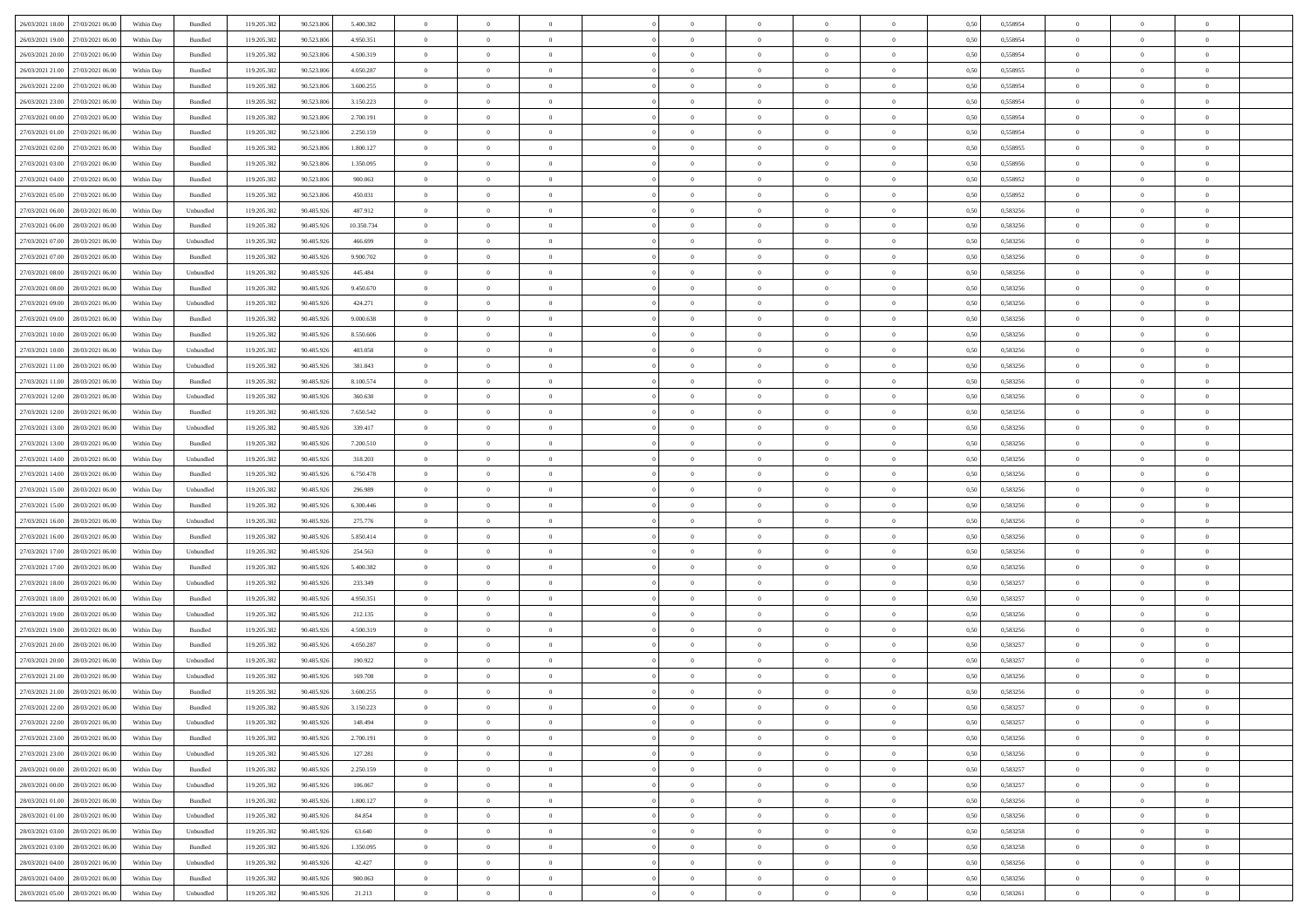| | | | | | | | | | | | | | | | | | | | | | |
|---|---|---|---|---|---|---|---|---|---|---|---|---|---|---|---|---|---|---|---|---|---|
| 26/03/2021 18:00 | 27/03/2021 06:00 | Within Day | Bundled | 119.205.382 | 90.523.806 | 5.400.382 | 0 | 0 | 0 | | 0 | 0 | 0 | 0 | 0,50 | 0,558954 | 0 | 0 | 0 | |
| 26/03/2021 19:00 | 27/03/2021 06:00 | Within Day | Bundled | 119.205.382 | 90.523.806 | 4.950.351 | 0 | 0 | 0 | | 0 | 0 | 0 | 0 | 0,50 | 0,558954 | 0 | 0 | 0 | |
| 26/03/2021 20:00 | 27/03/2021 06:00 | Within Day | Bundled | 119.205.382 | 90.523.806 | 4.500.319 | 0 | 0 | 0 | | 0 | 0 | 0 | 0 | 0,50 | 0,558954 | 0 | 0 | 0 | |
| 26/03/2021 21:00 | 27/03/2021 06:00 | Within Day | Bundled | 119.205.382 | 90.523.806 | 4.050.287 | 0 | 0 | 0 | | 0 | 0 | 0 | 0 | 0,50 | 0,558955 | 0 | 0 | 0 | |
| 26/03/2021 22:00 | 27/03/2021 06:00 | Within Day | Bundled | 119.205.382 | 90.523.806 | 3.600.255 | 0 | 0 | 0 | | 0 | 0 | 0 | 0 | 0,50 | 0,558954 | 0 | 0 | 0 | |
| 26/03/2021 23:00 | 27/03/2021 06:00 | Within Day | Bundled | 119.205.382 | 90.523.806 | 3.150.223 | 0 | 0 | 0 | | 0 | 0 | 0 | 0 | 0,50 | 0,558954 | 0 | 0 | 0 | |
| 27/03/2021 00:00 | 27/03/2021 06:00 | Within Day | Bundled | 119.205.382 | 90.523.806 | 2.700.191 | 0 | 0 | 0 | | 0 | 0 | 0 | 0 | 0,50 | 0,558954 | 0 | 0 | 0 | |
| 27/03/2021 01:00 | 27/03/2021 06:00 | Within Day | Bundled | 119.205.382 | 90.523.806 | 2.250.159 | 0 | 0 | 0 | | 0 | 0 | 0 | 0 | 0,50 | 0,558954 | 0 | 0 | 0 | |
| 27/03/2021 02:00 | 27/03/2021 06:00 | Within Day | Bundled | 119.205.382 | 90.523.806 | 1.800.127 | 0 | 0 | 0 | | 0 | 0 | 0 | 0 | 0,50 | 0,558955 | 0 | 0 | 0 | |
| 27/03/2021 03:00 | 27/03/2021 06:00 | Within Day | Bundled | 119.205.382 | 90.523.806 | 1.350.095 | 0 | 0 | 0 | | 0 | 0 | 0 | 0 | 0,50 | 0,558956 | 0 | 0 | 0 | |
| 27/03/2021 04:00 | 27/03/2021 06:00 | Within Day | Bundled | 119.205.382 | 90.523.806 | 900.063 | 0 | 0 | 0 | | 0 | 0 | 0 | 0 | 0,50 | 0,558952 | 0 | 0 | 0 | |
| 27/03/2021 05:00 | 27/03/2021 06:00 | Within Day | Bundled | 119.205.382 | 90.523.806 | 450.031 | 0 | 0 | 0 | | 0 | 0 | 0 | 0 | 0,50 | 0,558952 | 0 | 0 | 0 | |
| 27/03/2021 06:00 | 28/03/2021 06:00 | Within Day | Unbundled | 119.205.382 | 90.485.926 | 487.912 | 0 | 0 | 0 | | 0 | 0 | 0 | 0 | 0,50 | 0,583256 | 0 | 0 | 0 | |
| 27/03/2021 06:00 | 28/03/2021 06:00 | Within Day | Bundled | 119.205.382 | 90.485.926 | 10.350.734 | 0 | 0 | 0 | | 0 | 0 | 0 | 0 | 0,50 | 0,583256 | 0 | 0 | 0 | |
| 27/03/2021 07:00 | 28/03/2021 06:00 | Within Day | Unbundled | 119.205.382 | 90.485.926 | 466.699 | 0 | 0 | 0 | | 0 | 0 | 0 | 0 | 0,50 | 0,583256 | 0 | 0 | 0 | |
| 27/03/2021 07:00 | 28/03/2021 06:00 | Within Day | Bundled | 119.205.382 | 90.485.926 | 9.900.702 | 0 | 0 | 0 | | 0 | 0 | 0 | 0 | 0,50 | 0,583256 | 0 | 0 | 0 | |
| 27/03/2021 08:00 | 28/03/2021 06:00 | Within Day | Unbundled | 119.205.382 | 90.485.926 | 445.484 | 0 | 0 | 0 | | 0 | 0 | 0 | 0 | 0,50 | 0,583256 | 0 | 0 | 0 | |
| 27/03/2021 08:00 | 28/03/2021 06:00 | Within Day | Bundled | 119.205.382 | 90.485.926 | 9.450.670 | 0 | 0 | 0 | | 0 | 0 | 0 | 0 | 0,50 | 0,583256 | 0 | 0 | 0 | |
| 27/03/2021 09:00 | 28/03/2021 06:00 | Within Day | Unbundled | 119.205.382 | 90.485.926 | 424.271 | 0 | 0 | 0 | | 0 | 0 | 0 | 0 | 0,50 | 0,583256 | 0 | 0 | 0 | |
| 27/03/2021 09:00 | 28/03/2021 06:00 | Within Day | Bundled | 119.205.382 | 90.485.926 | 9.000.638 | 0 | 0 | 0 | | 0 | 0 | 0 | 0 | 0,50 | 0,583256 | 0 | 0 | 0 | |
| 27/03/2021 10:00 | 28/03/2021 06:00 | Within Day | Bundled | 119.205.382 | 90.485.926 | 8.550.606 | 0 | 0 | 0 | | 0 | 0 | 0 | 0 | 0,50 | 0,583256 | 0 | 0 | 0 | |
| 27/03/2021 10:00 | 28/03/2021 06:00 | Within Day | Unbundled | 119.205.382 | 90.485.926 | 403.058 | 0 | 0 | 0 | | 0 | 0 | 0 | 0 | 0,50 | 0,583256 | 0 | 0 | 0 | |
| 27/03/2021 11:00 | 28/03/2021 06:00 | Within Day | Unbundled | 119.205.382 | 90.485.926 | 381.843 | 0 | 0 | 0 | | 0 | 0 | 0 | 0 | 0,50 | 0,583256 | 0 | 0 | 0 | |
| 27/03/2021 11:00 | 28/03/2021 06:00 | Within Day | Bundled | 119.205.382 | 90.485.926 | 8.100.574 | 0 | 0 | 0 | | 0 | 0 | 0 | 0 | 0,50 | 0,583256 | 0 | 0 | 0 | |
| 27/03/2021 12:00 | 28/03/2021 06:00 | Within Day | Unbundled | 119.205.382 | 90.485.926 | 360.630 | 0 | 0 | 0 | | 0 | 0 | 0 | 0 | 0,50 | 0,583256 | 0 | 0 | 0 | |
| 27/03/2021 12:00 | 28/03/2021 06:00 | Within Day | Bundled | 119.205.382 | 90.485.926 | 7.650.542 | 0 | 0 | 0 | | 0 | 0 | 0 | 0 | 0,50 | 0,583256 | 0 | 0 | 0 | |
| 27/03/2021 13:00 | 28/03/2021 06:00 | Within Day | Unbundled | 119.205.382 | 90.485.926 | 339.417 | 0 | 0 | 0 | | 0 | 0 | 0 | 0 | 0,50 | 0,583256 | 0 | 0 | 0 | |
| 27/03/2021 13:00 | 28/03/2021 06:00 | Within Day | Bundled | 119.205.382 | 90.485.926 | 7.200.510 | 0 | 0 | 0 | | 0 | 0 | 0 | 0 | 0,50 | 0,583256 | 0 | 0 | 0 | |
| 27/03/2021 14:00 | 28/03/2021 06:00 | Within Day | Unbundled | 119.205.382 | 90.485.926 | 318.203 | 0 | 0 | 0 | | 0 | 0 | 0 | 0 | 0,50 | 0,583256 | 0 | 0 | 0 | |
| 27/03/2021 14:00 | 28/03/2021 06:00 | Within Day | Bundled | 119.205.382 | 90.485.926 | 6.750.478 | 0 | 0 | 0 | | 0 | 0 | 0 | 0 | 0,50 | 0,583256 | 0 | 0 | 0 | |
| 27/03/2021 15:00 | 28/03/2021 06:00 | Within Day | Unbundled | 119.205.382 | 90.485.926 | 296.989 | 0 | 0 | 0 | | 0 | 0 | 0 | 0 | 0,50 | 0,583256 | 0 | 0 | 0 | |
| 27/03/2021 15:00 | 28/03/2021 06:00 | Within Day | Bundled | 119.205.382 | 90.485.926 | 6.300.446 | 0 | 0 | 0 | | 0 | 0 | 0 | 0 | 0,50 | 0,583256 | 0 | 0 | 0 | |
| 27/03/2021 16:00 | 28/03/2021 06:00 | Within Day | Unbundled | 119.205.382 | 90.485.926 | 275.776 | 0 | 0 | 0 | | 0 | 0 | 0 | 0 | 0,50 | 0,583256 | 0 | 0 | 0 | |
| 27/03/2021 16:00 | 28/03/2021 06:00 | Within Day | Bundled | 119.205.382 | 90.485.926 | 5.850.414 | 0 | 0 | 0 | | 0 | 0 | 0 | 0 | 0,50 | 0,583256 | 0 | 0 | 0 | |
| 27/03/2021 17:00 | 28/03/2021 06:00 | Within Day | Unbundled | 119.205.382 | 90.485.926 | 254.563 | 0 | 0 | 0 | | 0 | 0 | 0 | 0 | 0,50 | 0,583256 | 0 | 0 | 0 | |
| 27/03/2021 17:00 | 28/03/2021 06:00 | Within Day | Bundled | 119.205.382 | 90.485.926 | 5.400.382 | 0 | 0 | 0 | | 0 | 0 | 0 | 0 | 0,50 | 0,583256 | 0 | 0 | 0 | |
| 27/03/2021 18:00 | 28/03/2021 06:00 | Within Day | Unbundled | 119.205.382 | 90.485.926 | 233.349 | 0 | 0 | 0 | | 0 | 0 | 0 | 0 | 0,50 | 0,583257 | 0 | 0 | 0 | |
| 27/03/2021 18:00 | 28/03/2021 06:00 | Within Day | Bundled | 119.205.382 | 90.485.926 | 4.950.351 | 0 | 0 | 0 | | 0 | 0 | 0 | 0 | 0,50 | 0,583257 | 0 | 0 | 0 | |
| 27/03/2021 19:00 | 28/03/2021 06:00 | Within Day | Unbundled | 119.205.382 | 90.485.926 | 212.135 | 0 | 0 | 0 | | 0 | 0 | 0 | 0 | 0,50 | 0,583256 | 0 | 0 | 0 | |
| 27/03/2021 19:00 | 28/03/2021 06:00 | Within Day | Bundled | 119.205.382 | 90.485.926 | 4.500.319 | 0 | 0 | 0 | | 0 | 0 | 0 | 0 | 0,50 | 0,583256 | 0 | 0 | 0 | |
| 27/03/2021 20:00 | 28/03/2021 06:00 | Within Day | Bundled | 119.205.382 | 90.485.926 | 4.050.287 | 0 | 0 | 0 | | 0 | 0 | 0 | 0 | 0,50 | 0,583257 | 0 | 0 | 0 | |
| 27/03/2021 20:00 | 28/03/2021 06:00 | Within Day | Unbundled | 119.205.382 | 90.485.926 | 190.922 | 0 | 0 | 0 | | 0 | 0 | 0 | 0 | 0,50 | 0,583257 | 0 | 0 | 0 | |
| 27/03/2021 21:00 | 28/03/2021 06:00 | Within Day | Unbundled | 119.205.382 | 90.485.926 | 169.708 | 0 | 0 | 0 | | 0 | 0 | 0 | 0 | 0,50 | 0,583256 | 0 | 0 | 0 | |
| 27/03/2021 21:00 | 28/03/2021 06:00 | Within Day | Bundled | 119.205.382 | 90.485.926 | 3.600.255 | 0 | 0 | 0 | | 0 | 0 | 0 | 0 | 0,50 | 0,583256 | 0 | 0 | 0 | |
| 27/03/2021 22:00 | 28/03/2021 06:00 | Within Day | Bundled | 119.205.382 | 90.485.926 | 3.150.223 | 0 | 0 | 0 | | 0 | 0 | 0 | 0 | 0,50 | 0,583257 | 0 | 0 | 0 | |
| 27/03/2021 22:00 | 28/03/2021 06:00 | Within Day | Unbundled | 119.205.382 | 90.485.926 | 148.494 | 0 | 0 | 0 | | 0 | 0 | 0 | 0 | 0,50 | 0,583257 | 0 | 0 | 0 | |
| 27/03/2021 23:00 | 28/03/2021 06:00 | Within Day | Bundled | 119.205.382 | 90.485.926 | 2.700.191 | 0 | 0 | 0 | | 0 | 0 | 0 | 0 | 0,50 | 0,583256 | 0 | 0 | 0 | |
| 27/03/2021 23:00 | 28/03/2021 06:00 | Within Day | Unbundled | 119.205.382 | 90.485.926 | 127.281 | 0 | 0 | 0 | | 0 | 0 | 0 | 0 | 0,50 | 0,583256 | 0 | 0 | 0 | |
| 28/03/2021 00:00 | 28/03/2021 06:00 | Within Day | Bundled | 119.205.382 | 90.485.926 | 2.250.159 | 0 | 0 | 0 | | 0 | 0 | 0 | 0 | 0,50 | 0,583257 | 0 | 0 | 0 | |
| 28/03/2021 00:00 | 28/03/2021 06:00 | Within Day | Unbundled | 119.205.382 | 90.485.926 | 106.067 | 0 | 0 | 0 | | 0 | 0 | 0 | 0 | 0,50 | 0,583257 | 0 | 0 | 0 | |
| 28/03/2021 01:00 | 28/03/2021 06:00 | Within Day | Bundled | 119.205.382 | 90.485.926 | 1.800.127 | 0 | 0 | 0 | | 0 | 0 | 0 | 0 | 0,50 | 0,583256 | 0 | 0 | 0 | |
| 28/03/2021 01:00 | 28/03/2021 06:00 | Within Day | Unbundled | 119.205.382 | 90.485.926 | 84.854 | 0 | 0 | 0 | | 0 | 0 | 0 | 0 | 0,50 | 0,583256 | 0 | 0 | 0 | |
| 28/03/2021 03:00 | 28/03/2021 06:00 | Within Day | Unbundled | 119.205.382 | 90.485.926 | 63.640 | 0 | 0 | 0 | | 0 | 0 | 0 | 0 | 0,50 | 0,583258 | 0 | 0 | 0 | |
| 28/03/2021 03:00 | 28/03/2021 06:00 | Within Day | Bundled | 119.205.382 | 90.485.926 | 1.350.095 | 0 | 0 | 0 | | 0 | 0 | 0 | 0 | 0,50 | 0,583258 | 0 | 0 | 0 | |
| 28/03/2021 04:00 | 28/03/2021 06:00 | Within Day | Unbundled | 119.205.382 | 90.485.926 | 42.427 | 0 | 0 | 0 | | 0 | 0 | 0 | 0 | 0,50 | 0,583256 | 0 | 0 | 0 | |
| 28/03/2021 04:00 | 28/03/2021 06:00 | Within Day | Bundled | 119.205.382 | 90.485.926 | 900.063 | 0 | 0 | 0 | | 0 | 0 | 0 | 0 | 0,50 | 0,583256 | 0 | 0 | 0 | |
| 28/03/2021 05:00 | 28/03/2021 06:00 | Within Day | Unbundled | 119.205.382 | 90.485.926 | 21.213 | 0 | 0 | 0 | | 0 | 0 | 0 | 0 | 0,50 | 0,583261 | 0 | 0 | 0 | |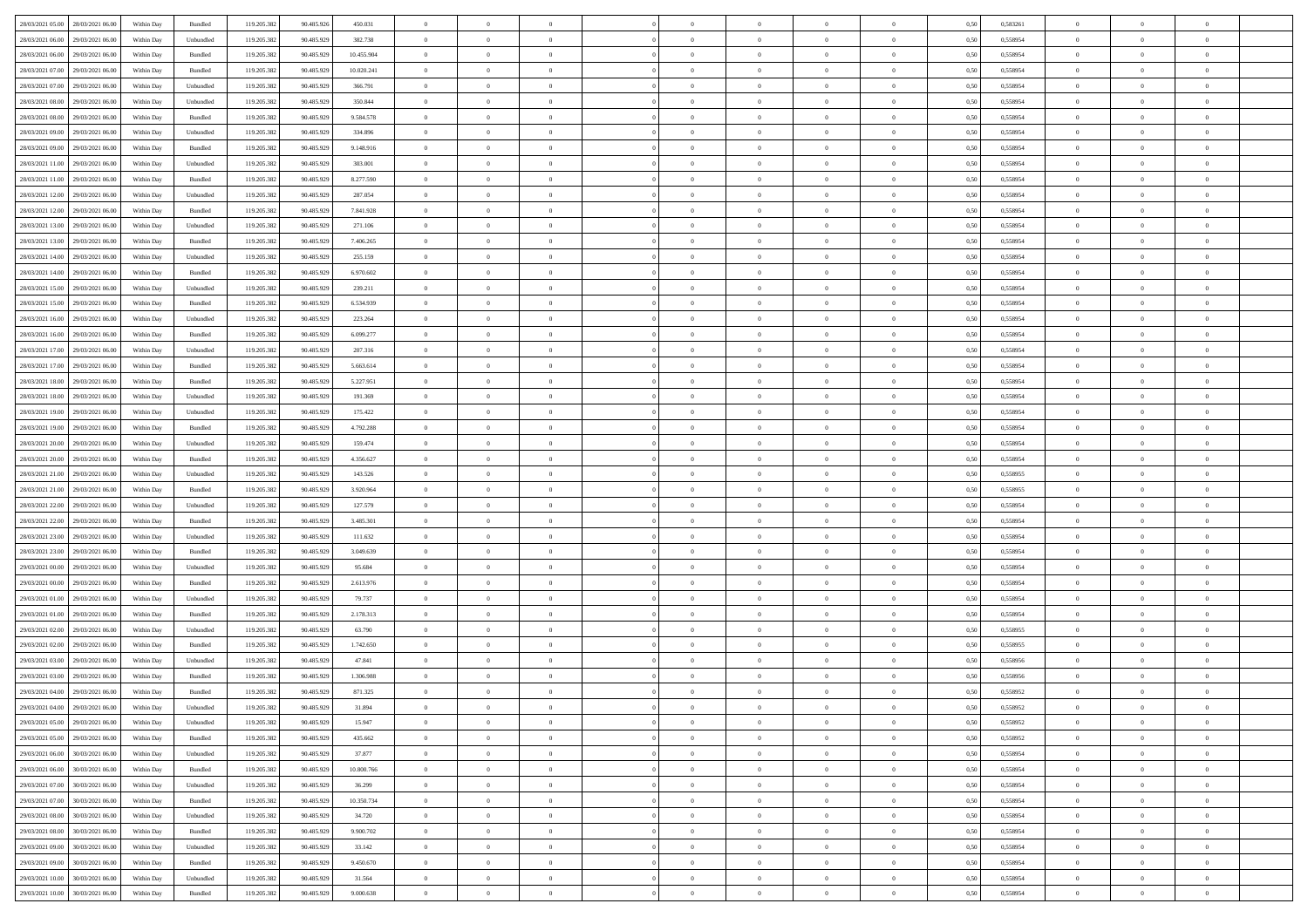| | | | | | | | | | | | | | | | | | | | | |
|---|---|---|---|---|---|---|---|---|---|---|---|---|---|---|---|---|---|---|---|---|
| 28/03/2021 05:00 | 28/03/2021 06:00 | Within Day | Bundled | 119.205.382 | 90.485.926 | 450.031 | 0 | 0 | 0 | | 0 | 0 | 0 | 0 | 0,50 | 0,583261 | 0 | 0 | 0 | |
| 28/03/2021 06:00 | 29/03/2021 06:00 | Within Day | Unbundled | 119.205.382 | 90.485.929 | 382.738 | 0 | 0 | 0 | | 0 | 0 | 0 | 0 | 0,50 | 0,558954 | 0 | 0 | 0 | |
| 28/03/2021 06:00 | 29/03/2021 06:00 | Within Day | Bundled | 119.205.382 | 90.485.929 | 10.455.904 | 0 | 0 | 0 | | 0 | 0 | 0 | 0 | 0,50 | 0,558954 | 0 | 0 | 0 | |
| 28/03/2021 07:00 | 29/03/2021 06:00 | Within Day | Bundled | 119.205.382 | 90.485.929 | 10.020.241 | 0 | 0 | 0 | | 0 | 0 | 0 | 0 | 0,50 | 0,558954 | 0 | 0 | 0 | |
| 28/03/2021 07:00 | 29/03/2021 06:00 | Within Day | Unbundled | 119.205.382 | 90.485.929 | 366.791 | 0 | 0 | 0 | | 0 | 0 | 0 | 0 | 0,50 | 0,558954 | 0 | 0 | 0 | |
| 28/03/2021 08:00 | 29/03/2021 06:00 | Within Day | Unbundled | 119.205.382 | 90.485.929 | 350.844 | 0 | 0 | 0 | | 0 | 0 | 0 | 0 | 0,50 | 0,558954 | 0 | 0 | 0 | |
| 28/03/2021 08:00 | 29/03/2021 06:00 | Within Day | Bundled | 119.205.382 | 90.485.929 | 9.584.578 | 0 | 0 | 0 | | 0 | 0 | 0 | 0 | 0,50 | 0,558954 | 0 | 0 | 0 | |
| 28/03/2021 09:00 | 29/03/2021 06:00 | Within Day | Unbundled | 119.205.382 | 90.485.929 | 334.896 | 0 | 0 | 0 | | 0 | 0 | 0 | 0 | 0,50 | 0,558954 | 0 | 0 | 0 | |
| 28/03/2021 09:00 | 29/03/2021 06:00 | Within Day | Bundled | 119.205.382 | 90.485.929 | 9.148.916 | 0 | 0 | 0 | | 0 | 0 | 0 | 0 | 0,50 | 0,558954 | 0 | 0 | 0 | |
| 28/03/2021 11:00 | 29/03/2021 06:00 | Within Day | Unbundled | 119.205.382 | 90.485.929 | 303.001 | 0 | 0 | 0 | | 0 | 0 | 0 | 0 | 0,50 | 0,558954 | 0 | 0 | 0 | |
| 28/03/2021 11:00 | 29/03/2021 06:00 | Within Day | Bundled | 119.205.382 | 90.485.929 | 8.277.590 | 0 | 0 | 0 | | 0 | 0 | 0 | 0 | 0,50 | 0,558954 | 0 | 0 | 0 | |
| 28/03/2021 12:00 | 29/03/2021 06:00 | Within Day | Unbundled | 119.205.382 | 90.485.929 | 287.054 | 0 | 0 | 0 | | 0 | 0 | 0 | 0 | 0,50 | 0,558954 | 0 | 0 | 0 | |
| 28/03/2021 12:00 | 29/03/2021 06:00 | Within Day | Bundled | 119.205.382 | 90.485.929 | 7.841.928 | 0 | 0 | 0 | | 0 | 0 | 0 | 0 | 0,50 | 0,558954 | 0 | 0 | 0 | |
| 28/03/2021 13:00 | 29/03/2021 06:00 | Within Day | Unbundled | 119.205.382 | 90.485.929 | 271.106 | 0 | 0 | 0 | | 0 | 0 | 0 | 0 | 0,50 | 0,558954 | 0 | 0 | 0 | |
| 28/03/2021 13:00 | 29/03/2021 06:00 | Within Day | Bundled | 119.205.382 | 90.485.929 | 7.406.265 | 0 | 0 | 0 | | 0 | 0 | 0 | 0 | 0,50 | 0,558954 | 0 | 0 | 0 | |
| 28/03/2021 14:00 | 29/03/2021 06:00 | Within Day | Unbundled | 119.205.382 | 90.485.929 | 255.159 | 0 | 0 | 0 | | 0 | 0 | 0 | 0 | 0,50 | 0,558954 | 0 | 0 | 0 | |
| 28/03/2021 14:00 | 29/03/2021 06:00 | Within Day | Bundled | 119.205.382 | 90.485.929 | 6.970.602 | 0 | 0 | 0 | | 0 | 0 | 0 | 0 | 0,50 | 0,558954 | 0 | 0 | 0 | |
| 28/03/2021 15:00 | 29/03/2021 06:00 | Within Day | Unbundled | 119.205.382 | 90.485.929 | 239.211 | 0 | 0 | 0 | | 0 | 0 | 0 | 0 | 0,50 | 0,558954 | 0 | 0 | 0 | |
| 28/03/2021 15:00 | 29/03/2021 06:00 | Within Day | Bundled | 119.205.382 | 90.485.929 | 6.534.939 | 0 | 0 | 0 | | 0 | 0 | 0 | 0 | 0,50 | 0,558954 | 0 | 0 | 0 | |
| 28/03/2021 16:00 | 29/03/2021 06:00 | Within Day | Unbundled | 119.205.382 | 90.485.929 | 223.264 | 0 | 0 | 0 | | 0 | 0 | 0 | 0 | 0,50 | 0,558954 | 0 | 0 | 0 | |
| 28/03/2021 16:00 | 29/03/2021 06:00 | Within Day | Bundled | 119.205.382 | 90.485.929 | 6.099.277 | 0 | 0 | 0 | | 0 | 0 | 0 | 0 | 0,50 | 0,558954 | 0 | 0 | 0 | |
| 28/03/2021 17:00 | 29/03/2021 06:00 | Within Day | Unbundled | 119.205.382 | 90.485.929 | 207.316 | 0 | 0 | 0 | | 0 | 0 | 0 | 0 | 0,50 | 0,558954 | 0 | 0 | 0 | |
| 28/03/2021 17:00 | 29/03/2021 06:00 | Within Day | Bundled | 119.205.382 | 90.485.929 | 5.663.614 | 0 | 0 | 0 | | 0 | 0 | 0 | 0 | 0,50 | 0,558954 | 0 | 0 | 0 | |
| 28/03/2021 18:00 | 29/03/2021 06:00 | Within Day | Bundled | 119.205.382 | 90.485.929 | 5.227.951 | 0 | 0 | 0 | | 0 | 0 | 0 | 0 | 0,50 | 0,558954 | 0 | 0 | 0 | |
| 28/03/2021 18:00 | 29/03/2021 06:00 | Within Day | Unbundled | 119.205.382 | 90.485.929 | 191.369 | 0 | 0 | 0 | | 0 | 0 | 0 | 0 | 0,50 | 0,558954 | 0 | 0 | 0 | |
| 28/03/2021 19:00 | 29/03/2021 06:00 | Within Day | Unbundled | 119.205.382 | 90.485.929 | 175.422 | 0 | 0 | 0 | | 0 | 0 | 0 | 0 | 0,50 | 0,558954 | 0 | 0 | 0 | |
| 28/03/2021 19:00 | 29/03/2021 06:00 | Within Day | Bundled | 119.205.382 | 90.485.929 | 4.792.288 | 0 | 0 | 0 | | 0 | 0 | 0 | 0 | 0,50 | 0,558954 | 0 | 0 | 0 | |
| 28/03/2021 20:00 | 29/03/2021 06:00 | Within Day | Unbundled | 119.205.382 | 90.485.929 | 159.474 | 0 | 0 | 0 | | 0 | 0 | 0 | 0 | 0,50 | 0,558954 | 0 | 0 | 0 | |
| 28/03/2021 20:00 | 29/03/2021 06:00 | Within Day | Bundled | 119.205.382 | 90.485.929 | 4.356.627 | 0 | 0 | 0 | | 0 | 0 | 0 | 0 | 0,50 | 0,558954 | 0 | 0 | 0 | |
| 28/03/2021 21:00 | 29/03/2021 06:00 | Within Day | Unbundled | 119.205.382 | 90.485.929 | 143.526 | 0 | 0 | 0 | | 0 | 0 | 0 | 0 | 0,50 | 0,558955 | 0 | 0 | 0 | |
| 28/03/2021 21:00 | 29/03/2021 06:00 | Within Day | Bundled | 119.205.382 | 90.485.929 | 3.920.964 | 0 | 0 | 0 | | 0 | 0 | 0 | 0 | 0,50 | 0,558955 | 0 | 0 | 0 | |
| 28/03/2021 22:00 | 29/03/2021 06:00 | Within Day | Unbundled | 119.205.382 | 90.485.929 | 127.579 | 0 | 0 | 0 | | 0 | 0 | 0 | 0 | 0,50 | 0,558954 | 0 | 0 | 0 | |
| 28/03/2021 22:00 | 29/03/2021 06:00 | Within Day | Bundled | 119.205.382 | 90.485.929 | 3.485.301 | 0 | 0 | 0 | | 0 | 0 | 0 | 0 | 0,50 | 0,558954 | 0 | 0 | 0 | |
| 28/03/2021 23:00 | 29/03/2021 06:00 | Within Day | Unbundled | 119.205.382 | 90.485.929 | 111.632 | 0 | 0 | 0 | | 0 | 0 | 0 | 0 | 0,50 | 0,558954 | 0 | 0 | 0 | |
| 28/03/2021 23:00 | 29/03/2021 06:00 | Within Day | Bundled | 119.205.382 | 90.485.929 | 3.049.639 | 0 | 0 | 0 | | 0 | 0 | 0 | 0 | 0,50 | 0,558954 | 0 | 0 | 0 | |
| 29/03/2021 00:00 | 29/03/2021 06:00 | Within Day | Unbundled | 119.205.382 | 90.485.929 | 95.684 | 0 | 0 | 0 | | 0 | 0 | 0 | 0 | 0,50 | 0,558954 | 0 | 0 | 0 | |
| 29/03/2021 00:00 | 29/03/2021 06:00 | Within Day | Bundled | 119.205.382 | 90.485.929 | 2.613.976 | 0 | 0 | 0 | | 0 | 0 | 0 | 0 | 0,50 | 0,558954 | 0 | 0 | 0 | |
| 29/03/2021 01:00 | 29/03/2021 06:00 | Within Day | Unbundled | 119.205.382 | 90.485.929 | 79.737 | 0 | 0 | 0 | | 0 | 0 | 0 | 0 | 0,50 | 0,558954 | 0 | 0 | 0 | |
| 29/03/2021 01:00 | 29/03/2021 06:00 | Within Day | Bundled | 119.205.382 | 90.485.929 | 2.178.313 | 0 | 0 | 0 | | 0 | 0 | 0 | 0 | 0,50 | 0,558954 | 0 | 0 | 0 | |
| 29/03/2021 02:00 | 29/03/2021 06:00 | Within Day | Unbundled | 119.205.382 | 90.485.929 | 63.790 | 0 | 0 | 0 | | 0 | 0 | 0 | 0 | 0,50 | 0,558955 | 0 | 0 | 0 | |
| 29/03/2021 02:00 | 29/03/2021 06:00 | Within Day | Bundled | 119.205.382 | 90.485.929 | 1.742.650 | 0 | 0 | 0 | | 0 | 0 | 0 | 0 | 0,50 | 0,558955 | 0 | 0 | 0 | |
| 29/03/2021 03:00 | 29/03/2021 06:00 | Within Day | Unbundled | 119.205.382 | 90.485.929 | 47.841 | 0 | 0 | 0 | | 0 | 0 | 0 | 0 | 0,50 | 0,558956 | 0 | 0 | 0 | |
| 29/03/2021 03:00 | 29/03/2021 06:00 | Within Day | Bundled | 119.205.382 | 90.485.929 | 1.306.988 | 0 | 0 | 0 | | 0 | 0 | 0 | 0 | 0,50 | 0,558956 | 0 | 0 | 0 | |
| 29/03/2021 04:00 | 29/03/2021 06:00 | Within Day | Bundled | 119.205.382 | 90.485.929 | 871.325 | 0 | 0 | 0 | | 0 | 0 | 0 | 0 | 0,50 | 0,558952 | 0 | 0 | 0 | |
| 29/03/2021 04:00 | 29/03/2021 06:00 | Within Day | Unbundled | 119.205.382 | 90.485.929 | 31.894 | 0 | 0 | 0 | | 0 | 0 | 0 | 0 | 0,50 | 0,558952 | 0 | 0 | 0 | |
| 29/03/2021 05:00 | 29/03/2021 06:00 | Within Day | Unbundled | 119.205.382 | 90.485.929 | 15.947 | 0 | 0 | 0 | | 0 | 0 | 0 | 0 | 0,50 | 0,558952 | 0 | 0 | 0 | |
| 29/03/2021 05:00 | 29/03/2021 06:00 | Within Day | Bundled | 119.205.382 | 90.485.929 | 435.662 | 0 | 0 | 0 | | 0 | 0 | 0 | 0 | 0,50 | 0,558952 | 0 | 0 | 0 | |
| 29/03/2021 06:00 | 30/03/2021 06:00 | Within Day | Unbundled | 119.205.382 | 90.485.929 | 37.877 | 0 | 0 | 0 | | 0 | 0 | 0 | 0 | 0,50 | 0,558954 | 0 | 0 | 0 | |
| 29/03/2021 06:00 | 30/03/2021 06:00 | Within Day | Bundled | 119.205.382 | 90.485.929 | 10.800.766 | 0 | 0 | 0 | | 0 | 0 | 0 | 0 | 0,50 | 0,558954 | 0 | 0 | 0 | |
| 29/03/2021 07:00 | 30/03/2021 06:00 | Within Day | Unbundled | 119.205.382 | 90.485.929 | 36.299 | 0 | 0 | 0 | | 0 | 0 | 0 | 0 | 0,50 | 0,558954 | 0 | 0 | 0 | |
| 29/03/2021 07:00 | 30/03/2021 06:00 | Within Day | Bundled | 119.205.382 | 90.485.929 | 10.350.734 | 0 | 0 | 0 | | 0 | 0 | 0 | 0 | 0,50 | 0,558954 | 0 | 0 | 0 | |
| 29/03/2021 08:00 | 30/03/2021 06:00 | Within Day | Unbundled | 119.205.382 | 90.485.929 | 34.720 | 0 | 0 | 0 | | 0 | 0 | 0 | 0 | 0,50 | 0,558954 | 0 | 0 | 0 | |
| 29/03/2021 08:00 | 30/03/2021 06:00 | Within Day | Bundled | 119.205.382 | 90.485.929 | 9.900.702 | 0 | 0 | 0 | | 0 | 0 | 0 | 0 | 0,50 | 0,558954 | 0 | 0 | 0 | |
| 29/03/2021 09:00 | 30/03/2021 06:00 | Within Day | Unbundled | 119.205.382 | 90.485.929 | 33.142 | 0 | 0 | 0 | | 0 | 0 | 0 | 0 | 0,50 | 0,558954 | 0 | 0 | 0 | |
| 29/03/2021 09:00 | 30/03/2021 06:00 | Within Day | Bundled | 119.205.382 | 90.485.929 | 9.450.670 | 0 | 0 | 0 | | 0 | 0 | 0 | 0 | 0,50 | 0,558954 | 0 | 0 | 0 | |
| 29/03/2021 10:00 | 30/03/2021 06:00 | Within Day | Unbundled | 119.205.382 | 90.485.929 | 31.564 | 0 | 0 | 0 | | 0 | 0 | 0 | 0 | 0,50 | 0,558954 | 0 | 0 | 0 | |
| 29/03/2021 10:00 | 30/03/2021 06:00 | Within Day | Bundled | 119.205.382 | 90.485.929 | 9.000.638 | 0 | 0 | 0 | | 0 | 0 | 0 | 0 | 0,50 | 0,558954 | 0 | 0 | 0 | |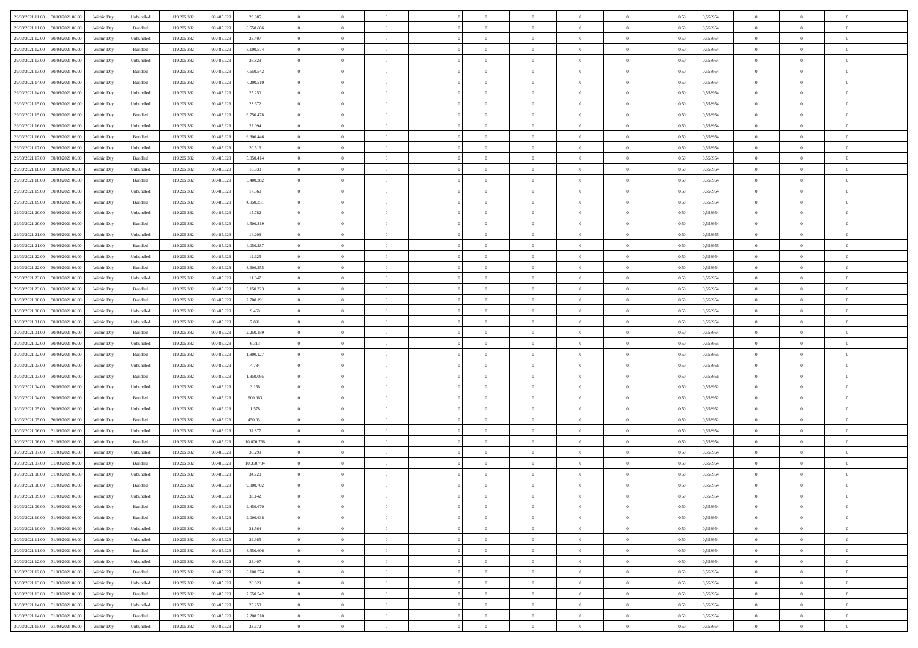| | | | | | | | | | | | | | | | | | | | | | |
|---|---|---|---|---|---|---|---|---|---|---|---|---|---|---|---|---|---|---|---|---|---|
| 29/03/2021 11:00 | 30/03/2021 06:00 | Within Day | Unbundled | 119.205.382 | 90.485.929 | 29.985 | 0 | 0 | 0 | | 0 | 0 | 0 | 0 | 0,50 | 0,558954 | 0 | 0 | 0 | |
| 29/03/2021 11:00 | 30/03/2021 06:00 | Within Day | Bundled | 119.205.382 | 90.485.929 | 8.550.606 | 0 | 0 | 0 | | 0 | 0 | 0 | 0 | 0,50 | 0,558954 | 0 | 0 | 0 | |
| 29/03/2021 12:00 | 30/03/2021 06:00 | Within Day | Unbundled | 119.205.382 | 90.485.929 | 28.407 | 0 | 0 | 0 | | 0 | 0 | 0 | 0 | 0,50 | 0,558954 | 0 | 0 | 0 | |
| 29/03/2021 12:00 | 30/03/2021 06:00 | Within Day | Bundled | 119.205.382 | 90.485.929 | 8.100.574 | 0 | 0 | 0 | | 0 | 0 | 0 | 0 | 0,50 | 0,558954 | 0 | 0 | 0 | |
| 29/03/2021 13:00 | 30/03/2021 06:00 | Within Day | Unbundled | 119.205.382 | 90.485.929 | 26.829 | 0 | 0 | 0 | | 0 | 0 | 0 | 0 | 0,50 | 0,558954 | 0 | 0 | 0 | |
| 29/03/2021 13:00 | 30/03/2021 06:00 | Within Day | Bundled | 119.205.382 | 90.485.929 | 7.650.542 | 0 | 0 | 0 | | 0 | 0 | 0 | 0 | 0,50 | 0,558954 | 0 | 0 | 0 | |
| 29/03/2021 14:00 | 30/03/2021 06:00 | Within Day | Bundled | 119.205.382 | 90.485.929 | 7.200.510 | 0 | 0 | 0 | | 0 | 0 | 0 | 0 | 0,50 | 0,558954 | 0 | 0 | 0 | |
| 29/03/2021 14:00 | 30/03/2021 06:00 | Within Day | Unbundled | 119.205.382 | 90.485.929 | 25.250 | 0 | 0 | 0 | | 0 | 0 | 0 | 0 | 0,50 | 0,558954 | 0 | 0 | 0 | |
| 29/03/2021 15:00 | 30/03/2021 06:00 | Within Day | Unbundled | 119.205.382 | 90.485.929 | 23.672 | 0 | 0 | 0 | | 0 | 0 | 0 | 0 | 0,50 | 0,558954 | 0 | 0 | 0 | |
| 29/03/2021 15:00 | 30/03/2021 06:00 | Within Day | Bundled | 119.205.382 | 90.485.929 | 6.750.478 | 0 | 0 | 0 | | 0 | 0 | 0 | 0 | 0,50 | 0,558954 | 0 | 0 | 0 | |
| 29/03/2021 16:00 | 30/03/2021 06:00 | Within Day | Unbundled | 119.205.382 | 90.485.929 | 22.094 | 0 | 0 | 0 | | 0 | 0 | 0 | 0 | 0,50 | 0,558954 | 0 | 0 | 0 | |
| 29/03/2021 16:00 | 30/03/2021 06:00 | Within Day | Bundled | 119.205.382 | 90.485.929 | 6.300.446 | 0 | 0 | 0 | | 0 | 0 | 0 | 0 | 0,50 | 0,558954 | 0 | 0 | 0 | |
| 29/03/2021 17:00 | 30/03/2021 06:00 | Within Day | Unbundled | 119.205.382 | 90.485.929 | 20.516 | 0 | 0 | 0 | | 0 | 0 | 0 | 0 | 0,50 | 0,558954 | 0 | 0 | 0 | |
| 29/03/2021 17:00 | 30/03/2021 06:00 | Within Day | Bundled | 119.205.382 | 90.485.929 | 5.850.414 | 0 | 0 | 0 | | 0 | 0 | 0 | 0 | 0,50 | 0,558954 | 0 | 0 | 0 | |
| 29/03/2021 18:00 | 30/03/2021 06:00 | Within Day | Unbundled | 119.205.382 | 90.485.929 | 18.938 | 0 | 0 | 0 | | 0 | 0 | 0 | 0 | 0,50 | 0,558954 | 0 | 0 | 0 | |
| 29/03/2021 18:00 | 30/03/2021 06:00 | Within Day | Bundled | 119.205.382 | 90.485.929 | 5.400.382 | 0 | 0 | 0 | | 0 | 0 | 0 | 0 | 0,50 | 0,558954 | 0 | 0 | 0 | |
| 29/03/2021 19:00 | 30/03/2021 06:00 | Within Day | Unbundled | 119.205.382 | 90.485.929 | 17.360 | 0 | 0 | 0 | | 0 | 0 | 0 | 0 | 0,50 | 0,558954 | 0 | 0 | 0 | |
| 29/03/2021 19:00 | 30/03/2021 06:00 | Within Day | Bundled | 119.205.382 | 90.485.929 | 4.950.351 | 0 | 0 | 0 | | 0 | 0 | 0 | 0 | 0,50 | 0,558954 | 0 | 0 | 0 | |
| 29/03/2021 20:00 | 30/03/2021 06:00 | Within Day | Unbundled | 119.205.382 | 90.485.929 | 15.782 | 0 | 0 | 0 | | 0 | 0 | 0 | 0 | 0,50 | 0,558954 | 0 | 0 | 0 | |
| 29/03/2021 20:00 | 30/03/2021 06:00 | Within Day | Bundled | 119.205.382 | 90.485.929 | 4.500.319 | 0 | 0 | 0 | | 0 | 0 | 0 | 0 | 0,50 | 0,558954 | 0 | 0 | 0 | |
| 29/03/2021 21:00 | 30/03/2021 06:00 | Within Day | Unbundled | 119.205.382 | 90.485.929 | 14.203 | 0 | 0 | 0 | | 0 | 0 | 0 | 0 | 0,50 | 0,558955 | 0 | 0 | 0 | |
| 29/03/2021 21:00 | 30/03/2021 06:00 | Within Day | Bundled | 119.205.382 | 90.485.929 | 4.050.287 | 0 | 0 | 0 | | 0 | 0 | 0 | 0 | 0,50 | 0,558955 | 0 | 0 | 0 | |
| 29/03/2021 22:00 | 30/03/2021 06:00 | Within Day | Unbundled | 119.205.382 | 90.485.929 | 12.625 | 0 | 0 | 0 | | 0 | 0 | 0 | 0 | 0,50 | 0,558954 | 0 | 0 | 0 | |
| 29/03/2021 22:00 | 30/03/2021 06:00 | Within Day | Bundled | 119.205.382 | 90.485.929 | 3.600.255 | 0 | 0 | 0 | | 0 | 0 | 0 | 0 | 0,50 | 0,558954 | 0 | 0 | 0 | |
| 29/03/2021 23:00 | 30/03/2021 06:00 | Within Day | Unbundled | 119.205.382 | 90.485.929 | 11.047 | 0 | 0 | 0 | | 0 | 0 | 0 | 0 | 0,50 | 0,558954 | 0 | 0 | 0 | |
| 29/03/2021 23:00 | 30/03/2021 06:00 | Within Day | Bundled | 119.205.382 | 90.485.929 | 3.150.223 | 0 | 0 | 0 | | 0 | 0 | 0 | 0 | 0,50 | 0,558954 | 0 | 0 | 0 | |
| 30/03/2021 00:00 | 30/03/2021 06:00 | Within Day | Bundled | 119.205.382 | 90.485.929 | 2.700.191 | 0 | 0 | 0 | | 0 | 0 | 0 | 0 | 0,50 | 0,558954 | 0 | 0 | 0 | |
| 30/03/2021 00:00 | 30/03/2021 06:00 | Within Day | Unbundled | 119.205.382 | 90.485.929 | 9.469 | 0 | 0 | 0 | | 0 | 0 | 0 | 0 | 0,50 | 0,558954 | 0 | 0 | 0 | |
| 30/03/2021 01:00 | 30/03/2021 06:00 | Within Day | Unbundled | 119.205.382 | 90.485.929 | 7.891 | 0 | 0 | 0 | | 0 | 0 | 0 | 0 | 0,50 | 0,558954 | 0 | 0 | 0 | |
| 30/03/2021 01:00 | 30/03/2021 06:00 | Within Day | Bundled | 119.205.382 | 90.485.929 | 2.250.159 | 0 | 0 | 0 | | 0 | 0 | 0 | 0 | 0,50 | 0,558954 | 0 | 0 | 0 | |
| 30/03/2021 02:00 | 30/03/2021 06:00 | Within Day | Unbundled | 119.205.382 | 90.485.929 | 6.313 | 0 | 0 | 0 | | 0 | 0 | 0 | 0 | 0,50 | 0,558955 | 0 | 0 | 0 | |
| 30/03/2021 02:00 | 30/03/2021 06:00 | Within Day | Bundled | 119.205.382 | 90.485.929 | 1.800.127 | 0 | 0 | 0 | | 0 | 0 | 0 | 0 | 0,50 | 0,558955 | 0 | 0 | 0 | |
| 30/03/2021 03:00 | 30/03/2021 06:00 | Within Day | Unbundled | 119.205.382 | 90.485.929 | 4.734 | 0 | 0 | 0 | | 0 | 0 | 0 | 0 | 0,50 | 0,558956 | 0 | 0 | 0 | |
| 30/03/2021 03:00 | 30/03/2021 06:00 | Within Day | Bundled | 119.205.382 | 90.485.929 | 1.350.095 | 0 | 0 | 0 | | 0 | 0 | 0 | 0 | 0,50 | 0,558956 | 0 | 0 | 0 | |
| 30/03/2021 04:00 | 30/03/2021 06:00 | Within Day | Unbundled | 119.205.382 | 90.485.929 | 3.156 | 0 | 0 | 0 | | 0 | 0 | 0 | 0 | 0,50 | 0,558952 | 0 | 0 | 0 | |
| 30/03/2021 04:00 | 30/03/2021 06:00 | Within Day | Bundled | 119.205.382 | 90.485.929 | 900.063 | 0 | 0 | 0 | | 0 | 0 | 0 | 0 | 0,50 | 0,558952 | 0 | 0 | 0 | |
| 30/03/2021 05:00 | 30/03/2021 06:00 | Within Day | Unbundled | 119.205.382 | 90.485.929 | 1.578 | 0 | 0 | 0 | | 0 | 0 | 0 | 0 | 0,50 | 0,558952 | 0 | 0 | 0 | |
| 30/03/2021 05:00 | 30/03/2021 06:00 | Within Day | Bundled | 119.205.382 | 90.485.929 | 450.031 | 0 | 0 | 0 | | 0 | 0 | 0 | 0 | 0,50 | 0,558952 | 0 | 0 | 0 | |
| 30/03/2021 06:00 | 31/03/2021 06:00 | Within Day | Unbundled | 119.205.382 | 90.485.929 | 37.877 | 0 | 0 | 0 | | 0 | 0 | 0 | 0 | 0,50 | 0,558954 | 0 | 0 | 0 | |
| 30/03/2021 06:00 | 31/03/2021 06:00 | Within Day | Bundled | 119.205.382 | 90.485.929 | 10.800.766 | 0 | 0 | 0 | | 0 | 0 | 0 | 0 | 0,50 | 0,558954 | 0 | 0 | 0 | |
| 30/03/2021 07:00 | 31/03/2021 06:00 | Within Day | Unbundled | 119.205.382 | 90.485.929 | 36.299 | 0 | 0 | 0 | | 0 | 0 | 0 | 0 | 0,50 | 0,558954 | 0 | 0 | 0 | |
| 30/03/2021 07:00 | 31/03/2021 06:00 | Within Day | Bundled | 119.205.382 | 90.485.929 | 10.350.734 | 0 | 0 | 0 | | 0 | 0 | 0 | 0 | 0,50 | 0,558954 | 0 | 0 | 0 | |
| 30/03/2021 08:00 | 31/03/2021 06:00 | Within Day | Unbundled | 119.205.382 | 90.485.929 | 34.720 | 0 | 0 | 0 | | 0 | 0 | 0 | 0 | 0,50 | 0,558954 | 0 | 0 | 0 | |
| 30/03/2021 08:00 | 31/03/2021 06:00 | Within Day | Bundled | 119.205.382 | 90.485.929 | 9.900.702 | 0 | 0 | 0 | | 0 | 0 | 0 | 0 | 0,50 | 0,558954 | 0 | 0 | 0 | |
| 30/03/2021 09:00 | 31/03/2021 06:00 | Within Day | Unbundled | 119.205.382 | 90.485.929 | 33.142 | 0 | 0 | 0 | | 0 | 0 | 0 | 0 | 0,50 | 0,558954 | 0 | 0 | 0 | |
| 30/03/2021 09:00 | 31/03/2021 06:00 | Within Day | Bundled | 119.205.382 | 90.485.929 | 9.450.670 | 0 | 0 | 0 | | 0 | 0 | 0 | 0 | 0,50 | 0,558954 | 0 | 0 | 0 | |
| 30/03/2021 10:00 | 31/03/2021 06:00 | Within Day | Bundled | 119.205.382 | 90.485.929 | 9.000.638 | 0 | 0 | 0 | | 0 | 0 | 0 | 0 | 0,50 | 0,558954 | 0 | 0 | 0 | |
| 30/03/2021 10:00 | 31/03/2021 06:00 | Within Day | Unbundled | 119.205.382 | 90.485.929 | 31.564 | 0 | 0 | 0 | | 0 | 0 | 0 | 0 | 0,50 | 0,558954 | 0 | 0 | 0 | |
| 30/03/2021 11:00 | 31/03/2021 06:00 | Within Day | Unbundled | 119.205.382 | 90.485.929 | 29.985 | 0 | 0 | 0 | | 0 | 0 | 0 | 0 | 0,50 | 0,558954 | 0 | 0 | 0 | |
| 30/03/2021 11:00 | 31/03/2021 06:00 | Within Day | Bundled | 119.205.382 | 90.485.929 | 8.550.606 | 0 | 0 | 0 | | 0 | 0 | 0 | 0 | 0,50 | 0,558954 | 0 | 0 | 0 | |
| 30/03/2021 12:00 | 31/03/2021 06:00 | Within Day | Unbundled | 119.205.382 | 90.485.929 | 28.407 | 0 | 0 | 0 | | 0 | 0 | 0 | 0 | 0,50 | 0,558954 | 0 | 0 | 0 | |
| 30/03/2021 12:00 | 31/03/2021 06:00 | Within Day | Bundled | 119.205.382 | 90.485.929 | 8.100.574 | 0 | 0 | 0 | | 0 | 0 | 0 | 0 | 0,50 | 0,558954 | 0 | 0 | 0 | |
| 30/03/2021 13:00 | 31/03/2021 06:00 | Within Day | Unbundled | 119.205.382 | 90.485.929 | 26.829 | 0 | 0 | 0 | | 0 | 0 | 0 | 0 | 0,50 | 0,558954 | 0 | 0 | 0 | |
| 30/03/2021 13:00 | 31/03/2021 06:00 | Within Day | Bundled | 119.205.382 | 90.485.929 | 7.650.542 | 0 | 0 | 0 | | 0 | 0 | 0 | 0 | 0,50 | 0,558954 | 0 | 0 | 0 | |
| 30/03/2021 14:00 | 31/03/2021 06:00 | Within Day | Unbundled | 119.205.382 | 90.485.929 | 25.250 | 0 | 0 | 0 | | 0 | 0 | 0 | 0 | 0,50 | 0,558954 | 0 | 0 | 0 | |
| 30/03/2021 14:00 | 31/03/2021 06:00 | Within Day | Bundled | 119.205.382 | 90.485.929 | 7.200.510 | 0 | 0 | 0 | | 0 | 0 | 0 | 0 | 0,50 | 0,558954 | 0 | 0 | 0 | |
| 30/03/2021 15:00 | 31/03/2021 06:00 | Within Day | Unbundled | 119.205.382 | 90.485.929 | 23.672 | 0 | 0 | 0 | | 0 | 0 | 0 | 0 | 0,50 | 0,558954 | 0 | 0 | 0 | |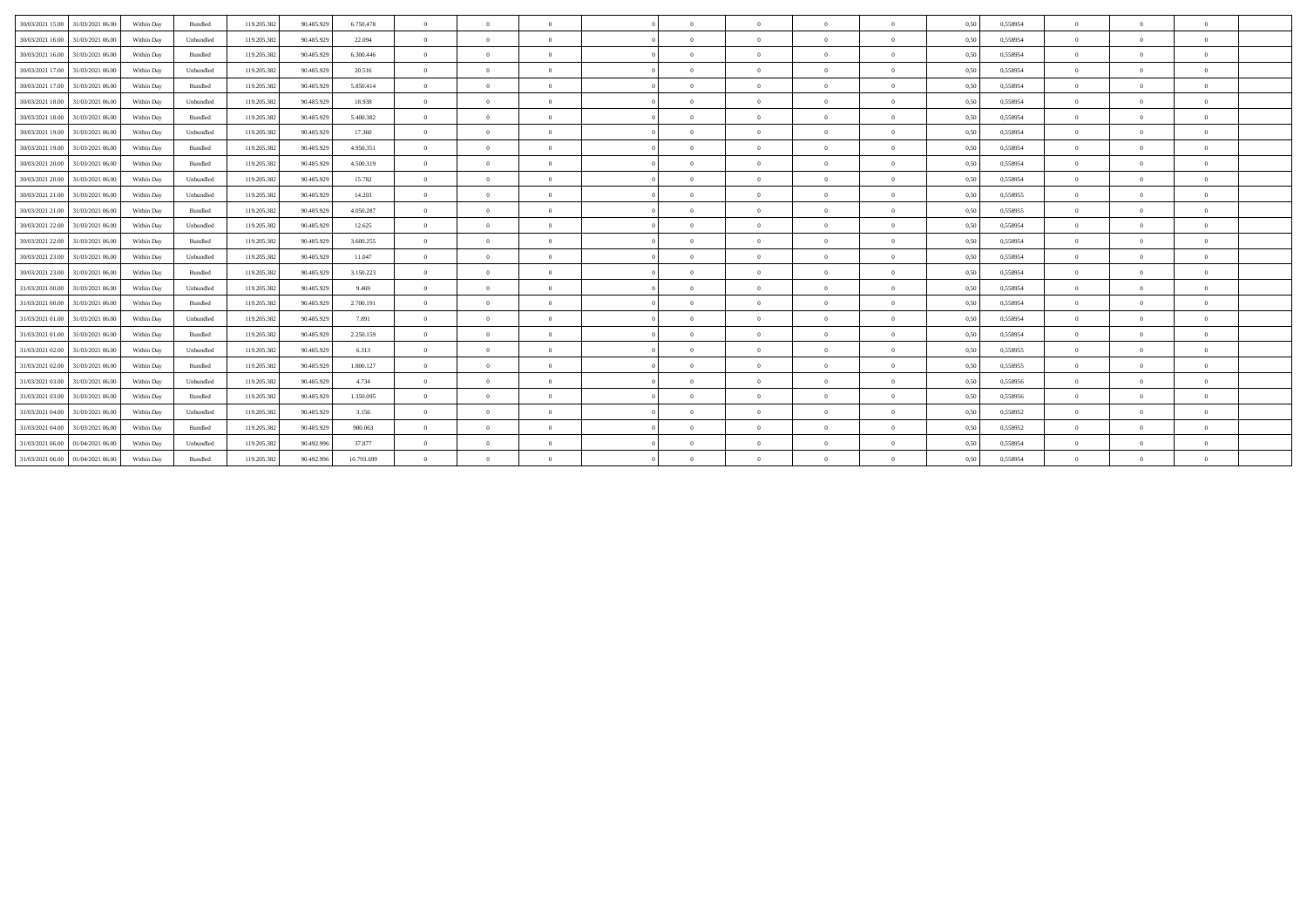| | | | | | | | | | | | | | | | | | | | | | |
|---|---|---|---|---|---|---|---|---|---|---|---|---|---|---|---|---|---|---|---|---|---|
| 30/03/2021 15.00 | 31/03/2021 06.00 | Within Day | Bundled | 119.205.382 | 90.485.929 | 6.750.478 | 0 | 0 | 0 | | 0 | 0 | 0 | 0 | 0 | 0,50 | 0,558954 | 0 | 0 | 0 | |
| 30/03/2021 16.00 | 31/03/2021 06.00 | Within Day | Unbundled | 119.205.382 | 90.485.929 | 22.094 | 0 | 0 | 0 | | 0 | 0 | 0 | 0 | 0 | 0,50 | 0,558954 | 0 | 0 | 0 | |
| 30/03/2021 16.00 | 31/03/2021 06.00 | Within Day | Bundled | 119.205.382 | 90.485.929 | 6.300.446 | 0 | 0 | 0 | | 0 | 0 | 0 | 0 | 0 | 0,50 | 0,558954 | 0 | 0 | 0 | |
| 30/03/2021 17.00 | 31/03/2021 06.00 | Within Day | Unbundled | 119.205.382 | 90.485.929 | 20.516 | 0 | 0 | 0 | | 0 | 0 | 0 | 0 | 0 | 0,50 | 0,558954 | 0 | 0 | 0 | |
| 30/03/2021 17.00 | 31/03/2021 06.00 | Within Day | Bundled | 119.205.382 | 90.485.929 | 5.850.414 | 0 | 0 | 0 | | 0 | 0 | 0 | 0 | 0 | 0,50 | 0,558954 | 0 | 0 | 0 | |
| 30/03/2021 18.00 | 31/03/2021 06.00 | Within Day | Unbundled | 119.205.382 | 90.485.929 | 18.938 | 0 | 0 | 0 | | 0 | 0 | 0 | 0 | 0 | 0,50 | 0,558954 | 0 | 0 | 0 | |
| 30/03/2021 18.00 | 31/03/2021 06.00 | Within Day | Bundled | 119.205.382 | 90.485.929 | 5.400.382 | 0 | 0 | 0 | | 0 | 0 | 0 | 0 | 0 | 0,50 | 0,558954 | 0 | 0 | 0 | |
| 30/03/2021 19.00 | 31/03/2021 06.00 | Within Day | Unbundled | 119.205.382 | 90.485.929 | 17.360 | 0 | 0 | 0 | | 0 | 0 | 0 | 0 | 0 | 0,50 | 0,558954 | 0 | 0 | 0 | |
| 30/03/2021 19.00 | 31/03/2021 06.00 | Within Day | Bundled | 119.205.382 | 90.485.929 | 4.950.351 | 0 | 0 | 0 | | 0 | 0 | 0 | 0 | 0 | 0,50 | 0,558954 | 0 | 0 | 0 | |
| 30/03/2021 20.00 | 31/03/2021 06.00 | Within Day | Bundled | 119.205.382 | 90.485.929 | 4.500.319 | 0 | 0 | 0 | | 0 | 0 | 0 | 0 | 0 | 0,50 | 0,558954 | 0 | 0 | 0 | |
| 30/03/2021 20.00 | 31/03/2021 06.00 | Within Day | Unbundled | 119.205.382 | 90.485.929 | 15.782 | 0 | 0 | 0 | | 0 | 0 | 0 | 0 | 0 | 0,50 | 0,558954 | 0 | 0 | 0 | |
| 30/03/2021 21.00 | 31/03/2021 06.00 | Within Day | Unbundled | 119.205.382 | 90.485.929 | 14.203 | 0 | 0 | 0 | | 0 | 0 | 0 | 0 | 0 | 0,50 | 0,558955 | 0 | 0 | 0 | |
| 30/03/2021 21.00 | 31/03/2021 06.00 | Within Day | Bundled | 119.205.382 | 90.485.929 | 4.050.287 | 0 | 0 | 0 | | 0 | 0 | 0 | 0 | 0 | 0,50 | 0,558955 | 0 | 0 | 0 | |
| 30/03/2021 22.00 | 31/03/2021 06.00 | Within Day | Unbundled | 119.205.382 | 90.485.929 | 12.625 | 0 | 0 | 0 | | 0 | 0 | 0 | 0 | 0 | 0,50 | 0,558954 | 0 | 0 | 0 | |
| 30/03/2021 22.00 | 31/03/2021 06.00 | Within Day | Bundled | 119.205.382 | 90.485.929 | 3.600.255 | 0 | 0 | 0 | | 0 | 0 | 0 | 0 | 0 | 0,50 | 0,558954 | 0 | 0 | 0 | |
| 30/03/2021 23.00 | 31/03/2021 06.00 | Within Day | Unbundled | 119.205.382 | 90.485.929 | 11.047 | 0 | 0 | 0 | | 0 | 0 | 0 | 0 | 0 | 0,50 | 0,558954 | 0 | 0 | 0 | |
| 30/03/2021 23.00 | 31/03/2021 06.00 | Within Day | Bundled | 119.205.382 | 90.485.929 | 3.150.223 | 0 | 0 | 0 | | 0 | 0 | 0 | 0 | 0 | 0,50 | 0,558954 | 0 | 0 | 0 | |
| 31/03/2021 00.00 | 31/03/2021 06.00 | Within Day | Unbundled | 119.205.382 | 90.485.929 | 9.469 | 0 | 0 | 0 | | 0 | 0 | 0 | 0 | 0 | 0,50 | 0,558954 | 0 | 0 | 0 | |
| 31/03/2021 00.00 | 31/03/2021 06.00 | Within Day | Bundled | 119.205.382 | 90.485.929 | 2.700.191 | 0 | 0 | 0 | | 0 | 0 | 0 | 0 | 0 | 0,50 | 0,558954 | 0 | 0 | 0 | |
| 31/03/2021 01.00 | 31/03/2021 06.00 | Within Day | Unbundled | 119.205.382 | 90.485.929 | 7.891 | 0 | 0 | 0 | | 0 | 0 | 0 | 0 | 0 | 0,50 | 0,558954 | 0 | 0 | 0 | |
| 31/03/2021 01.00 | 31/03/2021 06.00 | Within Day | Bundled | 119.205.382 | 90.485.929 | 2.250.159 | 0 | 0 | 0 | | 0 | 0 | 0 | 0 | 0 | 0,50 | 0,558954 | 0 | 0 | 0 | |
| 31/03/2021 02.00 | 31/03/2021 06.00 | Within Day | Unbundled | 119.205.382 | 90.485.929 | 6.313 | 0 | 0 | 0 | | 0 | 0 | 0 | 0 | 0 | 0,50 | 0,558955 | 0 | 0 | 0 | |
| 31/03/2021 02.00 | 31/03/2021 06.00 | Within Day | Bundled | 119.205.382 | 90.485.929 | 1.800.127 | 0 | 0 | 0 | | 0 | 0 | 0 | 0 | 0 | 0,50 | 0,558955 | 0 | 0 | 0 | |
| 31/03/2021 03.00 | 31/03/2021 06.00 | Within Day | Unbundled | 119.205.382 | 90.485.929 | 4.734 | 0 | 0 | 0 | | 0 | 0 | 0 | 0 | 0 | 0,50 | 0,558956 | 0 | 0 | 0 | |
| 31/03/2021 03.00 | 31/03/2021 06.00 | Within Day | Bundled | 119.205.382 | 90.485.929 | 1.350.095 | 0 | 0 | 0 | | 0 | 0 | 0 | 0 | 0 | 0,50 | 0,558956 | 0 | 0 | 0 | |
| 31/03/2021 04.00 | 31/03/2021 06.00 | Within Day | Unbundled | 119.205.382 | 90.485.929 | 3.156 | 0 | 0 | 0 | | 0 | 0 | 0 | 0 | 0 | 0,50 | 0,558952 | 0 | 0 | 0 | |
| 31/03/2021 04.00 | 31/03/2021 06.00 | Within Day | Bundled | 119.205.382 | 90.485.929 | 900.063 | 0 | 0 | 0 | | 0 | 0 | 0 | 0 | 0 | 0,50 | 0,558952 | 0 | 0 | 0 | |
| 31/03/2021 06.00 | 01/04/2021 06.00 | Within Day | Unbundled | 119.205.382 | 90.492.996 | 37.877 | 0 | 0 | 0 | | 0 | 0 | 0 | 0 | 0 | 0,50 | 0,558954 | 0 | 0 | 0 | |
| 31/03/2021 06.00 | 01/04/2021 06.00 | Within Day | Bundled | 119.205.382 | 90.492.996 | 10.793.699 | 0 | 0 | 0 | | 0 | 0 | 0 | 0 | 0 | 0,50 | 0,558954 | 0 | 0 | 0 | |